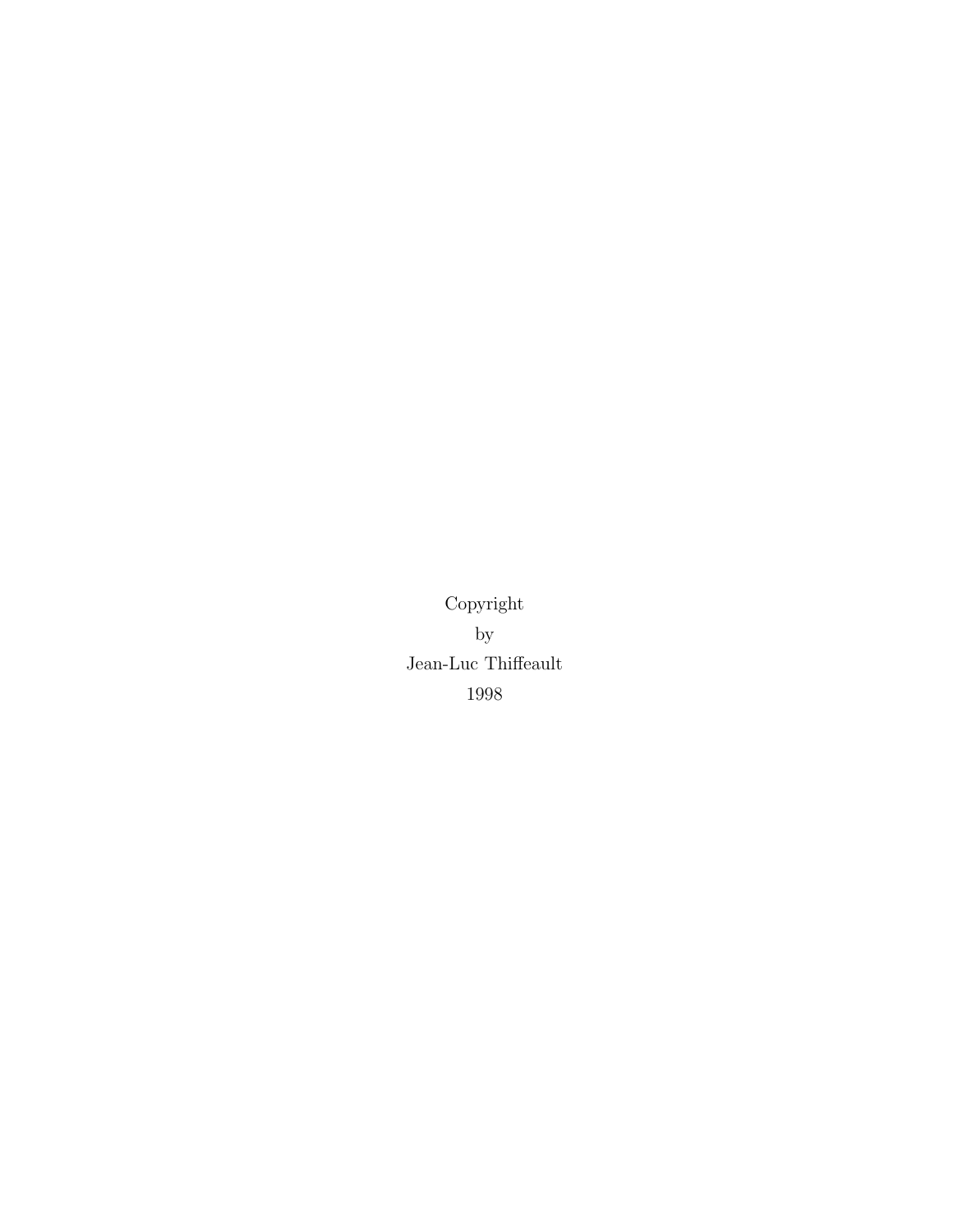Copyright
by
Jean-Luc Thiffeault
1998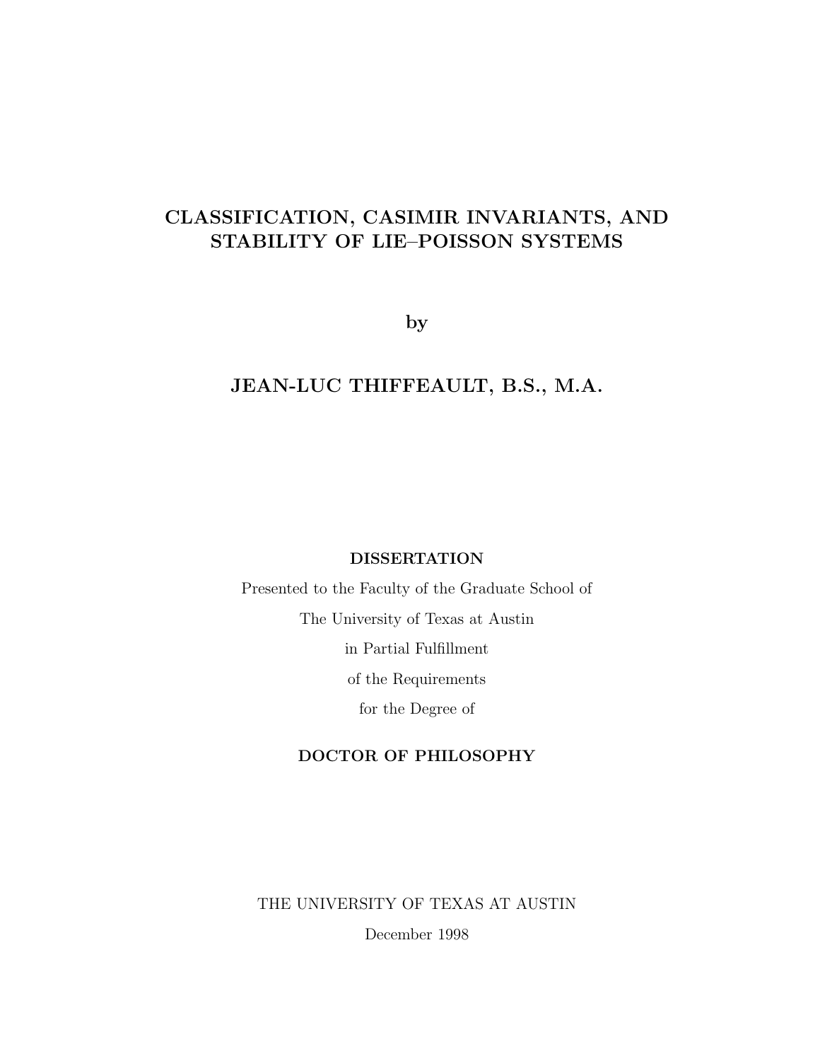# CLASSIFICATION, CASIMIR INVARIANTS, AND STABILITY OF LIE–POISSON SYSTEMS

by

**JEAN-LUC THIFFEAULT, B.S., M.A.**

**DISSERTATION**

Presented to the Faculty of the Graduate School of

The University of Texas at Austin

in Partial Fulfillment

of the Requirements

for the Degree of

**DOCTOR OF PHILOSOPHY**

THE UNIVERSITY OF TEXAS AT AUSTIN

December 1998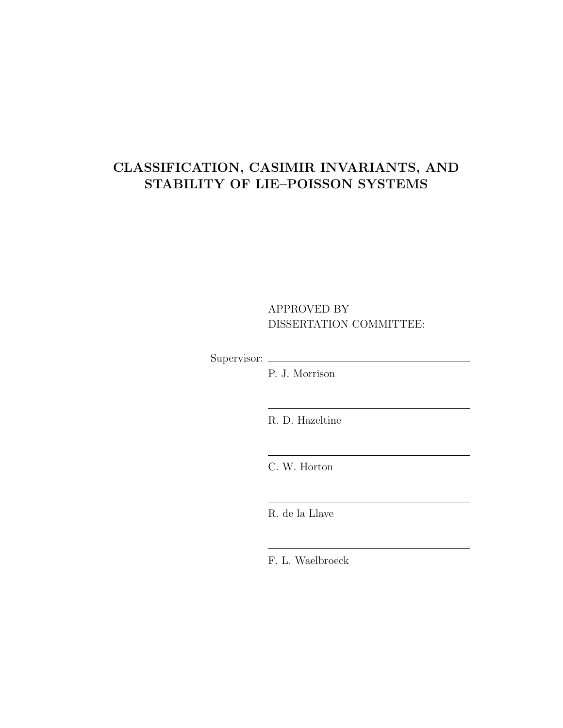# CLASSIFICATION, CASIMIR INVARIANTS, AND STABILITY OF LIE–POISSON SYSTEMS

APPROVED BY
DISSERTATION COMMITTEE:

Supervisor: \_\_\_\_\_\_\_\_\_\_\_\_\_\_\_\_\_\_\_\_\_\_\_\_\_\_\_\_\_\_\_\_\_\_\_\_\_\_\_\_

P. J. Morrison

\_\_\_\_\_\_\_\_\_\_\_\_\_\_\_\_\_\_\_\_\_\_\_\_\_\_\_\_\_\_\_\_\_\_\_\_\_\_\_\_

R. D. Hazeltine

\_\_\_\_\_\_\_\_\_\_\_\_\_\_\_\_\_\_\_\_\_\_\_\_\_\_\_\_\_\_\_\_\_\_\_\_\_\_\_\_

C. W. Horton

\_\_\_\_\_\_\_\_\_\_\_\_\_\_\_\_\_\_\_\_\_\_\_\_\_\_\_\_\_\_\_\_\_\_\_\_\_\_\_\_

R. de la Llave

\_\_\_\_\_\_\_\_\_\_\_\_\_\_\_\_\_\_\_\_\_\_\_\_\_\_\_\_\_\_\_\_\_\_\_\_\_\_\_\_

F. L. Waelbroeck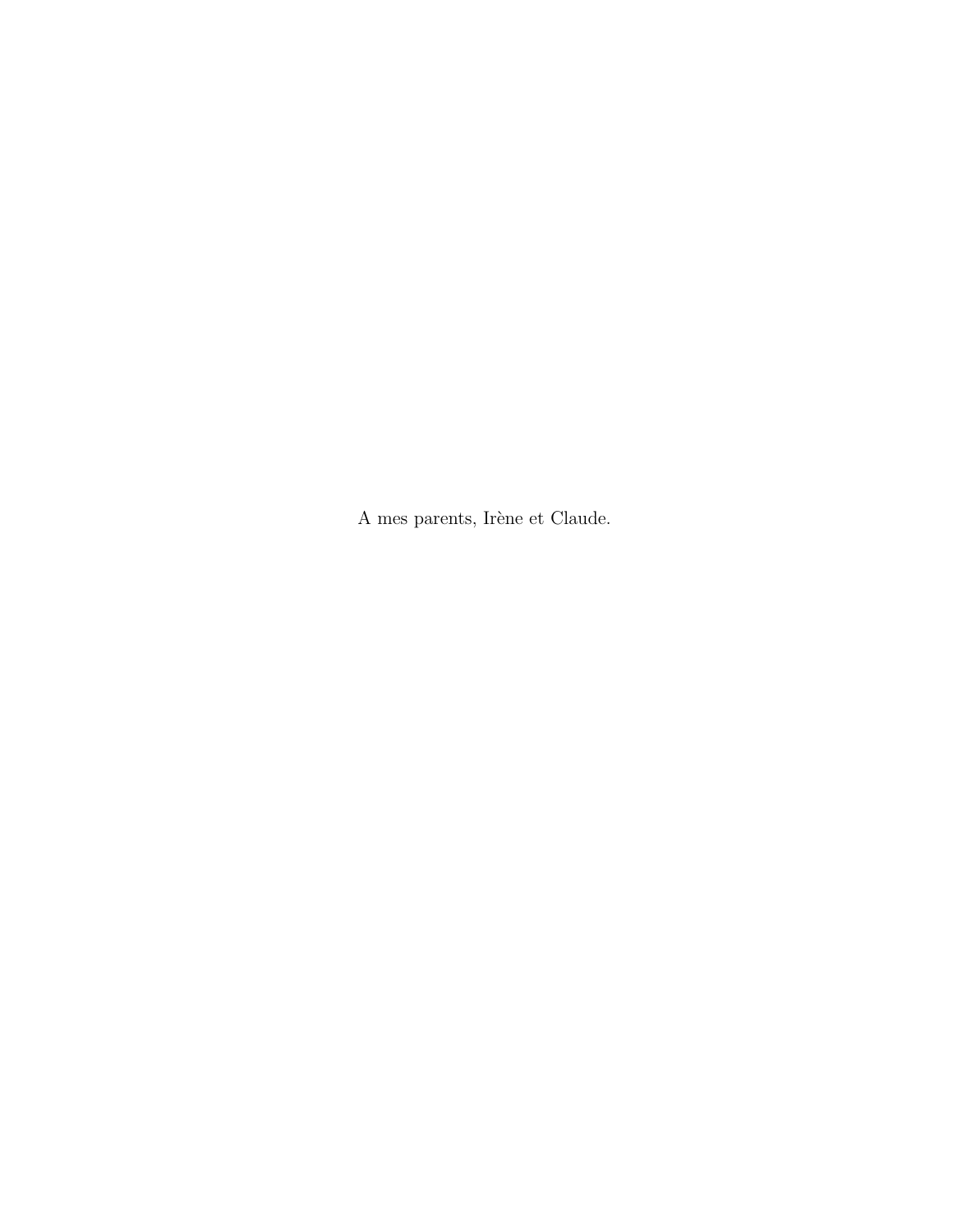A mes parents, Irène et Claude.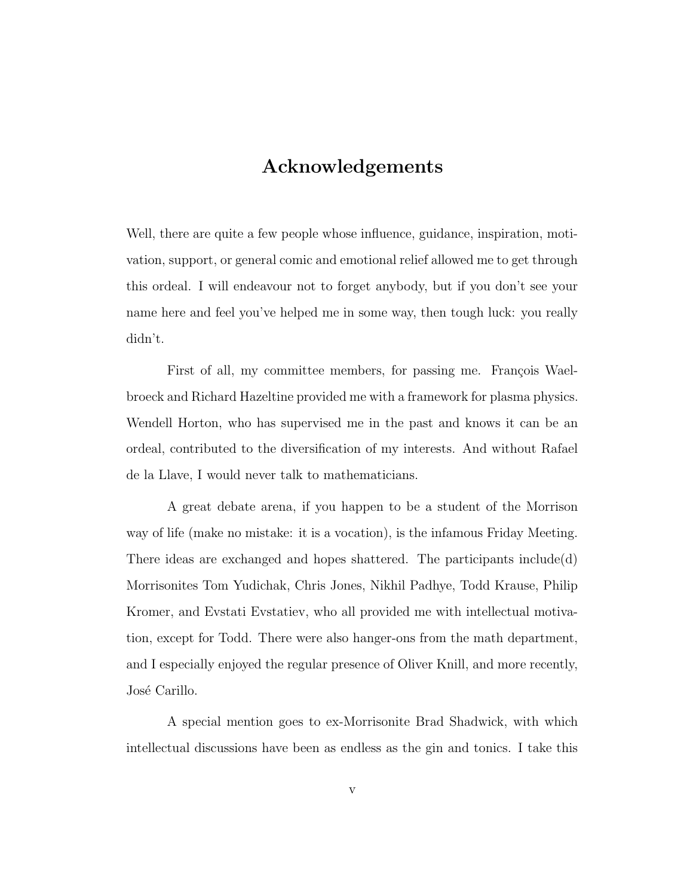# Acknowledgements

Well, there are quite a few people whose influence, guidance, inspiration, motivation, support, or general comic and emotional relief allowed me to get through this ordeal. I will endeavour not to forget anybody, but if you don't see your name here and feel you've helped me in some way, then tough luck: you really didn't.

First of all, my committee members, for passing me. François Waelbroeck and Richard Hazeltine provided me with a framework for plasma physics. Wendell Horton, who has supervised me in the past and knows it can be an ordeal, contributed to the diversification of my interests. And without Rafael de la Llave, I would never talk to mathematicians.

A great debate arena, if you happen to be a student of the Morrison way of life (make no mistake: it is a vocation), is the infamous Friday Meeting. There ideas are exchanged and hopes shattered. The participants include(d) Morrisonites Tom Yudichak, Chris Jones, Nikhil Padhye, Todd Krause, Philip Kromer, and Evstati Evstatiev, who all provided me with intellectual motivation, except for Todd. There were also hanger-ons from the math department, and I especially enjoyed the regular presence of Oliver Knill, and more recently, José Carillo.

A special mention goes to ex-Morrisonite Brad Shadwick, with which intellectual discussions have been as endless as the gin and tonics. I take this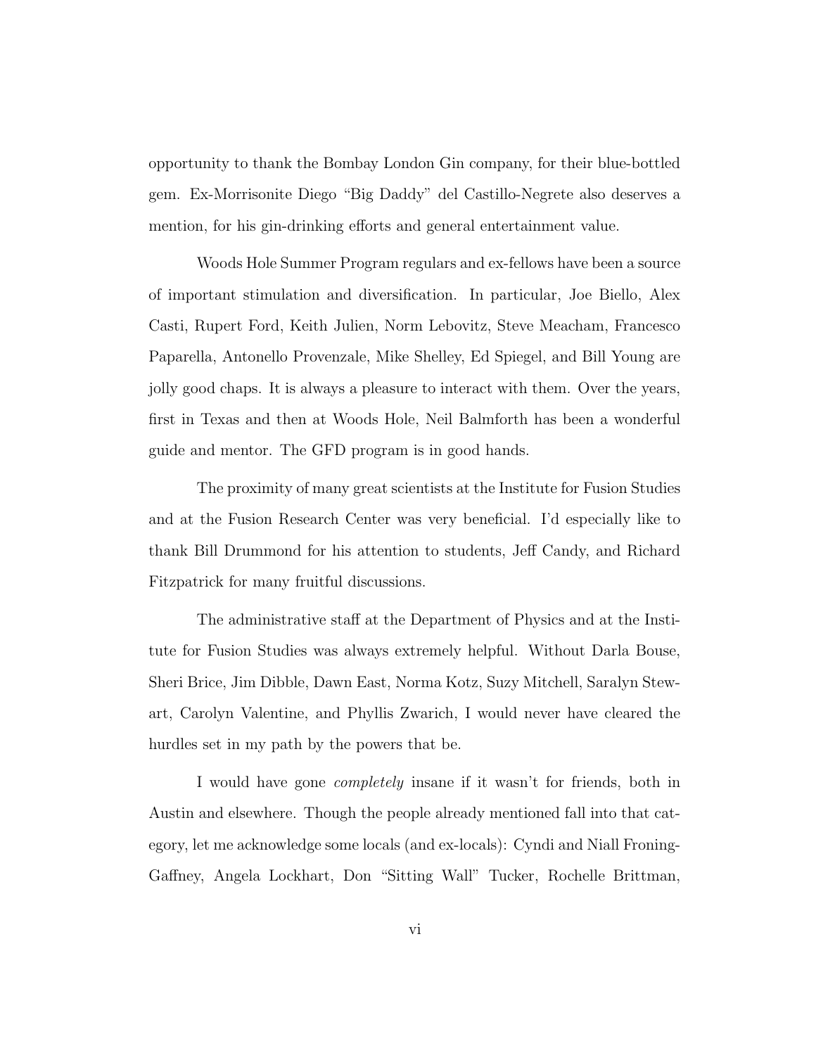opportunity to thank the Bombay London Gin company, for their blue-bottled gem. Ex-Morrisonite Diego "Big Daddy" del Castillo-Negrete also deserves a mention, for his gin-drinking efforts and general entertainment value.

Woods Hole Summer Program regulars and ex-fellows have been a source of important stimulation and diversification. In particular, Joe Biello, Alex Casti, Rupert Ford, Keith Julien, Norm Lebovitz, Steve Meacham, Francesco Paparella, Antonello Provenzale, Mike Shelley, Ed Spiegel, and Bill Young are jolly good chaps. It is always a pleasure to interact with them. Over the years, first in Texas and then at Woods Hole, Neil Balmforth has been a wonderful guide and mentor. The GFD program is in good hands.

The proximity of many great scientists at the Institute for Fusion Studies and at the Fusion Research Center was very beneficial. I'd especially like to thank Bill Drummond for his attention to students, Jeff Candy, and Richard Fitzpatrick for many fruitful discussions.

The administrative staff at the Department of Physics and at the Institute for Fusion Studies was always extremely helpful. Without Darla Bouse, Sheri Brice, Jim Dibble, Dawn East, Norma Kotz, Suzy Mitchell, Saralyn Stewart, Carolyn Valentine, and Phyllis Zwarich, I would never have cleared the hurdles set in my path by the powers that be.

I would have gone *completely* insane if it wasn't for friends, both in Austin and elsewhere. Though the people already mentioned fall into that category, let me acknowledge some locals (and ex-locals): Cyndi and Niall Froning-Gaffney, Angela Lockhart, Don "Sitting Wall" Tucker, Rochelle Brittman,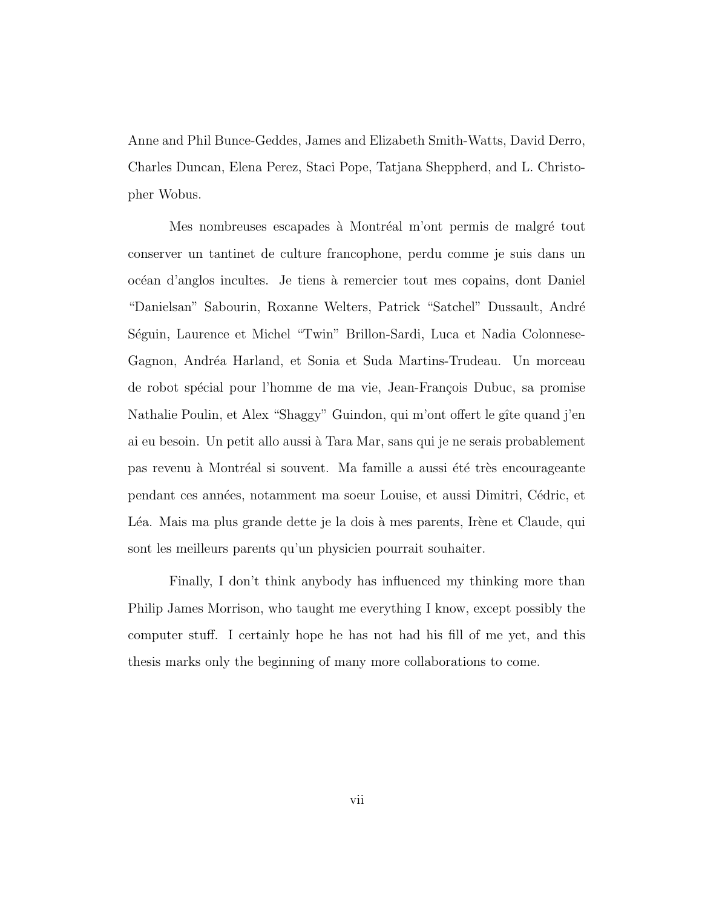Anne and Phil Bunce-Geddes, James and Elizabeth Smith-Watts, David Derro, Charles Duncan, Elena Perez, Staci Pope, Tatjana Sheppherd, and L. Christopher Wobus.

Mes nombreuses escapades à Montréal m'ont permis de malgré tout conserver un tantinet de culture francophone, perdu comme je suis dans un océan d'anglos incultes. Je tiens à remercier tout mes copains, dont Daniel "Danielsan" Sabourin, Roxanne Welters, Patrick "Satchel" Dussault, André Séguin, Laurence et Michel "Twin" Brillon-Sardi, Luca et Nadia Colonnese-Gagnon, Andréa Harland, et Sonia et Suda Martins-Trudeau. Un morceau de robot spécial pour l'homme de ma vie, Jean-François Dubuc, sa promise Nathalie Poulin, et Alex "Shaggy" Guindon, qui m'ont offert le gîte quand j'en ai eu besoin. Un petit allo aussi à Tara Mar, sans qui je ne serais probablement pas revenu à Montréal si souvent. Ma famille a aussi été très encourageante pendant ces années, notamment ma soeur Louise, et aussi Dimitri, Cédric, et Léa. Mais ma plus grande dette je la dois à mes parents, Irène et Claude, qui sont les meilleurs parents qu'un physicien pourrait souhaiter.

Finally, I don't think anybody has influenced my thinking more than Philip James Morrison, who taught me everything I know, except possibly the computer stuff. I certainly hope he has not had his fill of me yet, and this thesis marks only the beginning of many more collaborations to come.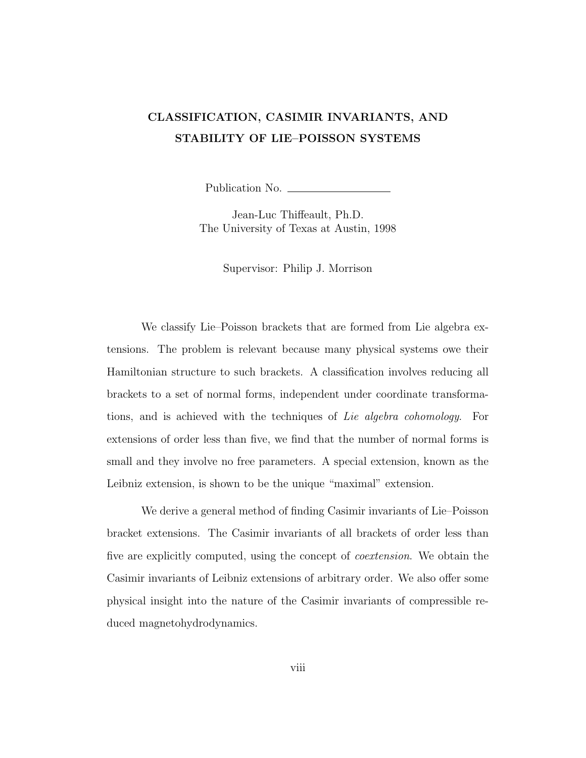**CLASSIFICATION, CASIMIR INVARIANTS, AND STABILITY OF LIE–POISSON SYSTEMS**

Publication No. \_\_\_\_\_\_\_\_\_\_\_\_\_\_\_\_\_\_

Jean-Luc Thiffeault, Ph.D.
The University of Texas at Austin, 1998

Supervisor: Philip J. Morrison

We classify Lie–Poisson brackets that are formed from Lie algebra extensions. The problem is relevant because many physical systems owe their Hamiltonian structure to such brackets. A classification involves reducing all brackets to a set of normal forms, independent under coordinate transformations, and is achieved with the techniques of *Lie algebra cohomology*. For extensions of order less than five, we find that the number of normal forms is small and they involve no free parameters. A special extension, known as the Leibniz extension, is shown to be the unique "maximal" extension.

We derive a general method of finding Casimir invariants of Lie–Poisson bracket extensions. The Casimir invariants of all brackets of order less than five are explicitly computed, using the concept of *coextension*. We obtain the Casimir invariants of Leibniz extensions of arbitrary order. We also offer some physical insight into the nature of the Casimir invariants of compressible reduced magnetohydrodynamics.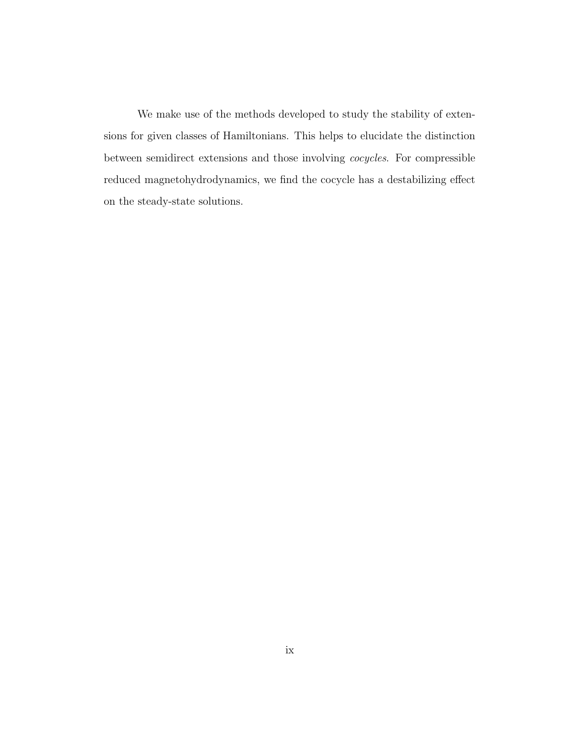We make use of the methods developed to study the stability of extensions for given classes of Hamiltonians. This helps to elucidate the distinction between semidirect extensions and those involving *cocycles*. For compressible reduced magnetohydrodynamics, we find the cocycle has a destabilizing effect on the steady-state solutions.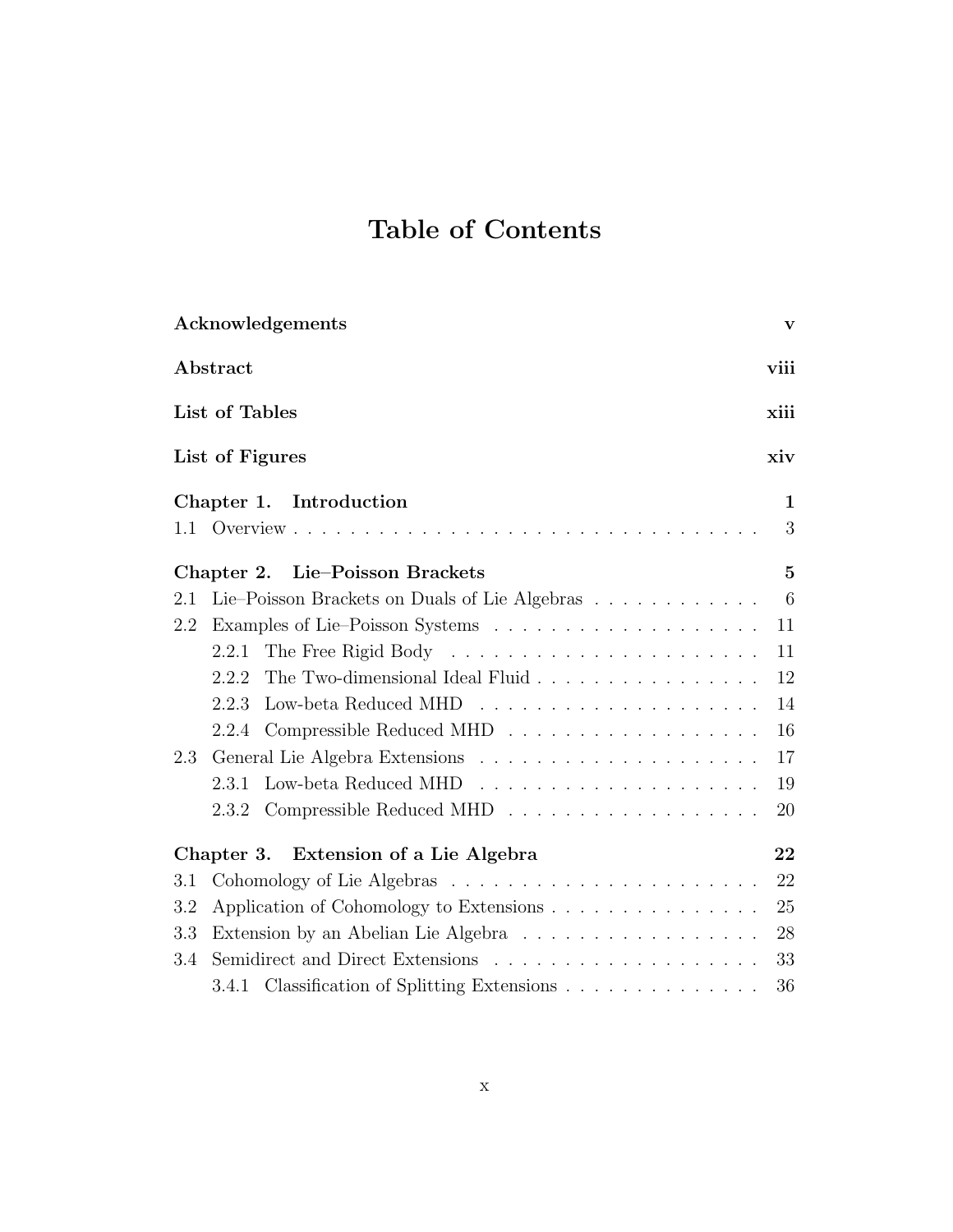# Table of Contents

**Acknowledgements** **v**

**Abstract** **viii**

**List of Tables** **xiii**

**List of Figures** **xiv**

**Chapter 1. Introduction** **1**

1.1 Overview . . . . . . . . . . . . . . . . . . . . . . . . . . . . . . . . . 3

**Chapter 2. Lie–Poisson Brackets** **5**

2.1 Lie–Poisson Brackets on Duals of Lie Algebras . . . . . . . . . . . . 6

2.2 Examples of Lie–Poisson Systems . . . . . . . . . . . . . . . . . . . 11

- 2.2.1 The Free Rigid Body . . . . . . . . . . . . . . . . . . . . . . 11
- 2.2.2 The Two-dimensional Ideal Fluid . . . . . . . . . . . . . . . . 12
- 2.2.3 Low-beta Reduced MHD . . . . . . . . . . . . . . . . . . . . 14
- 2.2.4 Compressible Reduced MHD . . . . . . . . . . . . . . . . . . 16

2.3 General Lie Algebra Extensions . . . . . . . . . . . . . . . . . . . . 17

- 2.3.1 Low-beta Reduced MHD . . . . . . . . . . . . . . . . . . . . 19
- 2.3.2 Compressible Reduced MHD . . . . . . . . . . . . . . . . . . 20

**Chapter 3. Extension of a Lie Algebra** **22**

3.1 Cohomology of Lie Algebras . . . . . . . . . . . . . . . . . . . . . . 22

3.2 Application of Cohomology to Extensions . . . . . . . . . . . . . . . 25

3.3 Extension by an Abelian Lie Algebra . . . . . . . . . . . . . . . . . 28

3.4 Semidirect and Direct Extensions . . . . . . . . . . . . . . . . . . . 33

- 3.4.1 Classification of Splitting Extensions . . . . . . . . . . . . . . 36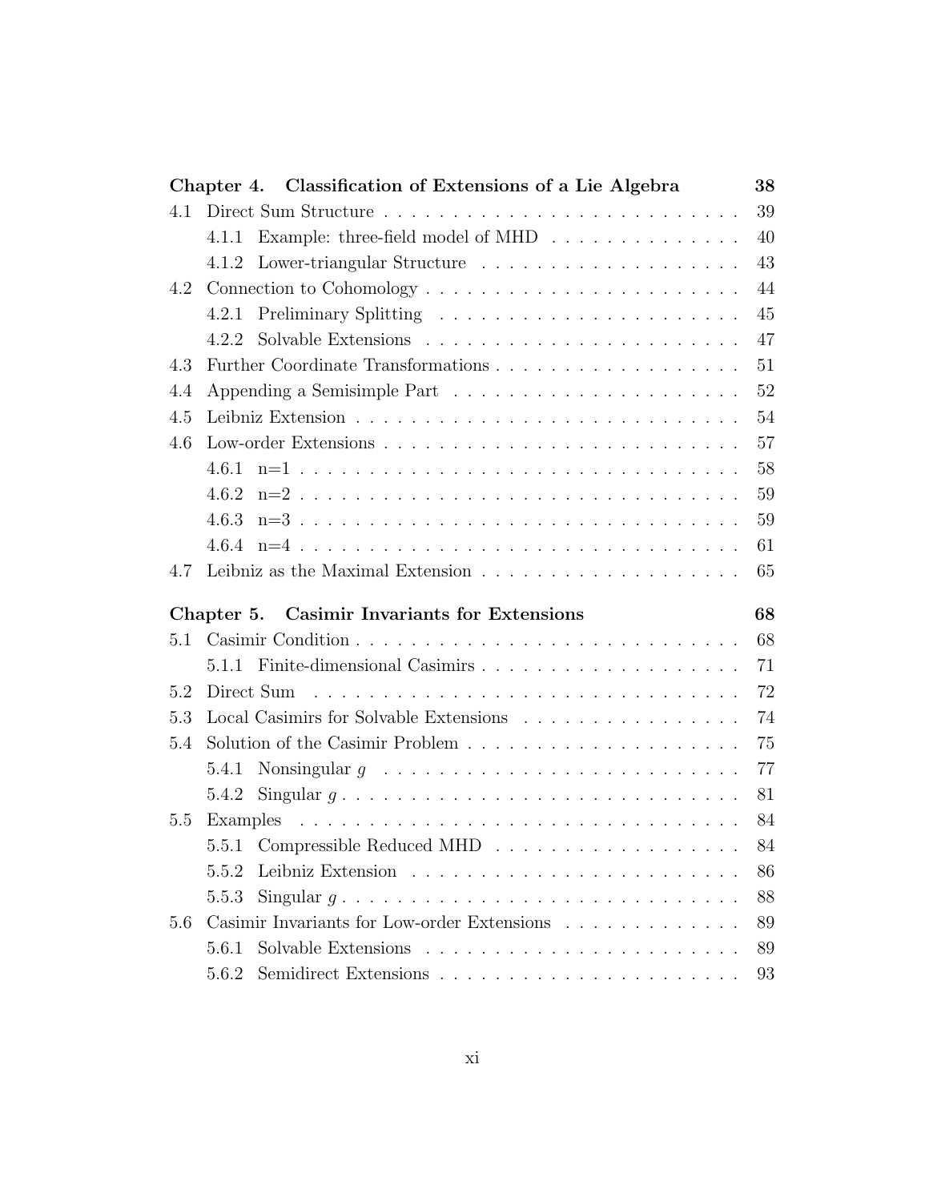**Chapter 4. Classification of Extensions of a Lie Algebra** **38**

4.1 Direct Sum Structure . . . . . . . . . . . . . . . . . . . . . . . . . . 39

  4.1.1 Example: three-field model of MHD . . . . . . . . . . . . . . 40

  4.1.2 Lower-triangular Structure . . . . . . . . . . . . . . . . . . . 43

4.2 Connection to Cohomology . . . . . . . . . . . . . . . . . . . . . . . 44

  4.2.1 Preliminary Splitting . . . . . . . . . . . . . . . . . . . . . . 45

  4.2.2 Solvable Extensions . . . . . . . . . . . . . . . . . . . . . . . 47

4.3 Further Coordinate Transformations . . . . . . . . . . . . . . . . . . 51

4.4 Appending a Semisimple Part . . . . . . . . . . . . . . . . . . . . . 52

4.5 Leibniz Extension . . . . . . . . . . . . . . . . . . . . . . . . . . . . 54

4.6 Low-order Extensions . . . . . . . . . . . . . . . . . . . . . . . . . . 57

  4.6.1 n=1 . . . . . . . . . . . . . . . . . . . . . . . . . . . . . . . 58

  4.6.2 n=2 . . . . . . . . . . . . . . . . . . . . . . . . . . . . . . . 59

  4.6.3 n=3 . . . . . . . . . . . . . . . . . . . . . . . . . . . . . . . 59

  4.6.4 n=4 . . . . . . . . . . . . . . . . . . . . . . . . . . . . . . . 61

4.7 Leibniz as the Maximal Extension . . . . . . . . . . . . . . . . . . . 65

**Chapter 5. Casimir Invariants for Extensions** **68**

5.1 Casimir Condition . . . . . . . . . . . . . . . . . . . . . . . . . . . . 68

  5.1.1 Finite-dimensional Casimirs . . . . . . . . . . . . . . . . . . . 71

5.2 Direct Sum . . . . . . . . . . . . . . . . . . . . . . . . . . . . . . . 72

5.3 Local Casimirs for Solvable Extensions . . . . . . . . . . . . . . . . 74

5.4 Solution of the Casimir Problem . . . . . . . . . . . . . . . . . . . . 75

  5.4.1 Nonsingular $g$ . . . . . . . . . . . . . . . . . . . . . . . . . 77

  5.4.2 Singular $g$ . . . . . . . . . . . . . . . . . . . . . . . . . . . 81

5.5 Examples . . . . . . . . . . . . . . . . . . . . . . . . . . . . . . . . 84

  5.5.1 Compressible Reduced MHD . . . . . . . . . . . . . . . . . . 84

  5.5.2 Leibniz Extension . . . . . . . . . . . . . . . . . . . . . . . . 86

  5.5.3 Singular $g$ . . . . . . . . . . . . . . . . . . . . . . . . . . . 88

5.6 Casimir Invariants for Low-order Extensions . . . . . . . . . . . . . 89

  5.6.1 Solvable Extensions . . . . . . . . . . . . . . . . . . . . . . . 89

  5.6.2 Semidirect Extensions . . . . . . . . . . . . . . . . . . . . . . 93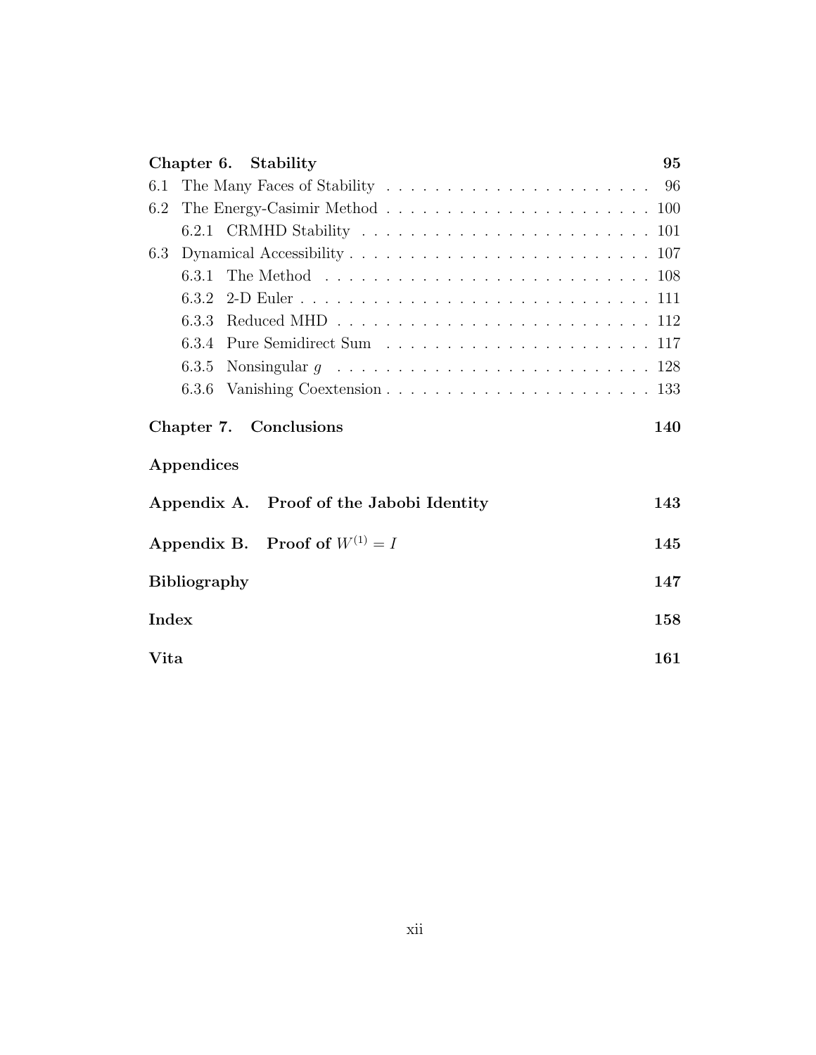**Chapter 6. Stability** 95

6.1 The Many Faces of Stability . . . . . . . . . . . . . . . . . . . . . . . 96

6.2 The Energy-Casimir Method . . . . . . . . . . . . . . . . . . . . . . . 100

  6.2.1 CRMHD Stability . . . . . . . . . . . . . . . . . . . . . . . . 101

6.3 Dynamical Accessibility . . . . . . . . . . . . . . . . . . . . . . . . . 107

  6.3.1 The Method . . . . . . . . . . . . . . . . . . . . . . . . . . . 108

  6.3.2 2-D Euler . . . . . . . . . . . . . . . . . . . . . . . . . . . . . 111

  6.3.3 Reduced MHD . . . . . . . . . . . . . . . . . . . . . . . . . . 112

  6.3.4 Pure Semidirect Sum . . . . . . . . . . . . . . . . . . . . . . 117

  6.3.5 Nonsingular $g$ . . . . . . . . . . . . . . . . . . . . . . . . . 128

  6.3.6 Vanishing Coextension . . . . . . . . . . . . . . . . . . . . . . 133

**Chapter 7. Conclusions** 140

**Appendices**

**Appendix A. Proof of the Jabobi Identity** 143

**Appendix B. Proof of $W^{(1)} = I$** 145

**Bibliography** 147

**Index** 158

**Vita** 161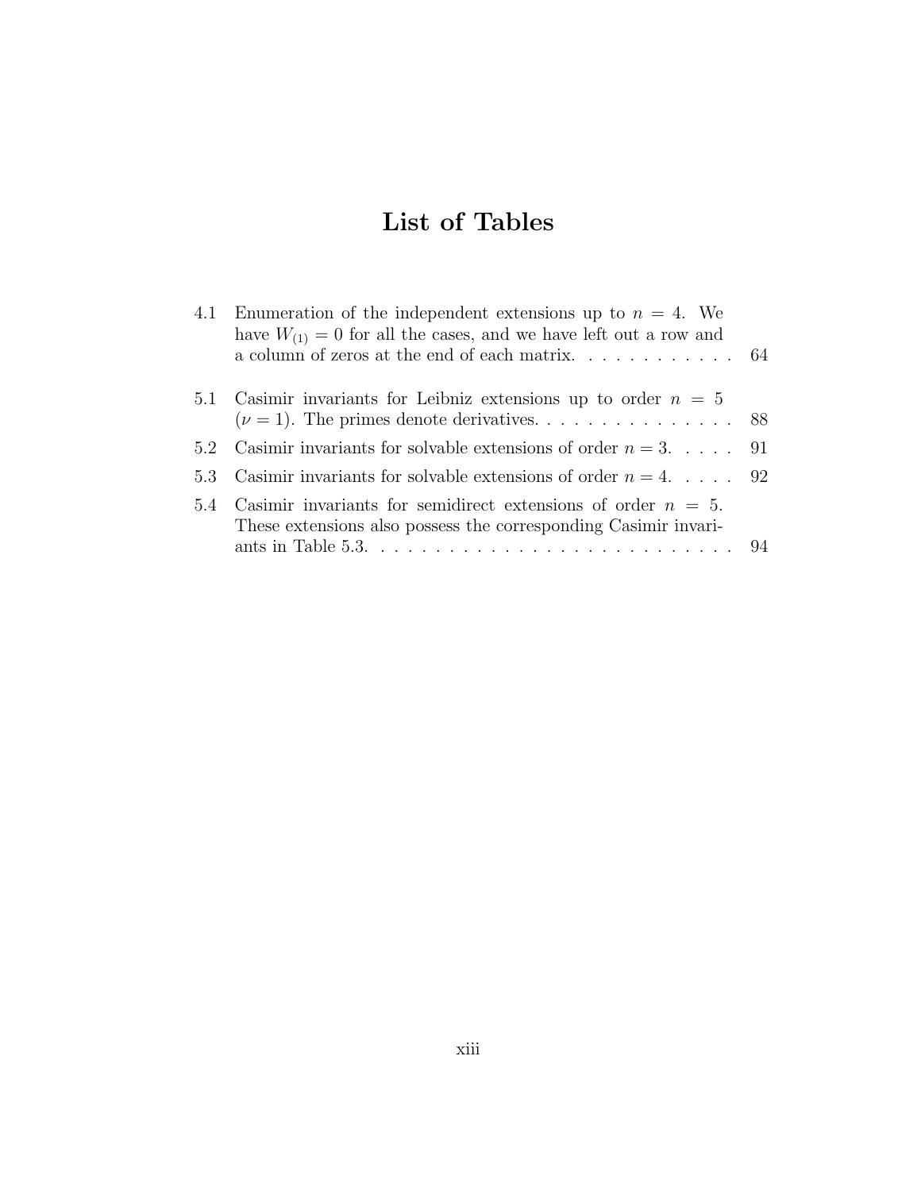# List of Tables

4.1 Enumeration of the independent extensions up to $n = 4$. We have $W_{(1)} = 0$ for all the cases, and we have left out a row and a column of zeros at the end of each matrix. . . . . . . . . . . . 64

5.1 Casimir invariants for Leibniz extensions up to order $n = 5$ ($\nu = 1$). The primes denote derivatives. . . . . . . . . . . . . . . . 88

5.2 Casimir invariants for solvable extensions of order $n = 3$. . . . . 91

5.3 Casimir invariants for solvable extensions of order $n = 4$. . . . . 92

5.4 Casimir invariants for semidirect extensions of order $n = 5$. These extensions also possess the corresponding Casimir invariants in Table 5.3. . . . . . . . . . . . . . . . . . . . . . . . . . . 94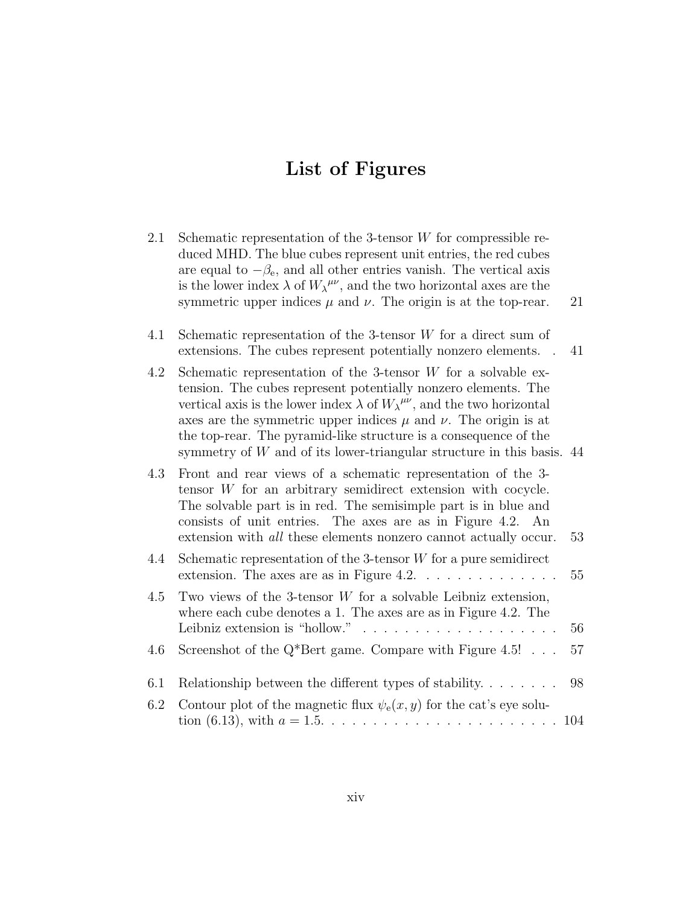# List of Figures

2.1 Schematic representation of the 3-tensor $W$ for compressible reduced MHD. The blue cubes represent unit entries, the red cubes are equal to $-\beta_e$, and all other entries vanish. The vertical axis is the lower index $\lambda$ of ${W_\lambda}^{\mu\nu}$, and the two horizontal axes are the symmetric upper indices $\mu$ and $\nu$. The origin is at the top-rear. 21

4.1 Schematic representation of the 3-tensor $W$ for a direct sum of extensions. The cubes represent potentially nonzero elements. . 41

4.2 Schematic representation of the 3-tensor $W$ for a solvable extension. The cubes represent potentially nonzero elements. The vertical axis is the lower index $\lambda$ of ${W_\lambda}^{\mu\nu}$, and the two horizontal axes are the symmetric upper indices $\mu$ and $\nu$. The origin is at the top-rear. The pyramid-like structure is a consequence of the symmetry of $W$ and of its lower-triangular structure in this basis. 44

4.3 Front and rear views of a schematic representation of the 3-tensor $W$ for an arbitrary semidirect extension with cocycle. The solvable part is in red. The semisimple part is in blue and consists of unit entries. The axes are as in Figure 4.2. An extension with *all* these elements nonzero cannot actually occur. 53

4.4 Schematic representation of the 3-tensor $W$ for a pure semidirect extension. The axes are as in Figure 4.2. . . . . . . . . . . . . . 55

4.5 Two views of the 3-tensor $W$ for a solvable Leibniz extension, where each cube denotes a 1. The axes are as in Figure 4.2. The Leibniz extension is "hollow." . . . . . . . . . . . . . . . . . . . 56

4.6 Screenshot of the Q*Bert game. Compare with Figure 4.5! . . . 57

6.1 Relationship between the different types of stability. . . . . . . . 98

6.2 Contour plot of the magnetic flux $\psi_e(x, y)$ for the cat's eye solution (6.13), with $a = 1.5$. . . . . . . . . . . . . . . . . . . . . . . . 104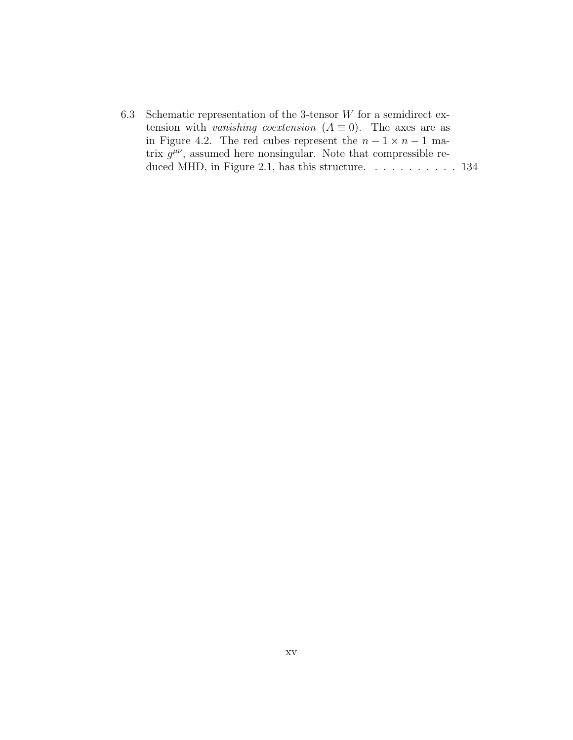6.3 Schematic representation of the 3-tensor $W$ for a semidirect extension with *vanishing coextension* ($A \equiv 0$). The axes are as in Figure 4.2. The red cubes represent the $n-1 \times n-1$ matrix $g^{\mu\nu}$, assumed here nonsingular. Note that compressible reduced MHD, in Figure 2.1, has this structure. . . . . . . . . . . 134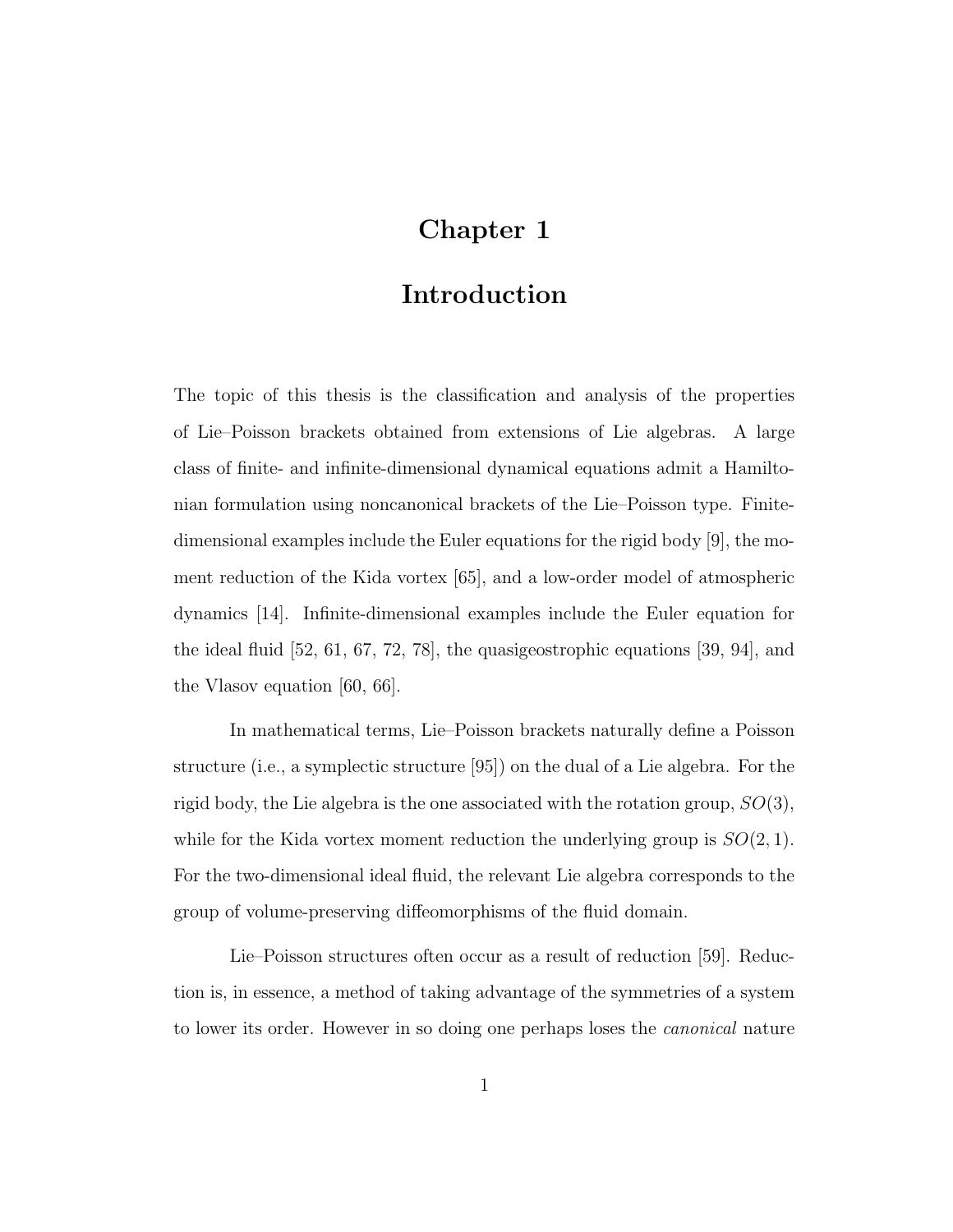# Chapter 1

# Introduction

The topic of this thesis is the classification and analysis of the properties of Lie–Poisson brackets obtained from extensions of Lie algebras. A large class of finite- and infinite-dimensional dynamical equations admit a Hamiltonian formulation using noncanonical brackets of the Lie–Poisson type. Finite-dimensional examples include the Euler equations for the rigid body [9], the moment reduction of the Kida vortex [65], and a low-order model of atmospheric dynamics [14]. Infinite-dimensional examples include the Euler equation for the ideal fluid [52, 61, 67, 72, 78], the quasigeostrophic equations [39, 94], and the Vlasov equation [60, 66].

In mathematical terms, Lie–Poisson brackets naturally define a Poisson structure (i.e., a symplectic structure [95]) on the dual of a Lie algebra. For the rigid body, the Lie algebra is the one associated with the rotation group, $SO(3)$, while for the Kida vortex moment reduction the underlying group is $SO(2, 1)$. For the two-dimensional ideal fluid, the relevant Lie algebra corresponds to the group of volume-preserving diffeomorphisms of the fluid domain.

Lie–Poisson structures often occur as a result of reduction [59]. Reduction is, in essence, a method of taking advantage of the symmetries of a system to lower its order. However in so doing one perhaps loses the *canonical* nature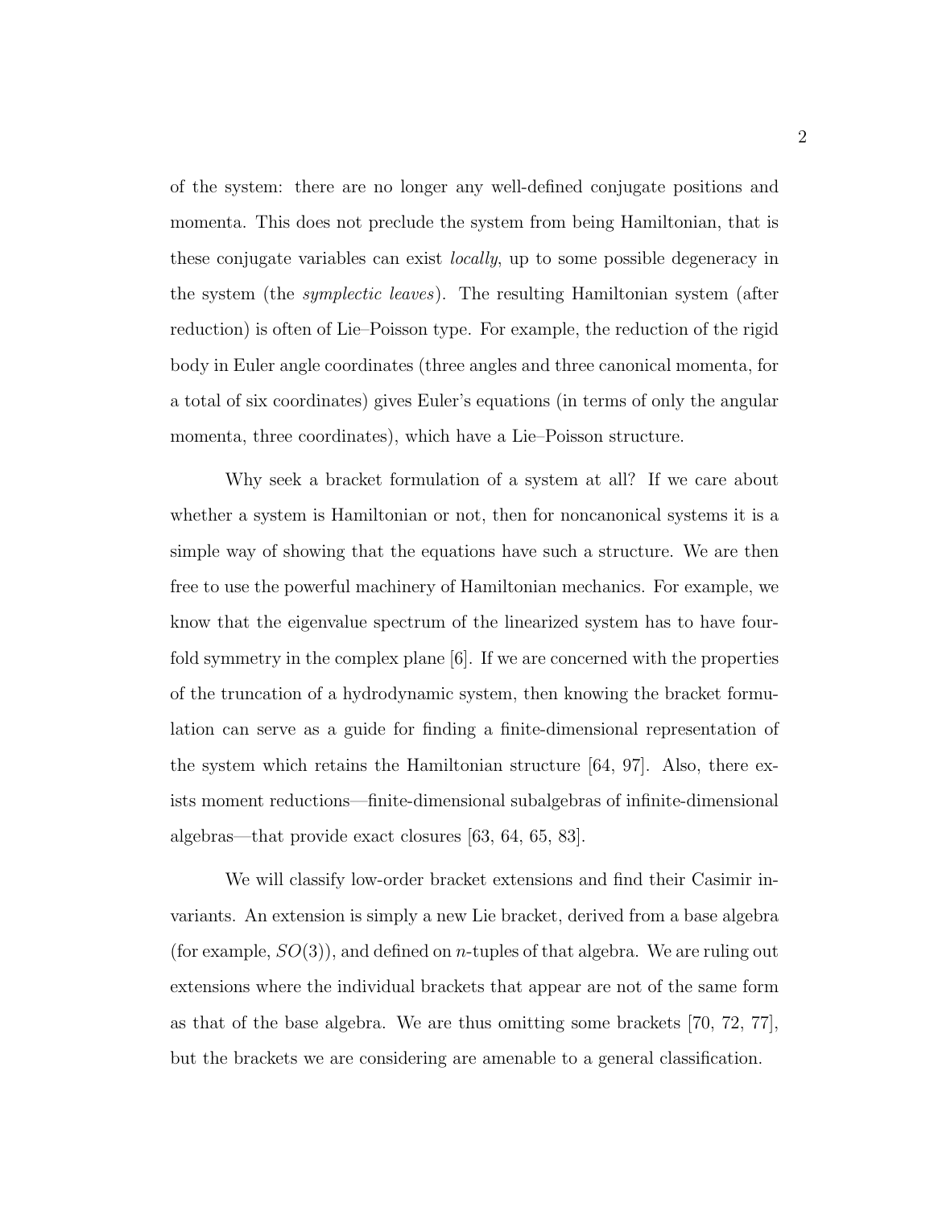of the system: there are no longer any well-defined conjugate positions and momenta. This does not preclude the system from being Hamiltonian, that is these conjugate variables can exist *locally*, up to some possible degeneracy in the system (the *symplectic leaves*). The resulting Hamiltonian system (after reduction) is often of Lie–Poisson type. For example, the reduction of the rigid body in Euler angle coordinates (three angles and three canonical momenta, for a total of six coordinates) gives Euler's equations (in terms of only the angular momenta, three coordinates), which have a Lie–Poisson structure.

Why seek a bracket formulation of a system at all? If we care about whether a system is Hamiltonian or not, then for noncanonical systems it is a simple way of showing that the equations have such a structure. We are then free to use the powerful machinery of Hamiltonian mechanics. For example, we know that the eigenvalue spectrum of the linearized system has to have four-fold symmetry in the complex plane [6]. If we are concerned with the properties of the truncation of a hydrodynamic system, then knowing the bracket formulation can serve as a guide for finding a finite-dimensional representation of the system which retains the Hamiltonian structure [64, 97]. Also, there exists moment reductions—finite-dimensional subalgebras of infinite-dimensional algebras—that provide exact closures [63, 64, 65, 83].

We will classify low-order bracket extensions and find their Casimir invariants. An extension is simply a new Lie bracket, derived from a base algebra (for example, $SO(3)$), and defined on $n$-tuples of that algebra. We are ruling out extensions where the individual brackets that appear are not of the same form as that of the base algebra. We are thus omitting some brackets [70, 72, 77], but the brackets we are considering are amenable to a general classification.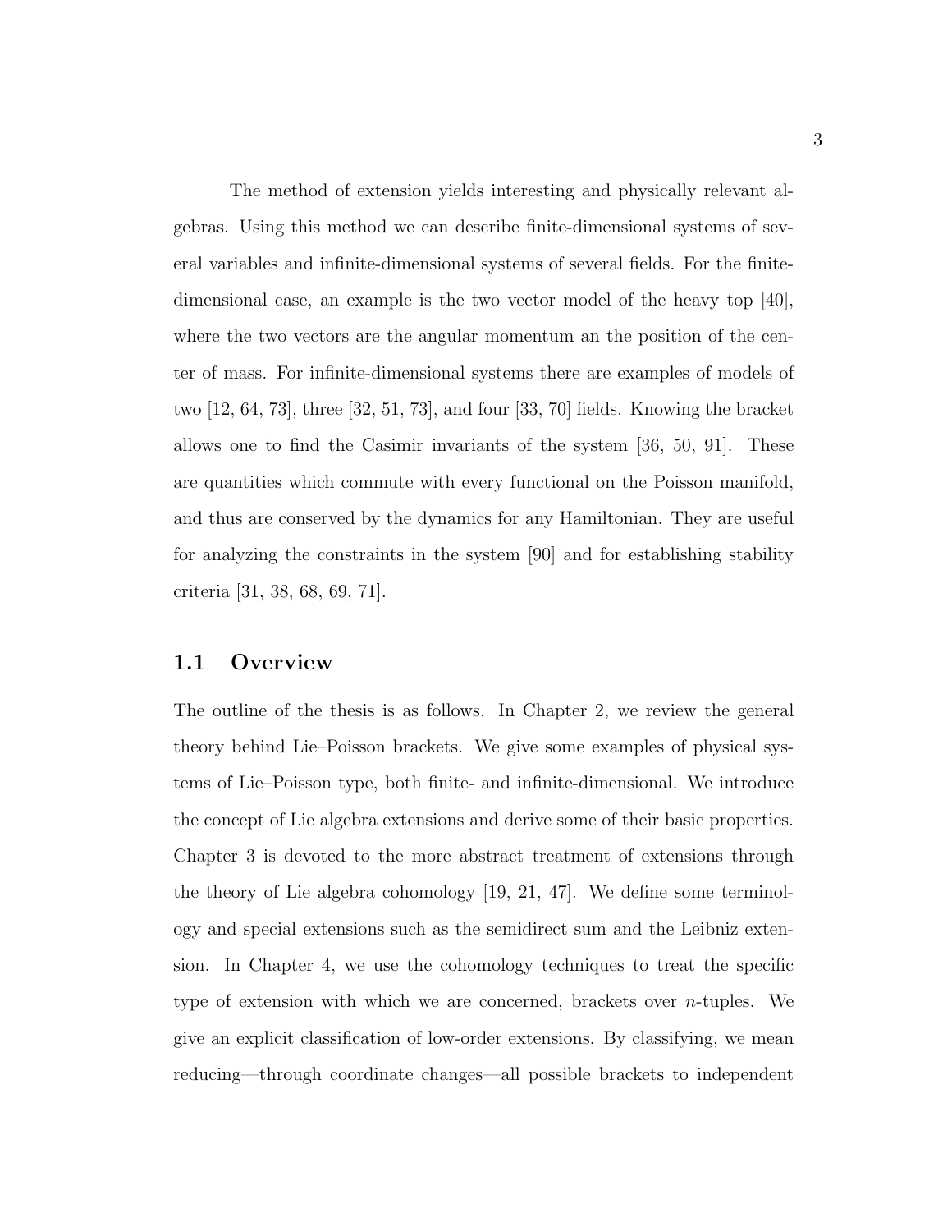The method of extension yields interesting and physically relevant algebras. Using this method we can describe finite-dimensional systems of several variables and infinite-dimensional systems of several fields. For the finite-dimensional case, an example is the two vector model of the heavy top [40], where the two vectors are the angular momentum an the position of the center of mass. For infinite-dimensional systems there are examples of models of two [12, 64, 73], three [32, 51, 73], and four [33, 70] fields. Knowing the bracket allows one to find the Casimir invariants of the system [36, 50, 91]. These are quantities which commute with every functional on the Poisson manifold, and thus are conserved by the dynamics for any Hamiltonian. They are useful for analyzing the constraints in the system [90] and for establishing stability criteria [31, 38, 68, 69, 71].

## 1.1 Overview

The outline of the thesis is as follows. In Chapter 2, we review the general theory behind Lie–Poisson brackets. We give some examples of physical systems of Lie–Poisson type, both finite- and infinite-dimensional. We introduce the concept of Lie algebra extensions and derive some of their basic properties. Chapter 3 is devoted to the more abstract treatment of extensions through the theory of Lie algebra cohomology [19, 21, 47]. We define some terminology and special extensions such as the semidirect sum and the Leibniz extension. In Chapter 4, we use the cohomology techniques to treat the specific type of extension with which we are concerned, brackets over $n$-tuples. We give an explicit classification of low-order extensions. By classifying, we mean reducing—through coordinate changes—all possible brackets to independent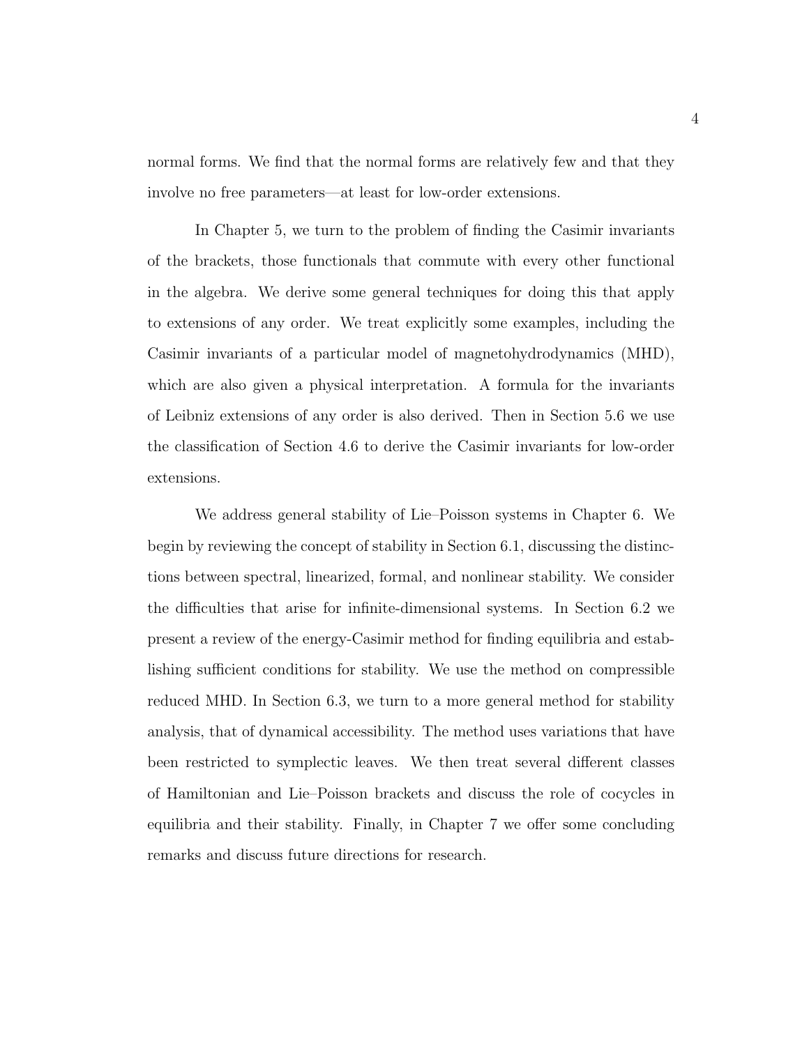normal forms. We find that the normal forms are relatively few and that they involve no free parameters—at least for low-order extensions.

In Chapter 5, we turn to the problem of finding the Casimir invariants of the brackets, those functionals that commute with every other functional in the algebra. We derive some general techniques for doing this that apply to extensions of any order. We treat explicitly some examples, including the Casimir invariants of a particular model of magnetohydrodynamics (MHD), which are also given a physical interpretation. A formula for the invariants of Leibniz extensions of any order is also derived. Then in Section 5.6 we use the classification of Section 4.6 to derive the Casimir invariants for low-order extensions.

We address general stability of Lie–Poisson systems in Chapter 6. We begin by reviewing the concept of stability in Section 6.1, discussing the distinctions between spectral, linearized, formal, and nonlinear stability. We consider the difficulties that arise for infinite-dimensional systems. In Section 6.2 we present a review of the energy-Casimir method for finding equilibria and establishing sufficient conditions for stability. We use the method on compressible reduced MHD. In Section 6.3, we turn to a more general method for stability analysis, that of dynamical accessibility. The method uses variations that have been restricted to symplectic leaves. We then treat several different classes of Hamiltonian and Lie–Poisson brackets and discuss the role of cocycles in equilibria and their stability. Finally, in Chapter 7 we offer some concluding remarks and discuss future directions for research.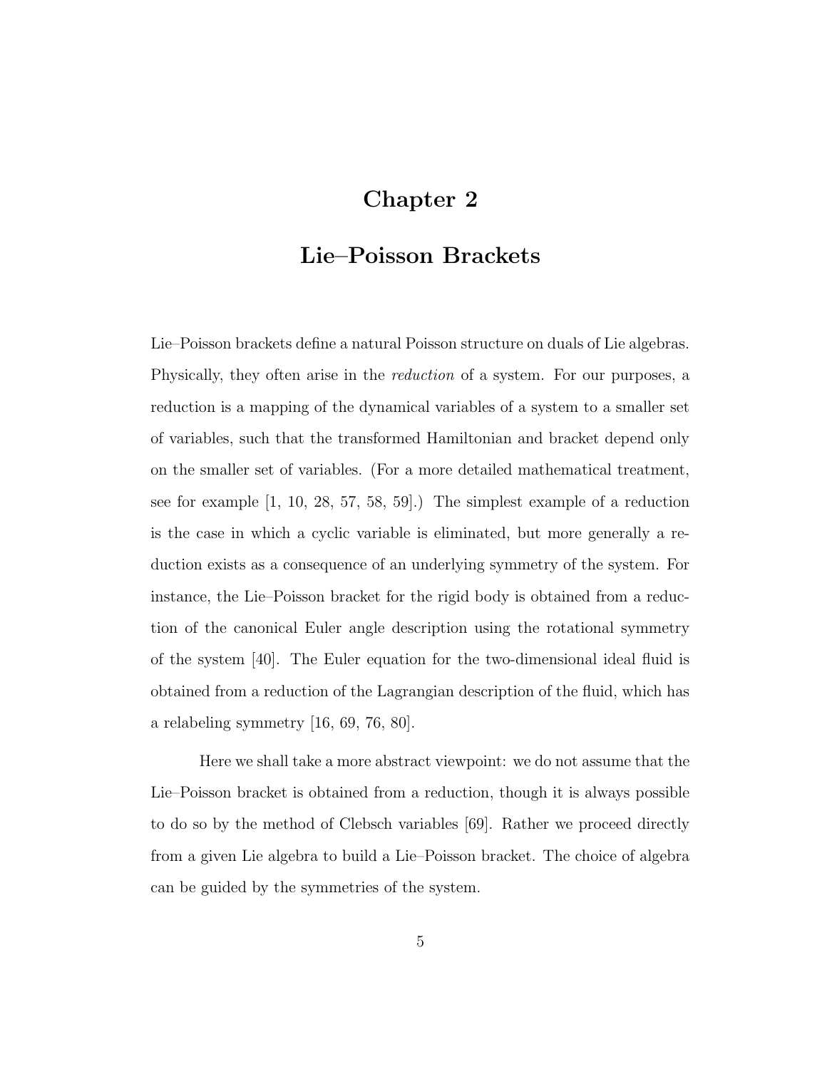# Chapter 2

# Lie–Poisson Brackets

Lie–Poisson brackets define a natural Poisson structure on duals of Lie algebras. Physically, they often arise in the *reduction* of a system. For our purposes, a reduction is a mapping of the dynamical variables of a system to a smaller set of variables, such that the transformed Hamiltonian and bracket depend only on the smaller set of variables. (For a more detailed mathematical treatment, see for example [1, 10, 28, 57, 58, 59].) The simplest example of a reduction is the case in which a cyclic variable is eliminated, but more generally a reduction exists as a consequence of an underlying symmetry of the system. For instance, the Lie–Poisson bracket for the rigid body is obtained from a reduction of the canonical Euler angle description using the rotational symmetry of the system [40]. The Euler equation for the two-dimensional ideal fluid is obtained from a reduction of the Lagrangian description of the fluid, which has a relabeling symmetry [16, 69, 76, 80].

Here we shall take a more abstract viewpoint: we do not assume that the Lie–Poisson bracket is obtained from a reduction, though it is always possible to do so by the method of Clebsch variables [69]. Rather we proceed directly from a given Lie algebra to build a Lie–Poisson bracket. The choice of algebra can be guided by the symmetries of the system.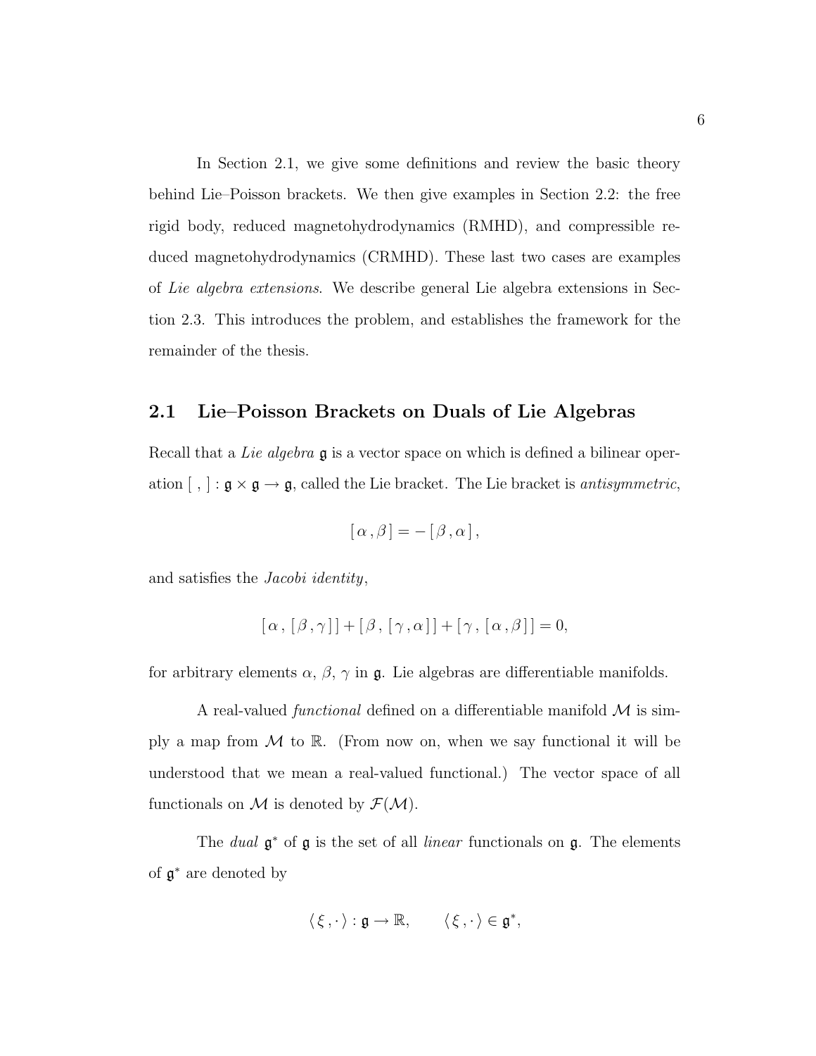In Section 2.1, we give some definitions and review the basic theory behind Lie–Poisson brackets. We then give examples in Section 2.2: the free rigid body, reduced magnetohydrodynamics (RMHD), and compressible reduced magnetohydrodynamics (CRMHD). These last two cases are examples of *Lie algebra extensions*. We describe general Lie algebra extensions in Section 2.3. This introduces the problem, and establishes the framework for the remainder of the thesis.

## 2.1 Lie–Poisson Brackets on Duals of Lie Algebras

Recall that a *Lie algebra* $\mathfrak{g}$ is a vector space on which is defined a bilinear operation $[\ ,\ ] : \mathfrak{g} \times \mathfrak{g} \to \mathfrak{g}$, called the Lie bracket. The Lie bracket is *antisymmetric*,

$$[\,\alpha\,,\beta\,] = -\,[\,\beta\,,\alpha\,]\,,$$

and satisfies the *Jacobi identity*,

$$[\,\alpha\,,\,[\,\beta\,,\gamma\,]\,] + [\,\beta\,,\,[\,\gamma\,,\alpha\,]\,] + [\,\gamma\,,\,[\,\alpha\,,\beta\,]\,] = 0,$$

for arbitrary elements $\alpha$, $\beta$, $\gamma$ in $\mathfrak{g}$. Lie algebras are differentiable manifolds.

A real-valued *functional* defined on a differentiable manifold $\mathcal{M}$ is simply a map from $\mathcal{M}$ to $\mathbb{R}$. (From now on, when we say functional it will be understood that we mean a real-valued functional.) The vector space of all functionals on $\mathcal{M}$ is denoted by $\mathcal{F}(\mathcal{M})$.

The *dual* $\mathfrak{g}^*$ of $\mathfrak{g}$ is the set of all *linear* functionals on $\mathfrak{g}$. The elements of $\mathfrak{g}^*$ are denoted by

$$\langle\,\xi\,,\cdot\,\rangle : \mathfrak{g} \to \mathbb{R}, \qquad \langle\,\xi\,,\cdot\,\rangle \in \mathfrak{g}^*,$$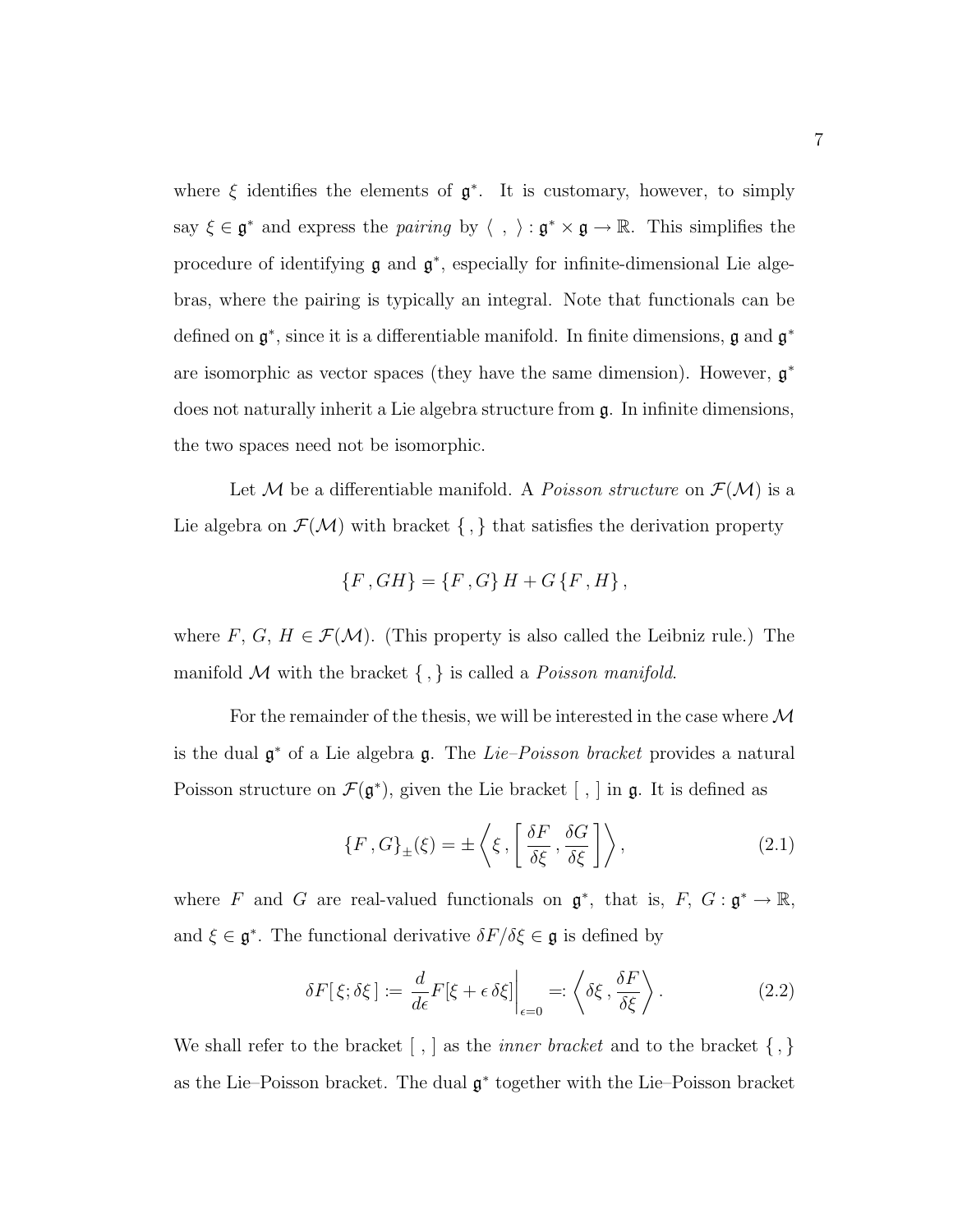where $\xi$ identifies the elements of $\mathfrak{g}^*$. It is customary, however, to simply say $\xi \in \mathfrak{g}^*$ and express the *pairing* by $\langle\ ,\ \rangle : \mathfrak{g}^* \times \mathfrak{g} \to \mathbb{R}$. This simplifies the procedure of identifying $\mathfrak{g}$ and $\mathfrak{g}^*$, especially for infinite-dimensional Lie algebras, where the pairing is typically an integral. Note that functionals can be defined on $\mathfrak{g}^*$, since it is a differentiable manifold. In finite dimensions, $\mathfrak{g}$ and $\mathfrak{g}^*$ are isomorphic as vector spaces (they have the same dimension). However, $\mathfrak{g}^*$ does not naturally inherit a Lie algebra structure from $\mathfrak{g}$. In infinite dimensions, the two spaces need not be isomorphic.

Let $\mathcal{M}$ be a differentiable manifold. A *Poisson structure* on $\mathcal{F}(\mathcal{M})$ is a Lie algebra on $\mathcal{F}(\mathcal{M})$ with bracket $\{\, ,\}$ that satisfies the derivation property

$$\{F\,, GH\} = \{F\,, G\}\,H + G\,\{F\,, H\}\,,$$

where $F$, $G$, $H \in \mathcal{F}(\mathcal{M})$. (This property is also called the Leibniz rule.) The manifold $\mathcal{M}$ with the bracket $\{\, ,\}$ is called a *Poisson manifold*.

For the remainder of the thesis, we will be interested in the case where $\mathcal{M}$ is the dual $\mathfrak{g}^*$ of a Lie algebra $\mathfrak{g}$. The *Lie–Poisson bracket* provides a natural Poisson structure on $\mathcal{F}(\mathfrak{g}^*)$, given the Lie bracket $[\, ,]$ in $\mathfrak{g}$. It is defined as

$$\{F\,, G\}_{\pm}(\xi) = \pm\left\langle \xi\,, \left[\,\frac{\delta F}{\delta \xi}\,, \frac{\delta G}{\delta \xi}\,\right]\right\rangle, \tag{2.1}$$

where $F$ and $G$ are real-valued functionals on $\mathfrak{g}^*$, that is, $F,\ G : \mathfrak{g}^* \to \mathbb{R}$, and $\xi \in \mathfrak{g}^*$. The functional derivative $\delta F/\delta\xi \in \mathfrak{g}$ is defined by

$$\delta F[\,\xi; \delta\xi\,] := \frac{d}{d\epsilon} F[\xi + \epsilon\,\delta\xi]\bigg|_{\epsilon=0} =: \left\langle \delta\xi\,, \frac{\delta F}{\delta \xi}\right\rangle. \tag{2.2}$$

We shall refer to the bracket $[\, ,]$ as the *inner bracket* and to the bracket $\{\, ,\}$ as the Lie–Poisson bracket. The dual $\mathfrak{g}^*$ together with the Lie–Poisson bracket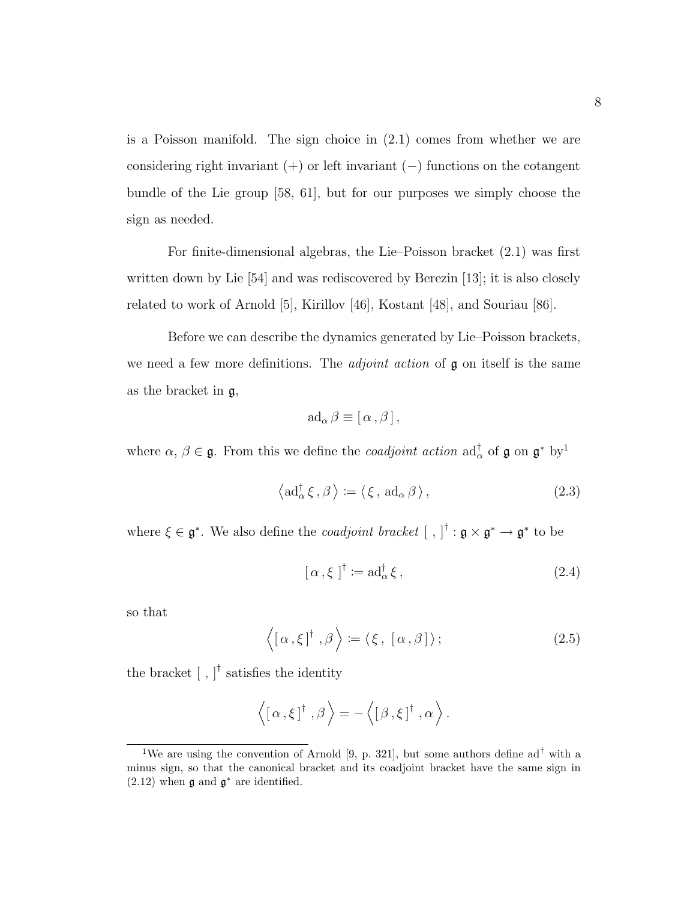is a Poisson manifold. The sign choice in (2.1) comes from whether we are considering right invariant (+) or left invariant (−) functions on the cotangent bundle of the Lie group [58, 61], but for our purposes we simply choose the sign as needed.

For finite-dimensional algebras, the Lie–Poisson bracket (2.1) was first written down by Lie [54] and was rediscovered by Berezin [13]; it is also closely related to work of Arnold [5], Kirillov [46], Kostant [48], and Souriau [86].

Before we can describe the dynamics generated by Lie–Poisson brackets, we need a few more definitions. The *adjoint action* of $\mathfrak{g}$ on itself is the same as the bracket in $\mathfrak{g}$,

$$\mathrm{ad}_\alpha \beta \equiv [\,\alpha\,,\beta\,]\,,$$

where $\alpha$, $\beta \in \mathfrak{g}$. From this we define the *coadjoint action* $\mathrm{ad}^\dagger_\alpha$ of $\mathfrak{g}$ on $\mathfrak{g}^*$ by[1]

$$\left\langle \mathrm{ad}^\dagger_\alpha\,\xi\,,\beta \right\rangle := \langle\,\xi\,,\,\mathrm{ad}_\alpha\,\beta\,\rangle\,, \tag{2.3}$$

where $\xi \in \mathfrak{g}^*$. We also define the *coadjoint bracket* $[\;,\;]^\dagger : \mathfrak{g} \times \mathfrak{g}^* \to \mathfrak{g}^*$ to be

$$[\,\alpha\,,\xi\,]^\dagger := \mathrm{ad}^\dagger_\alpha\,\xi\,, \tag{2.4}$$

so that

$$\left\langle [\,\alpha\,,\xi\,]^\dagger\,,\beta \right\rangle := \langle\,\xi\,,\;[\,\alpha\,,\beta\,]\,\rangle\,; \tag{2.5}$$

the bracket $[\;,\;]^\dagger$ satisfies the identity

$$\left\langle [\,\alpha\,,\xi\,]^\dagger\,,\beta \right\rangle = -\left\langle [\,\beta\,,\xi\,]^\dagger\,,\alpha \right\rangle.$$

[1] We are using the convention of Arnold [9, p. 321], but some authors define $\mathrm{ad}^\dagger$ with a minus sign, so that the canonical bracket and its coadjoint bracket have the same sign in (2.12) when $\mathfrak{g}$ and $\mathfrak{g}^*$ are identified.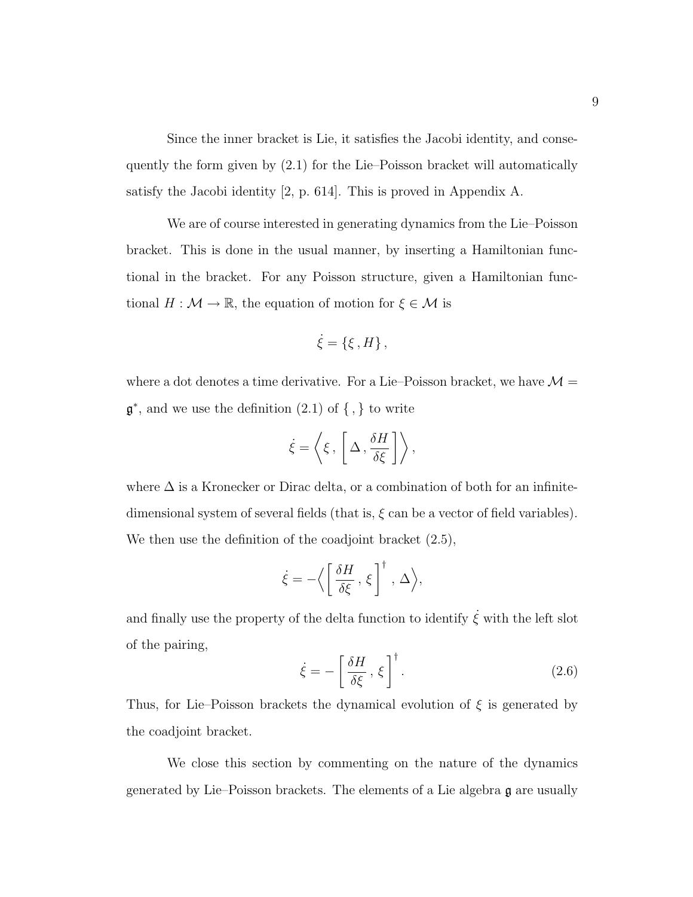Since the inner bracket is Lie, it satisfies the Jacobi identity, and consequently the form given by (2.1) for the Lie–Poisson bracket will automatically satisfy the Jacobi identity [2, p. 614]. This is proved in Appendix A.

We are of course interested in generating dynamics from the Lie–Poisson bracket. This is done in the usual manner, by inserting a Hamiltonian functional in the bracket. For any Poisson structure, given a Hamiltonian functional $H : \mathcal{M} \to \mathbb{R}$, the equation of motion for $\xi \in \mathcal{M}$ is

$$\dot{\xi} = \{\xi\,, H\}\,,$$

where a dot denotes a time derivative. For a Lie–Poisson bracket, we have $\mathcal{M} = \mathfrak{g}^*$, and we use the definition (2.1) of $\{\,,\}$ to write

$$\dot{\xi} = \left\langle \xi\,, \left[\,\Delta\,, \frac{\delta H}{\delta \xi}\,\right] \right\rangle,$$

where $\Delta$ is a Kronecker or Dirac delta, or a combination of both for an infinite-dimensional system of several fields (that is, $\xi$ can be a vector of field variables). We then use the definition of the coadjoint bracket (2.5),

$$\dot{\xi} = -\Big\langle \left[\,\frac{\delta H}{\delta \xi}\,, \xi\,\right]^\dagger\,, \Delta \Big\rangle,$$

and finally use the property of the delta function to identify $\dot{\xi}$ with the left slot of the pairing,

$$\dot{\xi} = -\left[\,\frac{\delta H}{\delta \xi}\,, \xi\,\right]^\dagger. \tag{2.6}$$

Thus, for Lie–Poisson brackets the dynamical evolution of $\xi$ is generated by the coadjoint bracket.

We close this section by commenting on the nature of the dynamics generated by Lie–Poisson brackets. The elements of a Lie algebra $\mathfrak{g}$ are usually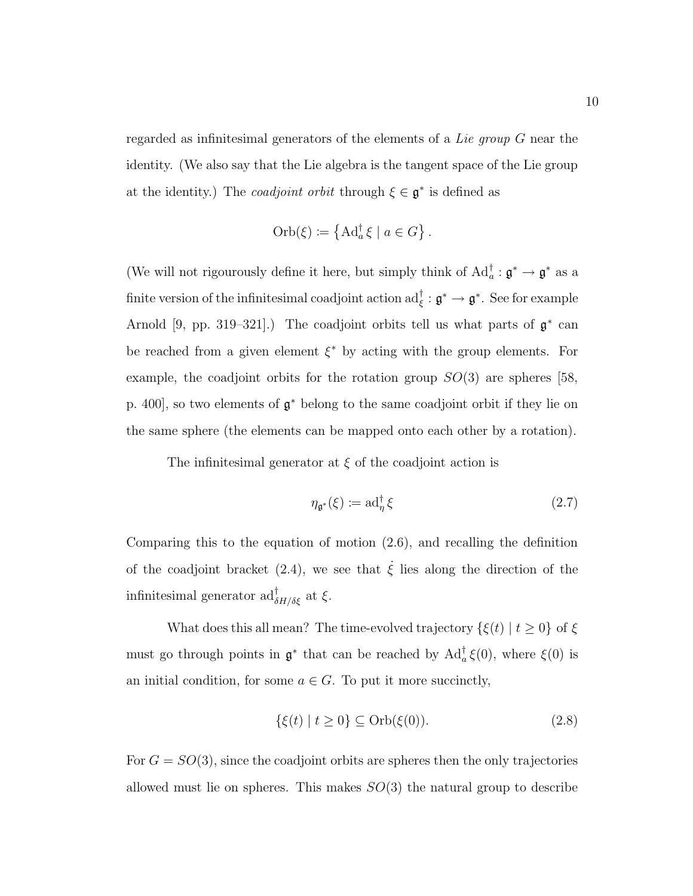regarded as infinitesimal generators of the elements of a *Lie group* $G$ near the identity. (We also say that the Lie algebra is the tangent space of the Lie group at the identity.) The *coadjoint orbit* through $\xi \in \mathfrak{g}^*$ is defined as

$$\mathrm{Orb}(\xi) := \left\{ \mathrm{Ad}_a^\dagger \, \xi \mid a \in G \right\}.$$

(We will not rigourously define it here, but simply think of $\mathrm{Ad}_a^\dagger : \mathfrak{g}^* \to \mathfrak{g}^*$ as a finite version of the infinitesimal coadjoint action $\mathrm{ad}_\xi^\dagger : \mathfrak{g}^* \to \mathfrak{g}^*$. See for example Arnold [9, pp. 319–321].) The coadjoint orbits tell us what parts of $\mathfrak{g}^*$ can be reached from a given element $\xi^*$ by acting with the group elements. For example, the coadjoint orbits for the rotation group $SO(3)$ are spheres [58, p. 400], so two elements of $\mathfrak{g}^*$ belong to the same coadjoint orbit if they lie on the same sphere (the elements can be mapped onto each other by a rotation).

The infinitesimal generator at $\xi$ of the coadjoint action is

$$\eta_{\mathfrak{g}^*}(\xi) := \mathrm{ad}_\eta^\dagger \, \xi \tag{2.7}$$

Comparing this to the equation of motion (2.6), and recalling the definition of the coadjoint bracket (2.4), we see that $\dot{\xi}$ lies along the direction of the infinitesimal generator $\mathrm{ad}_{\delta H/\delta \xi}^\dagger$ at $\xi$.

What does this all mean? The time-evolved trajectory $\{\xi(t) \mid t \geq 0\}$ of $\xi$ must go through points in $\mathfrak{g}^*$ that can be reached by $\mathrm{Ad}_a^\dagger \, \xi(0)$, where $\xi(0)$ is an initial condition, for some $a \in G$. To put it more succinctly,

$$\{\xi(t) \mid t \geq 0\} \subseteq \mathrm{Orb}(\xi(0)). \tag{2.8}$$

For $G = SO(3)$, since the coadjoint orbits are spheres then the only trajectories allowed must lie on spheres. This makes $SO(3)$ the natural group to describe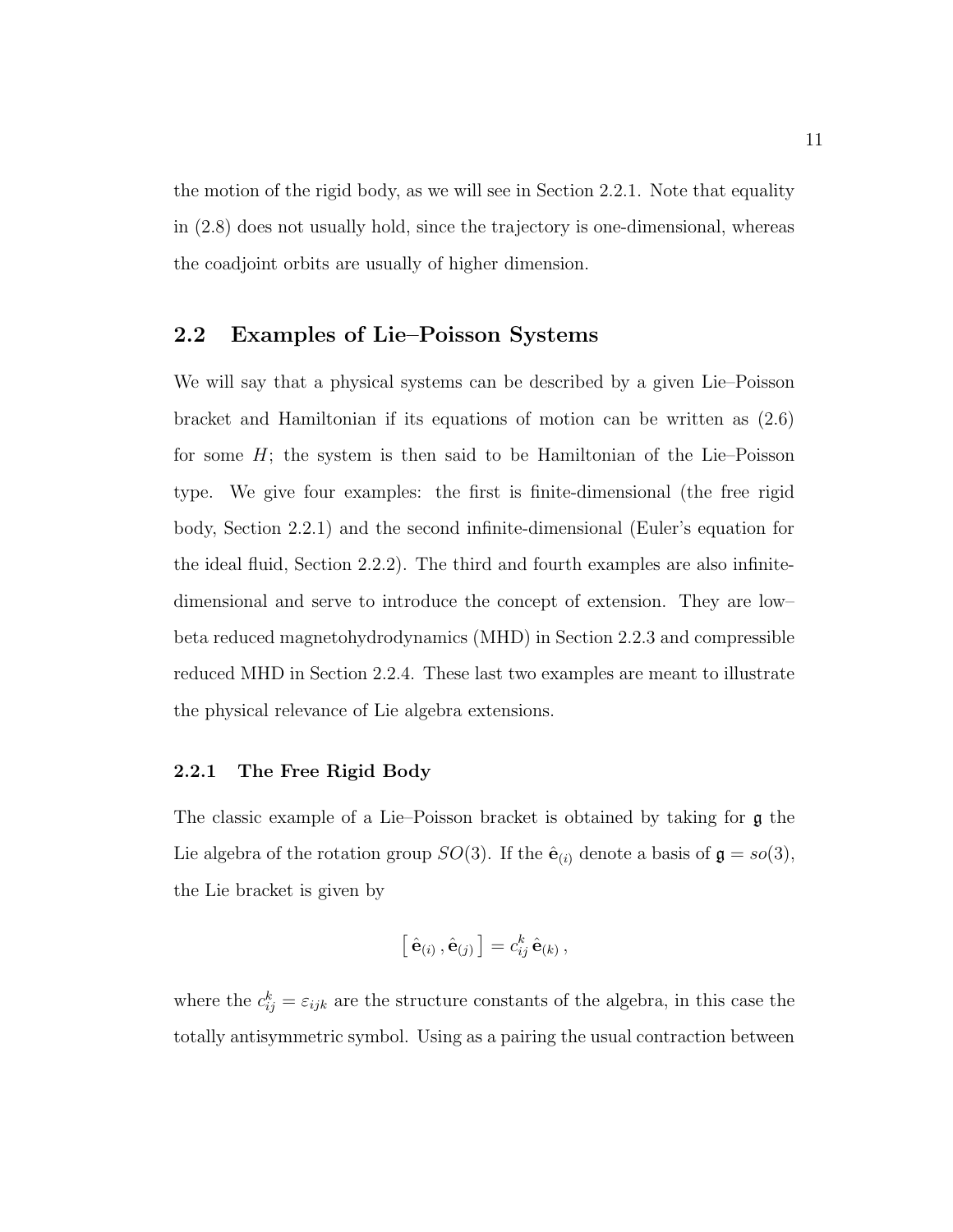the motion of the rigid body, as we will see in Section 2.2.1. Note that equality in (2.8) does not usually hold, since the trajectory is one-dimensional, whereas the coadjoint orbits are usually of higher dimension.

## 2.2 Examples of Lie–Poisson Systems

We will say that a physical systems can be described by a given Lie–Poisson bracket and Hamiltonian if its equations of motion can be written as (2.6) for some $H$; the system is then said to be Hamiltonian of the Lie–Poisson type. We give four examples: the first is finite-dimensional (the free rigid body, Section 2.2.1) and the second infinite-dimensional (Euler's equation for the ideal fluid, Section 2.2.2). The third and fourth examples are also infinite-dimensional and serve to introduce the concept of extension. They are low–beta reduced magnetohydrodynamics (MHD) in Section 2.2.3 and compressible reduced MHD in Section 2.2.4. These last two examples are meant to illustrate the physical relevance of Lie algebra extensions.

### 2.2.1 The Free Rigid Body

The classic example of a Lie–Poisson bracket is obtained by taking for $\mathfrak{g}$ the Lie algebra of the rotation group $SO(3)$. If the $\hat{\mathbf{e}}_{(i)}$ denote a basis of $\mathfrak{g} = so(3)$, the Lie bracket is given by

$$\left[\, \hat{\mathbf{e}}_{(i)}\, , \hat{\mathbf{e}}_{(j)} \,\right] = c_{ij}^{k}\, \hat{\mathbf{e}}_{(k)}\, ,$$

where the $c_{ij}^{k} = \varepsilon_{ijk}$ are the structure constants of the algebra, in this case the totally antisymmetric symbol. Using as a pairing the usual contraction between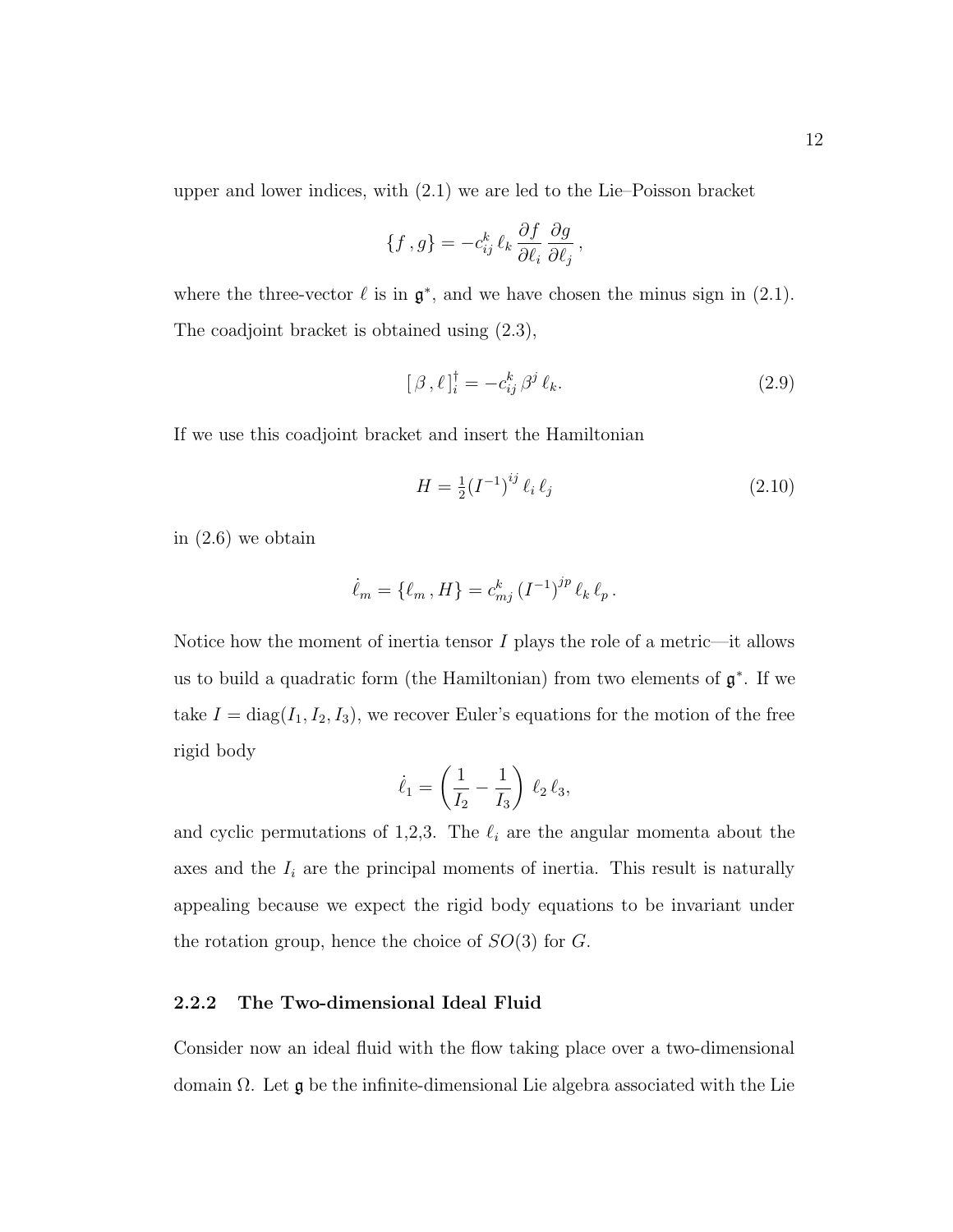upper and lower indices, with (2.1) we are led to the Lie–Poisson bracket

$$\{f\,,g\} = -c^k_{ij}\,\ell_k\,\frac{\partial f}{\partial \ell_i}\,\frac{\partial g}{\partial \ell_j}\,,$$

where the three-vector $\ell$ is in $\mathfrak{g}^*$, and we have chosen the minus sign in (2.1). The coadjoint bracket is obtained using (2.3),

$$[\,\beta\,,\ell\,]^\dagger_i = -c^k_{ij}\,\beta^j\,\ell_k. \tag{2.9}$$

If we use this coadjoint bracket and insert the Hamiltonian

$$H = \tfrac{1}{2}(I^{-1})^{ij}\,\ell_i\,\ell_j \tag{2.10}$$

in (2.6) we obtain

$$\dot{\ell}_m = \{\ell_m\,,H\} = c^k_{mj}\,(I^{-1})^{jp}\,\ell_k\,\ell_p\,.$$

Notice how the moment of inertia tensor $I$ plays the role of a metric—it allows us to build a quadratic form (the Hamiltonian) from two elements of $\mathfrak{g}^*$. If we take $I = \mathrm{diag}(I_1, I_2, I_3)$, we recover Euler's equations for the motion of the free rigid body

$$\dot{\ell}_1 = \left(\frac{1}{I_2} - \frac{1}{I_3}\right)\,\ell_2\,\ell_3,$$

and cyclic permutations of 1,2,3. The $\ell_i$ are the angular momenta about the axes and the $I_i$ are the principal moments of inertia. This result is naturally appealing because we expect the rigid body equations to be invariant under the rotation group, hence the choice of $SO(3)$ for $G$.

### 2.2.2 The Two-dimensional Ideal Fluid

Consider now an ideal fluid with the flow taking place over a two-dimensional domain $\Omega$. Let $\mathfrak{g}$ be the infinite-dimensional Lie algebra associated with the Lie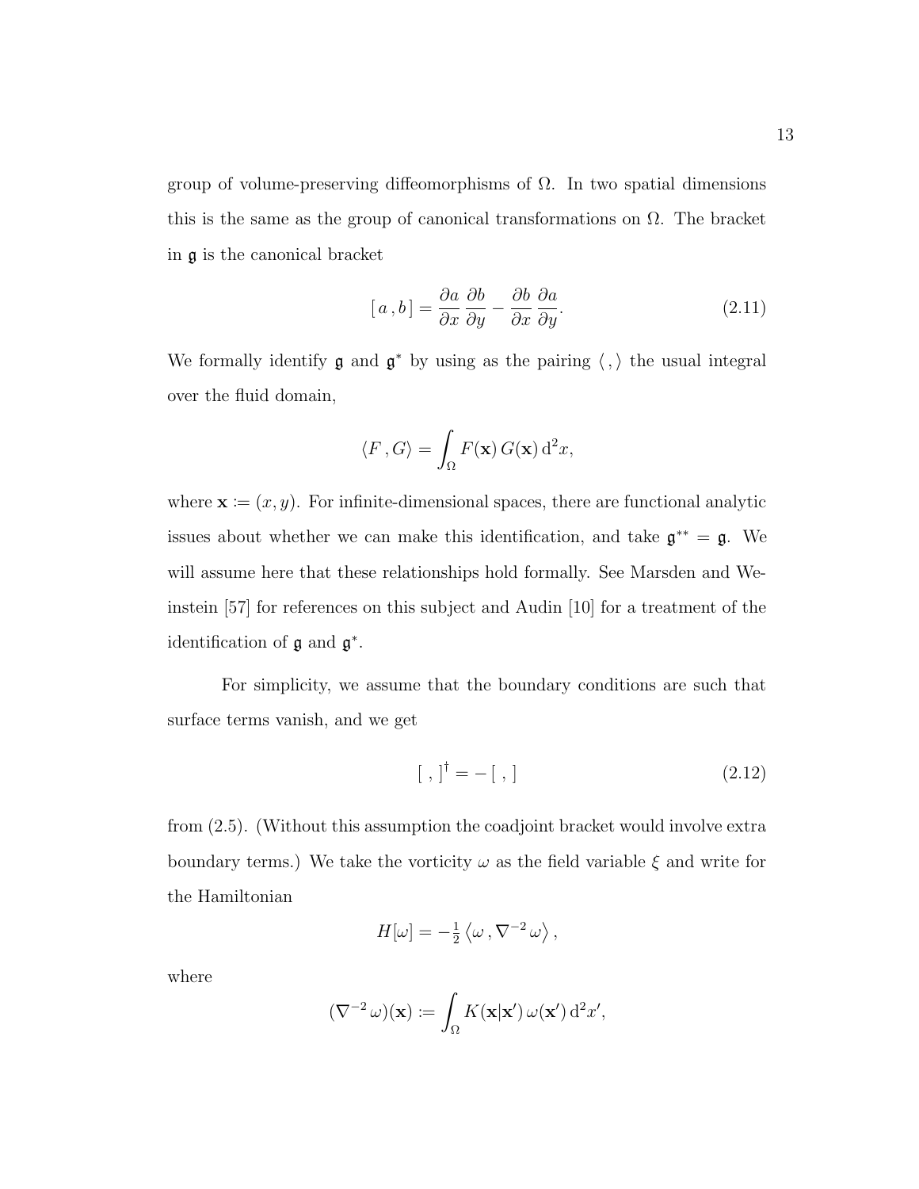group of volume-preserving diffeomorphisms of $\Omega$. In two spatial dimensions this is the same as the group of canonical transformations on $\Omega$. The bracket in $\mathfrak{g}$ is the canonical bracket

$$[\,a\,,b\,] = \frac{\partial a}{\partial x}\,\frac{\partial b}{\partial y} - \frac{\partial b}{\partial x}\,\frac{\partial a}{\partial y}. \tag{2.11}$$

We formally identify $\mathfrak{g}$ and $\mathfrak{g}^*$ by using as the pairing $\langle\,,\rangle$ the usual integral over the fluid domain,

$$\langle F\,,G\rangle = \int_\Omega F(\mathbf{x})\,G(\mathbf{x})\,\mathrm{d}^2x,$$

where $\mathbf{x} := (x, y)$. For infinite-dimensional spaces, there are functional analytic issues about whether we can make this identification, and take $\mathfrak{g}^{**} = \mathfrak{g}$. We will assume here that these relationships hold formally. See Marsden and Weinstein [57] for references on this subject and Audin [10] for a treatment of the identification of $\mathfrak{g}$ and $\mathfrak{g}^*$.

For simplicity, we assume that the boundary conditions are such that surface terms vanish, and we get

$$[\;,\;]^\dagger = -[\;,\;] \tag{2.12}$$

from (2.5). (Without this assumption the coadjoint bracket would involve extra boundary terms.) We take the vorticity $\omega$ as the field variable $\xi$ and write for the Hamiltonian

$$H[\omega] = -\tfrac{1}{2}\left\langle\omega\,,\nabla^{-2}\,\omega\right\rangle,$$

where

$$(\nabla^{-2}\,\omega)(\mathbf{x}) := \int_\Omega K(\mathbf{x}|\mathbf{x}')\,\omega(\mathbf{x}')\,\mathrm{d}^2x',$$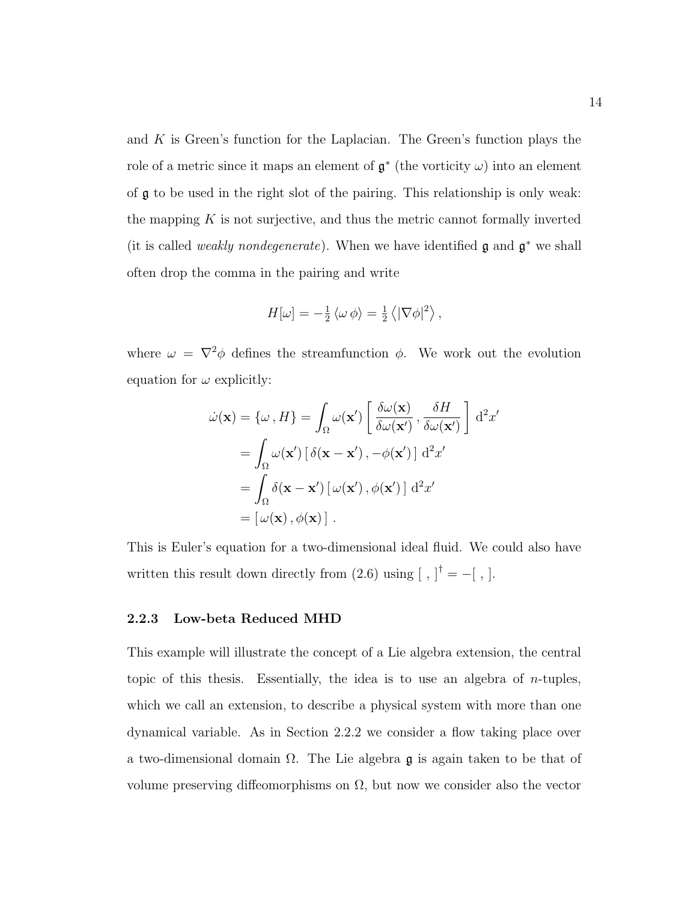and $K$ is Green's function for the Laplacian. The Green's function plays the role of a metric since it maps an element of $\mathfrak{g}^*$ (the vorticity $\omega$) into an element of $\mathfrak{g}$ to be used in the right slot of the pairing. This relationship is only weak: the mapping $K$ is not surjective, and thus the metric cannot formally inverted (it is called *weakly nondegenerate*). When we have identified $\mathfrak{g}$ and $\mathfrak{g}^*$ we shall often drop the comma in the pairing and write

$$H[\omega] = -\tfrac{1}{2}\left\langle \omega\, \phi \right\rangle = \tfrac{1}{2}\left\langle |\nabla\phi|^2 \right\rangle ,$$

where $\omega = \nabla^2\phi$ defines the streamfunction $\phi$. We work out the evolution equation for $\omega$ explicitly:

$$\begin{aligned}
\dot{\omega}(\mathbf{x}) = \{\omega\,, H\} &= \int_\Omega \omega(\mathbf{x}') \left[\, \frac{\delta\omega(\mathbf{x})}{\delta\omega(\mathbf{x}')}\,, \frac{\delta H}{\delta\omega(\mathbf{x}')} \,\right] \mathrm{d}^2x' \\
&= \int_\Omega \omega(\mathbf{x}')\, [\, \delta(\mathbf{x}-\mathbf{x}')\,, -\phi(\mathbf{x}')\,]\; \mathrm{d}^2x' \\
&= \int_\Omega \delta(\mathbf{x}-\mathbf{x}')\, [\, \omega(\mathbf{x}')\,, \phi(\mathbf{x}')\,]\; \mathrm{d}^2x' \\
&= [\, \omega(\mathbf{x})\,, \phi(\mathbf{x})\,]\ .
\end{aligned}$$

This is Euler's equation for a two-dimensional ideal fluid. We could also have written this result down directly from (2.6) using $[\ ,\ ]^\dagger = -[\ ,\ ]$.

### 2.2.3 Low-beta Reduced MHD

This example will illustrate the concept of a Lie algebra extension, the central topic of this thesis. Essentially, the idea is to use an algebra of $n$-tuples, which we call an extension, to describe a physical system with more than one dynamical variable. As in Section 2.2.2 we consider a flow taking place over a two-dimensional domain $\Omega$. The Lie algebra $\mathfrak{g}$ is again taken to be that of volume preserving diffeomorphisms on $\Omega$, but now we consider also the vector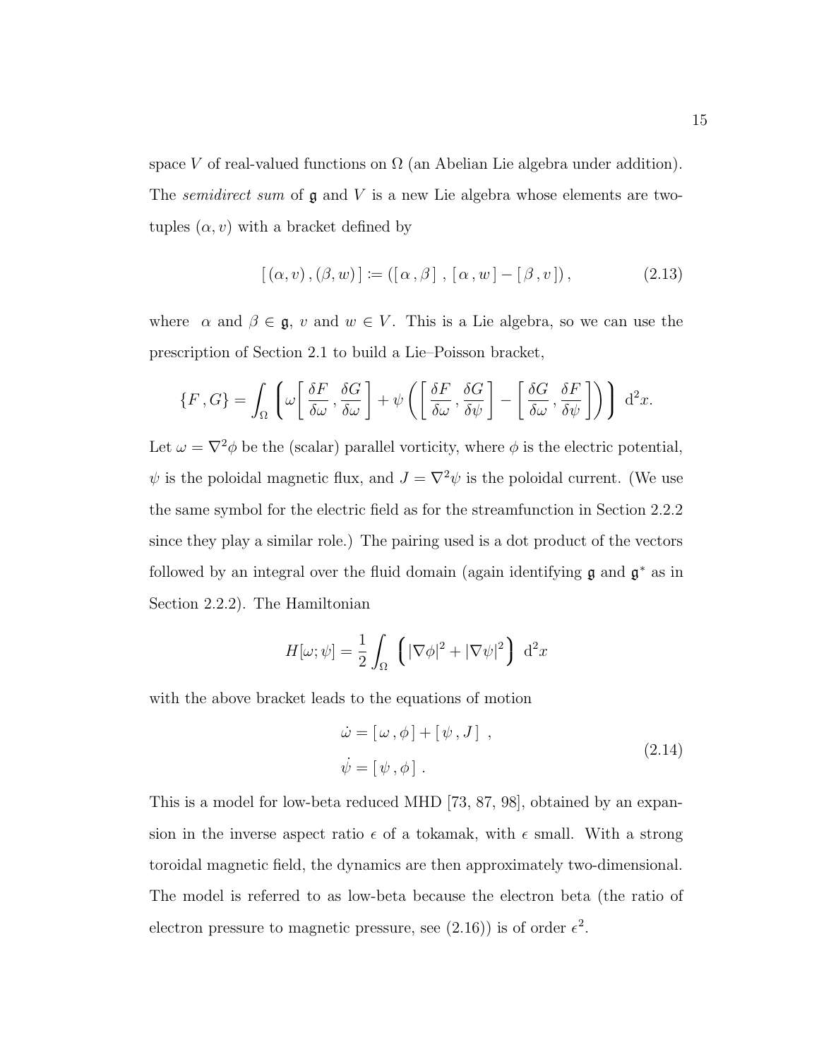space $V$ of real-valued functions on $\Omega$ (an Abelian Lie algebra under addition). The *semidirect sum* of $\mathfrak{g}$ and $V$ is a new Lie algebra whose elements are two-tuples $(\alpha, v)$ with a bracket defined by

$$[\,(\alpha, v)\,, (\beta, w)\,] := ([\,\alpha\,, \beta\,]\,,\, [\,\alpha\,, w\,] - [\,\beta\,, v\,])\,, \tag{2.13}$$

where $\alpha$ and $\beta \in \mathfrak{g}$, $v$ and $w \in V$. This is a Lie algebra, so we can use the prescription of Section 2.1 to build a Lie–Poisson bracket,

$$\{F\,, G\} = \int_\Omega \left( \omega \left[\, \frac{\delta F}{\delta \omega}\,, \frac{\delta G}{\delta \omega} \,\right] + \psi \left( \left[\, \frac{\delta F}{\delta \omega}\,, \frac{\delta G}{\delta \psi} \,\right] - \left[\, \frac{\delta G}{\delta \omega}\,, \frac{\delta F}{\delta \psi} \,\right] \right) \right)\, \mathrm{d}^2 x.$$

Let $\omega = \nabla^2 \phi$ be the (scalar) parallel vorticity, where $\phi$ is the electric potential, $\psi$ is the poloidal magnetic flux, and $J = \nabla^2 \psi$ is the poloidal current. (We use the same symbol for the electric field as for the streamfunction in Section 2.2.2 since they play a similar role.) The pairing used is a dot product of the vectors followed by an integral over the fluid domain (again identifying $\mathfrak{g}$ and $\mathfrak{g}^*$ as in Section 2.2.2). The Hamiltonian

$$H[\omega; \psi] = \frac{1}{2} \int_\Omega \left( |\nabla \phi|^2 + |\nabla \psi|^2 \right)\, \mathrm{d}^2 x$$

with the above bracket leads to the equations of motion

$$\begin{aligned} \dot{\omega} &= [\,\omega\,, \phi\,] + [\,\psi\,, J\,]\,, \\ \dot{\psi} &= [\,\psi\,, \phi\,]\,. \end{aligned} \tag{2.14}$$

This is a model for low-beta reduced MHD [73, 87, 98], obtained by an expansion in the inverse aspect ratio $\epsilon$ of a tokamak, with $\epsilon$ small. With a strong toroidal magnetic field, the dynamics are then approximately two-dimensional. The model is referred to as low-beta because the electron beta (the ratio of electron pressure to magnetic pressure, see (2.16)) is of order $\epsilon^2$.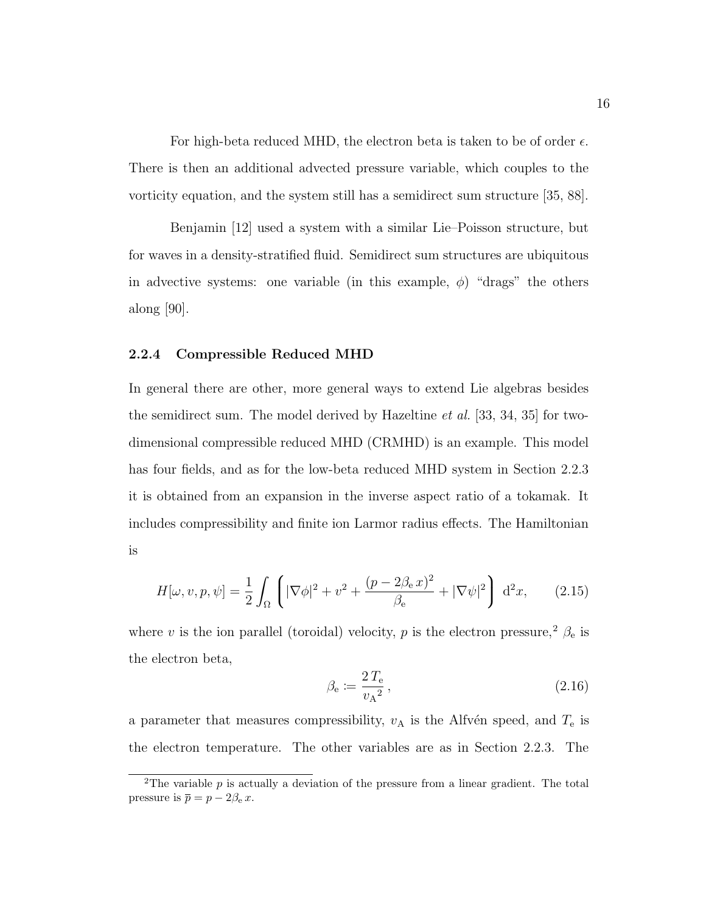For high-beta reduced MHD, the electron beta is taken to be of order $\epsilon$. There is then an additional advected pressure variable, which couples to the vorticity equation, and the system still has a semidirect sum structure [35, 88].

Benjamin [12] used a system with a similar Lie–Poisson structure, but for waves in a density-stratified fluid. Semidirect sum structures are ubiquitous in advective systems: one variable (in this example, $\phi$) "drags" the others along [90].

### 2.2.4 Compressible Reduced MHD

In general there are other, more general ways to extend Lie algebras besides the semidirect sum. The model derived by Hazeltine *et al.* [33, 34, 35] for two-dimensional compressible reduced MHD (CRMHD) is an example. This model has four fields, and as for the low-beta reduced MHD system in Section 2.2.3 it is obtained from an expansion in the inverse aspect ratio of a tokamak. It includes compressibility and finite ion Larmor radius effects. The Hamiltonian is

$$H[\omega, v, p, \psi] = \frac{1}{2} \int_{\Omega} \left( |\nabla\phi|^2 + v^2 + \frac{(p - 2\beta_{\mathrm{e}}\, x)^2}{\beta_{\mathrm{e}}} + |\nabla\psi|^2 \right) \, \mathrm{d}^2x, \qquad (2.15)$$

where $v$ is the ion parallel (toroidal) velocity, $p$ is the electron pressure,[2] $\beta_{\mathrm{e}}$ is the electron beta,

$$\beta_{\mathrm{e}} \coloneqq \frac{2\, T_{\mathrm{e}}}{{v_{\mathrm{A}}}^2}\,, \qquad (2.16)$$

a parameter that measures compressibility, $v_{\mathrm{A}}$ is the Alfvén speed, and $T_{\mathrm{e}}$ is the electron temperature. The other variables are as in Section 2.2.3. The

[2] The variable $p$ is actually a deviation of the pressure from a linear gradient. The total pressure is $\overline{p} = p - 2\beta_{\mathrm{e}}\, x$.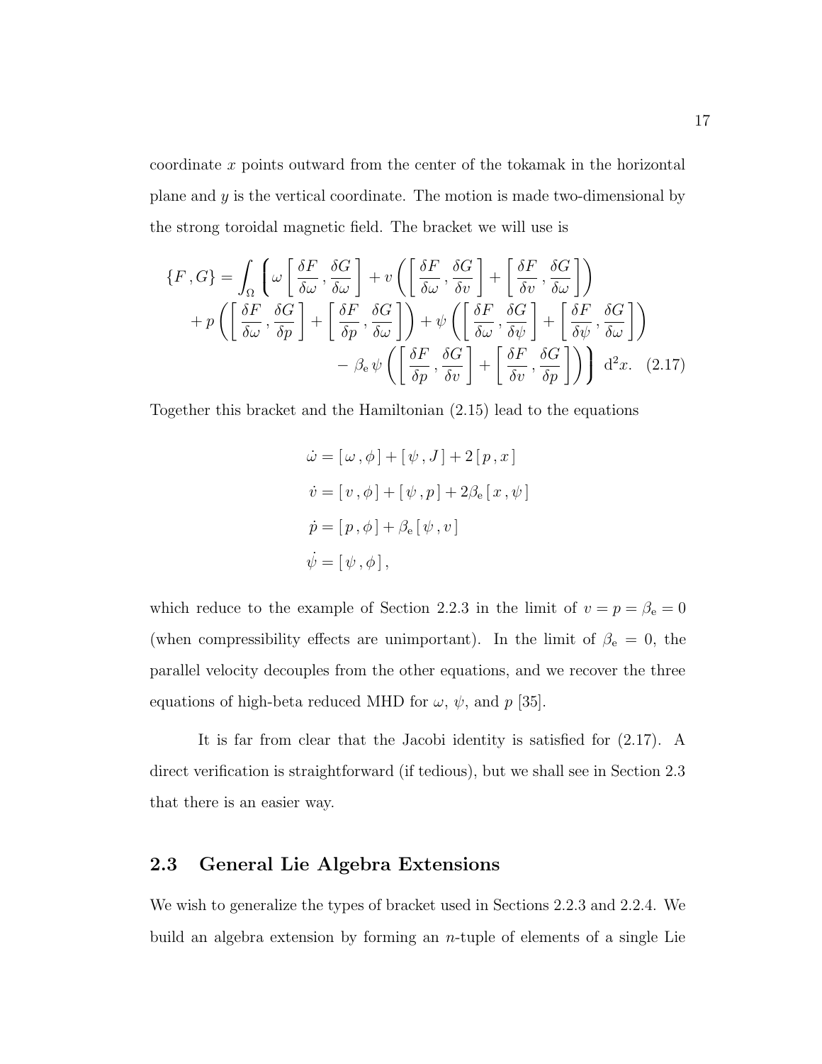coordinate $x$ points outward from the center of the tokamak in the horizontal plane and $y$ is the vertical coordinate. The motion is made two-dimensional by the strong toroidal magnetic field. The bracket we will use is

$$
\begin{aligned}
\{F\,,G\} = \int_\Omega \Bigg\{ & \omega \left[ \frac{\delta F}{\delta \omega}\,, \frac{\delta G}{\delta \omega} \right] + v \left( \left[ \frac{\delta F}{\delta \omega}\,, \frac{\delta G}{\delta v} \right] + \left[ \frac{\delta F}{\delta v}\,, \frac{\delta G}{\delta \omega} \right] \right) \\
& + p \left( \left[ \frac{\delta F}{\delta \omega}\,, \frac{\delta G}{\delta p} \right] + \left[ \frac{\delta F}{\delta p}\,, \frac{\delta G}{\delta \omega} \right] \right) + \psi \left( \left[ \frac{\delta F}{\delta \omega}\,, \frac{\delta G}{\delta \psi} \right] + \left[ \frac{\delta F}{\delta \psi}\,, \frac{\delta G}{\delta \omega} \right] \right) \\
& - \beta_{\mathrm{e}}\, \psi \left( \left[ \frac{\delta F}{\delta p}\,, \frac{\delta G}{\delta v} \right] + \left[ \frac{\delta F}{\delta v}\,, \frac{\delta G}{\delta p} \right] \right) \Bigg\}\ \mathrm{d}^2 x. \quad (2.17)
\end{aligned}
$$

Together this bracket and the Hamiltonian (2.15) lead to the equations

$$
\begin{aligned}
\dot{\omega} &= [\,\omega\,, \phi\,] + [\,\psi\,, J\,] + 2\,[\,p\,, x\,] \\
\dot{v} &= [\,v\,, \phi\,] + [\,\psi\,, p\,] + 2\beta_{\mathrm{e}}\,[\,x\,, \psi\,] \\
\dot{p} &= [\,p\,, \phi\,] + \beta_{\mathrm{e}}\,[\,\psi\,, v\,] \\
\dot{\psi} &= [\,\psi\,, \phi\,]\,,
\end{aligned}
$$

which reduce to the example of Section 2.2.3 in the limit of $v = p = \beta_{\mathrm{e}} = 0$ (when compressibility effects are unimportant). In the limit of $\beta_{\mathrm{e}} = 0$, the parallel velocity decouples from the other equations, and we recover the three equations of high-beta reduced MHD for $\omega$, $\psi$, and $p$ [35].

It is far from clear that the Jacobi identity is satisfied for (2.17). A direct verification is straightforward (if tedious), but we shall see in Section 2.3 that there is an easier way.

## 2.3 General Lie Algebra Extensions

We wish to generalize the types of bracket used in Sections 2.2.3 and 2.2.4. We build an algebra extension by forming an $n$-tuple of elements of a single Lie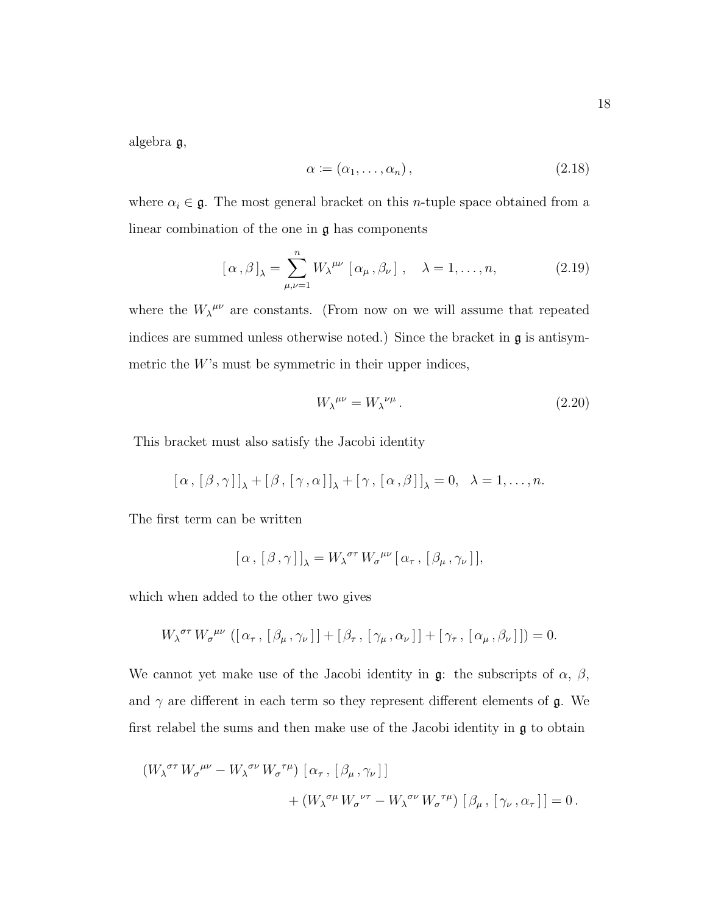algebra $\mathfrak{g}$,

$$\alpha \coloneqq (\alpha_1, \ldots, \alpha_n)\,, \tag{2.18}$$

where $\alpha_i \in \mathfrak{g}$. The most general bracket on this $n$-tuple space obtained from a linear combination of the one in $\mathfrak{g}$ has components

$$[\,\alpha\,, \beta\,]_\lambda = \sum_{\mu,\nu=1}^{n} {W_\lambda}^{\mu\nu}\; [\,\alpha_\mu\,, \beta_\nu\,]\;, \quad \lambda = 1, \ldots, n, \tag{2.19}$$

where the ${W_\lambda}^{\mu\nu}$ are constants. (From now on we will assume that repeated indices are summed unless otherwise noted.) Since the bracket in $\mathfrak{g}$ is antisymmetric the $W$'s must be symmetric in their upper indices,

$${W_\lambda}^{\mu\nu} = {W_\lambda}^{\nu\mu}\,. \tag{2.20}$$

This bracket must also satisfy the Jacobi identity

$$[\,\alpha\,, [\,\beta\,, \gamma\,]\,]_\lambda + [\,\beta\,, [\,\gamma\,, \alpha\,]\,]_\lambda + [\,\gamma\,, [\,\alpha\,, \beta\,]\,]_\lambda = 0, \quad \lambda = 1, \ldots, n.$$

The first term can be written

$$[\,\alpha\,, [\,\beta\,, \gamma\,]\,]_\lambda = {W_\lambda}^{\sigma\tau}\, {W_\sigma}^{\mu\nu}\, [\,\alpha_\tau\,, [\,\beta_\mu\,, \gamma_\nu\,]\,],$$

which when added to the other two gives

$${W_\lambda}^{\sigma\tau}\, {W_\sigma}^{\mu\nu}\; ([\,\alpha_\tau\,, [\,\beta_\mu\,, \gamma_\nu\,]\,] + [\,\beta_\tau\,, [\,\gamma_\mu\,, \alpha_\nu\,]\,] + [\,\gamma_\tau\,, [\,\alpha_\mu\,, \beta_\nu\,]\,]) = 0.$$

We cannot yet make use of the Jacobi identity in $\mathfrak{g}$: the subscripts of $\alpha$, $\beta$, and $\gamma$ are different in each term so they represent different elements of $\mathfrak{g}$. We first relabel the sums and then make use of the Jacobi identity in $\mathfrak{g}$ to obtain

$$\begin{aligned}({W_\lambda}^{\sigma\tau}\, {W_\sigma}^{\mu\nu} - {W_\lambda}^{\sigma\nu}\, {W_\sigma}^{\tau\mu})\; [\,\alpha_\tau\,, [\,\beta_\mu\,, \gamma_\nu\,]\,]& \\ + ({W_\lambda}^{\sigma\mu}\, {W_\sigma}^{\nu\tau} - {W_\lambda}^{\sigma\nu}\, {W_\sigma}^{\tau\mu})\; &[\,\beta_\mu\,, [\,\gamma_\nu\,, \alpha_\tau\,]\,] = 0\,.\end{aligned}$$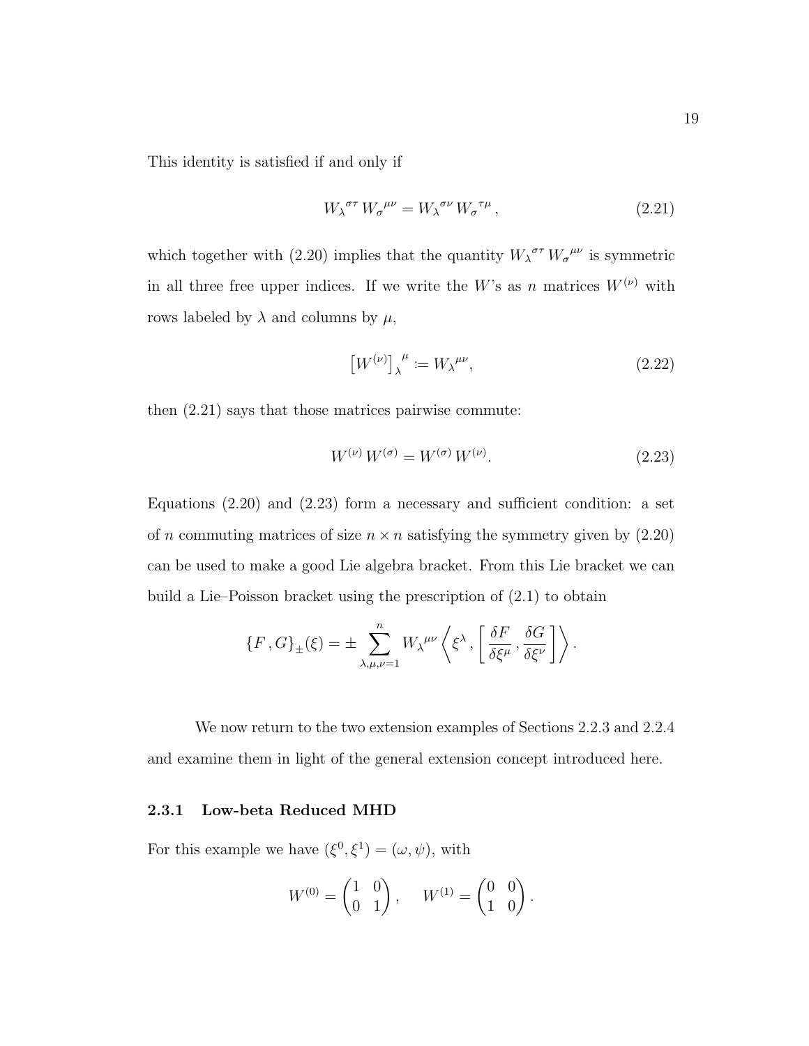This identity is satisfied if and only if

$$
W_{\lambda}{}^{\sigma\tau}\, W_{\sigma}{}^{\mu\nu} = W_{\lambda}{}^{\sigma\nu}\, W_{\sigma}{}^{\tau\mu}\,, \tag{2.21}
$$

which together with (2.20) implies that the quantity $W_{\lambda}{}^{\sigma\tau}\, W_{\sigma}{}^{\mu\nu}$ is symmetric in all three free upper indices. If we write the $W$'s as $n$ matrices $W^{(\nu)}$ with rows labeled by $\lambda$ and columns by $\mu$,

$$
\left[W^{(\nu)}\right]_{\lambda}{}^{\mu} := W_{\lambda}{}^{\mu\nu}, \tag{2.22}
$$

then (2.21) says that those matrices pairwise commute:

$$
W^{(\nu)}\, W^{(\sigma)} = W^{(\sigma)}\, W^{(\nu)}. \tag{2.23}
$$

Equations (2.20) and (2.23) form a necessary and sufficient condition: a set of $n$ commuting matrices of size $n \times n$ satisfying the symmetry given by (2.20) can be used to make a good Lie algebra bracket. From this Lie bracket we can build a Lie–Poisson bracket using the prescription of (2.1) to obtain

$$
\{F\,,G\}_{\pm}(\xi) = \pm \sum_{\lambda,\mu,\nu=1}^{n} W_{\lambda}{}^{\mu\nu} \left\langle \xi^{\lambda}\,, \left[\, \frac{\delta F}{\delta \xi^{\mu}}\,, \frac{\delta G}{\delta \xi^{\nu}} \,\right] \right\rangle .
$$

We now return to the two extension examples of Sections 2.2.3 and 2.2.4 and examine them in light of the general extension concept introduced here.

### 2.3.1 Low-beta Reduced MHD

For this example we have $(\xi^0, \xi^1) = (\omega, \psi)$, with

$$
W^{(0)} = \begin{pmatrix} 1 & 0 \\ 0 & 1 \end{pmatrix}, \qquad W^{(1)} = \begin{pmatrix} 0 & 0 \\ 1 & 0 \end{pmatrix}.
$$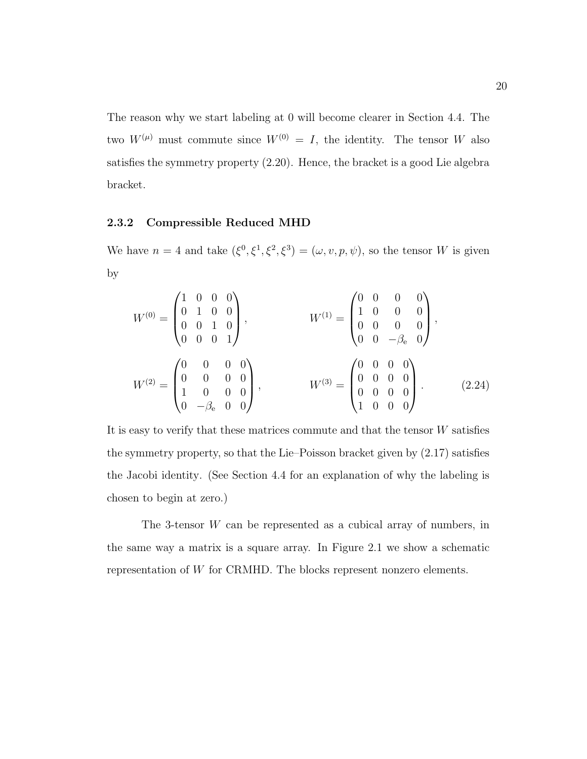The reason why we start labeling at 0 will become clearer in Section 4.4. The two $W^{(\mu)}$ must commute since $W^{(0)} = I$, the identity. The tensor $W$ also satisfies the symmetry property (2.20). Hence, the bracket is a good Lie algebra bracket.

### 2.3.2 Compressible Reduced MHD

We have $n = 4$ and take $(\xi^0, \xi^1, \xi^2, \xi^3) = (\omega, v, p, \psi)$, so the tensor $W$ is given by

$$
W^{(0)} = \begin{pmatrix} 1 & 0 & 0 & 0 \\ 0 & 1 & 0 & 0 \\ 0 & 0 & 1 & 0 \\ 0 & 0 & 0 & 1 \end{pmatrix}, \qquad W^{(1)} = \begin{pmatrix} 0 & 0 & 0 & 0 \\ 1 & 0 & 0 & 0 \\ 0 & 0 & 0 & 0 \\ 0 & 0 & -\beta_{\mathrm{e}} & 0 \end{pmatrix},
$$

$$
W^{(2)} = \begin{pmatrix} 0 & 0 & 0 & 0 \\ 0 & 0 & 0 & 0 \\ 1 & 0 & 0 & 0 \\ 0 & -\beta_{\mathrm{e}} & 0 & 0 \end{pmatrix}, \qquad W^{(3)} = \begin{pmatrix} 0 & 0 & 0 & 0 \\ 0 & 0 & 0 & 0 \\ 0 & 0 & 0 & 0 \\ 1 & 0 & 0 & 0 \end{pmatrix}. \tag{2.24}
$$

It is easy to verify that these matrices commute and that the tensor $W$ satisfies the symmetry property, so that the Lie–Poisson bracket given by (2.17) satisfies the Jacobi identity. (See Section 4.4 for an explanation of why the labeling is chosen to begin at zero.)

The 3-tensor $W$ can be represented as a cubical array of numbers, in the same way a matrix is a square array. In Figure 2.1 we show a schematic representation of $W$ for CRMHD. The blocks represent nonzero elements.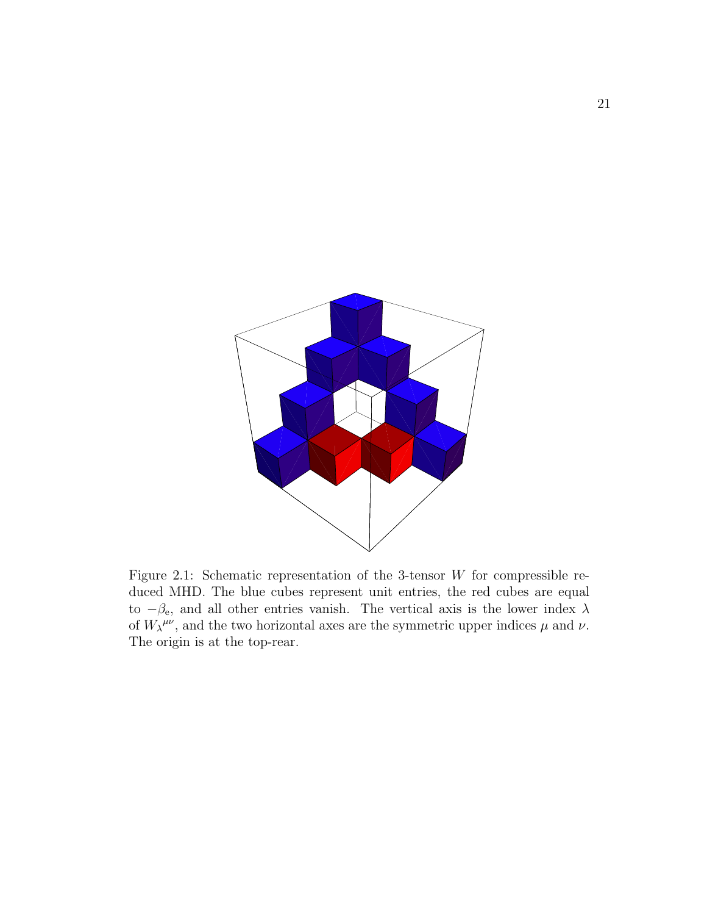Figure 2.1: Schematic representation of the 3-tensor $W$ for compressible reduced MHD. The blue cubes represent unit entries, the red cubes are equal to $-\beta_e$, and all other entries vanish. The vertical axis is the lower index $\lambda$ of ${W_\lambda}^{\mu\nu}$, and the two horizontal axes are the symmetric upper indices $\mu$ and $\nu$. The origin is at the top-rear.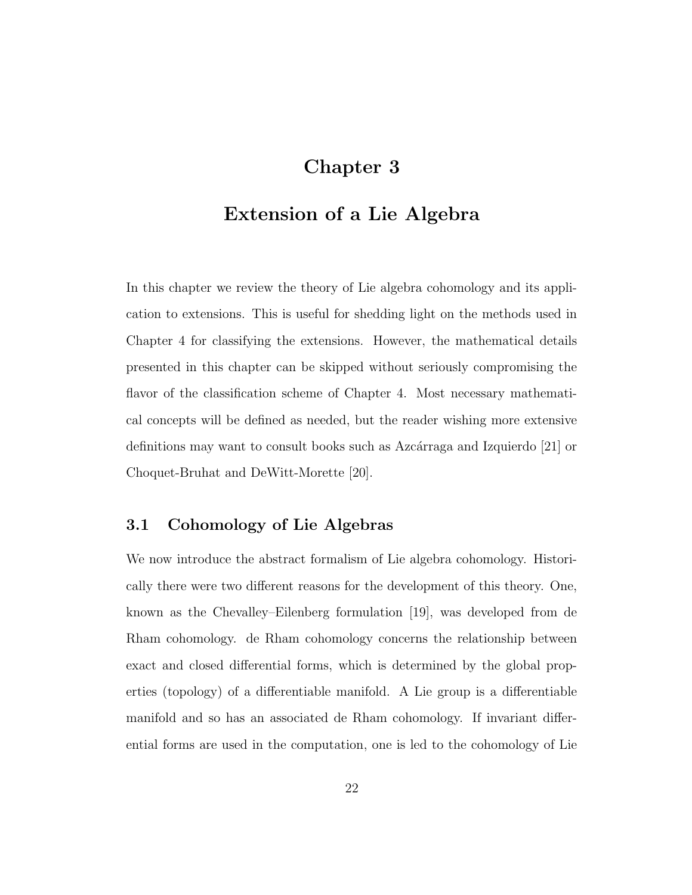# Chapter 3

# Extension of a Lie Algebra

In this chapter we review the theory of Lie algebra cohomology and its application to extensions. This is useful for shedding light on the methods used in Chapter 4 for classifying the extensions. However, the mathematical details presented in this chapter can be skipped without seriously compromising the flavor of the classification scheme of Chapter 4. Most necessary mathematical concepts will be defined as needed, but the reader wishing more extensive definitions may want to consult books such as Azcárraga and Izquierdo [21] or Choquet-Bruhat and DeWitt-Morette [20].

## 3.1 Cohomology of Lie Algebras

We now introduce the abstract formalism of Lie algebra cohomology. Historically there were two different reasons for the development of this theory. One, known as the Chevalley–Eilenberg formulation [19], was developed from de Rham cohomology. de Rham cohomology concerns the relationship between exact and closed differential forms, which is determined by the global properties (topology) of a differentiable manifold. A Lie group is a differentiable manifold and so has an associated de Rham cohomology. If invariant differential forms are used in the computation, one is led to the cohomology of Lie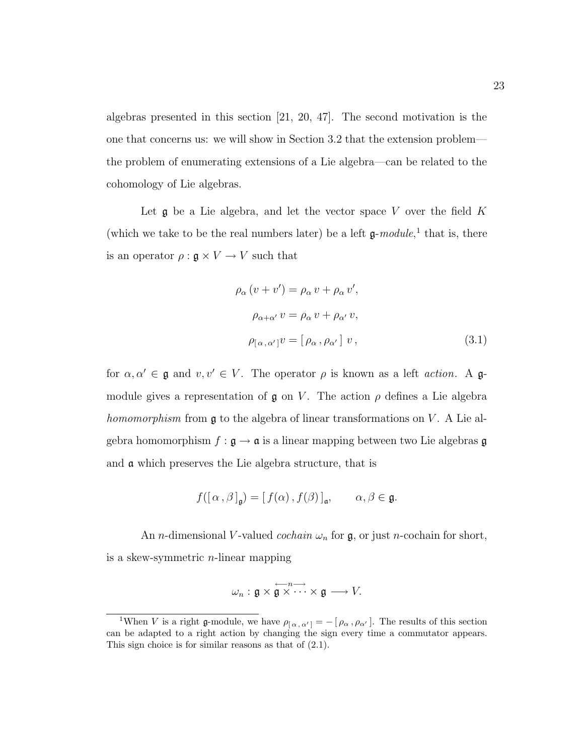algebras presented in this section [21, 20, 47]. The second motivation is the one that concerns us: we will show in Section 3.2 that the extension problem—the problem of enumerating extensions of a Lie algebra—can be related to the cohomology of Lie algebras.

Let $\mathfrak{g}$ be a Lie algebra, and let the vector space $V$ over the field $K$ (which we take to be the real numbers later) be a left $\mathfrak{g}$-*module*,[1] that is, there is an operator $\rho : \mathfrak{g} \times V \rightarrow V$ such that

$$
\begin{aligned}
\rho_\alpha \, (v + v') &= \rho_\alpha \, v + \rho_\alpha \, v', \\
\rho_{\alpha + \alpha'} \, v &= \rho_\alpha \, v + \rho_{\alpha'} \, v, \\
\rho_{[\,\alpha\,,\,\alpha'\,]} v &= [\,\rho_\alpha\,,\,\rho_{\alpha'}\,]\ v\,,
\end{aligned}
\tag{3.1}
$$

for $\alpha, \alpha' \in \mathfrak{g}$ and $v, v' \in V$. The operator $\rho$ is known as a left *action*. A $\mathfrak{g}$-module gives a representation of $\mathfrak{g}$ on $V$. The action $\rho$ defines a Lie algebra *homomorphism* from $\mathfrak{g}$ to the algebra of linear transformations on $V$. A Lie algebra homomorphism $f : \mathfrak{g} \rightarrow \mathfrak{a}$ is a linear mapping between two Lie algebras $\mathfrak{g}$ and $\mathfrak{a}$ which preserves the Lie algebra structure, that is

$$
f([\,\alpha\,,\beta\,]_{\mathfrak{g}}) = [\,f(\alpha)\,,f(\beta)\,]_{\mathfrak{a}}, \qquad \alpha, \beta \in \mathfrak{g}.
$$

An $n$-dimensional $V$-valued *cochain* $\omega_n$ for $\mathfrak{g}$, or just $n$-cochain for short, is a skew-symmetric $n$-linear mapping

$$
\omega_n : \mathfrak{g} \times \overset{\longleftarrow n \longrightarrow}{\mathfrak{g} \times \cdots} \times \mathfrak{g} \longrightarrow V.
$$

[1] When $V$ is a right $\mathfrak{g}$-module, we have $\rho_{[\,\alpha\,,\,\alpha'\,]} = -[\,\rho_\alpha\,,\rho_{\alpha'}\,]$. The results of this section can be adapted to a right action by changing the sign every time a commutator appears. This sign choice is for similar reasons as that of (2.1).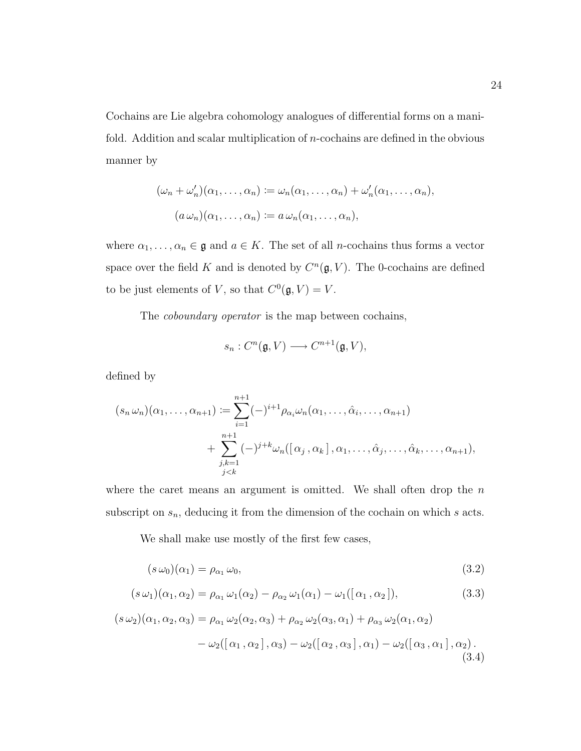Cochains are Lie algebra cohomology analogues of differential forms on a manifold. Addition and scalar multiplication of $n$-cochains are defined in the obvious manner by

$$(\omega_n + \omega_n')(\alpha_1, \ldots, \alpha_n) \coloneqq \omega_n(\alpha_1, \ldots, \alpha_n) + \omega_n'(\alpha_1, \ldots, \alpha_n),$$

$$(a\,\omega_n)(\alpha_1, \ldots, \alpha_n) \coloneqq a\,\omega_n(\alpha_1, \ldots, \alpha_n),$$

where $\alpha_1, \ldots, \alpha_n \in \mathfrak{g}$ and $a \in K$. The set of all $n$-cochains thus forms a vector space over the field $K$ and is denoted by $C^n(\mathfrak{g}, V)$. The 0-cochains are defined to be just elements of $V$, so that $C^0(\mathfrak{g}, V) = V$.

The *coboundary operator* is the map between cochains,

$$s_n : C^n(\mathfrak{g}, V) \longrightarrow C^{n+1}(\mathfrak{g}, V),$$

defined by

$$\begin{aligned}(s_n\,\omega_n)(\alpha_1, \ldots, \alpha_{n+1}) \coloneqq &\sum_{i=1}^{n+1} (-)^{i+1} \rho_{\alpha_i} \omega_n(\alpha_1, \ldots, \hat{\alpha}_i, \ldots, \alpha_{n+1}) \\ &+ \sum_{\substack{j,k=1 \\ j<k}}^{n+1} (-)^{j+k} \omega_n([\,\alpha_j\,, \alpha_k\,]\,, \alpha_1, \ldots, \hat{\alpha}_j, \ldots, \hat{\alpha}_k, \ldots, \alpha_{n+1}),\end{aligned}$$

where the caret means an argument is omitted. We shall often drop the $n$ subscript on $s_n$, deducing it from the dimension of the cochain on which $s$ acts.

We shall make use mostly of the first few cases,

$$(s\,\omega_0)(\alpha_1) = \rho_{\alpha_1}\,\omega_0, \tag{3.2}$$

$$(s\,\omega_1)(\alpha_1, \alpha_2) = \rho_{\alpha_1}\,\omega_1(\alpha_2) - \rho_{\alpha_2}\,\omega_1(\alpha_1) - \omega_1([\,\alpha_1\,, \alpha_2\,]), \tag{3.3}$$

$$\begin{aligned}(s\,\omega_2)(\alpha_1, \alpha_2, \alpha_3) = &\rho_{\alpha_1}\,\omega_2(\alpha_2, \alpha_3) + \rho_{\alpha_2}\,\omega_2(\alpha_3, \alpha_1) + \rho_{\alpha_3}\,\omega_2(\alpha_1, \alpha_2) \\ &- \omega_2([\,\alpha_1\,, \alpha_2\,]\,, \alpha_3) - \omega_2([\,\alpha_2\,, \alpha_3\,]\,, \alpha_1) - \omega_2([\,\alpha_3\,, \alpha_1\,]\,, \alpha_2)\,.\end{aligned} \tag{3.4}$$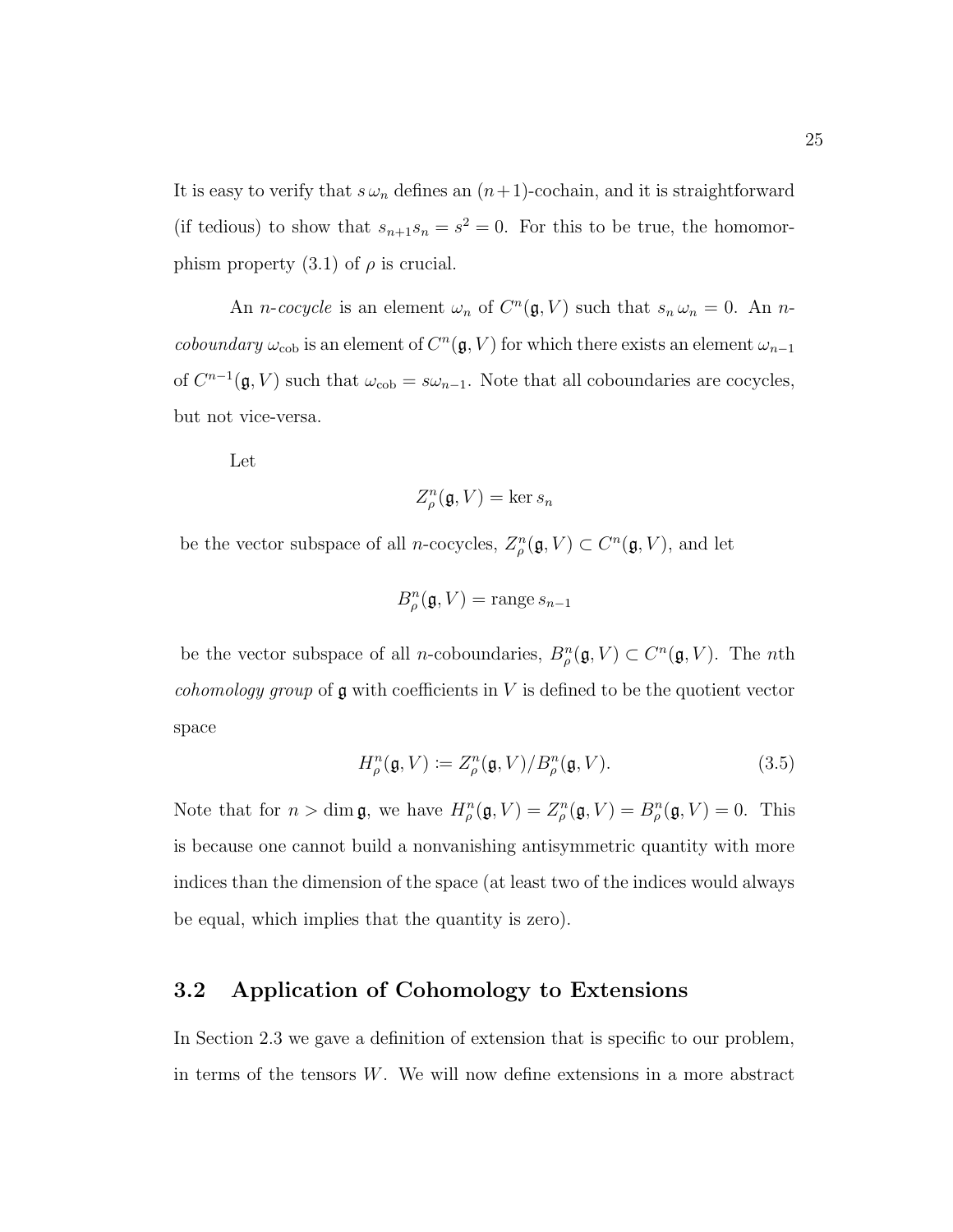It is easy to verify that $s\,\omega_n$ defines an $(n+1)$-cochain, and it is straightforward (if tedious) to show that $s_{n+1}s_n = s^2 = 0$. For this to be true, the homomorphism property (3.1) of $\rho$ is crucial.

An *n-cocycle* is an element $\omega_n$ of $C^n(\mathfrak{g}, V)$ such that $s_n\,\omega_n = 0$. An *n-coboundary* $\omega_{\text{cob}}$ is an element of $C^n(\mathfrak{g}, V)$ for which there exists an element $\omega_{n-1}$ of $C^{n-1}(\mathfrak{g}, V)$ such that $\omega_{\text{cob}} = s\omega_{n-1}$. Note that all coboundaries are cocycles, but not vice-versa.

Let

$$Z^n_\rho(\mathfrak{g}, V) = \ker s_n$$

be the vector subspace of all $n$-cocycles, $Z^n_\rho(\mathfrak{g}, V) \subset C^n(\mathfrak{g}, V)$, and let

$$B^n_\rho(\mathfrak{g}, V) = \text{range}\, s_{n-1}$$

be the vector subspace of all $n$-coboundaries, $B^n_\rho(\mathfrak{g}, V) \subset C^n(\mathfrak{g}, V)$. The $n$th *cohomology group* of $\mathfrak{g}$ with coefficients in $V$ is defined to be the quotient vector space

$$H^n_\rho(\mathfrak{g}, V) := Z^n_\rho(\mathfrak{g}, V)/B^n_\rho(\mathfrak{g}, V). \tag{3.5}$$

Note that for $n > \dim \mathfrak{g}$, we have $H^n_\rho(\mathfrak{g}, V) = Z^n_\rho(\mathfrak{g}, V) = B^n_\rho(\mathfrak{g}, V) = 0$. This is because one cannot build a nonvanishing antisymmetric quantity with more indices than the dimension of the space (at least two of the indices would always be equal, which implies that the quantity is zero).

## 3.2 Application of Cohomology to Extensions

In Section 2.3 we gave a definition of extension that is specific to our problem, in terms of the tensors $W$. We will now define extensions in a more abstract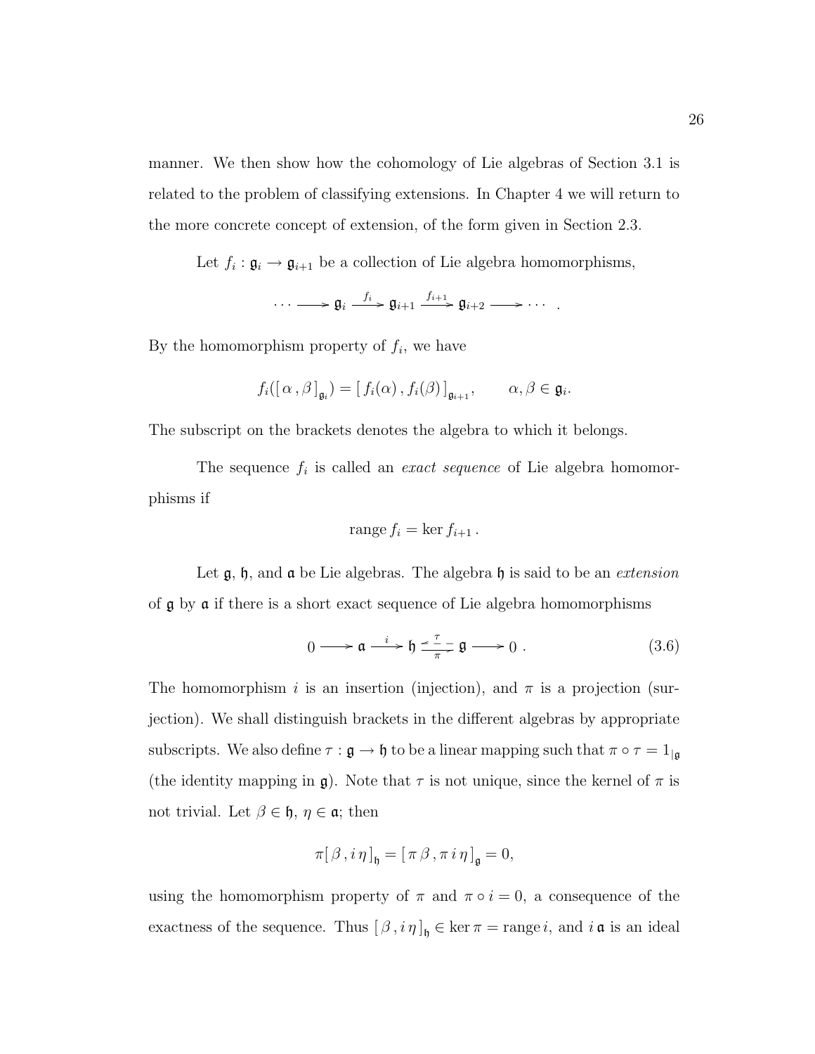manner. We then show how the cohomology of Lie algebras of Section 3.1 is related to the problem of classifying extensions. In Chapter 4 we will return to the more concrete concept of extension, of the form given in Section 2.3.

Let $f_i : \mathfrak{g}_i \to \mathfrak{g}_{i+1}$ be a collection of Lie algebra homomorphisms,

$$\cdots \longrightarrow \mathfrak{g}_i \xrightarrow{f_i} \mathfrak{g}_{i+1} \xrightarrow{f_{i+1}} \mathfrak{g}_{i+2} \longrightarrow \cdots \ .$$

By the homomorphism property of $f_i$, we have

$$f_i([\,\alpha\,,\beta\,]_{\mathfrak{g}_i}) = [\,f_i(\alpha)\,,f_i(\beta)\,]_{\mathfrak{g}_{i+1}}, \qquad \alpha, \beta \in \mathfrak{g}_i.$$

The subscript on the brackets denotes the algebra to which it belongs.

The sequence $f_i$ is called an *exact sequence* of Lie algebra homomorphisms if

$$\text{range}\, f_i = \ker f_{i+1}\,.$$

Let $\mathfrak{g}$, $\mathfrak{h}$, and $\mathfrak{a}$ be Lie algebras. The algebra $\mathfrak{h}$ is said to be an *extension* of $\mathfrak{g}$ by $\mathfrak{a}$ if there is a short exact sequence of Lie algebra homomorphisms

$$0 \longrightarrow \mathfrak{a} \xrightarrow{\ i\ } \mathfrak{h} \underset{\pi}{\overset{\tau}{\rightleftarrows}} \mathfrak{g} \longrightarrow 0\ . \tag{3.6}$$

The homomorphism $i$ is an insertion (injection), and $\pi$ is a projection (surjection). We shall distinguish brackets in the different algebras by appropriate subscripts. We also define $\tau : \mathfrak{g} \to \mathfrak{h}$ to be a linear mapping such that $\pi \circ \tau = 1_{|\mathfrak{g}}$ (the identity mapping in $\mathfrak{g}$). Note that $\tau$ is not unique, since the kernel of $\pi$ is not trivial. Let $\beta \in \mathfrak{h}$, $\eta \in \mathfrak{a}$; then

$$\pi[\,\beta\,, i\,\eta\,]_{\mathfrak{h}} = [\,\pi\,\beta\,, \pi\,i\,\eta\,]_{\mathfrak{g}} = 0,$$

using the homomorphism property of $\pi$ and $\pi \circ i = 0$, a consequence of the exactness of the sequence. Thus $[\,\beta\,, i\,\eta\,]_{\mathfrak{h}} \in \ker \pi = \text{range}\, i$, and $i\,\mathfrak{a}$ is an ideal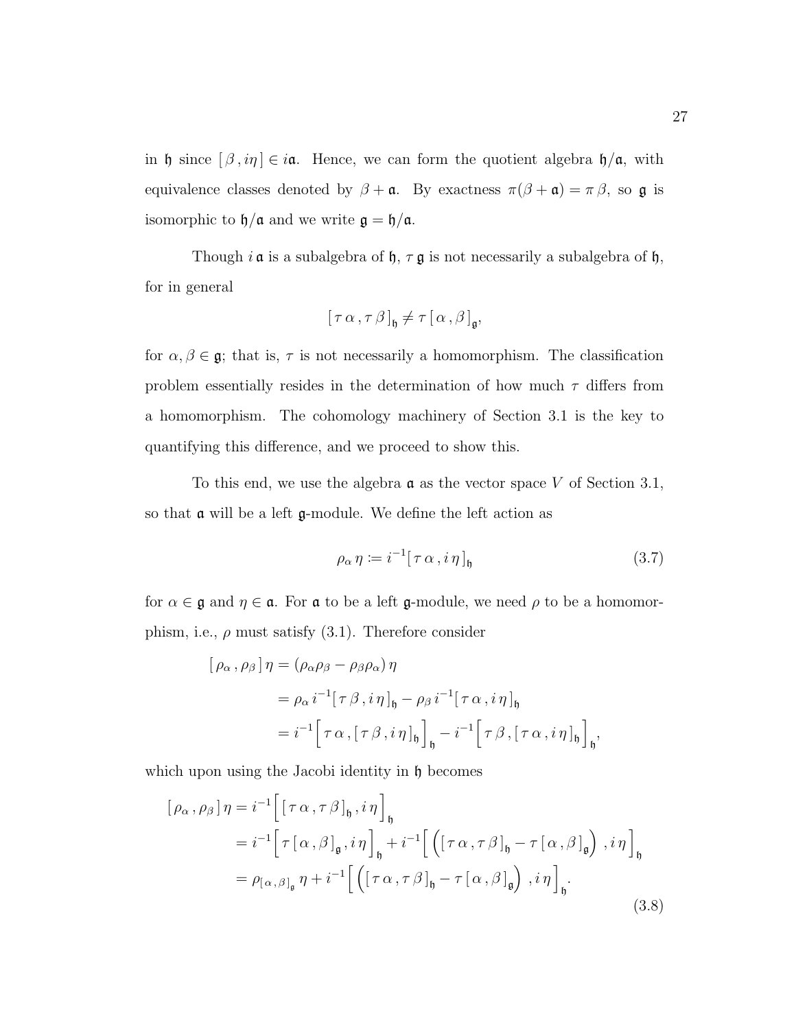in $\mathfrak{h}$ since $[\,\beta\,, i\eta\,] \in i\mathfrak{a}$. Hence, we can form the quotient algebra $\mathfrak{h}/\mathfrak{a}$, with equivalence classes denoted by $\beta + \mathfrak{a}$. By exactness $\pi(\beta + \mathfrak{a}) = \pi\,\beta$, so $\mathfrak{g}$ is isomorphic to $\mathfrak{h}/\mathfrak{a}$ and we write $\mathfrak{g} = \mathfrak{h}/\mathfrak{a}$.

Though $i\,\mathfrak{a}$ is a subalgebra of $\mathfrak{h}$, $\tau\,\mathfrak{g}$ is not necessarily a subalgebra of $\mathfrak{h}$, for in general

$$[\,\tau\,\alpha\,, \tau\,\beta\,]_{\mathfrak{h}} \neq \tau\,[\,\alpha\,, \beta\,]_{\mathfrak{g}},$$

for $\alpha, \beta \in \mathfrak{g}$; that is, $\tau$ is not necessarily a homomorphism. The classification problem essentially resides in the determination of how much $\tau$ differs from a homomorphism. The cohomology machinery of Section 3.1 is the key to quantifying this difference, and we proceed to show this.

To this end, we use the algebra $\mathfrak{a}$ as the vector space $V$ of Section 3.1, so that $\mathfrak{a}$ will be a left $\mathfrak{g}$-module. We define the left action as

$$\rho_\alpha\,\eta \coloneqq i^{-1}[\,\tau\,\alpha\,, i\,\eta\,]_{\mathfrak{h}} \tag{3.7}$$

for $\alpha \in \mathfrak{g}$ and $\eta \in \mathfrak{a}$. For $\mathfrak{a}$ to be a left $\mathfrak{g}$-module, we need $\rho$ to be a homomorphism, i.e., $\rho$ must satisfy (3.1). Therefore consider

$$\begin{aligned}
[\,\rho_\alpha\,, \rho_\beta\,]\,\eta &= (\rho_\alpha\rho_\beta - \rho_\beta\rho_\alpha)\,\eta \\
&= \rho_\alpha\, i^{-1}[\,\tau\,\beta\,, i\,\eta\,]_{\mathfrak{h}} - \rho_\beta\, i^{-1}[\,\tau\,\alpha\,, i\,\eta\,]_{\mathfrak{h}} \\
&= i^{-1}\Big[\,\tau\,\alpha\,, [\,\tau\,\beta\,, i\,\eta\,]_{\mathfrak{h}}\Big]_{\mathfrak{h}} - i^{-1}\Big[\,\tau\,\beta\,, [\,\tau\,\alpha\,, i\,\eta\,]_{\mathfrak{h}}\Big]_{\mathfrak{h}},
\end{aligned}$$

which upon using the Jacobi identity in $\mathfrak{h}$ becomes

$$\begin{aligned}
[\,\rho_\alpha\,, \rho_\beta\,]\,\eta &= i^{-1}\Big[\,[\,\tau\,\alpha\,, \tau\,\beta\,]_{\mathfrak{h}}\,, i\,\eta\,\Big]_{\mathfrak{h}} \\
&= i^{-1}\Big[\,\tau\,[\,\alpha\,, \beta\,]_{\mathfrak{g}}\,, i\,\eta\,\Big]_{\mathfrak{h}} + i^{-1}\Big[\,\Big([\,\tau\,\alpha\,, \tau\,\beta\,]_{\mathfrak{h}} - \tau\,[\,\alpha\,, \beta\,]_{\mathfrak{g}}\Big)\,, i\,\eta\,\Big]_{\mathfrak{h}} \\
&= \rho_{[\,\alpha\,,\,\beta\,]_{\mathfrak{g}}}\,\eta + i^{-1}\Big[\,\Big([\,\tau\,\alpha\,, \tau\,\beta\,]_{\mathfrak{h}} - \tau\,[\,\alpha\,, \beta\,]_{\mathfrak{g}}\Big)\,, i\,\eta\,\Big]_{\mathfrak{h}}.
\end{aligned} \tag{3.8}$$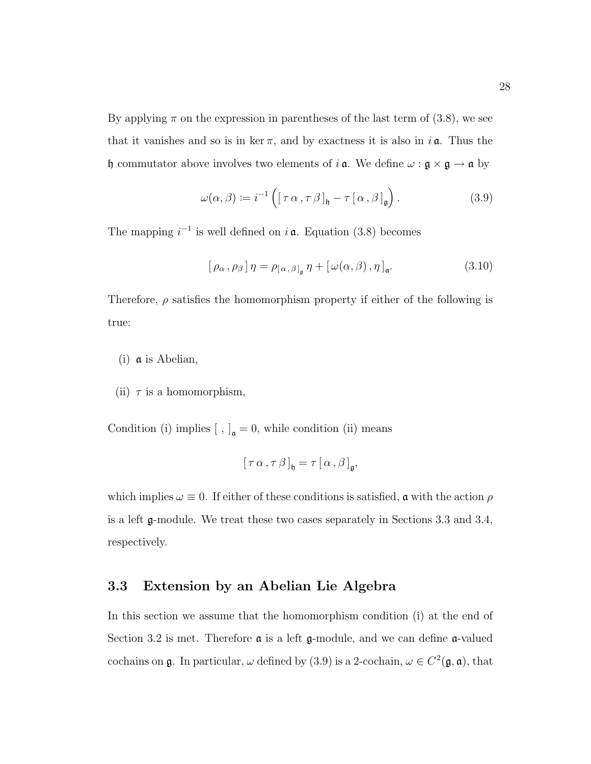By applying $\pi$ on the expression in parentheses of the last term of (3.8), we see that it vanishes and so is in $\ker \pi$, and by exactness it is also in $i\,\mathfrak{a}$. Thus the $\mathfrak{h}$ commutator above involves two elements of $i\,\mathfrak{a}$. We define $\omega : \mathfrak{g} \times \mathfrak{g} \to \mathfrak{a}$ by

$$\omega(\alpha, \beta) := i^{-1}\left(\left[\,\tau\,\alpha\,,\tau\,\beta\,\right]_{\mathfrak{h}} - \tau\left[\,\alpha\,,\beta\,\right]_{\mathfrak{g}}\right). \tag{3.9}$$

The mapping $i^{-1}$ is well defined on $i\,\mathfrak{a}$. Equation (3.8) becomes

$$\left[\,\rho_\alpha\,,\rho_\beta\,\right]\eta = \rho_{[\,\alpha\,,\beta\,]_{\mathfrak{g}}}\,\eta + \left[\,\omega(\alpha,\beta)\,,\eta\,\right]_{\mathfrak{a}}. \tag{3.10}$$

Therefore, $\rho$ satisfies the homomorphism property if either of the following is true:

(i) $\mathfrak{a}$ is Abelian,

(ii) $\tau$ is a homomorphism,

Condition (i) implies $[\ ,\ ]_{\mathfrak{a}} = 0$, while condition (ii) means

$$\left[\,\tau\,\alpha\,,\tau\,\beta\,\right]_{\mathfrak{h}} = \tau\left[\,\alpha\,,\beta\,\right]_{\mathfrak{g}},$$

which implies $\omega \equiv 0$. If either of these conditions is satisfied, $\mathfrak{a}$ with the action $\rho$ is a left $\mathfrak{g}$-module. We treat these two cases separately in Sections 3.3 and 3.4, respectively.

## 3.3 Extension by an Abelian Lie Algebra

In this section we assume that the homomorphism condition (i) at the end of Section 3.2 is met. Therefore $\mathfrak{a}$ is a left $\mathfrak{g}$-module, and we can define $\mathfrak{a}$-valued cochains on $\mathfrak{g}$. In particular, $\omega$ defined by (3.9) is a 2-cochain, $\omega \in C^2(\mathfrak{g}, \mathfrak{a})$, that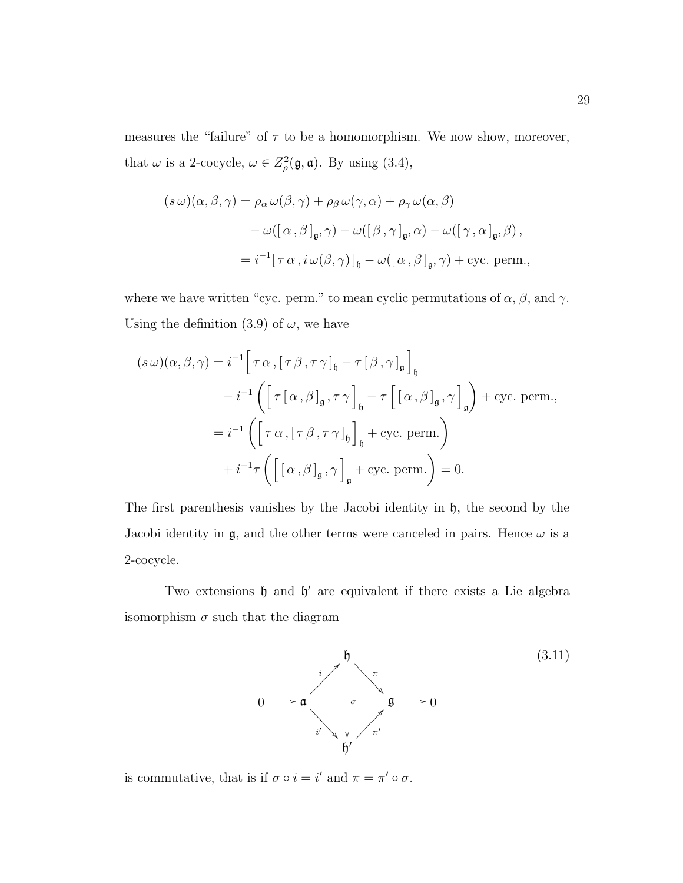measures the "failure" of $\tau$ to be a homomorphism. We now show, moreover, that $\omega$ is a 2-cocycle, $\omega \in Z^2_\rho(\mathfrak{g}, \mathfrak{a})$. By using (3.4),

$$
\begin{aligned}
(s\,\omega)(\alpha,\beta,\gamma) &= \rho_\alpha\,\omega(\beta,\gamma) + \rho_\beta\,\omega(\gamma,\alpha) + \rho_\gamma\,\omega(\alpha,\beta) \\
&\qquad - \omega([\,\alpha\,,\beta\,]_{\mathfrak{g}},\gamma) - \omega([\,\beta\,,\gamma\,]_{\mathfrak{g}},\alpha) - \omega([\,\gamma\,,\alpha\,]_{\mathfrak{g}},\beta)\,, \\
&= i^{-1}[\,\tau\,\alpha\,, i\,\omega(\beta,\gamma)\,]_{\mathfrak{h}} - \omega([\,\alpha\,,\beta\,]_{\mathfrak{g}},\gamma) + \text{cyc. perm.},
\end{aligned}
$$

where we have written "cyc. perm." to mean cyclic permutations of $\alpha$, $\beta$, and $\gamma$. Using the definition (3.9) of $\omega$, we have

$$
\begin{aligned}
(s\,\omega)(\alpha,\beta,\gamma) &= i^{-1}\Big[\,\tau\,\alpha\,, [\,\tau\,\beta\,, \tau\,\gamma\,]_{\mathfrak{h}} - \tau\,[\,\beta\,,\gamma\,]_{\mathfrak{g}}\Big]_{\mathfrak{h}} \\
&\qquad - i^{-1}\left(\Big[\,\tau\,[\,\alpha\,,\beta\,]_{\mathfrak{g}}\,, \tau\,\gamma\,\Big]_{\mathfrak{h}} - \tau\,\Big[\,[\,\alpha\,,\beta\,]_{\mathfrak{g}}\,,\gamma\,\Big]_{\mathfrak{g}}\right) + \text{cyc. perm.}, \\
&= i^{-1}\left(\Big[\,\tau\,\alpha\,, [\,\tau\,\beta\,, \tau\,\gamma\,]_{\mathfrak{h}}\Big]_{\mathfrak{h}} + \text{cyc. perm.}\right) \\
&\qquad + i^{-1}\tau\left(\Big[\,[\,\alpha\,,\beta\,]_{\mathfrak{g}}\,,\gamma\,\Big]_{\mathfrak{g}} + \text{cyc. perm.}\right) = 0.
\end{aligned}
$$

The first parenthesis vanishes by the Jacobi identity in $\mathfrak{h}$, the second by the Jacobi identity in $\mathfrak{g}$, and the other terms were canceled in pairs. Hence $\omega$ is a 2-cocycle.

Two extensions $\mathfrak{h}$ and $\mathfrak{h}'$ are equivalent if there exists a Lie algebra isomorphism $\sigma$ such that the diagram

$$
\begin{array}{ccccccc}
 & & & \mathfrak{h} & & & \\
 & & {\scriptstyle i}\nearrow & & \searrow{\scriptstyle \pi} & & \\
0 \longrightarrow & \mathfrak{a} & & \Big\downarrow{\scriptstyle \sigma} & & \mathfrak{g} & \longrightarrow 0 \\
 & & {\scriptstyle i'}\searrow & & \nearrow{\scriptstyle \pi'} & & \\
 & & & \mathfrak{h}' & & &
\end{array}
\tag{3.11}
$$

is commutative, that is if $\sigma \circ i = i'$ and $\pi = \pi' \circ \sigma$.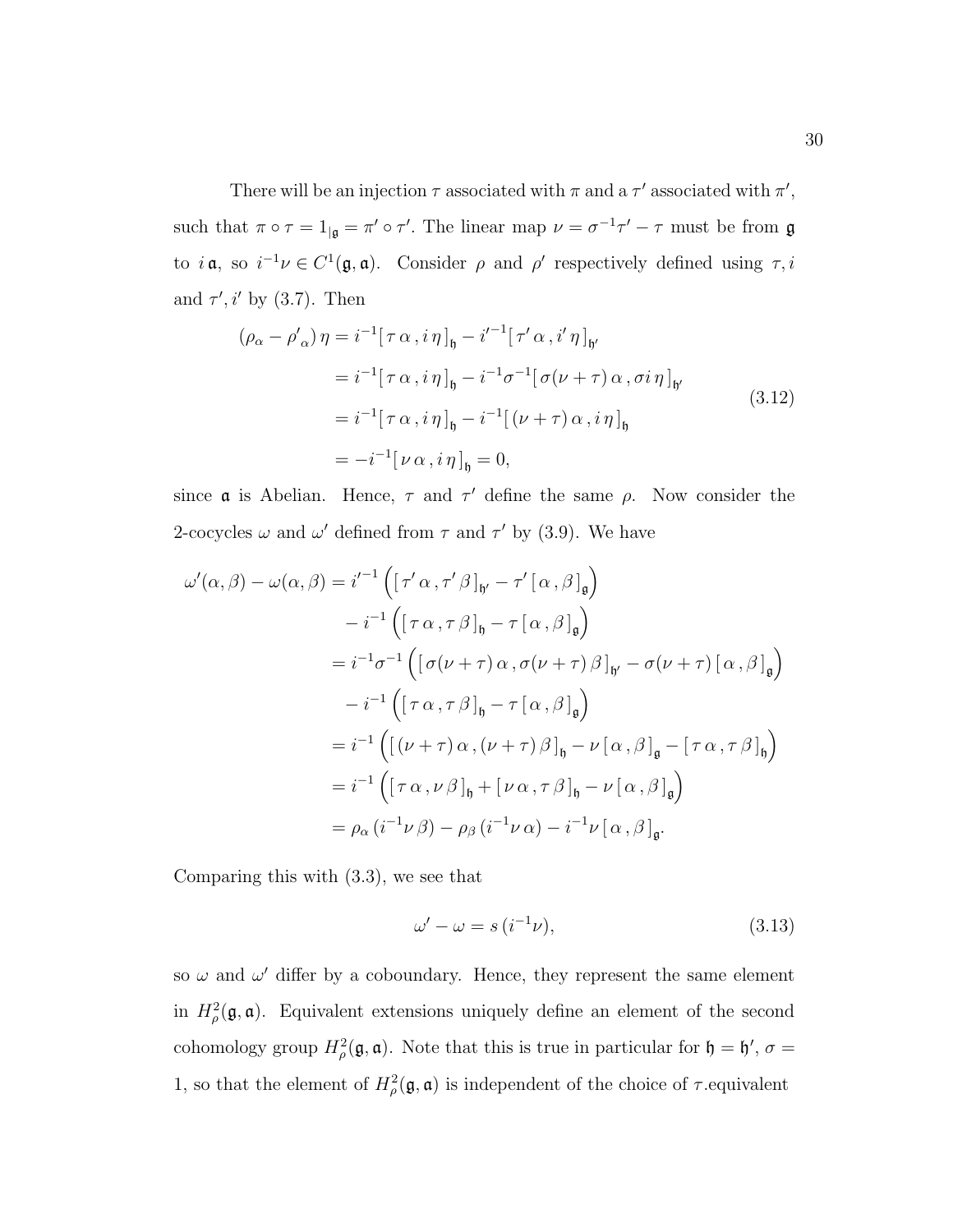There will be an injection $\tau$ associated with $\pi$ and a $\tau'$ associated with $\pi'$, such that $\pi \circ \tau = 1_{|\mathfrak{g}} = \pi' \circ \tau'$. The linear map $\nu = \sigma^{-1}\tau' - \tau$ must be from $\mathfrak{g}$ to $i\,\mathfrak{a}$, so $i^{-1}\nu \in C^1(\mathfrak{g}, \mathfrak{a})$. Consider $\rho$ and $\rho'$ respectively defined using $\tau, i$ and $\tau', i'$ by (3.7). Then

$$
\begin{aligned}
(\rho_\alpha - {\rho'}_\alpha)\,\eta &= i^{-1}[\,\tau\,\alpha\,,i\,\eta\,]_{\mathfrak{h}} - {i'}^{-1}[\,\tau'\,\alpha\,,i'\,\eta\,]_{\mathfrak{h}'} \\
&= i^{-1}[\,\tau\,\alpha\,,i\,\eta\,]_{\mathfrak{h}} - i^{-1}\sigma^{-1}[\,\sigma(\nu+\tau)\,\alpha\,,\sigma i\,\eta\,]_{\mathfrak{h}'} \\
&= i^{-1}[\,\tau\,\alpha\,,i\,\eta\,]_{\mathfrak{h}} - i^{-1}[\,(\nu+\tau)\,\alpha\,,i\,\eta\,]_{\mathfrak{h}} \\
&= -i^{-1}[\,\nu\,\alpha\,,i\,\eta\,]_{\mathfrak{h}} = 0,
\end{aligned}
\tag{3.12}
$$

since $\mathfrak{a}$ is Abelian. Hence, $\tau$ and $\tau'$ define the same $\rho$. Now consider the 2-cocycles $\omega$ and $\omega'$ defined from $\tau$ and $\tau'$ by (3.9). We have

$$
\begin{aligned}
\omega'(\alpha,\beta) - \omega(\alpha,\beta) &= {i'}^{-1}\left([\,\tau'\,\alpha\,,\tau'\,\beta\,]_{\mathfrak{h}'} - \tau'\,[\,\alpha\,,\beta\,]_{\mathfrak{g}}\right) \\
&\quad - i^{-1}\left([\,\tau\,\alpha\,,\tau\,\beta\,]_{\mathfrak{h}} - \tau\,[\,\alpha\,,\beta\,]_{\mathfrak{g}}\right) \\
&= i^{-1}\sigma^{-1}\left([\,\sigma(\nu+\tau)\,\alpha\,,\sigma(\nu+\tau)\,\beta\,]_{\mathfrak{h}'} - \sigma(\nu+\tau)\,[\,\alpha\,,\beta\,]_{\mathfrak{g}}\right) \\
&\quad - i^{-1}\left([\,\tau\,\alpha\,,\tau\,\beta\,]_{\mathfrak{h}} - \tau\,[\,\alpha\,,\beta\,]_{\mathfrak{g}}\right) \\
&= i^{-1}\left([\,(\nu+\tau)\,\alpha\,,(\nu+\tau)\,\beta\,]_{\mathfrak{h}} - \nu\,[\,\alpha\,,\beta\,]_{\mathfrak{g}} - [\,\tau\,\alpha\,,\tau\,\beta\,]_{\mathfrak{h}}\right) \\
&= i^{-1}\left([\,\tau\,\alpha\,,\nu\,\beta\,]_{\mathfrak{h}} + [\,\nu\,\alpha\,,\tau\,\beta\,]_{\mathfrak{h}} - \nu\,[\,\alpha\,,\beta\,]_{\mathfrak{g}}\right) \\
&= \rho_\alpha\,(i^{-1}\nu\,\beta) - \rho_\beta\,(i^{-1}\nu\,\alpha) - i^{-1}\nu\,[\,\alpha\,,\beta\,]_{\mathfrak{g}}.
\end{aligned}
$$

Comparing this with (3.3), we see that

$$
\omega' - \omega = s\,(i^{-1}\nu), \tag{3.13}
$$

so $\omega$ and $\omega'$ differ by a coboundary. Hence, they represent the same element in $H^2_\rho(\mathfrak{g}, \mathfrak{a})$. Equivalent extensions uniquely define an element of the second cohomology group $H^2_\rho(\mathfrak{g}, \mathfrak{a})$. Note that this is true in particular for $\mathfrak{h} = \mathfrak{h}'$, $\sigma = 1$, so that the element of $H^2_\rho(\mathfrak{g}, \mathfrak{a})$ is independent of the choice of $\tau$.equivalent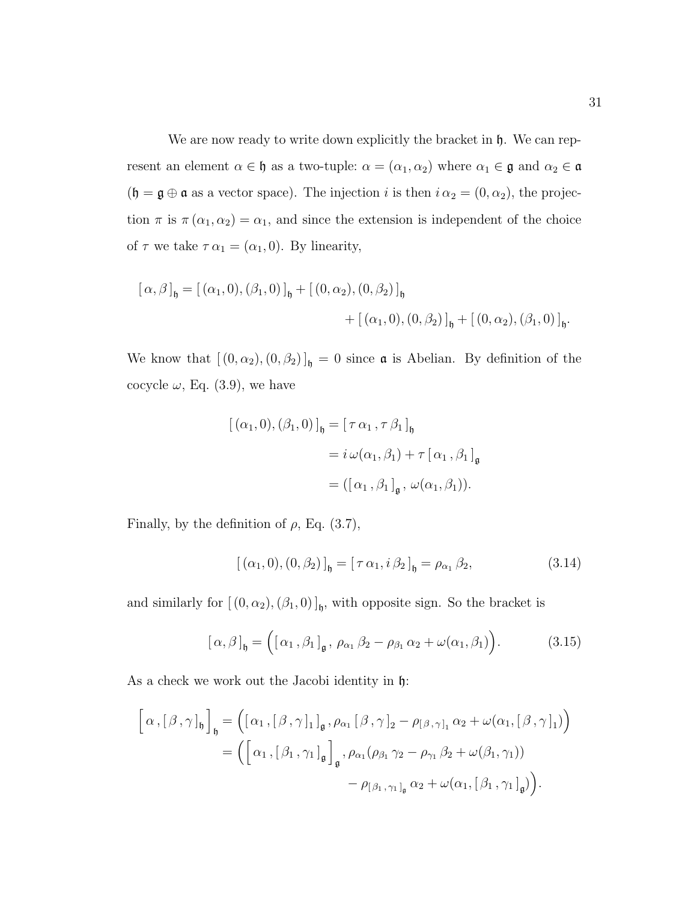We are now ready to write down explicitly the bracket in $\mathfrak{h}$. We can represent an element $\alpha \in \mathfrak{h}$ as a two-tuple: $\alpha = (\alpha_1, \alpha_2)$ where $\alpha_1 \in \mathfrak{g}$ and $\alpha_2 \in \mathfrak{a}$ ($\mathfrak{h} = \mathfrak{g} \oplus \mathfrak{a}$ as a vector space). The injection $i$ is then $i\,\alpha_2 = (0, \alpha_2)$, the projection $\pi$ is $\pi\,(\alpha_1, \alpha_2) = \alpha_1$, and since the extension is independent of the choice of $\tau$ we take $\tau\,\alpha_1 = (\alpha_1, 0)$. By linearity,

$$
\begin{aligned}
[\,\alpha, \beta\,]_{\mathfrak{h}} = [\,(\alpha_1, 0), (\beta_1, 0)\,]_{\mathfrak{h}} + [\,(0, \alpha_2), (0, \beta_2)\,]_{\mathfrak{h}} \\
+ [\,(\alpha_1, 0), (0, \beta_2)\,]_{\mathfrak{h}} + [\,(0, \alpha_2), (\beta_1, 0)\,]_{\mathfrak{h}}.
\end{aligned}
$$

We know that $[\,(0, \alpha_2), (0, \beta_2)\,]_{\mathfrak{h}} = 0$ since $\mathfrak{a}$ is Abelian. By definition of the cocycle $\omega$, Eq. (3.9), we have

$$
\begin{aligned}
[\,(\alpha_1, 0), (\beta_1, 0)\,]_{\mathfrak{h}} &= [\,\tau\,\alpha_1\,, \tau\,\beta_1\,]_{\mathfrak{h}} \\
&= i\,\omega(\alpha_1, \beta_1) + \tau\,[\,\alpha_1\,, \beta_1\,]_{\mathfrak{g}} \\
&= ([\,\alpha_1\,, \beta_1\,]_{\mathfrak{g}}\,,\, \omega(\alpha_1, \beta_1)).
\end{aligned}
$$

Finally, by the definition of $\rho$, Eq. (3.7),

$$
[\,(\alpha_1, 0), (0, \beta_2)\,]_{\mathfrak{h}} = [\,\tau\,\alpha_1, i\,\beta_2\,]_{\mathfrak{h}} = \rho_{\alpha_1}\,\beta_2, \tag{3.14}
$$

and similarly for $[\,(0, \alpha_2), (\beta_1, 0)\,]_{\mathfrak{h}}$, with opposite sign. So the bracket is

$$
[\,\alpha, \beta\,]_{\mathfrak{h}} = \Big([\,\alpha_1\,, \beta_1\,]_{\mathfrak{g}}\,,\, \rho_{\alpha_1}\,\beta_2 - \rho_{\beta_1}\,\alpha_2 + \omega(\alpha_1, \beta_1)\Big). \tag{3.15}
$$

As a check we work out the Jacobi identity in $\mathfrak{h}$:

$$
\begin{aligned}
\Big[\,\alpha\,, [\,\beta\,, \gamma\,]_{\mathfrak{h}}\Big]_{\mathfrak{h}} &= \Big([\,\alpha_1\,, [\,\beta\,, \gamma\,]_1\,]_{\mathfrak{g}}\,, \rho_{\alpha_1}\,[\,\beta\,, \gamma\,]_2 - \rho_{[\,\beta\,,\gamma\,]_1}\,\alpha_2 + \omega(\alpha_1, [\,\beta\,, \gamma\,]_1)\Big) \\
&= \Big(\Big[\,\alpha_1\,, [\,\beta_1\,, \gamma_1\,]_{\mathfrak{g}}\Big]_{\mathfrak{g}}\,, \rho_{\alpha_1}(\rho_{\beta_1}\,\gamma_2 - \rho_{\gamma_1}\,\beta_2 + \omega(\beta_1, \gamma_1)) \\
&\qquad - \rho_{[\,\beta_1\,,\gamma_1\,]_{\mathfrak{g}}}\,\alpha_2 + \omega(\alpha_1, [\,\beta_1\,, \gamma_1\,]_{\mathfrak{g}})\Big).
\end{aligned}
$$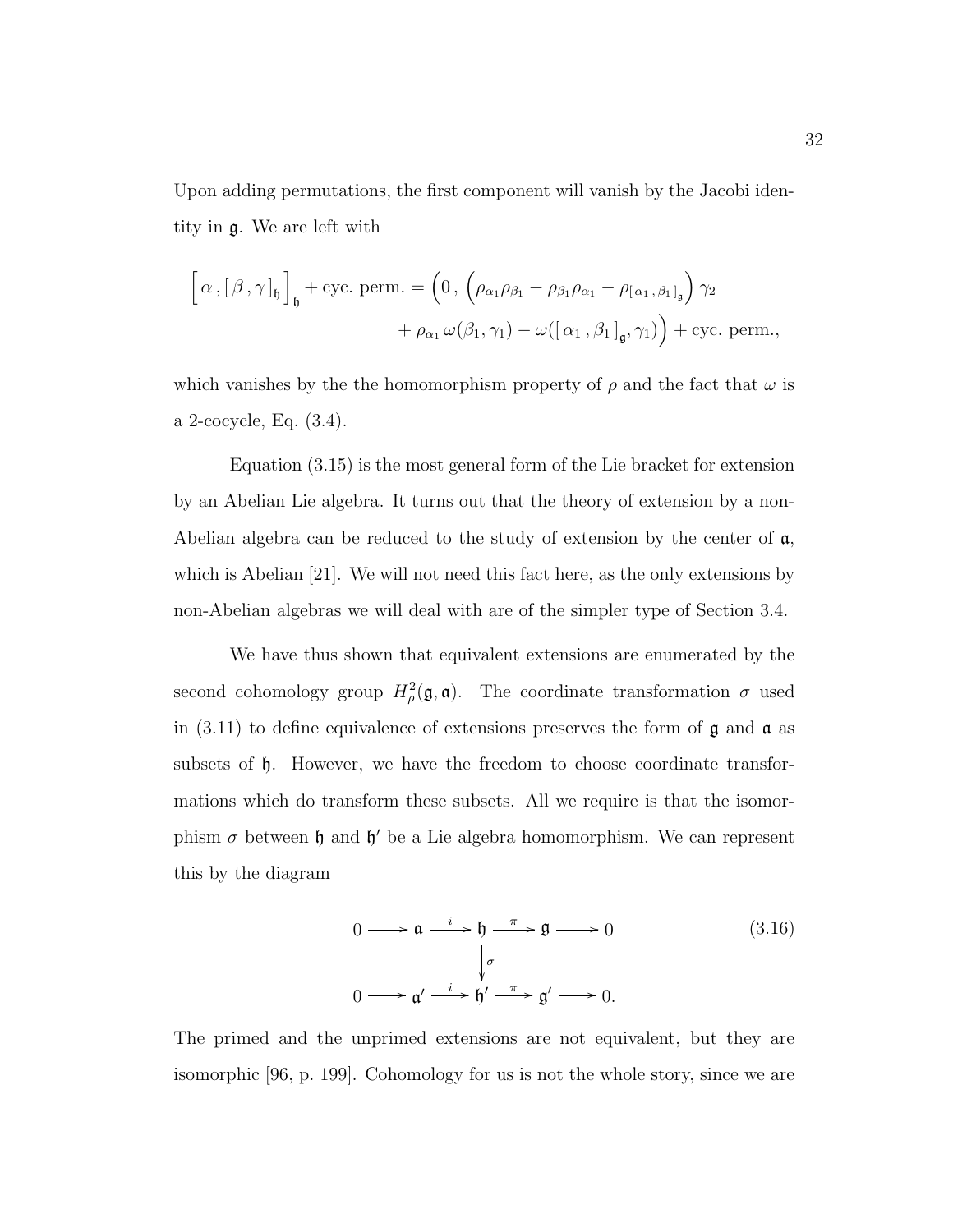Upon adding permutations, the first component will vanish by the Jacobi identity in $\mathfrak{g}$. We are left with

$$
\begin{aligned}
\Big[\,\alpha\,,[\,\beta\,,\gamma\,]_{\mathfrak{h}}\Big]_{\mathfrak{h}} + \text{cyc. perm.} = \Big(0\,,\, \Big(\rho_{\alpha_1}\rho_{\beta_1} - \rho_{\beta_1}\rho_{\alpha_1} - \rho_{[\,\alpha_1\,,\,\beta_1\,]_{\mathfrak{g}}}\Big)\,\gamma_2 \\
+ \rho_{\alpha_1}\,\omega(\beta_1,\gamma_1) - \omega([\,\alpha_1\,,\beta_1\,]_{\mathfrak{g}},\gamma_1)\Big) + \text{cyc. perm.},
\end{aligned}
$$

which vanishes by the the homomorphism property of $\rho$ and the fact that $\omega$ is a 2-cocycle, Eq. (3.4).

Equation (3.15) is the most general form of the Lie bracket for extension by an Abelian Lie algebra. It turns out that the theory of extension by a non-Abelian algebra can be reduced to the study of extension by the center of $\mathfrak{a}$, which is Abelian [21]. We will not need this fact here, as the only extensions by non-Abelian algebras we will deal with are of the simpler type of Section 3.4.

We have thus shown that equivalent extensions are enumerated by the second cohomology group $H^2_\rho(\mathfrak{g},\mathfrak{a})$. The coordinate transformation $\sigma$ used in (3.11) to define equivalence of extensions preserves the form of $\mathfrak{g}$ and $\mathfrak{a}$ as subsets of $\mathfrak{h}$. However, we have the freedom to choose coordinate transformations which do transform these subsets. All we require is that the isomorphism $\sigma$ between $\mathfrak{h}$ and $\mathfrak{h}'$ be a Lie algebra homomorphism. We can represent this by the diagram

$$
\begin{array}{ccccccccc}
0 & \longrightarrow & \mathfrak{a} & \xrightarrow{\;i\;} & \mathfrak{h} & \xrightarrow{\;\pi\;} & \mathfrak{g} & \longrightarrow & 0 \\
 & & & & \big\downarrow{\scriptstyle\sigma} & & & & \\
0 & \longrightarrow & \mathfrak{a}' & \xrightarrow{\;i\;} & \mathfrak{h}' & \xrightarrow{\;\pi\;} & \mathfrak{g}' & \longrightarrow & 0.
\end{array}
\tag{3.16}
$$

The primed and the unprimed extensions are not equivalent, but they are isomorphic [96, p. 199]. Cohomology for us is not the whole story, since we are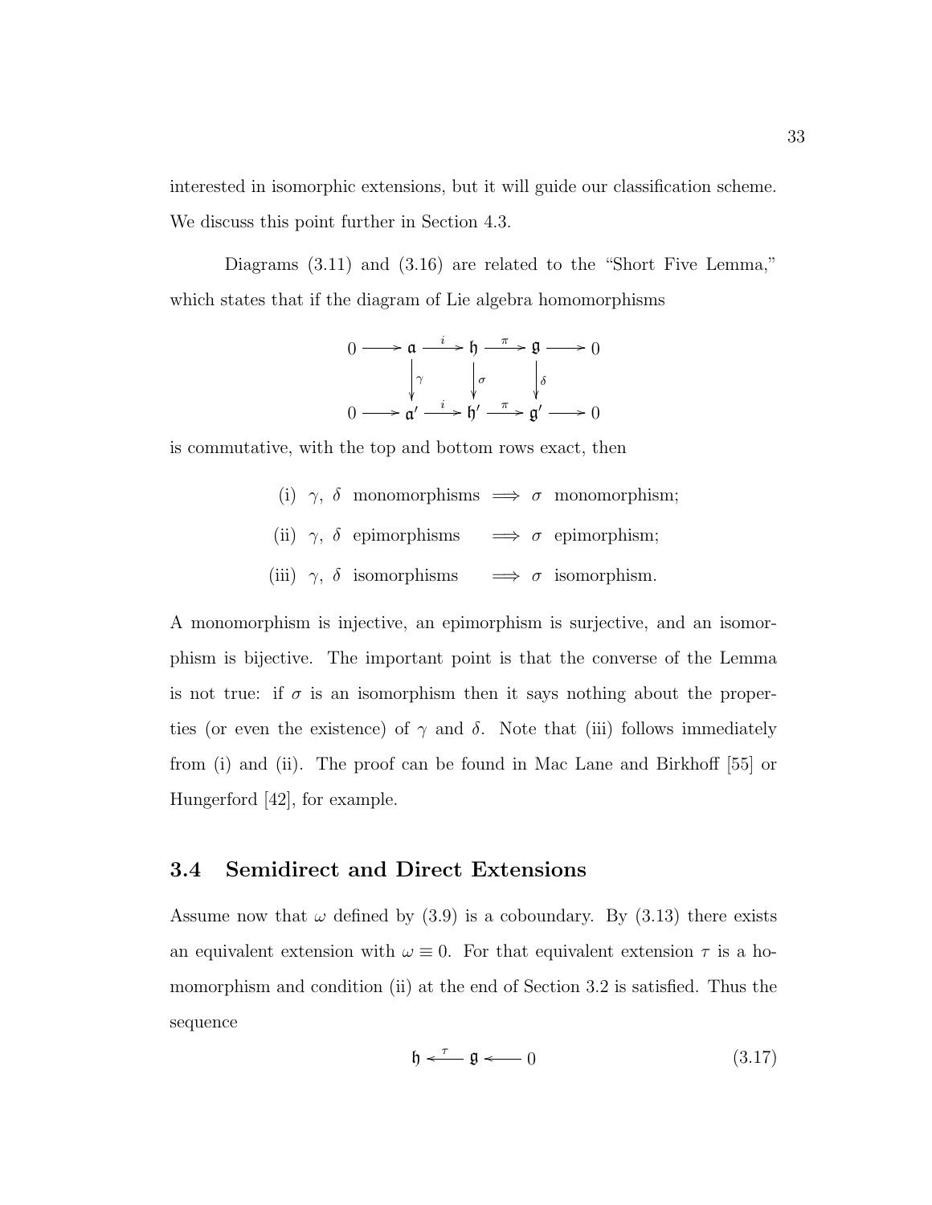interested in isomorphic extensions, but it will guide our classification scheme. We discuss this point further in Section 4.3.

Diagrams (3.11) and (3.16) are related to the "Short Five Lemma," which states that if the diagram of Lie algebra homomorphisms

$$\begin{array}{ccccccccc} 0 & \longrightarrow & \mathfrak{a} & \xrightarrow{i} & \mathfrak{h} & \xrightarrow{\pi} & \mathfrak{g} & \longrightarrow & 0 \\ & & \downarrow{\scriptstyle\gamma} & & \downarrow{\scriptstyle\sigma} & & \downarrow{\scriptstyle\delta} & & \\ 0 & \longrightarrow & \mathfrak{a}' & \xrightarrow{i} & \mathfrak{h}' & \xrightarrow{\pi} & \mathfrak{g}' & \longrightarrow & 0 \end{array}$$

is commutative, with the top and bottom rows exact, then

(i) $\gamma,\ \delta$ monomorphisms $\implies$ $\sigma$ monomorphism;

(ii) $\gamma,\ \delta$ epimorphisms $\implies$ $\sigma$ epimorphism;

(iii) $\gamma,\ \delta$ isomorphisms $\implies$ $\sigma$ isomorphism.

A monomorphism is injective, an epimorphism is surjective, and an isomorphism is bijective. The important point is that the converse of the Lemma is not true: if $\sigma$ is an isomorphism then it says nothing about the properties (or even the existence) of $\gamma$ and $\delta$. Note that (iii) follows immediately from (i) and (ii). The proof can be found in Mac Lane and Birkhoff [55] or Hungerford [42], for example.

## 3.4 Semidirect and Direct Extensions

Assume now that $\omega$ defined by (3.9) is a coboundary. By (3.13) there exists an equivalent extension with $\omega \equiv 0$. For that equivalent extension $\tau$ is a homomorphism and condition (ii) at the end of Section 3.2 is satisfied. Thus the sequence

$$\mathfrak{h} \xleftarrow{\ \tau\ } \mathfrak{g} \longleftarrow 0 \tag{3.17}$$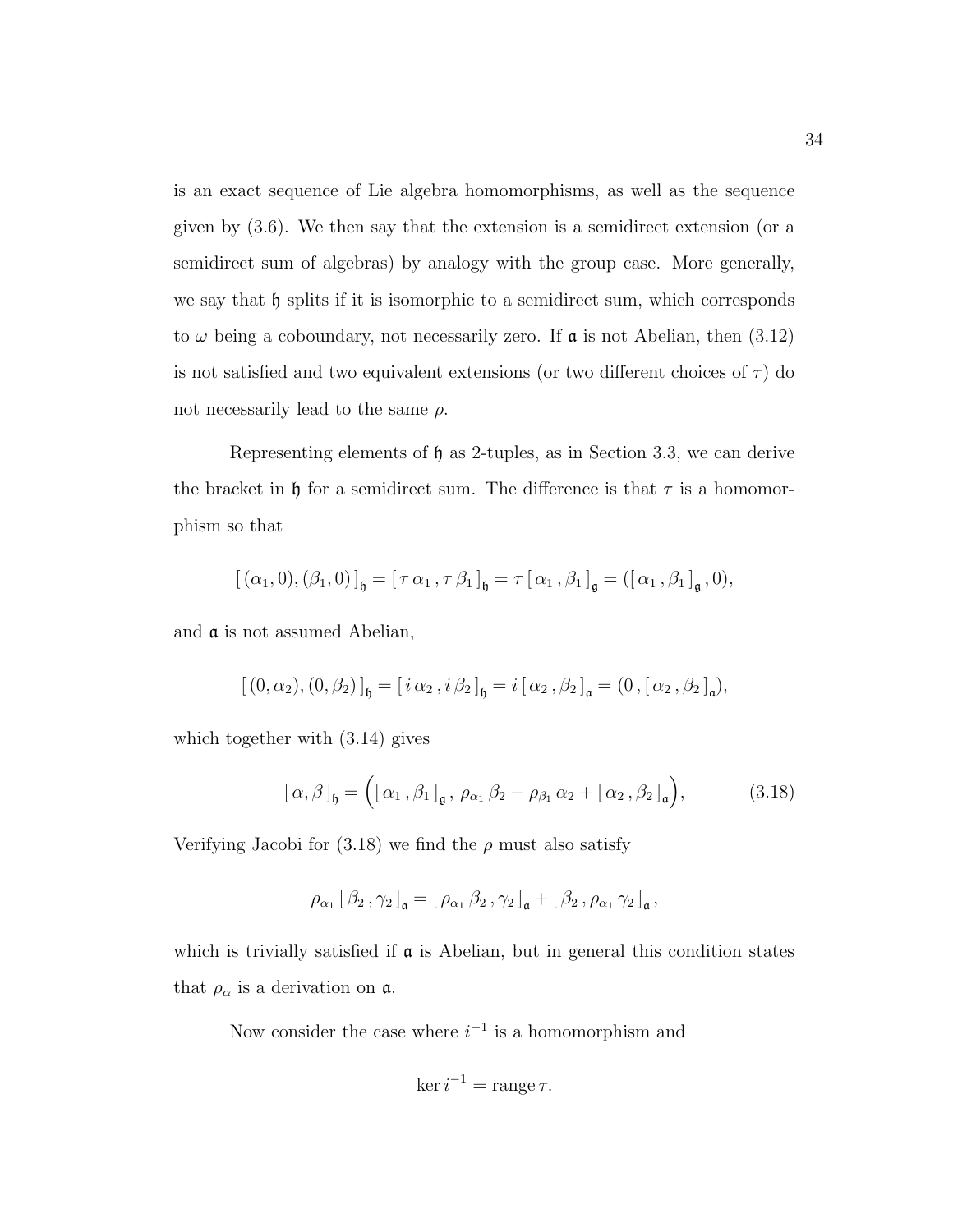is an exact sequence of Lie algebra homomorphisms, as well as the sequence given by (3.6). We then say that the extension is a semidirect extension (or a semidirect sum of algebras) by analogy with the group case. More generally, we say that $\mathfrak{h}$ splits if it is isomorphic to a semidirect sum, which corresponds to $\omega$ being a coboundary, not necessarily zero. If $\mathfrak{a}$ is not Abelian, then (3.12) is not satisfied and two equivalent extensions (or two different choices of $\tau$) do not necessarily lead to the same $\rho$.

Representing elements of $\mathfrak{h}$ as 2-tuples, as in Section 3.3, we can derive the bracket in $\mathfrak{h}$ for a semidirect sum. The difference is that $\tau$ is a homomorphism so that

$$[\,(\alpha_1,0),(\beta_1,0)\,]_{\mathfrak{h}} = [\,\tau\,\alpha_1\,,\tau\,\beta_1\,]_{\mathfrak{h}} = \tau\,[\,\alpha_1\,,\beta_1\,]_{\mathfrak{g}} = ([\,\alpha_1\,,\beta_1\,]_{\mathfrak{g}}\,,0),$$

and $\mathfrak{a}$ is not assumed Abelian,

$$[\,(0,\alpha_2),(0,\beta_2)\,]_{\mathfrak{h}} = [\,i\,\alpha_2\,,i\,\beta_2\,]_{\mathfrak{h}} = i\,[\,\alpha_2\,,\beta_2\,]_{\mathfrak{a}} = (0\,,[\,\alpha_2\,,\beta_2\,]_{\mathfrak{a}}),$$

which together with (3.14) gives

$$[\,\alpha,\beta\,]_{\mathfrak{h}} = \Big([\,\alpha_1\,,\beta_1\,]_{\mathfrak{g}}\,,\;\rho_{\alpha_1}\,\beta_2 - \rho_{\beta_1}\,\alpha_2 + [\,\alpha_2\,,\beta_2\,]_{\mathfrak{a}}\Big), \tag{3.18}$$

Verifying Jacobi for (3.18) we find the $\rho$ must also satisfy

$$\rho_{\alpha_1}\,[\,\beta_2\,,\gamma_2\,]_{\mathfrak{a}} = [\,\rho_{\alpha_1}\,\beta_2\,,\gamma_2\,]_{\mathfrak{a}} + [\,\beta_2\,,\rho_{\alpha_1}\,\gamma_2\,]_{\mathfrak{a}}\,,$$

which is trivially satisfied if $\mathfrak{a}$ is Abelian, but in general this condition states that $\rho_\alpha$ is a derivation on $\mathfrak{a}$.

Now consider the case where $i^{-1}$ is a homomorphism and

$$\ker i^{-1} = \operatorname{range}\tau.$$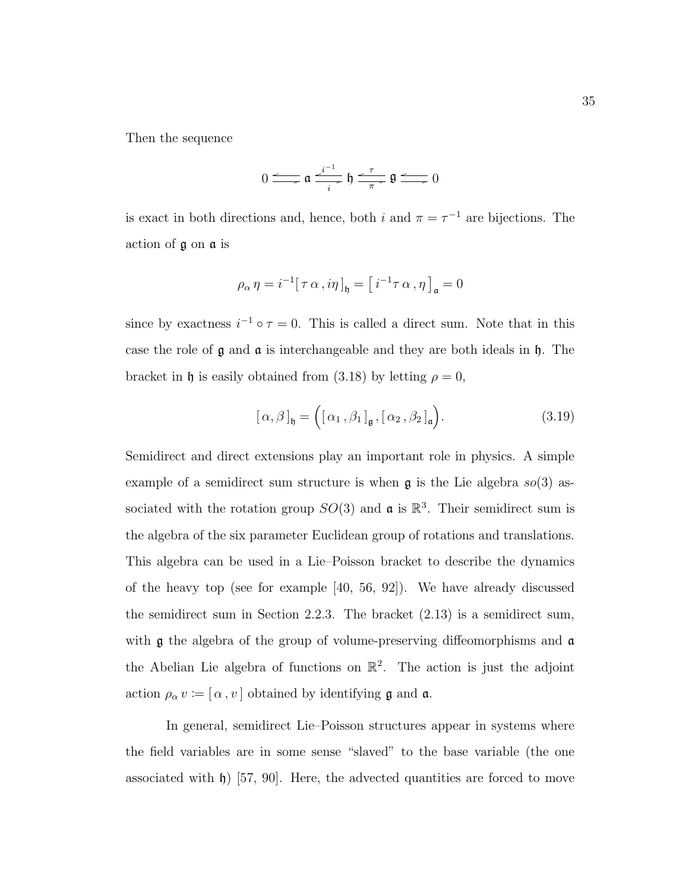Then the sequence

$$0 \underset{}{\overset{}{\rightleftarrows}} \mathfrak{a} \underset{i}{\overset{i^{-1}}{\rightleftarrows}} \mathfrak{h} \underset{\pi}{\overset{\tau}{\rightleftarrows}} \mathfrak{g} \underset{}{\overset{}{\rightleftarrows}} 0$$

is exact in both directions and, hence, both $i$ and $\pi = \tau^{-1}$ are bijections. The action of $\mathfrak{g}$ on $\mathfrak{a}$ is

$$\rho_\alpha \, \eta = i^{-1} [\, \tau \, \alpha \, , i\eta \,]_{\mathfrak{h}} = \left[\, i^{-1} \tau \, \alpha \, , \eta \,\right]_{\mathfrak{a}} = 0$$

since by exactness $i^{-1} \circ \tau = 0$. This is called a direct sum. Note that in this case the role of $\mathfrak{g}$ and $\mathfrak{a}$ is interchangeable and they are both ideals in $\mathfrak{h}$. The bracket in $\mathfrak{h}$ is easily obtained from (3.18) by letting $\rho = 0$,

$$[\, \alpha, \beta \,]_{\mathfrak{h}} = \Big( [\, \alpha_1 \, , \beta_1 \,]_{\mathfrak{g}} \, , [\, \alpha_2 \, , \beta_2 \,]_{\mathfrak{a}} \Big). \tag{3.19}$$

Semidirect and direct extensions play an important role in physics. A simple example of a semidirect sum structure is when $\mathfrak{g}$ is the Lie algebra $so(3)$ associated with the rotation group $SO(3)$ and $\mathfrak{a}$ is $\mathbb{R}^3$. Their semidirect sum is the algebra of the six parameter Euclidean group of rotations and translations. This algebra can be used in a Lie–Poisson bracket to describe the dynamics of the heavy top (see for example [40, 56, 92]). We have already discussed the semidirect sum in Section 2.2.3. The bracket (2.13) is a semidirect sum, with $\mathfrak{g}$ the algebra of the group of volume-preserving diffeomorphisms and $\mathfrak{a}$ the Abelian Lie algebra of functions on $\mathbb{R}^2$. The action is just the adjoint action $\rho_\alpha \, v := [\, \alpha \, , v \,]$ obtained by identifying $\mathfrak{g}$ and $\mathfrak{a}$.

In general, semidirect Lie–Poisson structures appear in systems where the field variables are in some sense "slaved" to the base variable (the one associated with $\mathfrak{h}$) [57, 90]. Here, the advected quantities are forced to move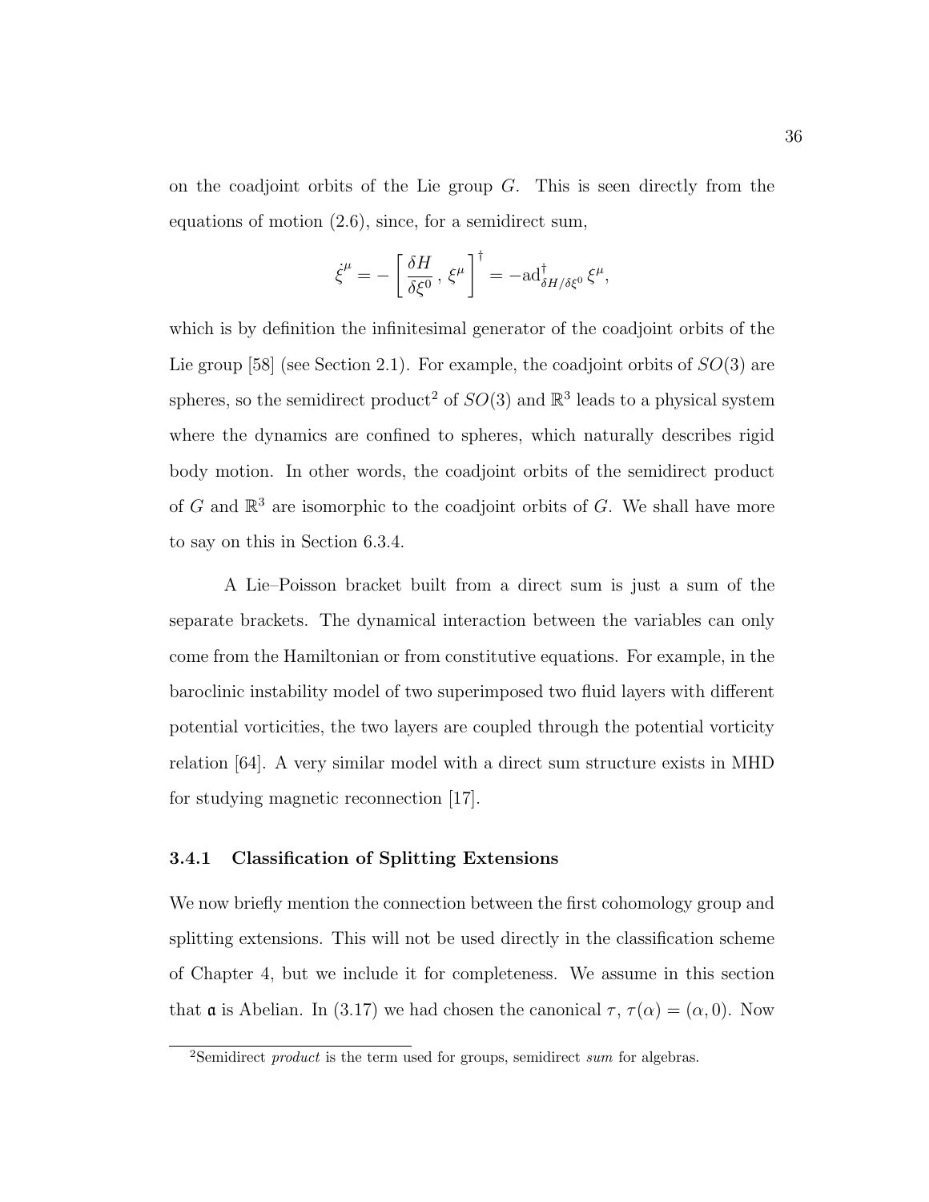on the coadjoint orbits of the Lie group $G$. This is seen directly from the equations of motion (2.6), since, for a semidirect sum,

$$\dot{\xi}^{\mu} = - \left[ \frac{\delta H}{\delta \xi^{0}} \, , \, \xi^{\mu} \right]^{\dagger} = -\mathrm{ad}^{\dagger}_{\delta H/\delta \xi^{0}} \, \xi^{\mu},$$

which is by definition the infinitesimal generator of the coadjoint orbits of the Lie group [58] (see Section 2.1). For example, the coadjoint orbits of $SO(3)$ are spheres, so the semidirect product[2] of $SO(3)$ and $\mathbb{R}^3$ leads to a physical system where the dynamics are confined to spheres, which naturally describes rigid body motion. In other words, the coadjoint orbits of the semidirect product of $G$ and $\mathbb{R}^3$ are isomorphic to the coadjoint orbits of $G$. We shall have more to say on this in Section 6.3.4.

A Lie–Poisson bracket built from a direct sum is just a sum of the separate brackets. The dynamical interaction between the variables can only come from the Hamiltonian or from constitutive equations. For example, in the baroclinic instability model of two superimposed two fluid layers with different potential vorticities, the two layers are coupled through the potential vorticity relation [64]. A very similar model with a direct sum structure exists in MHD for studying magnetic reconnection [17].

### 3.4.1 Classification of Splitting Extensions

We now briefly mention the connection between the first cohomology group and splitting extensions. This will not be used directly in the classification scheme of Chapter 4, but we include it for completeness. We assume in this section that $\mathfrak{a}$ is Abelian. In (3.17) we had chosen the canonical $\tau$, $\tau(\alpha) = (\alpha, 0)$. Now

[2]Semidirect *product* is the term used for groups, semidirect *sum* for algebras.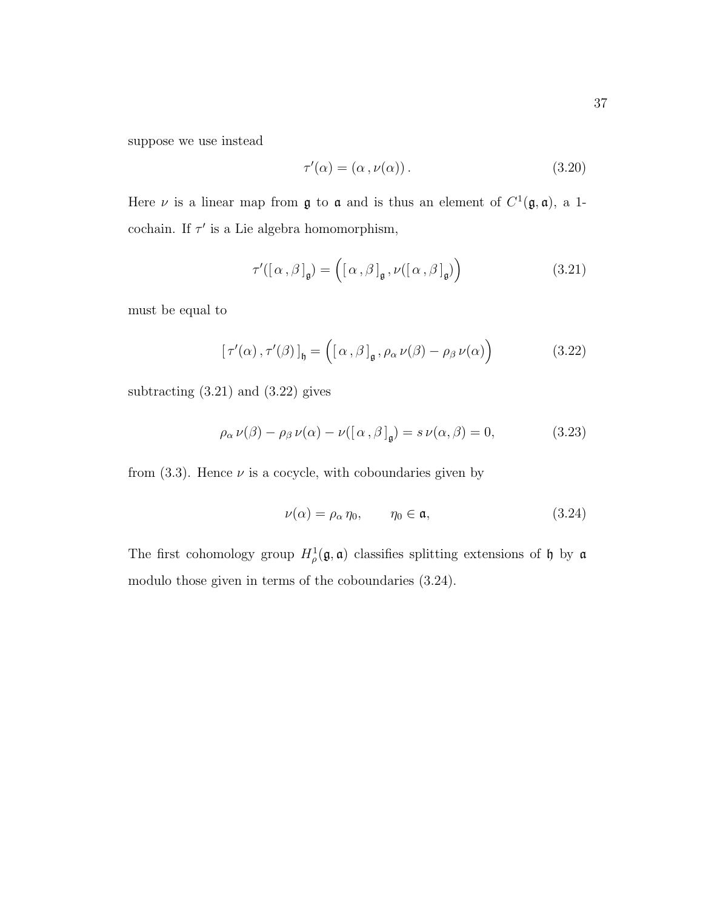suppose we use instead

$$\tau'(\alpha) = (\alpha\,, \nu(\alpha))\,. \tag{3.20}$$

Here $\nu$ is a linear map from $\mathfrak{g}$ to $\mathfrak{a}$ and is thus an element of $C^1(\mathfrak{g}, \mathfrak{a})$, a 1-cochain. If $\tau'$ is a Lie algebra homomorphism,

$$\tau'([\,\alpha\,,\beta\,]_{\mathfrak{g}}) = \Big([\,\alpha\,,\beta\,]_{\mathfrak{g}}\,, \nu([\,\alpha\,,\beta\,]_{\mathfrak{g}})\Big) \tag{3.21}$$

must be equal to

$$[\,\tau'(\alpha)\,, \tau'(\beta)\,]_{\mathfrak{h}} = \Big([\,\alpha\,,\beta\,]_{\mathfrak{g}}\,, \rho_\alpha\,\nu(\beta) - \rho_\beta\,\nu(\alpha)\Big) \tag{3.22}$$

subtracting (3.21) and (3.22) gives

$$\rho_\alpha\,\nu(\beta) - \rho_\beta\,\nu(\alpha) - \nu([\,\alpha\,,\beta\,]_{\mathfrak{g}}) = s\,\nu(\alpha, \beta) = 0, \tag{3.23}$$

from (3.3). Hence $\nu$ is a cocycle, with coboundaries given by

$$\nu(\alpha) = \rho_\alpha\,\eta_0, \qquad \eta_0 \in \mathfrak{a}, \tag{3.24}$$

The first cohomology group $H^1_\rho(\mathfrak{g}, \mathfrak{a})$ classifies splitting extensions of $\mathfrak{h}$ by $\mathfrak{a}$ modulo those given in terms of the coboundaries (3.24).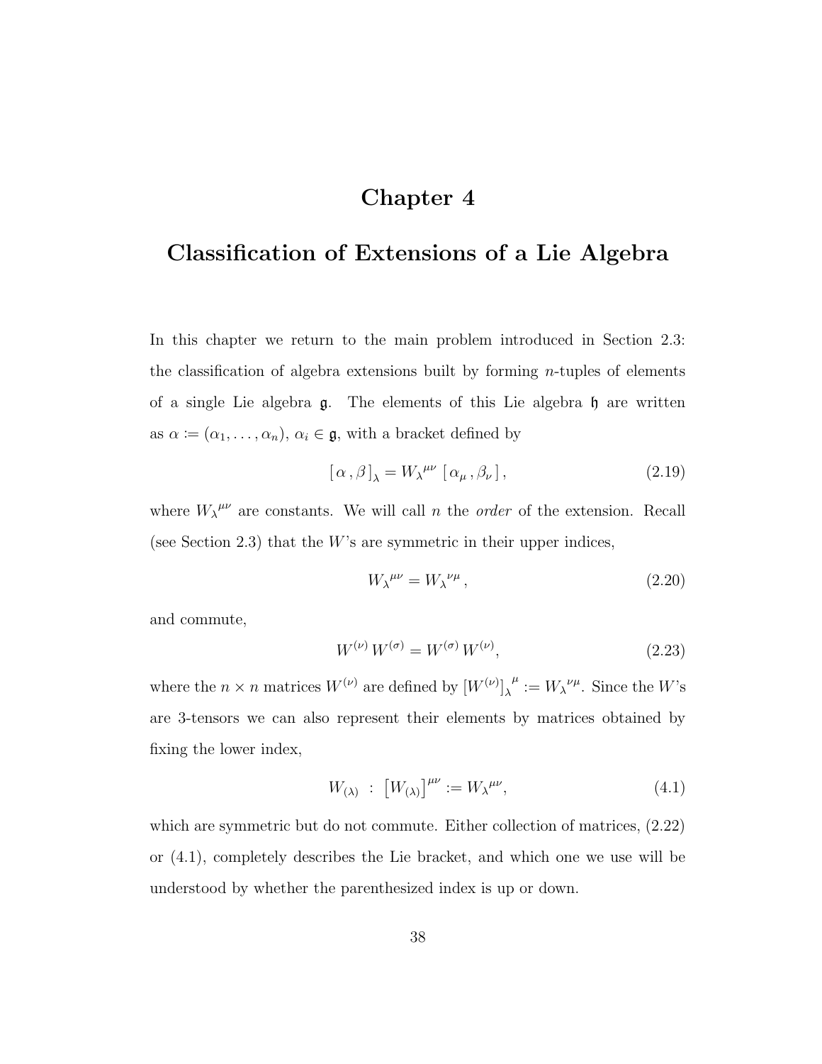# Chapter 4

# Classification of Extensions of a Lie Algebra

In this chapter we return to the main problem introduced in Section 2.3: the classification of algebra extensions built by forming $n$-tuples of elements of a single Lie algebra $\mathfrak{g}$. The elements of this Lie algebra $\mathfrak{h}$ are written as $\alpha := (\alpha_1, \ldots, \alpha_n)$, $\alpha_i \in \mathfrak{g}$, with a bracket defined by

$$[\,\alpha\,,\beta\,]_\lambda = W_\lambda{}^{\mu\nu}\;[\,\alpha_\mu\,,\beta_\nu\,]\,, \tag{2.19}$$

where $W_\lambda{}^{\mu\nu}$ are constants. We will call $n$ the *order* of the extension. Recall (see Section 2.3) that the $W$'s are symmetric in their upper indices,

$$W_\lambda{}^{\mu\nu} = W_\lambda{}^{\nu\mu}\,, \tag{2.20}$$

and commute,

$$W^{(\nu)}\,W^{(\sigma)} = W^{(\sigma)}\,W^{(\nu)}, \tag{2.23}$$

where the $n \times n$ matrices $W^{(\nu)}$ are defined by $[W^{(\nu)}]_\lambda{}^\mu := W_\lambda{}^{\nu\mu}$. Since the $W$'s are 3-tensors we can also represent their elements by matrices obtained by fixing the lower index,

$$W_{(\lambda)}\;:\;\left[W_{(\lambda)}\right]^{\mu\nu} := W_\lambda{}^{\mu\nu}, \tag{4.1}$$

which are symmetric but do not commute. Either collection of matrices, (2.22) or (4.1), completely describes the Lie bracket, and which one we use will be understood by whether the parenthesized index is up or down.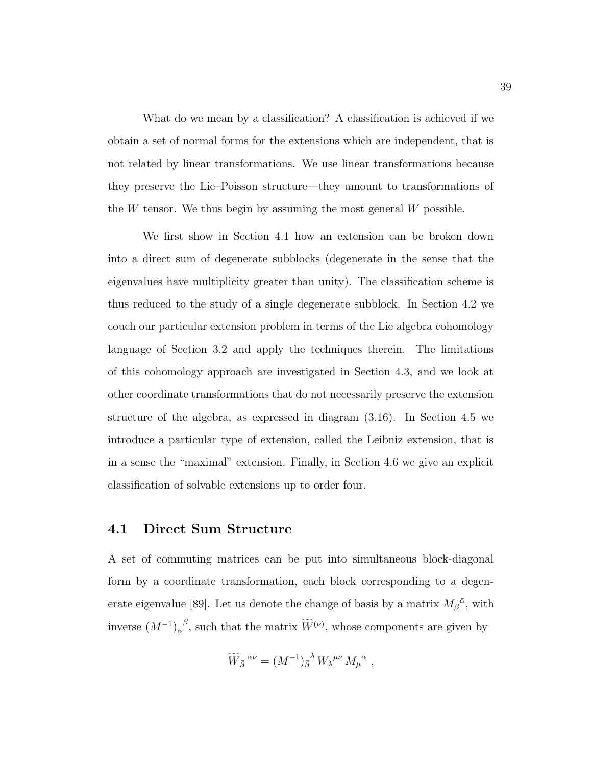What do we mean by a classification? A classification is achieved if we obtain a set of normal forms for the extensions which are independent, that is not related by linear transformations. We use linear transformations because they preserve the Lie–Poisson structure—they amount to transformations of the $W$ tensor. We thus begin by assuming the most general $W$ possible.

We first show in Section 4.1 how an extension can be broken down into a direct sum of degenerate subblocks (degenerate in the sense that the eigenvalues have multiplicity greater than unity). The classification scheme is thus reduced to the study of a single degenerate subblock. In Section 4.2 we couch our particular extension problem in terms of the Lie algebra cohomology language of Section 3.2 and apply the techniques therein. The limitations of this cohomology approach are investigated in Section 4.3, and we look at other coordinate transformations that do not necessarily preserve the extension structure of the algebra, as expressed in diagram (3.16). In Section 4.5 we introduce a particular type of extension, called the Leibniz extension, that is in a sense the "maximal" extension. Finally, in Section 4.6 we give an explicit classification of solvable extensions up to order four.

## 4.1 Direct Sum Structure

A set of commuting matrices can be put into simultaneous block-diagonal form by a coordinate transformation, each block corresponding to a degenerate eigenvalue [89]. Let us denote the change of basis by a matrix ${M_\beta}^{\bar{\alpha}}$, with inverse ${(M^{-1})_{\bar{\alpha}}}^{\beta}$, such that the matrix $\widetilde{W}^{(\nu)}$, whose components are given by

$$
{\widetilde{W}_{\bar{\beta}}}^{\,\bar{\alpha}\nu} = {(M^{-1})_{\bar{\beta}}}^{\lambda}\, {W_\lambda}^{\mu\nu}\, {M_\mu}^{\bar{\alpha}}\ ,
$$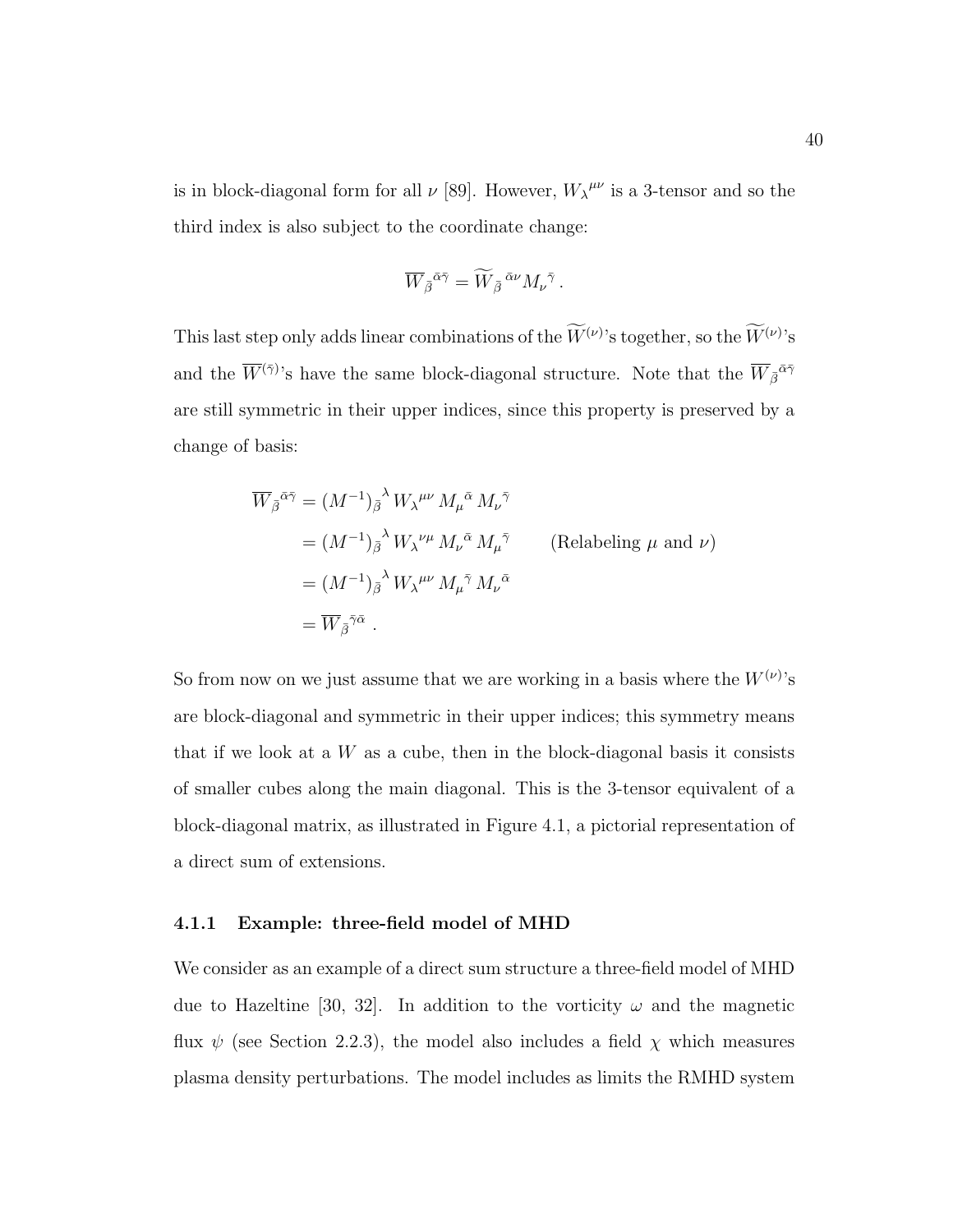is in block-diagonal form for all $\nu$ [89]. However, ${W_\lambda}^{\mu\nu}$ is a 3-tensor and so the third index is also subject to the coordinate change:

$$\overline{W}_{\bar{\beta}}{}^{\bar{\alpha}\bar{\gamma}} = \widetilde{W}_{\bar{\beta}}{}^{\bar{\alpha}\nu} {M_\nu}^{\bar{\gamma}} \,.$$

This last step only adds linear combinations of the $\widetilde{W}^{(\nu)}$'s together, so the $\widetilde{W}^{(\nu)}$'s and the $\overline{W}^{(\bar{\gamma})}$'s have the same block-diagonal structure. Note that the $\overline{W}_{\bar{\beta}}{}^{\bar{\alpha}\bar{\gamma}}$ are still symmetric in their upper indices, since this property is preserved by a change of basis:

$$\begin{aligned}
\overline{W}_{\bar{\beta}}{}^{\bar{\alpha}\bar{\gamma}} &= (M^{-1})_{\bar{\beta}}{}^{\lambda}\, {W_\lambda}^{\mu\nu}\, {M_\mu}^{\bar{\alpha}}\, {M_\nu}^{\bar{\gamma}} \\
&= (M^{-1})_{\bar{\beta}}{}^{\lambda}\, {W_\lambda}^{\nu\mu}\, {M_\nu}^{\bar{\alpha}}\, {M_\mu}^{\bar{\gamma}} \qquad \text{(Relabeling } \mu \text{ and } \nu\text{)} \\
&= (M^{-1})_{\bar{\beta}}{}^{\lambda}\, {W_\lambda}^{\mu\nu}\, {M_\mu}^{\bar{\gamma}}\, {M_\nu}^{\bar{\alpha}} \\
&= \overline{W}_{\bar{\beta}}{}^{\bar{\gamma}\bar{\alpha}} \,.
\end{aligned}$$

So from now on we just assume that we are working in a basis where the $W^{(\nu)}$'s are block-diagonal and symmetric in their upper indices; this symmetry means that if we look at a $W$ as a cube, then in the block-diagonal basis it consists of smaller cubes along the main diagonal. This is the 3-tensor equivalent of a block-diagonal matrix, as illustrated in Figure 4.1, a pictorial representation of a direct sum of extensions.

### 4.1.1 Example: three-field model of MHD

We consider as an example of a direct sum structure a three-field model of MHD due to Hazeltine [30, 32]. In addition to the vorticity $\omega$ and the magnetic flux $\psi$ (see Section 2.2.3), the model also includes a field $\chi$ which measures plasma density perturbations. The model includes as limits the RMHD system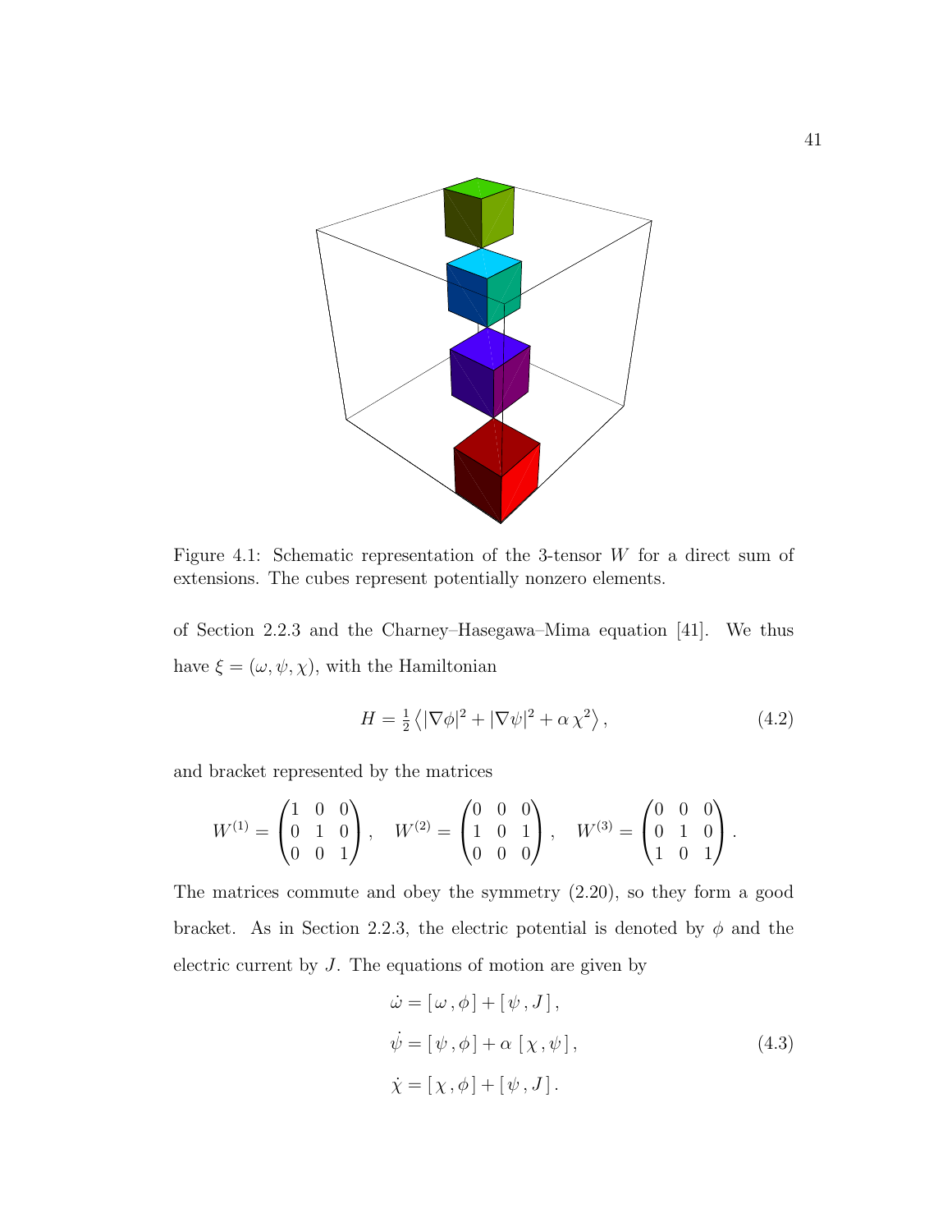Figure 4.1: Schematic representation of the 3-tensor $W$ for a direct sum of extensions. The cubes represent potentially nonzero elements.

of Section 2.2.3 and the Charney–Hasegawa–Mima equation [41]. We thus have $\xi = (\omega, \psi, \chi)$, with the Hamiltonian

$$H = \tfrac{1}{2} \left\langle |\nabla\phi|^2 + |\nabla\psi|^2 + \alpha\,\chi^2 \right\rangle, \tag{4.2}$$

and bracket represented by the matrices

$$W^{(1)} = \begin{pmatrix} 1 & 0 & 0 \\ 0 & 1 & 0 \\ 0 & 0 & 1 \end{pmatrix}, \quad W^{(2)} = \begin{pmatrix} 0 & 0 & 0 \\ 1 & 0 & 1 \\ 0 & 0 & 0 \end{pmatrix}, \quad W^{(3)} = \begin{pmatrix} 0 & 0 & 0 \\ 0 & 1 & 0 \\ 1 & 0 & 1 \end{pmatrix}.$$

The matrices commute and obey the symmetry (2.20), so they form a good bracket. As in Section 2.2.3, the electric potential is denoted by $\phi$ and the electric current by $J$. The equations of motion are given by

$$\begin{aligned} \dot{\omega} &= [\,\omega\,,\phi\,] + [\,\psi\,,J\,]\,, \\ \dot{\psi} &= [\,\psi\,,\phi\,] + \alpha\;[\,\chi\,,\psi\,]\,, \\ \dot{\chi} &= [\,\chi\,,\phi\,] + [\,\psi\,,J\,]\,. \end{aligned} \tag{4.3}$$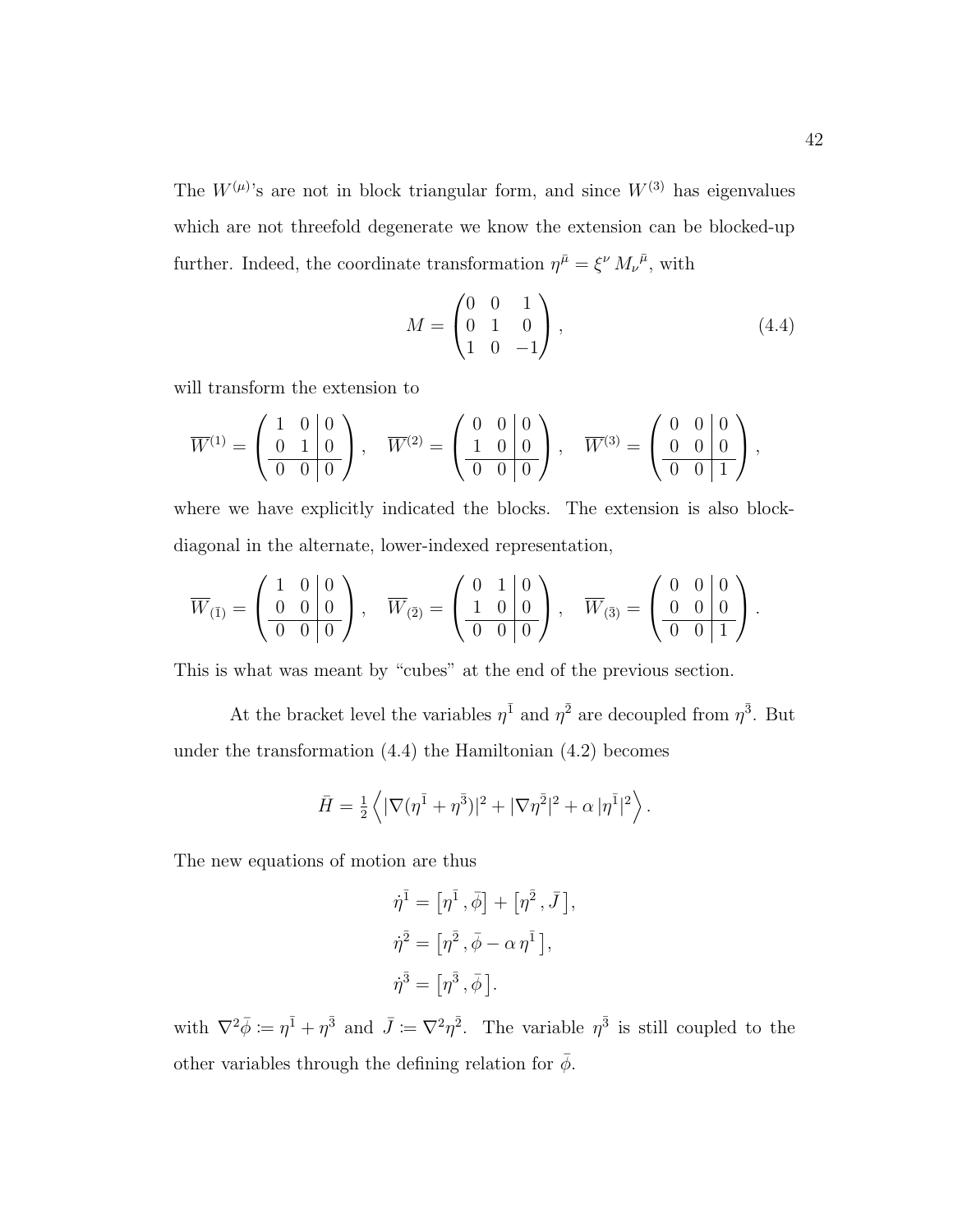The $W^{(\mu)}$'s are not in block triangular form, and since $W^{(3)}$ has eigenvalues which are not threefold degenerate we know the extension can be blocked-up further. Indeed, the coordinate transformation $\eta^{\bar{\mu}} = \xi^{\nu}\, M_{\nu}{}^{\bar{\mu}}$, with

$$M = \begin{pmatrix} 0 & 0 & 1 \\ 0 & 1 & 0 \\ 1 & 0 & -1 \end{pmatrix}, \tag{4.4}$$

will transform the extension to

$$\overline{W}^{(1)} = \left(\begin{array}{cc|c} 1 & 0 & 0 \\ 0 & 1 & 0 \\ \hline 0 & 0 & 0 \end{array}\right), \quad \overline{W}^{(2)} = \left(\begin{array}{cc|c} 0 & 0 & 0 \\ 1 & 0 & 0 \\ \hline 0 & 0 & 0 \end{array}\right), \quad \overline{W}^{(3)} = \left(\begin{array}{cc|c} 0 & 0 & 0 \\ 0 & 0 & 0 \\ \hline 0 & 0 & 1 \end{array}\right),$$

where we have explicitly indicated the blocks. The extension is also block-diagonal in the alternate, lower-indexed representation,

$$\overline{W}_{(\bar{1})} = \left(\begin{array}{cc|c} 1 & 0 & 0 \\ 0 & 0 & 0 \\ \hline 0 & 0 & 0 \end{array}\right), \quad \overline{W}_{(\bar{2})} = \left(\begin{array}{cc|c} 0 & 1 & 0 \\ 1 & 0 & 0 \\ \hline 0 & 0 & 0 \end{array}\right), \quad \overline{W}_{(\bar{3})} = \left(\begin{array}{cc|c} 0 & 0 & 0 \\ 0 & 0 & 0 \\ \hline 0 & 0 & 1 \end{array}\right).$$

This is what was meant by "cubes" at the end of the previous section.

At the bracket level the variables $\eta^{\bar{1}}$ and $\eta^{\bar{2}}$ are decoupled from $\eta^{\bar{3}}$. But under the transformation (4.4) the Hamiltonian (4.2) becomes

$$\bar{H} = \tfrac{1}{2} \left\langle |\nabla(\eta^{\bar{1}} + \eta^{\bar{3}})|^2 + |\nabla \eta^{\bar{2}}|^2 + \alpha\, |\eta^{\bar{1}}|^2 \right\rangle.$$

The new equations of motion are thus

$$\begin{aligned} \dot{\eta}^{\bar{1}} &= \left[\eta^{\bar{1}}\,, \bar{\phi}\right] + \left[\eta^{\bar{2}}\,, \bar{J}\,\right], \\ \dot{\eta}^{\bar{2}} &= \left[\eta^{\bar{2}}\,, \bar{\phi} - \alpha\, \eta^{\bar{1}}\,\right], \\ \dot{\eta}^{\bar{3}} &= \left[\eta^{\bar{3}}\,, \bar{\phi}\,\right]. \end{aligned}$$

with $\nabla^2 \bar{\phi} \coloneqq \eta^{\bar{1}} + \eta^{\bar{3}}$ and $\bar{J} \coloneqq \nabla^2 \eta^{\bar{2}}$. The variable $\eta^{\bar{3}}$ is still coupled to the other variables through the defining relation for $\bar{\phi}$.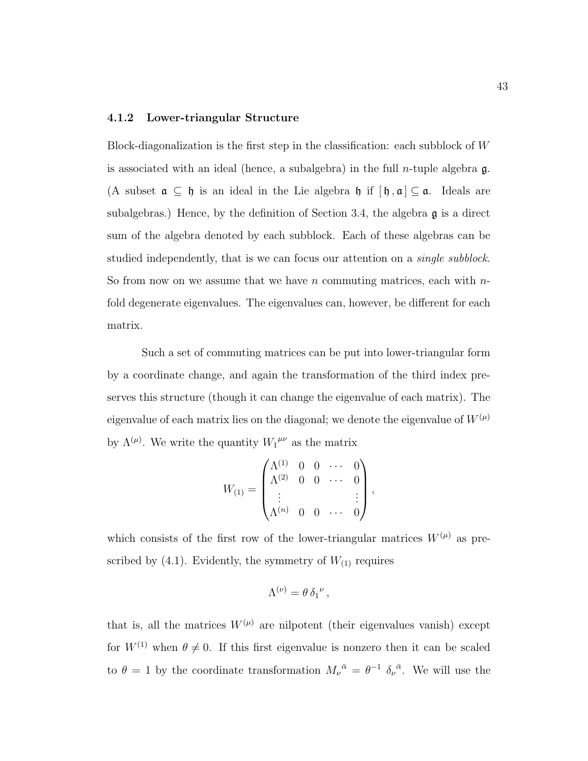### 4.1.2 Lower-triangular Structure

Block-diagonalization is the first step in the classification: each subblock of $W$ is associated with an ideal (hence, a subalgebra) in the full $n$-tuple algebra $\mathfrak{g}$. (A subset $\mathfrak{a} \subseteq \mathfrak{h}$ is an ideal in the Lie algebra $\mathfrak{h}$ if $[\,\mathfrak{h}\,,\mathfrak{a}\,] \subseteq \mathfrak{a}$. Ideals are subalgebras.) Hence, by the definition of Section 3.4, the algebra $\mathfrak{g}$ is a direct sum of the algebra denoted by each subblock. Each of these algebras can be studied independently, that is we can focus our attention on a *single subblock*. So from now on we assume that we have $n$ commuting matrices, each with $n$-fold degenerate eigenvalues. The eigenvalues can, however, be different for each matrix.

Such a set of commuting matrices can be put into lower-triangular form by a coordinate change, and again the transformation of the third index preserves this structure (though it can change the eigenvalue of each matrix). The eigenvalue of each matrix lies on the diagonal; we denote the eigenvalue of $W^{(\mu)}$ by $\Lambda^{(\mu)}$. We write the quantity ${W_1}^{\mu\nu}$ as the matrix

$$
W_{(1)} = \begin{pmatrix} \Lambda^{(1)} & 0 & 0 & \cdots & 0 \\ \Lambda^{(2)} & 0 & 0 & \cdots & 0 \\ \vdots & & & & \vdots \\ \Lambda^{(n)} & 0 & 0 & \cdots & 0 \end{pmatrix},
$$

which consists of the first row of the lower-triangular matrices $W^{(\mu)}$ as prescribed by (4.1). Evidently, the symmetry of $W_{(1)}$ requires

$$
\Lambda^{(\nu)} = \theta\, {\delta_1}^{\nu}\,,
$$

that is, all the matrices $W^{(\mu)}$ are nilpotent (their eigenvalues vanish) except for $W^{(1)}$ when $\theta \neq 0$. If this first eigenvalue is nonzero then it can be scaled to $\theta = 1$ by the coordinate transformation ${M_\nu}^{\bar{\alpha}} = \theta^{-1}\ {\delta_\nu}^{\bar{\alpha}}$. We will use the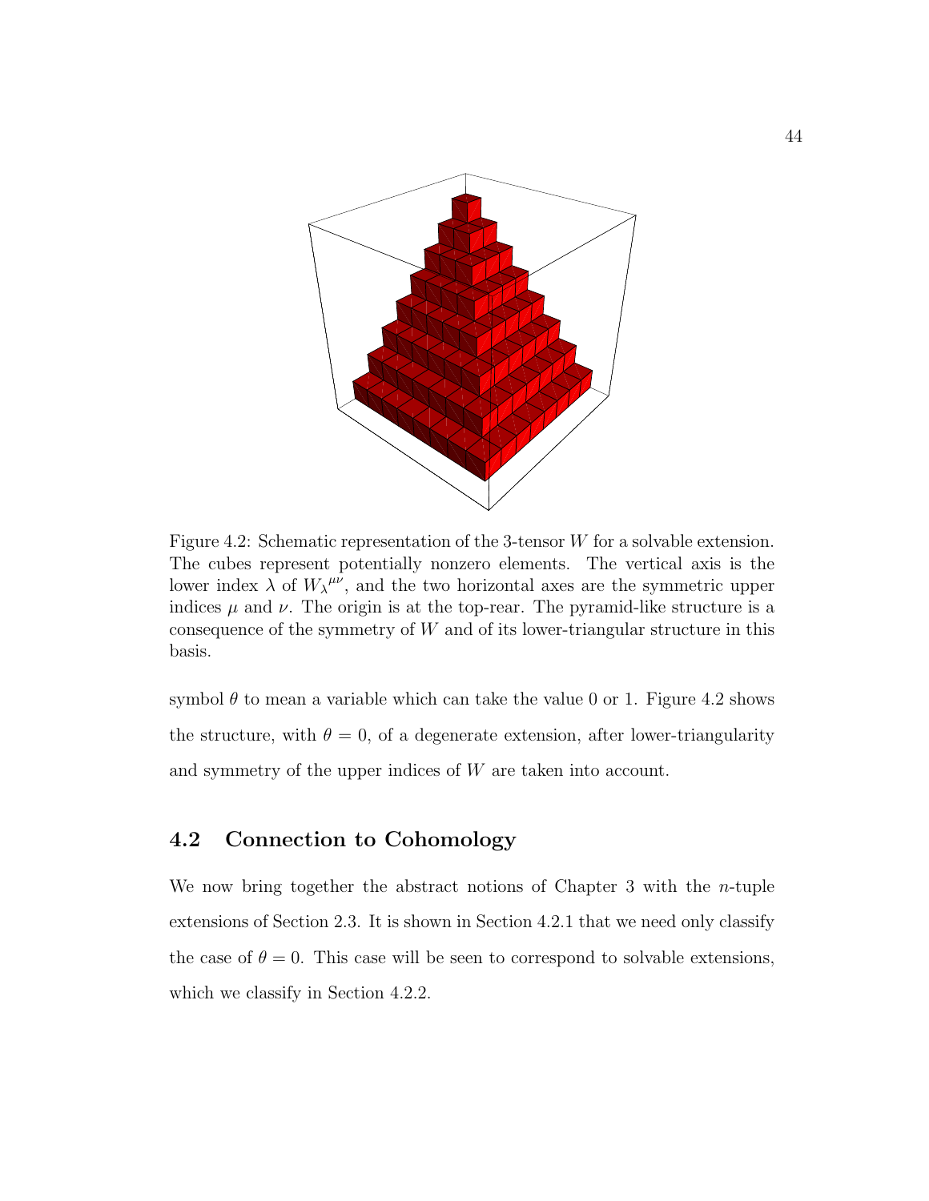Figure 4.2: Schematic representation of the 3-tensor $W$ for a solvable extension. The cubes represent potentially nonzero elements. The vertical axis is the lower index $\lambda$ of $W_\lambda{}^{\mu\nu}$, and the two horizontal axes are the symmetric upper indices $\mu$ and $\nu$. The origin is at the top-rear. The pyramid-like structure is a consequence of the symmetry of $W$ and of its lower-triangular structure in this basis.

symbol $\theta$ to mean a variable which can take the value 0 or 1. Figure 4.2 shows the structure, with $\theta = 0$, of a degenerate extension, after lower-triangularity and symmetry of the upper indices of $W$ are taken into account.

## 4.2 Connection to Cohomology

We now bring together the abstract notions of Chapter 3 with the $n$-tuple extensions of Section 2.3. It is shown in Section 4.2.1 that we need only classify the case of $\theta = 0$. This case will be seen to correspond to solvable extensions, which we classify in Section 4.2.2.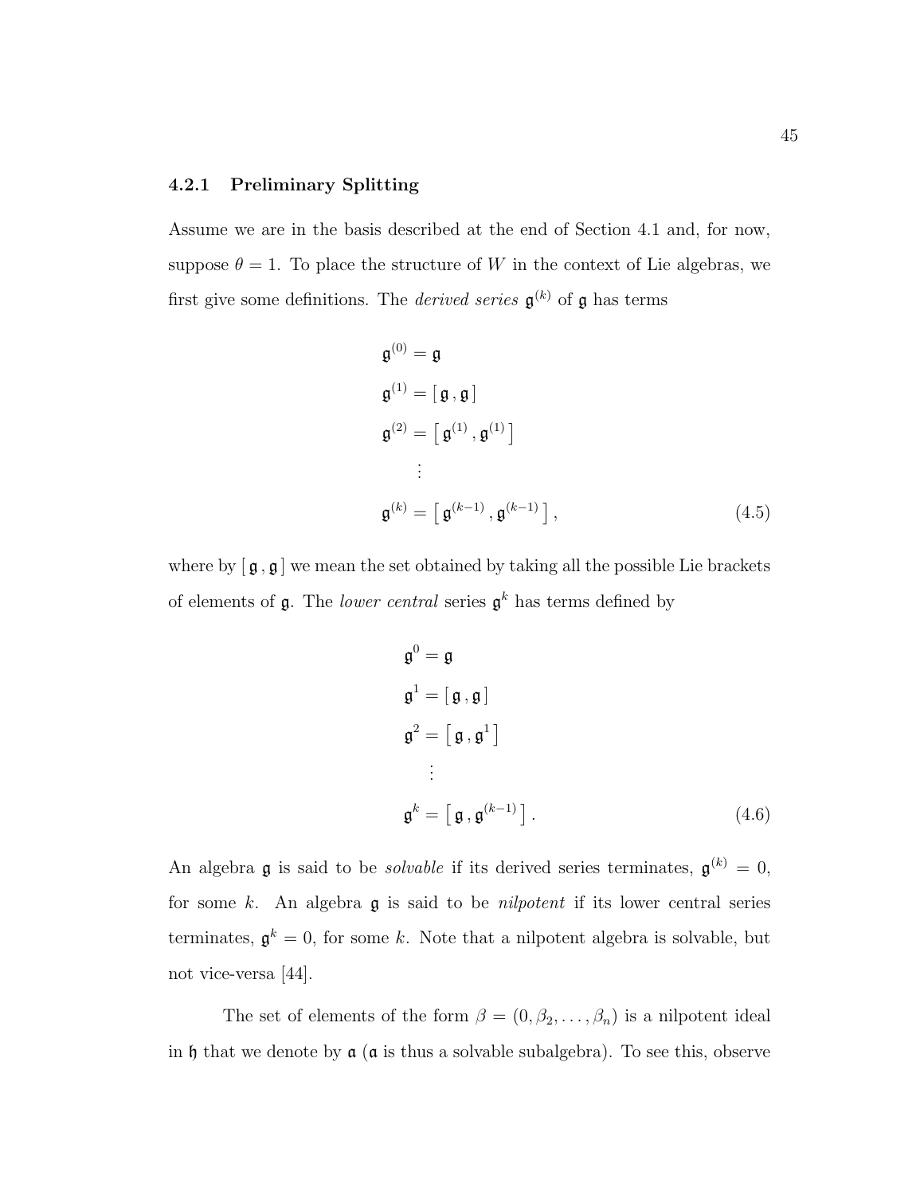### 4.2.1 Preliminary Splitting

Assume we are in the basis described at the end of Section 4.1 and, for now, suppose $\theta = 1$. To place the structure of $W$ in the context of Lie algebras, we first give some definitions. The *derived series* $\mathfrak{g}^{(k)}$ of $\mathfrak{g}$ has terms

$$
\begin{aligned}
\mathfrak{g}^{(0)} &= \mathfrak{g} \\
\mathfrak{g}^{(1)} &= [\,\mathfrak{g}\,,\mathfrak{g}\,] \\
\mathfrak{g}^{(2)} &= \left[\,\mathfrak{g}^{(1)}\,,\mathfrak{g}^{(1)}\,\right] \\
&\ \ \vdots \\
\mathfrak{g}^{(k)} &= \left[\,\mathfrak{g}^{(k-1)}\,,\mathfrak{g}^{(k-1)}\,\right],
\end{aligned}
\tag{4.5}
$$

where by $[\,\mathfrak{g}\,,\mathfrak{g}\,]$ we mean the set obtained by taking all the possible Lie brackets of elements of $\mathfrak{g}$. The *lower central* series $\mathfrak{g}^k$ has terms defined by

$$
\begin{aligned}
\mathfrak{g}^0 &= \mathfrak{g} \\
\mathfrak{g}^1 &= [\,\mathfrak{g}\,,\mathfrak{g}\,] \\
\mathfrak{g}^2 &= \left[\,\mathfrak{g}\,,\mathfrak{g}^1\,\right] \\
&\ \ \vdots \\
\mathfrak{g}^k &= \left[\,\mathfrak{g}\,,\mathfrak{g}^{(k-1)}\,\right].
\end{aligned}
\tag{4.6}
$$

An algebra $\mathfrak{g}$ is said to be *solvable* if its derived series terminates, $\mathfrak{g}^{(k)} = 0$, for some $k$. An algebra $\mathfrak{g}$ is said to be *nilpotent* if its lower central series terminates, $\mathfrak{g}^k = 0$, for some $k$. Note that a nilpotent algebra is solvable, but not vice-versa [44].

The set of elements of the form $\beta = (0, \beta_2, \ldots, \beta_n)$ is a nilpotent ideal in $\mathfrak{h}$ that we denote by $\mathfrak{a}$ ($\mathfrak{a}$ is thus a solvable subalgebra). To see this, observe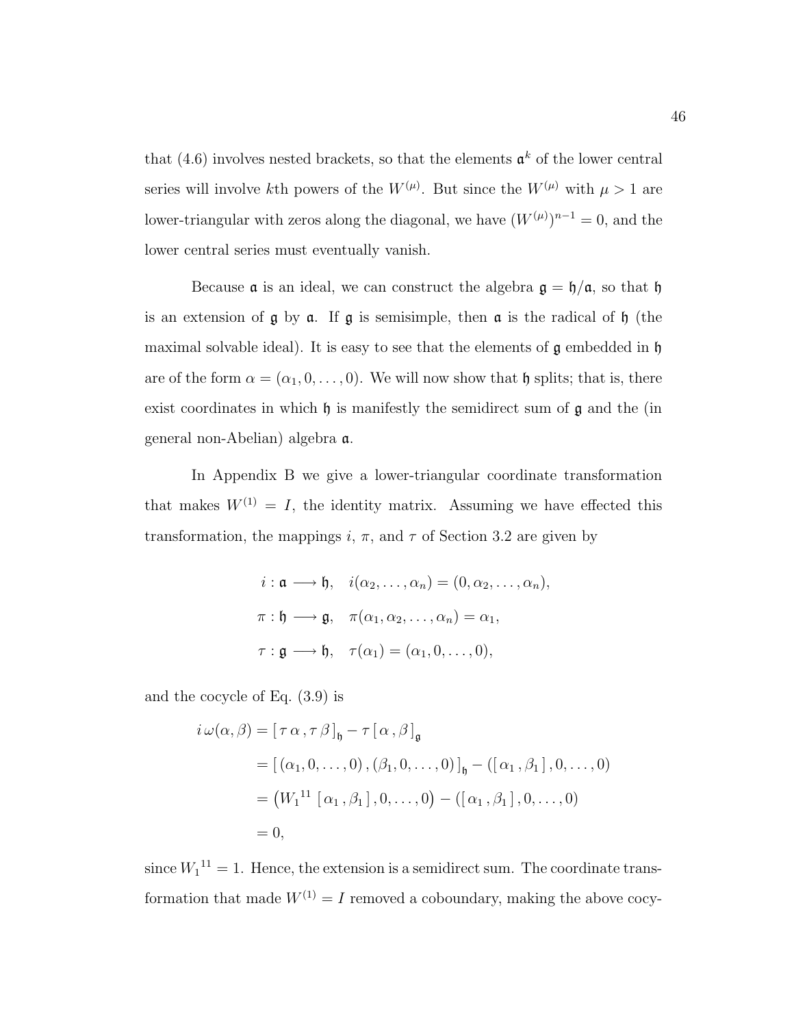that (4.6) involves nested brackets, so that the elements $\mathfrak{a}^k$ of the lower central series will involve $k$th powers of the $W^{(\mu)}$. But since the $W^{(\mu)}$ with $\mu > 1$ are lower-triangular with zeros along the diagonal, we have $(W^{(\mu)})^{n-1} = 0$, and the lower central series must eventually vanish.

Because $\mathfrak{a}$ is an ideal, we can construct the algebra $\mathfrak{g} = \mathfrak{h}/\mathfrak{a}$, so that $\mathfrak{h}$ is an extension of $\mathfrak{g}$ by $\mathfrak{a}$. If $\mathfrak{g}$ is semisimple, then $\mathfrak{a}$ is the radical of $\mathfrak{h}$ (the maximal solvable ideal). It is easy to see that the elements of $\mathfrak{g}$ embedded in $\mathfrak{h}$ are of the form $\alpha = (\alpha_1, 0, \ldots, 0)$. We will now show that $\mathfrak{h}$ splits; that is, there exist coordinates in which $\mathfrak{h}$ is manifestly the semidirect sum of $\mathfrak{g}$ and the (in general non-Abelian) algebra $\mathfrak{a}$.

In Appendix B we give a lower-triangular coordinate transformation that makes $W^{(1)} = I$, the identity matrix. Assuming we have effected this transformation, the mappings $i$, $\pi$, and $\tau$ of Section 3.2 are given by

$$
\begin{aligned}
i &: \mathfrak{a} \longrightarrow \mathfrak{h}, \quad i(\alpha_2, \ldots, \alpha_n) = (0, \alpha_2, \ldots, \alpha_n), \\
\pi &: \mathfrak{h} \longrightarrow \mathfrak{g}, \quad \pi(\alpha_1, \alpha_2, \ldots, \alpha_n) = \alpha_1, \\
\tau &: \mathfrak{g} \longrightarrow \mathfrak{h}, \quad \tau(\alpha_1) = (\alpha_1, 0, \ldots, 0),
\end{aligned}
$$

and the cocycle of Eq. (3.9) is

$$
\begin{aligned}
i\,\omega(\alpha, \beta) &= [\,\tau\,\alpha\,, \tau\,\beta\,]_{\mathfrak{h}} - \tau\,[\,\alpha\,, \beta\,]_{\mathfrak{g}} \\
&= [\,(\alpha_1, 0, \ldots, 0)\,, (\beta_1, 0, \ldots, 0)\,]_{\mathfrak{h}} - ([\,\alpha_1\,, \beta_1\,]\,, 0, \ldots, 0) \\
&= \left( {W_1}^{11}\,[\,\alpha_1\,, \beta_1\,]\,, 0, \ldots, 0 \right) - ([\,\alpha_1\,, \beta_1\,]\,, 0, \ldots, 0) \\
&= 0,
\end{aligned}
$$

since ${W_1}^{11} = 1$. Hence, the extension is a semidirect sum. The coordinate transformation that made $W^{(1)} = I$ removed a coboundary, making the above cocy-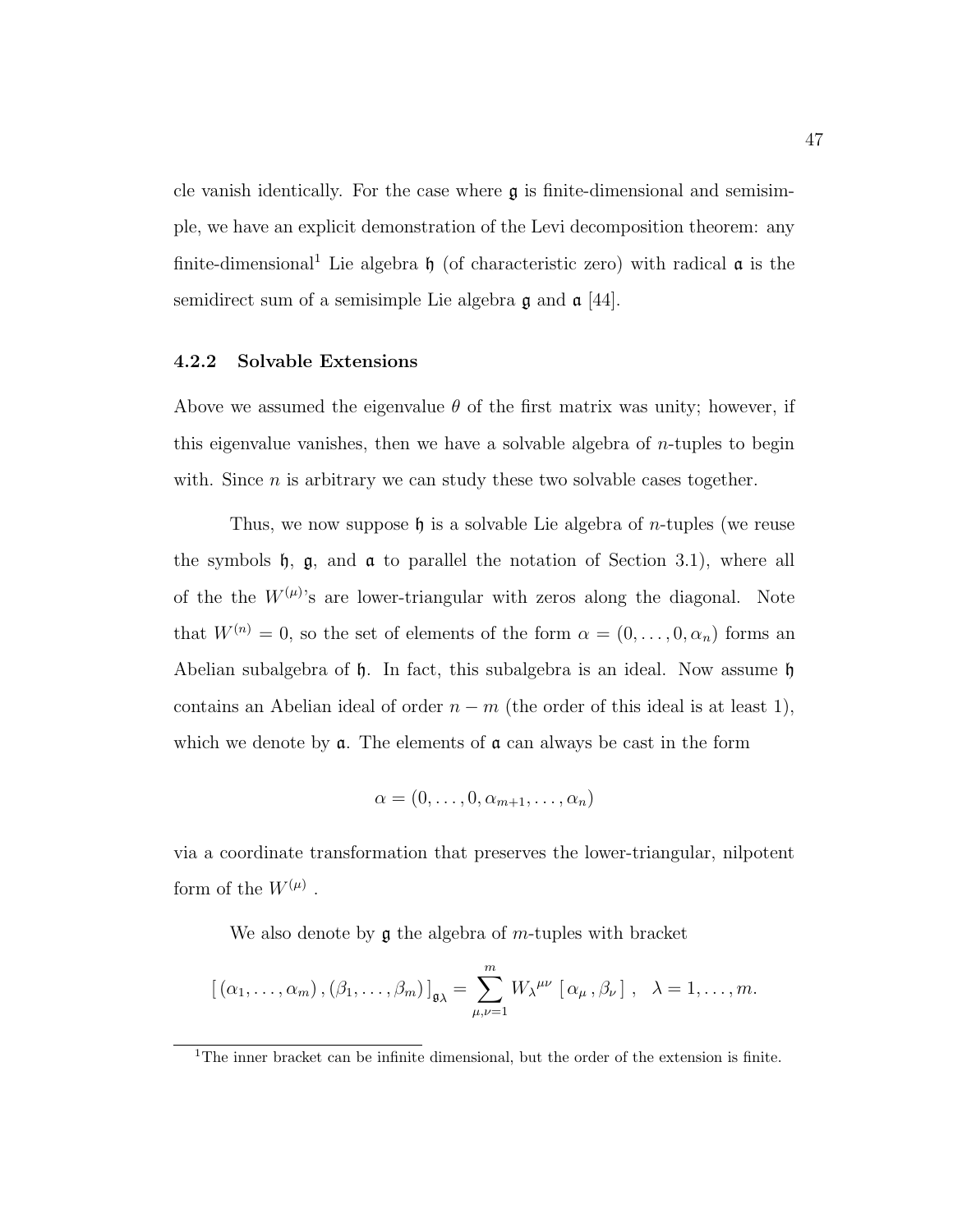cle vanish identically. For the case where $\mathfrak{g}$ is finite-dimensional and semisimple, we have an explicit demonstration of the Levi decomposition theorem: any finite-dimensional[1] Lie algebra $\mathfrak{h}$ (of characteristic zero) with radical $\mathfrak{a}$ is the semidirect sum of a semisimple Lie algebra $\mathfrak{g}$ and $\mathfrak{a}$ [44].

### 4.2.2 Solvable Extensions

Above we assumed the eigenvalue $\theta$ of the first matrix was unity; however, if this eigenvalue vanishes, then we have a solvable algebra of $n$-tuples to begin with. Since $n$ is arbitrary we can study these two solvable cases together.

Thus, we now suppose $\mathfrak{h}$ is a solvable Lie algebra of $n$-tuples (we reuse the symbols $\mathfrak{h}$, $\mathfrak{g}$, and $\mathfrak{a}$ to parallel the notation of Section 3.1), where all of the the $W^{(\mu)}$'s are lower-triangular with zeros along the diagonal. Note that $W^{(n)} = 0$, so the set of elements of the form $\alpha = (0, \dots, 0, \alpha_n)$ forms an Abelian subalgebra of $\mathfrak{h}$. In fact, this subalgebra is an ideal. Now assume $\mathfrak{h}$ contains an Abelian ideal of order $n - m$ (the order of this ideal is at least 1), which we denote by $\mathfrak{a}$. The elements of $\mathfrak{a}$ can always be cast in the form

$$\alpha = (0, \dots, 0, \alpha_{m+1}, \dots, \alpha_n)$$

via a coordinate transformation that preserves the lower-triangular, nilpotent form of the $W^{(\mu)}$ .

We also denote by $\mathfrak{g}$ the algebra of $m$-tuples with bracket

$$[\,(\alpha_1, \dots, \alpha_m)\,, (\beta_1, \dots, \beta_m)\,]_{\mathfrak{g}\lambda} = \sum_{\mu,\nu=1}^{m} W_\lambda{}^{\mu\nu}\,[\,\alpha_\mu\,, \beta_\nu\,]\,, \quad \lambda = 1, \dots, m.$$

[1] The inner bracket can be infinite dimensional, but the order of the extension is finite.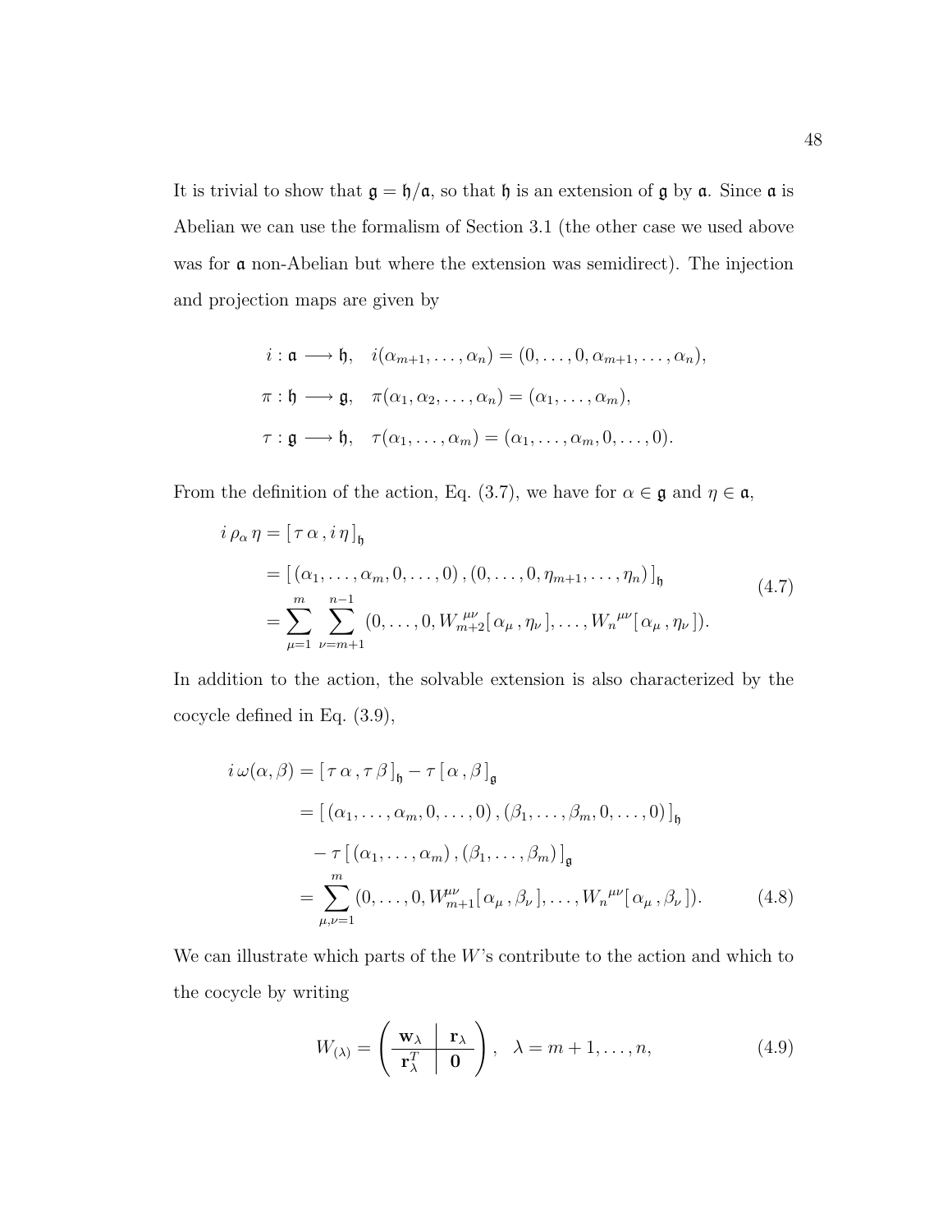It is trivial to show that $\mathfrak{g} = \mathfrak{h}/\mathfrak{a}$, so that $\mathfrak{h}$ is an extension of $\mathfrak{g}$ by $\mathfrak{a}$. Since $\mathfrak{a}$ is Abelian we can use the formalism of Section 3.1 (the other case we used above was for $\mathfrak{a}$ non-Abelian but where the extension was semidirect). The injection and projection maps are given by

$$
\begin{aligned}
i &: \mathfrak{a} \longrightarrow \mathfrak{h}, \quad i(\alpha_{m+1}, \ldots, \alpha_n) = (0, \ldots, 0, \alpha_{m+1}, \ldots, \alpha_n), \\
\pi &: \mathfrak{h} \longrightarrow \mathfrak{g}, \quad \pi(\alpha_1, \alpha_2, \ldots, \alpha_n) = (\alpha_1, \ldots, \alpha_m), \\
\tau &: \mathfrak{g} \longrightarrow \mathfrak{h}, \quad \tau(\alpha_1, \ldots, \alpha_m) = (\alpha_1, \ldots, \alpha_m, 0, \ldots, 0).
\end{aligned}
$$

From the definition of the action, Eq. (3.7), we have for $\alpha \in \mathfrak{g}$ and $\eta \in \mathfrak{a}$,

$$
\begin{aligned}
i\,\rho_\alpha\,\eta &= [\,\tau\,\alpha\,, i\,\eta\,]_{\mathfrak{h}} \\
&= [\,(\alpha_1, \ldots, \alpha_m, 0, \ldots, 0)\,, (0, \ldots, 0, \eta_{m+1}, \ldots, \eta_n)\,]_{\mathfrak{h}} \\
&= \sum_{\mu=1}^{m} \sum_{\nu=m+1}^{n-1} (0, \ldots, 0, W_{m+2}^{\;\mu\nu}[\,\alpha_\mu\,, \eta_\nu\,], \ldots, {W_n}^{\mu\nu}[\,\alpha_\mu\,, \eta_\nu\,]).
\end{aligned}
\tag{4.7}
$$

In addition to the action, the solvable extension is also characterized by the cocycle defined in Eq. (3.9),

$$
\begin{aligned}
i\,\omega(\alpha, \beta) &= [\,\tau\,\alpha\,, \tau\,\beta\,]_{\mathfrak{h}} - \tau\,[\,\alpha\,, \beta\,]_{\mathfrak{g}} \\
&= [\,(\alpha_1, \ldots, \alpha_m, 0, \ldots, 0)\,, (\beta_1, \ldots, \beta_m, 0, \ldots, 0)\,]_{\mathfrak{h}} \\
&\quad - \tau\,[\,(\alpha_1, \ldots, \alpha_m)\,, (\beta_1, \ldots, \beta_m)\,]_{\mathfrak{g}} \\
&= \sum_{\mu,\nu=1}^{m} (0, \ldots, 0, W_{m+1}^{\mu\nu}[\,\alpha_\mu\,, \beta_\nu\,], \ldots, {W_n}^{\mu\nu}[\,\alpha_\mu\,, \beta_\nu\,]).
\end{aligned}
\tag{4.8}
$$

We can illustrate which parts of the $W$'s contribute to the action and which to the cocycle by writing

$$
W_{(\lambda)} = \left( \begin{array}{c|c} \mathbf{w}_\lambda & \mathbf{r}_\lambda \\ \hline \mathbf{r}_\lambda^T & \mathbf{0} \end{array} \right), \quad \lambda = m+1, \ldots, n,
\tag{4.9}
$$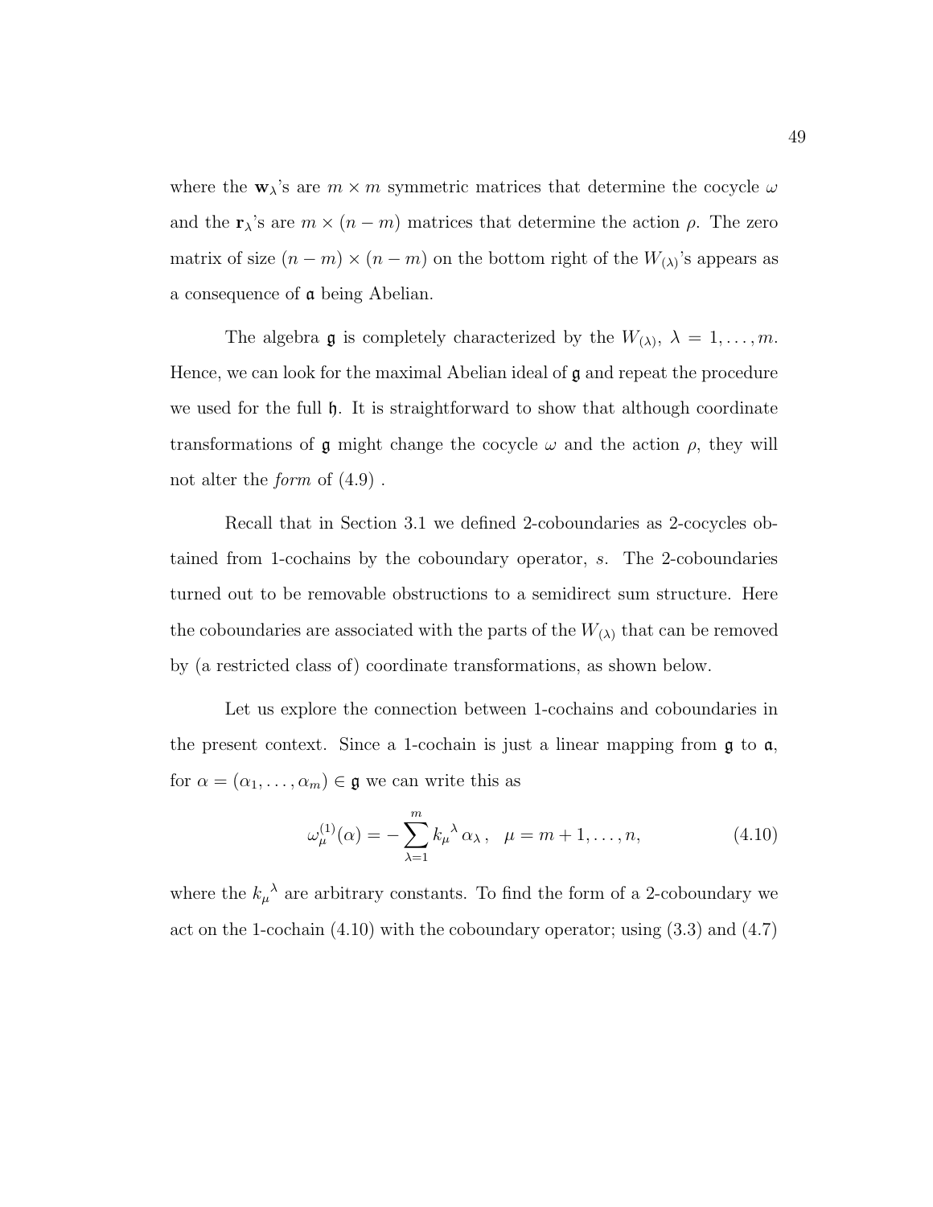where the $\mathbf{w}_\lambda$'s are $m \times m$ symmetric matrices that determine the cocycle $\omega$ and the $\mathbf{r}_\lambda$'s are $m \times (n-m)$ matrices that determine the action $\rho$. The zero matrix of size $(n-m) \times (n-m)$ on the bottom right of the $W_{(\lambda)}$'s appears as a consequence of $\mathfrak{a}$ being Abelian.

The algebra $\mathfrak{g}$ is completely characterized by the $W_{(\lambda)}$, $\lambda = 1, \ldots, m$. Hence, we can look for the maximal Abelian ideal of $\mathfrak{g}$ and repeat the procedure we used for the full $\mathfrak{h}$. It is straightforward to show that although coordinate transformations of $\mathfrak{g}$ might change the cocycle $\omega$ and the action $\rho$, they will not alter the *form* of (4.9) .

Recall that in Section 3.1 we defined 2-coboundaries as 2-cocycles obtained from 1-cochains by the coboundary operator, $s$. The 2-coboundaries turned out to be removable obstructions to a semidirect sum structure. Here the coboundaries are associated with the parts of the $W_{(\lambda)}$ that can be removed by (a restricted class of) coordinate transformations, as shown below.

Let us explore the connection between 1-cochains and coboundaries in the present context. Since a 1-cochain is just a linear mapping from $\mathfrak{g}$ to $\mathfrak{a}$, for $\alpha = (\alpha_1, \ldots, \alpha_m) \in \mathfrak{g}$ we can write this as

$$\omega^{(1)}_\mu(\alpha) = -\sum_{\lambda=1}^{m} {k_\mu}^\lambda \, \alpha_\lambda \,, \quad \mu = m+1, \ldots, n, \tag{4.10}$$

where the ${k_\mu}^\lambda$ are arbitrary constants. To find the form of a 2-coboundary we act on the 1-cochain (4.10) with the coboundary operator; using (3.3) and (4.7)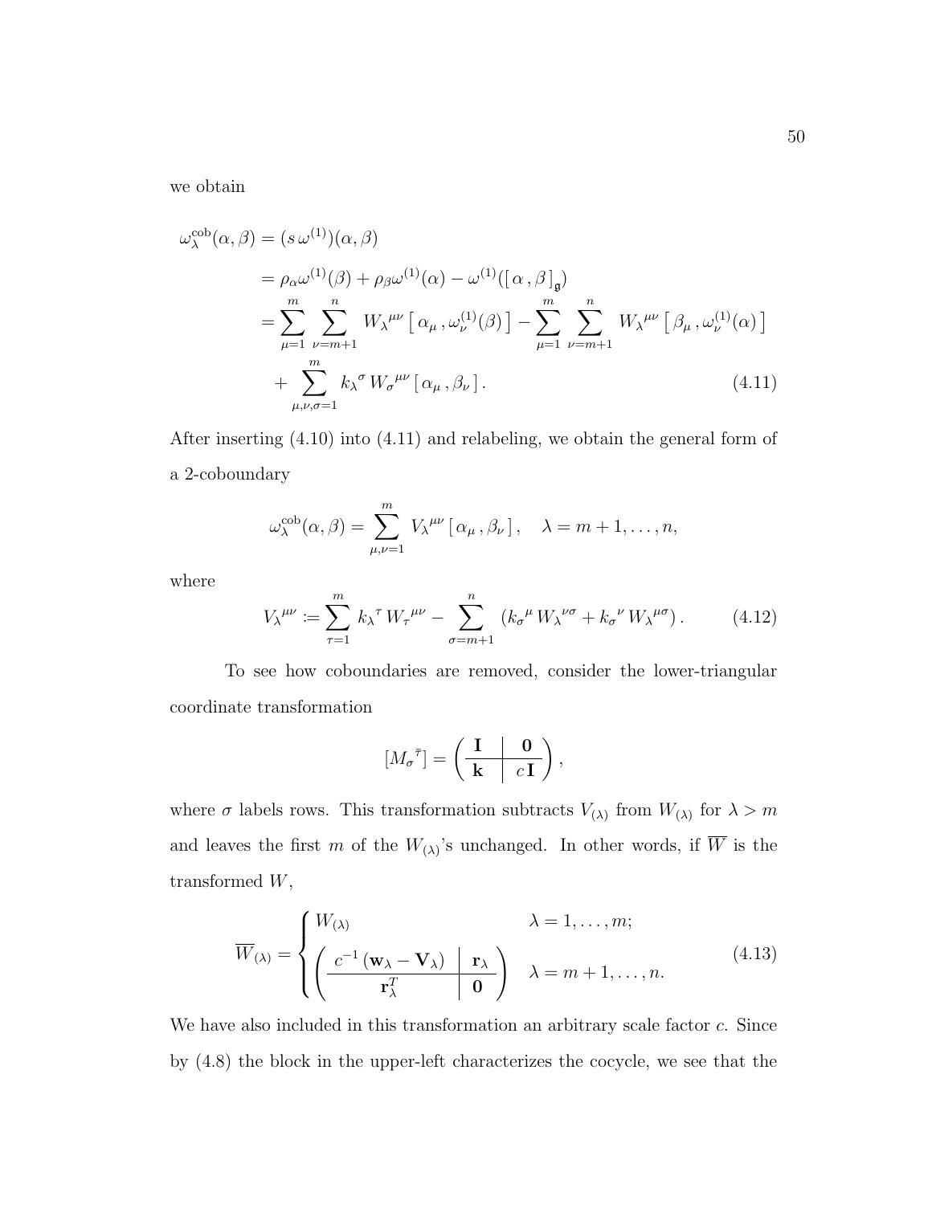we obtain

$$
\begin{aligned}
\omega_\lambda^{\text{cob}}(\alpha, \beta) &= (s\,\omega^{(1)})(\alpha, \beta) \\
&= \rho_\alpha \omega^{(1)}(\beta) + \rho_\beta \omega^{(1)}(\alpha) - \omega^{(1)}([\,\alpha\,,\beta\,]_{\mathfrak{g}}) \\
&= \sum_{\mu=1}^{m} \sum_{\nu=m+1}^{n} W_\lambda{}^{\mu\nu}\,[\,\alpha_\mu\,, \omega_\nu^{(1)}(\beta)\,] - \sum_{\mu=1}^{m} \sum_{\nu=m+1}^{n} W_\lambda{}^{\mu\nu}\,[\,\beta_\mu\,, \omega_\nu^{(1)}(\alpha)\,] \\
&\quad + \sum_{\mu,\nu,\sigma=1}^{m} k_\lambda{}^\sigma\, W_\sigma{}^{\mu\nu}\,[\,\alpha_\mu\,, \beta_\nu\,]\,. 
\end{aligned}
\tag{4.11}
$$

After inserting (4.10) into (4.11) and relabeling, we obtain the general form of a 2-coboundary

$$
\omega_\lambda^{\text{cob}}(\alpha, \beta) = \sum_{\mu,\nu=1}^{m} V_\lambda{}^{\mu\nu}\,[\,\alpha_\mu\,, \beta_\nu\,]\,, \quad \lambda = m+1, \ldots, n,
$$

where

$$
V_\lambda{}^{\mu\nu} := \sum_{\tau=1}^{m} k_\lambda{}^\tau\, W_\tau{}^{\mu\nu} - \sum_{\sigma=m+1}^{n} \left(k_\sigma{}^\mu\, W_\lambda{}^{\nu\sigma} + k_\sigma{}^\nu\, W_\lambda{}^{\mu\sigma}\right). \tag{4.12}
$$

To see how coboundaries are removed, consider the lower-triangular coordinate transformation

$$
[M_\sigma{}^{\bar{\tau}}] = \left(\begin{array}{c|c} \mathbf{I} & \mathbf{0} \\ \hline \mathbf{k} & c\,\mathbf{I} \end{array}\right),
$$

where $\sigma$ labels rows. This transformation subtracts $V_{(\lambda)}$ from $W_{(\lambda)}$ for $\lambda > m$ and leaves the first $m$ of the $W_{(\lambda)}$'s unchanged. In other words, if $\overline{W}$ is the transformed $W$,

$$
\overline{W}_{(\lambda)} = \begin{cases} W_{(\lambda)} & \lambda = 1, \ldots, m; \\[2ex] \left(\begin{array}{c|c} c^{-1}\,(\mathbf{w}_\lambda - \mathbf{V}_\lambda) & \mathbf{r}_\lambda \\ \hline \mathbf{r}_\lambda^T & \mathbf{0} \end{array}\right) & \lambda = m+1, \ldots, n. \end{cases} \tag{4.13}
$$

We have also included in this transformation an arbitrary scale factor $c$. Since by (4.8) the block in the upper-left characterizes the cocycle, we see that the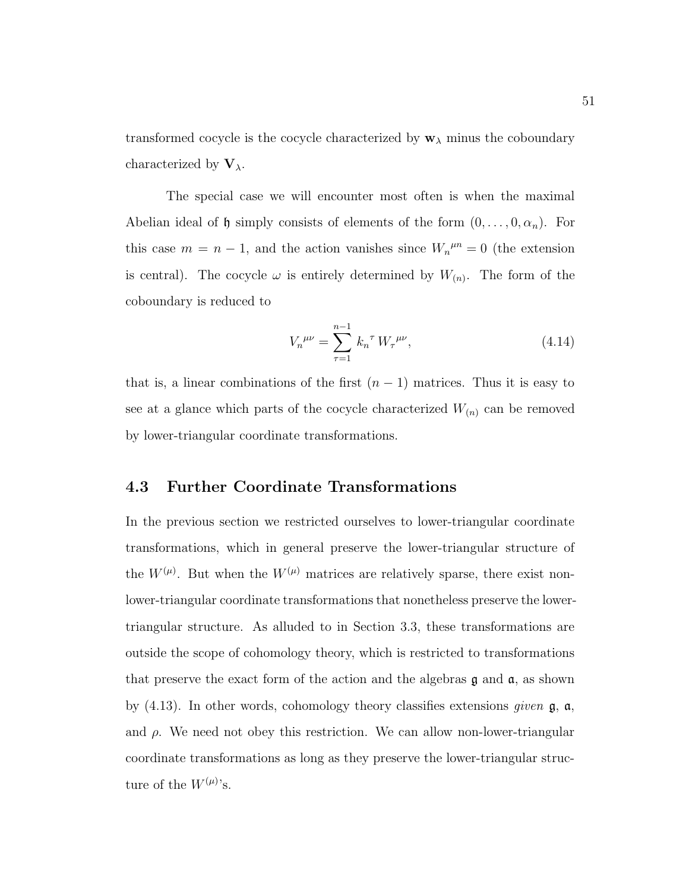transformed cocycle is the cocycle characterized by $\mathbf{w}_\lambda$ minus the coboundary characterized by $\mathbf{V}_\lambda$.

The special case we will encounter most often is when the maximal Abelian ideal of $\mathfrak{h}$ simply consists of elements of the form $(0, \ldots, 0, \alpha_n)$. For this case $m = n - 1$, and the action vanishes since ${W_n}^{\mu n} = 0$ (the extension is central). The cocycle $\omega$ is entirely determined by $W_{(n)}$. The form of the coboundary is reduced to

$$
{V_n}^{\mu\nu} = \sum_{\tau=1}^{n-1} {k_n}^{\tau}\, {W_\tau}^{\mu\nu}, \tag{4.14}
$$

that is, a linear combinations of the first $(n-1)$ matrices. Thus it is easy to see at a glance which parts of the cocycle characterized $W_{(n)}$ can be removed by lower-triangular coordinate transformations.

## 4.3 Further Coordinate Transformations

In the previous section we restricted ourselves to lower-triangular coordinate transformations, which in general preserve the lower-triangular structure of the $W^{(\mu)}$. But when the $W^{(\mu)}$ matrices are relatively sparse, there exist non-lower-triangular coordinate transformations that nonetheless preserve the lower-triangular structure. As alluded to in Section 3.3, these transformations are outside the scope of cohomology theory, which is restricted to transformations that preserve the exact form of the action and the algebras $\mathfrak{g}$ and $\mathfrak{a}$, as shown by (4.13). In other words, cohomology theory classifies extensions *given* $\mathfrak{g}$, $\mathfrak{a}$, and $\rho$. We need not obey this restriction. We can allow non-lower-triangular coordinate transformations as long as they preserve the lower-triangular structure of the $W^{(\mu)}$'s.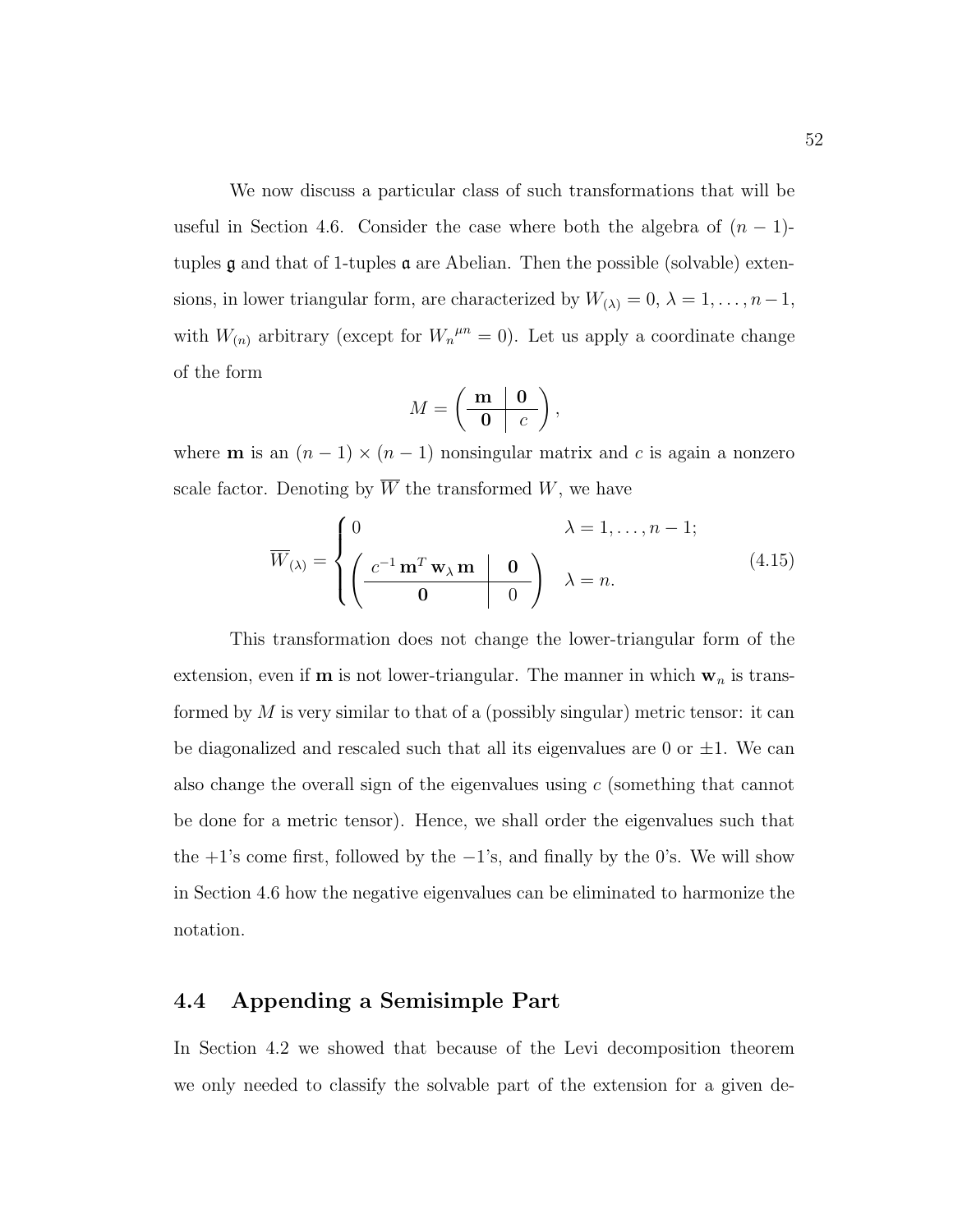We now discuss a particular class of such transformations that will be useful in Section 4.6. Consider the case where both the algebra of $(n-1)$-tuples $\mathfrak{g}$ and that of 1-tuples $\mathfrak{a}$ are Abelian. Then the possible (solvable) extensions, in lower triangular form, are characterized by $W_{(\lambda)} = 0$, $\lambda = 1, \dots, n-1$, with $W_{(n)}$ arbitrary (except for ${W_n}^{\mu n} = 0$). Let us apply a coordinate change of the form

$$M = \left( \begin{array}{c|c} \mathbf{m} & \mathbf{0} \\ \hline \mathbf{0} & c \end{array} \right),$$

where $\mathbf{m}$ is an $(n-1) \times (n-1)$ nonsingular matrix and $c$ is again a nonzero scale factor. Denoting by $\overline{W}$ the transformed $W$, we have

$$\overline{W}_{(\lambda)} = \begin{cases} 0 & \lambda = 1, \dots, n-1; \\ \left( \begin{array}{c|c} c^{-1}\,\mathbf{m}^T\,\mathbf{w}_\lambda\,\mathbf{m} & \mathbf{0} \\ \hline \mathbf{0} & 0 \end{array} \right) & \lambda = n. \end{cases} \tag{4.15}$$

This transformation does not change the lower-triangular form of the extension, even if $\mathbf{m}$ is not lower-triangular. The manner in which $\mathbf{w}_n$ is transformed by $M$ is very similar to that of a (possibly singular) metric tensor: it can be diagonalized and rescaled such that all its eigenvalues are 0 or $\pm 1$. We can also change the overall sign of the eigenvalues using $c$ (something that cannot be done for a metric tensor). Hence, we shall order the eigenvalues such that the $+1$'s come first, followed by the $-1$'s, and finally by the 0's. We will show in Section 4.6 how the negative eigenvalues can be eliminated to harmonize the notation.

## 4.4 Appending a Semisimple Part

In Section 4.2 we showed that because of the Levi decomposition theorem we only needed to classify the solvable part of the extension for a given de-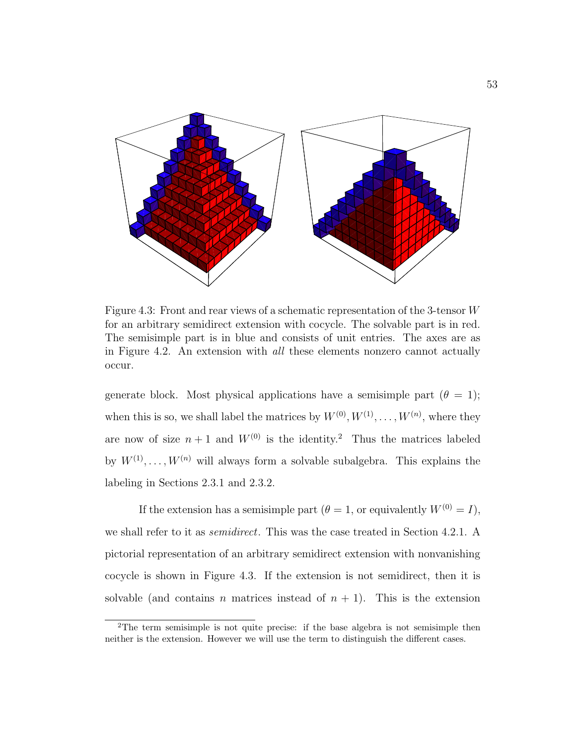Figure 4.3: Front and rear views of a schematic representation of the 3-tensor $W$ for an arbitrary semidirect extension with cocycle. The solvable part is in red. The semisimple part is in blue and consists of unit entries. The axes are as in Figure 4.2. An extension with *all* these elements nonzero cannot actually occur.

generate block. Most physical applications have a semisimple part ($\theta = 1$); when this is so, we shall label the matrices by $W^{(0)}, W^{(1)}, \ldots, W^{(n)}$, where they are now of size $n + 1$ and $W^{(0)}$ is the identity.[2] Thus the matrices labeled by $W^{(1)}, \ldots, W^{(n)}$ will always form a solvable subalgebra. This explains the labeling in Sections 2.3.1 and 2.3.2.

If the extension has a semisimple part ($\theta = 1$, or equivalently $W^{(0)} = I$), we shall refer to it as *semidirect*. This was the case treated in Section 4.2.1. A pictorial representation of an arbitrary semidirect extension with nonvanishing cocycle is shown in Figure 4.3. If the extension is not semidirect, then it is solvable (and contains $n$ matrices instead of $n + 1$). This is the extension

[2] The term semisimple is not quite precise: if the base algebra is not semisimple then neither is the extension. However we will use the term to distinguish the different cases.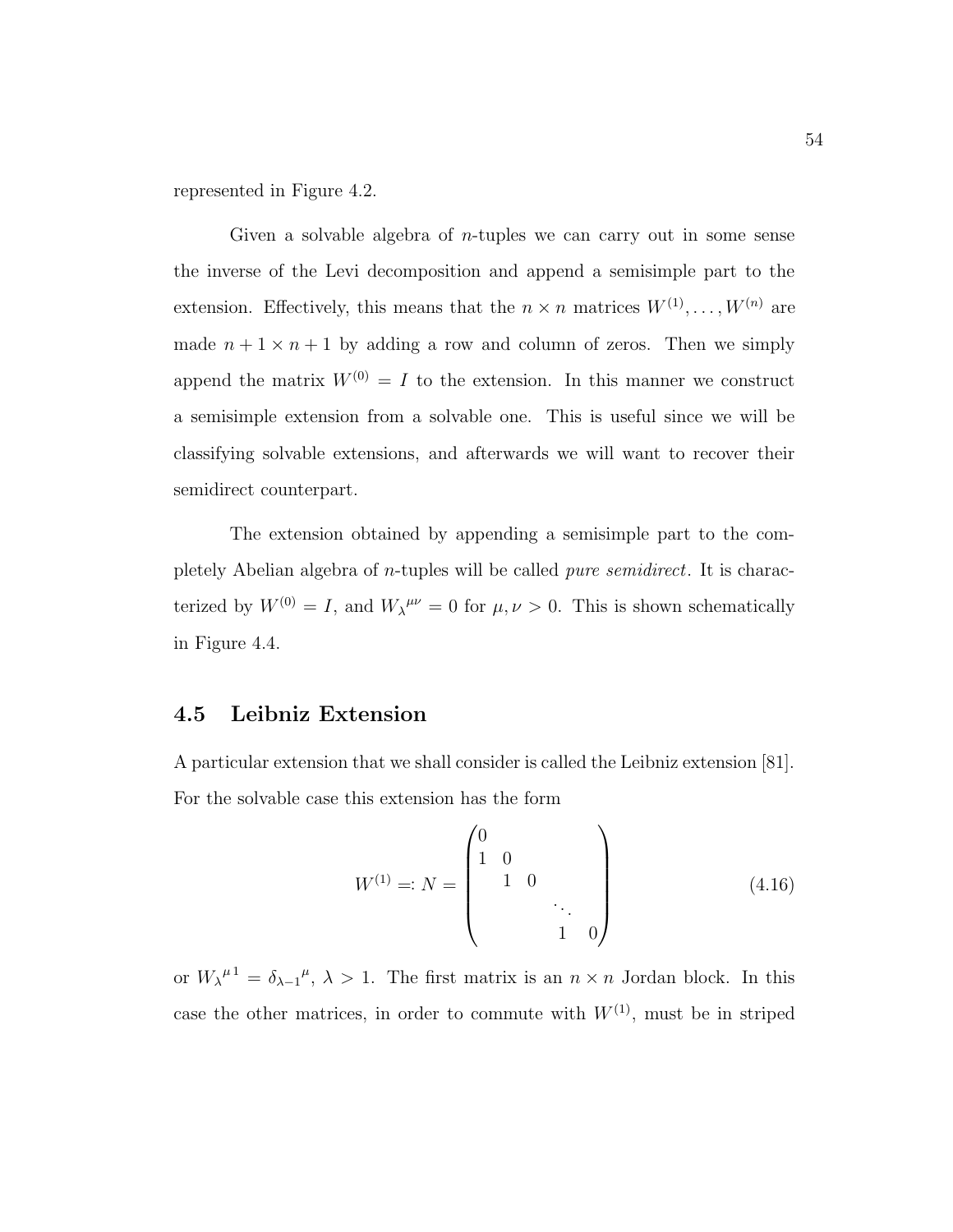represented in Figure 4.2.

Given a solvable algebra of $n$-tuples we can carry out in some sense the inverse of the Levi decomposition and append a semisimple part to the extension. Effectively, this means that the $n \times n$ matrices $W^{(1)}, \ldots, W^{(n)}$ are made $n+1 \times n+1$ by adding a row and column of zeros. Then we simply append the matrix $W^{(0)} = I$ to the extension. In this manner we construct a semisimple extension from a solvable one. This is useful since we will be classifying solvable extensions, and afterwards we will want to recover their semidirect counterpart.

The extension obtained by appending a semisimple part to the completely Abelian algebra of $n$-tuples will be called *pure semidirect*. It is characterized by $W^{(0)} = I$, and ${W_\lambda}^{\mu\nu} = 0$ for $\mu, \nu > 0$. This is shown schematically in Figure 4.4.

## 4.5 Leibniz Extension

A particular extension that we shall consider is called the Leibniz extension [81]. For the solvable case this extension has the form

$$W^{(1)} =: N = \begin{pmatrix} 0 & & & & \\ 1 & 0 & & & \\ & 1 & 0 & & \\ & & & \ddots & \\ & & & 1 & 0 \end{pmatrix} \tag{4.16}$$

or ${W_\lambda}^{\mu 1} = {\delta_{\lambda-1}}^{\mu}$, $\lambda > 1$. The first matrix is an $n \times n$ Jordan block. In this case the other matrices, in order to commute with $W^{(1)}$, must be in striped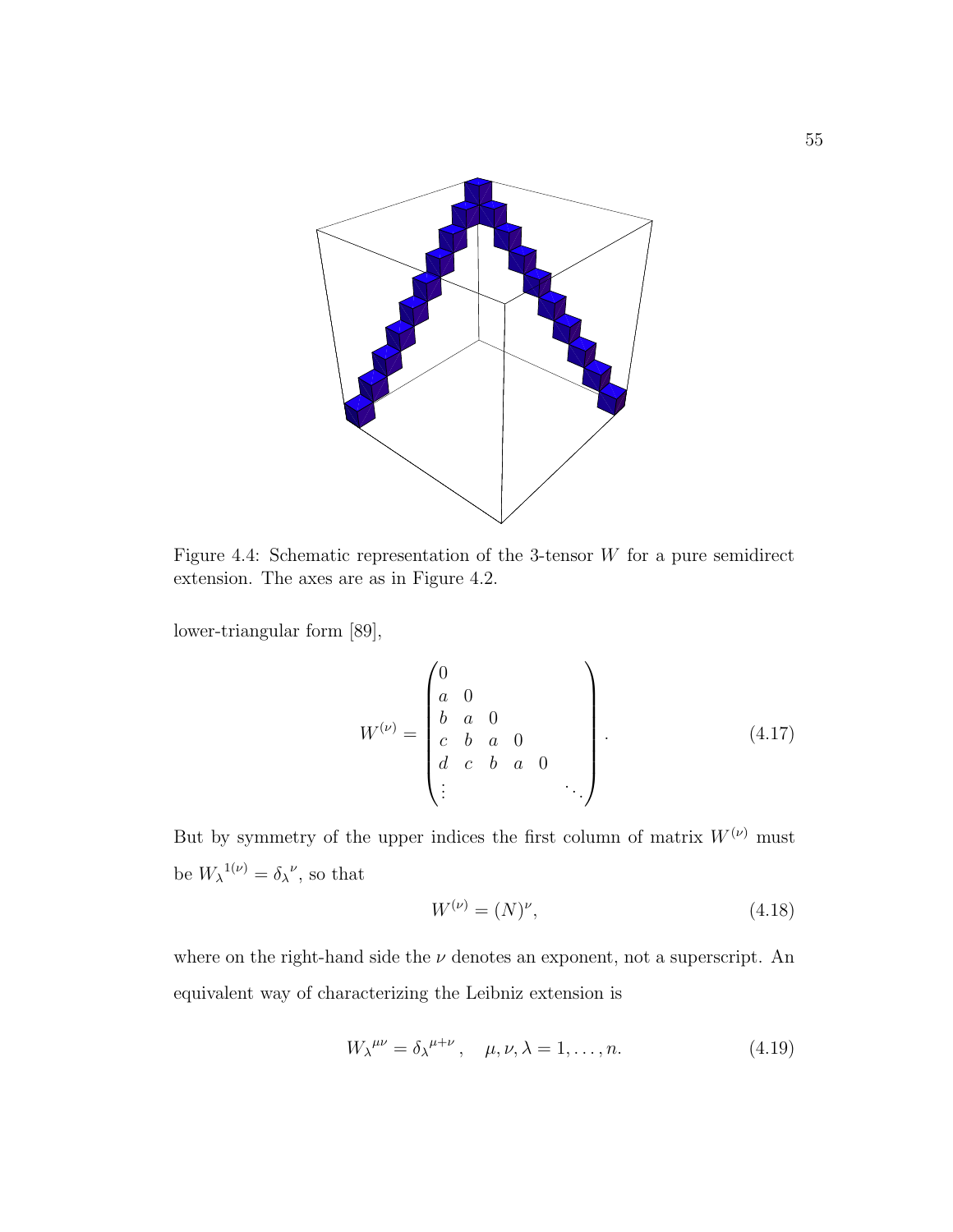Figure 4.4: Schematic representation of the 3-tensor $W$ for a pure semidirect extension. The axes are as in Figure 4.2.

lower-triangular form [89],

$$
W^{(\nu)} = \begin{pmatrix} 0 & & & & & \\ a & 0 & & & & \\ b & a & 0 & & & \\ c & b & a & 0 & & \\ d & c & b & a & 0 & \\ \vdots & & & & & \ddots \end{pmatrix}. \tag{4.17}
$$

But by symmetry of the upper indices the first column of matrix $W^{(\nu)}$ must be ${W_\lambda}^{1(\nu)} = {\delta_\lambda}^{\nu}$, so that

$$
W^{(\nu)} = (N)^{\nu}, \tag{4.18}
$$

where on the right-hand side the $\nu$ denotes an exponent, not a superscript. An equivalent way of characterizing the Leibniz extension is

$$
{W_\lambda}^{\mu\nu} = {\delta_\lambda}^{\mu+\nu}, \quad \mu, \nu, \lambda = 1, \ldots, n. \tag{4.19}
$$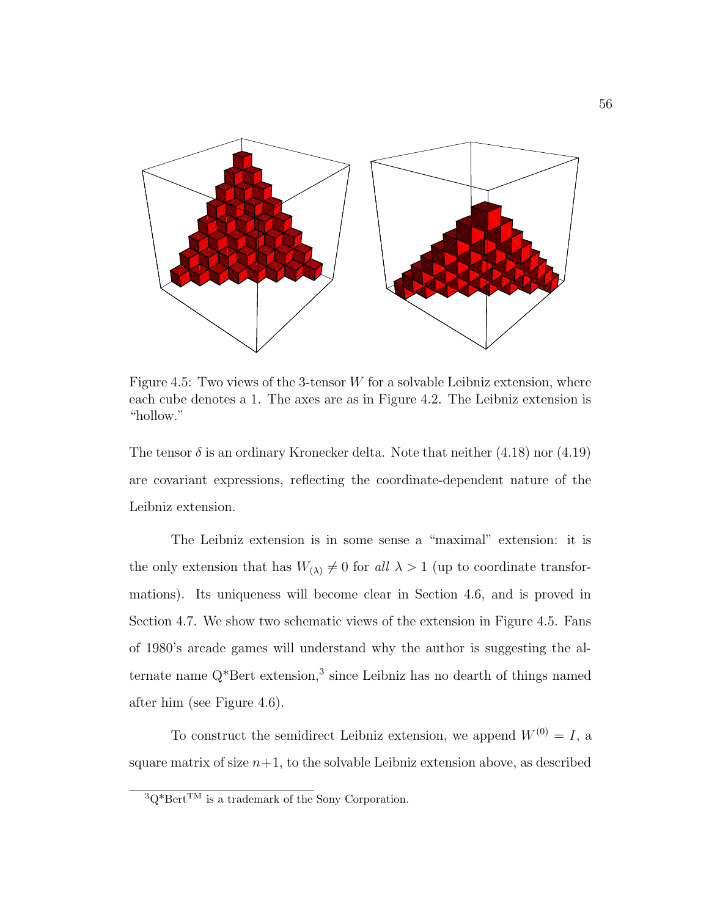Figure 4.5: Two views of the 3-tensor $W$ for a solvable Leibniz extension, where each cube denotes a 1. The axes are as in Figure 4.2. The Leibniz extension is "hollow."

The tensor $\delta$ is an ordinary Kronecker delta. Note that neither (4.18) nor (4.19) are covariant expressions, reflecting the coordinate-dependent nature of the Leibniz extension.

The Leibniz extension is in some sense a "maximal" extension: it is the only extension that has $W_{(\lambda)} \neq 0$ for *all* $\lambda > 1$ (up to coordinate transformations). Its uniqueness will become clear in Section 4.6, and is proved in Section 4.7. We show two schematic views of the extension in Figure 4.5. Fans of 1980's arcade games will understand why the author is suggesting the alternate name Q*Bert extension,[3] since Leibniz has no dearth of things named after him (see Figure 4.6).

To construct the semidirect Leibniz extension, we append $W^{(0)} = I$, a square matrix of size $n+1$, to the solvable Leibniz extension above, as described

[3] Q*Bert™ is a trademark of the Sony Corporation.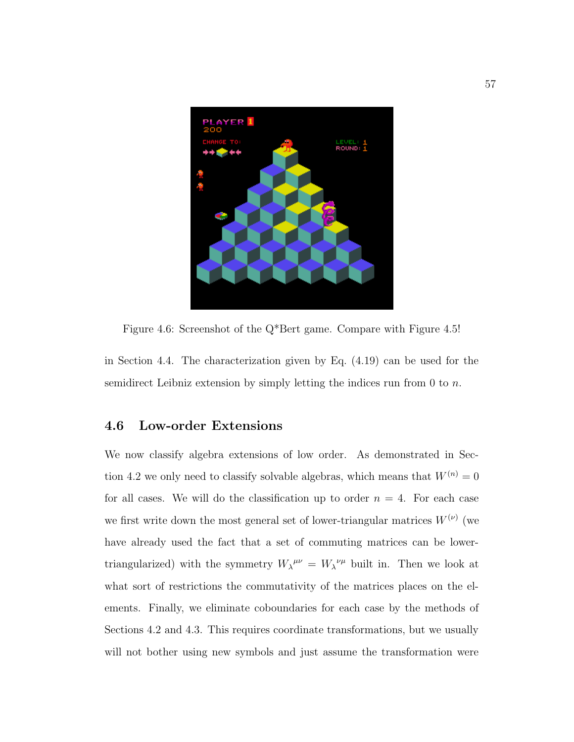Figure 4.6: Screenshot of the Q*Bert game. Compare with Figure 4.5!

in Section 4.4. The characterization given by Eq. (4.19) can be used for the semidirect Leibniz extension by simply letting the indices run from 0 to $n$.

## 4.6 Low-order Extensions

We now classify algebra extensions of low order. As demonstrated in Section 4.2 we only need to classify solvable algebras, which means that $W^{(n)} = 0$ for all cases. We will do the classification up to order $n = 4$. For each case we first write down the most general set of lower-triangular matrices $W^{(\nu)}$ (we have already used the fact that a set of commuting matrices can be lower-triangularized) with the symmetry ${W_\lambda}^{\mu\nu} = {W_\lambda}^{\nu\mu}$ built in. Then we look at what sort of restrictions the commutativity of the matrices places on the elements. Finally, we eliminate coboundaries for each case by the methods of Sections 4.2 and 4.3. This requires coordinate transformations, but we usually will not bother using new symbols and just assume the transformation were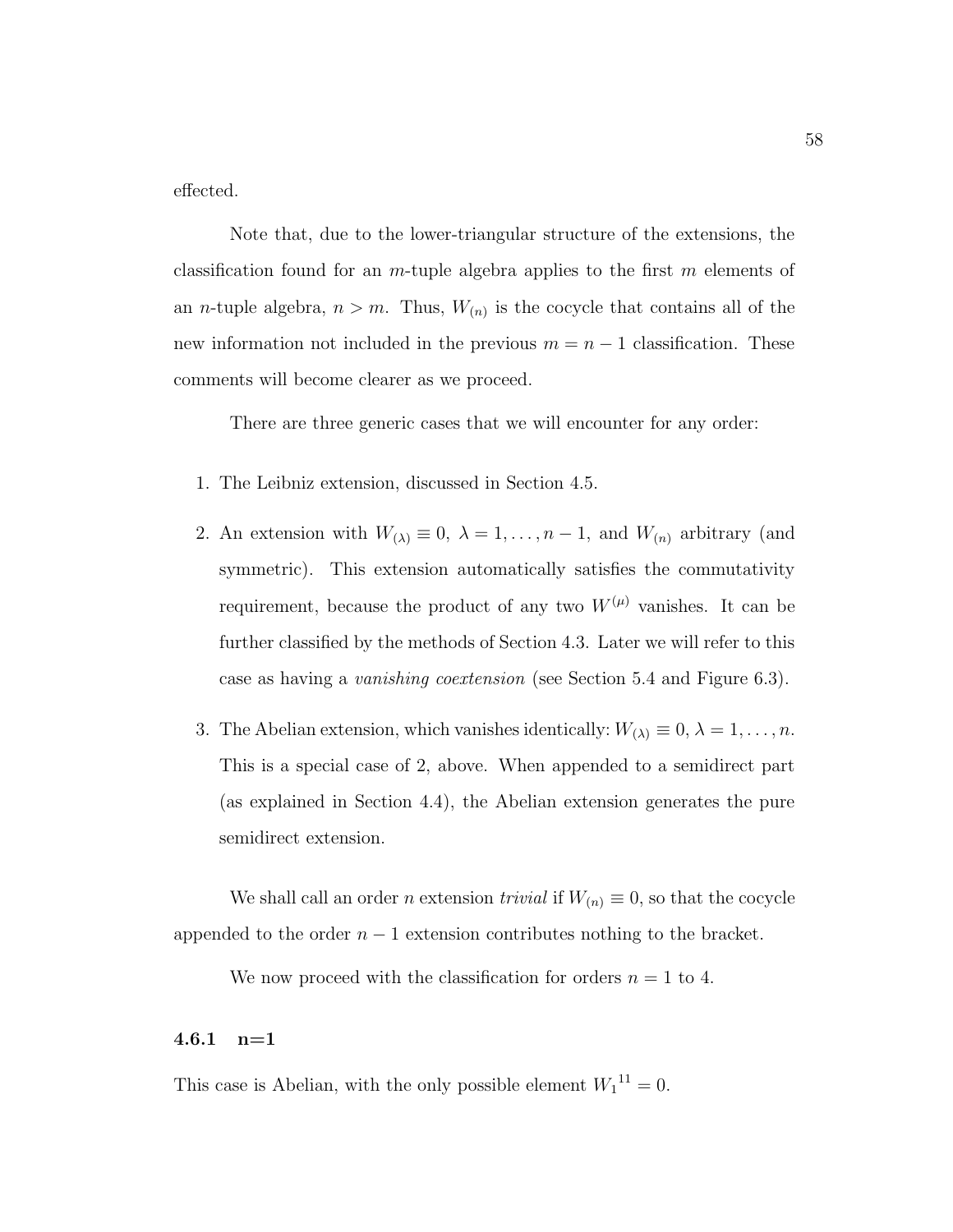effected.

Note that, due to the lower-triangular structure of the extensions, the classification found for an $m$-tuple algebra applies to the first $m$ elements of an $n$-tuple algebra, $n > m$. Thus, $W_{(n)}$ is the cocycle that contains all of the new information not included in the previous $m = n-1$ classification. These comments will become clearer as we proceed.

There are three generic cases that we will encounter for any order:

1. The Leibniz extension, discussed in Section 4.5.

2. An extension with $W_{(\lambda)} \equiv 0$, $\lambda = 1, \ldots, n-1$, and $W_{(n)}$ arbitrary (and symmetric). This extension automatically satisfies the commutativity requirement, because the product of any two $W^{(\mu)}$ vanishes. It can be further classified by the methods of Section 4.3. Later we will refer to this case as having a *vanishing coextension* (see Section 5.4 and Figure 6.3).

3. The Abelian extension, which vanishes identically: $W_{(\lambda)} \equiv 0$, $\lambda = 1, \ldots, n$. This is a special case of 2, above. When appended to a semidirect part (as explained in Section 4.4), the Abelian extension generates the pure semidirect extension.

We shall call an order $n$ extension *trivial* if $W_{(n)} \equiv 0$, so that the cocycle appended to the order $n-1$ extension contributes nothing to the bracket.

We now proceed with the classification for orders $n = 1$ to 4.

### 4.6.1 n=1

This case is Abelian, with the only possible element ${W_1}^{11} = 0$.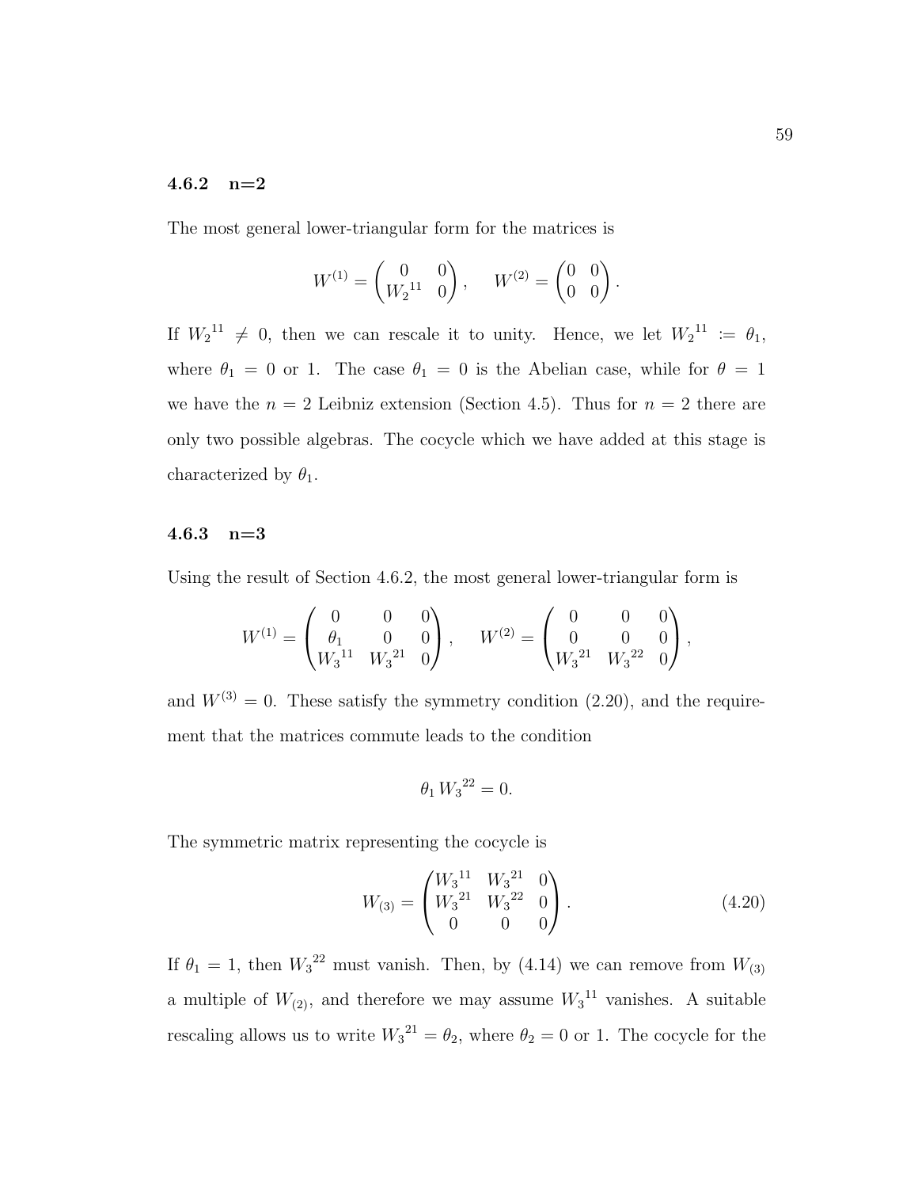### 4.6.2 n=2

The most general lower-triangular form for the matrices is

$$W^{(1)} = \begin{pmatrix} 0 & 0 \\ {W_2}^{11} & 0 \end{pmatrix}, \qquad W^{(2)} = \begin{pmatrix} 0 & 0 \\ 0 & 0 \end{pmatrix}.$$

If ${W_2}^{11} \neq 0$, then we can rescale it to unity. Hence, we let ${W_2}^{11} := \theta_1$, where $\theta_1 = 0$ or 1. The case $\theta_1 = 0$ is the Abelian case, while for $\theta = 1$ we have the $n = 2$ Leibniz extension (Section 4.5). Thus for $n = 2$ there are only two possible algebras. The cocycle which we have added at this stage is characterized by $\theta_1$.

### 4.6.3 n=3

Using the result of Section 4.6.2, the most general lower-triangular form is

$$W^{(1)} = \begin{pmatrix} 0 & 0 & 0 \\ \theta_1 & 0 & 0 \\ {W_3}^{11} & {W_3}^{21} & 0 \end{pmatrix}, \qquad W^{(2)} = \begin{pmatrix} 0 & 0 & 0 \\ 0 & 0 & 0 \\ {W_3}^{21} & {W_3}^{22} & 0 \end{pmatrix},$$

and $W^{(3)} = 0$. These satisfy the symmetry condition (2.20), and the requirement that the matrices commute leads to the condition

$$\theta_1 \, {W_3}^{22} = 0.$$

The symmetric matrix representing the cocycle is

$$W_{(3)} = \begin{pmatrix} {W_3}^{11} & {W_3}^{21} & 0 \\ {W_3}^{21} & {W_3}^{22} & 0 \\ 0 & 0 & 0 \end{pmatrix}. \tag{4.20}$$

If $\theta_1 = 1$, then ${W_3}^{22}$ must vanish. Then, by (4.14) we can remove from $W_{(3)}$ a multiple of $W_{(2)}$, and therefore we may assume ${W_3}^{11}$ vanishes. A suitable rescaling allows us to write ${W_3}^{21} = \theta_2$, where $\theta_2 = 0$ or 1. The cocycle for the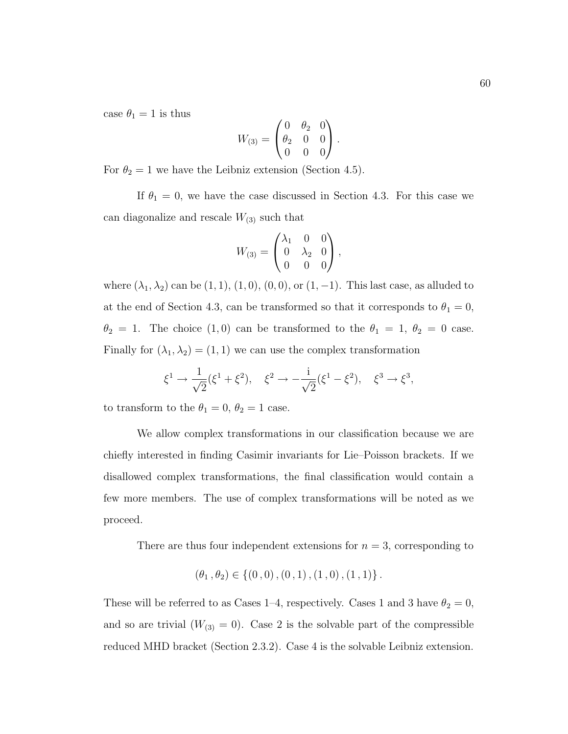case $\theta_1 = 1$ is thus

$$W_{(3)} = \begin{pmatrix} 0 & \theta_2 & 0 \\ \theta_2 & 0 & 0 \\ 0 & 0 & 0 \end{pmatrix}.$$

For $\theta_2 = 1$ we have the Leibniz extension (Section 4.5).

If $\theta_1 = 0$, we have the case discussed in Section 4.3. For this case we can diagonalize and rescale $W_{(3)}$ such that

$$W_{(3)} = \begin{pmatrix} \lambda_1 & 0 & 0 \\ 0 & \lambda_2 & 0 \\ 0 & 0 & 0 \end{pmatrix},$$

where $(\lambda_1, \lambda_2)$ can be $(1,1)$, $(1,0)$, $(0,0)$, or $(1,-1)$. This last case, as alluded to at the end of Section 4.3, can be transformed so that it corresponds to $\theta_1 = 0$, $\theta_2 = 1$. The choice $(1,0)$ can be transformed to the $\theta_1 = 1$, $\theta_2 = 0$ case. Finally for $(\lambda_1, \lambda_2) = (1,1)$ we can use the complex transformation

$$\xi^1 \to \frac{1}{\sqrt{2}}(\xi^1 + \xi^2), \quad \xi^2 \to -\frac{\mathrm{i}}{\sqrt{2}}(\xi^1 - \xi^2), \quad \xi^3 \to \xi^3,$$

to transform to the $\theta_1 = 0$, $\theta_2 = 1$ case.

We allow complex transformations in our classification because we are chiefly interested in finding Casimir invariants for Lie–Poisson brackets. If we disallowed complex transformations, the final classification would contain a few more members. The use of complex transformations will be noted as we proceed.

There are thus four independent extensions for $n = 3$, corresponding to

$$(\theta_1\,, \theta_2) \in \{(0\,,0)\,, (0\,,1)\,, (1\,,0)\,, (1\,,1)\}\,.$$

These will be referred to as Cases 1–4, respectively. Cases 1 and 3 have $\theta_2 = 0$, and so are trivial ($W_{(3)} = 0$). Case 2 is the solvable part of the compressible reduced MHD bracket (Section 2.3.2). Case 4 is the solvable Leibniz extension.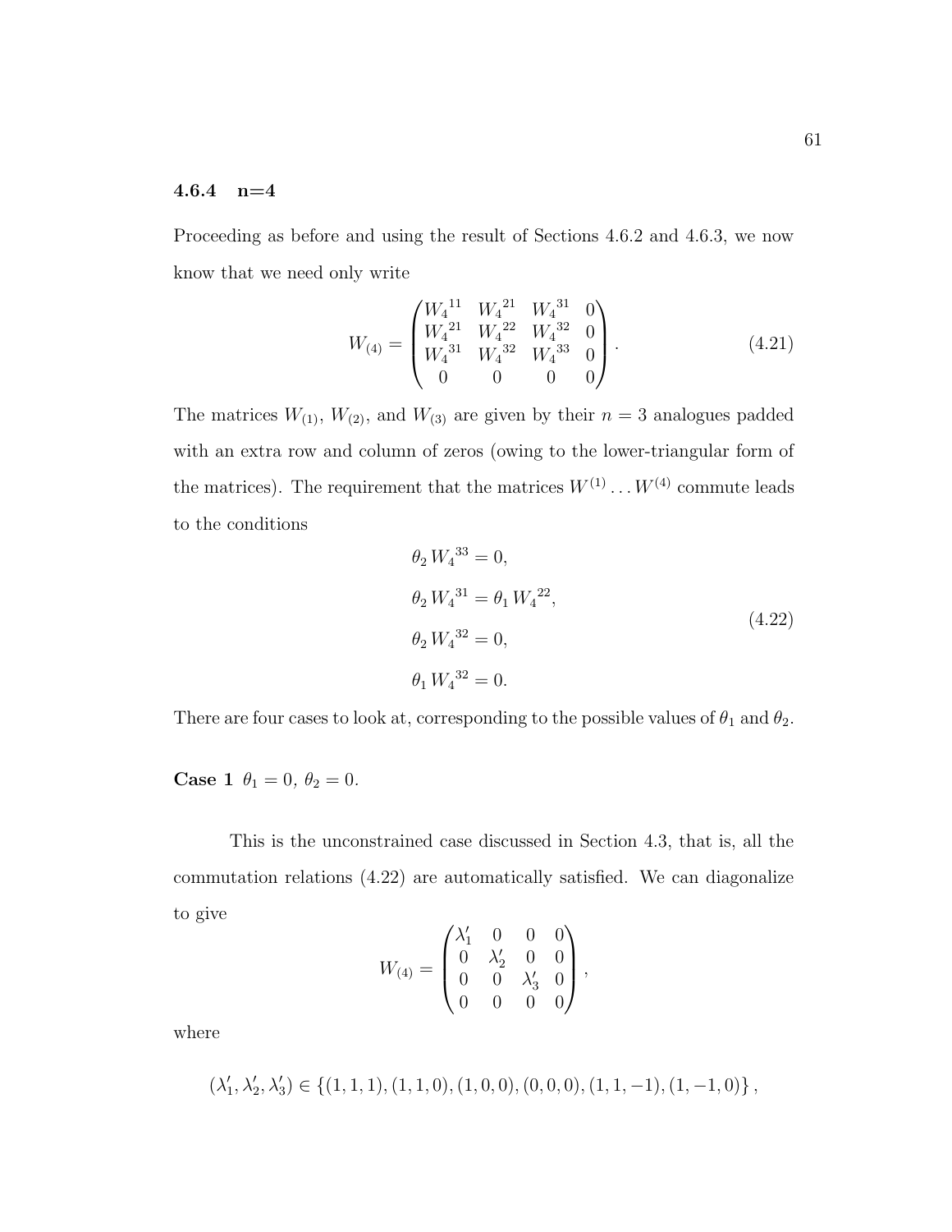### 4.6.4 n=4

Proceeding as before and using the result of Sections 4.6.2 and 4.6.3, we now know that we need only write

$$W_{(4)} = \begin{pmatrix} {W_4}^{11} & {W_4}^{21} & {W_4}^{31} & 0 \\ {W_4}^{21} & {W_4}^{22} & {W_4}^{32} & 0 \\ {W_4}^{31} & {W_4}^{32} & {W_4}^{33} & 0 \\ 0 & 0 & 0 & 0 \end{pmatrix}. \tag{4.21}$$

The matrices $W_{(1)}$, $W_{(2)}$, and $W_{(3)}$ are given by their $n = 3$ analogues padded with an extra row and column of zeros (owing to the lower-triangular form of the matrices). The requirement that the matrices $W^{(1)} \ldots W^{(4)}$ commute leads to the conditions

$$\begin{aligned} \theta_2 \, {W_4}^{33} &= 0, \\ \theta_2 \, {W_4}^{31} &= \theta_1 \, {W_4}^{22}, \\ \theta_2 \, {W_4}^{32} &= 0, \\ \theta_1 \, {W_4}^{32} &= 0. \end{aligned} \tag{4.22}$$

There are four cases to look at, corresponding to the possible values of $\theta_1$ and $\theta_2$.

**Case 1** $\theta_1 = 0$, $\theta_2 = 0$.

This is the unconstrained case discussed in Section 4.3, that is, all the commutation relations (4.22) are automatically satisfied. We can diagonalize to give

$$W_{(4)} = \begin{pmatrix} \lambda_1' & 0 & 0 & 0 \\ 0 & \lambda_2' & 0 & 0 \\ 0 & 0 & \lambda_3' & 0 \\ 0 & 0 & 0 & 0 \end{pmatrix},$$

where

$$(\lambda_1', \lambda_2', \lambda_3') \in \{(1,1,1), (1,1,0), (1,0,0), (0,0,0), (1,1,-1), (1,-1,0)\},$$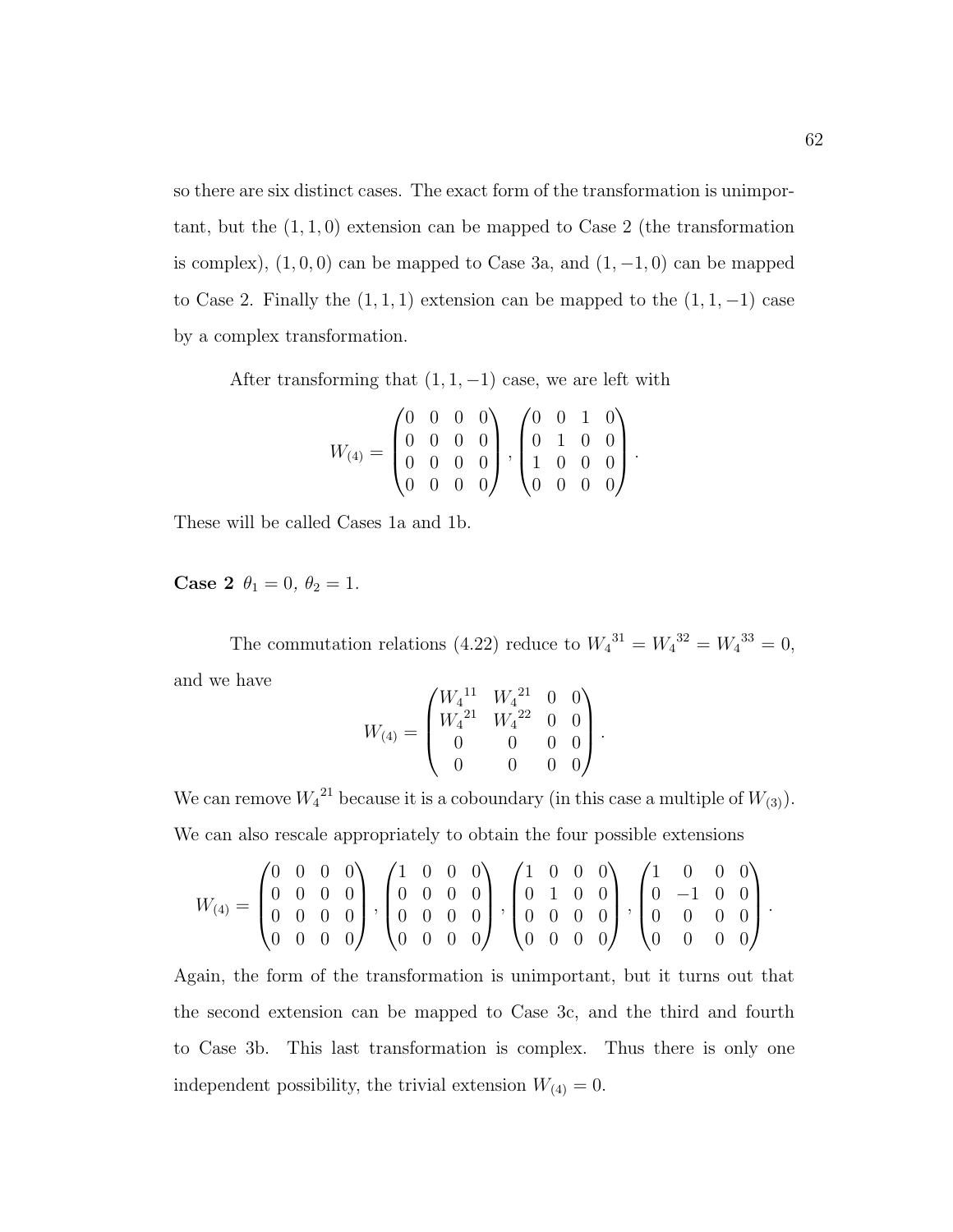so there are six distinct cases. The exact form of the transformation is unimportant, but the $(1,1,0)$ extension can be mapped to Case 2 (the transformation is complex), $(1,0,0)$ can be mapped to Case 3a, and $(1,-1,0)$ can be mapped to Case 2. Finally the $(1,1,1)$ extension can be mapped to the $(1,1,-1)$ case by a complex transformation.

After transforming that $(1,1,-1)$ case, we are left with

$$W_{(4)} = \begin{pmatrix} 0 & 0 & 0 & 0 \\ 0 & 0 & 0 & 0 \\ 0 & 0 & 0 & 0 \\ 0 & 0 & 0 & 0 \end{pmatrix}, \begin{pmatrix} 0 & 0 & 1 & 0 \\ 0 & 1 & 0 & 0 \\ 1 & 0 & 0 & 0 \\ 0 & 0 & 0 & 0 \end{pmatrix}.$$

These will be called Cases 1a and 1b.

**Case 2** $\theta_1 = 0,\ \theta_2 = 1.$

The commutation relations (4.22) reduce to ${W_4}^{31} = {W_4}^{32} = {W_4}^{33} = 0$, and we have

$$W_{(4)} = \begin{pmatrix} {W_4}^{11} & {W_4}^{21} & 0 & 0 \\ {W_4}^{21} & {W_4}^{22} & 0 & 0 \\ 0 & 0 & 0 & 0 \\ 0 & 0 & 0 & 0 \end{pmatrix}.$$

We can remove ${W_4}^{21}$ because it is a coboundary (in this case a multiple of $W_{(3)}$). We can also rescale appropriately to obtain the four possible extensions

$$W_{(4)} = \begin{pmatrix} 0 & 0 & 0 & 0 \\ 0 & 0 & 0 & 0 \\ 0 & 0 & 0 & 0 \\ 0 & 0 & 0 & 0 \end{pmatrix}, \begin{pmatrix} 1 & 0 & 0 & 0 \\ 0 & 0 & 0 & 0 \\ 0 & 0 & 0 & 0 \\ 0 & 0 & 0 & 0 \end{pmatrix}, \begin{pmatrix} 1 & 0 & 0 & 0 \\ 0 & 1 & 0 & 0 \\ 0 & 0 & 0 & 0 \\ 0 & 0 & 0 & 0 \end{pmatrix}, \begin{pmatrix} 1 & 0 & 0 & 0 \\ 0 & -1 & 0 & 0 \\ 0 & 0 & 0 & 0 \\ 0 & 0 & 0 & 0 \end{pmatrix}.$$

Again, the form of the transformation is unimportant, but it turns out that the second extension can be mapped to Case 3c, and the third and fourth to Case 3b. This last transformation is complex. Thus there is only one independent possibility, the trivial extension $W_{(4)} = 0$.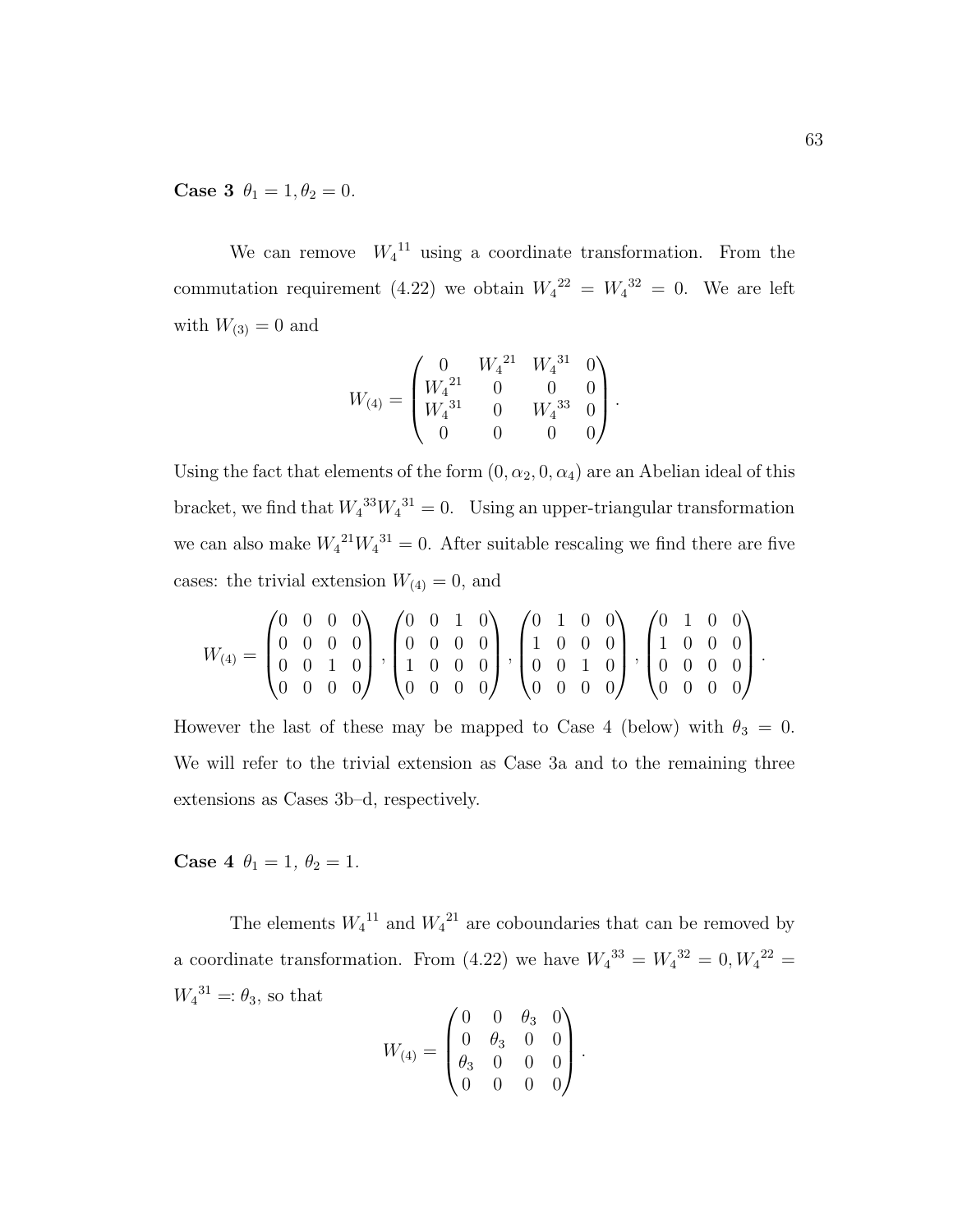**Case 3** $\theta_1 = 1, \theta_2 = 0$.

We can remove ${W_4}^{11}$ using a coordinate transformation. From the commutation requirement (4.22) we obtain ${W_4}^{22} = {W_4}^{32} = 0$. We are left with $W_{(3)} = 0$ and

$$W_{(4)} = \begin{pmatrix} 0 & {W_4}^{21} & {W_4}^{31} & 0 \\ {W_4}^{21} & 0 & 0 & 0 \\ {W_4}^{31} & 0 & {W_4}^{33} & 0 \\ 0 & 0 & 0 & 0 \end{pmatrix}.$$

Using the fact that elements of the form $(0, \alpha_2, 0, \alpha_4)$ are an Abelian ideal of this bracket, we find that ${W_4}^{33}{W_4}^{31} = 0$. Using an upper-triangular transformation we can also make ${W_4}^{21}{W_4}^{31} = 0$. After suitable rescaling we find there are five cases: the trivial extension $W_{(4)} = 0$, and

$$W_{(4)} = \begin{pmatrix} 0 & 0 & 0 & 0 \\ 0 & 0 & 0 & 0 \\ 0 & 0 & 1 & 0 \\ 0 & 0 & 0 & 0 \end{pmatrix}, \begin{pmatrix} 0 & 0 & 1 & 0 \\ 0 & 0 & 0 & 0 \\ 1 & 0 & 0 & 0 \\ 0 & 0 & 0 & 0 \end{pmatrix}, \begin{pmatrix} 0 & 1 & 0 & 0 \\ 1 & 0 & 0 & 0 \\ 0 & 0 & 1 & 0 \\ 0 & 0 & 0 & 0 \end{pmatrix}, \begin{pmatrix} 0 & 1 & 0 & 0 \\ 1 & 0 & 0 & 0 \\ 0 & 0 & 0 & 0 \\ 0 & 0 & 0 & 0 \end{pmatrix}.$$

However the last of these may be mapped to Case 4 (below) with $\theta_3 = 0$. We will refer to the trivial extension as Case 3a and to the remaining three extensions as Cases 3b–d, respectively.

**Case 4** $\theta_1 = 1,\ \theta_2 = 1$.

The elements ${W_4}^{11}$ and ${W_4}^{21}$ are coboundaries that can be removed by a coordinate transformation. From (4.22) we have ${W_4}^{33} = {W_4}^{32} = 0, {W_4}^{22} = {W_4}^{31} =: \theta_3$, so that

$$W_{(4)} = \begin{pmatrix} 0 & 0 & \theta_3 & 0 \\ 0 & \theta_3 & 0 & 0 \\ \theta_3 & 0 & 0 & 0 \\ 0 & 0 & 0 & 0 \end{pmatrix}.$$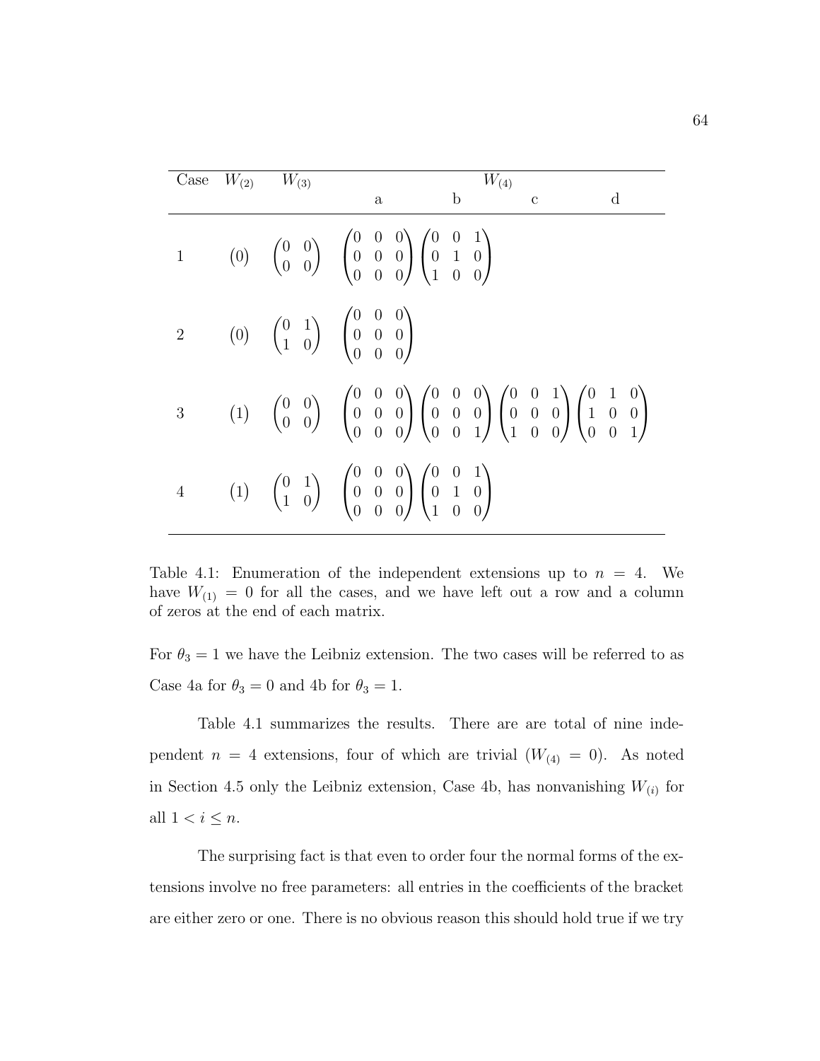| Case | $W_{(2)}$ | $W_{(3)}$ | $W_{(4)}$ | | | |
|---|---|---|---|---|---|---|
| | | | a | b | c | d |
| 1 | $\begin{pmatrix}0\end{pmatrix}$ | $\begin{pmatrix}0 & 0\\0 & 0\end{pmatrix}$ | $\begin{pmatrix}0 & 0 & 0\\0 & 0 & 0\\0 & 0 & 0\end{pmatrix}$ | $\begin{pmatrix}0 & 0 & 1\\0 & 1 & 0\\1 & 0 & 0\end{pmatrix}$ | | |
| 2 | $\begin{pmatrix}0\end{pmatrix}$ | $\begin{pmatrix}0 & 1\\1 & 0\end{pmatrix}$ | $\begin{pmatrix}0 & 0 & 0\\0 & 0 & 0\\0 & 0 & 0\end{pmatrix}$ | | | |
| 3 | $\begin{pmatrix}1\end{pmatrix}$ | $\begin{pmatrix}0 & 0\\0 & 0\end{pmatrix}$ | $\begin{pmatrix}0 & 0 & 0\\0 & 0 & 0\\0 & 0 & 0\end{pmatrix}$ | $\begin{pmatrix}0 & 0 & 0\\0 & 0 & 0\\0 & 0 & 1\end{pmatrix}$ | $\begin{pmatrix}0 & 0 & 1\\0 & 0 & 0\\1 & 0 & 0\end{pmatrix}$ | $\begin{pmatrix}0 & 1 & 0\\1 & 0 & 0\\0 & 0 & 1\end{pmatrix}$ |
| 4 | $\begin{pmatrix}1\end{pmatrix}$ | $\begin{pmatrix}0 & 1\\1 & 0\end{pmatrix}$ | $\begin{pmatrix}0 & 0 & 0\\0 & 0 & 0\\0 & 0 & 0\end{pmatrix}$ | $\begin{pmatrix}0 & 0 & 1\\0 & 1 & 0\\1 & 0 & 0\end{pmatrix}$ | | |

Table 4.1: Enumeration of the independent extensions up to $n = 4$. We have $W_{(1)} = 0$ for all the cases, and we have left out a row and a column of zeros at the end of each matrix.

For $\theta_3 = 1$ we have the Leibniz extension. The two cases will be referred to as Case 4a for $\theta_3 = 0$ and 4b for $\theta_3 = 1$.

Table 4.1 summarizes the results. There are are total of nine independent $n = 4$ extensions, four of which are trivial ($W_{(4)} = 0$). As noted in Section 4.5 only the Leibniz extension, Case 4b, has nonvanishing $W_{(i)}$ for all $1 < i \leq n$.

The surprising fact is that even to order four the normal forms of the extensions involve no free parameters: all entries in the coefficients of the bracket are either zero or one. There is no obvious reason this should hold true if we try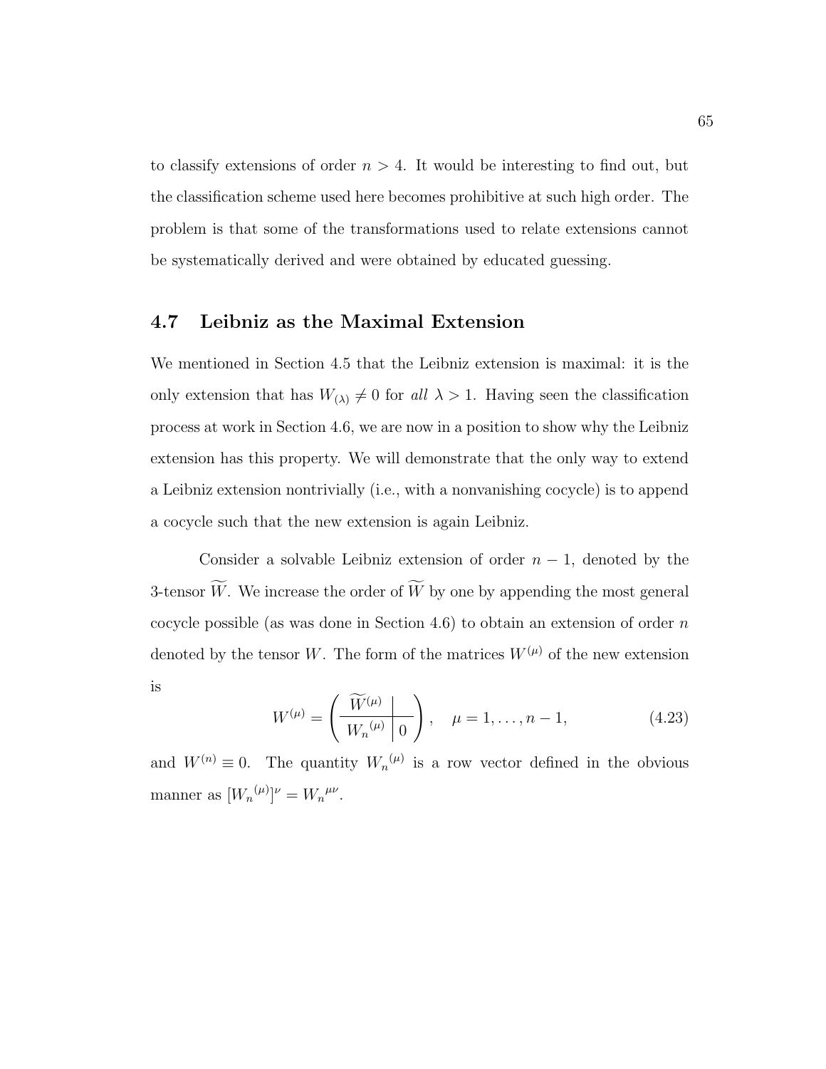to classify extensions of order $n > 4$. It would be interesting to find out, but the classification scheme used here becomes prohibitive at such high order. The problem is that some of the transformations used to relate extensions cannot be systematically derived and were obtained by educated guessing.

## 4.7 Leibniz as the Maximal Extension

We mentioned in Section 4.5 that the Leibniz extension is maximal: it is the only extension that has $W_{(\lambda)} \neq 0$ for *all* $\lambda > 1$. Having seen the classification process at work in Section 4.6, we are now in a position to show why the Leibniz extension has this property. We will demonstrate that the only way to extend a Leibniz extension nontrivially (i.e., with a nonvanishing cocycle) is to append a cocycle such that the new extension is again Leibniz.

Consider a solvable Leibniz extension of order $n-1$, denoted by the 3-tensor $\widetilde{W}$. We increase the order of $\widetilde{W}$ by one by appending the most general cocycle possible (as was done in Section 4.6) to obtain an extension of order $n$ denoted by the tensor $W$. The form of the matrices $W^{(\mu)}$ of the new extension is

$$W^{(\mu)} = \left( \begin{array}{c|c} \widetilde{W}^{(\mu)} & \\ \hline {W_n}^{(\mu)} & 0 \end{array} \right), \quad \mu = 1, \dots, n-1, \tag{4.23}$$

and $W^{(n)} \equiv 0$. The quantity ${W_n}^{(\mu)}$ is a row vector defined in the obvious manner as $[{W_n}^{(\mu)}]^\nu = {W_n}^{\mu\nu}$.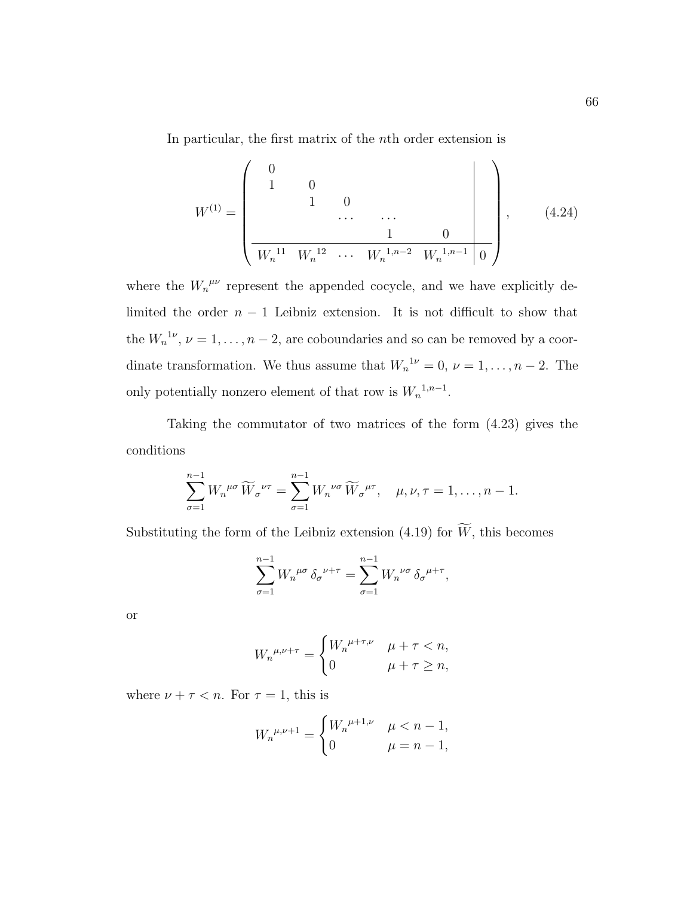In particular, the first matrix of the $n$th order extension is

$$W^{(1)} = \left( \begin{array}{ccccc|c} 0 & & & & & \\ 1 & 0 & & & & \\ & 1 & 0 & & & \\ & & \cdots & \cdots & & \\ & & & 1 & 0 & \\ \hline {W_n}^{11} & {W_n}^{12} & \cdots & {W_n}^{1,n-2} & {W_n}^{1,n-1} & 0 \end{array} \right), \qquad (4.24)$$

where the ${W_n}^{\mu\nu}$ represent the appended cocycle, and we have explicitly delimited the order $n-1$ Leibniz extension. It is not difficult to show that the ${W_n}^{1\nu}$, $\nu = 1, \ldots, n-2$, are coboundaries and so can be removed by a coordinate transformation. We thus assume that ${W_n}^{1\nu} = 0$, $\nu = 1, \ldots, n-2$. The only potentially nonzero element of that row is ${W_n}^{1,n-1}$.

Taking the commutator of two matrices of the form (4.23) gives the conditions

$$\sum_{\sigma=1}^{n-1} {W_n}^{\mu\sigma} \, {\widetilde{W}_\sigma}^{\,\nu\tau} = \sum_{\sigma=1}^{n-1} {W_n}^{\nu\sigma} \, {\widetilde{W}_\sigma}^{\,\mu\tau}, \quad \mu, \nu, \tau = 1, \ldots, n-1.$$

Substituting the form of the Leibniz extension (4.19) for $\widetilde{W}$, this becomes

$$\sum_{\sigma=1}^{n-1} {W_n}^{\mu\sigma} \, {\delta_\sigma}^{\nu+\tau} = \sum_{\sigma=1}^{n-1} {W_n}^{\nu\sigma} \, {\delta_\sigma}^{\mu+\tau},$$

or

$${W_n}^{\mu,\nu+\tau} = \begin{cases} {W_n}^{\mu+\tau,\nu} & \mu + \tau < n, \\ 0 & \mu + \tau \geq n, \end{cases}$$

where $\nu + \tau < n$. For $\tau = 1$, this is

$${W_n}^{\mu,\nu+1} = \begin{cases} {W_n}^{\mu+1,\nu} & \mu < n-1, \\ 0 & \mu = n-1, \end{cases}$$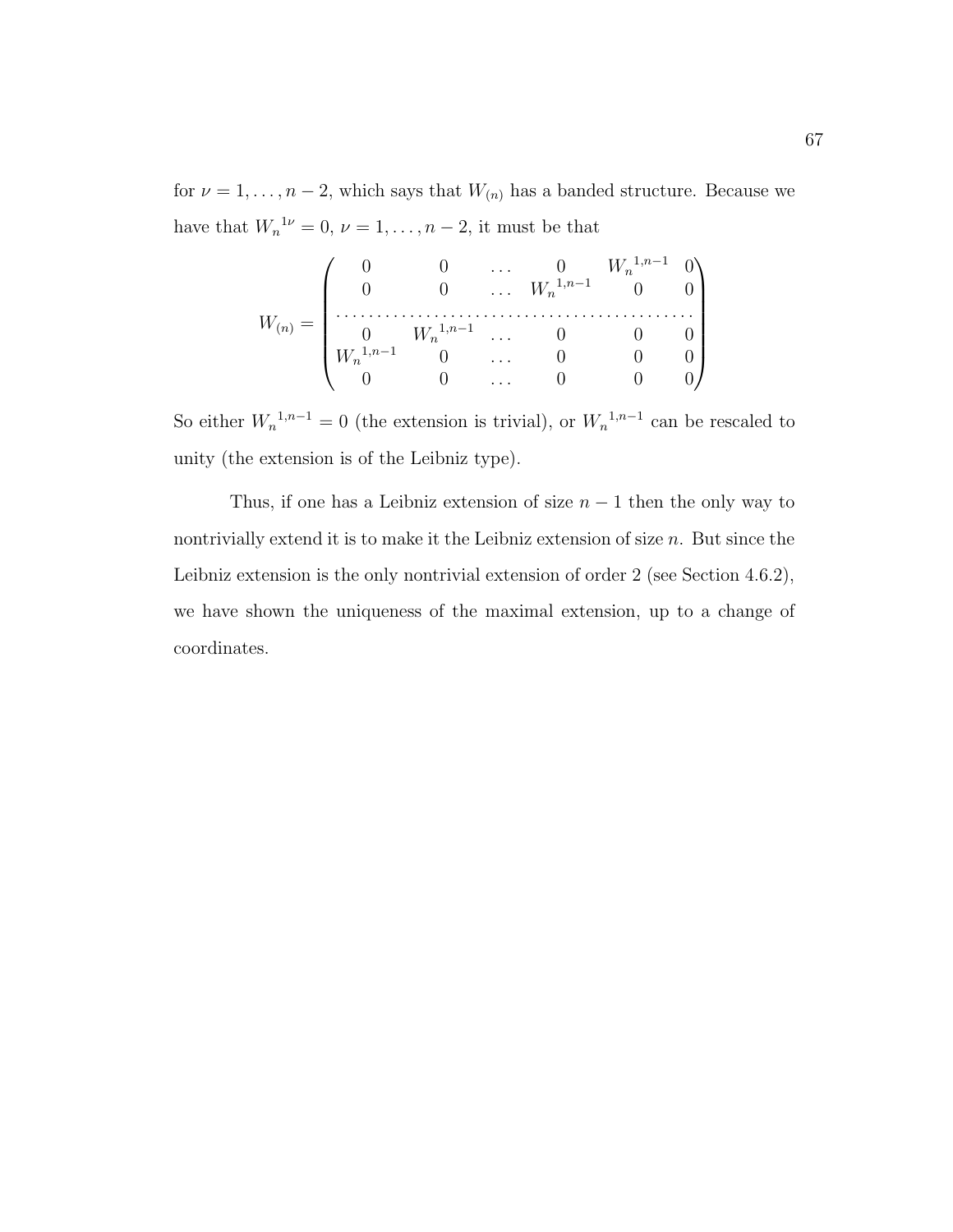for $\nu = 1, \ldots, n-2$, which says that $W_{(n)}$ has a banded structure. Because we have that ${W_n}^{1\nu} = 0$, $\nu = 1, \ldots, n-2$, it must be that

$$
W_{(n)} = \begin{pmatrix}
0 & 0 & \ldots & 0 & {W_n}^{1,n-1} & 0 \\
0 & 0 & \ldots & {W_n}^{1,n-1} & 0 & 0 \\
\multicolumn{6}{c}{\dotfill} \\
0 & {W_n}^{1,n-1} & \ldots & 0 & 0 & 0 \\
{W_n}^{1,n-1} & 0 & \ldots & 0 & 0 & 0 \\
0 & 0 & \ldots & 0 & 0 & 0
\end{pmatrix}
$$

So either ${W_n}^{1,n-1} = 0$ (the extension is trivial), or ${W_n}^{1,n-1}$ can be rescaled to unity (the extension is of the Leibniz type).

Thus, if one has a Leibniz extension of size $n-1$ then the only way to nontrivially extend it is to make it the Leibniz extension of size $n$. But since the Leibniz extension is the only nontrivial extension of order 2 (see Section 4.6.2), we have shown the uniqueness of the maximal extension, up to a change of coordinates.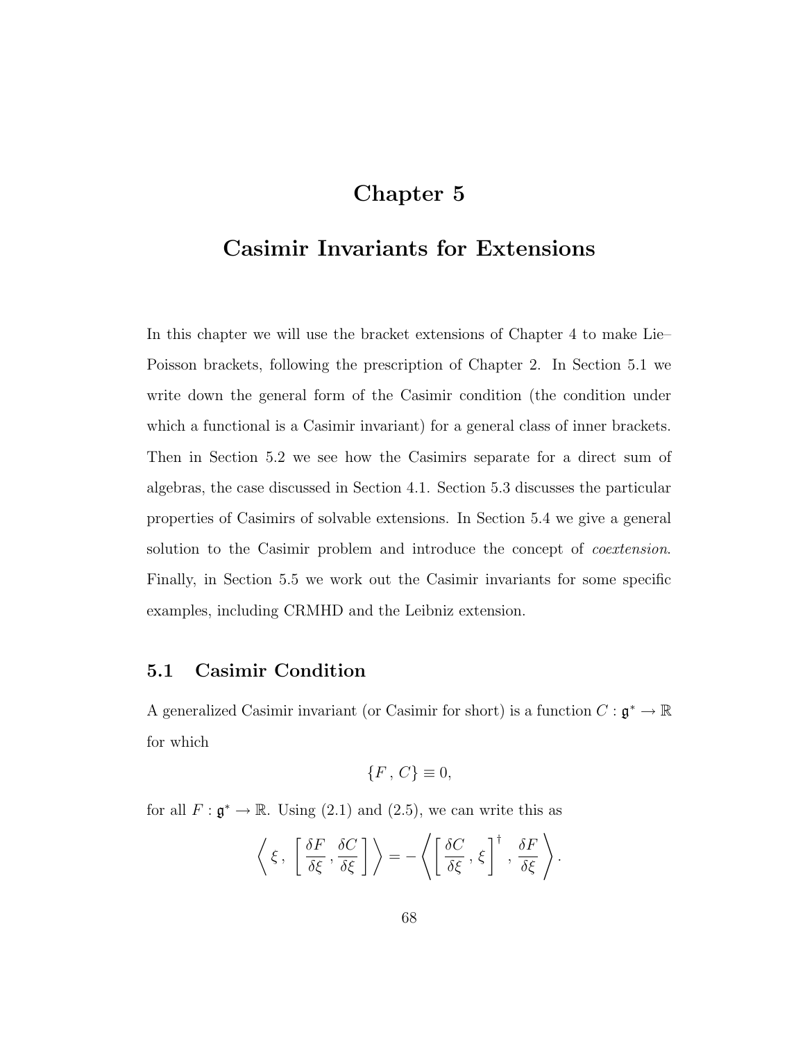# Chapter 5

# Casimir Invariants for Extensions

In this chapter we will use the bracket extensions of Chapter 4 to make Lie–Poisson brackets, following the prescription of Chapter 2. In Section 5.1 we write down the general form of the Casimir condition (the condition under which a functional is a Casimir invariant) for a general class of inner brackets. Then in Section 5.2 we see how the Casimirs separate for a direct sum of algebras, the case discussed in Section 4.1. Section 5.3 discusses the particular properties of Casimirs of solvable extensions. In Section 5.4 we give a general solution to the Casimir problem and introduce the concept of *coextension*. Finally, in Section 5.5 we work out the Casimir invariants for some specific examples, including CRMHD and the Leibniz extension.

## 5.1 Casimir Condition

A generalized Casimir invariant (or Casimir for short) is a function $C : \mathfrak{g}^* \to \mathbb{R}$ for which

$$\{F\,,\,C\} \equiv 0,$$

for all $F : \mathfrak{g}^* \to \mathbb{R}$. Using (2.1) and (2.5), we can write this as

$$\left\langle \xi\,,\, \left[\,\frac{\delta F}{\delta \xi}\,,\frac{\delta C}{\delta \xi}\,\right] \right\rangle = -\left\langle \left[\,\frac{\delta C}{\delta \xi}\,,\,\xi\,\right]^{\dagger}\,,\,\frac{\delta F}{\delta \xi} \right\rangle.$$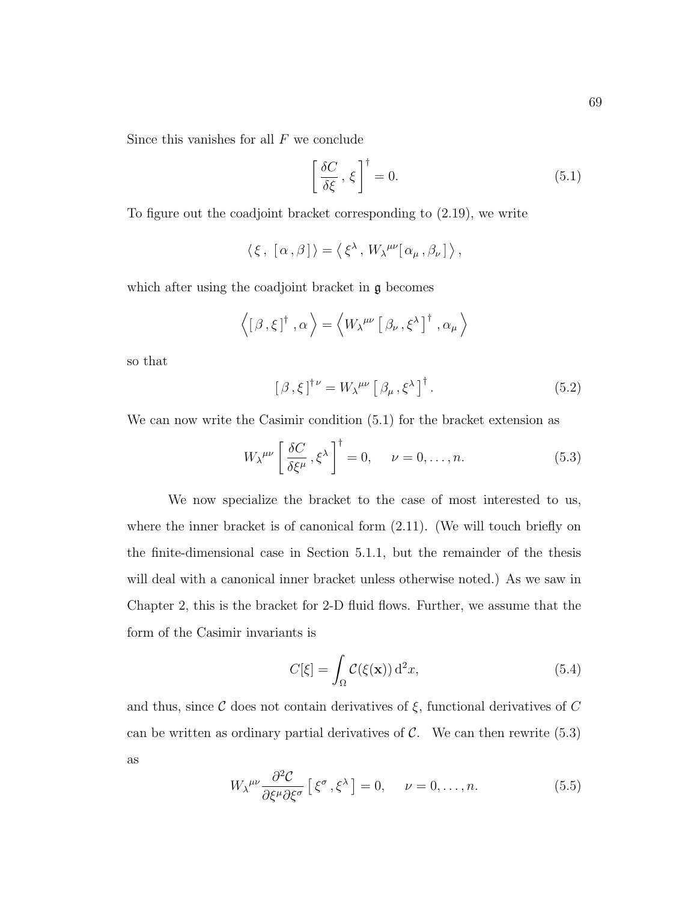Since this vanishes for all $F$ we conclude

$$\left[ \frac{\delta C}{\delta \xi} \, , \, \xi \right]^{\dagger} = 0. \tag{5.1}$$

To figure out the coadjoint bracket corresponding to (2.19), we write

$$\langle \, \xi \, , \; [\, \alpha \, , \beta \,] \, \rangle = \langle \, \xi^{\lambda} \, , \, {W_{\lambda}}^{\mu\nu} [\, \alpha_{\mu} \, , \beta_{\nu} \,] \, \rangle \, ,$$

which after using the coadjoint bracket in $\mathfrak{g}$ becomes

$$\left\langle [\, \beta \, , \xi \,]^{\dagger} \, , \alpha \right\rangle = \left\langle {W_{\lambda}}^{\mu\nu} \left[\, \beta_{\nu} \, , \xi^{\lambda} \,\right]^{\dagger} , \alpha_{\mu} \right\rangle$$

so that

$$[\, \beta \, , \xi \,]^{\dagger \, \nu} = {W_{\lambda}}^{\mu\nu} \left[\, \beta_{\mu} \, , \xi^{\lambda} \,\right]^{\dagger} . \tag{5.2}$$

We can now write the Casimir condition (5.1) for the bracket extension as

$$ {W_{\lambda}}^{\mu\nu} \left[ \frac{\delta C}{\delta \xi^{\mu}} \, , \xi^{\lambda} \right]^{\dagger} = 0, \qquad \nu = 0, \ldots, n. \tag{5.3}$$

We now specialize the bracket to the case of most interested to us, where the inner bracket is of canonical form (2.11). (We will touch briefly on the finite-dimensional case in Section 5.1.1, but the remainder of the thesis will deal with a canonical inner bracket unless otherwise noted.) As we saw in Chapter 2, this is the bracket for 2-D fluid flows. Further, we assume that the form of the Casimir invariants is

$$C[\xi] = \int_{\Omega} \mathcal{C}(\xi(\mathbf{x})) \, \mathrm{d}^2 x, \tag{5.4}$$

and thus, since $\mathcal{C}$ does not contain derivatives of $\xi$, functional derivatives of $C$ can be written as ordinary partial derivatives of $\mathcal{C}$. We can then rewrite (5.3) as

$$ {W_{\lambda}}^{\mu\nu} \frac{\partial^2 \mathcal{C}}{\partial \xi^{\mu} \partial \xi^{\sigma}} \left[\, \xi^{\sigma} \, , \xi^{\lambda} \,\right] = 0, \qquad \nu = 0, \ldots, n. \tag{5.5}$$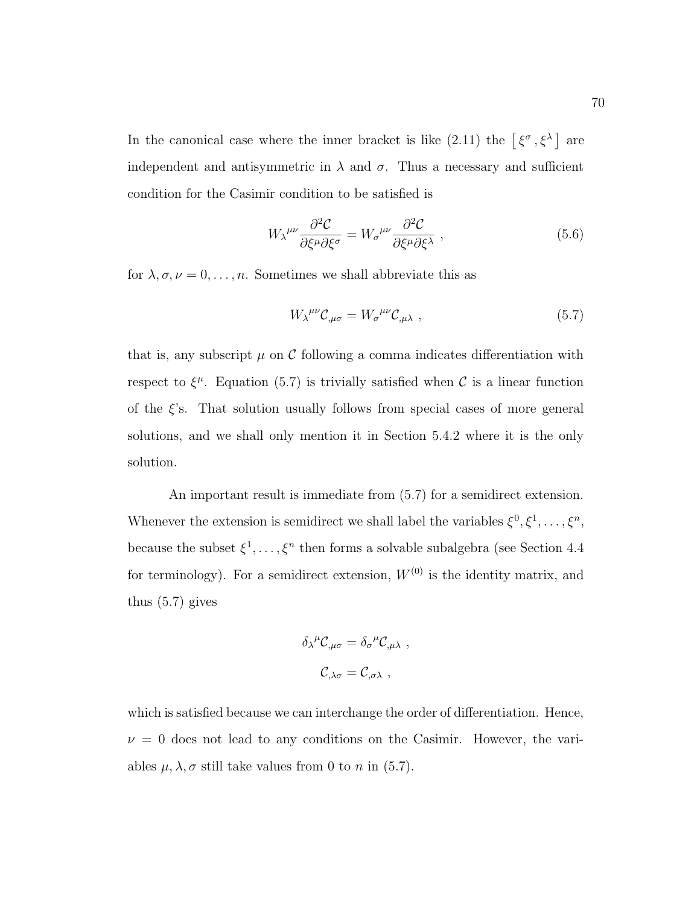In the canonical case where the inner bracket is like (2.11) the $\left[\, \xi^\sigma \,, \xi^\lambda \right]$ are independent and antisymmetric in $\lambda$ and $\sigma$. Thus a necessary and sufficient condition for the Casimir condition to be satisfied is

$$W_\lambda{}^{\mu\nu} \frac{\partial^2 \mathcal{C}}{\partial \xi^\mu \partial \xi^\sigma} = W_\sigma{}^{\mu\nu} \frac{\partial^2 \mathcal{C}}{\partial \xi^\mu \partial \xi^\lambda} \ , \tag{5.6}$$

for $\lambda, \sigma, \nu = 0, \ldots, n$. Sometimes we shall abbreviate this as

$$W_\lambda{}^{\mu\nu} \mathcal{C}_{,\mu\sigma} = W_\sigma{}^{\mu\nu} \mathcal{C}_{,\mu\lambda} \ , \tag{5.7}$$

that is, any subscript $\mu$ on $\mathcal{C}$ following a comma indicates differentiation with respect to $\xi^\mu$. Equation (5.7) is trivially satisfied when $\mathcal{C}$ is a linear function of the $\xi$'s. That solution usually follows from special cases of more general solutions, and we shall only mention it in Section 5.4.2 where it is the only solution.

An important result is immediate from (5.7) for a semidirect extension. Whenever the extension is semidirect we shall label the variables $\xi^0, \xi^1, \ldots, \xi^n$, because the subset $\xi^1, \ldots, \xi^n$ then forms a solvable subalgebra (see Section 4.4 for terminology). For a semidirect extension, $W^{(0)}$ is the identity matrix, and thus (5.7) gives

$$\delta_\lambda{}^\mu \mathcal{C}_{,\mu\sigma} = \delta_\sigma{}^\mu \mathcal{C}_{,\mu\lambda} \ ,$$

$$\mathcal{C}_{,\lambda\sigma} = \mathcal{C}_{,\sigma\lambda} \ ,$$

which is satisfied because we can interchange the order of differentiation. Hence, $\nu = 0$ does not lead to any conditions on the Casimir. However, the variables $\mu, \lambda, \sigma$ still take values from 0 to $n$ in (5.7).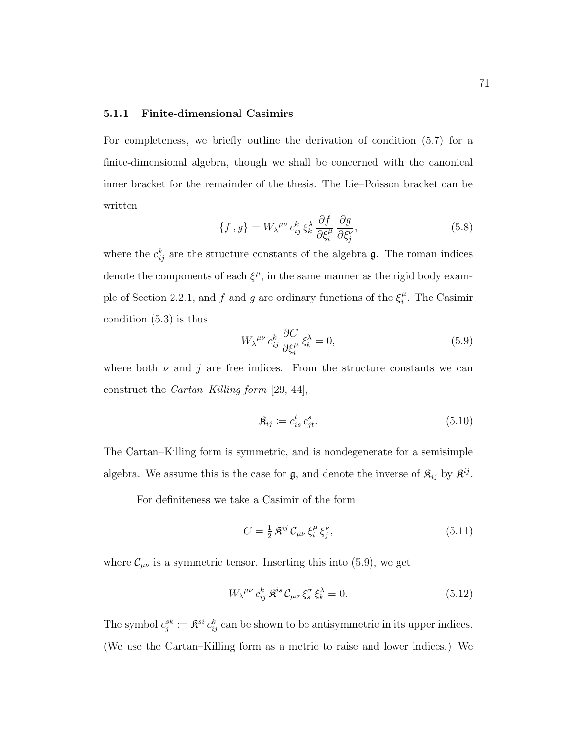### 5.1.1 Finite-dimensional Casimirs

For completeness, we briefly outline the derivation of condition (5.7) for a finite-dimensional algebra, though we shall be concerned with the canonical inner bracket for the remainder of the thesis. The Lie–Poisson bracket can be written

$$\{f\,,g\} = W_\lambda{}^{\mu\nu}\, c_{ij}^k\, \xi_k^\lambda\, \frac{\partial f}{\partial \xi_i^\mu}\, \frac{\partial g}{\partial \xi_j^\nu}, \tag{5.8}$$

where the $c_{ij}^k$ are the structure constants of the algebra $\mathfrak{g}$. The roman indices denote the components of each $\xi^\mu$, in the same manner as the rigid body example of Section 2.2.1, and $f$ and $g$ are ordinary functions of the $\xi_i^\mu$. The Casimir condition (5.3) is thus

$$W_\lambda{}^{\mu\nu}\, c_{ij}^k\, \frac{\partial C}{\partial \xi_i^\mu}\, \xi_k^\lambda = 0, \tag{5.9}$$

where both $\nu$ and $j$ are free indices. From the structure constants we can construct the *Cartan–Killing form* [29, 44],

$$\mathfrak{K}_{ij} := c_{is}^t\, c_{jt}^s. \tag{5.10}$$

The Cartan–Killing form is symmetric, and is nondegenerate for a semisimple algebra. We assume this is the case for $\mathfrak{g}$, and denote the inverse of $\mathfrak{K}_{ij}$ by $\mathfrak{K}^{ij}$.

For definiteness we take a Casimir of the form

$$C = \tfrac{1}{2}\, \mathfrak{K}^{ij}\, \mathcal{C}_{\mu\nu}\, \xi_i^\mu\, \xi_j^\nu, \tag{5.11}$$

where $\mathcal{C}_{\mu\nu}$ is a symmetric tensor. Inserting this into (5.9), we get

$$W_\lambda{}^{\mu\nu}\, c_{ij}^k\, \mathfrak{K}^{is}\, \mathcal{C}_{\mu\sigma}\, \xi_s^\sigma\, \xi_k^\lambda = 0. \tag{5.12}$$

The symbol $c_j^{sk} := \mathfrak{K}^{si}\, c_{ij}^k$ can be shown to be antisymmetric in its upper indices. (We use the Cartan–Killing form as a metric to raise and lower indices.) We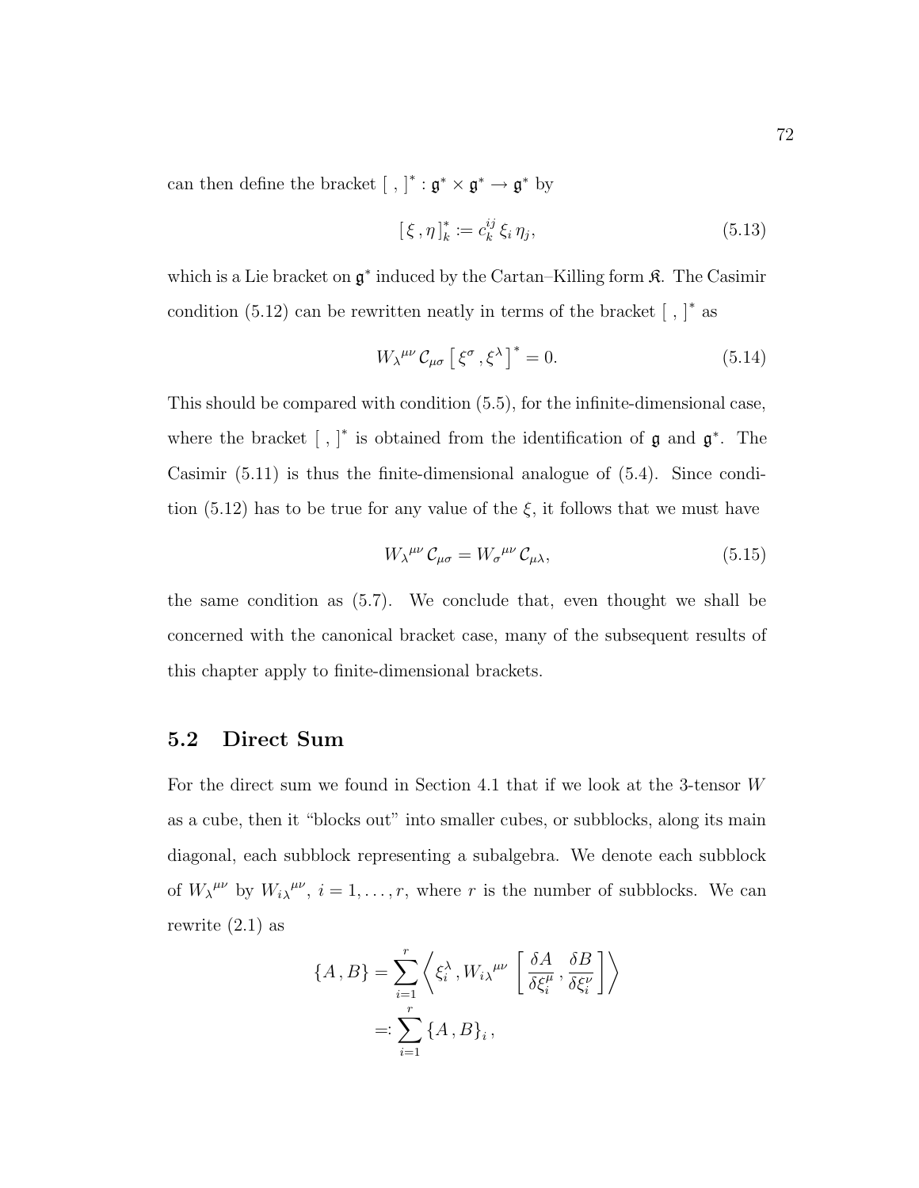can then define the bracket $[\,,\,]^* : \mathfrak{g}^* \times \mathfrak{g}^* \to \mathfrak{g}^*$ by

$$[\,\xi\,,\eta\,]^*_k := c_k^{ij}\,\xi_i\,\eta_j, \tag{5.13}$$

which is a Lie bracket on $\mathfrak{g}^*$ induced by the Cartan–Killing form $\mathfrak{K}$. The Casimir condition (5.12) can be rewritten neatly in terms of the bracket $[\,,\,]^*$ as

$$W_\lambda{}^{\mu\nu}\,\mathcal{C}_{\mu\sigma}\left[\,\xi^\sigma\,,\xi^\lambda\,\right]^* = 0. \tag{5.14}$$

This should be compared with condition (5.5), for the infinite-dimensional case, where the bracket $[\,,\,]^*$ is obtained from the identification of $\mathfrak{g}$ and $\mathfrak{g}^*$. The Casimir (5.11) is thus the finite-dimensional analogue of (5.4). Since condition (5.12) has to be true for any value of the $\xi$, it follows that we must have

$$W_\lambda{}^{\mu\nu}\,\mathcal{C}_{\mu\sigma} = W_\sigma{}^{\mu\nu}\,\mathcal{C}_{\mu\lambda}, \tag{5.15}$$

the same condition as (5.7). We conclude that, even thought we shall be concerned with the canonical bracket case, many of the subsequent results of this chapter apply to finite-dimensional brackets.

## 5.2 Direct Sum

For the direct sum we found in Section 4.1 that if we look at the 3-tensor $W$ as a cube, then it "blocks out" into smaller cubes, or subblocks, along its main diagonal, each subblock representing a subalgebra. We denote each subblock of $W_\lambda{}^{\mu\nu}$ by $W_{i\lambda}{}^{\mu\nu}$, $i = 1, \ldots, r$, where $r$ is the number of subblocks. We can rewrite (2.1) as

$$\begin{aligned}
\{A\,,B\} &= \sum_{i=1}^{r}\left\langle \xi_i^\lambda\,, W_{i\lambda}{}^{\mu\nu}\left[\,\frac{\delta A}{\delta \xi_i^\mu}\,,\frac{\delta B}{\delta \xi_i^\nu}\,\right]\right\rangle \\
&=: \sum_{i=1}^{r}\{A\,,B\}_i\,,
\end{aligned}$$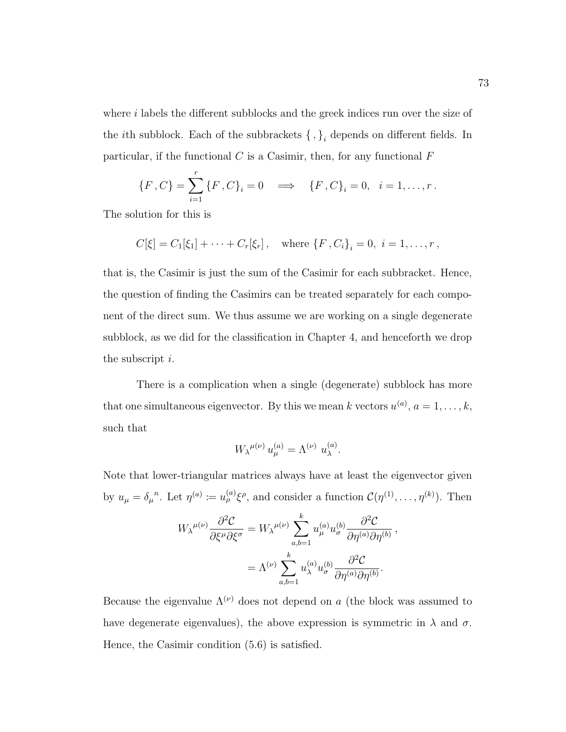where $i$ labels the different subblocks and the greek indices run over the size of the $i$th subblock. Each of the subbrackets $\{\,,\}_i$ depends on different fields. In particular, if the functional $C$ is a Casimir, then, for any functional $F$

$$\{F\,,C\} = \sum_{i=1}^{r} \{F\,,C\}_i = 0 \quad \Longrightarrow \quad \{F\,,C\}_i = 0, \;\; i = 1, \ldots, r\,.$$

The solution for this is

$$C[\xi] = C_1[\xi_1] + \cdots + C_r[\xi_r]\,, \quad \text{where } \{F\,,C_i\}_i = 0, \; i = 1, \ldots, r\,,$$

that is, the Casimir is just the sum of the Casimir for each subbracket. Hence, the question of finding the Casimirs can be treated separately for each component of the direct sum. We thus assume we are working on a single degenerate subblock, as we did for the classification in Chapter 4, and henceforth we drop the subscript $i$.

There is a complication when a single (degenerate) subblock has more that one simultaneous eigenvector. By this we mean $k$ vectors $u^{(a)}$, $a = 1, \ldots, k$, such that

$$W_\lambda{}^{\mu(\nu)}\, u^{(a)}_\mu = \Lambda^{(\nu)}\; u^{(a)}_\lambda.$$

Note that lower-triangular matrices always have at least the eigenvector given by $u_\mu = \delta_\mu{}^n$. Let $\eta^{(a)} := u^{(a)}_\rho \xi^\rho$, and consider a function $\mathcal{C}(\eta^{(1)}, \ldots, \eta^{(k)})$. Then

$$\begin{aligned} W_\lambda{}^{\mu(\nu)} \frac{\partial^2 \mathcal{C}}{\partial \xi^\mu \partial \xi^\sigma} &= W_\lambda{}^{\mu(\nu)} \sum_{a,b=1}^{k} u^{(a)}_\mu u^{(b)}_\sigma \frac{\partial^2 \mathcal{C}}{\partial \eta^{(a)} \partial \eta^{(b)}}\,, \\ &= \Lambda^{(\nu)} \sum_{a,b=1}^{k} u^{(a)}_\lambda u^{(b)}_\sigma \frac{\partial^2 \mathcal{C}}{\partial \eta^{(a)} \partial \eta^{(b)}}. \end{aligned}$$

Because the eigenvalue $\Lambda^{(\nu)}$ does not depend on $a$ (the block was assumed to have degenerate eigenvalues), the above expression is symmetric in $\lambda$ and $\sigma$. Hence, the Casimir condition (5.6) is satisfied.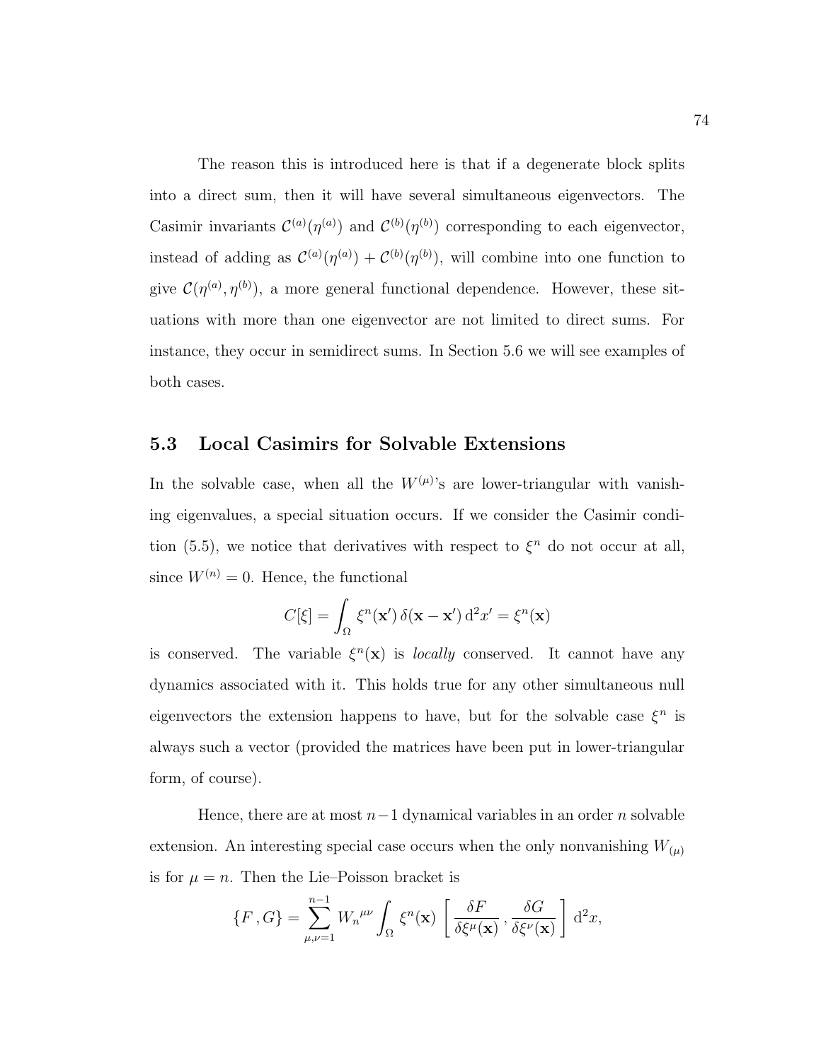The reason this is introduced here is that if a degenerate block splits into a direct sum, then it will have several simultaneous eigenvectors. The Casimir invariants $\mathcal{C}^{(a)}(\eta^{(a)})$ and $\mathcal{C}^{(b)}(\eta^{(b)})$ corresponding to each eigenvector, instead of adding as $\mathcal{C}^{(a)}(\eta^{(a)}) + \mathcal{C}^{(b)}(\eta^{(b)})$, will combine into one function to give $\mathcal{C}(\eta^{(a)}, \eta^{(b)})$, a more general functional dependence. However, these situations with more than one eigenvector are not limited to direct sums. For instance, they occur in semidirect sums. In Section 5.6 we will see examples of both cases.

## 5.3 Local Casimirs for Solvable Extensions

In the solvable case, when all the $W^{(\mu)}$'s are lower-triangular with vanishing eigenvalues, a special situation occurs. If we consider the Casimir condition (5.5), we notice that derivatives with respect to $\xi^n$ do not occur at all, since $W^{(n)} = 0$. Hence, the functional

$$C[\xi] = \int_\Omega \xi^n(\mathbf{x}')\,\delta(\mathbf{x} - \mathbf{x}')\,\mathrm{d}^2x' = \xi^n(\mathbf{x})$$

is conserved. The variable $\xi^n(\mathbf{x})$ is *locally* conserved. It cannot have any dynamics associated with it. This holds true for any other simultaneous null eigenvectors the extension happens to have, but for the solvable case $\xi^n$ is always such a vector (provided the matrices have been put in lower-triangular form, of course).

Hence, there are at most $n-1$ dynamical variables in an order $n$ solvable extension. An interesting special case occurs when the only nonvanishing $W_{(\mu)}$ is for $\mu = n$. Then the Lie–Poisson bracket is

$$\{F\,,G\} = \sum_{\mu,\nu=1}^{n-1} {W_n}^{\mu\nu} \int_\Omega \xi^n(\mathbf{x}) \left[\frac{\delta F}{\delta\xi^\mu(\mathbf{x})}\,,\frac{\delta G}{\delta\xi^\nu(\mathbf{x})}\right] \mathrm{d}^2x,$$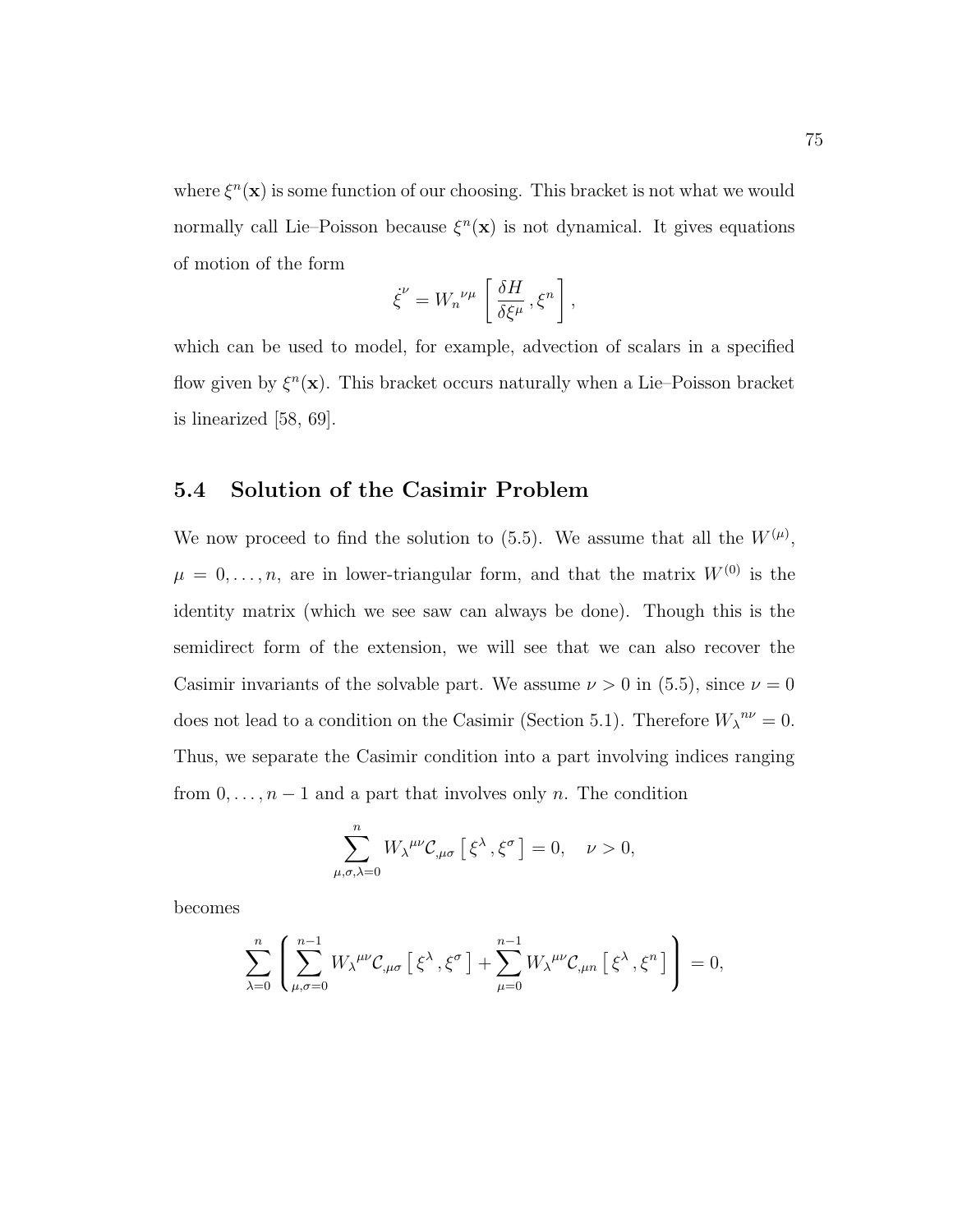where $\xi^n(\mathbf{x})$ is some function of our choosing. This bracket is not what we would normally call Lie–Poisson because $\xi^n(\mathbf{x})$ is not dynamical. It gives equations of motion of the form

$$\dot{\xi}^\nu = {W_n}^{\nu\mu} \left[ \frac{\delta H}{\delta \xi^\mu} \,, \xi^n \right],$$

which can be used to model, for example, advection of scalars in a specified flow given by $\xi^n(\mathbf{x})$. This bracket occurs naturally when a Lie–Poisson bracket is linearized [58, 69].

## 5.4 Solution of the Casimir Problem

We now proceed to find the solution to (5.5). We assume that all the $W^{(\mu)}$, $\mu = 0, \ldots, n$, are in lower-triangular form, and that the matrix $W^{(0)}$ is the identity matrix (which we see saw can always be done). Though this is the semidirect form of the extension, we will see that we can also recover the Casimir invariants of the solvable part. We assume $\nu > 0$ in (5.5), since $\nu = 0$ does not lead to a condition on the Casimir (Section 5.1). Therefore ${W_\lambda}^{n\nu} = 0$. Thus, we separate the Casimir condition into a part involving indices ranging from $0, \ldots, n-1$ and a part that involves only $n$. The condition

$$\sum_{\mu,\sigma,\lambda=0}^{n} {W_\lambda}^{\mu\nu} \mathcal{C}_{,\mu\sigma} \left[ \xi^\lambda \,, \xi^\sigma \right] = 0, \quad \nu > 0,$$

becomes

$$\sum_{\lambda=0}^{n} \left( \sum_{\mu,\sigma=0}^{n-1} {W_\lambda}^{\mu\nu} \mathcal{C}_{,\mu\sigma} \left[ \xi^\lambda \,, \xi^\sigma \right] + \sum_{\mu=0}^{n-1} {W_\lambda}^{\mu\nu} \mathcal{C}_{,\mu n} \left[ \xi^\lambda \,, \xi^n \right] \right) = 0,$$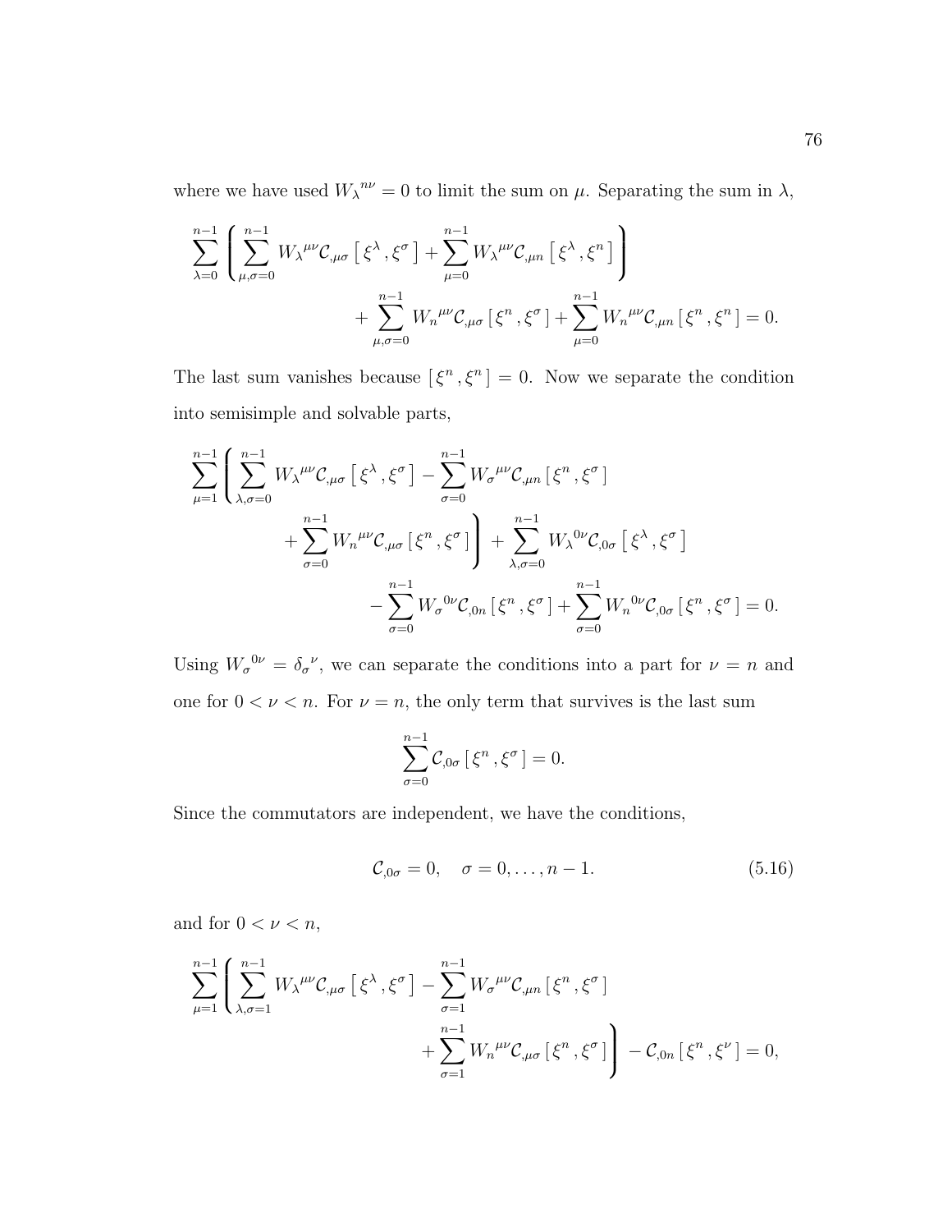where we have used ${W_\lambda}^{n\nu} = 0$ to limit the sum on $\mu$. Separating the sum in $\lambda$,

$$\sum_{\lambda=0}^{n-1} \left( \sum_{\mu,\sigma=0}^{n-1} {W_\lambda}^{\mu\nu} \mathcal{C}_{,\mu\sigma} \left[ \xi^\lambda , \xi^\sigma \right] + \sum_{\mu=0}^{n-1} {W_\lambda}^{\mu\nu} \mathcal{C}_{,\mu n} \left[ \xi^\lambda , \xi^n \right] \right) + \sum_{\mu,\sigma=0}^{n-1} {W_n}^{\mu\nu} \mathcal{C}_{,\mu\sigma} \left[ \xi^n , \xi^\sigma \right] + \sum_{\mu=0}^{n-1} {W_n}^{\mu\nu} \mathcal{C}_{,\mu n} \left[ \xi^n , \xi^n \right] = 0.$$

The last sum vanishes because $\left[ \xi^n , \xi^n \right] = 0$. Now we separate the condition into semisimple and solvable parts,

$$\sum_{\mu=1}^{n-1} \left( \sum_{\lambda,\sigma=0}^{n-1} {W_\lambda}^{\mu\nu} \mathcal{C}_{,\mu\sigma} \left[ \xi^\lambda , \xi^\sigma \right] - \sum_{\sigma=0}^{n-1} {W_\sigma}^{\mu\nu} \mathcal{C}_{,\mu n} \left[ \xi^n , \xi^\sigma \right] + \sum_{\sigma=0}^{n-1} {W_n}^{\mu\nu} \mathcal{C}_{,\mu\sigma} \left[ \xi^n , \xi^\sigma \right] \right) + \sum_{\lambda,\sigma=0}^{n-1} {W_\lambda}^{0\nu} \mathcal{C}_{,0\sigma} \left[ \xi^\lambda , \xi^\sigma \right] - \sum_{\sigma=0}^{n-1} {W_\sigma}^{0\nu} \mathcal{C}_{,0n} \left[ \xi^n , \xi^\sigma \right] + \sum_{\sigma=0}^{n-1} {W_n}^{0\nu} \mathcal{C}_{,0\sigma} \left[ \xi^n , \xi^\sigma \right] = 0.$$

Using ${W_\sigma}^{0\nu} = {\delta_\sigma}^\nu$, we can separate the conditions into a part for $\nu = n$ and one for $0 < \nu < n$. For $\nu = n$, the only term that survives is the last sum

$$\sum_{\sigma=0}^{n-1} \mathcal{C}_{,0\sigma} \left[ \xi^n , \xi^\sigma \right] = 0.$$

Since the commutators are independent, we have the conditions,

$$\mathcal{C}_{,0\sigma} = 0, \quad \sigma = 0, \ldots, n-1. \tag{5.16}$$

and for $0 < \nu < n$,

$$\sum_{\mu=1}^{n-1} \left( \sum_{\lambda,\sigma=1}^{n-1} {W_\lambda}^{\mu\nu} \mathcal{C}_{,\mu\sigma} \left[ \xi^\lambda , \xi^\sigma \right] - \sum_{\sigma=1}^{n-1} {W_\sigma}^{\mu\nu} \mathcal{C}_{,\mu n} \left[ \xi^n , \xi^\sigma \right] + \sum_{\sigma=1}^{n-1} {W_n}^{\mu\nu} \mathcal{C}_{,\mu\sigma} \left[ \xi^n , \xi^\sigma \right] \right) - \mathcal{C}_{,0n} \left[ \xi^n , \xi^\nu \right] = 0,$$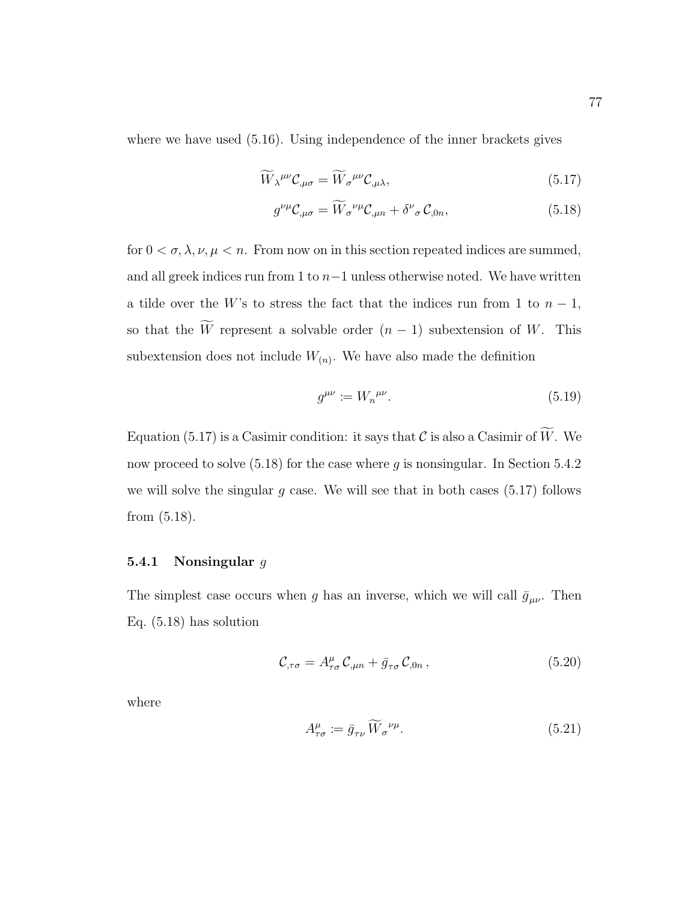where we have used (5.16). Using independence of the inner brackets gives

$$\widetilde{W}_{\lambda}{}^{\mu\nu}\mathcal{C}_{,\mu\sigma} = \widetilde{W}_{\sigma}{}^{\mu\nu}\mathcal{C}_{,\mu\lambda}, \tag{5.17}$$

$$g^{\nu\mu}\mathcal{C}_{,\mu\sigma} = \widetilde{W}_{\sigma}{}^{\nu\mu}\mathcal{C}_{,\mu n} + \delta^{\nu}{}_{\sigma}\,\mathcal{C}_{,0n}, \tag{5.18}$$

for $0 < \sigma, \lambda, \nu, \mu < n$. From now on in this section repeated indices are summed, and all greek indices run from 1 to $n-1$ unless otherwise noted. We have written a tilde over the $W$'s to stress the fact that the indices run from 1 to $n-1$, so that the $\widetilde{W}$ represent a solvable order $(n-1)$ subextension of $W$. This subextension does not include $W_{(n)}$. We have also made the definition

$$g^{\mu\nu} := W_{n}{}^{\mu\nu}. \tag{5.19}$$

Equation (5.17) is a Casimir condition: it says that $\mathcal{C}$ is also a Casimir of $\widetilde{W}$. We now proceed to solve (5.18) for the case where $g$ is nonsingular. In Section 5.4.2 we will solve the singular $g$ case. We will see that in both cases (5.17) follows from (5.18).

### 5.4.1 Nonsingular $g$

The simplest case occurs when $g$ has an inverse, which we will call $\bar{g}_{\mu\nu}$. Then Eq. (5.18) has solution

$$\mathcal{C}_{,\tau\sigma} = A^{\mu}_{\tau\sigma}\,\mathcal{C}_{,\mu n} + \bar{g}_{\tau\sigma}\,\mathcal{C}_{,0n}\,, \tag{5.20}$$

where

$$A^{\mu}_{\tau\sigma} := \bar{g}_{\tau\nu}\,\widetilde{W}_{\sigma}{}^{\nu\mu}. \tag{5.21}$$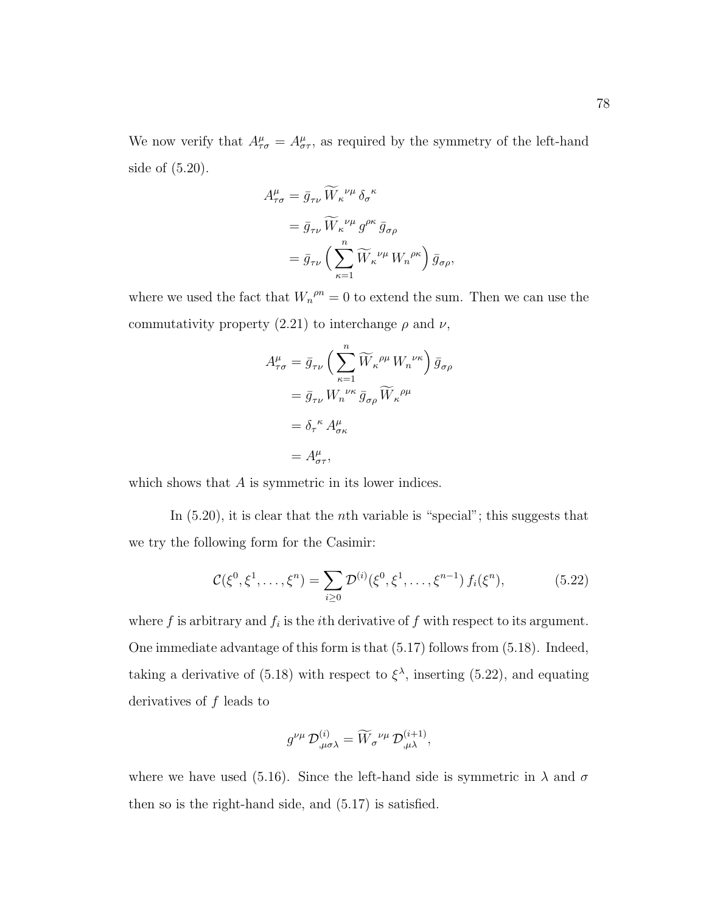We now verify that $A^\mu_{\tau\sigma} = A^\mu_{\sigma\tau}$, as required by the symmetry of the left-hand side of (5.20).

$$
\begin{aligned}
A^\mu_{\tau\sigma} &= \bar{g}_{\tau\nu}\,\widetilde{W}_\kappa{}^{\nu\mu}\,\delta_\sigma{}^\kappa \\
&= \bar{g}_{\tau\nu}\,\widetilde{W}_\kappa{}^{\nu\mu}\,g^{\rho\kappa}\,\bar{g}_{\sigma\rho} \\
&= \bar{g}_{\tau\nu}\,\Big(\sum_{\kappa=1}^{n}\widetilde{W}_\kappa{}^{\nu\mu}\,W_n{}^{\rho\kappa}\Big)\,\bar{g}_{\sigma\rho},
\end{aligned}
$$

where we used the fact that $W_n{}^{\rho n} = 0$ to extend the sum. Then we can use the commutativity property (2.21) to interchange $\rho$ and $\nu$,

$$
\begin{aligned}
A^\mu_{\tau\sigma} &= \bar{g}_{\tau\nu}\,\Big(\sum_{\kappa=1}^{n}\widetilde{W}_\kappa{}^{\rho\mu}\,W_n{}^{\nu\kappa}\Big)\,\bar{g}_{\sigma\rho} \\
&= \bar{g}_{\tau\nu}\,W_n{}^{\nu\kappa}\,\bar{g}_{\sigma\rho}\,\widetilde{W}_\kappa{}^{\rho\mu} \\
&= \delta_\tau{}^\kappa\,A^\mu_{\sigma\kappa} \\
&= A^\mu_{\sigma\tau},
\end{aligned}
$$

which shows that $A$ is symmetric in its lower indices.

In (5.20), it is clear that the $n$th variable is "special"; this suggests that we try the following form for the Casimir:

$$
\mathcal{C}(\xi^0, \xi^1, \ldots, \xi^n) = \sum_{i\geq 0} \mathcal{D}^{(i)}(\xi^0, \xi^1, \ldots, \xi^{n-1})\, f_i(\xi^n), \tag{5.22}
$$

where $f$ is arbitrary and $f_i$ is the $i$th derivative of $f$ with respect to its argument. One immediate advantage of this form is that (5.17) follows from (5.18). Indeed, taking a derivative of (5.18) with respect to $\xi^\lambda$, inserting (5.22), and equating derivatives of $f$ leads to

$$
g^{\nu\mu}\,\mathcal{D}^{(i)}_{,\mu\sigma\lambda} = \widetilde{W}_\sigma{}^{\nu\mu}\,\mathcal{D}^{(i+1)}_{,\mu\lambda},
$$

where we have used (5.16). Since the left-hand side is symmetric in $\lambda$ and $\sigma$ then so is the right-hand side, and (5.17) is satisfied.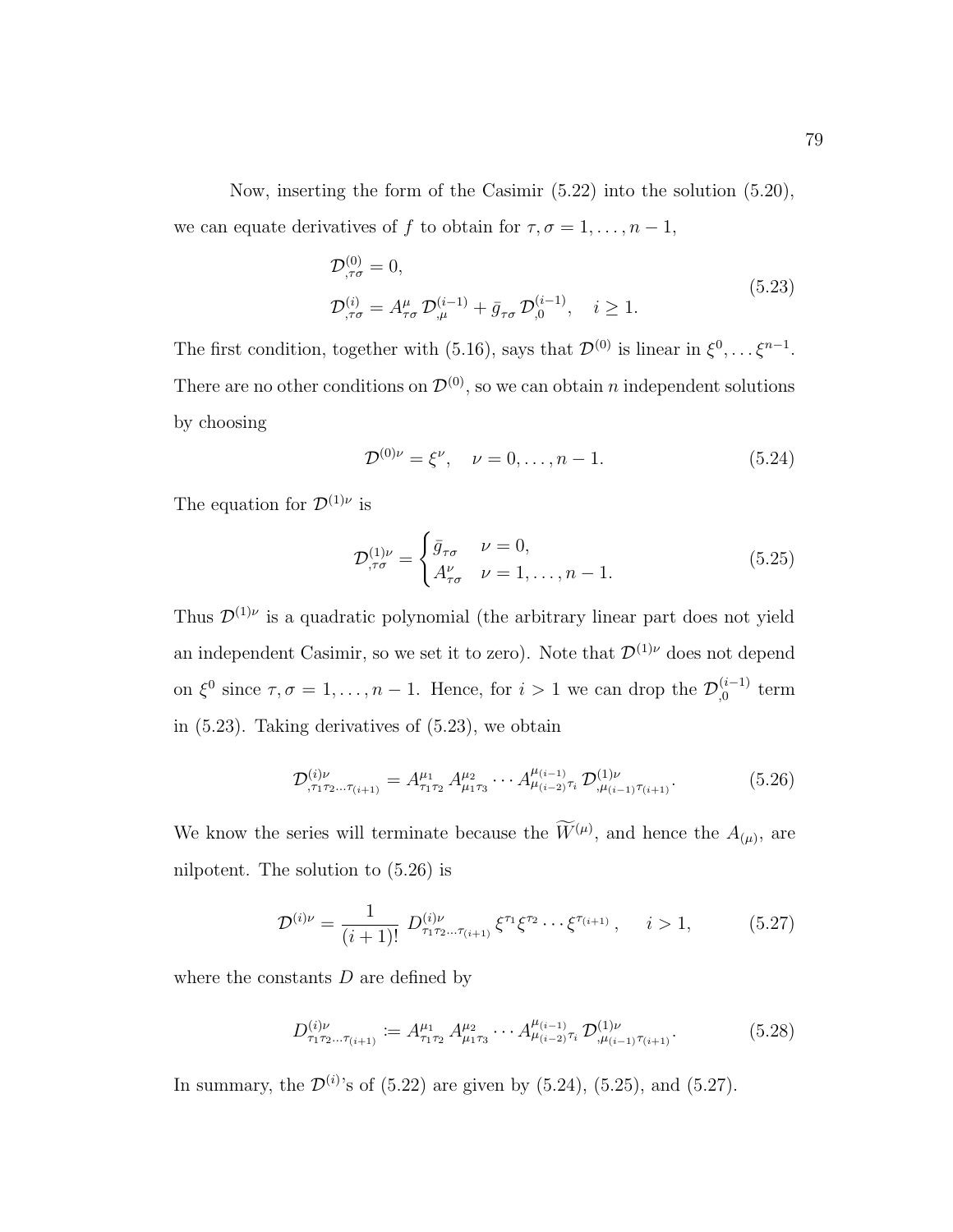Now, inserting the form of the Casimir (5.22) into the solution (5.20), we can equate derivatives of $f$ to obtain for $\tau, \sigma = 1, \ldots, n-1$,

$$
\begin{aligned}
&\mathcal{D}^{(0)}_{,\tau\sigma} = 0, \\
&\mathcal{D}^{(i)}_{,\tau\sigma} = A^{\mu}_{\tau\sigma}\, \mathcal{D}^{(i-1)}_{,\mu} + \bar{g}_{\tau\sigma}\, \mathcal{D}^{(i-1)}_{,0}, \quad i \geq 1.
\end{aligned}
\tag{5.23}
$$

The first condition, together with (5.16), says that $\mathcal{D}^{(0)}$ is linear in $\xi^0, \ldots \xi^{n-1}$. There are no other conditions on $\mathcal{D}^{(0)}$, so we can obtain $n$ independent solutions by choosing

$$
\mathcal{D}^{(0)\nu} = \xi^{\nu}, \quad \nu = 0, \ldots, n-1. \tag{5.24}
$$

The equation for $\mathcal{D}^{(1)\nu}$ is

$$
\mathcal{D}^{(1)\nu}_{,\tau\sigma} = \begin{cases} \bar{g}_{\tau\sigma} & \nu = 0, \\ A^{\nu}_{\tau\sigma} & \nu = 1, \ldots, n-1. \end{cases} \tag{5.25}
$$

Thus $\mathcal{D}^{(1)\nu}$ is a quadratic polynomial (the arbitrary linear part does not yield an independent Casimir, so we set it to zero). Note that $\mathcal{D}^{(1)\nu}$ does not depend on $\xi^0$ since $\tau, \sigma = 1, \ldots, n-1$. Hence, for $i > 1$ we can drop the $\mathcal{D}^{(i-1)}_{,0}$ term in (5.23). Taking derivatives of (5.23), we obtain

$$
\mathcal{D}^{(i)\nu}_{,\tau_1\tau_2\ldots\tau_{(i+1)}} = A^{\mu_1}_{\tau_1\tau_2}\, A^{\mu_2}_{\mu_1\tau_3} \cdots A^{\mu_{(i-1)}}_{\mu_{(i-2)}\tau_i}\, \mathcal{D}^{(1)\nu}_{,\mu_{(i-1)}\tau_{(i+1)}}. \tag{5.26}
$$

We know the series will terminate because the $\widetilde{W}^{(\mu)}$, and hence the $A_{(\mu)}$, are nilpotent. The solution to (5.26) is

$$
\mathcal{D}^{(i)\nu} = \frac{1}{(i+1)!}\; D^{(i)\nu}_{\tau_1\tau_2\ldots\tau_{(i+1)}}\, \xi^{\tau_1}\xi^{\tau_2}\cdots\xi^{\tau_{(i+1)}}\,, \qquad i > 1, \tag{5.27}
$$

where the constants $D$ are defined by

$$
D^{(i)\nu}_{\tau_1\tau_2\ldots\tau_{(i+1)}} := A^{\mu_1}_{\tau_1\tau_2}\, A^{\mu_2}_{\mu_1\tau_3} \cdots A^{\mu_{(i-1)}}_{\mu_{(i-2)}\tau_i}\, \mathcal{D}^{(1)\nu}_{,\mu_{(i-1)}\tau_{(i+1)}}. \tag{5.28}
$$

In summary, the $\mathcal{D}^{(i)}$'s of (5.22) are given by (5.24), (5.25), and (5.27).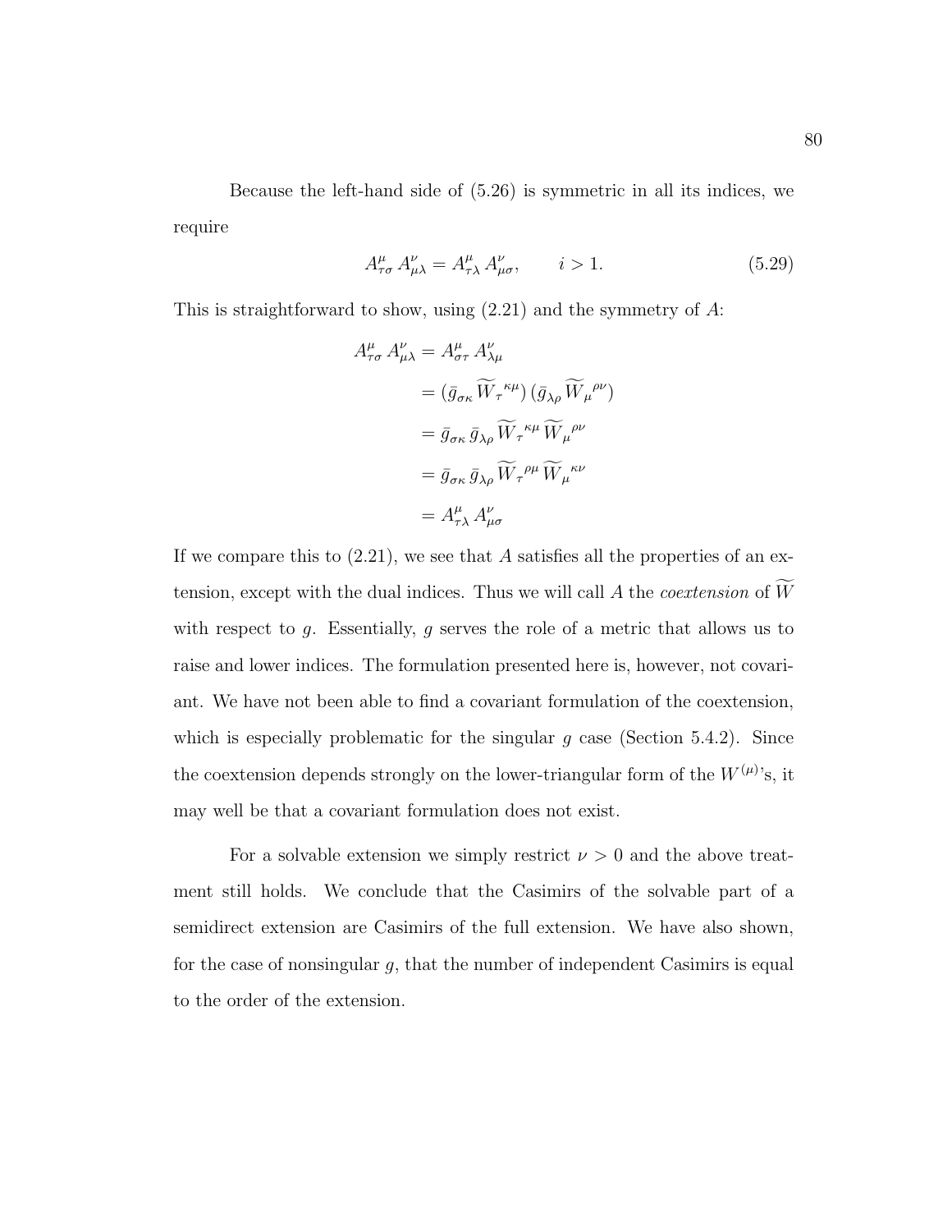Because the left-hand side of (5.26) is symmetric in all its indices, we require

$$A^{\mu}_{\tau\sigma}\, A^{\nu}_{\mu\lambda} = A^{\mu}_{\tau\lambda}\, A^{\nu}_{\mu\sigma}, \qquad i > 1. \tag{5.29}$$

This is straightforward to show, using (2.21) and the symmetry of $A$:

$$\begin{aligned}
A^{\mu}_{\tau\sigma}\, A^{\nu}_{\mu\lambda} &= A^{\mu}_{\sigma\tau}\, A^{\nu}_{\lambda\mu} \\
&= (\bar{g}_{\sigma\kappa}\, \widetilde{W}_{\tau}{}^{\kappa\mu})\, (\bar{g}_{\lambda\rho}\, \widetilde{W}_{\mu}{}^{\rho\nu}) \\
&= \bar{g}_{\sigma\kappa}\, \bar{g}_{\lambda\rho}\, \widetilde{W}_{\tau}{}^{\kappa\mu}\, \widetilde{W}_{\mu}{}^{\rho\nu} \\
&= \bar{g}_{\sigma\kappa}\, \bar{g}_{\lambda\rho}\, \widetilde{W}_{\tau}{}^{\rho\mu}\, \widetilde{W}_{\mu}{}^{\kappa\nu} \\
&= A^{\mu}_{\tau\lambda}\, A^{\nu}_{\mu\sigma}
\end{aligned}$$

If we compare this to (2.21), we see that $A$ satisfies all the properties of an extension, except with the dual indices. Thus we will call $A$ the *coextension* of $\widetilde{W}$ with respect to $g$. Essentially, $g$ serves the role of a metric that allows us to raise and lower indices. The formulation presented here is, however, not covariant. We have not been able to find a covariant formulation of the coextension, which is especially problematic for the singular $g$ case (Section 5.4.2). Since the coextension depends strongly on the lower-triangular form of the $W^{(\mu)}$'s, it may well be that a covariant formulation does not exist.

For a solvable extension we simply restrict $\nu > 0$ and the above treatment still holds. We conclude that the Casimirs of the solvable part of a semidirect extension are Casimirs of the full extension. We have also shown, for the case of nonsingular $g$, that the number of independent Casimirs is equal to the order of the extension.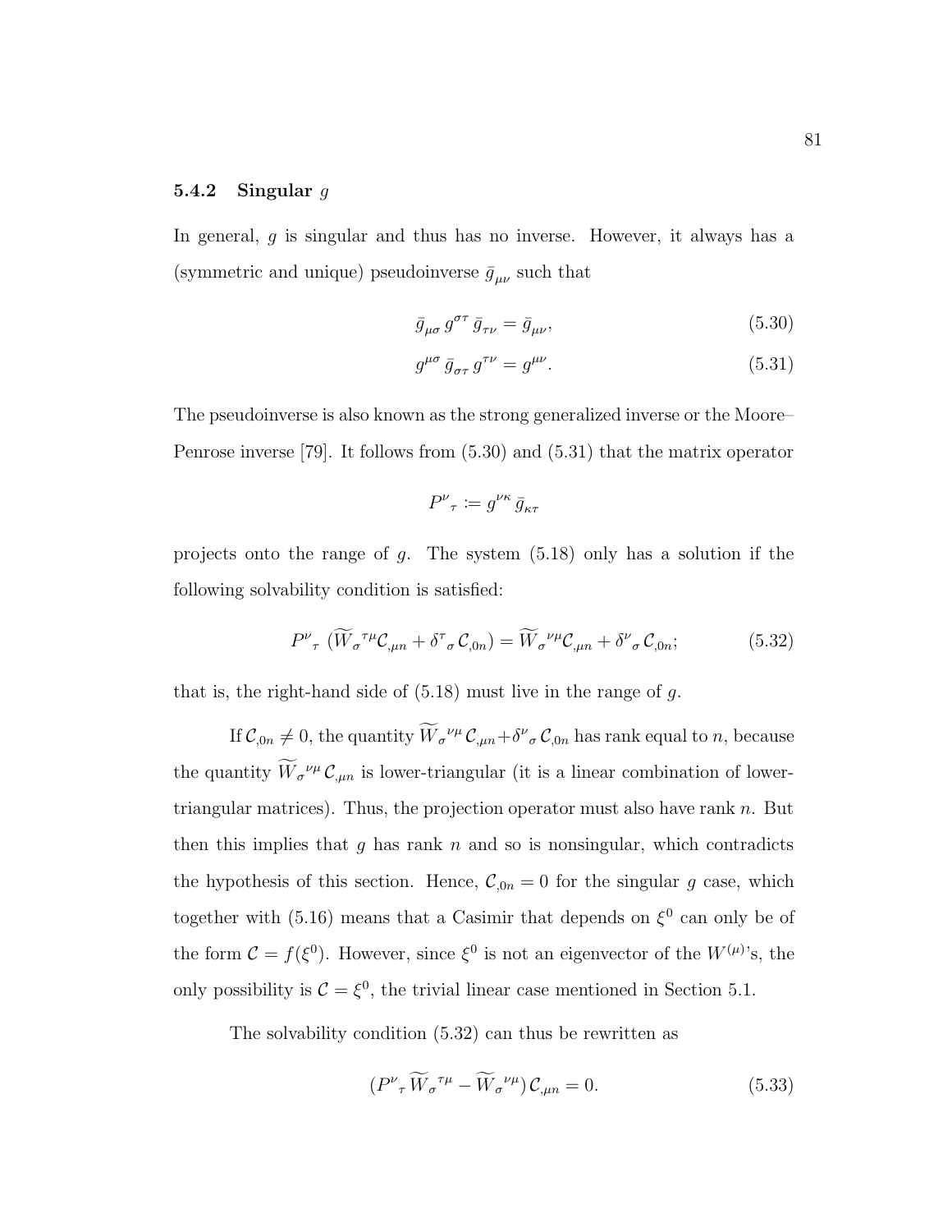### 5.4.2 Singular $g$

In general, $g$ is singular and thus has no inverse. However, it always has a (symmetric and unique) pseudoinverse $\bar{g}_{\mu\nu}$ such that

$$\bar{g}_{\mu\sigma}\, g^{\sigma\tau}\, \bar{g}_{\tau\nu} = \bar{g}_{\mu\nu}, \tag{5.30}$$

$$g^{\mu\sigma}\, \bar{g}_{\sigma\tau}\, g^{\tau\nu} = g^{\mu\nu}. \tag{5.31}$$

The pseudoinverse is also known as the strong generalized inverse or the Moore–Penrose inverse [79]. It follows from (5.30) and (5.31) that the matrix operator

$$P^{\nu}{}_{\tau} \coloneqq g^{\nu\kappa}\, \bar{g}_{\kappa\tau}$$

projects onto the range of $g$. The system (5.18) only has a solution if the following solvability condition is satisfied:

$$P^{\nu}{}_{\tau}\, (\widetilde{W}_{\sigma}{}^{\tau\mu} \mathcal{C}_{,\mu n} + \delta^{\tau}{}_{\sigma}\, \mathcal{C}_{,0n}) = \widetilde{W}_{\sigma}{}^{\nu\mu} \mathcal{C}_{,\mu n} + \delta^{\nu}{}_{\sigma}\, \mathcal{C}_{,0n}; \tag{5.32}$$

that is, the right-hand side of (5.18) must live in the range of $g$.

If $\mathcal{C}_{,0n} \neq 0$, the quantity $\widetilde{W}_{\sigma}{}^{\nu\mu}\, \mathcal{C}_{,\mu n} + \delta^{\nu}{}_{\sigma}\, \mathcal{C}_{,0n}$ has rank equal to $n$, because the quantity $\widetilde{W}_{\sigma}{}^{\nu\mu}\, \mathcal{C}_{,\mu n}$ is lower-triangular (it is a linear combination of lower-triangular matrices). Thus, the projection operator must also have rank $n$. But then this implies that $g$ has rank $n$ and so is nonsingular, which contradicts the hypothesis of this section. Hence, $\mathcal{C}_{,0n} = 0$ for the singular $g$ case, which together with (5.16) means that a Casimir that depends on $\xi^0$ can only be of the form $\mathcal{C} = f(\xi^0)$. However, since $\xi^0$ is not an eigenvector of the $W^{(\mu)}$'s, the only possibility is $\mathcal{C} = \xi^0$, the trivial linear case mentioned in Section 5.1.

The solvability condition (5.32) can thus be rewritten as

$$(P^{\nu}{}_{\tau}\, \widetilde{W}_{\sigma}{}^{\tau\mu} - \widetilde{W}_{\sigma}{}^{\nu\mu})\, \mathcal{C}_{,\mu n} = 0. \tag{5.33}$$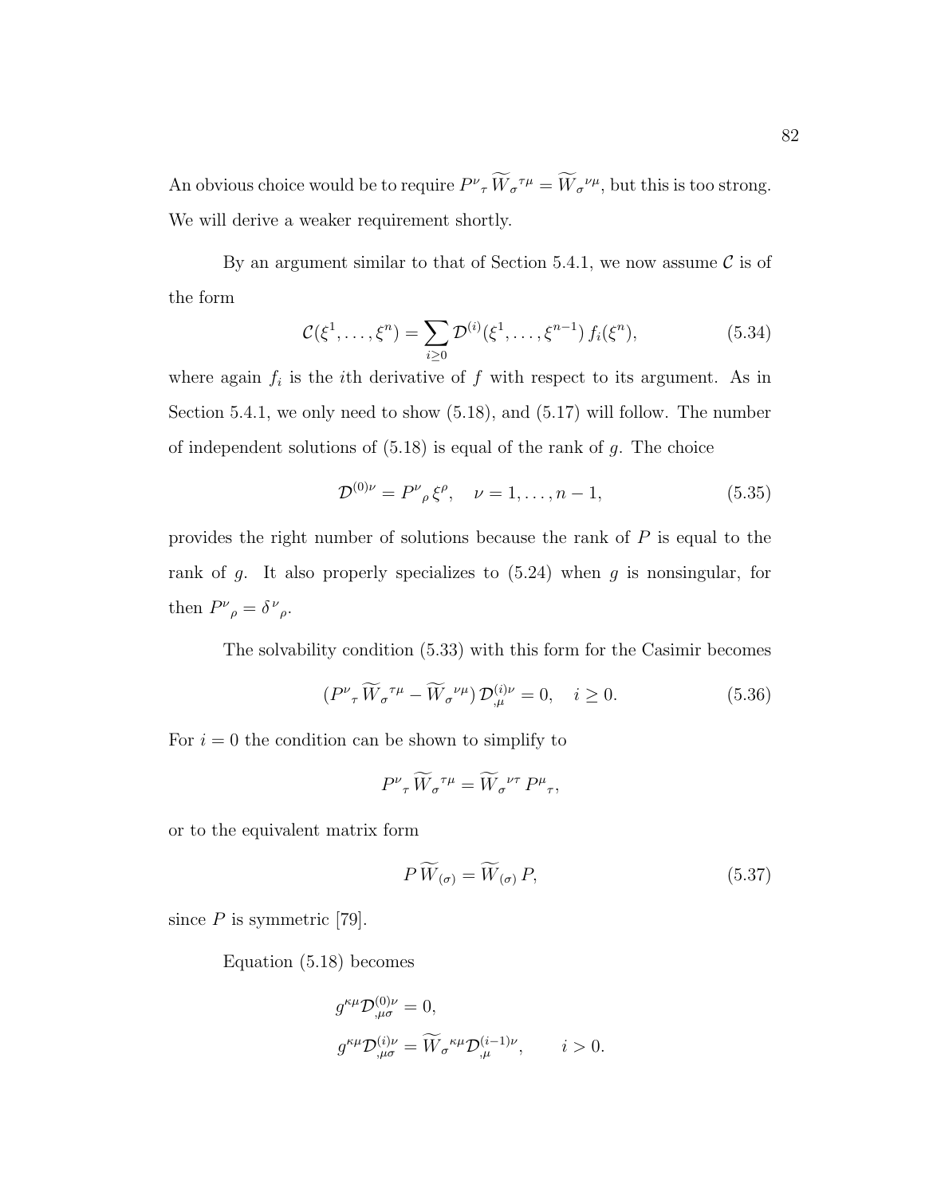An obvious choice would be to require $P^{\nu}{}_{\tau}\,\widetilde{W}_{\sigma}{}^{\tau\mu} = \widetilde{W}_{\sigma}{}^{\nu\mu}$, but this is too strong. We will derive a weaker requirement shortly.

By an argument similar to that of Section 5.4.1, we now assume $\mathcal{C}$ is of the form

$$\mathcal{C}(\xi^1, \ldots, \xi^n) = \sum_{i \geq 0} \mathcal{D}^{(i)}(\xi^1, \ldots, \xi^{n-1})\, f_i(\xi^n), \tag{5.34}$$

where again $f_i$ is the $i$th derivative of $f$ with respect to its argument. As in Section 5.4.1, we only need to show (5.18), and (5.17) will follow. The number of independent solutions of (5.18) is equal of the rank of $g$. The choice

$$\mathcal{D}^{(0)\nu} = P^{\nu}{}_{\rho}\,\xi^{\rho}, \quad \nu = 1, \ldots, n-1, \tag{5.35}$$

provides the right number of solutions because the rank of $P$ is equal to the rank of $g$. It also properly specializes to (5.24) when $g$ is nonsingular, for then $P^{\nu}{}_{\rho} = \delta^{\nu}{}_{\rho}$.

The solvability condition (5.33) with this form for the Casimir becomes

$$(P^{\nu}{}_{\tau}\,\widetilde{W}_{\sigma}{}^{\tau\mu} - \widetilde{W}_{\sigma}{}^{\nu\mu})\,\mathcal{D}^{(i)\nu}_{,\mu} = 0, \quad i \geq 0. \tag{5.36}$$

For $i = 0$ the condition can be shown to simplify to

$$P^{\nu}{}_{\tau}\,\widetilde{W}_{\sigma}{}^{\tau\mu} = \widetilde{W}_{\sigma}{}^{\nu\tau}\,P^{\mu}{}_{\tau},$$

or to the equivalent matrix form

$$P\,\widetilde{W}_{(\sigma)} = \widetilde{W}_{(\sigma)}\,P, \tag{5.37}$$

since $P$ is symmetric [79].

Equation (5.18) becomes

$$g^{\kappa\mu}\mathcal{D}^{(0)\nu}_{,\mu\sigma} = 0,$$
$$g^{\kappa\mu}\mathcal{D}^{(i)\nu}_{,\mu\sigma} = \widetilde{W}_{\sigma}{}^{\kappa\mu}\mathcal{D}^{(i-1)\nu}_{,\mu}, \qquad i > 0.$$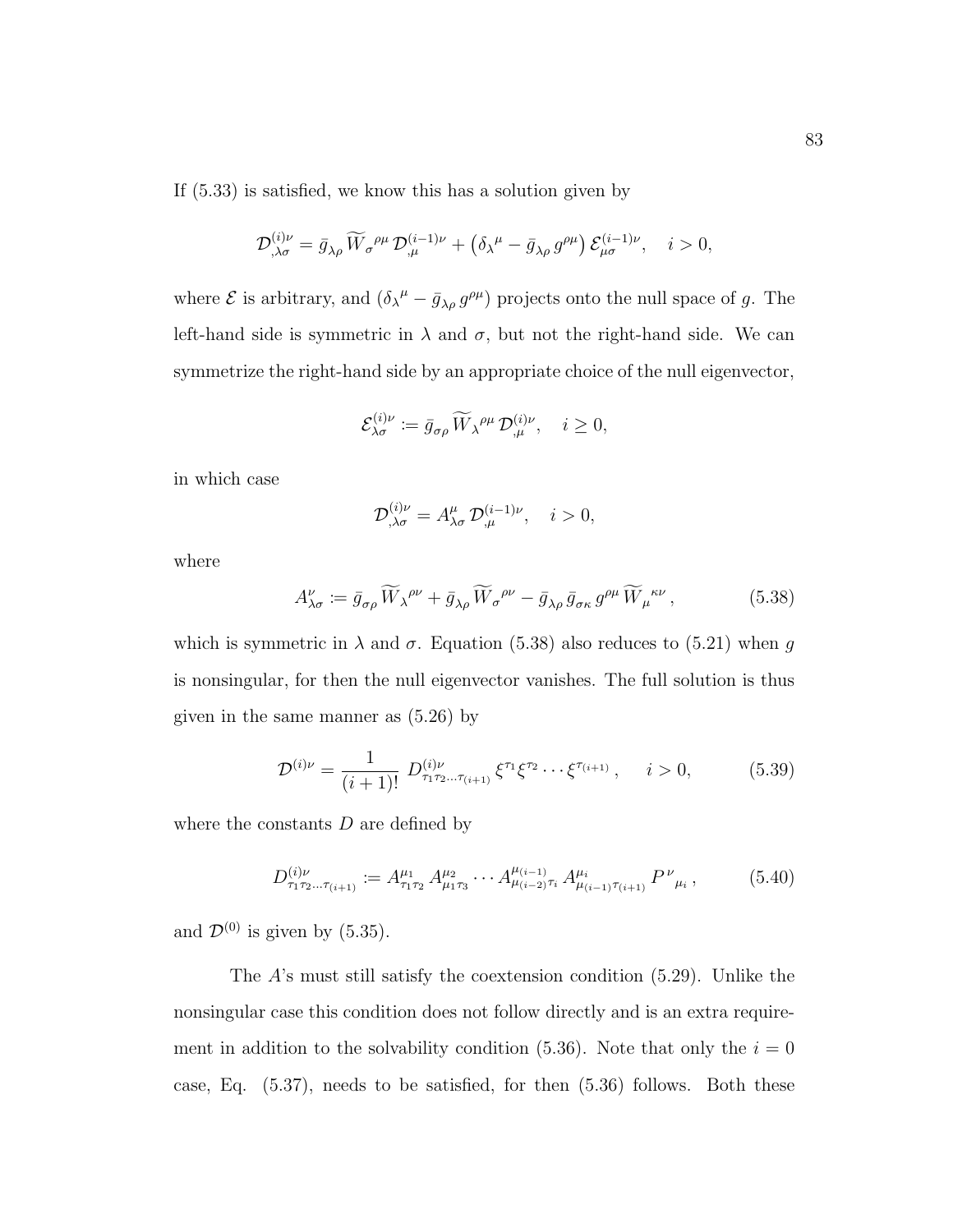If (5.33) is satisfied, we know this has a solution given by

$$\mathcal{D}^{(i)\nu}_{,\lambda\sigma} = \bar{g}_{\lambda\rho}\,\widetilde{W}_{\sigma}{}^{\rho\mu}\,\mathcal{D}^{(i-1)\nu}_{,\mu} + \left(\delta_{\lambda}{}^{\mu} - \bar{g}_{\lambda\rho}\,g^{\rho\mu}\right)\mathcal{E}^{(i-1)\nu}_{\mu\sigma}, \quad i > 0,$$

where $\mathcal{E}$ is arbitrary, and $(\delta_{\lambda}{}^{\mu} - \bar{g}_{\lambda\rho}\,g^{\rho\mu})$ projects onto the null space of $g$. The left-hand side is symmetric in $\lambda$ and $\sigma$, but not the right-hand side. We can symmetrize the right-hand side by an appropriate choice of the null eigenvector,

$$\mathcal{E}^{(i)\nu}_{\lambda\sigma} := \bar{g}_{\sigma\rho}\,\widetilde{W}_{\lambda}{}^{\rho\mu}\,\mathcal{D}^{(i)\nu}_{,\mu}, \quad i \geq 0,$$

in which case

$$\mathcal{D}^{(i)\nu}_{,\lambda\sigma} = A^{\mu}_{\lambda\sigma}\,\mathcal{D}^{(i-1)\nu}_{,\mu}, \quad i > 0,$$

where

$$A^{\nu}_{\lambda\sigma} := \bar{g}_{\sigma\rho}\,\widetilde{W}_{\lambda}{}^{\rho\nu} + \bar{g}_{\lambda\rho}\,\widetilde{W}_{\sigma}{}^{\rho\nu} - \bar{g}_{\lambda\rho}\,\bar{g}_{\sigma\kappa}\,g^{\rho\mu}\,\widetilde{W}_{\mu}{}^{\kappa\nu}\,, \tag{5.38}$$

which is symmetric in $\lambda$ and $\sigma$. Equation (5.38) also reduces to (5.21) when $g$ is nonsingular, for then the null eigenvector vanishes. The full solution is thus given in the same manner as (5.26) by

$$\mathcal{D}^{(i)\nu} = \frac{1}{(i+1)!}\;D^{(i)\nu}_{\tau_1\tau_2\ldots\tau_{(i+1)}}\,\xi^{\tau_1}\xi^{\tau_2}\cdots\xi^{\tau_{(i+1)}}\,, \quad i > 0, \tag{5.39}$$

where the constants $D$ are defined by

$$D^{(i)\nu}_{\tau_1\tau_2\ldots\tau_{(i+1)}} := A^{\mu_1}_{\tau_1\tau_2}\,A^{\mu_2}_{\mu_1\tau_3}\cdots A^{\mu_{(i-1)}}_{\mu_{(i-2)}\tau_i}\,A^{\mu_i}_{\mu_{(i-1)}\tau_{(i+1)}}\,P^{\nu}{}_{\mu_i}\,, \tag{5.40}$$

and $\mathcal{D}^{(0)}$ is given by (5.35).

The $A$'s must still satisfy the coextension condition (5.29). Unlike the nonsingular case this condition does not follow directly and is an extra requirement in addition to the solvability condition (5.36). Note that only the $i = 0$ case, Eq. (5.37), needs to be satisfied, for then (5.36) follows. Both these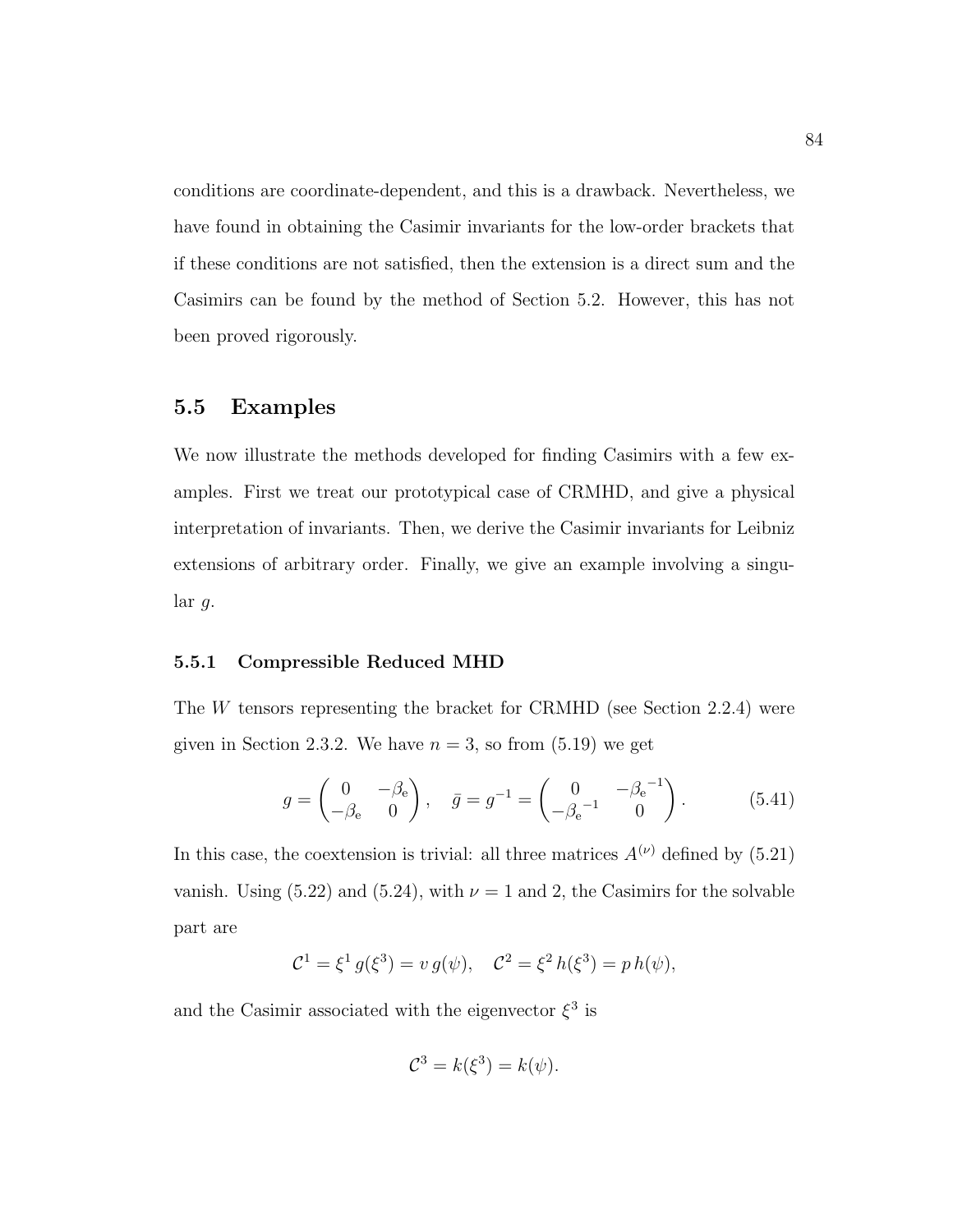conditions are coordinate-dependent, and this is a drawback. Nevertheless, we have found in obtaining the Casimir invariants for the low-order brackets that if these conditions are not satisfied, then the extension is a direct sum and the Casimirs can be found by the method of Section 5.2. However, this has not been proved rigorously.

## 5.5 Examples

We now illustrate the methods developed for finding Casimirs with a few examples. First we treat our prototypical case of CRMHD, and give a physical interpretation of invariants. Then, we derive the Casimir invariants for Leibniz extensions of arbitrary order. Finally, we give an example involving a singular $g$.

### 5.5.1 Compressible Reduced MHD

The $W$ tensors representing the bracket for CRMHD (see Section 2.2.4) were given in Section 2.3.2. We have $n = 3$, so from (5.19) we get

$$g = \begin{pmatrix} 0 & -\beta_{\rm e} \\ -\beta_{\rm e} & 0 \end{pmatrix}, \quad \bar{g} = g^{-1} = \begin{pmatrix} 0 & -{\beta_{\rm e}}^{-1} \\ -{\beta_{\rm e}}^{-1} & 0 \end{pmatrix}. \tag{5.41}$$

In this case, the coextension is trivial: all three matrices $A^{(\nu)}$ defined by (5.21) vanish. Using (5.22) and (5.24), with $\nu = 1$ and 2, the Casimirs for the solvable part are

$$\mathcal{C}^1 = \xi^1 \, g(\xi^3) = v \, g(\psi), \quad \mathcal{C}^2 = \xi^2 \, h(\xi^3) = p \, h(\psi),$$

and the Casimir associated with the eigenvector $\xi^3$ is

$$\mathcal{C}^3 = k(\xi^3) = k(\psi).$$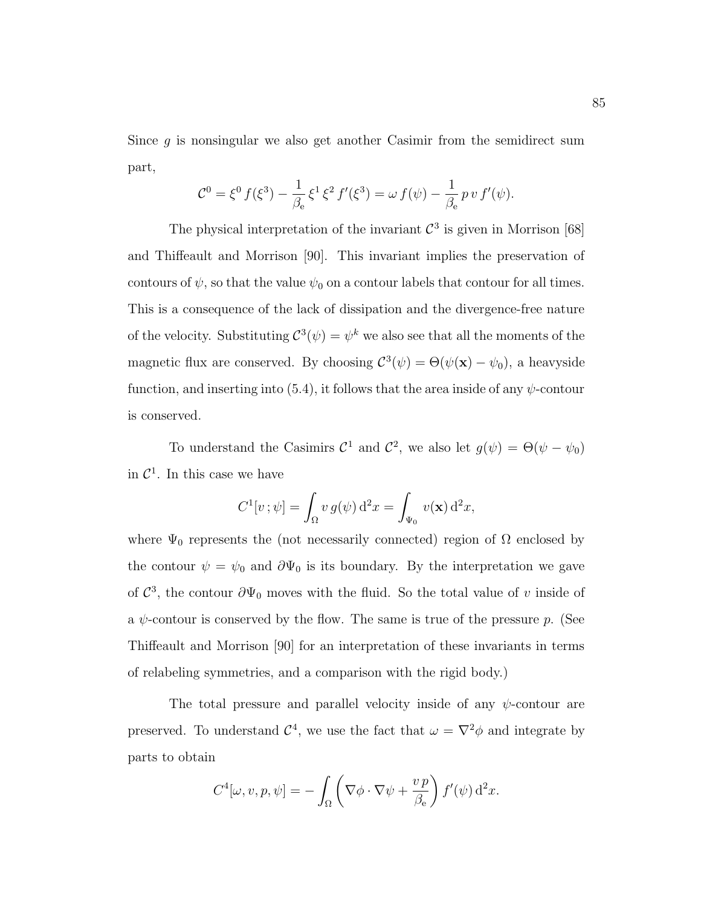Since $g$ is nonsingular we also get another Casimir from the semidirect sum part,

$$\mathcal{C}^0 = \xi^0\, f(\xi^3) - \frac{1}{\beta_{\rm e}}\, \xi^1\, \xi^2\, f'(\xi^3) = \omega\, f(\psi) - \frac{1}{\beta_{\rm e}}\, p\, v\, f'(\psi).$$

The physical interpretation of the invariant $\mathcal{C}^3$ is given in Morrison [68] and Thiffeault and Morrison [90]. This invariant implies the preservation of contours of $\psi$, so that the value $\psi_0$ on a contour labels that contour for all times. This is a consequence of the lack of dissipation and the divergence-free nature of the velocity. Substituting $\mathcal{C}^3(\psi) = \psi^k$ we also see that all the moments of the magnetic flux are conserved. By choosing $\mathcal{C}^3(\psi) = \Theta(\psi(\mathbf{x}) - \psi_0)$, a heavyside function, and inserting into (5.4), it follows that the area inside of any $\psi$-contour is conserved.

To understand the Casimirs $\mathcal{C}^1$ and $\mathcal{C}^2$, we also let $g(\psi) = \Theta(\psi - \psi_0)$ in $\mathcal{C}^1$. In this case we have

$$C^1[v\,;\psi] = \int_\Omega v\, g(\psi)\, \mathrm{d}^2x = \int_{\Psi_0} v(\mathbf{x})\, \mathrm{d}^2x,$$

where $\Psi_0$ represents the (not necessarily connected) region of $\Omega$ enclosed by the contour $\psi = \psi_0$ and $\partial\Psi_0$ is its boundary. By the interpretation we gave of $\mathcal{C}^3$, the contour $\partial\Psi_0$ moves with the fluid. So the total value of $v$ inside of a $\psi$-contour is conserved by the flow. The same is true of the pressure $p$. (See Thiffeault and Morrison [90] for an interpretation of these invariants in terms of relabeling symmetries, and a comparison with the rigid body.)

The total pressure and parallel velocity inside of any $\psi$-contour are preserved. To understand $\mathcal{C}^4$, we use the fact that $\omega = \nabla^2\phi$ and integrate by parts to obtain

$$C^4[\omega, v, p, \psi] = -\int_\Omega \left( \nabla\phi \cdot \nabla\psi + \frac{v\, p}{\beta_{\rm e}} \right) f'(\psi)\, \mathrm{d}^2x.$$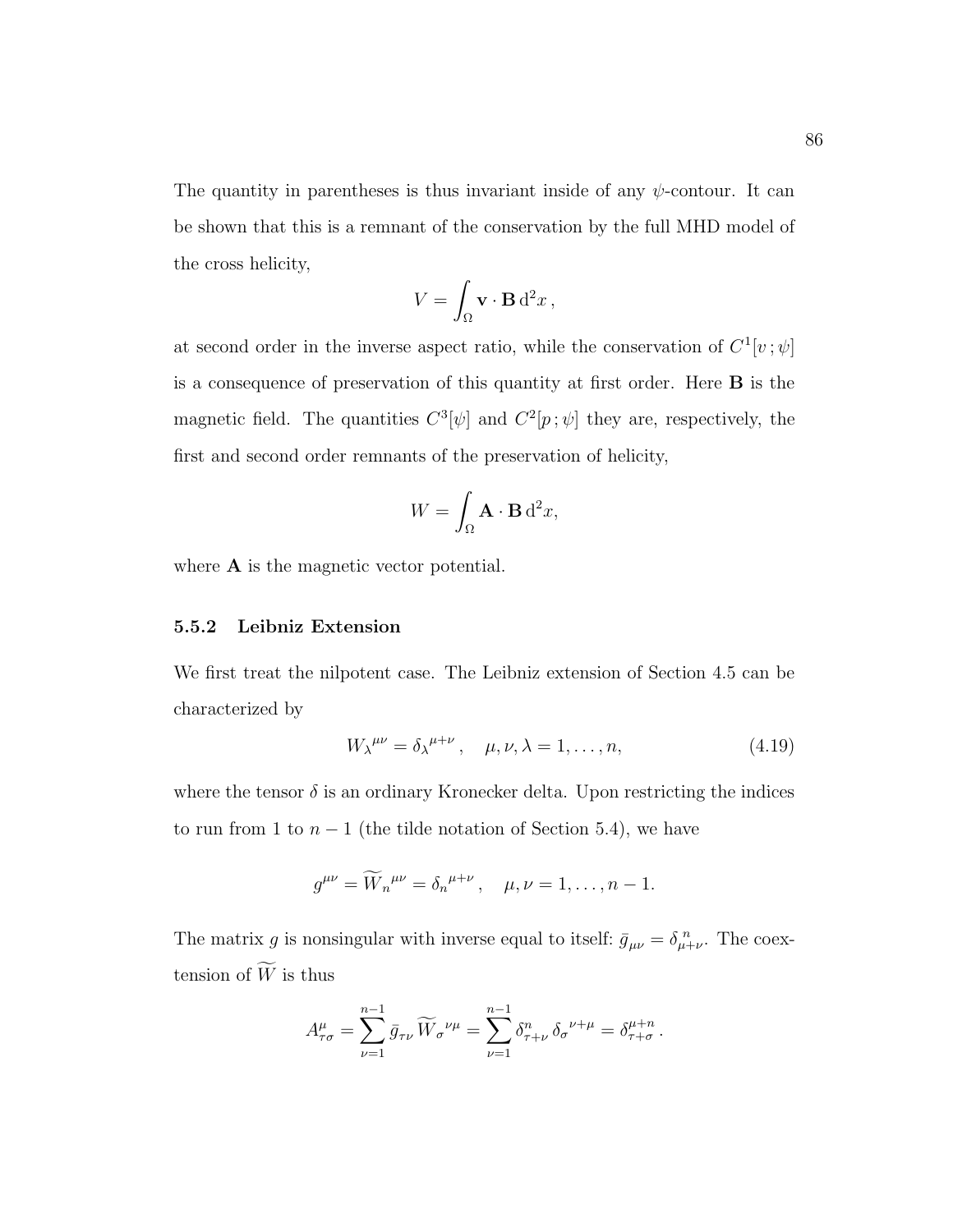The quantity in parentheses is thus invariant inside of any $\psi$-contour. It can be shown that this is a remnant of the conservation by the full MHD model of the cross helicity,

$$V = \int_\Omega \mathbf{v} \cdot \mathbf{B} \, \mathrm{d}^2 x \,,$$

at second order in the inverse aspect ratio, while the conservation of $C^1[v\,;\psi]$ is a consequence of preservation of this quantity at first order. Here $\mathbf{B}$ is the magnetic field. The quantities $C^3[\psi]$ and $C^2[p\,;\psi]$ they are, respectively, the first and second order remnants of the preservation of helicity,

$$W = \int_\Omega \mathbf{A} \cdot \mathbf{B} \, \mathrm{d}^2 x,$$

where $\mathbf{A}$ is the magnetic vector potential.

### 5.5.2 Leibniz Extension

We first treat the nilpotent case. The Leibniz extension of Section 4.5 can be characterized by

$$W_\lambda{}^{\mu\nu} = \delta_\lambda{}^{\mu+\nu} \,, \quad \mu, \nu, \lambda = 1, \ldots, n, \tag{4.19}$$

where the tensor $\delta$ is an ordinary Kronecker delta. Upon restricting the indices to run from 1 to $n-1$ (the tilde notation of Section 5.4), we have

$$g^{\mu\nu} = \widetilde{W}_n{}^{\mu\nu} = \delta_n{}^{\mu+\nu} \,, \quad \mu, \nu = 1, \ldots, n-1.$$

The matrix $g$ is nonsingular with inverse equal to itself: $\bar{g}_{\mu\nu} = \delta^{\,n}_{\mu+\nu}$. The coextension of $\widetilde{W}$ is thus

$$A^\mu_{\tau\sigma} = \sum_{\nu=1}^{n-1} \bar{g}_{\tau\nu} \, \widetilde{W}_\sigma{}^{\nu\mu} = \sum_{\nu=1}^{n-1} \delta^n_{\tau+\nu} \, \delta_\sigma{}^{\nu+\mu} = \delta^{\mu+n}_{\tau+\sigma} \,.$$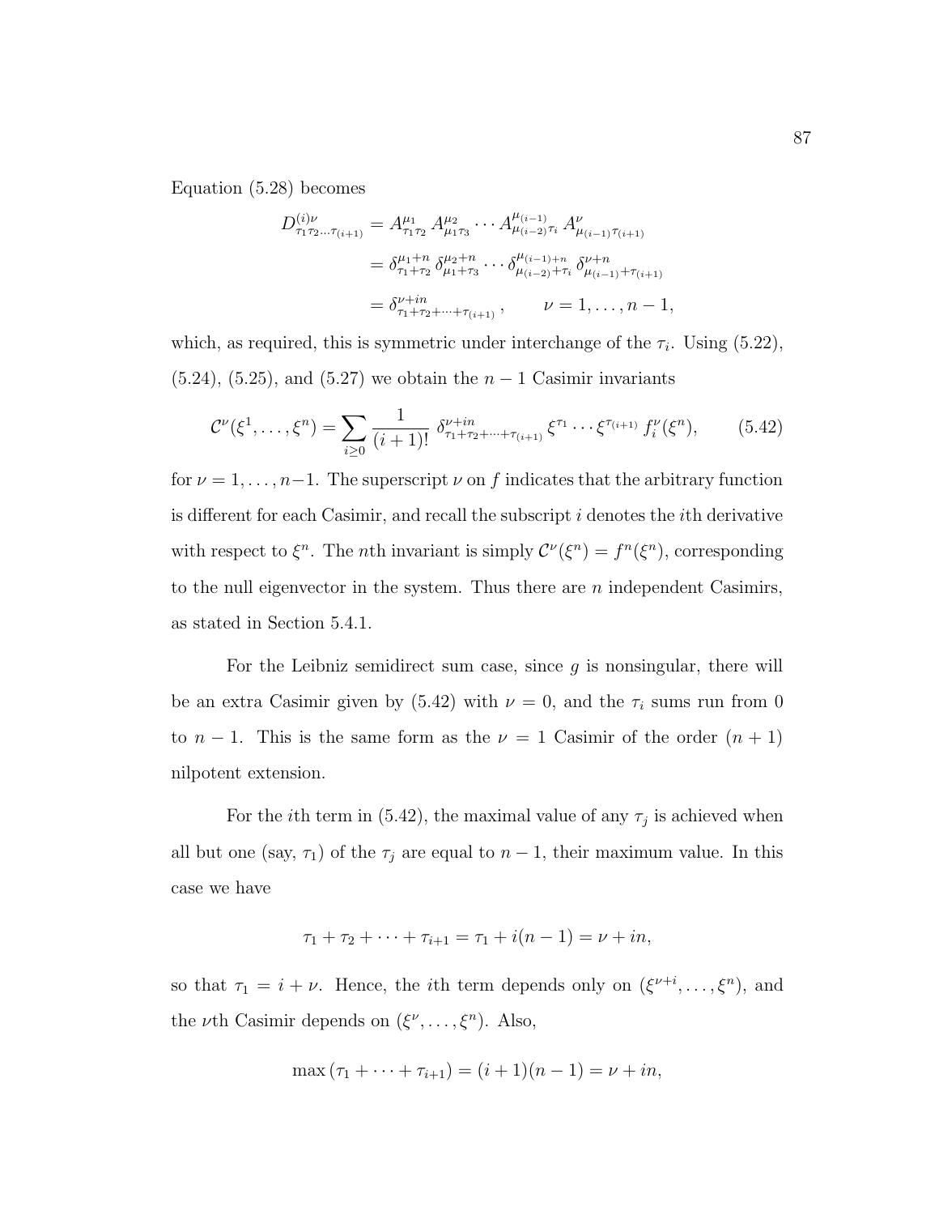Equation (5.28) becomes

$$
\begin{aligned}
D^{(i)\nu}_{\tau_1\tau_2\ldots\tau_{(i+1)}} &= A^{\mu_1}_{\tau_1\tau_2}\, A^{\mu_2}_{\mu_1\tau_3} \cdots A^{\mu_{(i-1)}}_{\mu_{(i-2)}\tau_i}\, A^{\nu}_{\mu_{(i-1)}\tau_{(i+1)}} \\
&= \delta^{\mu_1+n}_{\tau_1+\tau_2}\, \delta^{\mu_2+n}_{\mu_1+\tau_3} \cdots \delta^{\mu_{(i-1)}+n}_{\mu_{(i-2)}+\tau_i}\, \delta^{\nu+n}_{\mu_{(i-1)}+\tau_{(i+1)}} \\
&= \delta^{\nu+in}_{\tau_1+\tau_2+\cdots+\tau_{(i+1)}}\,, \qquad \nu = 1,\ldots,n-1,
\end{aligned}
$$

which, as required, this is symmetric under interchange of the $\tau_i$. Using (5.22), (5.24), (5.25), and (5.27) we obtain the $n-1$ Casimir invariants

$$
\mathcal{C}^\nu(\xi^1,\ldots,\xi^n) = \sum_{i\geq 0} \frac{1}{(i+1)!}\, \delta^{\nu+in}_{\tau_1+\tau_2+\cdots+\tau_{(i+1)}}\, \xi^{\tau_1}\cdots\xi^{\tau_{(i+1)}}\, f^\nu_i(\xi^n), \tag{5.42}
$$

for $\nu = 1,\ldots,n-1$. The superscript $\nu$ on $f$ indicates that the arbitrary function is different for each Casimir, and recall the subscript $i$ denotes the $i$th derivative with respect to $\xi^n$. The $n$th invariant is simply $\mathcal{C}^\nu(\xi^n) = f^n(\xi^n)$, corresponding to the null eigenvector in the system. Thus there are $n$ independent Casimirs, as stated in Section 5.4.1.

For the Leibniz semidirect sum case, since $g$ is nonsingular, there will be an extra Casimir given by (5.42) with $\nu = 0$, and the $\tau_i$ sums run from 0 to $n-1$. This is the same form as the $\nu = 1$ Casimir of the order $(n+1)$ nilpotent extension.

For the $i$th term in (5.42), the maximal value of any $\tau_j$ is achieved when all but one (say, $\tau_1$) of the $\tau_j$ are equal to $n-1$, their maximum value. In this case we have

$$
\tau_1 + \tau_2 + \cdots + \tau_{i+1} = \tau_1 + i(n-1) = \nu + in,
$$

so that $\tau_1 = i + \nu$. Hence, the $i$th term depends only on $(\xi^{\nu+i},\ldots,\xi^n)$, and the $\nu$th Casimir depends on $(\xi^\nu,\ldots,\xi^n)$. Also,

$$
\max(\tau_1 + \cdots + \tau_{i+1}) = (i+1)(n-1) = \nu + in,
$$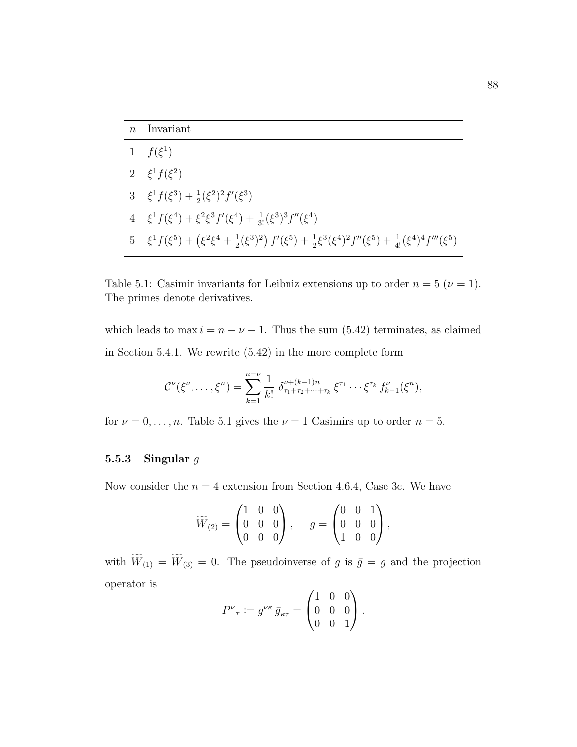| $n$ | Invariant |
|---|---|
| 1 | $f(\xi^1)$ |
| 2 | $\xi^1 f(\xi^2)$ |
| 3 | $\xi^1 f(\xi^3) + \frac{1}{2}(\xi^2)^2 f'(\xi^3)$ |
| 4 | $\xi^1 f(\xi^4) + \xi^2\xi^3 f'(\xi^4) + \frac{1}{3!}(\xi^3)^3 f''(\xi^4)$ |
| 5 | $\xi^1 f(\xi^5) + \left(\xi^2\xi^4 + \frac{1}{2}(\xi^3)^2\right) f'(\xi^5) + \frac{1}{2}\xi^3(\xi^4)^2 f''(\xi^5) + \frac{1}{4!}(\xi^4)^4 f'''(\xi^5)$ |

Table 5.1: Casimir invariants for Leibniz extensions up to order $n = 5$ ($\nu = 1$). The primes denote derivatives.

which leads to $\max i = n - \nu - 1$. Thus the sum (5.42) terminates, as claimed in Section 5.4.1. We rewrite (5.42) in the more complete form

$$\mathcal{C}^\nu(\xi^\nu, \ldots, \xi^n) = \sum_{k=1}^{n-\nu} \frac{1}{k!}\; \delta^{\nu+(k-1)n}_{\tau_1+\tau_2+\cdots+\tau_k}\, \xi^{\tau_1} \cdots \xi^{\tau_k}\, f^\nu_{k-1}(\xi^n),$$

for $\nu = 0, \ldots, n$. Table 5.1 gives the $\nu = 1$ Casimirs up to order $n = 5$.

### 5.5.3 Singular $g$

Now consider the $n = 4$ extension from Section 4.6.4, Case 3c. We have

$$\widetilde{W}_{(2)} = \begin{pmatrix} 1 & 0 & 0 \\ 0 & 0 & 0 \\ 0 & 0 & 0 \end{pmatrix}, \qquad g = \begin{pmatrix} 0 & 0 & 1 \\ 0 & 0 & 0 \\ 1 & 0 & 0 \end{pmatrix},$$

with $\widetilde{W}_{(1)} = \widetilde{W}_{(3)} = 0$. The pseudoinverse of $g$ is $\bar{g} = g$ and the projection operator is

$$P^\nu{}_\tau := g^{\nu\kappa}\, \bar{g}_{\kappa\tau} = \begin{pmatrix} 1 & 0 & 0 \\ 0 & 0 & 0 \\ 0 & 0 & 1 \end{pmatrix}.$$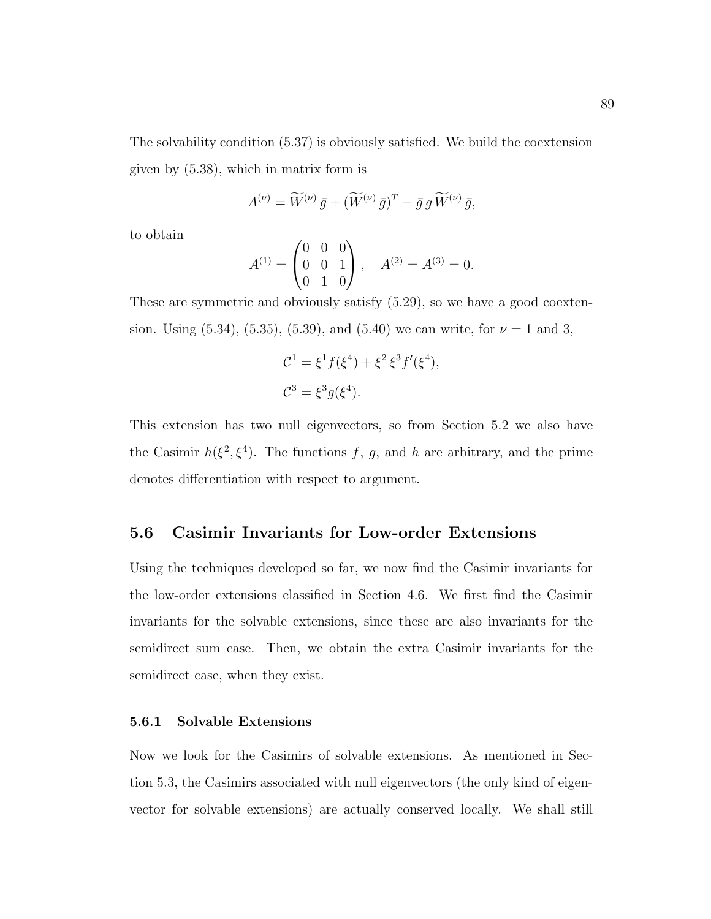The solvability condition (5.37) is obviously satisfied. We build the coextension given by (5.38), which in matrix form is

$$A^{(\nu)} = \widetilde{W}^{(\nu)}\,\bar{g} + (\widetilde{W}^{(\nu)}\,\bar{g})^T - \bar{g}\,g\,\widetilde{W}^{(\nu)}\,\bar{g},$$

to obtain

$$A^{(1)} = \begin{pmatrix} 0 & 0 & 0 \\ 0 & 0 & 1 \\ 0 & 1 & 0 \end{pmatrix}, \quad A^{(2)} = A^{(3)} = 0.$$

These are symmetric and obviously satisfy (5.29), so we have a good coextension. Using (5.34), (5.35), (5.39), and (5.40) we can write, for $\nu = 1$ and 3,

$$\mathcal{C}^1 = \xi^1 f(\xi^4) + \xi^2\,\xi^3 f'(\xi^4),$$

$$\mathcal{C}^3 = \xi^3 g(\xi^4).$$

This extension has two null eigenvectors, so from Section 5.2 we also have the Casimir $h(\xi^2, \xi^4)$. The functions $f$, $g$, and $h$ are arbitrary, and the prime denotes differentiation with respect to argument.

## 5.6 Casimir Invariants for Low-order Extensions

Using the techniques developed so far, we now find the Casimir invariants for the low-order extensions classified in Section 4.6. We first find the Casimir invariants for the solvable extensions, since these are also invariants for the semidirect sum case. Then, we obtain the extra Casimir invariants for the semidirect case, when they exist.

### 5.6.1 Solvable Extensions

Now we look for the Casimirs of solvable extensions. As mentioned in Section 5.3, the Casimirs associated with null eigenvectors (the only kind of eigenvector for solvable extensions) are actually conserved locally. We shall still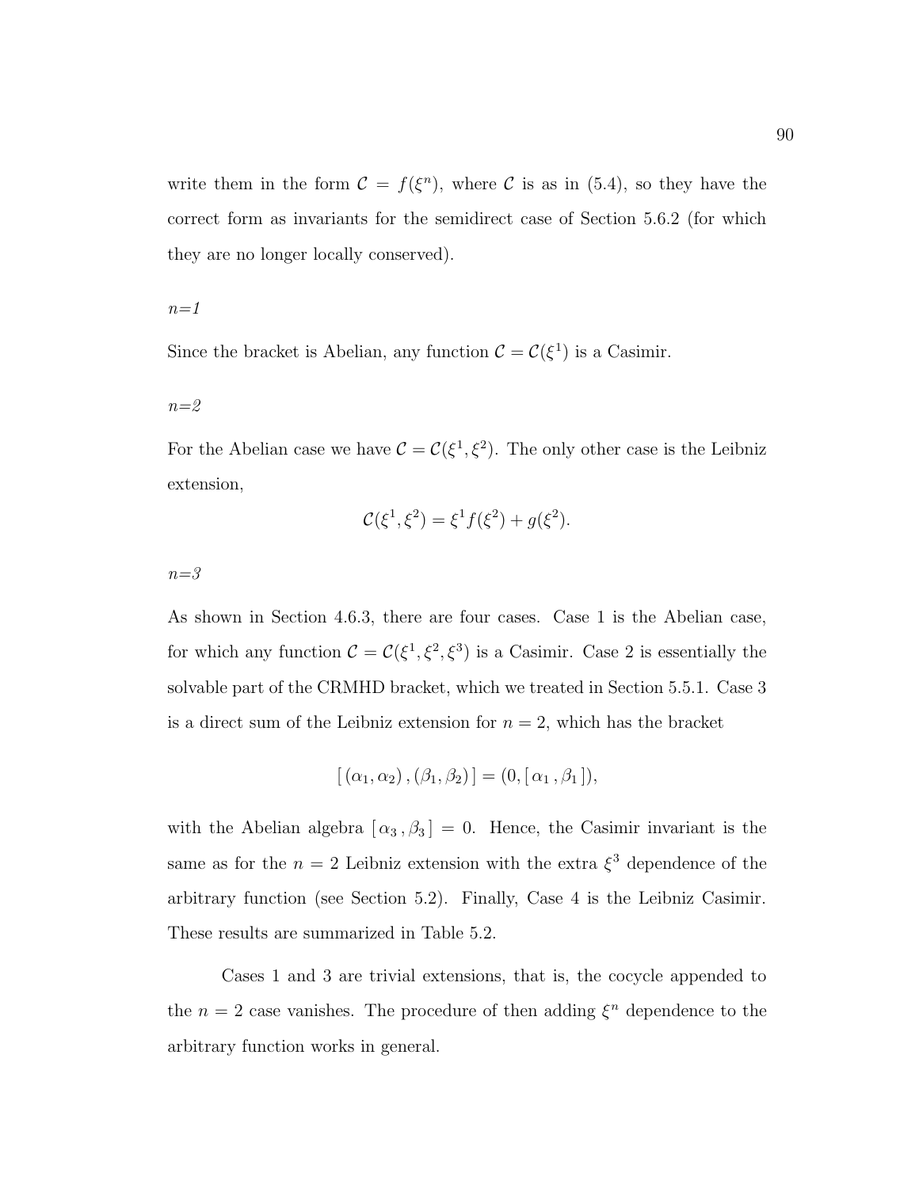write them in the form $\mathcal{C} = f(\xi^n)$, where $\mathcal{C}$ is as in (5.4), so they have the correct form as invariants for the semidirect case of Section 5.6.2 (for which they are no longer locally conserved).

*n=1*

Since the bracket is Abelian, any function $\mathcal{C} = \mathcal{C}(\xi^1)$ is a Casimir.

*n=2*

For the Abelian case we have $\mathcal{C} = \mathcal{C}(\xi^1, \xi^2)$. The only other case is the Leibniz extension,

$$\mathcal{C}(\xi^1, \xi^2) = \xi^1 f(\xi^2) + g(\xi^2).$$

*n=3*

As shown in Section 4.6.3, there are four cases. Case 1 is the Abelian case, for which any function $\mathcal{C} = \mathcal{C}(\xi^1, \xi^2, \xi^3)$ is a Casimir. Case 2 is essentially the solvable part of the CRMHD bracket, which we treated in Section 5.5.1. Case 3 is a direct sum of the Leibniz extension for $n = 2$, which has the bracket

$$[\,(\alpha_1, \alpha_2)\,, (\beta_1, \beta_2)\,] = (0, [\,\alpha_1\,, \beta_1\,]),$$

with the Abelian algebra $[\,\alpha_3\,, \beta_3\,] = 0$. Hence, the Casimir invariant is the same as for the $n = 2$ Leibniz extension with the extra $\xi^3$ dependence of the arbitrary function (see Section 5.2). Finally, Case 4 is the Leibniz Casimir. These results are summarized in Table 5.2.

Cases 1 and 3 are trivial extensions, that is, the cocycle appended to the $n = 2$ case vanishes. The procedure of then adding $\xi^n$ dependence to the arbitrary function works in general.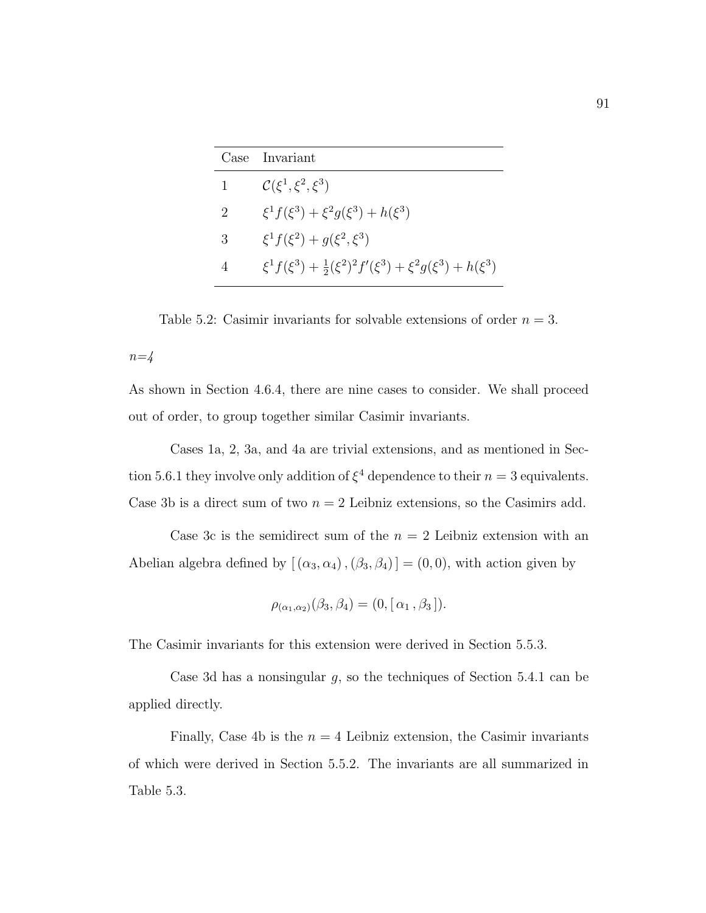| Case | Invariant |
| --- | --- |
| 1 | $\mathcal{C}(\xi^1, \xi^2, \xi^3)$ |
| 2 | $\xi^1 f(\xi^3) + \xi^2 g(\xi^3) + h(\xi^3)$ |
| 3 | $\xi^1 f(\xi^2) + g(\xi^2, \xi^3)$ |
| 4 | $\xi^1 f(\xi^3) + \frac{1}{2}(\xi^2)^2 f'(\xi^3) + \xi^2 g(\xi^3) + h(\xi^3)$ |

Table 5.2: Casimir invariants for solvable extensions of order $n = 3$.

*n=4*

As shown in Section 4.6.4, there are nine cases to consider. We shall proceed out of order, to group together similar Casimir invariants.

Cases 1a, 2, 3a, and 4a are trivial extensions, and as mentioned in Section 5.6.1 they involve only addition of $\xi^4$ dependence to their $n = 3$ equivalents. Case 3b is a direct sum of two $n = 2$ Leibniz extensions, so the Casimirs add.

Case 3c is the semidirect sum of the $n = 2$ Leibniz extension with an Abelian algebra defined by $[\,(\alpha_3, \alpha_4)\,, (\beta_3, \beta_4)\,] = (0, 0)$, with action given by

$$\rho_{(\alpha_1,\alpha_2)}(\beta_3, \beta_4) = (0, [\,\alpha_1\,, \beta_3\,]).$$

The Casimir invariants for this extension were derived in Section 5.5.3.

Case 3d has a nonsingular $g$, so the techniques of Section 5.4.1 can be applied directly.

Finally, Case 4b is the $n = 4$ Leibniz extension, the Casimir invariants of which were derived in Section 5.5.2. The invariants are all summarized in Table 5.3.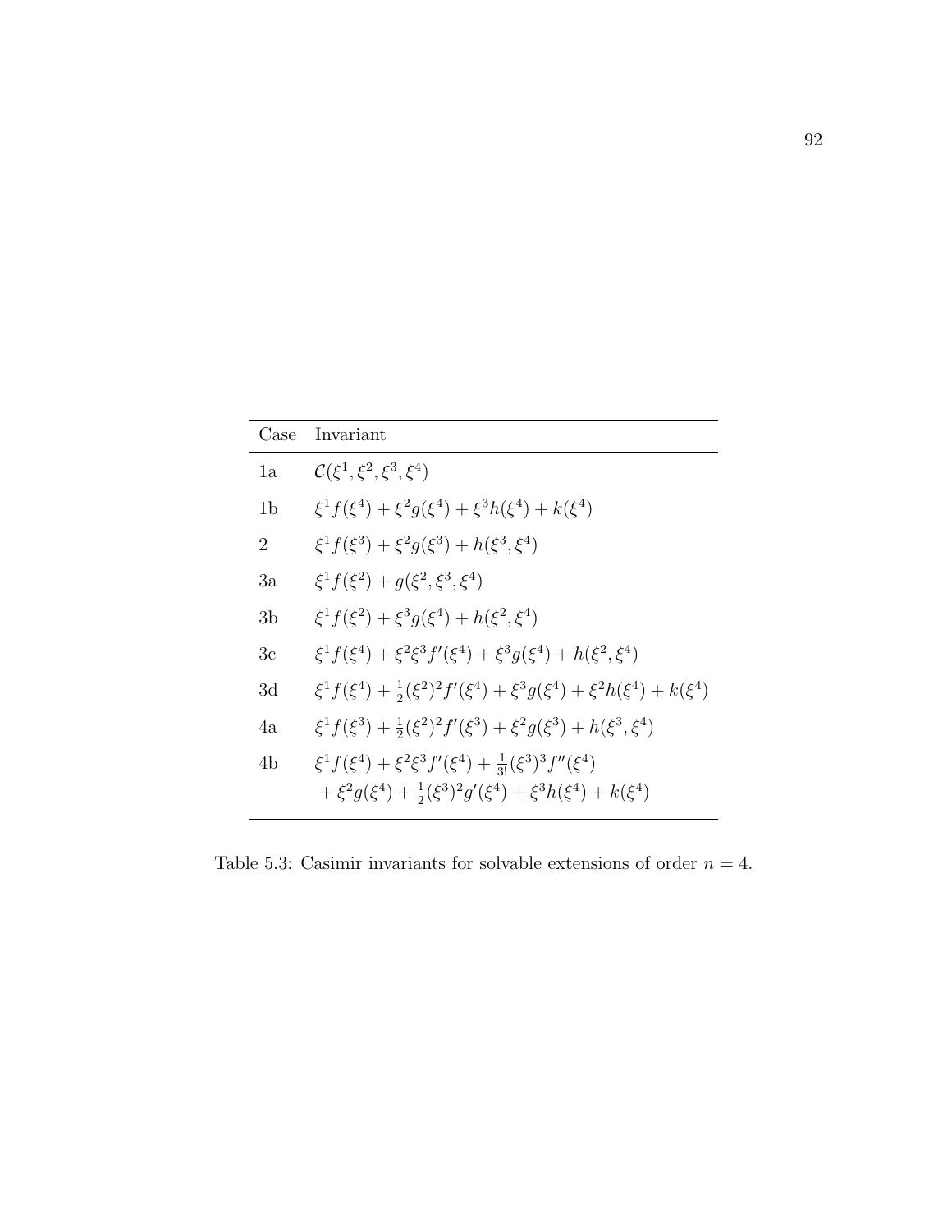| Case | Invariant |
|---|---|
| 1a | $\mathcal{C}(\xi^1, \xi^2, \xi^3, \xi^4)$ |
| 1b | $\xi^1 f(\xi^4) + \xi^2 g(\xi^4) + \xi^3 h(\xi^4) + k(\xi^4)$ |
| 2 | $\xi^1 f(\xi^3) + \xi^2 g(\xi^3) + h(\xi^3, \xi^4)$ |
| 3a | $\xi^1 f(\xi^2) + g(\xi^2, \xi^3, \xi^4)$ |
| 3b | $\xi^1 f(\xi^2) + \xi^3 g(\xi^4) + h(\xi^2, \xi^4)$ |
| 3c | $\xi^1 f(\xi^4) + \xi^2 \xi^3 f'(\xi^4) + \xi^3 g(\xi^4) + h(\xi^2, \xi^4)$ |
| 3d | $\xi^1 f(\xi^4) + \frac{1}{2}(\xi^2)^2 f'(\xi^4) + \xi^3 g(\xi^4) + \xi^2 h(\xi^4) + k(\xi^4)$ |
| 4a | $\xi^1 f(\xi^3) + \frac{1}{2}(\xi^2)^2 f'(\xi^3) + \xi^2 g(\xi^3) + h(\xi^3, \xi^4)$ |
| 4b | $\xi^1 f(\xi^4) + \xi^2 \xi^3 f'(\xi^4) + \frac{1}{3!}(\xi^3)^3 f''(\xi^4)$ $+ \xi^2 g(\xi^4) + \frac{1}{2}(\xi^3)^2 g'(\xi^4) + \xi^3 h(\xi^4) + k(\xi^4)$ |

Table 5.3: Casimir invariants for solvable extensions of order $n = 4$.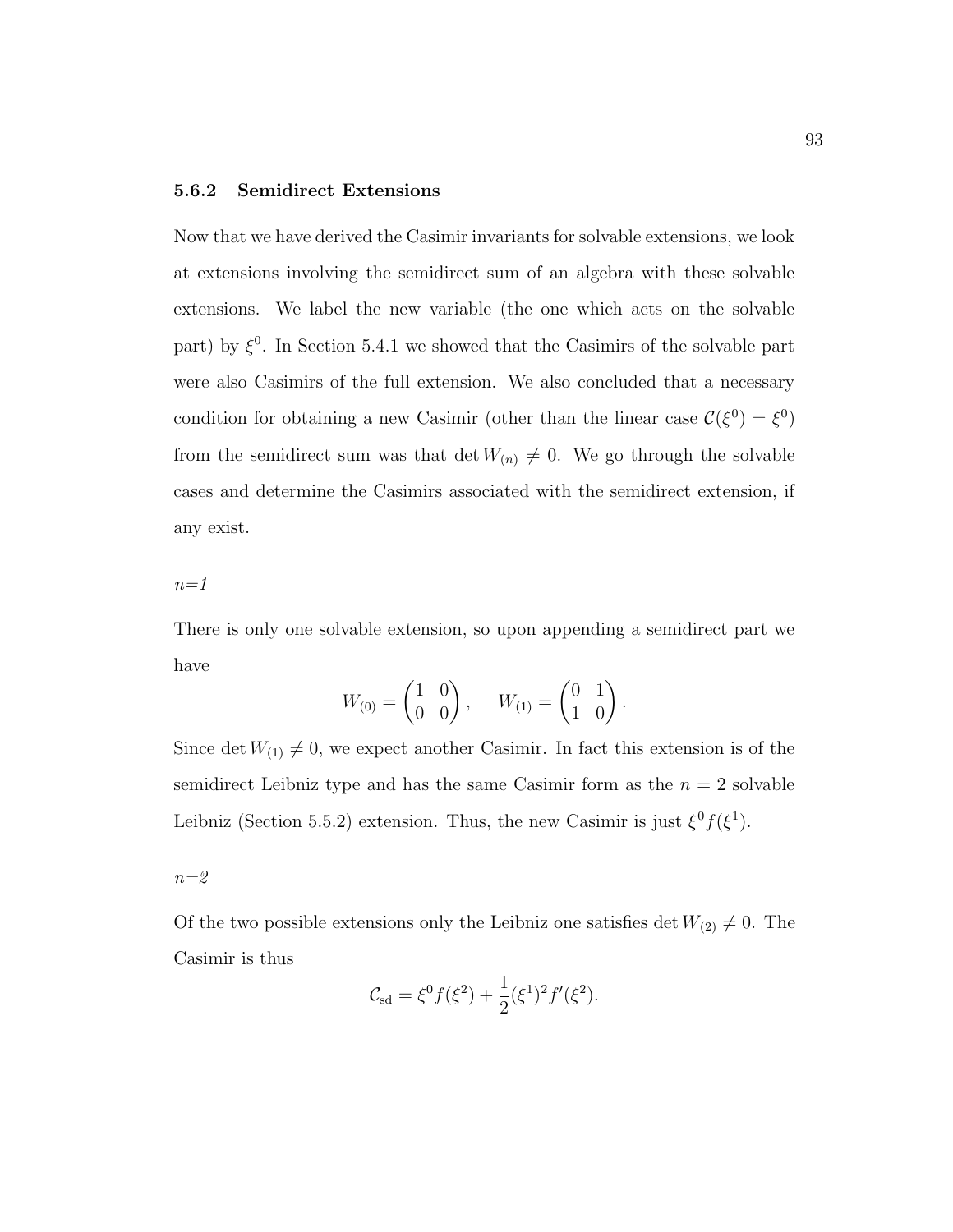### 5.6.2 Semidirect Extensions

Now that we have derived the Casimir invariants for solvable extensions, we look at extensions involving the semidirect sum of an algebra with these solvable extensions. We label the new variable (the one which acts on the solvable part) by $\xi^0$. In Section 5.4.1 we showed that the Casimirs of the solvable part were also Casimirs of the full extension. We also concluded that a necessary condition for obtaining a new Casimir (other than the linear case $\mathcal{C}(\xi^0) = \xi^0$) from the semidirect sum was that $\det W_{(n)} \neq 0$. We go through the solvable cases and determine the Casimirs associated with the semidirect extension, if any exist.

*n=1*

There is only one solvable extension, so upon appending a semidirect part we have

$$W_{(0)} = \begin{pmatrix} 1 & 0 \\ 0 & 0 \end{pmatrix}, \quad W_{(1)} = \begin{pmatrix} 0 & 1 \\ 1 & 0 \end{pmatrix}.$$

Since $\det W_{(1)} \neq 0$, we expect another Casimir. In fact this extension is of the semidirect Leibniz type and has the same Casimir form as the $n = 2$ solvable Leibniz (Section 5.5.2) extension. Thus, the new Casimir is just $\xi^0 f(\xi^1)$.

*n=2*

Of the two possible extensions only the Leibniz one satisfies $\det W_{(2)} \neq 0$. The Casimir is thus

$$\mathcal{C}_{\text{sd}} = \xi^0 f(\xi^2) + \frac{1}{2}(\xi^1)^2 f'(\xi^2).$$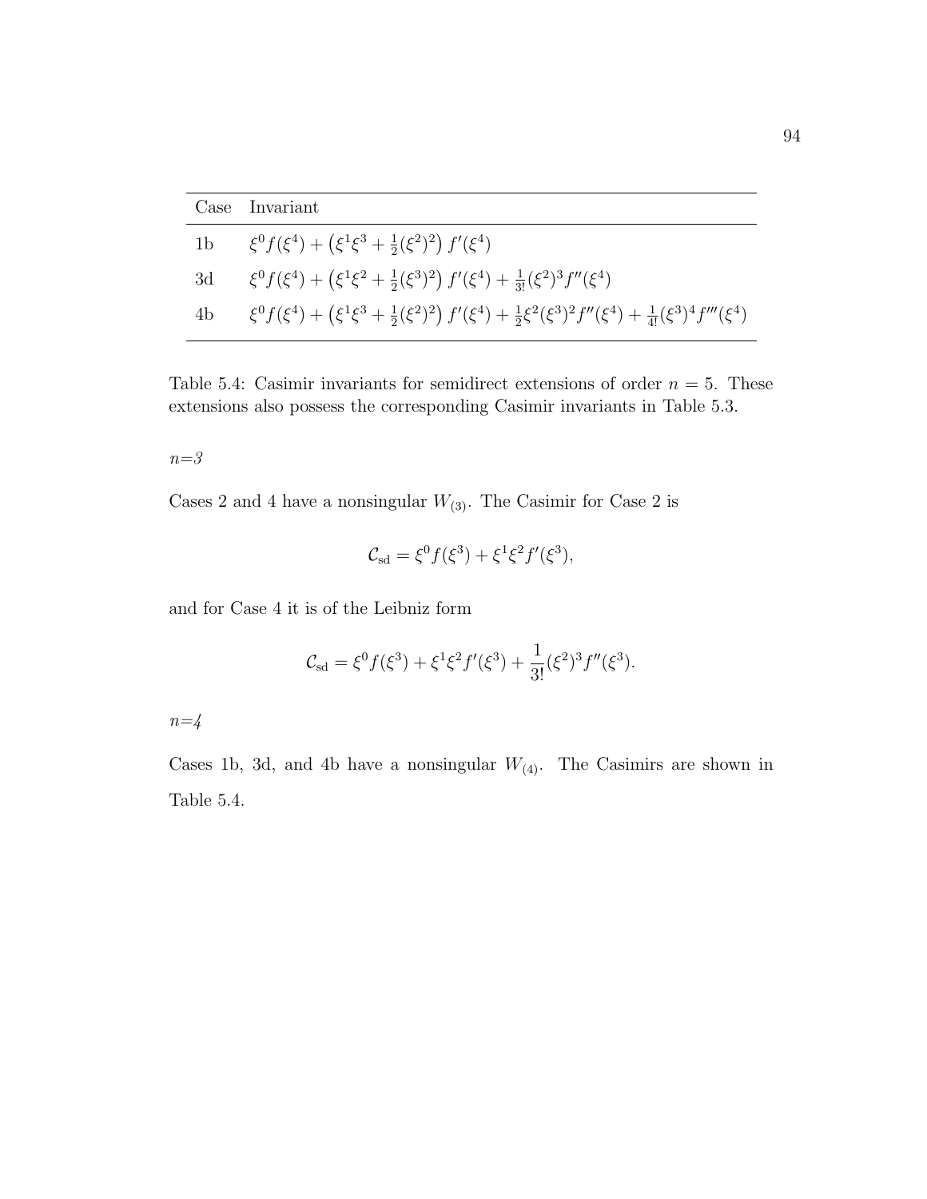| Case | Invariant |
| --- | --- |
| 1b | $\xi^0 f(\xi^4) + \left(\xi^1\xi^3 + \frac{1}{2}(\xi^2)^2\right) f'(\xi^4)$ |
| 3d | $\xi^0 f(\xi^4) + \left(\xi^1\xi^2 + \frac{1}{2}(\xi^3)^2\right) f'(\xi^4) + \frac{1}{3!}(\xi^2)^3 f''(\xi^4)$ |
| 4b | $\xi^0 f(\xi^4) + \left(\xi^1\xi^3 + \frac{1}{2}(\xi^2)^2\right) f'(\xi^4) + \frac{1}{2}\xi^2(\xi^3)^2 f''(\xi^4) + \frac{1}{4!}(\xi^3)^4 f'''(\xi^4)$ |

Table 5.4: Casimir invariants for semidirect extensions of order $n = 5$. These extensions also possess the corresponding Casimir invariants in Table 5.3.

*n=3*

Cases 2 and 4 have a nonsingular $W_{(3)}$. The Casimir for Case 2 is

$$\mathcal{C}_{\text{sd}} = \xi^0 f(\xi^3) + \xi^1\xi^2 f'(\xi^3),$$

and for Case 4 it is of the Leibniz form

$$\mathcal{C}_{\text{sd}} = \xi^0 f(\xi^3) + \xi^1\xi^2 f'(\xi^3) + \frac{1}{3!}(\xi^2)^3 f''(\xi^3).$$

*n=4*

Cases 1b, 3d, and 4b have a nonsingular $W_{(4)}$. The Casimirs are shown in Table 5.4.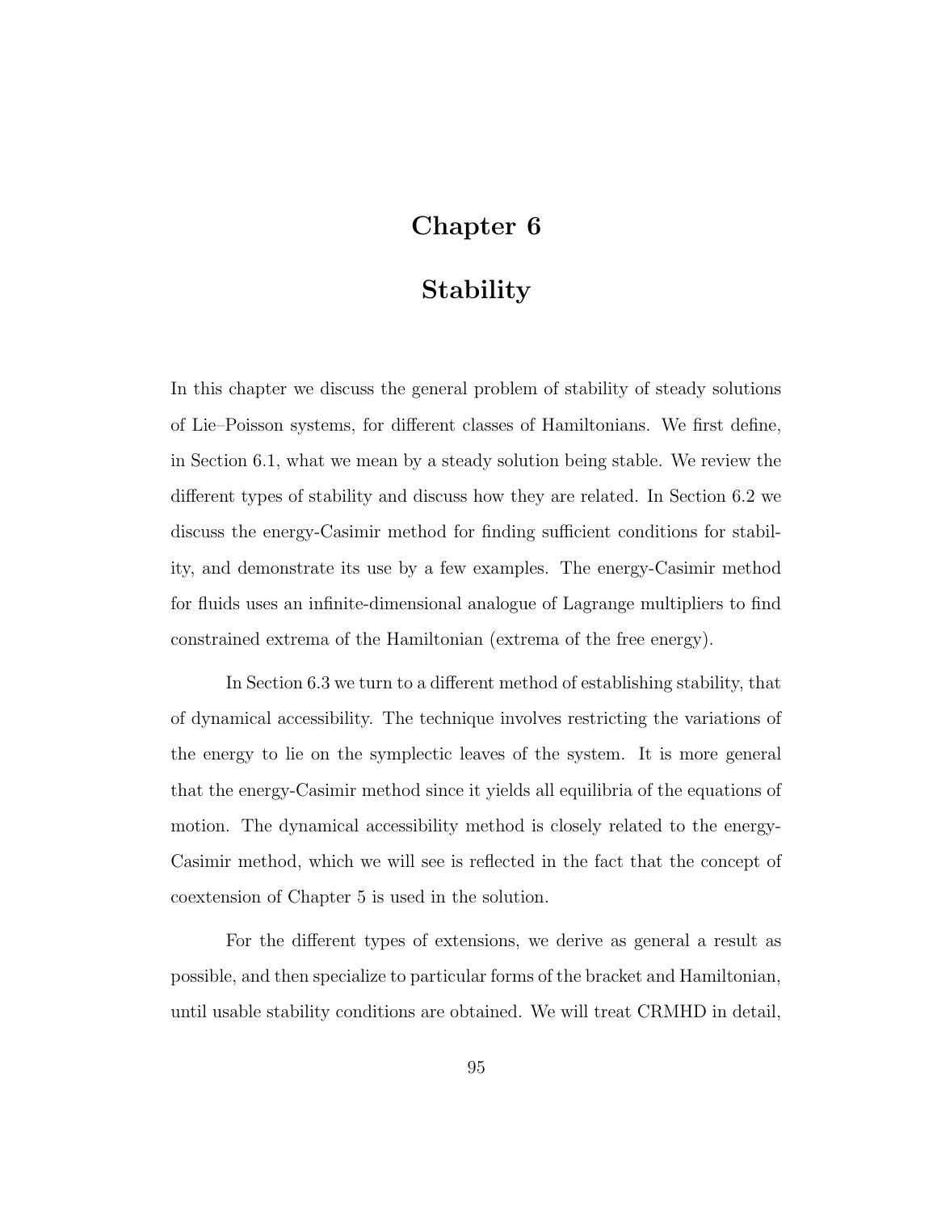# Chapter 6

# Stability

In this chapter we discuss the general problem of stability of steady solutions of Lie–Poisson systems, for different classes of Hamiltonians. We first define, in Section 6.1, what we mean by a steady solution being stable. We review the different types of stability and discuss how they are related. In Section 6.2 we discuss the energy-Casimir method for finding sufficient conditions for stability, and demonstrate its use by a few examples. The energy-Casimir method for fluids uses an infinite-dimensional analogue of Lagrange multipliers to find constrained extrema of the Hamiltonian (extrema of the free energy).

In Section 6.3 we turn to a different method of establishing stability, that of dynamical accessibility. The technique involves restricting the variations of the energy to lie on the symplectic leaves of the system. It is more general that the energy-Casimir method since it yields all equilibria of the equations of motion. The dynamical accessibility method is closely related to the energy-Casimir method, which we will see is reflected in the fact that the concept of coextension of Chapter 5 is used in the solution.

For the different types of extensions, we derive as general a result as possible, and then specialize to particular forms of the bracket and Hamiltonian, until usable stability conditions are obtained. We will treat CRMHD in detail,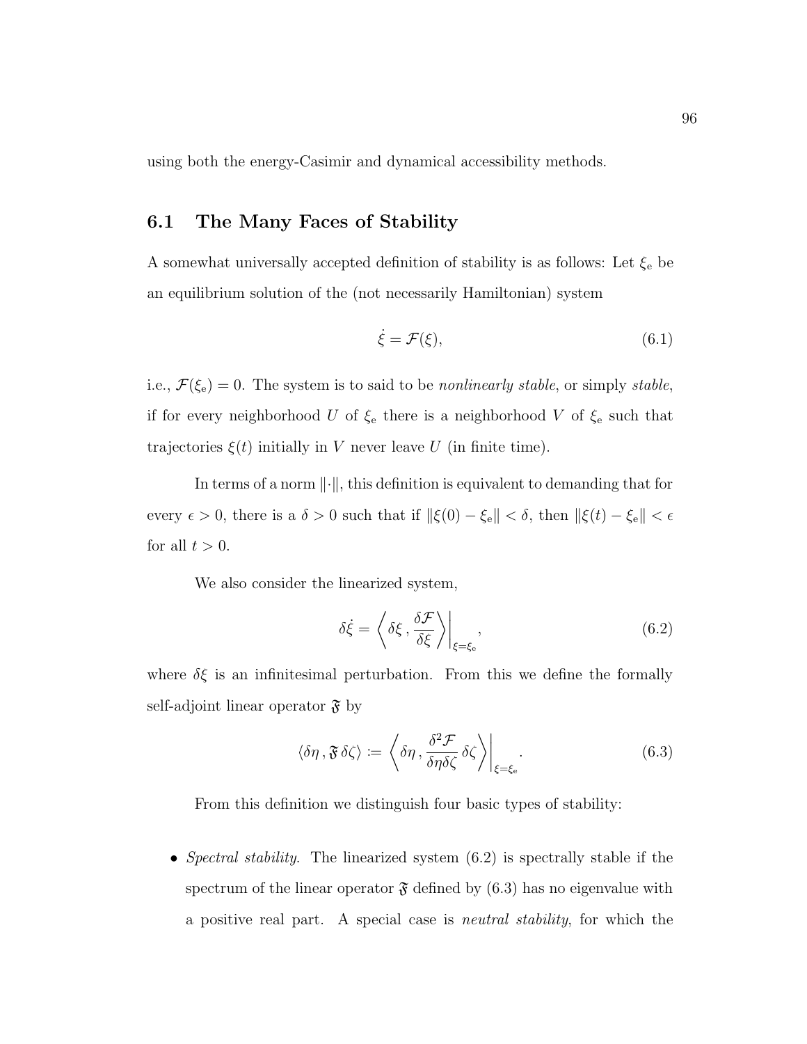using both the energy-Casimir and dynamical accessibility methods.

## 6.1 The Many Faces of Stability

A somewhat universally accepted definition of stability is as follows: Let $\xi_{\rm e}$ be an equilibrium solution of the (not necessarily Hamiltonian) system

$$\dot{\xi} = \mathcal{F}(\xi), \tag{6.1}$$

i.e., $\mathcal{F}(\xi_{\rm e}) = 0$. The system is to said to be *nonlinearly stable*, or simply *stable*, if for every neighborhood $U$ of $\xi_{\rm e}$ there is a neighborhood $V$ of $\xi_{\rm e}$ such that trajectories $\xi(t)$ initially in $V$ never leave $U$ (in finite time).

In terms of a norm $\|\cdot\|$, this definition is equivalent to demanding that for every $\epsilon > 0$, there is a $\delta > 0$ such that if $\|\xi(0) - \xi_{\rm e}\| < \delta$, then $\|\xi(t) - \xi_{\rm e}\| < \epsilon$ for all $t > 0$.

We also consider the linearized system,

$$\delta\dot{\xi} = \left\langle \delta\xi \,, \frac{\delta \mathcal{F}}{\delta \xi} \right\rangle\bigg|_{\xi=\xi_{\rm e}}, \tag{6.2}$$

where $\delta\xi$ is an infinitesimal perturbation. From this we define the formally self-adjoint linear operator $\mathfrak{F}$ by

$$\langle \delta\eta \,, \mathfrak{F}\, \delta\zeta \rangle := \left\langle \delta\eta \,, \frac{\delta^2 \mathcal{F}}{\delta\eta\delta\zeta}\, \delta\zeta \right\rangle\bigg|_{\xi=\xi_{\rm e}}. \tag{6.3}$$

From this definition we distinguish four basic types of stability:

- *Spectral stability*. The linearized system (6.2) is spectrally stable if the spectrum of the linear operator $\mathfrak{F}$ defined by (6.3) has no eigenvalue with a positive real part. A special case is *neutral stability*, for which the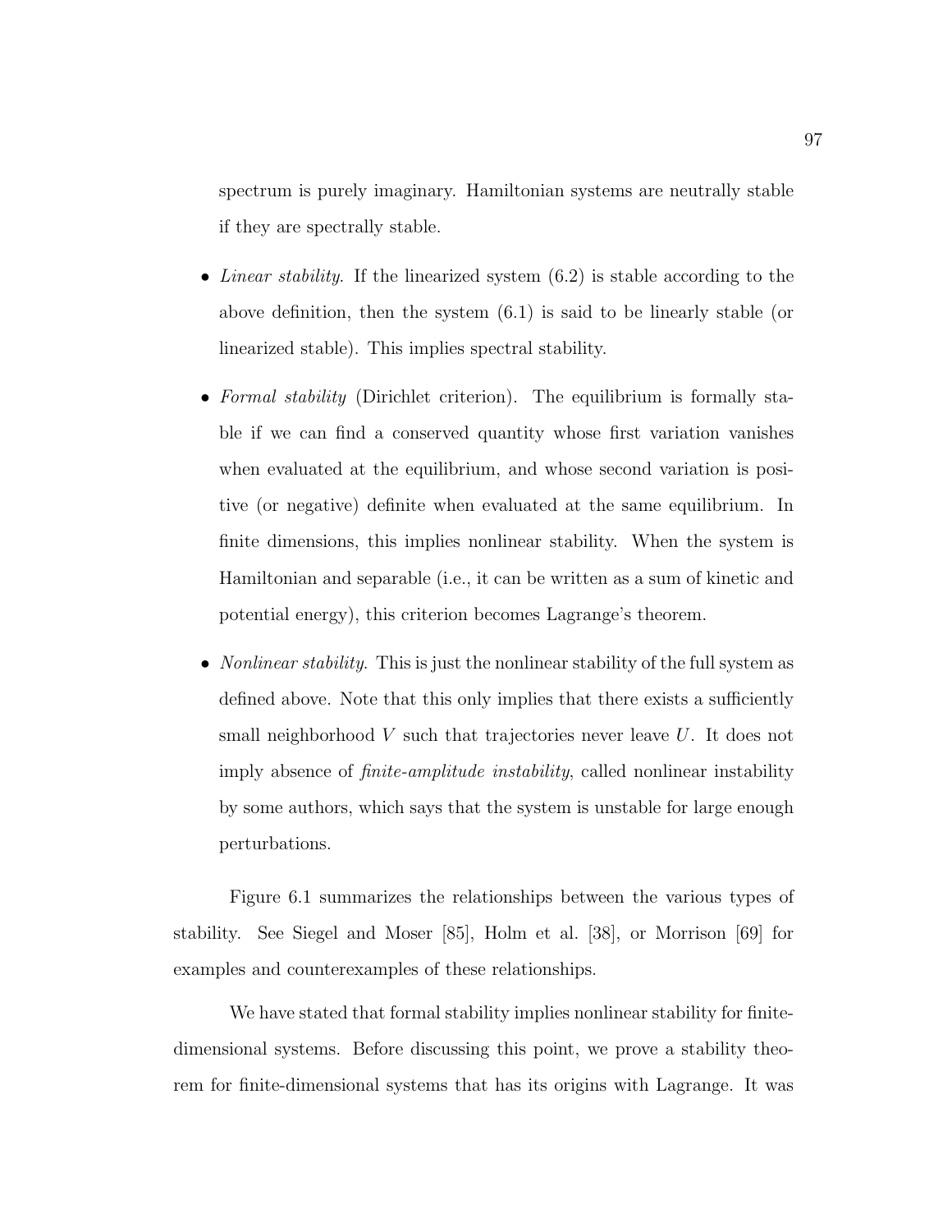spectrum is purely imaginary. Hamiltonian systems are neutrally stable if they are spectrally stable.

- *Linear stability*. If the linearized system (6.2) is stable according to the above definition, then the system (6.1) is said to be linearly stable (or linearized stable). This implies spectral stability.

- *Formal stability* (Dirichlet criterion). The equilibrium is formally stable if we can find a conserved quantity whose first variation vanishes when evaluated at the equilibrium, and whose second variation is positive (or negative) definite when evaluated at the same equilibrium. In finite dimensions, this implies nonlinear stability. When the system is Hamiltonian and separable (i.e., it can be written as a sum of kinetic and potential energy), this criterion becomes Lagrange's theorem.

- *Nonlinear stability*. This is just the nonlinear stability of the full system as defined above. Note that this only implies that there exists a sufficiently small neighborhood $V$ such that trajectories never leave $U$. It does not imply absence of *finite-amplitude instability*, called nonlinear instability by some authors, which says that the system is unstable for large enough perturbations.

Figure 6.1 summarizes the relationships between the various types of stability. See Siegel and Moser [85], Holm et al. [38], or Morrison [69] for examples and counterexamples of these relationships.

We have stated that formal stability implies nonlinear stability for finite-dimensional systems. Before discussing this point, we prove a stability theorem for finite-dimensional systems that has its origins with Lagrange. It was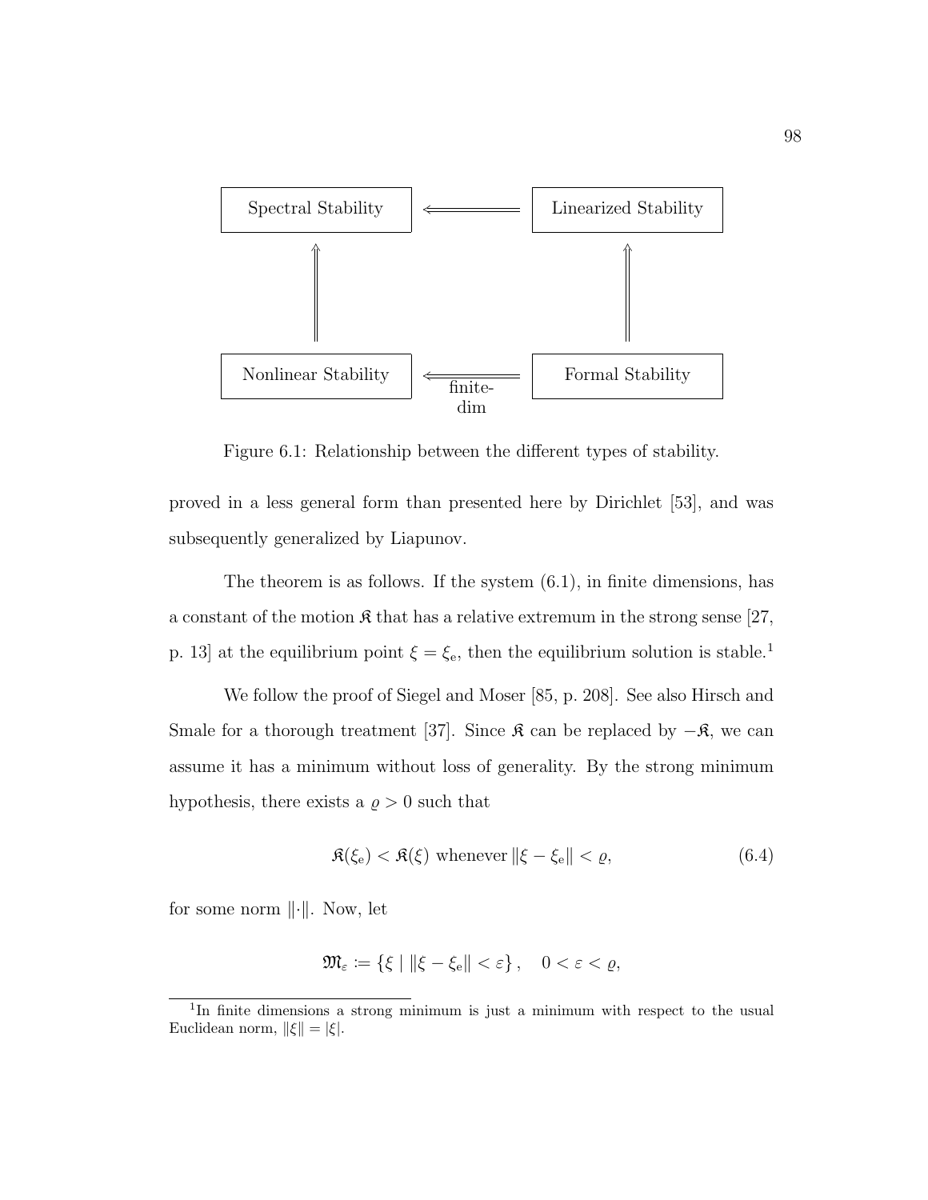Spectral Stability ⟸ Linearized Stability

⇑ ⇑

Nonlinear Stability ⟸ (finite-dim) Formal Stability

Figure 6.1: Relationship between the different types of stability.

proved in a less general form than presented here by Dirichlet [53], and was subsequently generalized by Liapunov.

The theorem is as follows. If the system (6.1), in finite dimensions, has a constant of the motion $\mathfrak{K}$ that has a relative extremum in the strong sense [27, p. 13] at the equilibrium point $\xi = \xi_{\mathrm{e}}$, then the equilibrium solution is stable.[1]

We follow the proof of Siegel and Moser [85, p. 208]. See also Hirsch and Smale for a thorough treatment [37]. Since $\mathfrak{K}$ can be replaced by $-\mathfrak{K}$, we can assume it has a minimum without loss of generality. By the strong minimum hypothesis, there exists a $\varrho > 0$ such that

$$\mathfrak{K}(\xi_{\mathrm{e}}) < \mathfrak{K}(\xi) \text{ whenever } \|\xi - \xi_{\mathrm{e}}\| < \varrho, \tag{6.4}$$

for some norm $\|\cdot\|$. Now, let

$$\mathfrak{M}_{\varepsilon} := \{\xi \mid \|\xi - \xi_{\mathrm{e}}\| < \varepsilon\}\,, \quad 0 < \varepsilon < \varrho,$$

[1] In finite dimensions a strong minimum is just a minimum with respect to the usual Euclidean norm, $\|\xi\| = |\xi|$.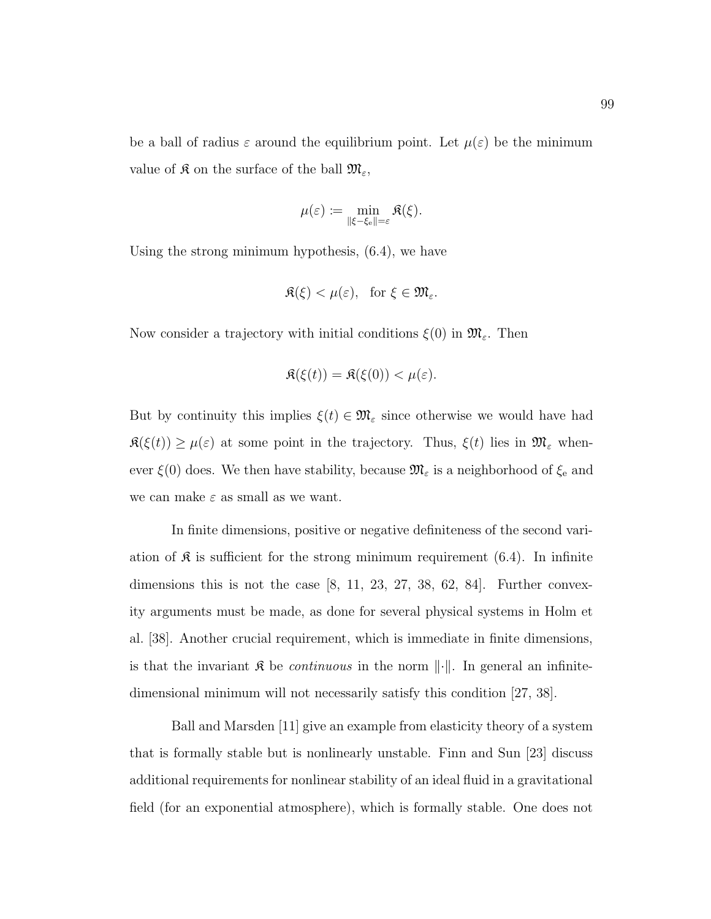be a ball of radius $\varepsilon$ around the equilibrium point. Let $\mu(\varepsilon)$ be the minimum value of $\mathfrak{K}$ on the surface of the ball $\mathfrak{M}_\varepsilon$,

$$\mu(\varepsilon) \coloneqq \min_{\|\xi-\xi_{\rm e}\|=\varepsilon} \mathfrak{K}(\xi).$$

Using the strong minimum hypothesis, (6.4), we have

$$\mathfrak{K}(\xi) < \mu(\varepsilon), \quad \text{for } \xi \in \mathfrak{M}_\varepsilon.$$

Now consider a trajectory with initial conditions $\xi(0)$ in $\mathfrak{M}_\varepsilon$. Then

$$\mathfrak{K}(\xi(t)) = \mathfrak{K}(\xi(0)) < \mu(\varepsilon).$$

But by continuity this implies $\xi(t) \in \mathfrak{M}_\varepsilon$ since otherwise we would have had $\mathfrak{K}(\xi(t)) \geq \mu(\varepsilon)$ at some point in the trajectory. Thus, $\xi(t)$ lies in $\mathfrak{M}_\varepsilon$ whenever $\xi(0)$ does. We then have stability, because $\mathfrak{M}_\varepsilon$ is a neighborhood of $\xi_{\rm e}$ and we can make $\varepsilon$ as small as we want.

In finite dimensions, positive or negative definiteness of the second variation of $\mathfrak{K}$ is sufficient for the strong minimum requirement (6.4). In infinite dimensions this is not the case [8, 11, 23, 27, 38, 62, 84]. Further convexity arguments must be made, as done for several physical systems in Holm et al. [38]. Another crucial requirement, which is immediate in finite dimensions, is that the invariant $\mathfrak{K}$ be *continuous* in the norm $\|\cdot\|$. In general an infinite-dimensional minimum will not necessarily satisfy this condition [27, 38].

Ball and Marsden [11] give an example from elasticity theory of a system that is formally stable but is nonlinearly unstable. Finn and Sun [23] discuss additional requirements for nonlinear stability of an ideal fluid in a gravitational field (for an exponential atmosphere), which is formally stable. One does not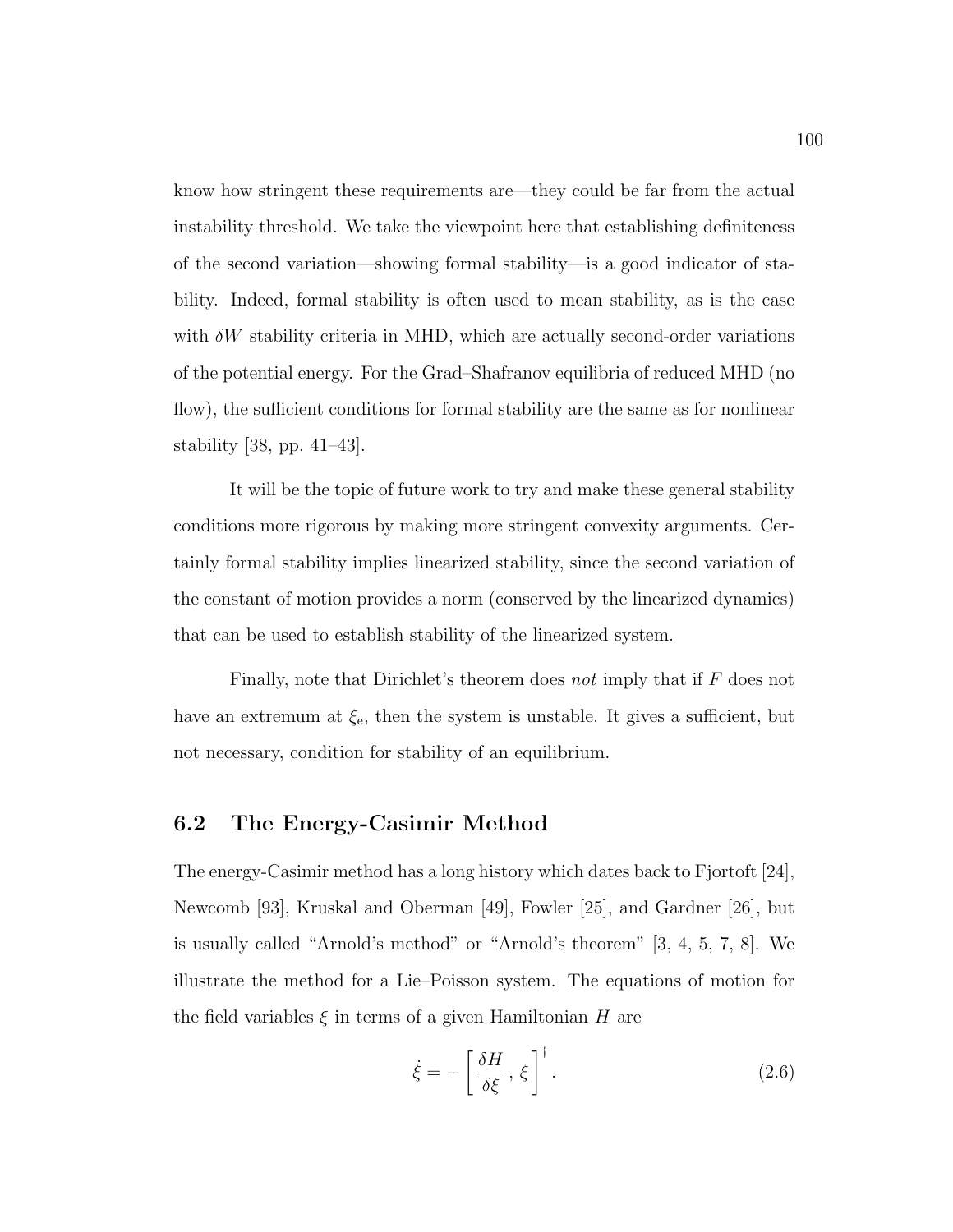know how stringent these requirements are—they could be far from the actual instability threshold. We take the viewpoint here that establishing definiteness of the second variation—showing formal stability—is a good indicator of stability. Indeed, formal stability is often used to mean stability, as is the case with $\delta W$ stability criteria in MHD, which are actually second-order variations of the potential energy. For the Grad–Shafranov equilibria of reduced MHD (no flow), the sufficient conditions for formal stability are the same as for nonlinear stability [38, pp. 41–43].

It will be the topic of future work to try and make these general stability conditions more rigorous by making more stringent convexity arguments. Certainly formal stability implies linearized stability, since the second variation of the constant of motion provides a norm (conserved by the linearized dynamics) that can be used to establish stability of the linearized system.

Finally, note that Dirichlet's theorem does *not* imply that if $F$ does not have an extremum at $\xi_{\mathrm{e}}$, then the system is unstable. It gives a sufficient, but not necessary, condition for stability of an equilibrium.

## 6.2 The Energy-Casimir Method

The energy-Casimir method has a long history which dates back to Fjortoft [24], Newcomb [93], Kruskal and Oberman [49], Fowler [25], and Gardner [26], but is usually called "Arnold's method" or "Arnold's theorem" [3, 4, 5, 7, 8]. We illustrate the method for a Lie–Poisson system. The equations of motion for the field variables $\xi$ in terms of a given Hamiltonian $H$ are

$$\dot{\xi} = - \left[ \frac{\delta H}{\delta \xi} \, , \, \xi \right]^{\dagger} . \tag{2.6}$$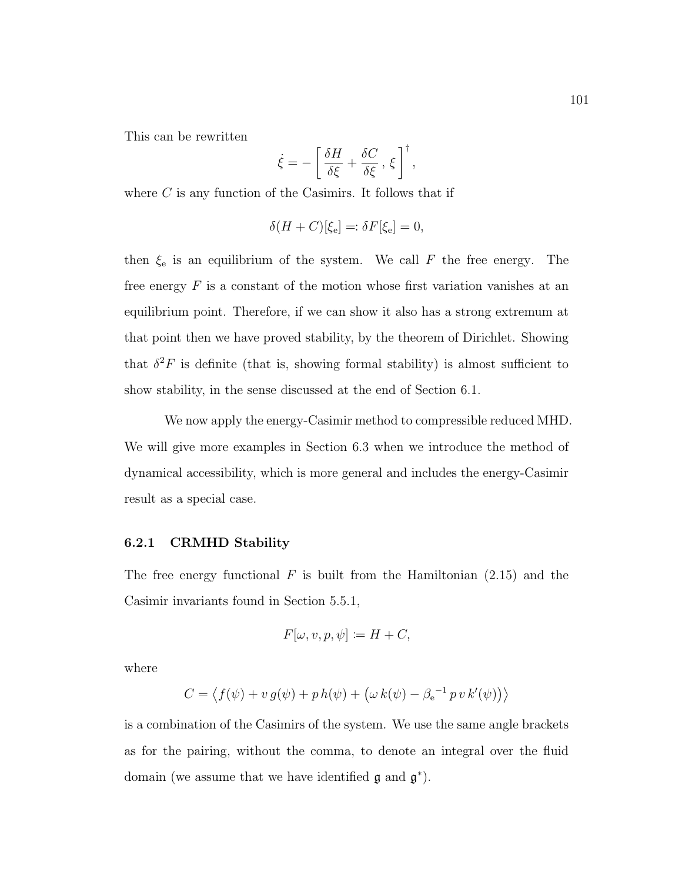This can be rewritten

$$\dot{\xi} = -\left[ \frac{\delta H}{\delta \xi} + \frac{\delta C}{\delta \xi} \, , \, \xi \right]^{\dagger},$$

where $C$ is any function of the Casimirs. It follows that if

$$\delta(H + C)[\xi_{\rm e}] =: \delta F[\xi_{\rm e}] = 0,$$

then $\xi_{\rm e}$ is an equilibrium of the system. We call $F$ the free energy. The free energy $F$ is a constant of the motion whose first variation vanishes at an equilibrium point. Therefore, if we can show it also has a strong extremum at that point then we have proved stability, by the theorem of Dirichlet. Showing that $\delta^2 F$ is definite (that is, showing formal stability) is almost sufficient to show stability, in the sense discussed at the end of Section 6.1.

We now apply the energy-Casimir method to compressible reduced MHD. We will give more examples in Section 6.3 when we introduce the method of dynamical accessibility, which is more general and includes the energy-Casimir result as a special case.

### 6.2.1 CRMHD Stability

The free energy functional $F$ is built from the Hamiltonian (2.15) and the Casimir invariants found in Section 5.5.1,

$$F[\omega, v, p, \psi] \coloneqq H + C,$$

where

$$C = \left\langle f(\psi) + v\, g(\psi) + p\, h(\psi) + \left(\omega\, k(\psi) - {\beta_{\rm e}}^{-1}\, p\, v\, k'(\psi)\right)\right\rangle$$

is a combination of the Casimirs of the system. We use the same angle brackets as for the pairing, without the comma, to denote an integral over the fluid domain (we assume that we have identified $\mathfrak{g}$ and $\mathfrak{g}^*$).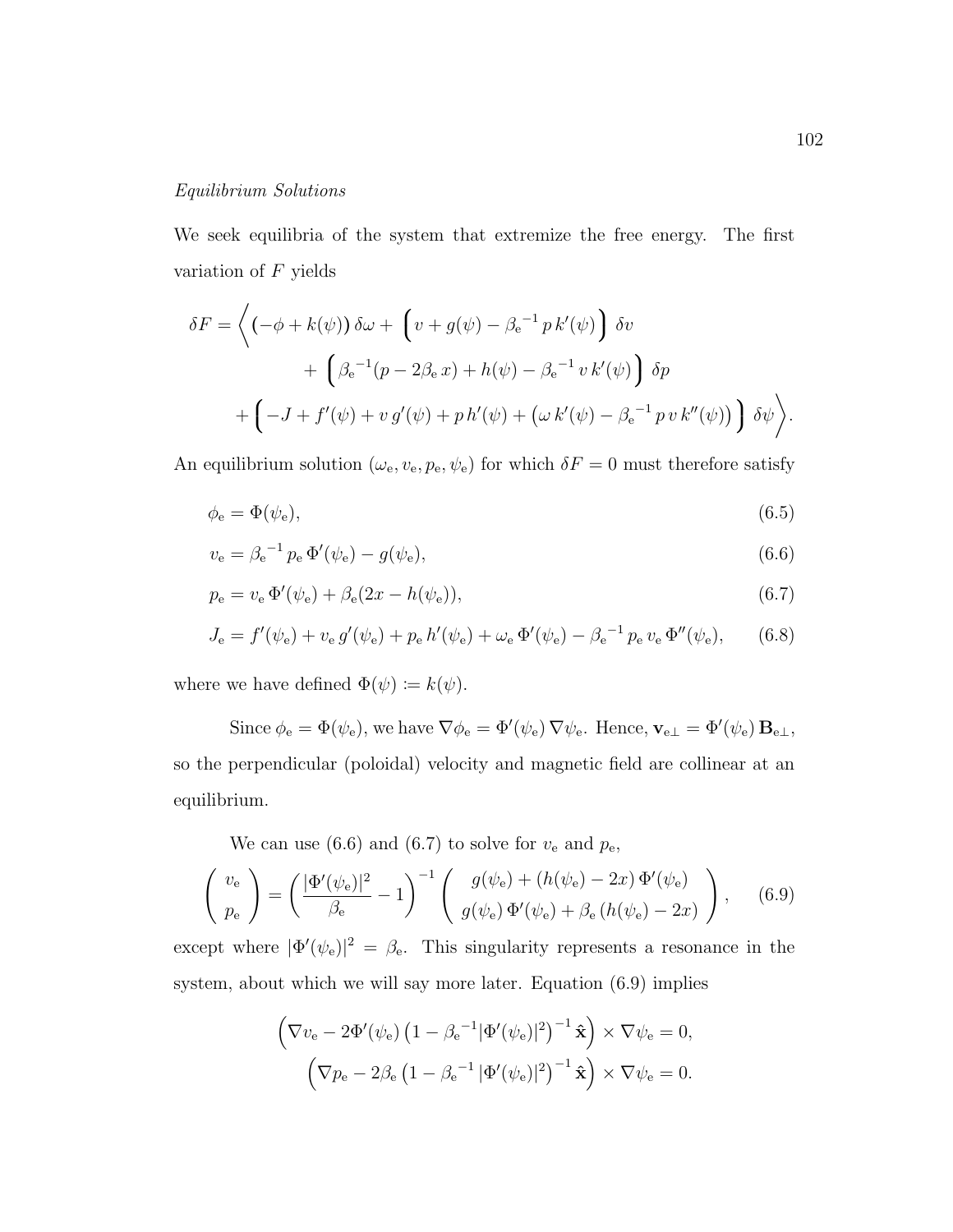*Equilibrium Solutions*

We seek equilibria of the system that extremize the free energy. The first variation of $F$ yields

$$
\begin{aligned}
\delta F = \Big\langle \big(-\phi + k(\psi)\big)\,\delta\omega + \Big(v + g(\psi) - {\beta_{\rm e}}^{-1}\,p\,k'(\psi)\Big)\;\delta v \\
+ \Big({\beta_{\rm e}}^{-1}(p - 2\beta_{\rm e}\,x) + h(\psi) - {\beta_{\rm e}}^{-1}\,v\,k'(\psi)\Big)\;\delta p \\
+ \Big(-J + f'(\psi) + v\,g'(\psi) + p\,h'(\psi) + \big(\omega\,k'(\psi) - {\beta_{\rm e}}^{-1}\,p\,v\,k''(\psi)\big)\Big)\;\delta\psi\Big\rangle.
\end{aligned}
$$

An equilibrium solution $(\omega_{\rm e}, v_{\rm e}, p_{\rm e}, \psi_{\rm e})$ for which $\delta F = 0$ must therefore satisfy

$$\phi_{\rm e} = \Phi(\psi_{\rm e}), \tag{6.5}$$

$$v_{\rm e} = {\beta_{\rm e}}^{-1}\,p_{\rm e}\,\Phi'(\psi_{\rm e}) - g(\psi_{\rm e}), \tag{6.6}$$

$$p_{\rm e} = v_{\rm e}\,\Phi'(\psi_{\rm e}) + \beta_{\rm e}(2x - h(\psi_{\rm e})), \tag{6.7}$$

$$J_{\rm e} = f'(\psi_{\rm e}) + v_{\rm e}\,g'(\psi_{\rm e}) + p_{\rm e}\,h'(\psi_{\rm e}) + \omega_{\rm e}\,\Phi'(\psi_{\rm e}) - {\beta_{\rm e}}^{-1}\,p_{\rm e}\,v_{\rm e}\,\Phi''(\psi_{\rm e}), \tag{6.8}$$

where we have defined $\Phi(\psi) \coloneqq k(\psi)$.

Since $\phi_{\rm e} = \Phi(\psi_{\rm e})$, we have $\nabla\phi_{\rm e} = \Phi'(\psi_{\rm e})\,\nabla\psi_{\rm e}$. Hence, $\mathbf{v}_{{\rm e}\perp} = \Phi'(\psi_{\rm e})\,\mathbf{B}_{{\rm e}\perp}$, so the perpendicular (poloidal) velocity and magnetic field are collinear at an equilibrium.

We can use (6.6) and (6.7) to solve for $v_{\rm e}$ and $p_{\rm e}$,

$$\begin{pmatrix} v_{\rm e} \\ p_{\rm e} \end{pmatrix} = \left(\frac{|\Phi'(\psi_{\rm e})|^2}{\beta_{\rm e}} - 1\right)^{-1} \begin{pmatrix} g(\psi_{\rm e}) + (h(\psi_{\rm e}) - 2x)\,\Phi'(\psi_{\rm e}) \\ g(\psi_{\rm e})\,\Phi'(\psi_{\rm e}) + \beta_{\rm e}\,(h(\psi_{\rm e}) - 2x) \end{pmatrix}, \tag{6.9}$$

except where $|\Phi'(\psi_{\rm e})|^2 = \beta_{\rm e}$. This singularity represents a resonance in the system, about which we will say more later. Equation (6.9) implies

$$
\begin{aligned}
\Big(\nabla v_{\rm e} - 2\Phi'(\psi_{\rm e})\left(1 - {\beta_{\rm e}}^{-1}|\Phi'(\psi_{\rm e})|^2\right)^{-1}\hat{\mathbf{x}}\Big) \times \nabla\psi_{\rm e} = 0, \\
\Big(\nabla p_{\rm e} - 2\beta_{\rm e}\left(1 - {\beta_{\rm e}}^{-1}\,|\Phi'(\psi_{\rm e})|^2\right)^{-1}\hat{\mathbf{x}}\Big) \times \nabla\psi_{\rm e} = 0.
\end{aligned}
$$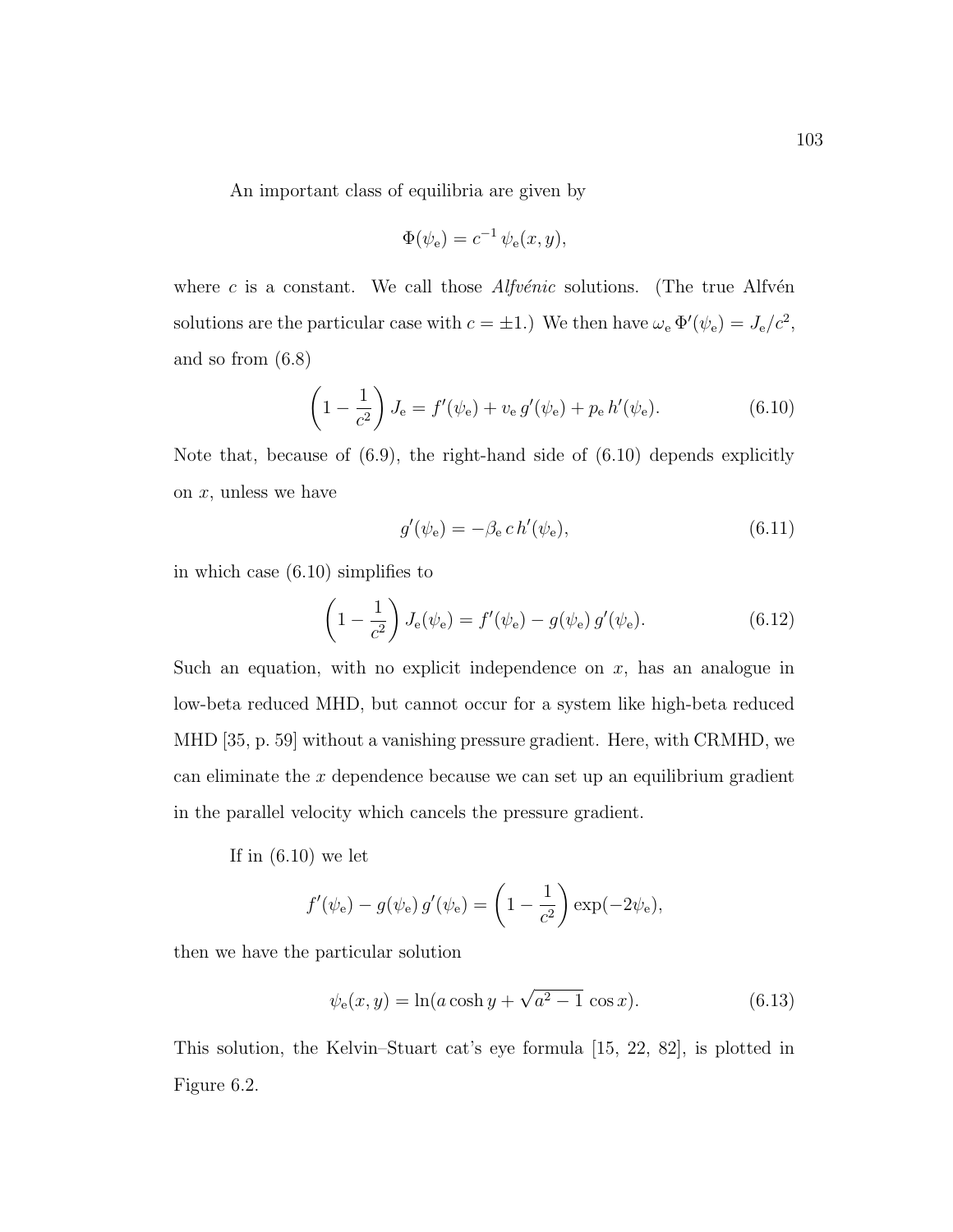An important class of equilibria are given by

$$\Phi(\psi_{\rm e}) = c^{-1}\,\psi_{\rm e}(x,y),$$

where $c$ is a constant. We call those *Alfvénic* solutions. (The true Alfvén solutions are the particular case with $c = \pm 1$.) We then have $\omega_{\rm e}\,\Phi'(\psi_{\rm e}) = J_{\rm e}/c^2$, and so from (6.8)

$$\left(1 - \frac{1}{c^2}\right) J_{\rm e} = f'(\psi_{\rm e}) + v_{\rm e}\, g'(\psi_{\rm e}) + p_{\rm e}\, h'(\psi_{\rm e}). \tag{6.10}$$

Note that, because of (6.9), the right-hand side of (6.10) depends explicitly on $x$, unless we have

$$g'(\psi_{\rm e}) = -\beta_{\rm e}\, c\, h'(\psi_{\rm e}), \tag{6.11}$$

in which case (6.10) simplifies to

$$\left(1 - \frac{1}{c^2}\right) J_{\rm e}(\psi_{\rm e}) = f'(\psi_{\rm e}) - g(\psi_{\rm e})\, g'(\psi_{\rm e}). \tag{6.12}$$

Such an equation, with no explicit independence on $x$, has an analogue in low-beta reduced MHD, but cannot occur for a system like high-beta reduced MHD [35, p. 59] without a vanishing pressure gradient. Here, with CRMHD, we can eliminate the $x$ dependence because we can set up an equilibrium gradient in the parallel velocity which cancels the pressure gradient.

If in (6.10) we let

$$f'(\psi_{\rm e}) - g(\psi_{\rm e})\, g'(\psi_{\rm e}) = \left(1 - \frac{1}{c^2}\right) \exp(-2\psi_{\rm e}),$$

then we have the particular solution

$$\psi_{\rm e}(x,y) = \ln(a\cosh y + \sqrt{a^2 - 1}\,\cos x). \tag{6.13}$$

This solution, the Kelvin–Stuart cat's eye formula [15, 22, 82], is plotted in Figure 6.2.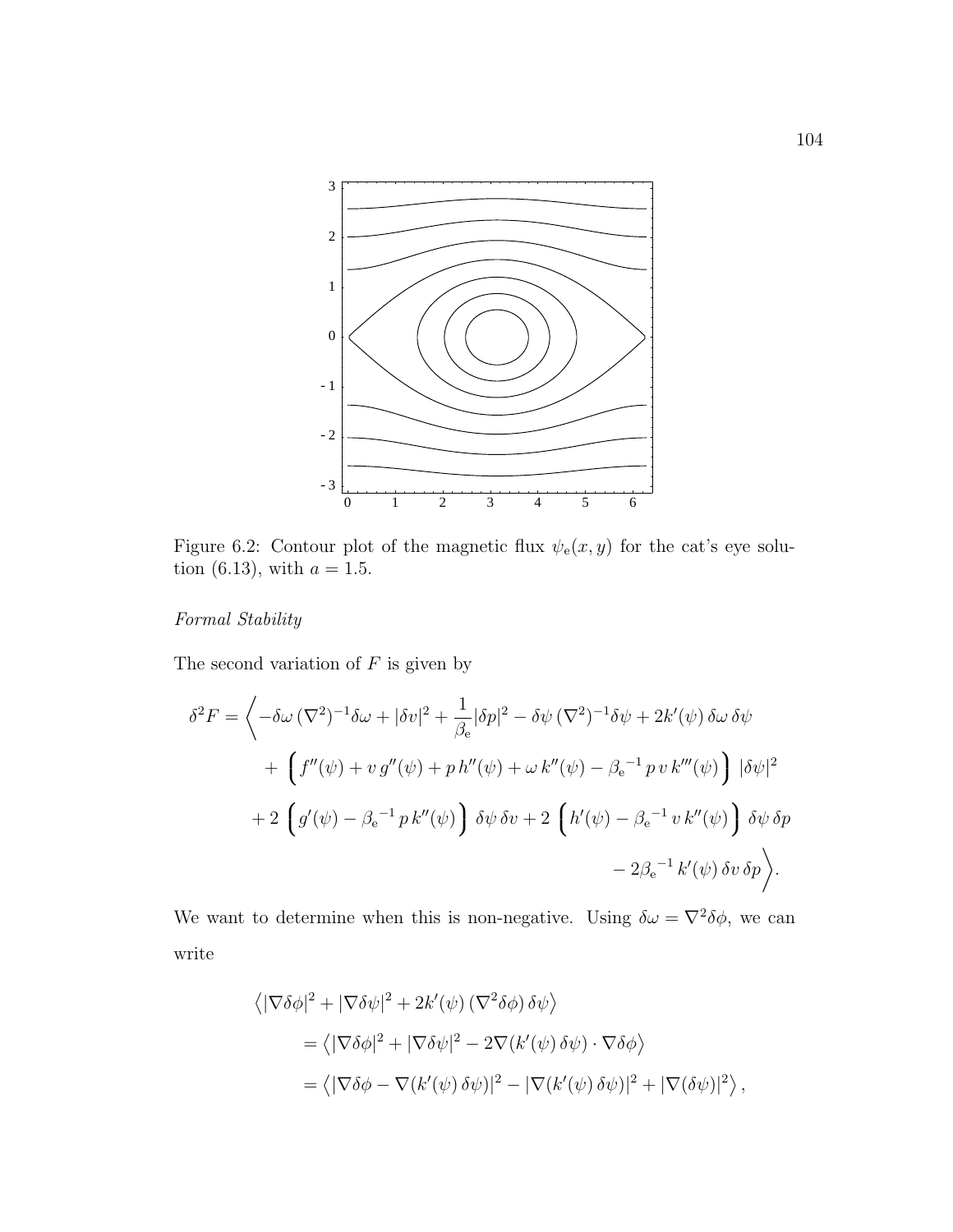Figure 6.2: Contour plot of the magnetic flux $\psi_{\rm e}(x, y)$ for the cat's eye solution (6.13), with $a = 1.5$.

*Formal Stability*

The second variation of $F$ is given by

$$
\begin{aligned}
\delta^2 F = \Big\langle & -\delta\omega\,(\nabla^2)^{-1}\delta\omega + |\delta v|^2 + \frac{1}{\beta_{\rm e}}|\delta p|^2 - \delta\psi\,(\nabla^2)^{-1}\delta\psi + 2k'(\psi)\,\delta\omega\,\delta\psi \\
& + \Big( f''(\psi) + v\,g''(\psi) + p\,h''(\psi) + \omega\,k''(\psi) - {\beta_{\rm e}}^{-1}\,p\,v\,k'''(\psi) \Big)\,|\delta\psi|^2 \\
& + 2\,\Big( g'(\psi) - {\beta_{\rm e}}^{-1}\,p\,k''(\psi) \Big)\,\delta\psi\,\delta v + 2\,\Big( h'(\psi) - {\beta_{\rm e}}^{-1}\,v\,k''(\psi) \Big)\,\delta\psi\,\delta p \\
& - 2{\beta_{\rm e}}^{-1}\,k'(\psi)\,\delta v\,\delta p \Big\rangle.
\end{aligned}
$$

We want to determine when this is non-negative. Using $\delta\omega = \nabla^2\delta\phi$, we can write

$$
\begin{aligned}
&\left\langle |\nabla\delta\phi|^2 + |\nabla\delta\psi|^2 + 2k'(\psi)\,(\nabla^2\delta\phi)\,\delta\psi \right\rangle \\
&\quad = \left\langle |\nabla\delta\phi|^2 + |\nabla\delta\psi|^2 - 2\nabla(k'(\psi)\,\delta\psi)\cdot\nabla\delta\phi \right\rangle \\
&\quad = \left\langle |\nabla\delta\phi - \nabla(k'(\psi)\,\delta\psi)|^2 - |\nabla(k'(\psi)\,\delta\psi)|^2 + |\nabla(\delta\psi)|^2 \right\rangle,
\end{aligned}
$$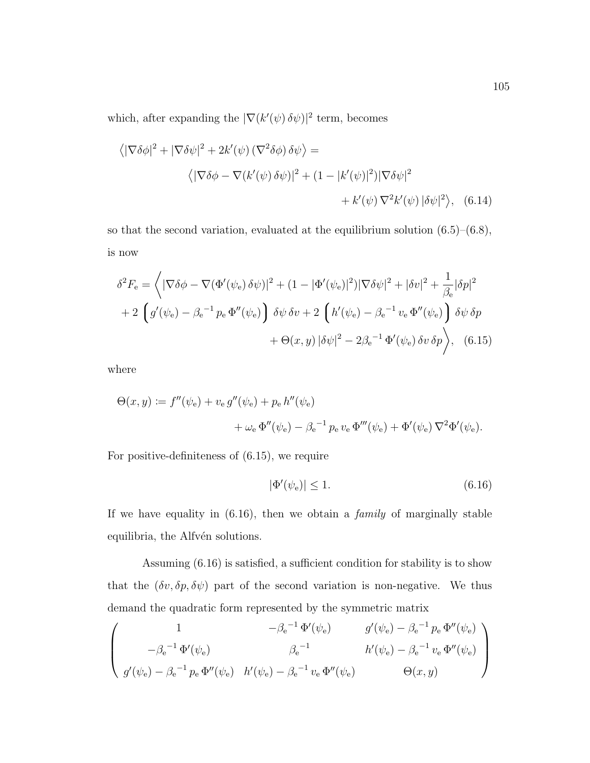which, after expanding the $|\nabla(k'(\psi)\,\delta\psi)|^2$ term, becomes

$$
\begin{aligned}
\big\langle |\nabla\delta\phi|^2 + |\nabla\delta\psi|^2 + 2k'(\psi)\,(\nabla^2\delta\phi)\,\delta\psi \big\rangle = \\
\big\langle |\nabla\delta\phi - \nabla(k'(\psi)\,\delta\psi)|^2 + (1 - |k'(\psi)|^2)|\nabla\delta\psi|^2 \\
+ k'(\psi)\,\nabla^2 k'(\psi)\,|\delta\psi|^2 \big\rangle, \quad (6.14)
\end{aligned}
$$

so that the second variation, evaluated at the equilibrium solution (6.5)–(6.8), is now

$$
\begin{aligned}
\delta^2 F_{\mathrm{e}} = \Big\langle |\nabla\delta\phi - \nabla(\Phi'(\psi_{\mathrm{e}})\,\delta\psi)|^2 + (1 - |\Phi'(\psi_{\mathrm{e}})|^2)|\nabla\delta\psi|^2 + |\delta v|^2 + \frac{1}{\beta_{\mathrm{e}}}|\delta p|^2 \\
+ 2\,\Big(g'(\psi_{\mathrm{e}}) - {\beta_{\mathrm{e}}}^{-1}\,p_{\mathrm{e}}\,\Phi''(\psi_{\mathrm{e}})\Big)\,\delta\psi\,\delta v + 2\,\Big(h'(\psi_{\mathrm{e}}) - {\beta_{\mathrm{e}}}^{-1}\,v_{\mathrm{e}}\,\Phi''(\psi_{\mathrm{e}})\Big)\,\delta\psi\,\delta p \\
+ \Theta(x,y)\,|\delta\psi|^2 - 2{\beta_{\mathrm{e}}}^{-1}\,\Phi'(\psi_{\mathrm{e}})\,\delta v\,\delta p \Big\rangle, \quad (6.15)
\end{aligned}
$$

where

$$
\begin{aligned}
\Theta(x,y) := f''(\psi_{\mathrm{e}}) + v_{\mathrm{e}}\,g''(\psi_{\mathrm{e}}) + p_{\mathrm{e}}\,h''(\psi_{\mathrm{e}}) \\
+ \omega_{\mathrm{e}}\,\Phi''(\psi_{\mathrm{e}}) - {\beta_{\mathrm{e}}}^{-1}\,p_{\mathrm{e}}\,v_{\mathrm{e}}\,\Phi'''(\psi_{\mathrm{e}}) + \Phi'(\psi_{\mathrm{e}})\,\nabla^2\Phi'(\psi_{\mathrm{e}}).
\end{aligned}
$$

For positive-definiteness of (6.15), we require

$$
|\Phi'(\psi_{\mathrm{e}})| \leq 1. \quad (6.16)
$$

If we have equality in (6.16), then we obtain a *family* of marginally stable equilibria, the Alfvén solutions.

Assuming (6.16) is satisfied, a sufficient condition for stability is to show that the $(\delta v, \delta p, \delta\psi)$ part of the second variation is non-negative. We thus demand the quadratic form represented by the symmetric matrix

$$
\begin{pmatrix}
1 & -{\beta_{\mathrm{e}}}^{-1}\,\Phi'(\psi_{\mathrm{e}}) & g'(\psi_{\mathrm{e}}) - {\beta_{\mathrm{e}}}^{-1}\,p_{\mathrm{e}}\,\Phi''(\psi_{\mathrm{e}}) \\
-{\beta_{\mathrm{e}}}^{-1}\,\Phi'(\psi_{\mathrm{e}}) & {\beta_{\mathrm{e}}}^{-1} & h'(\psi_{\mathrm{e}}) - {\beta_{\mathrm{e}}}^{-1}\,v_{\mathrm{e}}\,\Phi''(\psi_{\mathrm{e}}) \\
g'(\psi_{\mathrm{e}}) - {\beta_{\mathrm{e}}}^{-1}\,p_{\mathrm{e}}\,\Phi''(\psi_{\mathrm{e}}) & h'(\psi_{\mathrm{e}}) - {\beta_{\mathrm{e}}}^{-1}\,v_{\mathrm{e}}\,\Phi''(\psi_{\mathrm{e}}) & \Theta(x,y)
\end{pmatrix}
$$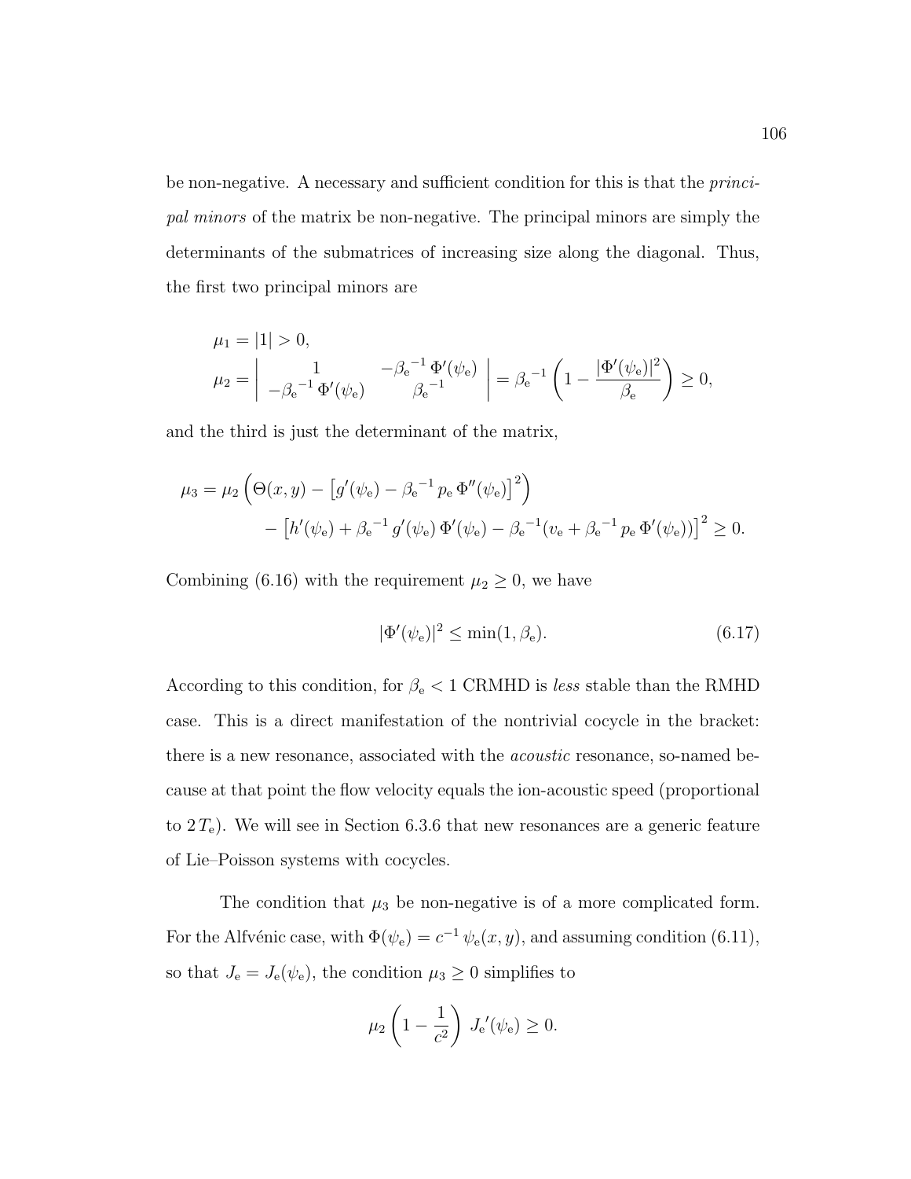be non-negative. A necessary and sufficient condition for this is that the *principal minors* of the matrix be non-negative. The principal minors are simply the determinants of the submatrices of increasing size along the diagonal. Thus, the first two principal minors are

$$\mu_1 = |1| > 0,$$

$$\mu_2 = \begin{vmatrix} 1 & -{\beta_{\rm e}}^{-1}\,\Phi'(\psi_{\rm e}) \\ -{\beta_{\rm e}}^{-1}\,\Phi'(\psi_{\rm e}) & {\beta_{\rm e}}^{-1} \end{vmatrix} = {\beta_{\rm e}}^{-1}\left(1 - \frac{|\Phi'(\psi_{\rm e})|^2}{\beta_{\rm e}}\right) \geq 0,$$

and the third is just the determinant of the matrix,

$$\mu_3 = \mu_2\left(\Theta(x,y) - \left[g'(\psi_{\rm e}) - {\beta_{\rm e}}^{-1}\,p_{\rm e}\,\Phi''(\psi_{\rm e})\right]^2\right) \\ - \left[h'(\psi_{\rm e}) + {\beta_{\rm e}}^{-1}\,g'(\psi_{\rm e})\,\Phi'(\psi_{\rm e}) - {\beta_{\rm e}}^{-1}(v_{\rm e} + {\beta_{\rm e}}^{-1}\,p_{\rm e}\,\Phi'(\psi_{\rm e}))\right]^2 \geq 0.$$

Combining (6.16) with the requirement $\mu_2 \geq 0$, we have

$$|\Phi'(\psi_{\rm e})|^2 \leq \min(1, \beta_{\rm e}). \tag{6.17}$$

According to this condition, for $\beta_{\rm e} < 1$ CRMHD is *less* stable than the RMHD case. This is a direct manifestation of the nontrivial cocycle in the bracket: there is a new resonance, associated with the *acoustic* resonance, so-named because at that point the flow velocity equals the ion-acoustic speed (proportional to $2\,T_{\rm e}$). We will see in Section 6.3.6 that new resonances are a generic feature of Lie–Poisson systems with cocycles.

The condition that $\mu_3$ be non-negative is of a more complicated form. For the Alfvénic case, with $\Phi(\psi_{\rm e}) = c^{-1}\,\psi_{\rm e}(x,y)$, and assuming condition (6.11), so that $J_{\rm e} = J_{\rm e}(\psi_{\rm e})$, the condition $\mu_3 \geq 0$ simplifies to

$$\mu_2\left(1 - \frac{1}{c^2}\right)\,{J_{\rm e}}'(\psi_{\rm e}) \geq 0.$$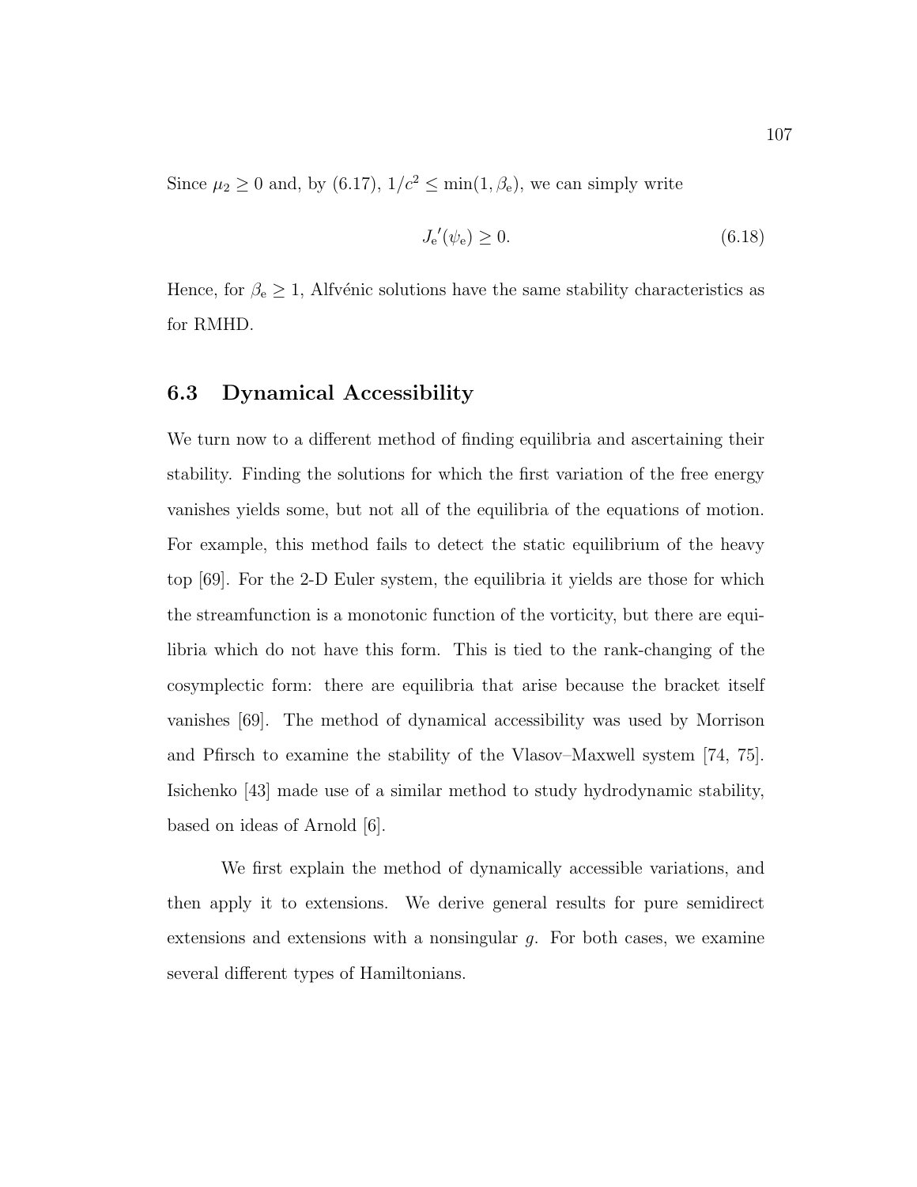Since $\mu_2 \geq 0$ and, by (6.17), $1/c^2 \leq \min(1, \beta_{\mathrm{e}})$, we can simply write

$$J_{\mathrm{e}}{}'(\psi_{\mathrm{e}}) \geq 0. \tag{6.18}$$

Hence, for $\beta_{\mathrm{e}} \geq 1$, Alfvénic solutions have the same stability characteristics as for RMHD.

## 6.3 Dynamical Accessibility

We turn now to a different method of finding equilibria and ascertaining their stability. Finding the solutions for which the first variation of the free energy vanishes yields some, but not all of the equilibria of the equations of motion. For example, this method fails to detect the static equilibrium of the heavy top [69]. For the 2-D Euler system, the equilibria it yields are those for which the streamfunction is a monotonic function of the vorticity, but there are equilibria which do not have this form. This is tied to the rank-changing of the cosymplectic form: there are equilibria that arise because the bracket itself vanishes [69]. The method of dynamical accessibility was used by Morrison and Pfirsch to examine the stability of the Vlasov–Maxwell system [74, 75]. Isichenko [43] made use of a similar method to study hydrodynamic stability, based on ideas of Arnold [6].

We first explain the method of dynamically accessible variations, and then apply it to extensions. We derive general results for pure semidirect extensions and extensions with a nonsingular $g$. For both cases, we examine several different types of Hamiltonians.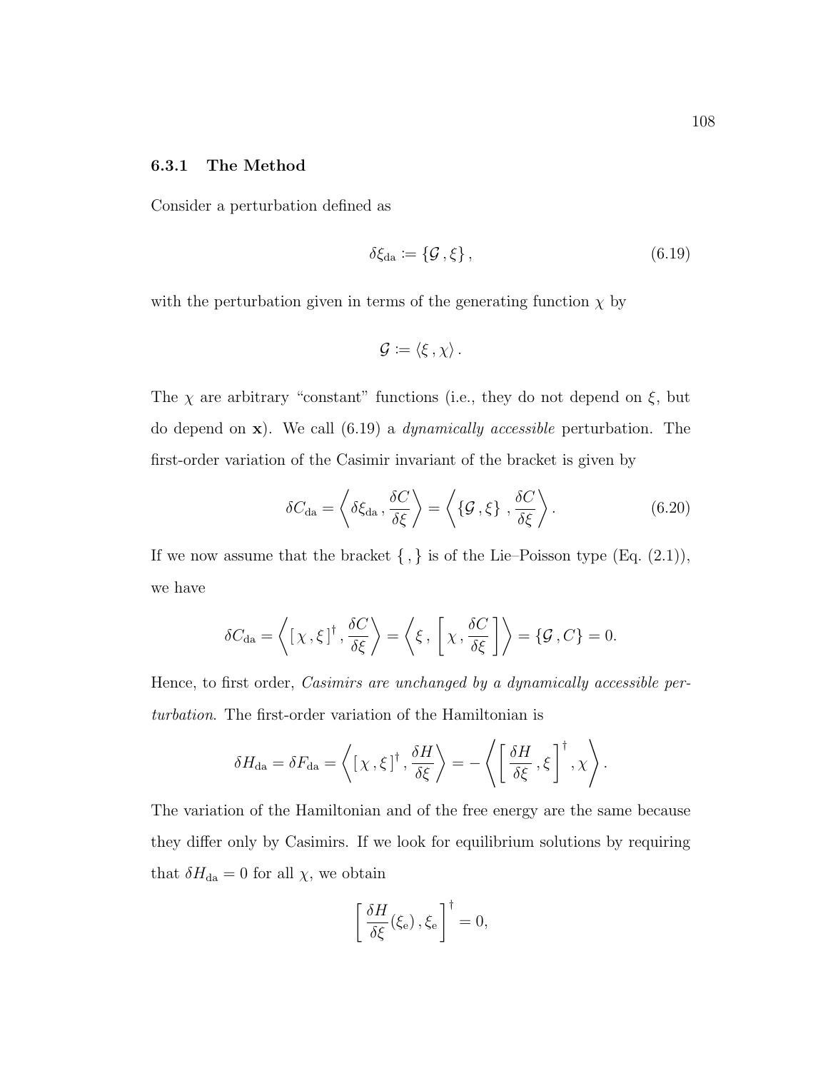### 6.3.1 The Method

Consider a perturbation defined as

$$\delta\xi_{\rm da} \coloneqq \{\mathcal{G}\,,\xi\}\,, \tag{6.19}$$

with the perturbation given in terms of the generating function $\chi$ by

$$\mathcal{G} \coloneqq \langle \xi\,,\chi\rangle\,.$$

The $\chi$ are arbitrary "constant" functions (i.e., they do not depend on $\xi$, but do depend on $\mathbf{x}$). We call (6.19) a *dynamically accessible* perturbation. The first-order variation of the Casimir invariant of the bracket is given by

$$\delta C_{\rm da} = \left\langle \delta\xi_{\rm da}\,,\frac{\delta C}{\delta\xi}\right\rangle = \left\langle \{\mathcal{G}\,,\xi\}\,,\frac{\delta C}{\delta\xi}\right\rangle. \tag{6.20}$$

If we now assume that the bracket $\{\,,\}$ is of the Lie–Poisson type (Eq. (2.1)), we have

$$\delta C_{\rm da} = \left\langle [\,\chi\,,\xi\,]^\dagger\,,\frac{\delta C}{\delta\xi}\right\rangle = \left\langle \xi\,,\left[\,\chi\,,\frac{\delta C}{\delta\xi}\,\right]\right\rangle = \{\mathcal{G}\,,C\} = 0.$$

Hence, to first order, *Casimirs are unchanged by a dynamically accessible perturbation*. The first-order variation of the Hamiltonian is

$$\delta H_{\rm da} = \delta F_{\rm da} = \left\langle [\,\chi\,,\xi\,]^\dagger\,,\frac{\delta H}{\delta\xi}\right\rangle = -\left\langle \left[\,\frac{\delta H}{\delta\xi}\,,\xi\,\right]^\dagger,\chi\right\rangle.$$

The variation of the Hamiltonian and of the free energy are the same because they differ only by Casimirs. If we look for equilibrium solutions by requiring that $\delta H_{\rm da} = 0$ for all $\chi$, we obtain

$$\left[\,\frac{\delta H}{\delta\xi}(\xi_{\rm e})\,,\xi_{\rm e}\,\right]^\dagger = 0,$$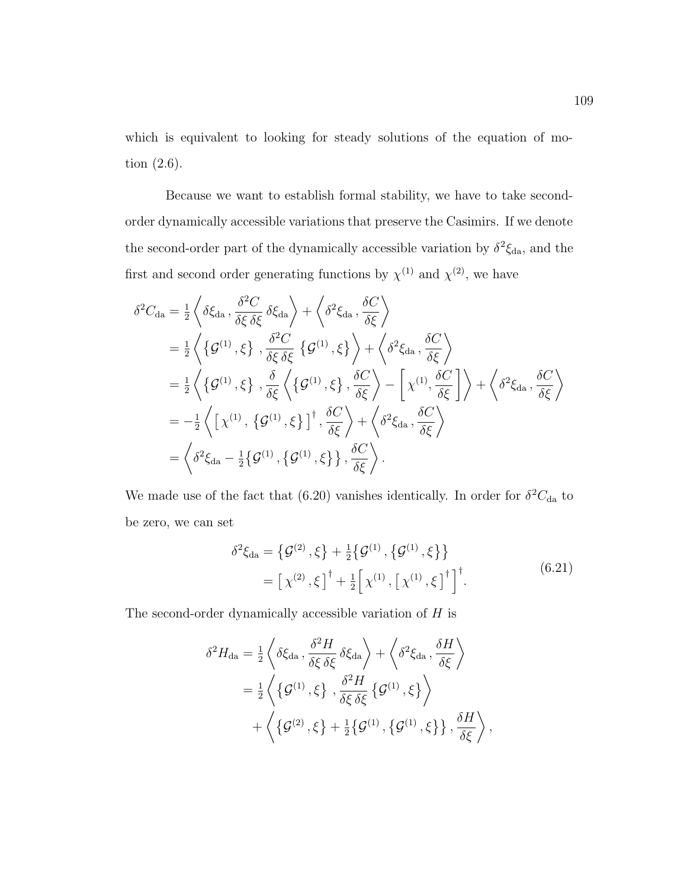which is equivalent to looking for steady solutions of the equation of motion (2.6).

Because we want to establish formal stability, we have to take second-order dynamically accessible variations that preserve the Casimirs. If we denote the second-order part of the dynamically accessible variation by $\delta^2\xi_{\rm da}$, and the first and second order generating functions by $\chi^{(1)}$ and $\chi^{(2)}$, we have

$$
\begin{aligned}
\delta^2 C_{\rm da} &= \tfrac{1}{2}\left\langle \delta\xi_{\rm da}\,, \frac{\delta^2 C}{\delta\xi\,\delta\xi}\,\delta\xi_{\rm da}\right\rangle + \left\langle \delta^2\xi_{\rm da}\,, \frac{\delta C}{\delta\xi}\right\rangle \\
&= \tfrac{1}{2}\left\langle \left\{\mathcal{G}^{(1)}\,,\xi\right\}\,, \frac{\delta^2 C}{\delta\xi\,\delta\xi}\,\left\{\mathcal{G}^{(1)}\,,\xi\right\}\right\rangle + \left\langle \delta^2\xi_{\rm da}\,, \frac{\delta C}{\delta\xi}\right\rangle \\
&= \tfrac{1}{2}\left\langle \left\{\mathcal{G}^{(1)}\,,\xi\right\}\,, \frac{\delta}{\delta\xi}\left\langle \left\{\mathcal{G}^{(1)}\,,\xi\right\}, \frac{\delta C}{\delta\xi}\right\rangle - \left[\,\chi^{(1)}, \frac{\delta C}{\delta\xi}\,\right]\right\rangle + \left\langle \delta^2\xi_{\rm da}\,, \frac{\delta C}{\delta\xi}\right\rangle \\
&= -\tfrac{1}{2}\left\langle \left[\,\chi^{(1)}\,,\,\left\{\mathcal{G}^{(1)}\,,\xi\right\}\,\right]^{\dagger}, \frac{\delta C}{\delta\xi}\right\rangle + \left\langle \delta^2\xi_{\rm da}\,, \frac{\delta C}{\delta\xi}\right\rangle \\
&= \left\langle \delta^2\xi_{\rm da} - \tfrac{1}{2}\left\{\mathcal{G}^{(1)}\,,\left\{\mathcal{G}^{(1)}\,,\xi\right\}\right\}\,, \frac{\delta C}{\delta\xi}\right\rangle .
\end{aligned}
$$

We made use of the fact that (6.20) vanishes identically. In order for $\delta^2 C_{\rm da}$ to be zero, we can set

$$
\begin{aligned}
\delta^2\xi_{\rm da} &= \left\{\mathcal{G}^{(2)}\,,\xi\right\} + \tfrac{1}{2}\left\{\mathcal{G}^{(1)}\,,\left\{\mathcal{G}^{(1)}\,,\xi\right\}\right\} \\
&= \left[\,\chi^{(2)}\,,\xi\,\right]^{\dagger} + \tfrac{1}{2}\left[\,\chi^{(1)}\,,\left[\,\chi^{(1)}\,,\xi\,\right]^{\dagger}\right]^{\dagger}.
\end{aligned}
\tag{6.21}
$$

The second-order dynamically accessible variation of $H$ is

$$
\begin{aligned}
\delta^2 H_{\rm da} &= \tfrac{1}{2}\left\langle \delta\xi_{\rm da}\,, \frac{\delta^2 H}{\delta\xi\,\delta\xi}\,\delta\xi_{\rm da}\right\rangle + \left\langle \delta^2\xi_{\rm da}\,, \frac{\delta H}{\delta\xi}\right\rangle \\
&= \tfrac{1}{2}\left\langle \left\{\mathcal{G}^{(1)}\,,\xi\right\}\,, \frac{\delta^2 H}{\delta\xi\,\delta\xi}\,\left\{\mathcal{G}^{(1)}\,,\xi\right\}\right\rangle \\
&\quad + \left\langle \left\{\mathcal{G}^{(2)}\,,\xi\right\} + \tfrac{1}{2}\left\{\mathcal{G}^{(1)}\,,\left\{\mathcal{G}^{(1)}\,,\xi\right\}\right\}\,, \frac{\delta H}{\delta\xi}\right\rangle ,
\end{aligned}
$$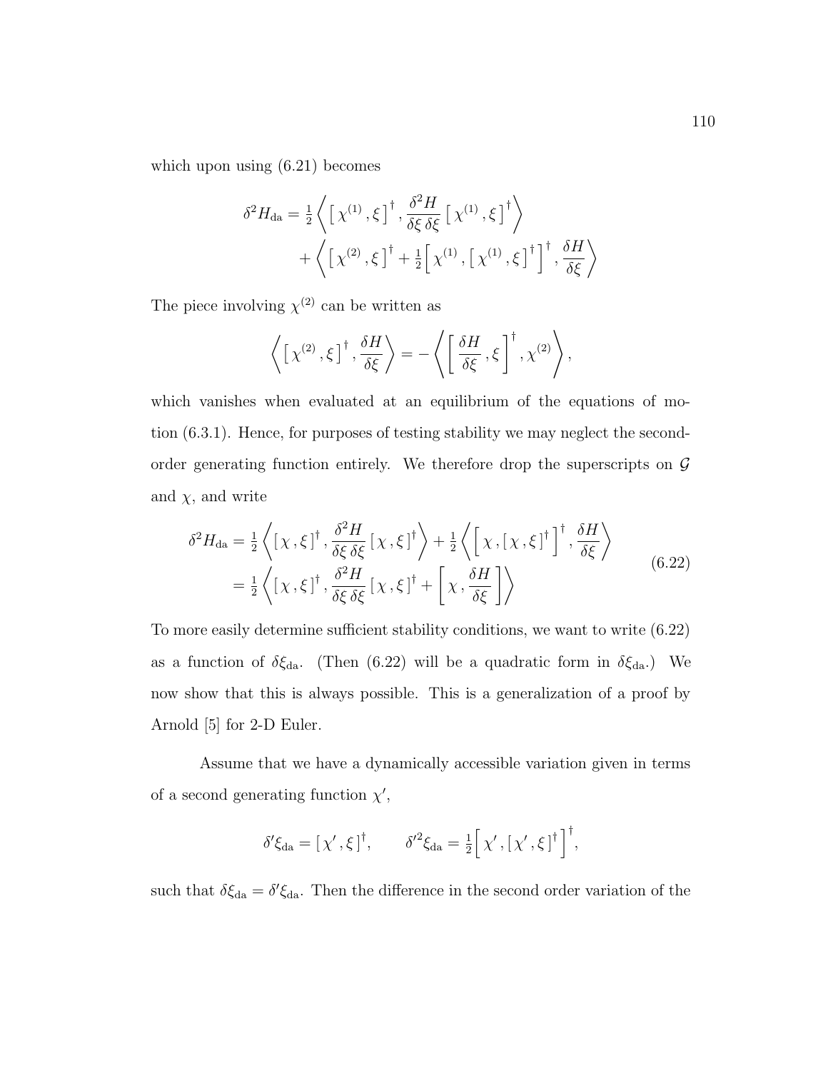which upon using (6.21) becomes

$$
\begin{aligned}
\delta^2 H_{\rm da} = \tfrac{1}{2}\left\langle \left[\,\chi^{(1)}\,,\xi\,\right]^\dagger, \frac{\delta^2 H}{\delta\xi\,\delta\xi}\left[\,\chi^{(1)}\,,\xi\,\right]^\dagger \right\rangle \\
+ \left\langle \left[\,\chi^{(2)}\,,\xi\,\right]^\dagger + \tfrac{1}{2}\Big[\,\chi^{(1)}\,,\left[\,\chi^{(1)}\,,\xi\,\right]^\dagger\Big]^\dagger, \frac{\delta H}{\delta\xi} \right\rangle
\end{aligned}
$$

The piece involving $\chi^{(2)}$ can be written as

$$
\left\langle \left[\,\chi^{(2)}\,,\xi\,\right]^\dagger, \frac{\delta H}{\delta\xi} \right\rangle = -\left\langle \left[\,\frac{\delta H}{\delta\xi}\,,\xi\,\right]^\dagger, \chi^{(2)} \right\rangle,
$$

which vanishes when evaluated at an equilibrium of the equations of motion (6.3.1). Hence, for purposes of testing stability we may neglect the second-order generating function entirely. We therefore drop the superscripts on $\mathcal{G}$ and $\chi$, and write

$$
\begin{aligned}
\delta^2 H_{\rm da} &= \tfrac{1}{2}\left\langle \left[\,\chi\,,\xi\,\right]^\dagger, \frac{\delta^2 H}{\delta\xi\,\delta\xi}\left[\,\chi\,,\xi\,\right]^\dagger \right\rangle + \tfrac{1}{2}\left\langle \Big[\,\chi\,,\left[\,\chi\,,\xi\,\right]^\dagger\Big]^\dagger, \frac{\delta H}{\delta\xi} \right\rangle \\
&= \tfrac{1}{2}\left\langle \left[\,\chi\,,\xi\,\right]^\dagger, \frac{\delta^2 H}{\delta\xi\,\delta\xi}\left[\,\chi\,,\xi\,\right]^\dagger + \left[\,\chi\,,\frac{\delta H}{\delta\xi}\,\right] \right\rangle
\end{aligned}
\tag{6.22}
$$

To more easily determine sufficient stability conditions, we want to write (6.22) as a function of $\delta\xi_{\rm da}$. (Then (6.22) will be a quadratic form in $\delta\xi_{\rm da}$.) We now show that this is always possible. This is a generalization of a proof by Arnold [5] for 2-D Euler.

Assume that we have a dynamically accessible variation given in terms of a second generating function $\chi'$,

$$
\delta'\xi_{\rm da} = \left[\,\chi'\,,\xi\,\right]^\dagger, \qquad \delta'^2\xi_{\rm da} = \tfrac{1}{2}\Big[\,\chi'\,,\left[\,\chi'\,,\xi\,\right]^\dagger\Big]^\dagger,
$$

such that $\delta\xi_{\rm da} = \delta'\xi_{\rm da}$. Then the difference in the second order variation of the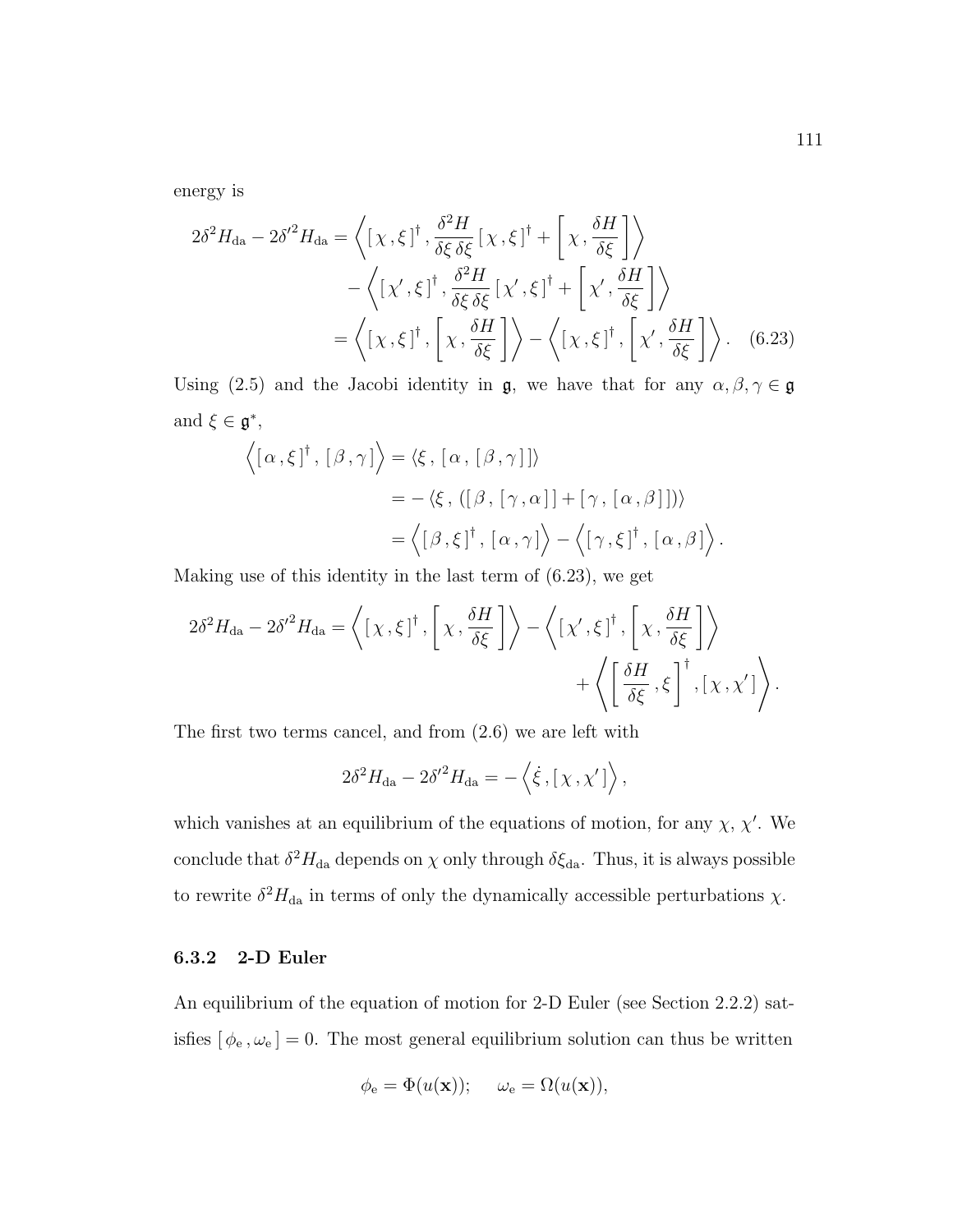energy is

$$
\begin{aligned}
2\delta^2 H_{\rm da} - 2\delta'^2 H_{\rm da} &= \left\langle [\,\chi\,,\xi\,]^\dagger\,, \frac{\delta^2 H}{\delta\xi\,\delta\xi}\,[\,\chi\,,\xi\,]^\dagger + \left[\,\chi\,,\frac{\delta H}{\delta\xi}\,\right]\right\rangle \\
&\quad - \left\langle [\,\chi'\,,\xi\,]^\dagger\,, \frac{\delta^2 H}{\delta\xi\,\delta\xi}\,[\,\chi'\,,\xi\,]^\dagger + \left[\,\chi'\,,\frac{\delta H}{\delta\xi}\,\right]\right\rangle \\
&= \left\langle [\,\chi\,,\xi\,]^\dagger\,, \left[\,\chi\,,\frac{\delta H}{\delta\xi}\,\right]\right\rangle - \left\langle [\,\chi\,,\xi\,]^\dagger\,, \left[\,\chi'\,,\frac{\delta H}{\delta\xi}\,\right]\right\rangle. \quad (6.23)
\end{aligned}
$$

Using (2.5) and the Jacobi identity in $\mathfrak{g}$, we have that for any $\alpha, \beta, \gamma \in \mathfrak{g}$ and $\xi \in \mathfrak{g}^*$,

$$
\begin{aligned}
\left\langle [\,\alpha\,,\xi\,]^\dagger\,, [\,\beta\,,\gamma\,]\right\rangle &= \langle \xi\,, [\,\alpha\,, [\,\beta\,,\gamma\,]\,]\rangle \\
&= -\,\langle \xi\,, ([\,\beta\,, [\,\gamma\,,\alpha\,]\,] + [\,\gamma\,, [\,\alpha\,,\beta\,]\,])\rangle \\
&= \left\langle [\,\beta\,,\xi\,]^\dagger\,, [\,\alpha\,,\gamma\,]\right\rangle - \left\langle [\,\gamma\,,\xi\,]^\dagger\,, [\,\alpha\,,\beta\,]\right\rangle.
\end{aligned}
$$

Making use of this identity in the last term of (6.23), we get

$$
\begin{aligned}
2\delta^2 H_{\rm da} - 2\delta'^2 H_{\rm da} = \left\langle [\,\chi\,,\xi\,]^\dagger\,, \left[\,\chi\,,\frac{\delta H}{\delta\xi}\,\right]\right\rangle - \left\langle [\,\chi'\,,\xi\,]^\dagger\,, \left[\,\chi\,,\frac{\delta H}{\delta\xi}\,\right]\right\rangle \\
+ \left\langle \left[\,\frac{\delta H}{\delta\xi}\,,\xi\,\right]^\dagger, [\,\chi\,,\chi'\,]\right\rangle.
\end{aligned}
$$

The first two terms cancel, and from (2.6) we are left with

$$
2\delta^2 H_{\rm da} - 2\delta'^2 H_{\rm da} = -\left\langle \dot{\xi}\,, [\,\chi\,,\chi'\,]\right\rangle,
$$

which vanishes at an equilibrium of the equations of motion, for any $\chi$, $\chi'$. We conclude that $\delta^2 H_{\rm da}$ depends on $\chi$ only through $\delta\xi_{\rm da}$. Thus, it is always possible to rewrite $\delta^2 H_{\rm da}$ in terms of only the dynamically accessible perturbations $\chi$.

### 6.3.2 2-D Euler

An equilibrium of the equation of motion for 2-D Euler (see Section 2.2.2) satisfies $[\,\phi_{\rm e}\,,\omega_{\rm e}\,] = 0$. The most general equilibrium solution can thus be written

$$
\phi_{\rm e} = \Phi(u(\mathbf{x})); \qquad \omega_{\rm e} = \Omega(u(\mathbf{x})),
$$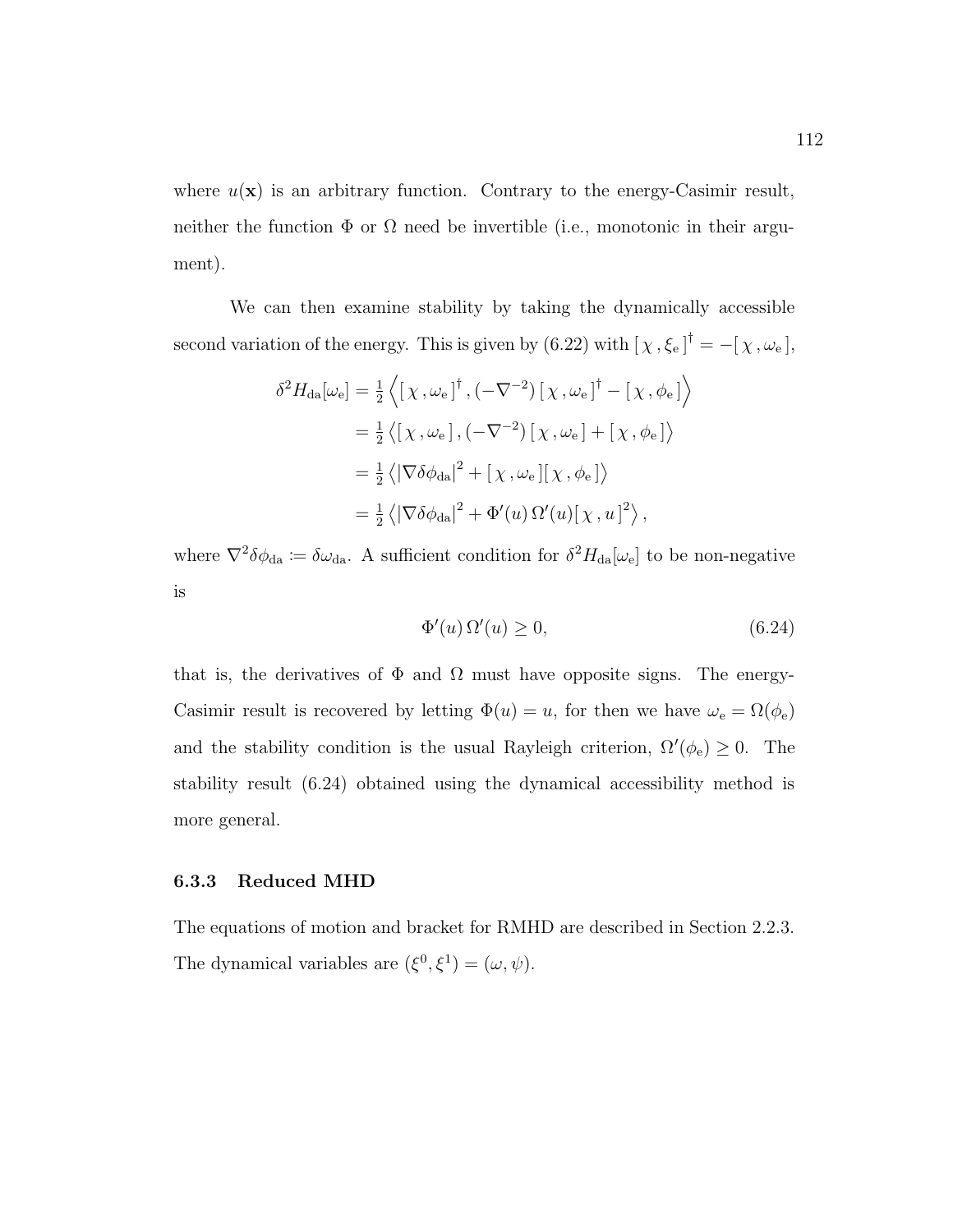where $u(\mathbf{x})$ is an arbitrary function. Contrary to the energy-Casimir result, neither the function $\Phi$ or $\Omega$ need be invertible (i.e., monotonic in their argument).

We can then examine stability by taking the dynamically accessible second variation of the energy. This is given by (6.22) with $[\,\chi\,,\xi_{\rm e}\,]^\dagger = -[\,\chi\,,\omega_{\rm e}\,]$,

$$
\begin{aligned}
\delta^2 H_{\rm da}[\omega_{\rm e}] &= \tfrac{1}{2}\left\langle [\,\chi\,,\omega_{\rm e}\,]^\dagger\,,(-\nabla^{-2})\,[\,\chi\,,\omega_{\rm e}\,]^\dagger - [\,\chi\,,\phi_{\rm e}\,]\right\rangle \\
&= \tfrac{1}{2}\left\langle [\,\chi\,,\omega_{\rm e}\,]\,,(-\nabla^{-2})\,[\,\chi\,,\omega_{\rm e}\,] + [\,\chi\,,\phi_{\rm e}\,]\right\rangle \\
&= \tfrac{1}{2}\left\langle |\nabla\delta\phi_{\rm da}|^2 + [\,\chi\,,\omega_{\rm e}\,][\,\chi\,,\phi_{\rm e}\,]\right\rangle \\
&= \tfrac{1}{2}\left\langle |\nabla\delta\phi_{\rm da}|^2 + \Phi'(u)\,\Omega'(u)[\,\chi\,,u\,]^2\right\rangle,
\end{aligned}
$$

where $\nabla^2\delta\phi_{\rm da} \coloneqq \delta\omega_{\rm da}$. A sufficient condition for $\delta^2 H_{\rm da}[\omega_{\rm e}]$ to be non-negative is

$$
\Phi'(u)\,\Omega'(u) \geq 0, \tag{6.24}
$$

that is, the derivatives of $\Phi$ and $\Omega$ must have opposite signs. The energy-Casimir result is recovered by letting $\Phi(u) = u$, for then we have $\omega_{\rm e} = \Omega(\phi_{\rm e})$ and the stability condition is the usual Rayleigh criterion, $\Omega'(\phi_{\rm e}) \geq 0$. The stability result (6.24) obtained using the dynamical accessibility method is more general.

### 6.3.3 Reduced MHD

The equations of motion and bracket for RMHD are described in Section 2.2.3. The dynamical variables are $(\xi^0, \xi^1) = (\omega, \psi)$.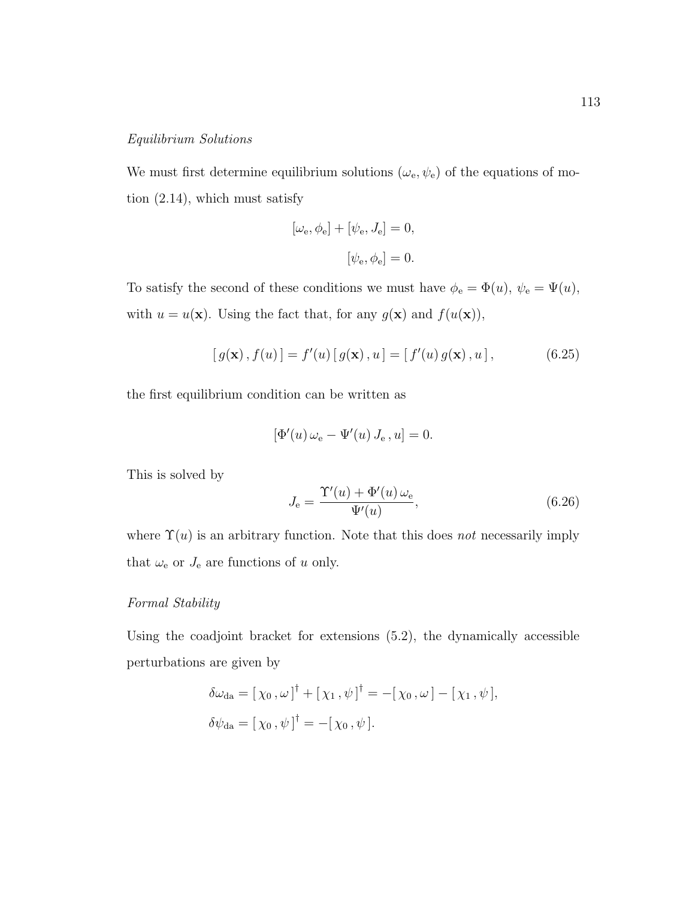*Equilibrium Solutions*

We must first determine equilibrium solutions $(\omega_{\rm e}, \psi_{\rm e})$ of the equations of motion (2.14), which must satisfy

$$[\omega_{\rm e}, \phi_{\rm e}] + [\psi_{\rm e}, J_{\rm e}] = 0,$$

$$[\psi_{\rm e}, \phi_{\rm e}] = 0.$$

To satisfy the second of these conditions we must have $\phi_{\rm e} = \Phi(u)$, $\psi_{\rm e} = \Psi(u)$, with $u = u(\mathbf{x})$. Using the fact that, for any $g(\mathbf{x})$ and $f(u(\mathbf{x}))$,

$$[\, g(\mathbf{x})\,,\, f(u)\,] = f'(u)\,[\, g(\mathbf{x})\,,\, u\,] = [\, f'(u)\, g(\mathbf{x})\,,\, u\,]\,, \tag{6.25}$$

the first equilibrium condition can be written as

$$[\Phi'(u)\,\omega_{\rm e} - \Psi'(u)\, J_{\rm e}\,, u] = 0.$$

This is solved by

$$J_{\rm e} = \frac{\Upsilon'(u) + \Phi'(u)\,\omega_{\rm e}}{\Psi'(u)}, \tag{6.26}$$

where $\Upsilon(u)$ is an arbitrary function. Note that this does *not* necessarily imply that $\omega_{\rm e}$ or $J_{\rm e}$ are functions of $u$ only.

*Formal Stability*

Using the coadjoint bracket for extensions (5.2), the dynamically accessible perturbations are given by

$$\delta\omega_{\rm da} = [\,\chi_0\,,\omega\,]^\dagger + [\,\chi_1\,,\psi\,]^\dagger = -[\,\chi_0\,,\omega\,] - [\,\chi_1\,,\psi\,],$$

$$\delta\psi_{\rm da} = [\,\chi_0\,,\psi\,]^\dagger = -[\,\chi_0\,,\psi\,].$$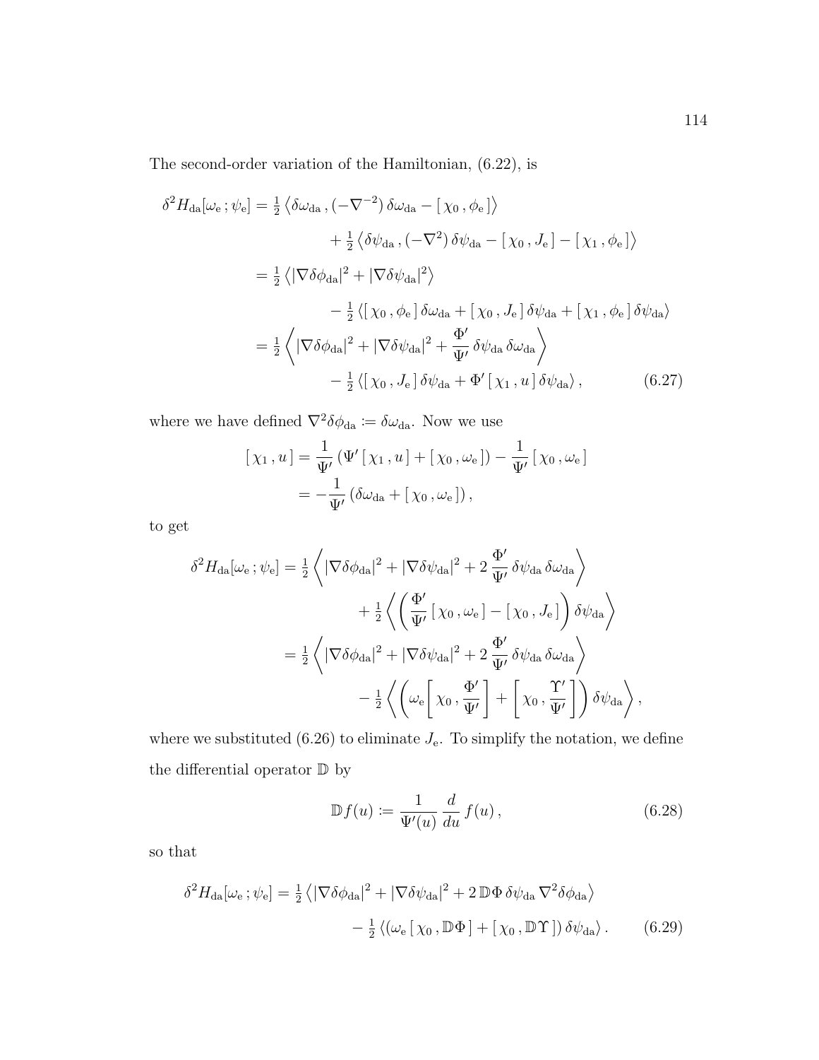The second-order variation of the Hamiltonian, (6.22), is

$$
\begin{aligned}
\delta^2 H_{\rm da}[\omega_{\rm e}\,;\psi_{\rm e}] &= \tfrac{1}{2}\left\langle \delta\omega_{\rm da}\,,(-\nabla^{-2})\,\delta\omega_{\rm da} - [\,\chi_0\,,\phi_{\rm e}\,]\right\rangle \\
&\qquad + \tfrac{1}{2}\left\langle \delta\psi_{\rm da}\,,(-\nabla^{2})\,\delta\psi_{\rm da} - [\,\chi_0\,,J_{\rm e}\,] - [\,\chi_1\,,\phi_{\rm e}\,]\right\rangle \\
&= \tfrac{1}{2}\left\langle |\nabla\delta\phi_{\rm da}|^2 + |\nabla\delta\psi_{\rm da}|^2\right\rangle \\
&\qquad - \tfrac{1}{2}\left\langle [\,\chi_0\,,\phi_{\rm e}\,]\,\delta\omega_{\rm da} + [\,\chi_0\,,J_{\rm e}\,]\,\delta\psi_{\rm da} + [\,\chi_1\,,\phi_{\rm e}\,]\,\delta\psi_{\rm da}\right\rangle \\
&= \tfrac{1}{2}\left\langle |\nabla\delta\phi_{\rm da}|^2 + |\nabla\delta\psi_{\rm da}|^2 + \frac{\Phi'}{\Psi'}\,\delta\psi_{\rm da}\,\delta\omega_{\rm da}\right\rangle \\
&\qquad - \tfrac{1}{2}\left\langle [\,\chi_0\,,J_{\rm e}\,]\,\delta\psi_{\rm da} + \Phi'\,[\,\chi_1\,,u\,]\,\delta\psi_{\rm da}\right\rangle, \qquad (6.27)
\end{aligned}
$$

where we have defined $\nabla^2\delta\phi_{\rm da} \coloneqq \delta\omega_{\rm da}$. Now we use

$$
\begin{aligned}
[\,\chi_1\,,u\,] &= \frac{1}{\Psi'}\left(\Psi'\,[\,\chi_1\,,u\,] + [\,\chi_0\,,\omega_{\rm e}\,]\right) - \frac{1}{\Psi'}\,[\,\chi_0\,,\omega_{\rm e}\,] \\
&= -\frac{1}{\Psi'}\left(\delta\omega_{\rm da} + [\,\chi_0\,,\omega_{\rm e}\,]\right),
\end{aligned}
$$

to get

$$
\begin{aligned}
\delta^2 H_{\rm da}[\omega_{\rm e}\,;\psi_{\rm e}] &= \tfrac{1}{2}\left\langle |\nabla\delta\phi_{\rm da}|^2 + |\nabla\delta\psi_{\rm da}|^2 + 2\,\frac{\Phi'}{\Psi'}\,\delta\psi_{\rm da}\,\delta\omega_{\rm da}\right\rangle \\
&\qquad + \tfrac{1}{2}\left\langle \left(\frac{\Phi'}{\Psi'}\,[\,\chi_0\,,\omega_{\rm e}\,] - [\,\chi_0\,,J_{\rm e}\,]\right)\delta\psi_{\rm da}\right\rangle \\
&= \tfrac{1}{2}\left\langle |\nabla\delta\phi_{\rm da}|^2 + |\nabla\delta\psi_{\rm da}|^2 + 2\,\frac{\Phi'}{\Psi'}\,\delta\psi_{\rm da}\,\delta\omega_{\rm da}\right\rangle \\
&\qquad - \tfrac{1}{2}\left\langle \left(\omega_{\rm e}\left[\,\chi_0\,,\frac{\Phi'}{\Psi'}\right] + \left[\,\chi_0\,,\frac{\Upsilon'}{\Psi'}\right]\right)\delta\psi_{\rm da}\right\rangle,
\end{aligned}
$$

where we substituted (6.26) to eliminate $J_{\rm e}$. To simplify the notation, we define the differential operator $\mathbb{D}$ by

$$
\mathbb{D}f(u) \coloneqq \frac{1}{\Psi'(u)}\,\frac{d}{du}\,f(u)\,, \qquad (6.28)
$$

so that

$$
\begin{aligned}
\delta^2 H_{\rm da}[\omega_{\rm e}\,;\psi_{\rm e}] &= \tfrac{1}{2}\left\langle |\nabla\delta\phi_{\rm da}|^2 + |\nabla\delta\psi_{\rm da}|^2 + 2\,\mathbb{D}\Phi\,\delta\psi_{\rm da}\,\nabla^2\delta\phi_{\rm da}\right\rangle \\
&\qquad - \tfrac{1}{2}\left\langle \left(\omega_{\rm e}\,[\,\chi_0\,,\mathbb{D}\Phi\,] + [\,\chi_0\,,\mathbb{D}\Upsilon\,]\right)\delta\psi_{\rm da}\right\rangle. \qquad (6.29)
\end{aligned}
$$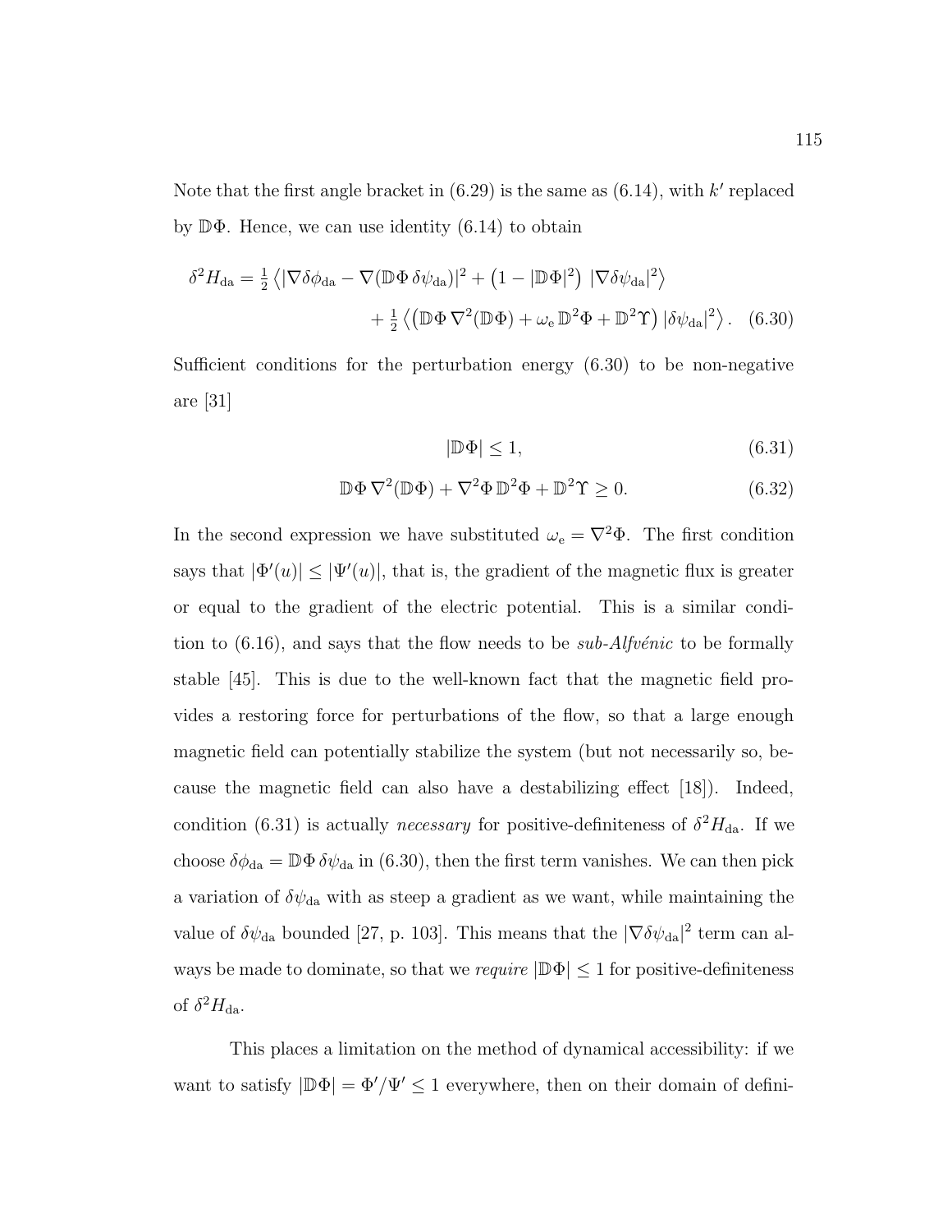Note that the first angle bracket in (6.29) is the same as (6.14), with $k'$ replaced by $\mathbb{D}\Phi$. Hence, we can use identity (6.14) to obtain

$$\delta^2 H_{\rm da} = \tfrac{1}{2} \left\langle |\nabla \delta\phi_{\rm da} - \nabla(\mathbb{D}\Phi\, \delta\psi_{\rm da})|^2 + \left(1 - |\mathbb{D}\Phi|^2\right)\, |\nabla \delta\psi_{\rm da}|^2 \right\rangle \\ + \tfrac{1}{2} \left\langle \left(\mathbb{D}\Phi\, \nabla^2(\mathbb{D}\Phi) + \omega_{\rm e}\, \mathbb{D}^2\Phi + \mathbb{D}^2\Upsilon\right) |\delta\psi_{\rm da}|^2 \right\rangle. \quad (6.30)$$

Sufficient conditions for the perturbation energy (6.30) to be non-negative are [31]

$$|\mathbb{D}\Phi| \leq 1, \tag{6.31}$$

$$\mathbb{D}\Phi\, \nabla^2(\mathbb{D}\Phi) + \nabla^2\Phi\, \mathbb{D}^2\Phi + \mathbb{D}^2\Upsilon \geq 0. \tag{6.32}$$

In the second expression we have substituted $\omega_{\rm e} = \nabla^2\Phi$. The first condition says that $|\Phi'(u)| \leq |\Psi'(u)|$, that is, the gradient of the magnetic flux is greater or equal to the gradient of the electric potential. This is a similar condition to (6.16), and says that the flow needs to be *sub-Alfvénic* to be formally stable [45]. This is due to the well-known fact that the magnetic field provides a restoring force for perturbations of the flow, so that a large enough magnetic field can potentially stabilize the system (but not necessarily so, because the magnetic field can also have a destabilizing effect [18]). Indeed, condition (6.31) is actually *necessary* for positive-definiteness of $\delta^2 H_{\rm da}$. If we choose $\delta\phi_{\rm da} = \mathbb{D}\Phi\, \delta\psi_{\rm da}$ in (6.30), then the first term vanishes. We can then pick a variation of $\delta\psi_{\rm da}$ with as steep a gradient as we want, while maintaining the value of $\delta\psi_{\rm da}$ bounded [27, p. 103]. This means that the $|\nabla\delta\psi_{\rm da}|^2$ term can always be made to dominate, so that we *require* $|\mathbb{D}\Phi| \leq 1$ for positive-definiteness of $\delta^2 H_{\rm da}$.

This places a limitation on the method of dynamical accessibility: if we want to satisfy $|\mathbb{D}\Phi| = \Phi'/\Psi' \leq 1$ everywhere, then on their domain of defini-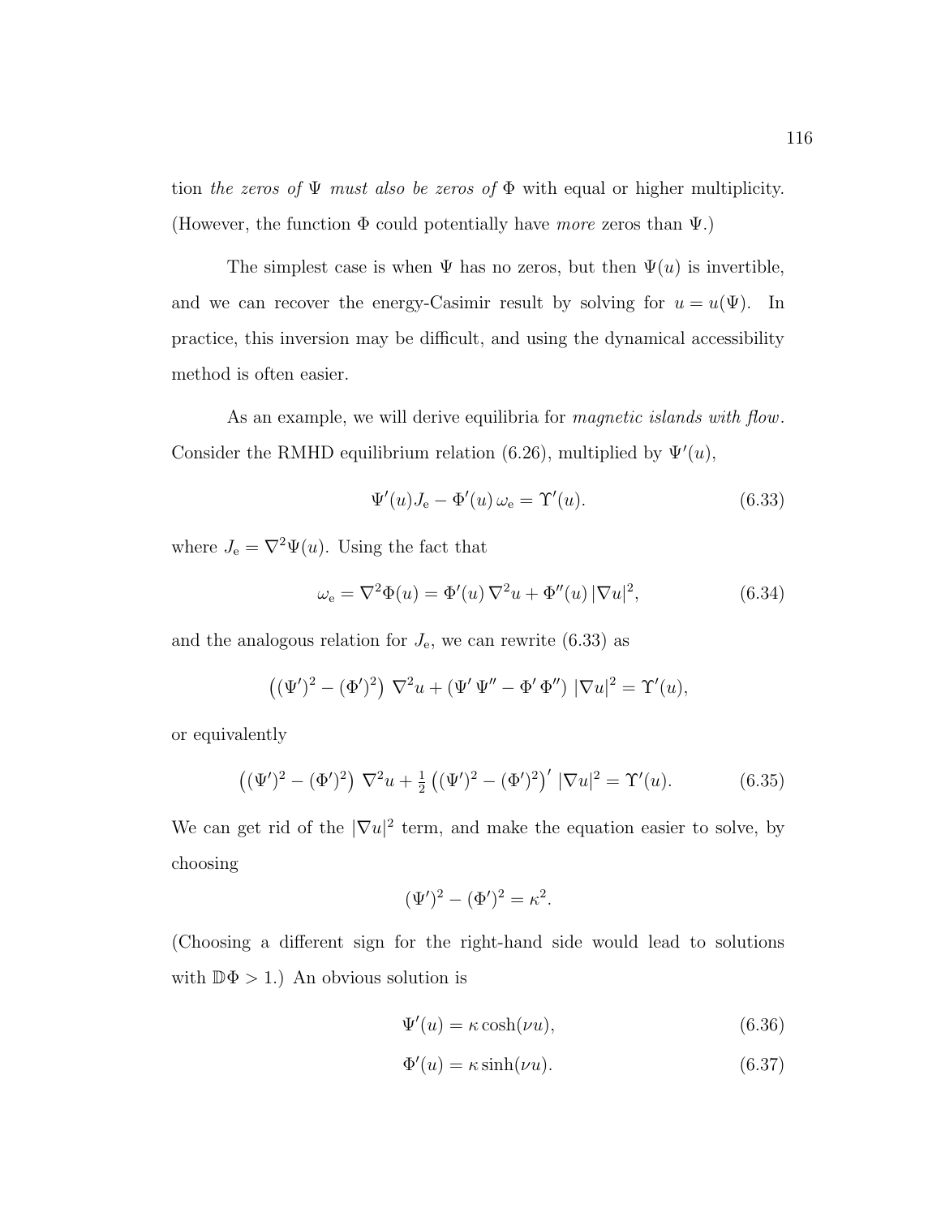tion *the zeros of* $\Psi$ *must also be zeros of* $\Phi$ with equal or higher multiplicity. (However, the function $\Phi$ could potentially have *more* zeros than $\Psi$.)

The simplest case is when $\Psi$ has no zeros, but then $\Psi(u)$ is invertible, and we can recover the energy-Casimir result by solving for $u = u(\Psi)$. In practice, this inversion may be difficult, and using the dynamical accessibility method is often easier.

As an example, we will derive equilibria for *magnetic islands with flow*. Consider the RMHD equilibrium relation (6.26), multiplied by $\Psi'(u)$,

$$\Psi'(u) J_{\mathrm{e}} - \Phi'(u)\,\omega_{\mathrm{e}} = \Upsilon'(u). \tag{6.33}$$

where $J_{\mathrm{e}} = \nabla^2 \Psi(u)$. Using the fact that

$$\omega_{\mathrm{e}} = \nabla^2 \Phi(u) = \Phi'(u)\,\nabla^2 u + \Phi''(u)\,|\nabla u|^2, \tag{6.34}$$

and the analogous relation for $J_{\mathrm{e}}$, we can rewrite (6.33) as

$$\left((\Psi')^2 - (\Phi')^2\right)\,\nabla^2 u + \left(\Psi'\,\Psi'' - \Phi'\,\Phi''\right)\,|\nabla u|^2 = \Upsilon'(u),$$

or equivalently

$$\left((\Psi')^2 - (\Phi')^2\right)\,\nabla^2 u + \tfrac{1}{2}\left((\Psi')^2 - (\Phi')^2\right)'\,|\nabla u|^2 = \Upsilon'(u). \tag{6.35}$$

We can get rid of the $|\nabla u|^2$ term, and make the equation easier to solve, by choosing

$$(\Psi')^2 - (\Phi')^2 = \kappa^2.$$

(Choosing a different sign for the right-hand side would lead to solutions with $\mathbb{D}\Phi > 1$.) An obvious solution is

$$\Psi'(u) = \kappa \cosh(\nu u), \tag{6.36}$$

$$\Phi'(u) = \kappa \sinh(\nu u). \tag{6.37}$$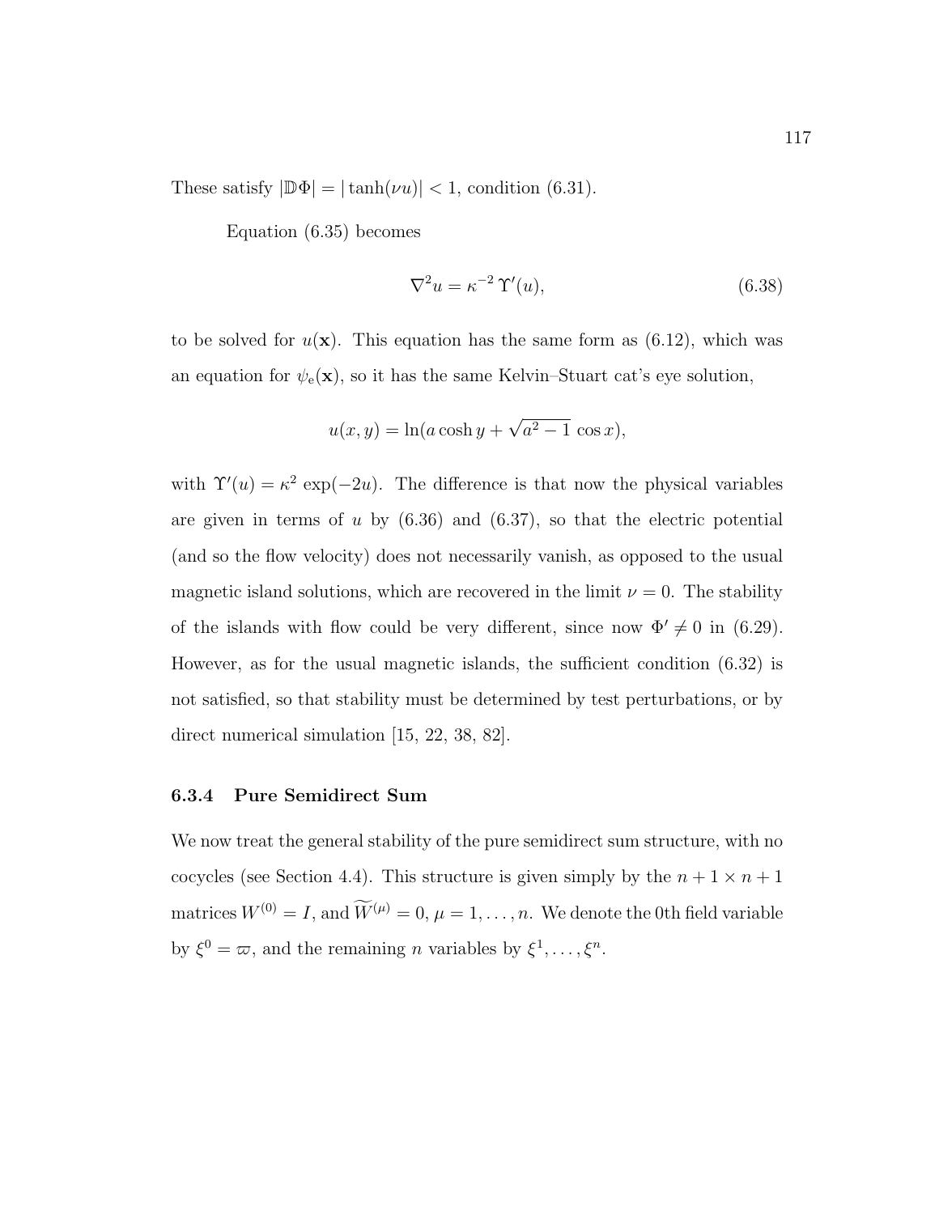These satisfy $|\mathbb{D}\Phi| = |\tanh(\nu u)| < 1$, condition (6.31).

Equation (6.35) becomes

$$\nabla^2 u = \kappa^{-2}\,\Upsilon'(u), \tag{6.38}$$

to be solved for $u(\mathbf{x})$. This equation has the same form as (6.12), which was an equation for $\psi_{\mathrm{e}}(\mathbf{x})$, so it has the same Kelvin–Stuart cat's eye solution,

$$u(x,y) = \ln(a\cosh y + \sqrt{a^2-1}\,\cos x),$$

with $\Upsilon'(u) = \kappa^2\,\exp(-2u)$. The difference is that now the physical variables are given in terms of $u$ by (6.36) and (6.37), so that the electric potential (and so the flow velocity) does not necessarily vanish, as opposed to the usual magnetic island solutions, which are recovered in the limit $\nu = 0$. The stability of the islands with flow could be very different, since now $\Phi' \neq 0$ in (6.29). However, as for the usual magnetic islands, the sufficient condition (6.32) is not satisfied, so that stability must be determined by test perturbations, or by direct numerical simulation [15, 22, 38, 82].

### 6.3.4 Pure Semidirect Sum

We now treat the general stability of the pure semidirect sum structure, with no cocycles (see Section 4.4). This structure is given simply by the $n+1 \times n+1$ matrices $W^{(0)} = I$, and $\widetilde{W}^{(\mu)} = 0$, $\mu = 1,\ldots,n$. We denote the 0th field variable by $\xi^0 = \varpi$, and the remaining $n$ variables by $\xi^1,\ldots,\xi^n$.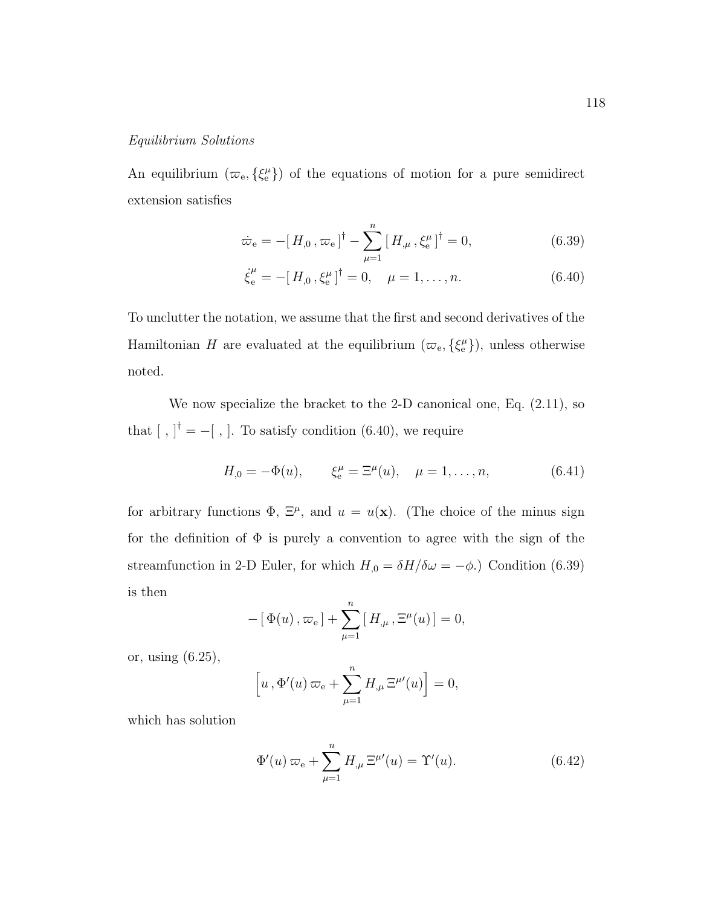*Equilibrium Solutions*

An equilibrium $(\varpi_\mathrm{e}, \{\xi^\mu_\mathrm{e}\})$ of the equations of motion for a pure semidirect extension satisfies

$$\dot{\varpi}_\mathrm{e} = -[\, H_{,0}\, , \varpi_\mathrm{e}\,]^\dagger - \sum_{\mu=1}^{n} [\, H_{,\mu}\, , \xi^\mu_\mathrm{e}\,]^\dagger = 0, \tag{6.39}$$

$$\dot{\xi}^\mu_\mathrm{e} = -[\, H_{,0}\, , \xi^\mu_\mathrm{e}\,]^\dagger = 0, \quad \mu = 1, \ldots, n. \tag{6.40}$$

To unclutter the notation, we assume that the first and second derivatives of the Hamiltonian $H$ are evaluated at the equilibrium $(\varpi_\mathrm{e}, \{\xi^\mu_\mathrm{e}\})$, unless otherwise noted.

We now specialize the bracket to the 2-D canonical one, Eq. (2.11), so that $[\ ,\ ]^\dagger = -[\ ,\ ]$. To satisfy condition (6.40), we require

$$H_{,0} = -\Phi(u), \qquad \xi^\mu_\mathrm{e} = \Xi^\mu(u), \quad \mu = 1, \ldots, n, \tag{6.41}$$

for arbitrary functions $\Phi$, $\Xi^\mu$, and $u = u(\mathbf{x})$. (The choice of the minus sign for the definition of $\Phi$ is purely a convention to agree with the sign of the streamfunction in 2-D Euler, for which $H_{,0} = \delta H/\delta\omega = -\phi$.) Condition (6.39) is then

$$-\,[\, \Phi(u)\, , \varpi_\mathrm{e}\,] + \sum_{\mu=1}^{n} [\, H_{,\mu}\, , \Xi^\mu(u)\,] = 0,$$

or, using (6.25),

$$\Big[\, u\, , \Phi'(u)\, \varpi_\mathrm{e} + \sum_{\mu=1}^{n} H_{,\mu}\, \Xi^{\mu\prime}(u) \Big] = 0,$$

which has solution

$$\Phi'(u)\, \varpi_\mathrm{e} + \sum_{\mu=1}^{n} H_{,\mu}\, \Xi^{\mu\prime}(u) = \Upsilon'(u). \tag{6.42}$$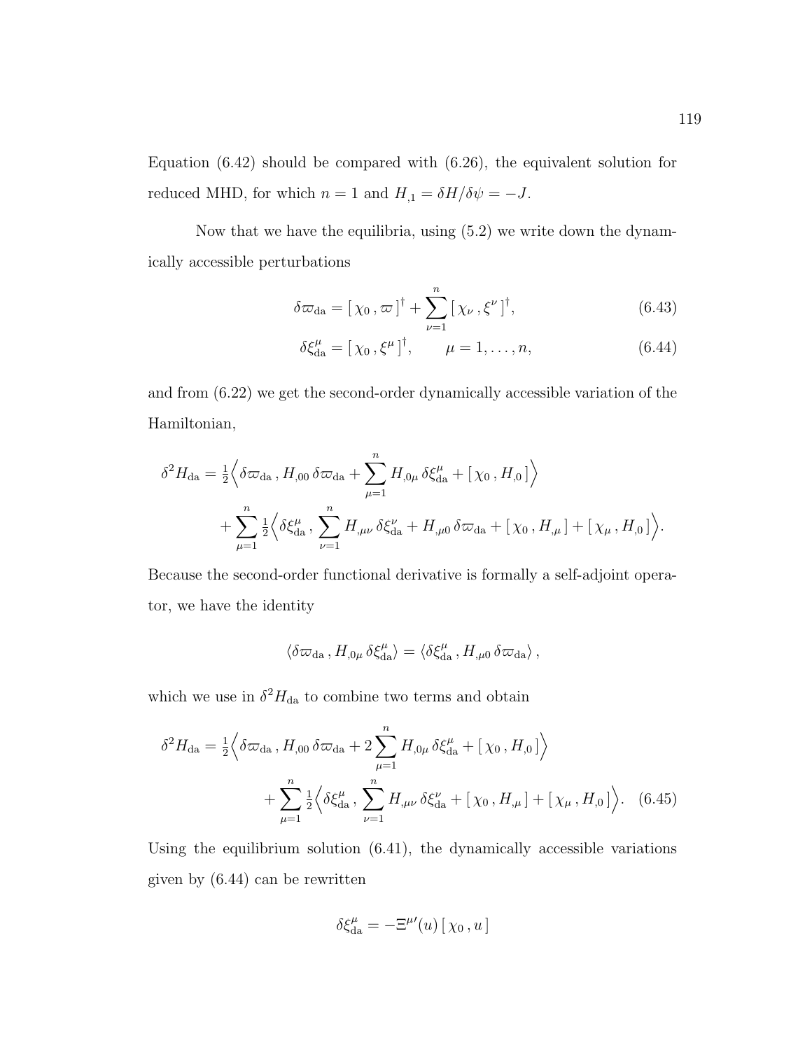Equation (6.42) should be compared with (6.26), the equivalent solution for reduced MHD, for which $n = 1$ and $H_{,1} = \delta H/\delta\psi = -J$.

Now that we have the equilibria, using (5.2) we write down the dynamically accessible perturbations

$$\delta\varpi_{\rm da} = [\,\chi_0\,,\varpi\,]^\dagger + \sum_{\nu=1}^{n} [\,\chi_\nu\,,\xi^\nu\,]^\dagger, \tag{6.43}$$

$$\delta\xi^\mu_{\rm da} = [\,\chi_0\,,\xi^\mu\,]^\dagger, \qquad \mu = 1,\ldots,n, \tag{6.44}$$

and from (6.22) we get the second-order dynamically accessible variation of the Hamiltonian,

$$\delta^2 H_{\rm da} = \tfrac{1}{2}\Big\langle \delta\varpi_{\rm da}\,, H_{,00}\,\delta\varpi_{\rm da} + \sum_{\mu=1}^{n} H_{,0\mu}\,\delta\xi^\mu_{\rm da} + [\,\chi_0\,,H_{,0}\,]\Big\rangle$$
$$+ \sum_{\mu=1}^{n} \tfrac{1}{2}\Big\langle \delta\xi^\mu_{\rm da}\,, \sum_{\nu=1}^{n} H_{,\mu\nu}\,\delta\xi^\nu_{\rm da} + H_{,\mu 0}\,\delta\varpi_{\rm da} + [\,\chi_0\,,H_{,\mu}\,] + [\,\chi_\mu\,,H_{,0}\,]\Big\rangle.$$

Because the second-order functional derivative is formally a self-adjoint operator, we have the identity

$$\langle \delta\varpi_{\rm da}\,, H_{,0\mu}\,\delta\xi^\mu_{\rm da}\rangle = \langle \delta\xi^\mu_{\rm da}\,, H_{,\mu 0}\,\delta\varpi_{\rm da}\rangle\,,$$

which we use in $\delta^2 H_{\rm da}$ to combine two terms and obtain

$$\delta^2 H_{\rm da} = \tfrac{1}{2}\Big\langle \delta\varpi_{\rm da}\,, H_{,00}\,\delta\varpi_{\rm da} + 2\sum_{\mu=1}^{n} H_{,0\mu}\,\delta\xi^\mu_{\rm da} + [\,\chi_0\,,H_{,0}\,]\Big\rangle$$
$$+ \sum_{\mu=1}^{n} \tfrac{1}{2}\Big\langle \delta\xi^\mu_{\rm da}\,, \sum_{\nu=1}^{n} H_{,\mu\nu}\,\delta\xi^\nu_{\rm da} + [\,\chi_0\,,H_{,\mu}\,] + [\,\chi_\mu\,,H_{,0}\,]\Big\rangle. \tag{6.45}$$

Using the equilibrium solution (6.41), the dynamically accessible variations given by (6.44) can be rewritten

$$\delta\xi^\mu_{\rm da} = -\Xi^{\mu\prime}(u)\,[\,\chi_0\,,u\,]$$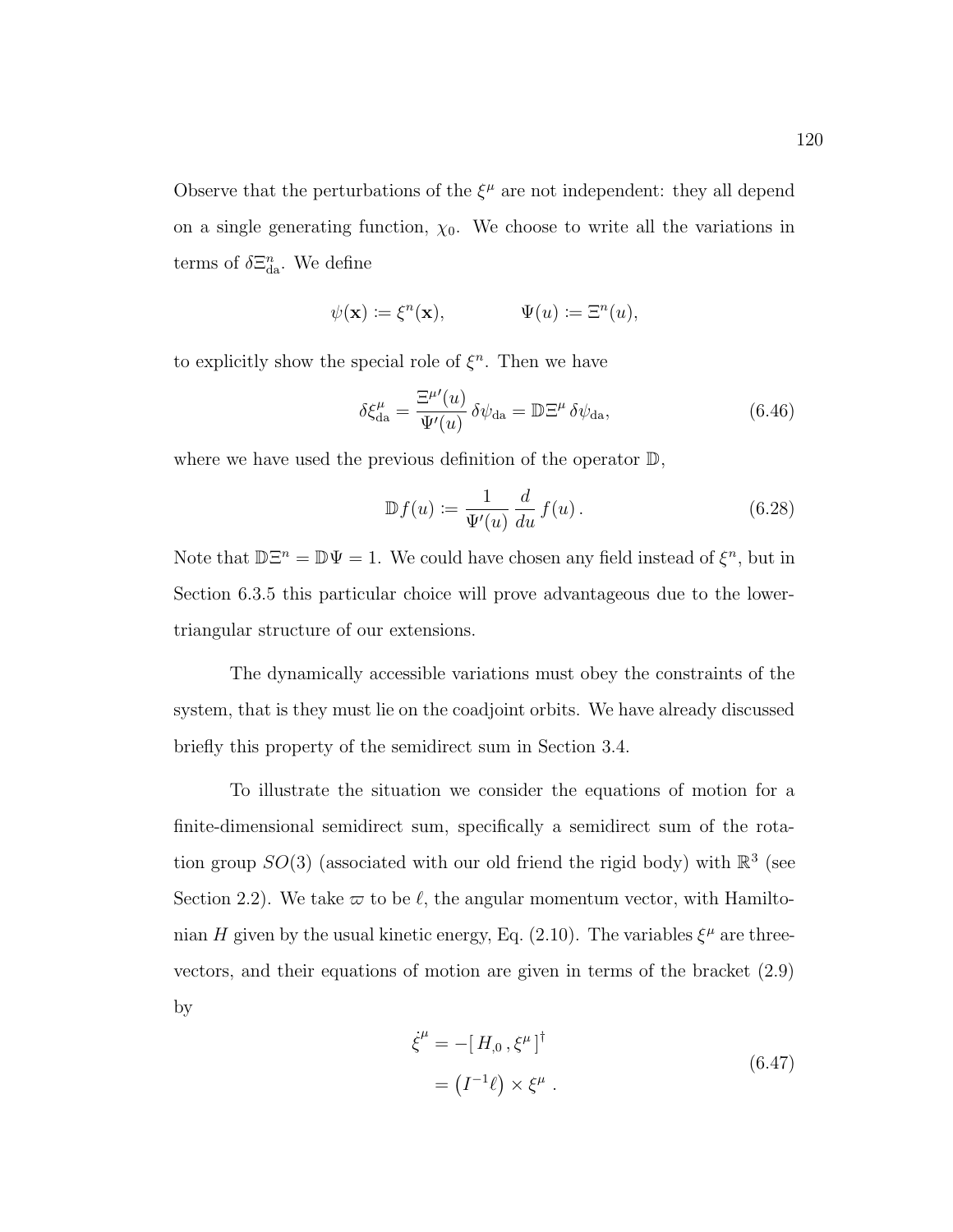Observe that the perturbations of the $\xi^\mu$ are not independent: they all depend on a single generating function, $\chi_0$. We choose to write all the variations in terms of $\delta\Xi^n_{\rm da}$. We define

$$\psi(\mathbf{x}) := \xi^n(\mathbf{x}), \qquad\qquad \Psi(u) := \Xi^n(u),$$

to explicitly show the special role of $\xi^n$. Then we have

$$\delta\xi^\mu_{\rm da} = \frac{\Xi^{\mu\prime}(u)}{\Psi'(u)}\,\delta\psi_{\rm da} = \mathbb{D}\Xi^\mu\,\delta\psi_{\rm da}, \tag{6.46}$$

where we have used the previous definition of the operator $\mathbb{D}$,

$$\mathbb{D}\,f(u) := \frac{1}{\Psi'(u)}\,\frac{d}{du}\,f(u)\,. \tag{6.28}$$

Note that $\mathbb{D}\Xi^n = \mathbb{D}\Psi = 1$. We could have chosen any field instead of $\xi^n$, but in Section 6.3.5 this particular choice will prove advantageous due to the lower-triangular structure of our extensions.

The dynamically accessible variations must obey the constraints of the system, that is they must lie on the coadjoint orbits. We have already discussed briefly this property of the semidirect sum in Section 3.4.

To illustrate the situation we consider the equations of motion for a finite-dimensional semidirect sum, specifically a semidirect sum of the rotation group $SO(3)$ (associated with our old friend the rigid body) with $\mathbb{R}^3$ (see Section 2.2). We take $\varpi$ to be $\ell$, the angular momentum vector, with Hamiltonian $H$ given by the usual kinetic energy, Eq. (2.10). The variables $\xi^\mu$ are three-vectors, and their equations of motion are given in terms of the bracket (2.9) by

$$\begin{aligned}\dot{\xi}^\mu &= -[\,H_{,0}\,,\xi^\mu\,]^\dagger \\ &= \left(I^{-1}\ell\right)\times\xi^\mu\;.\end{aligned} \tag{6.47}$$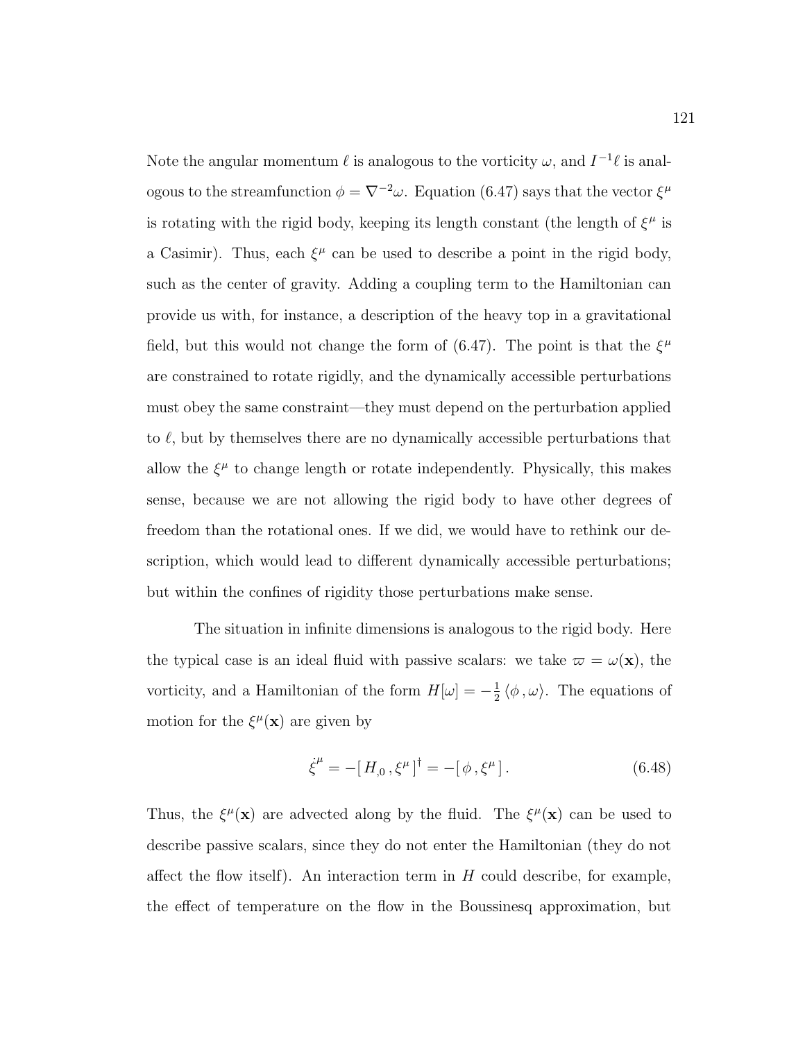Note the angular momentum $\ell$ is analogous to the vorticity $\omega$, and $I^{-1}\ell$ is analogous to the streamfunction $\phi = \nabla^{-2}\omega$. Equation (6.47) says that the vector $\xi^\mu$ is rotating with the rigid body, keeping its length constant (the length of $\xi^\mu$ is a Casimir). Thus, each $\xi^\mu$ can be used to describe a point in the rigid body, such as the center of gravity. Adding a coupling term to the Hamiltonian can provide us with, for instance, a description of the heavy top in a gravitational field, but this would not change the form of (6.47). The point is that the $\xi^\mu$ are constrained to rotate rigidly, and the dynamically accessible perturbations must obey the same constraint—they must depend on the perturbation applied to $\ell$, but by themselves there are no dynamically accessible perturbations that allow the $\xi^\mu$ to change length or rotate independently. Physically, this makes sense, because we are not allowing the rigid body to have other degrees of freedom than the rotational ones. If we did, we would have to rethink our description, which would lead to different dynamically accessible perturbations; but within the confines of rigidity those perturbations make sense.

The situation in infinite dimensions is analogous to the rigid body. Here the typical case is an ideal fluid with passive scalars: we take $\varpi = \omega(\mathbf{x})$, the vorticity, and a Hamiltonian of the form $H[\omega] = -\frac{1}{2}\langle \phi \, , \omega \rangle$. The equations of motion for the $\xi^\mu(\mathbf{x})$ are given by

$$\dot{\xi}^\mu = -[\, H_{,0} \, , \xi^\mu \,]^\dagger = -[\, \phi \, , \xi^\mu \,] \, . \tag{6.48}$$

Thus, the $\xi^\mu(\mathbf{x})$ are advected along by the fluid. The $\xi^\mu(\mathbf{x})$ can be used to describe passive scalars, since they do not enter the Hamiltonian (they do not affect the flow itself). An interaction term in $H$ could describe, for example, the effect of temperature on the flow in the Boussinesq approximation, but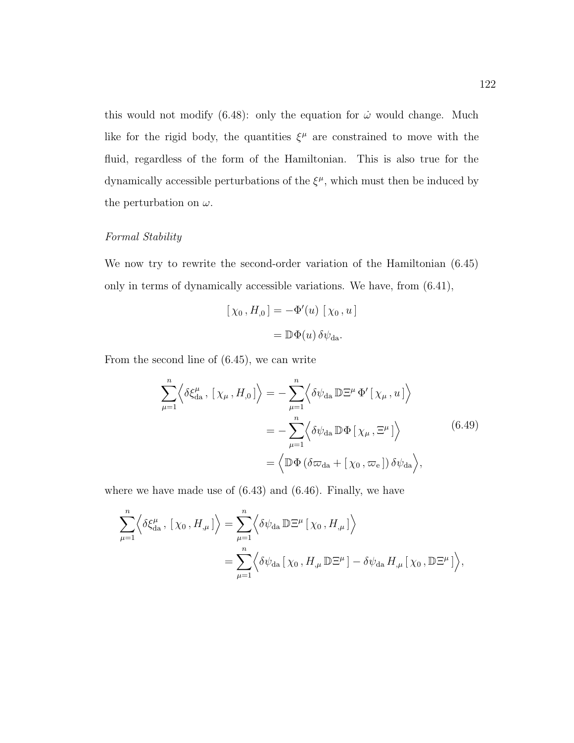this would not modify (6.48): only the equation for $\dot{\omega}$ would change. Much like for the rigid body, the quantities $\xi^\mu$ are constrained to move with the fluid, regardless of the form of the Hamiltonian. This is also true for the dynamically accessible perturbations of the $\xi^\mu$, which must then be induced by the perturbation on $\omega$.

*Formal Stability*

We now try to rewrite the second-order variation of the Hamiltonian (6.45) only in terms of dynamically accessible variations. We have, from (6.41),

$$
\begin{aligned}
[\,\chi_0\,,H_{,0}\,] &= -\Phi'(u)\;[\,\chi_0\,,u\,] \\
&= \mathbb{D}\Phi(u)\,\delta\psi_{\rm da}.
\end{aligned}
$$

From the second line of (6.45), we can write

$$
\begin{aligned}
\sum_{\mu=1}^{n}\Big\langle \delta\xi^\mu_{\rm da}\,,\,[\,\chi_\mu\,,H_{,0}\,]\Big\rangle &= -\sum_{\mu=1}^{n}\Big\langle \delta\psi_{\rm da}\,\mathbb{D}\Xi^\mu\,\Phi'\,[\,\chi_\mu\,,u\,]\Big\rangle \\
&= -\sum_{\mu=1}^{n}\Big\langle \delta\psi_{\rm da}\,\mathbb{D}\Phi\,[\,\chi_\mu\,,\Xi^\mu\,]\Big\rangle \\
&= \Big\langle \mathbb{D}\Phi\,(\delta\varpi_{\rm da}+[\,\chi_0\,,\varpi_{\rm e}\,])\,\delta\psi_{\rm da}\Big\rangle,
\end{aligned}
\tag{6.49}
$$

where we have made use of (6.43) and (6.46). Finally, we have

$$
\begin{aligned}
\sum_{\mu=1}^{n}\Big\langle \delta\xi^\mu_{\rm da}\,,\,[\,\chi_0\,,H_{,\mu}\,]\Big\rangle &= \sum_{\mu=1}^{n}\Big\langle \delta\psi_{\rm da}\,\mathbb{D}\Xi^\mu\,[\,\chi_0\,,H_{,\mu}\,]\Big\rangle \\
&= \sum_{\mu=1}^{n}\Big\langle \delta\psi_{\rm da}\,[\,\chi_0\,,H_{,\mu}\,\mathbb{D}\Xi^\mu\,] - \delta\psi_{\rm da}\,H_{,\mu}\,[\,\chi_0\,,\mathbb{D}\Xi^\mu\,]\Big\rangle,
\end{aligned}
$$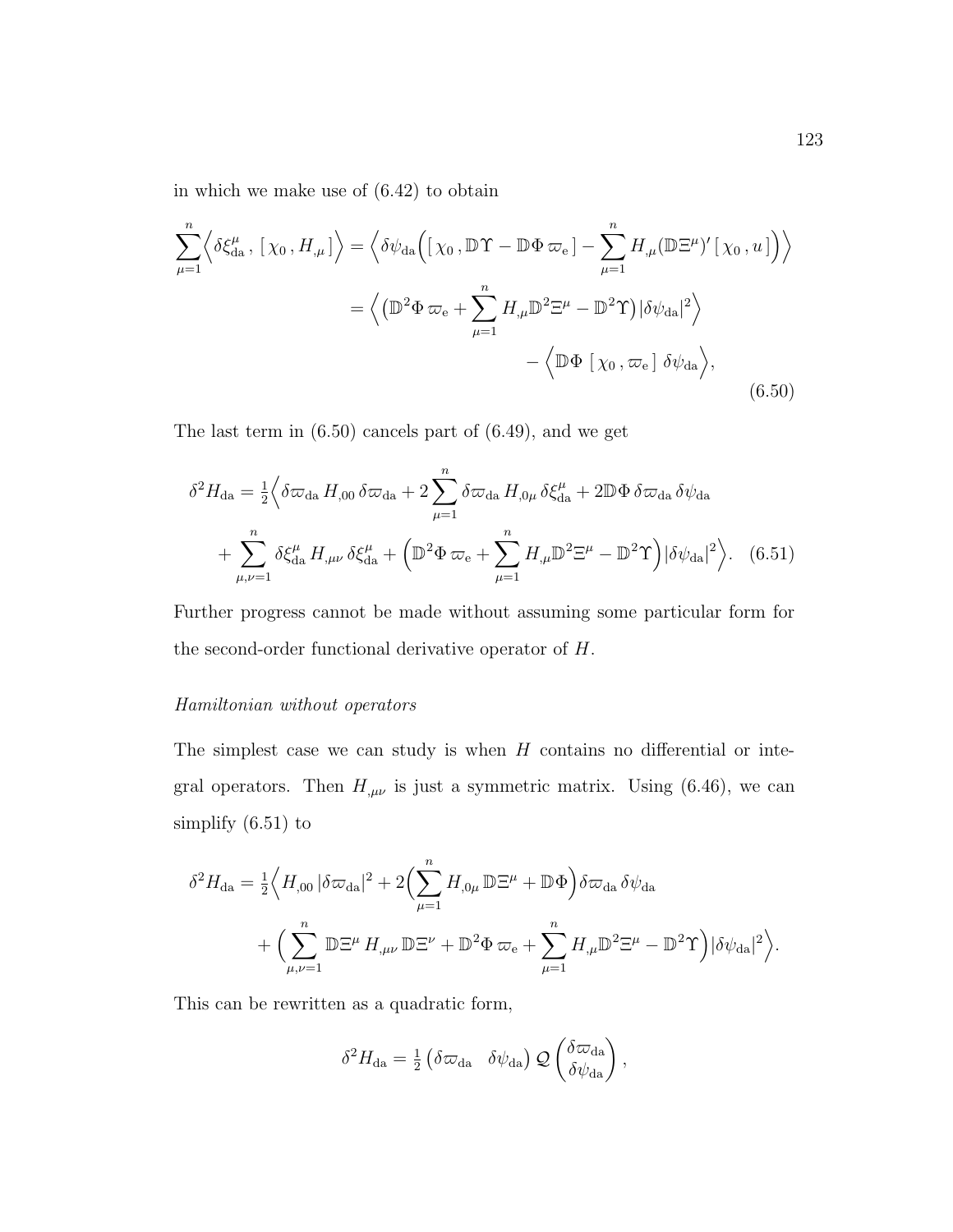in which we make use of (6.42) to obtain

$$
\begin{aligned}
\sum_{\mu=1}^{n}\Big\langle \delta\xi^{\mu}_{\rm da}\,,\,[\,\chi_0\,,H_{,\mu}\,]\Big\rangle &= \Big\langle \delta\psi_{\rm da}\Big([\,\chi_0\,,\mathbb{D}\Upsilon - \mathbb{D}\Phi\,\varpi_{\rm e}\,] - \sum_{\mu=1}^{n} H_{,\mu}(\mathbb{D}\Xi^{\mu})'\,[\,\chi_0\,,u\,]\Big)\Big\rangle \\
&= \Big\langle \big(\mathbb{D}^2\Phi\,\varpi_{\rm e} + \sum_{\mu=1}^{n} H_{,\mu}\mathbb{D}^2\Xi^{\mu} - \mathbb{D}^2\Upsilon\big)|\delta\psi_{\rm da}|^2\Big\rangle \\
&\qquad\qquad - \Big\langle \mathbb{D}\Phi\;[\,\chi_0\,,\varpi_{\rm e}\,]\;\delta\psi_{\rm da}\Big\rangle,
\end{aligned}
\tag{6.50}
$$

The last term in (6.50) cancels part of (6.49), and we get

$$
\begin{aligned}
\delta^2 H_{\rm da} = \tfrac{1}{2}\Big\langle &\delta\varpi_{\rm da}\,H_{,00}\,\delta\varpi_{\rm da} + 2\sum_{\mu=1}^{n}\delta\varpi_{\rm da}\,H_{,0\mu}\,\delta\xi^{\mu}_{\rm da} + 2\mathbb{D}\Phi\,\delta\varpi_{\rm da}\,\delta\psi_{\rm da} \\
&+ \sum_{\mu,\nu=1}^{n}\delta\xi^{\mu}_{\rm da}\,H_{,\mu\nu}\,\delta\xi^{\mu}_{\rm da} + \Big(\mathbb{D}^2\Phi\,\varpi_{\rm e} + \sum_{\mu=1}^{n}H_{,\mu}\mathbb{D}^2\Xi^{\mu} - \mathbb{D}^2\Upsilon\Big)|\delta\psi_{\rm da}|^2\Big\rangle.
\end{aligned}
\tag{6.51}
$$

Further progress cannot be made without assuming some particular form for the second-order functional derivative operator of $H$.

*Hamiltonian without operators*

The simplest case we can study is when $H$ contains no differential or integral operators. Then $H_{,\mu\nu}$ is just a symmetric matrix. Using (6.46), we can simplify (6.51) to

$$
\begin{aligned}
\delta^2 H_{\rm da} = \tfrac{1}{2}\Big\langle &H_{,00}\,|\delta\varpi_{\rm da}|^2 + 2\Big(\sum_{\mu=1}^{n}H_{,0\mu}\,\mathbb{D}\Xi^{\mu} + \mathbb{D}\Phi\Big)\delta\varpi_{\rm da}\,\delta\psi_{\rm da} \\
&+ \Big(\sum_{\mu,\nu=1}^{n}\mathbb{D}\Xi^{\mu}\,H_{,\mu\nu}\,\mathbb{D}\Xi^{\nu} + \mathbb{D}^2\Phi\,\varpi_{\rm e} + \sum_{\mu=1}^{n}H_{,\mu}\mathbb{D}^2\Xi^{\mu} - \mathbb{D}^2\Upsilon\Big)|\delta\psi_{\rm da}|^2\Big\rangle.
\end{aligned}
$$

This can be rewritten as a quadratic form,

$$
\delta^2 H_{\rm da} = \tfrac{1}{2}\begin{pmatrix}\delta\varpi_{\rm da} & \delta\psi_{\rm da}\end{pmatrix}\mathcal{Q}\begin{pmatrix}\delta\varpi_{\rm da}\\ \delta\psi_{\rm da}\end{pmatrix},
$$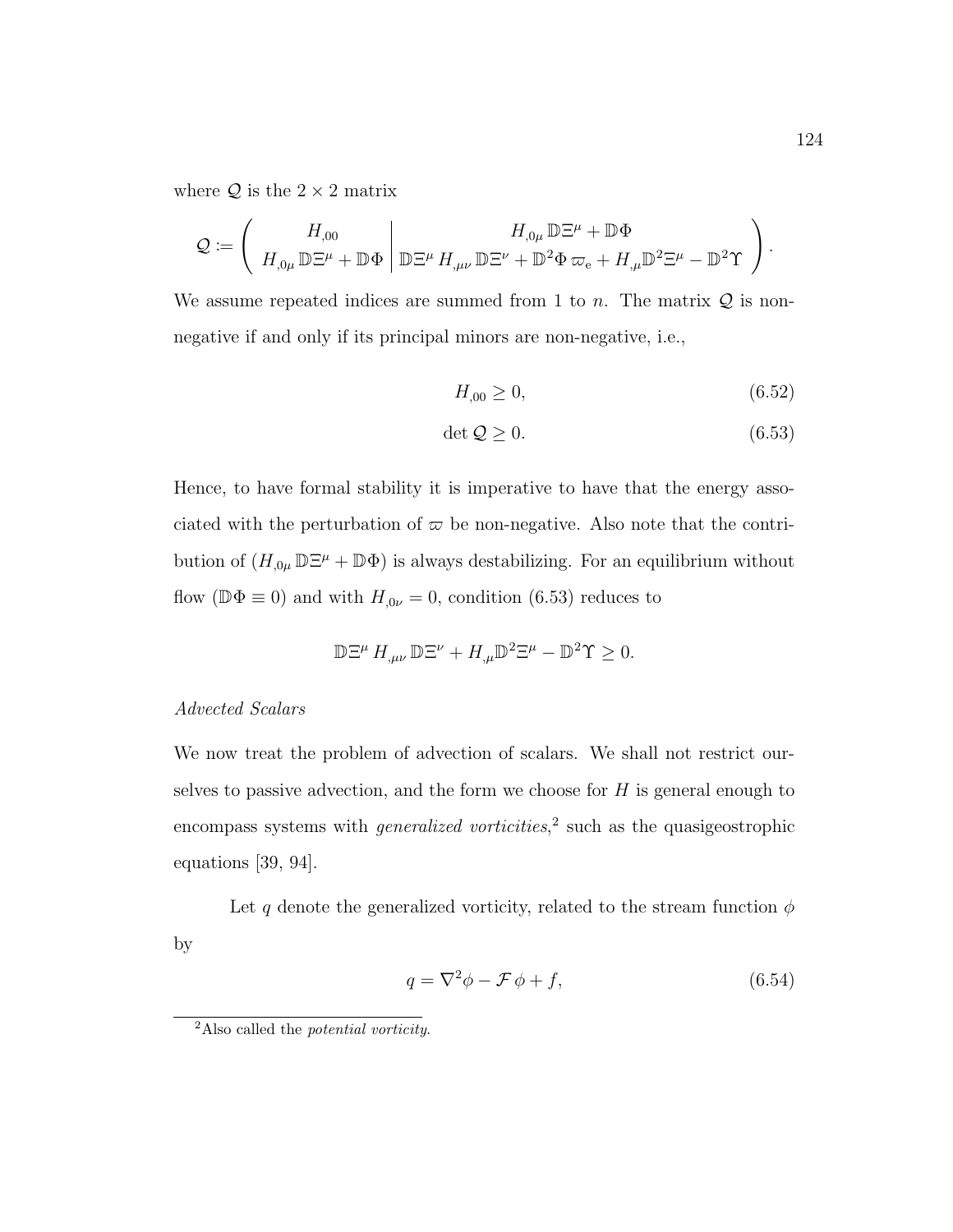where $\mathcal{Q}$ is the $2 \times 2$ matrix

$$\mathcal{Q} := \left( \begin{array}{c|c} H_{,00} & H_{,0\mu}\,\mathbb{D}\Xi^\mu + \mathbb{D}\Phi \\ H_{,0\mu}\,\mathbb{D}\Xi^\mu + \mathbb{D}\Phi & \mathbb{D}\Xi^\mu\,H_{,\mu\nu}\,\mathbb{D}\Xi^\nu + \mathbb{D}^2\Phi\,\varpi_{\rm e} + H_{,\mu}\mathbb{D}^2\Xi^\mu - \mathbb{D}^2\Upsilon \end{array} \right).$$

We assume repeated indices are summed from 1 to $n$. The matrix $\mathcal{Q}$ is non-negative if and only if its principal minors are non-negative, i.e.,

$$H_{,00} \geq 0, \tag{6.52}$$

$$\det \mathcal{Q} \geq 0. \tag{6.53}$$

Hence, to have formal stability it is imperative to have that the energy associated with the perturbation of $\varpi$ be non-negative. Also note that the contribution of $(H_{,0\mu}\,\mathbb{D}\Xi^\mu + \mathbb{D}\Phi)$ is always destabilizing. For an equilibrium without flow ($\mathbb{D}\Phi \equiv 0$) and with $H_{,0\nu} = 0$, condition (6.53) reduces to

$$\mathbb{D}\Xi^\mu\,H_{,\mu\nu}\,\mathbb{D}\Xi^\nu + H_{,\mu}\mathbb{D}^2\Xi^\mu - \mathbb{D}^2\Upsilon \geq 0.$$

*Advected Scalars*

We now treat the problem of advection of scalars. We shall not restrict ourselves to passive advection, and the form we choose for $H$ is general enough to encompass systems with *generalized vorticities*,[2] such as the quasigeostrophic equations [39, 94].

Let $q$ denote the generalized vorticity, related to the stream function $\phi$ by

$$q = \nabla^2\phi - \mathcal{F}\,\phi + f, \tag{6.54}$$

[2] Also called the *potential vorticity*.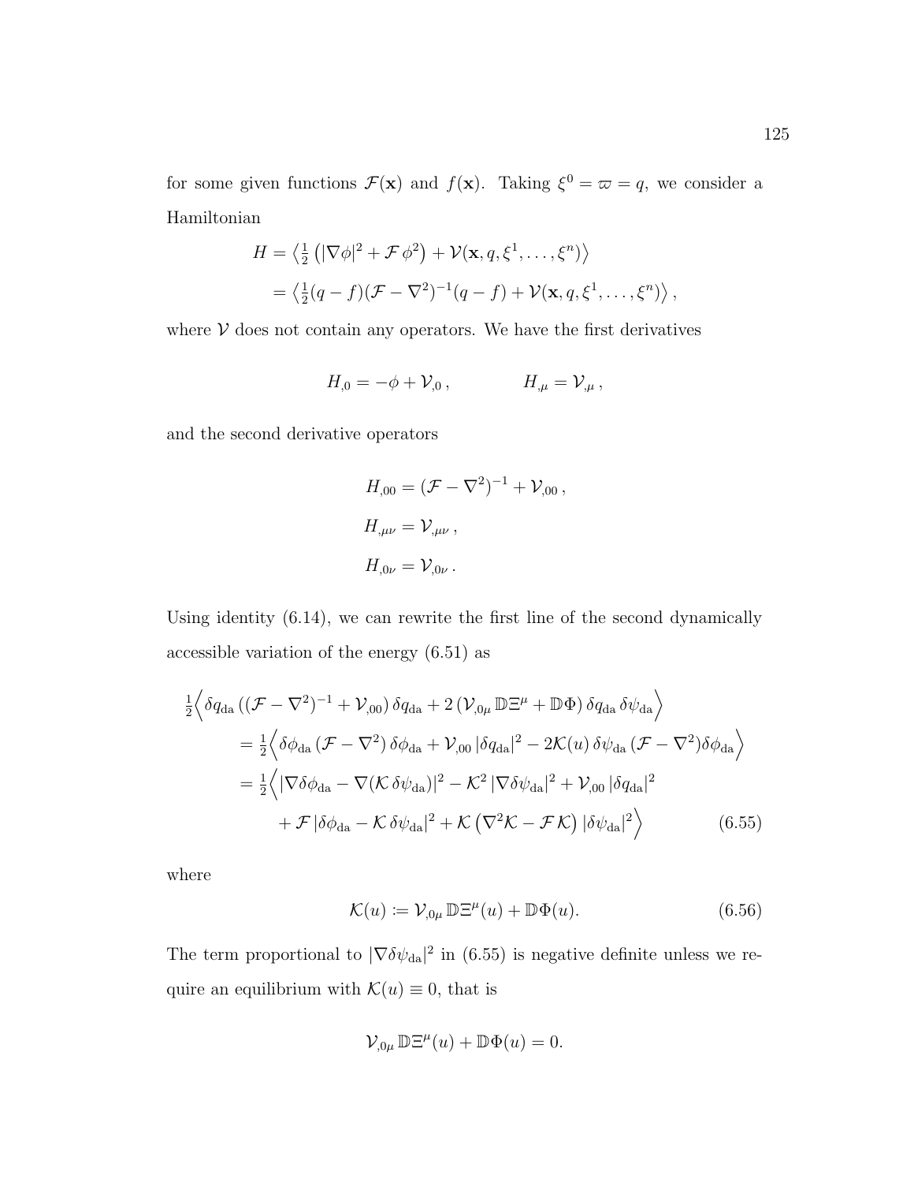for some given functions $\mathcal{F}(\mathbf{x})$ and $f(\mathbf{x})$. Taking $\xi^0 = \varpi = q$, we consider a Hamiltonian

$$
\begin{aligned}
H &= \left\langle \tfrac{1}{2}\left(|\nabla\phi|^2 + \mathcal{F}\,\phi^2\right) + \mathcal{V}(\mathbf{x}, q, \xi^1, \ldots, \xi^n) \right\rangle \\
&= \left\langle \tfrac{1}{2}(q-f)(\mathcal{F}-\nabla^2)^{-1}(q-f) + \mathcal{V}(\mathbf{x}, q, \xi^1, \ldots, \xi^n) \right\rangle,
\end{aligned}
$$

where $\mathcal{V}$ does not contain any operators. We have the first derivatives

$$
H_{,0} = -\phi + \mathcal{V}_{,0}\,, \qquad\qquad H_{,\mu} = \mathcal{V}_{,\mu}\,,
$$

and the second derivative operators

$$
\begin{aligned}
H_{,00} &= (\mathcal{F}-\nabla^2)^{-1} + \mathcal{V}_{,00}\,, \\
H_{,\mu\nu} &= \mathcal{V}_{,\mu\nu}\,, \\
H_{,0\nu} &= \mathcal{V}_{,0\nu}\,.
\end{aligned}
$$

Using identity (6.14), we can rewrite the first line of the second dynamically accessible variation of the energy (6.51) as

$$
\begin{aligned}
\tfrac{1}{2}\Big\langle \delta q_{\mathrm{da}}\,&((\mathcal{F}-\nabla^2)^{-1} + \mathcal{V}_{,00})\,\delta q_{\mathrm{da}} + 2\left(\mathcal{V}_{,0\mu}\,\mathbb{D}\Xi^\mu + \mathbb{D}\Phi\right)\delta q_{\mathrm{da}}\,\delta\psi_{\mathrm{da}} \Big\rangle \\
&= \tfrac{1}{2}\Big\langle \delta\phi_{\mathrm{da}}\,(\mathcal{F}-\nabla^2)\,\delta\phi_{\mathrm{da}} + \mathcal{V}_{,00}\,|\delta q_{\mathrm{da}}|^2 - 2\mathcal{K}(u)\,\delta\psi_{\mathrm{da}}\,(\mathcal{F}-\nabla^2)\delta\phi_{\mathrm{da}} \Big\rangle \\
&= \tfrac{1}{2}\Big\langle |\nabla\delta\phi_{\mathrm{da}} - \nabla(\mathcal{K}\,\delta\psi_{\mathrm{da}})|^2 - \mathcal{K}^2\,|\nabla\delta\psi_{\mathrm{da}}|^2 + \mathcal{V}_{,00}\,|\delta q_{\mathrm{da}}|^2 \\
&\qquad + \mathcal{F}\,|\delta\phi_{\mathrm{da}} - \mathcal{K}\,\delta\psi_{\mathrm{da}}|^2 + \mathcal{K}\left(\nabla^2\mathcal{K} - \mathcal{F}\,\mathcal{K}\right)|\delta\psi_{\mathrm{da}}|^2 \Big\rangle
\end{aligned}
\tag{6.55}
$$

where

$$
\mathcal{K}(u) := \mathcal{V}_{,0\mu}\,\mathbb{D}\Xi^\mu(u) + \mathbb{D}\Phi(u). \tag{6.56}
$$

The term proportional to $|\nabla\delta\psi_{\mathrm{da}}|^2$ in (6.55) is negative definite unless we require an equilibrium with $\mathcal{K}(u) \equiv 0$, that is

$$
\mathcal{V}_{,0\mu}\,\mathbb{D}\Xi^\mu(u) + \mathbb{D}\Phi(u) = 0.
$$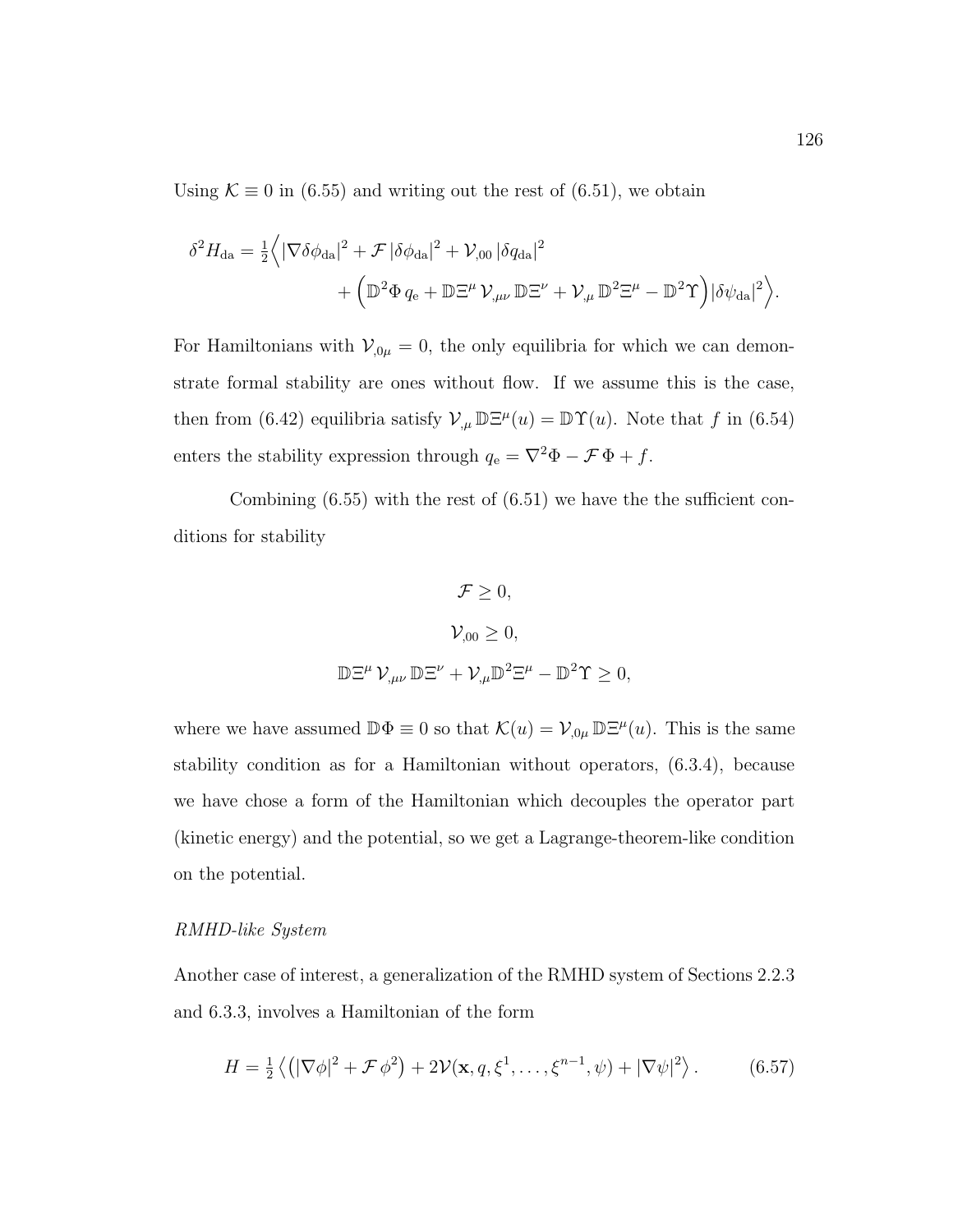Using $\mathcal{K} \equiv 0$ in (6.55) and writing out the rest of (6.51), we obtain

$$
\delta^2 H_{\rm da} = \tfrac{1}{2}\Big\langle |\nabla \delta\phi_{\rm da}|^2 + \mathcal{F}\,|\delta\phi_{\rm da}|^2 + \mathcal{V}_{,00}\,|\delta q_{\rm da}|^2 \\
+ \Big(\mathbb{D}^2\Phi\, q_{\rm e} + \mathbb{D}\Xi^\mu\, \mathcal{V}_{,\mu\nu}\, \mathbb{D}\Xi^\nu + \mathcal{V}_{,\mu}\, \mathbb{D}^2\Xi^\mu - \mathbb{D}^2\Upsilon\Big)|\delta\psi_{\rm da}|^2\Big\rangle.
$$

For Hamiltonians with $\mathcal{V}_{,0\mu} = 0$, the only equilibria for which we can demonstrate formal stability are ones without flow. If we assume this is the case, then from (6.42) equilibria satisfy $\mathcal{V}_{,\mu}\, \mathbb{D}\Xi^\mu(u) = \mathbb{D}\Upsilon(u)$. Note that $f$ in (6.54) enters the stability expression through $q_{\rm e} = \nabla^2\Phi - \mathcal{F}\,\Phi + f$.

Combining (6.55) with the rest of (6.51) we have the the sufficient conditions for stability

$$
\mathcal{F} \geq 0,
$$

$$
\mathcal{V}_{,00} \geq 0,
$$

$$
\mathbb{D}\Xi^\mu\, \mathcal{V}_{,\mu\nu}\, \mathbb{D}\Xi^\nu + \mathcal{V}_{,\mu}\mathbb{D}^2\Xi^\mu - \mathbb{D}^2\Upsilon \geq 0,
$$

where we have assumed $\mathbb{D}\Phi \equiv 0$ so that $\mathcal{K}(u) = \mathcal{V}_{,0\mu}\, \mathbb{D}\Xi^\mu(u)$. This is the same stability condition as for a Hamiltonian without operators, (6.3.4), because we have chose a form of the Hamiltonian which decouples the operator part (kinetic energy) and the potential, so we get a Lagrange-theorem-like condition on the potential.

*RMHD-like System*

Another case of interest, a generalization of the RMHD system of Sections 2.2.3 and 6.3.3, involves a Hamiltonian of the form

$$
H = \tfrac{1}{2}\left\langle \left(|\nabla\phi|^2 + \mathcal{F}\,\phi^2\right) + 2\mathcal{V}(\mathbf{x}, q, \xi^1, \ldots, \xi^{n-1}, \psi) + |\nabla\psi|^2 \right\rangle. \qquad (6.57)
$$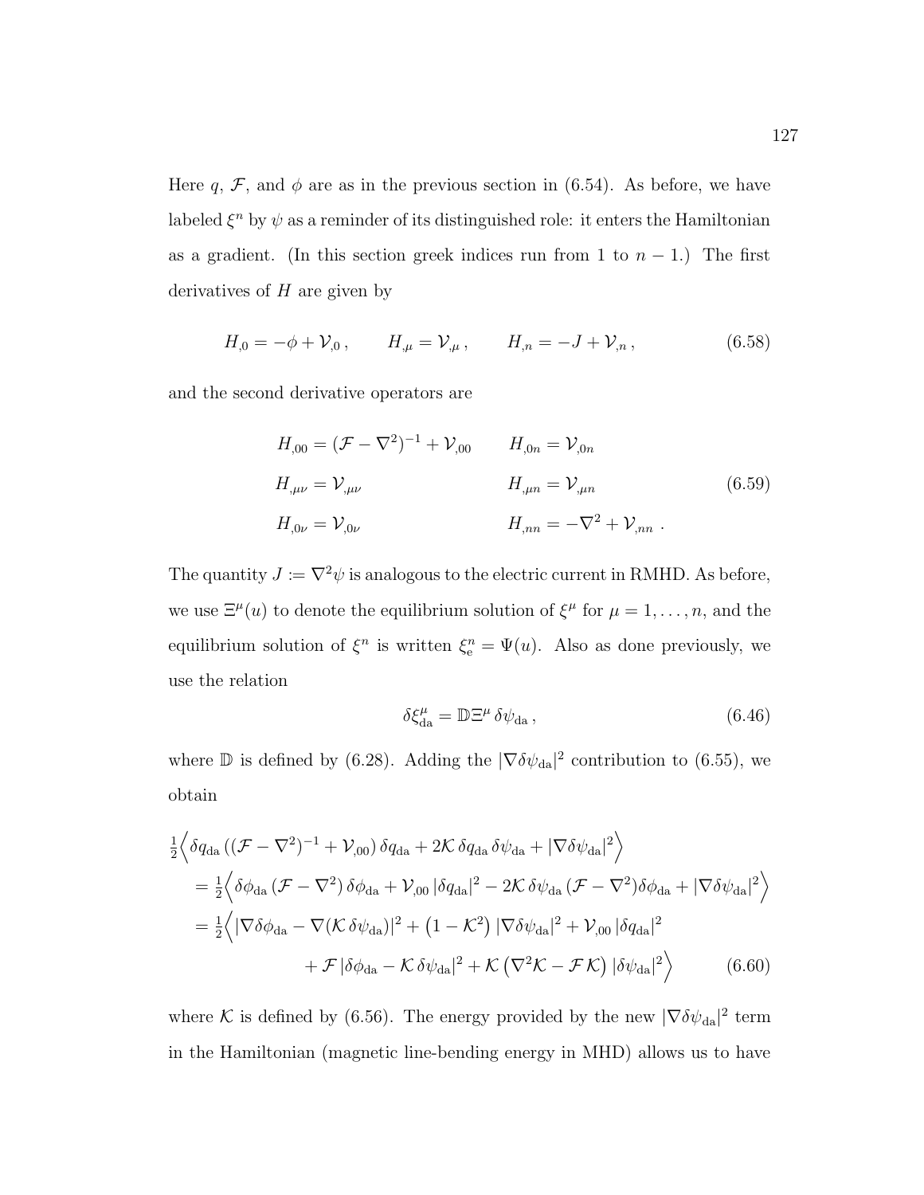Here $q$, $\mathcal{F}$, and $\phi$ are as in the previous section in (6.54). As before, we have labeled $\xi^n$ by $\psi$ as a reminder of its distinguished role: it enters the Hamiltonian as a gradient. (In this section greek indices run from 1 to $n-1$.) The first derivatives of $H$ are given by

$$H_{,0} = -\phi + \mathcal{V}_{,0}\,, \qquad H_{,\mu} = \mathcal{V}_{,\mu}\,, \qquad H_{,n} = -J + \mathcal{V}_{,n}\,, \tag{6.58}$$

and the second derivative operators are

$$\begin{aligned}
H_{,00} &= (\mathcal{F} - \nabla^2)^{-1} + \mathcal{V}_{,00} \qquad & H_{,0n} &= \mathcal{V}_{,0n} \\
H_{,\mu\nu} &= \mathcal{V}_{,\mu\nu} & H_{,\mu n} &= \mathcal{V}_{,\mu n} \\
H_{,0\nu} &= \mathcal{V}_{,0\nu} & H_{,nn} &= -\nabla^2 + \mathcal{V}_{,nn}\ .
\end{aligned} \tag{6.59}$$

The quantity $J := \nabla^2\psi$ is analogous to the electric current in RMHD. As before, we use $\Xi^\mu(u)$ to denote the equilibrium solution of $\xi^\mu$ for $\mu = 1, \ldots, n$, and the equilibrium solution of $\xi^n$ is written $\xi^n_{\rm e} = \Psi(u)$. Also as done previously, we use the relation

$$\delta\xi^\mu_{\rm da} = \mathbb{D}\Xi^\mu\,\delta\psi_{\rm da}\,, \tag{6.46}$$

where $\mathbb{D}$ is defined by (6.28). Adding the $|\nabla\delta\psi_{\rm da}|^2$ contribution to (6.55), we obtain

$$\begin{aligned}
&\tfrac{1}{2}\Big\langle \delta q_{\rm da}\left((\mathcal{F} - \nabla^2)^{-1} + \mathcal{V}_{,00}\right)\delta q_{\rm da} + 2\mathcal{K}\,\delta q_{\rm da}\,\delta\psi_{\rm da} + |\nabla\delta\psi_{\rm da}|^2\Big\rangle \\
&\quad = \tfrac{1}{2}\Big\langle \delta\phi_{\rm da}\,(\mathcal{F} - \nabla^2)\,\delta\phi_{\rm da} + \mathcal{V}_{,00}\,|\delta q_{\rm da}|^2 - 2\mathcal{K}\,\delta\psi_{\rm da}\,(\mathcal{F} - \nabla^2)\delta\phi_{\rm da} + |\nabla\delta\psi_{\rm da}|^2\Big\rangle \\
&\quad = \tfrac{1}{2}\Big\langle |\nabla\delta\phi_{\rm da} - \nabla(\mathcal{K}\,\delta\psi_{\rm da})|^2 + \left(1 - \mathcal{K}^2\right)|\nabla\delta\psi_{\rm da}|^2 + \mathcal{V}_{,00}\,|\delta q_{\rm da}|^2 \\
&\qquad\qquad + \mathcal{F}\,|\delta\phi_{\rm da} - \mathcal{K}\,\delta\psi_{\rm da}|^2 + \mathcal{K}\left(\nabla^2\mathcal{K} - \mathcal{F}\,\mathcal{K}\right)|\delta\psi_{\rm da}|^2\Big\rangle
\end{aligned} \tag{6.60}$$

where $\mathcal{K}$ is defined by (6.56). The energy provided by the new $|\nabla\delta\psi_{\rm da}|^2$ term in the Hamiltonian (magnetic line-bending energy in MHD) allows us to have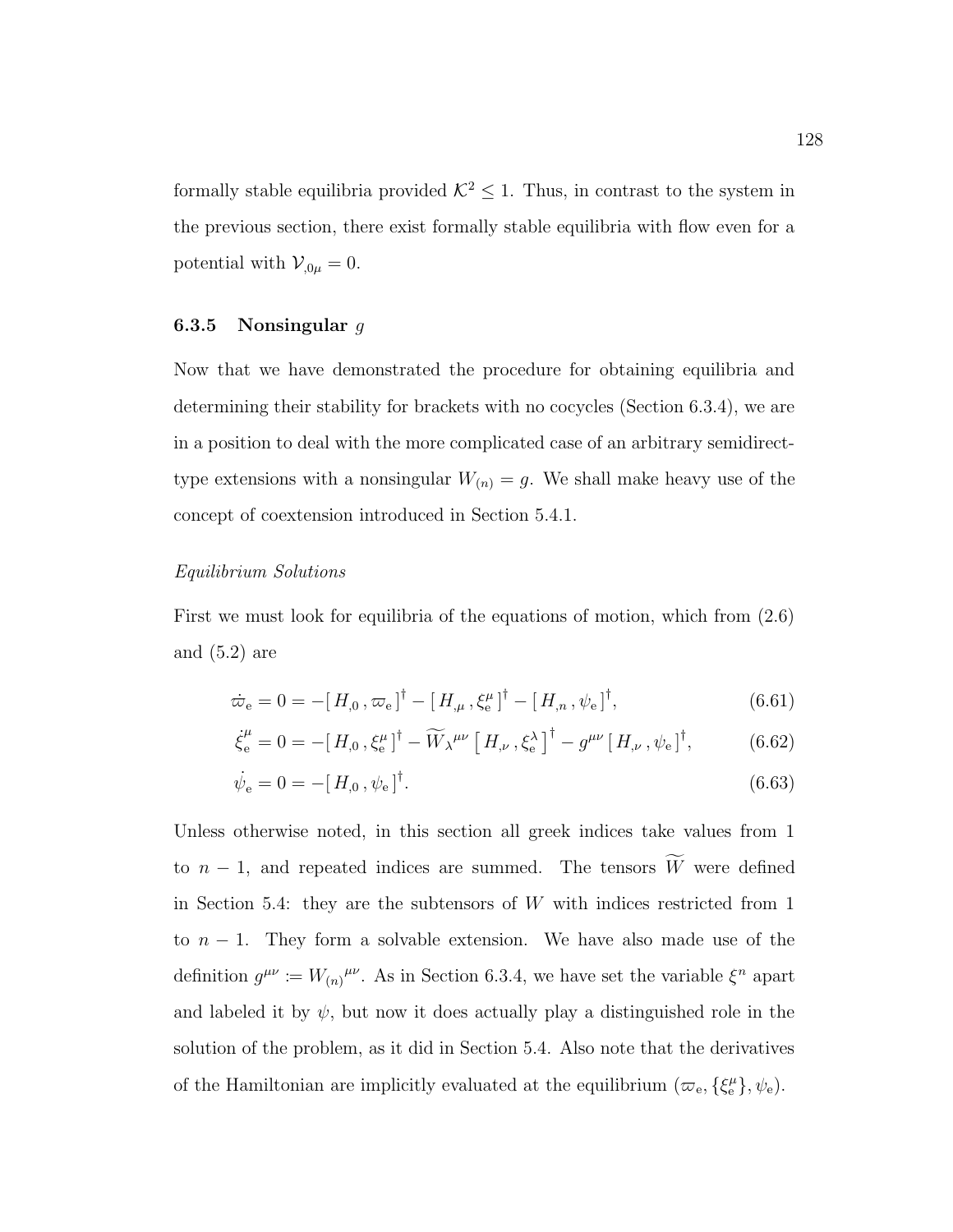formally stable equilibria provided $\mathcal{K}^2 \leq 1$. Thus, in contrast to the system in the previous section, there exist formally stable equilibria with flow even for a potential with $\mathcal{V}_{,0\mu} = 0$.

### 6.3.5 Nonsingular $g$

Now that we have demonstrated the procedure for obtaining equilibria and determining their stability for brackets with no cocycles (Section 6.3.4), we are in a position to deal with the more complicated case of an arbitrary semidirect-type extensions with a nonsingular $W_{(n)} = g$. We shall make heavy use of the concept of coextension introduced in Section 5.4.1.

*Equilibrium Solutions*

First we must look for equilibria of the equations of motion, which from (2.6) and (5.2) are

$$\dot{\varpi}_{\rm e} = 0 = -[\, H_{,0} \,, \varpi_{\rm e} \,]^\dagger - [\, H_{,\mu} \,, \xi_{\rm e}^\mu \,]^\dagger - [\, H_{,n} \,, \psi_{\rm e} \,]^\dagger, \tag{6.61}$$

$$\dot{\xi}_{\rm e}^\mu = 0 = -[\, H_{,0} \,, \xi_{\rm e}^\mu \,]^\dagger - \widetilde{W}_\lambda{}^{\mu\nu} \left[\, H_{,\nu} \,, \xi_{\rm e}^\lambda \,\right]^\dagger - g^{\mu\nu} \,[\, H_{,\nu} \,, \psi_{\rm e} \,]^\dagger, \tag{6.62}$$

$$\dot{\psi}_{\rm e} = 0 = -[\, H_{,0} \,, \psi_{\rm e} \,]^\dagger. \tag{6.63}$$

Unless otherwise noted, in this section all greek indices take values from 1 to $n-1$, and repeated indices are summed. The tensors $\widetilde{W}$ were defined in Section 5.4: they are the subtensors of $W$ with indices restricted from 1 to $n-1$. They form a solvable extension. We have also made use of the definition $g^{\mu\nu} := {W_{(n)}}^{\mu\nu}$. As in Section 6.3.4, we have set the variable $\xi^n$ apart and labeled it by $\psi$, but now it does actually play a distinguished role in the solution of the problem, as it did in Section 5.4. Also note that the derivatives of the Hamiltonian are implicitly evaluated at the equilibrium $(\varpi_{\rm e}, \{\xi_{\rm e}^\mu\}, \psi_{\rm e})$.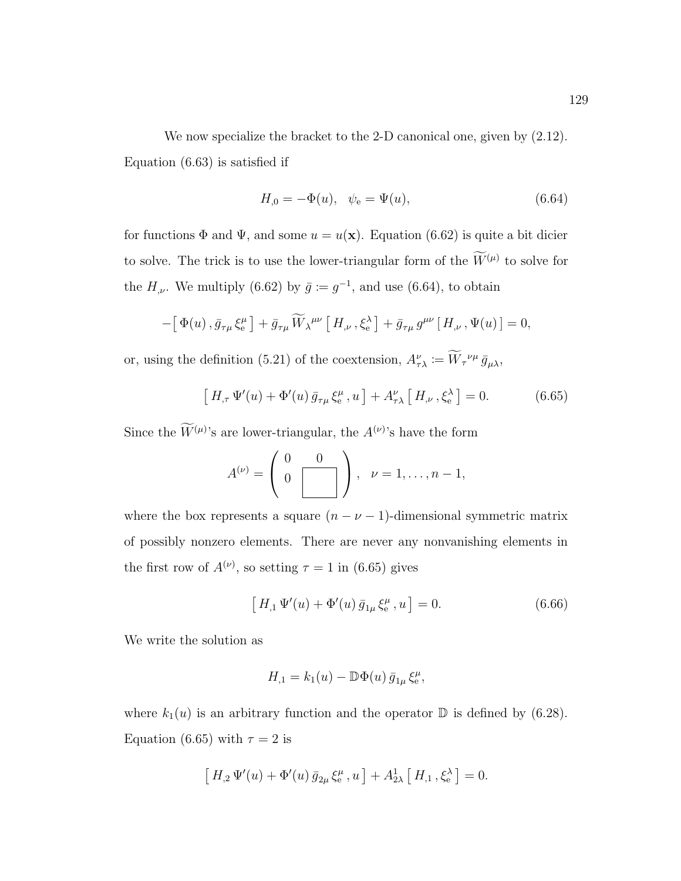We now specialize the bracket to the 2-D canonical one, given by (2.12). Equation (6.63) is satisfied if

$$H_{,0} = -\Phi(u), \quad \psi_{\mathrm{e}} = \Psi(u), \tag{6.64}$$

for functions $\Phi$ and $\Psi$, and some $u = u(\mathbf{x})$. Equation (6.62) is quite a bit dicier to solve. The trick is to use the lower-triangular form of the $\widetilde{W}^{(\mu)}$ to solve for the $H_{,\nu}$. We multiply (6.62) by $\bar{g} := g^{-1}$, and use (6.64), to obtain

$$-\left[\, \Phi(u)\,, \bar{g}_{\tau\mu}\, \xi_{\mathrm{e}}^{\mu} \,\right] + \bar{g}_{\tau\mu}\, \widetilde{W}_{\lambda}{}^{\mu\nu} \left[\, H_{,\nu}\,, \xi_{\mathrm{e}}^{\lambda} \,\right] + \bar{g}_{\tau\mu}\, g^{\mu\nu} \left[\, H_{,\nu}\,, \Psi(u) \,\right] = 0,$$

or, using the definition (5.21) of the coextension, $A_{\tau\lambda}^{\nu} := \widetilde{W}_{\tau}{}^{\nu\mu}\, \bar{g}_{\mu\lambda}$,

$$\left[\, H_{,\tau}\, \Psi'(u) + \Phi'(u)\, \bar{g}_{\tau\mu}\, \xi_{\mathrm{e}}^{\mu}\,, u \,\right] + A_{\tau\lambda}^{\nu} \left[\, H_{,\nu}\,, \xi_{\mathrm{e}}^{\lambda} \,\right] = 0. \tag{6.65}$$

Since the $\widetilde{W}^{(\mu)}$'s are lower-triangular, the $A^{(\nu)}$'s have the form

$$A^{(\nu)} = \begin{pmatrix} 0 & 0 \\ 0 & \boxed{\phantom{xx}} \end{pmatrix}, \quad \nu = 1, \ldots, n-1,$$

where the box represents a square $(n - \nu - 1)$-dimensional symmetric matrix of possibly nonzero elements. There are never any nonvanishing elements in the first row of $A^{(\nu)}$, so setting $\tau = 1$ in (6.65) gives

$$\left[\, H_{,1}\, \Psi'(u) + \Phi'(u)\, \bar{g}_{1\mu}\, \xi_{\mathrm{e}}^{\mu}\,, u \,\right] = 0. \tag{6.66}$$

We write the solution as

$$H_{,1} = k_1(u) - \mathbb{D}\Phi(u)\, \bar{g}_{1\mu}\, \xi_{\mathrm{e}}^{\mu},$$

where $k_1(u)$ is an arbitrary function and the operator $\mathbb{D}$ is defined by (6.28). Equation (6.65) with $\tau = 2$ is

$$\left[\, H_{,2}\, \Psi'(u) + \Phi'(u)\, \bar{g}_{2\mu}\, \xi_{\mathrm{e}}^{\mu}\,, u \,\right] + A_{2\lambda}^{1} \left[\, H_{,1}\,, \xi_{\mathrm{e}}^{\lambda} \,\right] = 0.$$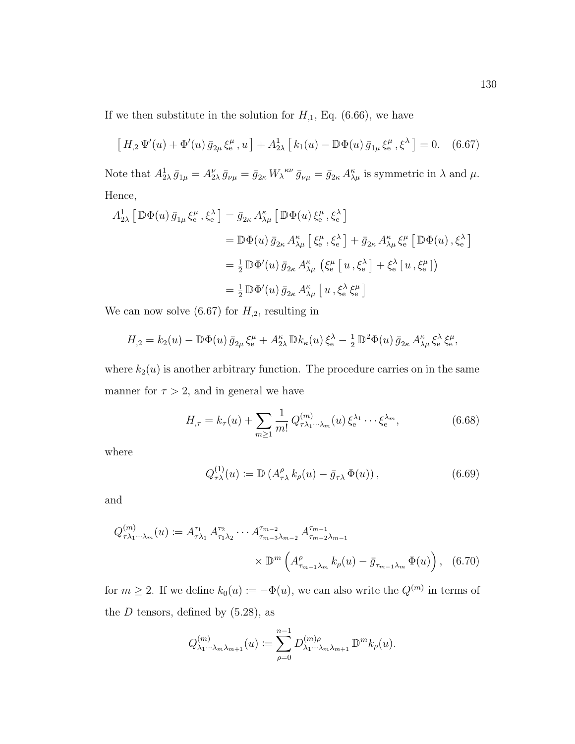If we then substitute in the solution for $H_{,1}$, Eq. (6.66), we have

$$\left[\, H_{,2}\,\Psi'(u) + \Phi'(u)\,\bar{g}_{2\mu}\,\xi_{\rm e}^{\mu}\,,u\,\right] + A^{1}_{2\lambda}\left[\,k_1(u) - \mathbb{D}\Phi(u)\,\bar{g}_{1\mu}\,\xi_{\rm e}^{\mu}\,,\xi^{\lambda}\,\right] = 0. \quad (6.67)$$

Note that $A^{1}_{2\lambda}\,\bar{g}_{1\mu} = A^{\nu}_{2\lambda}\,\bar{g}_{\nu\mu} = \bar{g}_{2\kappa}\,W_{\lambda}{}^{\kappa\nu}\,\bar{g}_{\nu\mu} = \bar{g}_{2\kappa}\,A^{\kappa}_{\lambda\mu}$ is symmetric in $\lambda$ and $\mu$. Hence,

$$\begin{aligned}
A^{1}_{2\lambda}\left[\,\mathbb{D}\Phi(u)\,\bar{g}_{1\mu}\,\xi_{\rm e}^{\mu}\,,\xi_{\rm e}^{\lambda}\,\right] &= \bar{g}_{2\kappa}\,A^{\kappa}_{\lambda\mu}\left[\,\mathbb{D}\Phi(u)\,\xi_{\rm e}^{\mu}\,,\xi_{\rm e}^{\lambda}\,\right] \\
&= \mathbb{D}\Phi(u)\,\bar{g}_{2\kappa}\,A^{\kappa}_{\lambda\mu}\left[\,\xi_{\rm e}^{\mu}\,,\xi_{\rm e}^{\lambda}\,\right] + \bar{g}_{2\kappa}\,A^{\kappa}_{\lambda\mu}\,\xi_{\rm e}^{\mu}\left[\,\mathbb{D}\Phi(u)\,,\xi_{\rm e}^{\lambda}\,\right] \\
&= \tfrac{1}{2}\,\mathbb{D}\Phi'(u)\,\bar{g}_{2\kappa}\,A^{\kappa}_{\lambda\mu}\left(\xi_{\rm e}^{\mu}\left[\,u\,,\xi_{\rm e}^{\lambda}\,\right] + \xi_{\rm e}^{\lambda}\left[\,u\,,\xi_{\rm e}^{\mu}\,\right]\right) \\
&= \tfrac{1}{2}\,\mathbb{D}\Phi'(u)\,\bar{g}_{2\kappa}\,A^{\kappa}_{\lambda\mu}\left[\,u\,,\xi_{\rm e}^{\lambda}\,\xi_{\rm e}^{\mu}\,\right]
\end{aligned}$$

We can now solve (6.67) for $H_{,2}$, resulting in

$$H_{,2} = k_2(u) - \mathbb{D}\Phi(u)\,\bar{g}_{2\mu}\,\xi_{\rm e}^{\mu} + A^{\kappa}_{2\lambda}\,\mathbb{D}k_{\kappa}(u)\,\xi_{\rm e}^{\lambda} - \tfrac{1}{2}\,\mathbb{D}^2\Phi(u)\,\bar{g}_{2\kappa}\,A^{\kappa}_{\lambda\mu}\,\xi_{\rm e}^{\lambda}\,\xi_{\rm e}^{\mu},$$

where $k_2(u)$ is another arbitrary function. The procedure carries on in the same manner for $\tau > 2$, and in general we have

$$H_{,\tau} = k_{\tau}(u) + \sum_{m\geq 1}\frac{1}{m!}\,Q^{(m)}_{\tau\lambda_1\cdots\lambda_m}(u)\,\xi_{\rm e}^{\lambda_1}\cdots\xi_{\rm e}^{\lambda_m}, \quad (6.68)$$

where

$$Q^{(1)}_{\tau\lambda}(u) := \mathbb{D}\left(A^{\rho}_{\tau\lambda}\,k_{\rho}(u) - \bar{g}_{\tau\lambda}\,\Phi(u)\right), \quad (6.69)$$

and

$$\begin{aligned}
Q^{(m)}_{\tau\lambda_1\cdots\lambda_m}(u) := A^{\tau_1}_{\tau\lambda_1}\,A^{\tau_2}_{\tau_1\lambda_2}\cdots A^{\tau_{m-2}}_{\tau_{m-3}\lambda_{m-2}}\,A^{\tau_{m-1}}_{\tau_{m-2}\lambda_{m-1}}& \\
\times\,\mathbb{D}^m\left(A^{\rho}_{\tau_{m-1}\lambda_m}\,k_{\rho}(u) - \bar{g}_{\tau_{m-1}\lambda_m}\,\Phi(u)\right),& \quad (6.70)
\end{aligned}$$

for $m \geq 2$. If we define $k_0(u) := -\Phi(u)$, we can also write the $Q^{(m)}$ in terms of the $D$ tensors, defined by (5.28), as

$$Q^{(m)}_{\lambda_1\cdots\lambda_m\lambda_{m+1}}(u) := \sum_{\rho=0}^{n-1} D^{(m)\rho}_{\lambda_1\cdots\lambda_m\lambda_{m+1}}\,\mathbb{D}^m k_{\rho}(u).$$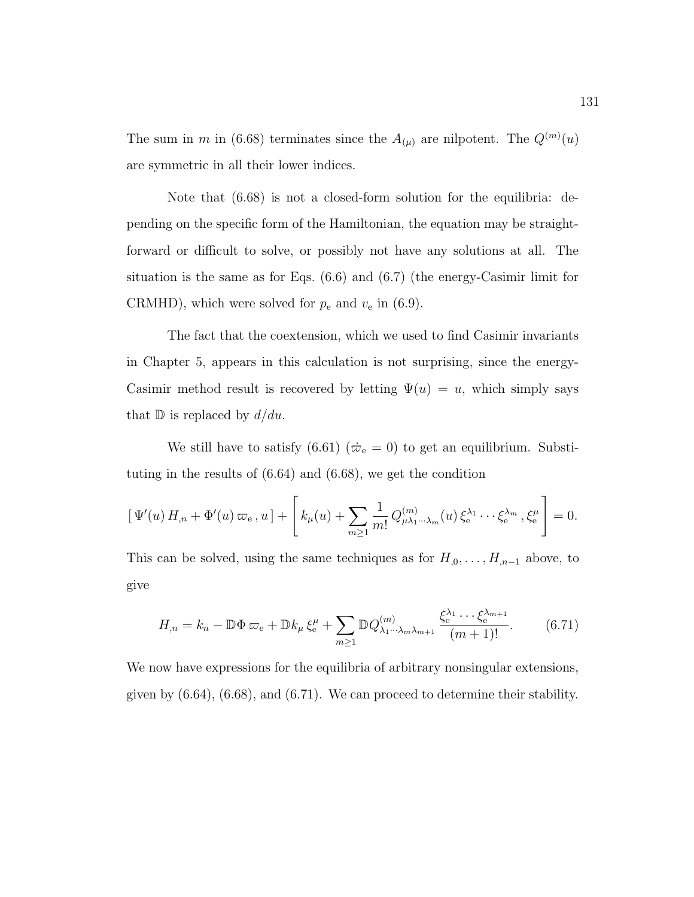The sum in $m$ in (6.68) terminates since the $A_{(\mu)}$ are nilpotent. The $Q^{(m)}(u)$ are symmetric in all their lower indices.

Note that (6.68) is not a closed-form solution for the equilibria: depending on the specific form of the Hamiltonian, the equation may be straightforward or difficult to solve, or possibly not have any solutions at all. The situation is the same as for Eqs. (6.6) and (6.7) (the energy-Casimir limit for CRMHD), which were solved for $p_{\mathrm{e}}$ and $v_{\mathrm{e}}$ in (6.9).

The fact that the coextension, which we used to find Casimir invariants in Chapter 5, appears in this calculation is not surprising, since the energy-Casimir method result is recovered by letting $\Psi(u) = u$, which simply says that $\mathbb{D}$ is replaced by $d/du$.

We still have to satisfy (6.61) ($\dot{\varpi}_{\mathrm{e}} = 0$) to get an equilibrium. Substituting in the results of (6.64) and (6.68), we get the condition

$$[\, \Psi'(u)\, H_{,n} + \Phi'(u)\, \varpi_{\mathrm{e}}\, , u\,] + \left[\, k_\mu(u) + \sum_{m\geq 1} \frac{1}{m!}\, Q^{(m)}_{\mu\lambda_1\cdots\lambda_m}(u)\, \xi_{\mathrm{e}}^{\lambda_1} \cdots \xi_{\mathrm{e}}^{\lambda_m}\, , \xi_{\mathrm{e}}^{\mu} \right] = 0.$$

This can be solved, using the same techniques as for $H_{,0}, \ldots, H_{,n-1}$ above, to give

$$H_{,n} = k_n - \mathbb{D}\Phi\, \varpi_{\mathrm{e}} + \mathbb{D}k_\mu\, \xi_{\mathrm{e}}^{\mu} + \sum_{m\geq 1} \mathbb{D}Q^{(m)}_{\lambda_1\cdots\lambda_m\lambda_{m+1}}\, \frac{\xi_{\mathrm{e}}^{\lambda_1} \cdots \xi_{\mathrm{e}}^{\lambda_{m+1}}}{(m+1)!}. \tag{6.71}$$

We now have expressions for the equilibria of arbitrary nonsingular extensions, given by (6.64), (6.68), and (6.71). We can proceed to determine their stability.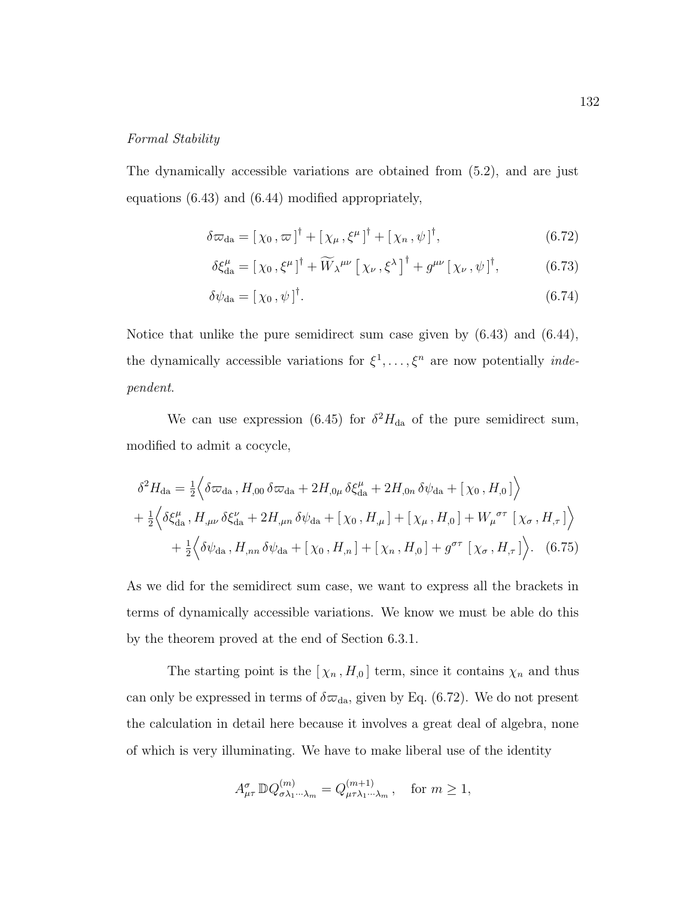*Formal Stability*

The dynamically accessible variations are obtained from (5.2), and are just equations (6.43) and (6.44) modified appropriately,

$$\delta\varpi_{\rm da} = [\,\chi_0\,,\varpi\,]^\dagger + [\,\chi_\mu\,,\xi^\mu\,]^\dagger + [\,\chi_n\,,\psi\,]^\dagger, \tag{6.72}$$

$$\delta\xi^\mu_{\rm da} = [\,\chi_0\,,\xi^\mu\,]^\dagger + \widetilde{W}_\lambda{}^{\mu\nu}\,\big[\,\chi_\nu\,,\xi^\lambda\,\big]^\dagger + g^{\mu\nu}\,[\,\chi_\nu\,,\psi\,]^\dagger, \tag{6.73}$$

$$\delta\psi_{\rm da} = [\,\chi_0\,,\psi\,]^\dagger. \tag{6.74}$$

Notice that unlike the pure semidirect sum case given by (6.43) and (6.44), the dynamically accessible variations for $\xi^1,\dots,\xi^n$ are now potentially *independent*.

We can use expression (6.45) for $\delta^2 H_{\rm da}$ of the pure semidirect sum, modified to admit a cocycle,

$$\begin{aligned}
\delta^2 H_{\rm da} &= \tfrac{1}{2}\Big\langle \delta\varpi_{\rm da}\,, H_{,00}\,\delta\varpi_{\rm da} + 2H_{,0\mu}\,\delta\xi^\mu_{\rm da} + 2H_{,0n}\,\delta\psi_{\rm da} + [\,\chi_0\,,H_{,0}\,]\Big\rangle \\
&+ \tfrac{1}{2}\Big\langle \delta\xi^\mu_{\rm da}\,, H_{,\mu\nu}\,\delta\xi^\nu_{\rm da} + 2H_{,\mu n}\,\delta\psi_{\rm da} + [\,\chi_0\,,H_{,\mu}\,] + [\,\chi_\mu\,,H_{,0}\,] + W_\mu{}^{\sigma\tau}\,[\,\chi_\sigma\,,H_{,\tau}\,]\Big\rangle \\
&+ \tfrac{1}{2}\Big\langle \delta\psi_{\rm da}\,, H_{,nn}\,\delta\psi_{\rm da} + [\,\chi_0\,,H_{,n}\,] + [\,\chi_n\,,H_{,0}\,] + g^{\sigma\tau}\,[\,\chi_\sigma\,,H_{,\tau}\,]\Big\rangle.
\end{aligned} \tag{6.75}$$

As we did for the semidirect sum case, we want to express all the brackets in terms of dynamically accessible variations. We know we must be able do this by the theorem proved at the end of Section 6.3.1.

The starting point is the $[\,\chi_n\,,H_{,0}\,]$ term, since it contains $\chi_n$ and thus can only be expressed in terms of $\delta\varpi_{\rm da}$, given by Eq. (6.72). We do not present the calculation in detail here because it involves a great deal of algebra, none of which is very illuminating. We have to make liberal use of the identity

$$A^\sigma_{\mu\tau}\,\mathbb{D}Q^{(m)}_{\sigma\lambda_1\cdots\lambda_m} = Q^{(m+1)}_{\mu\tau\lambda_1\cdots\lambda_m}\,, \quad \text{for } m \geq 1,$$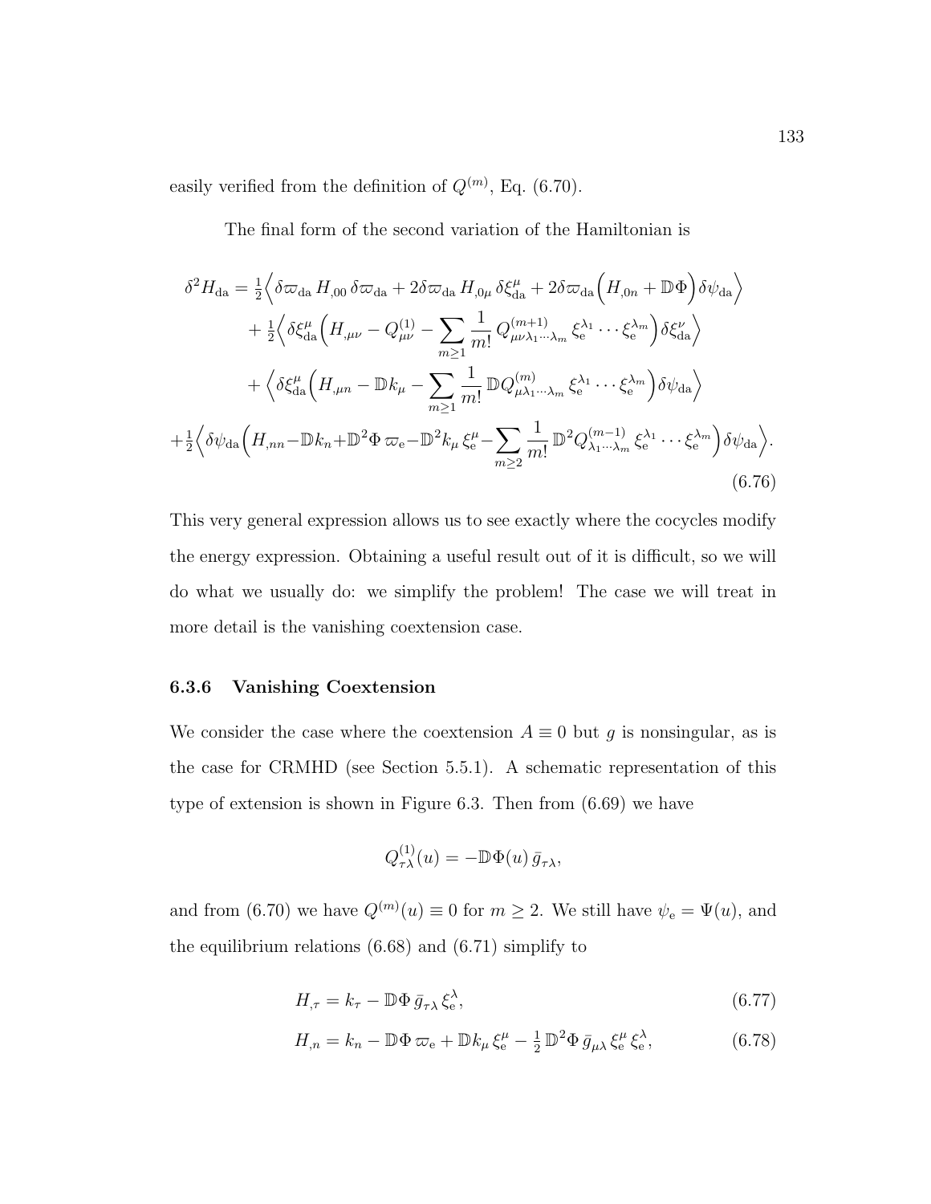easily verified from the definition of $Q^{(m)}$, Eq. (6.70).

The final form of the second variation of the Hamiltonian is

$$
\begin{aligned}
\delta^2 H_{\rm da} = {}& \tfrac{1}{2}\Big\langle \delta\varpi_{\rm da}\, H_{,00}\, \delta\varpi_{\rm da} + 2\delta\varpi_{\rm da}\, H_{,0\mu}\, \delta\xi^\mu_{\rm da} + 2\delta\varpi_{\rm da}\Big(H_{,0n} + \mathbb{D}\Phi\Big)\delta\psi_{\rm da}\Big\rangle \\
&+ \tfrac{1}{2}\Big\langle \delta\xi^\mu_{\rm da}\Big(H_{,\mu\nu} - Q^{(1)}_{\mu\nu} - \sum_{m\geq 1}\frac{1}{m!}\,Q^{(m+1)}_{\mu\nu\lambda_1\cdots\lambda_m}\,\xi^{\lambda_1}_{\rm e}\cdots\xi^{\lambda_m}_{\rm e}\Big)\delta\xi^\nu_{\rm da}\Big\rangle \\
&+ \Big\langle \delta\xi^\mu_{\rm da}\Big(H_{,\mu n} - \mathbb{D}k_\mu - \sum_{m\geq 1}\frac{1}{m!}\,\mathbb{D}Q^{(m)}_{\mu\lambda_1\cdots\lambda_m}\,\xi^{\lambda_1}_{\rm e}\cdots\xi^{\lambda_m}_{\rm e}\Big)\delta\psi_{\rm da}\Big\rangle \\
+\tfrac{1}{2}\Big\langle \delta\psi_{\rm da}&\Big(H_{,nn} - \mathbb{D}k_n + \mathbb{D}^2\Phi\,\varpi_{\rm e} - \mathbb{D}^2 k_\mu\,\xi^\mu_{\rm e} - \sum_{m\geq 2}\frac{1}{m!}\,\mathbb{D}^2 Q^{(m-1)}_{\lambda_1\cdots\lambda_m}\,\xi^{\lambda_1}_{\rm e}\cdots\xi^{\lambda_m}_{\rm e}\Big)\delta\psi_{\rm da}\Big\rangle.
\end{aligned}
\tag{6.76}
$$

This very general expression allows us to see exactly where the cocycles modify the energy expression. Obtaining a useful result out of it is difficult, so we will do what we usually do: we simplify the problem! The case we will treat in more detail is the vanishing coextension case.

### 6.3.6 Vanishing Coextension

We consider the case where the coextension $A \equiv 0$ but $g$ is nonsingular, as is the case for CRMHD (see Section 5.5.1). A schematic representation of this type of extension is shown in Figure 6.3. Then from (6.69) we have

$$
Q^{(1)}_{\tau\lambda}(u) = -\mathbb{D}\Phi(u)\,\bar{g}_{\tau\lambda},
$$

and from (6.70) we have $Q^{(m)}(u) \equiv 0$ for $m \geq 2$. We still have $\psi_{\rm e} = \Psi(u)$, and the equilibrium relations (6.68) and (6.71) simplify to

$$
H_{,\tau} = k_\tau - \mathbb{D}\Phi\,\bar{g}_{\tau\lambda}\,\xi^\lambda_{\rm e}, \tag{6.77}
$$

$$
H_{,n} = k_n - \mathbb{D}\Phi\,\varpi_{\rm e} + \mathbb{D}k_\mu\,\xi^\mu_{\rm e} - \tfrac{1}{2}\,\mathbb{D}^2\Phi\,\bar{g}_{\mu\lambda}\,\xi^\mu_{\rm e}\,\xi^\lambda_{\rm e}, \tag{6.78}
$$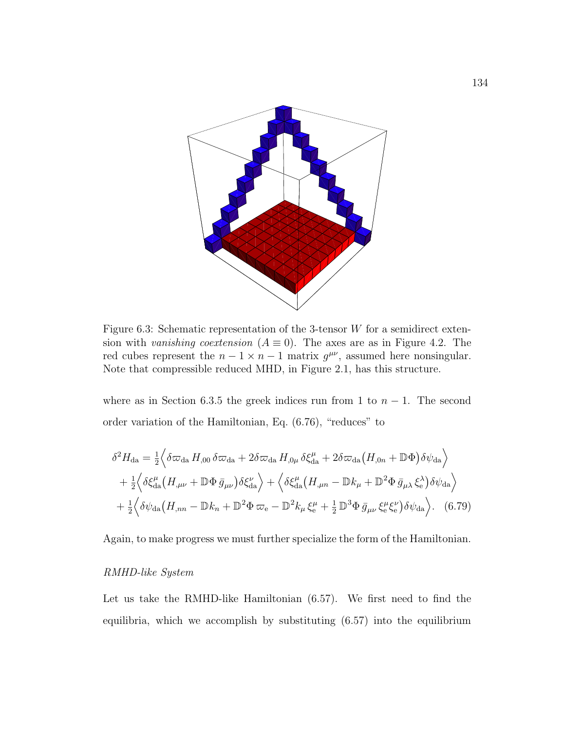Figure 6.3: Schematic representation of the 3-tensor $W$ for a semidirect extension with *vanishing coextension* ($A \equiv 0$). The axes are as in Figure 4.2. The red cubes represent the $n-1 \times n-1$ matrix $g^{\mu\nu}$, assumed here nonsingular. Note that compressible reduced MHD, in Figure 2.1, has this structure.

where as in Section 6.3.5 the greek indices run from 1 to $n-1$. The second order variation of the Hamiltonian, Eq. (6.76), "reduces" to

$$
\begin{aligned}
\delta^2 H_{\rm da} &= \tfrac{1}{2}\Big\langle \delta\varpi_{\rm da}\, H_{,00}\, \delta\varpi_{\rm da} + 2\delta\varpi_{\rm da}\, H_{,0\mu}\, \delta\xi^{\mu}_{\rm da} + 2\delta\varpi_{\rm da}\big(H_{,0n} + \mathbb{D}\Phi\big)\delta\psi_{\rm da}\Big\rangle \\
&+ \tfrac{1}{2}\Big\langle \delta\xi^{\mu}_{\rm da}\big(H_{,\mu\nu} + \mathbb{D}\Phi\, \bar{g}_{\mu\nu}\big)\delta\xi^{\nu}_{\rm da}\Big\rangle + \Big\langle \delta\xi^{\mu}_{\rm da}\big(H_{,\mu n} - \mathbb{D}k_{\mu} + \mathbb{D}^2\Phi\, \bar{g}_{\mu\lambda}\, \xi^{\lambda}_{\rm e}\big)\delta\psi_{\rm da}\Big\rangle \\
&+ \tfrac{1}{2}\Big\langle \delta\psi_{\rm da}\big(H_{,nn} - \mathbb{D}k_n + \mathbb{D}^2\Phi\, \varpi_{\rm e} - \mathbb{D}^2 k_{\mu}\, \xi^{\mu}_{\rm e} + \tfrac{1}{2}\, \mathbb{D}^3\Phi\, \bar{g}_{\mu\nu}\, \xi^{\mu}_{\rm e}\xi^{\nu}_{\rm e}\big)\delta\psi_{\rm da}\Big\rangle. \quad (6.79)
\end{aligned}
$$

Again, to make progress we must further specialize the form of the Hamiltonian.

*RMHD-like System*

Let us take the RMHD-like Hamiltonian (6.57). We first need to find the equilibria, which we accomplish by substituting (6.57) into the equilibrium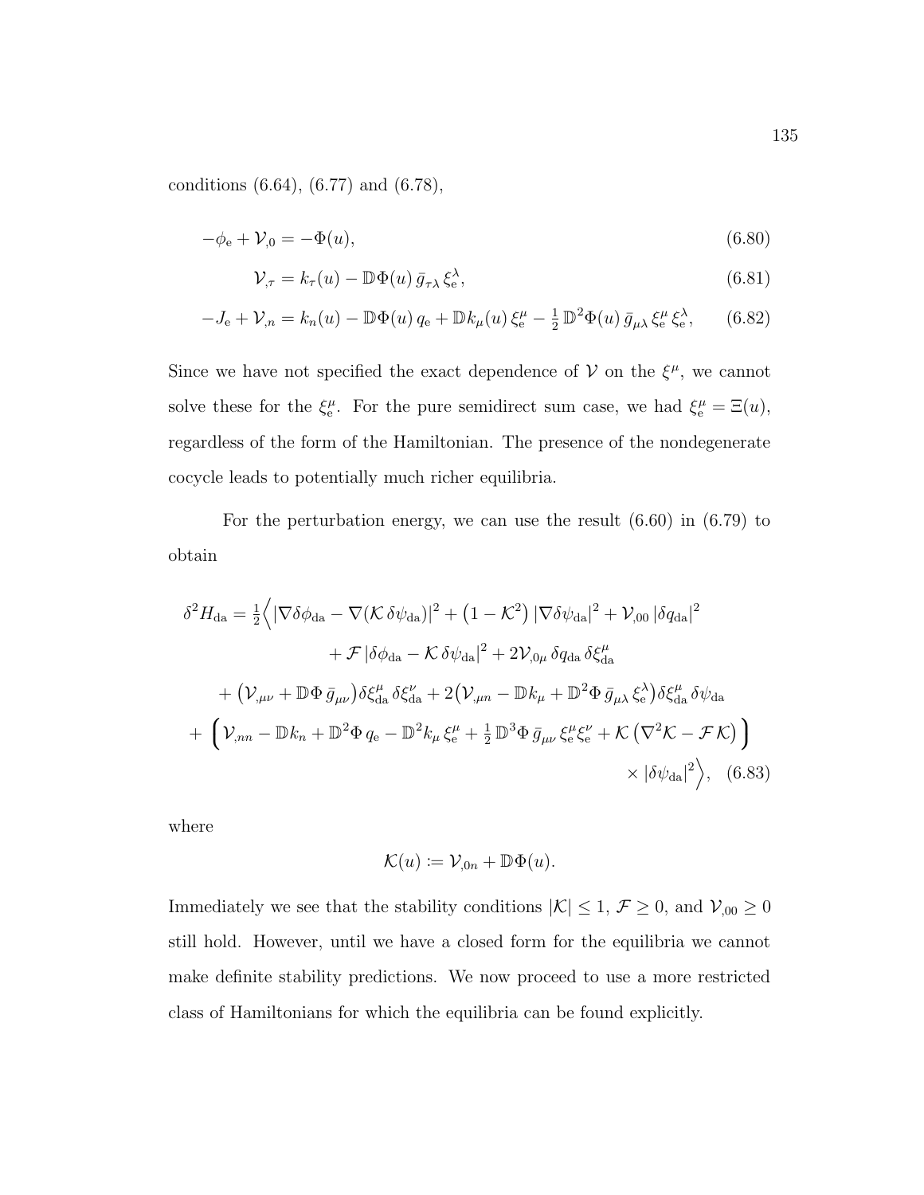conditions (6.64), (6.77) and (6.78),

$$-\phi_{\mathrm{e}} + \mathcal{V}_{,0} = -\Phi(u), \tag{6.80}$$

$$\mathcal{V}_{,\tau} = k_\tau(u) - \mathbb{D}\Phi(u)\,\bar{g}_{\tau\lambda}\,\xi_{\mathrm{e}}^\lambda, \tag{6.81}$$

$$-J_{\mathrm{e}} + \mathcal{V}_{,n} = k_n(u) - \mathbb{D}\Phi(u)\,q_{\mathrm{e}} + \mathbb{D}k_\mu(u)\,\xi_{\mathrm{e}}^\mu - \tfrac{1}{2}\,\mathbb{D}^2\Phi(u)\,\bar{g}_{\mu\lambda}\,\xi_{\mathrm{e}}^\mu\,\xi_{\mathrm{e}}^\lambda, \tag{6.82}$$

Since we have not specified the exact dependence of $\mathcal{V}$ on the $\xi^\mu$, we cannot solve these for the $\xi_{\mathrm{e}}^\mu$. For the pure semidirect sum case, we had $\xi_{\mathrm{e}}^\mu = \Xi(u)$, regardless of the form of the Hamiltonian. The presence of the nondegenerate cocycle leads to potentially much richer equilibria.

For the perturbation energy, we can use the result (6.60) in (6.79) to obtain

$$\begin{aligned}
\delta^2 H_{\mathrm{da}} = \tfrac{1}{2}\Big\langle &|\nabla\delta\phi_{\mathrm{da}} - \nabla(\mathcal{K}\,\delta\psi_{\mathrm{da}})|^2 + \left(1-\mathcal{K}^2\right)|\nabla\delta\psi_{\mathrm{da}}|^2 + \mathcal{V}_{,00}\,|\delta q_{\mathrm{da}}|^2 \\
&+ \mathcal{F}\,|\delta\phi_{\mathrm{da}} - \mathcal{K}\,\delta\psi_{\mathrm{da}}|^2 + 2\mathcal{V}_{,0\mu}\,\delta q_{\mathrm{da}}\,\delta\xi_{\mathrm{da}}^\mu \\
&+ \left(\mathcal{V}_{,\mu\nu} + \mathbb{D}\Phi\,\bar{g}_{\mu\nu}\right)\delta\xi_{\mathrm{da}}^\mu\,\delta\xi_{\mathrm{da}}^\nu + 2\left(\mathcal{V}_{,\mu n} - \mathbb{D}k_\mu + \mathbb{D}^2\Phi\,\bar{g}_{\mu\lambda}\,\xi_{\mathrm{e}}^\lambda\right)\delta\xi_{\mathrm{da}}^\mu\,\delta\psi_{\mathrm{da}} \\
&+ \Big(\mathcal{V}_{,nn} - \mathbb{D}k_n + \mathbb{D}^2\Phi\,q_{\mathrm{e}} - \mathbb{D}^2 k_\mu\,\xi_{\mathrm{e}}^\mu + \tfrac{1}{2}\,\mathbb{D}^3\Phi\,\bar{g}_{\mu\nu}\,\xi_{\mathrm{e}}^\mu\xi_{\mathrm{e}}^\nu + \mathcal{K}\left(\nabla^2\mathcal{K} - \mathcal{F}\,\mathcal{K}\right)\Big) \\
&\times|\delta\psi_{\mathrm{da}}|^2\Big\rangle,
\end{aligned} \tag{6.83}$$

where

$$\mathcal{K}(u) := \mathcal{V}_{,0n} + \mathbb{D}\Phi(u).$$

Immediately we see that the stability conditions $|\mathcal{K}| \le 1$, $\mathcal{F} \ge 0$, and $\mathcal{V}_{,00} \ge 0$ still hold. However, until we have a closed form for the equilibria we cannot make definite stability predictions. We now proceed to use a more restricted class of Hamiltonians for which the equilibria can be found explicitly.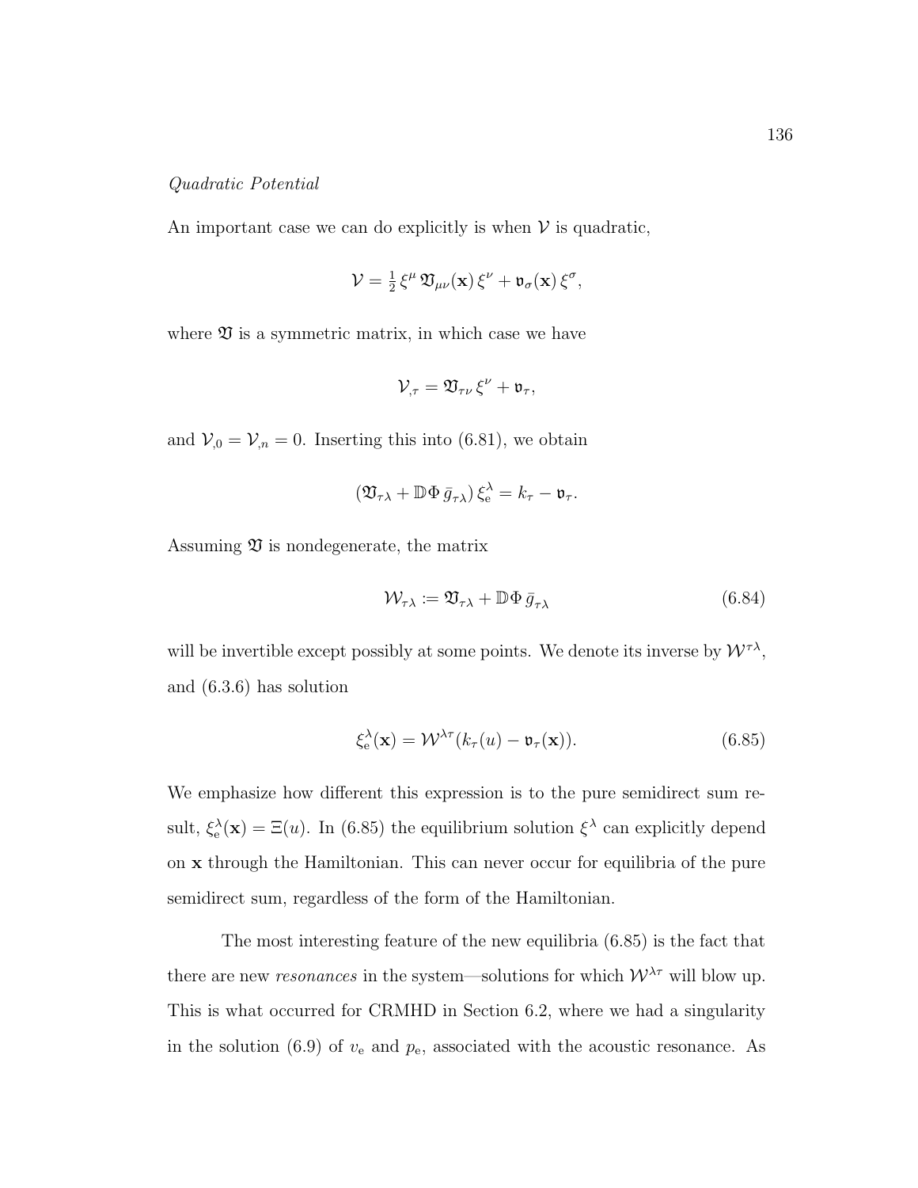*Quadratic Potential*

An important case we can do explicitly is when $\mathcal{V}$ is quadratic,

$$\mathcal{V} = \tfrac{1}{2}\,\xi^\mu\,\mathfrak{V}_{\mu\nu}(\mathbf{x})\,\xi^\nu + \mathfrak{v}_\sigma(\mathbf{x})\,\xi^\sigma,$$

where $\mathfrak{V}$ is a symmetric matrix, in which case we have

$$\mathcal{V}_{,\tau} = \mathfrak{V}_{\tau\nu}\,\xi^\nu + \mathfrak{v}_\tau,$$

and $\mathcal{V}_{,0} = \mathcal{V}_{,n} = 0$. Inserting this into (6.81), we obtain

$$\left(\mathfrak{V}_{\tau\lambda} + \mathbb{D}\Phi\,\bar{g}_{\tau\lambda}\right)\xi^\lambda_{\mathrm{e}} = k_\tau - \mathfrak{v}_\tau.$$

Assuming $\mathfrak{V}$ is nondegenerate, the matrix

$$\mathcal{W}_{\tau\lambda} := \mathfrak{V}_{\tau\lambda} + \mathbb{D}\Phi\,\bar{g}_{\tau\lambda} \tag{6.84}$$

will be invertible except possibly at some points. We denote its inverse by $\mathcal{W}^{\tau\lambda}$, and (6.3.6) has solution

$$\xi^\lambda_{\mathrm{e}}(\mathbf{x}) = \mathcal{W}^{\lambda\tau}(k_\tau(u) - \mathfrak{v}_\tau(\mathbf{x})). \tag{6.85}$$

We emphasize how different this expression is to the pure semidirect sum result, $\xi^\lambda_{\mathrm{e}}(\mathbf{x}) = \Xi(u)$. In (6.85) the equilibrium solution $\xi^\lambda$ can explicitly depend on $\mathbf{x}$ through the Hamiltonian. This can never occur for equilibria of the pure semidirect sum, regardless of the form of the Hamiltonian.

The most interesting feature of the new equilibria (6.85) is the fact that there are new *resonances* in the system—solutions for which $\mathcal{W}^{\lambda\tau}$ will blow up. This is what occurred for CRMHD in Section 6.2, where we had a singularity in the solution (6.9) of $v_{\mathrm{e}}$ and $p_{\mathrm{e}}$, associated with the acoustic resonance. As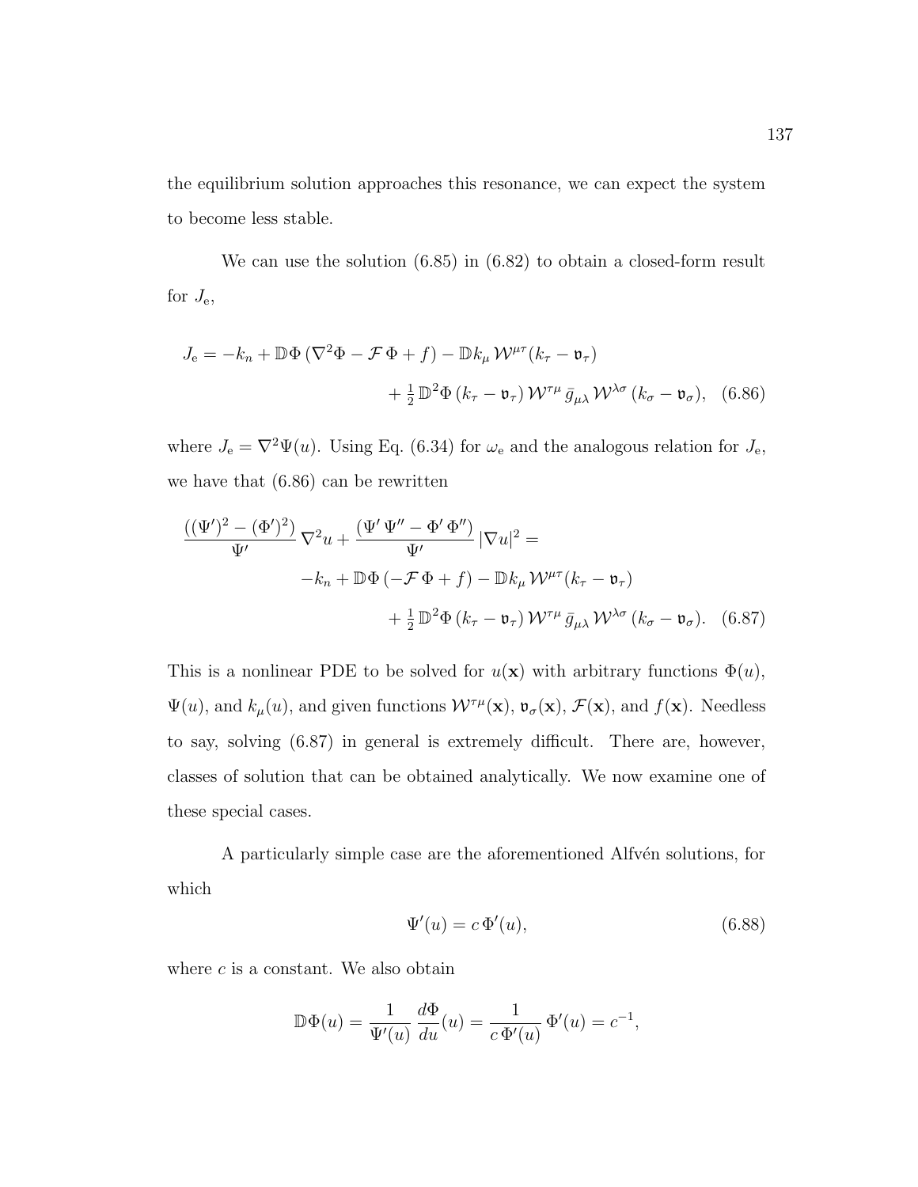the equilibrium solution approaches this resonance, we can expect the system to become less stable.

We can use the solution (6.85) in (6.82) to obtain a closed-form result for $J_\mathrm{e}$,

$$
\begin{aligned}
J_\mathrm{e} = -k_n + \mathbb{D}\Phi\,(\nabla^2\Phi - \mathcal{F}\,\Phi + f) - \mathbb{D}k_\mu\,\mathcal{W}^{\mu\tau}(k_\tau - \mathfrak{v}_\tau) \\
+ \tfrac{1}{2}\,\mathbb{D}^2\Phi\,(k_\tau - \mathfrak{v}_\tau)\,\mathcal{W}^{\tau\mu}\,\bar{g}_{\mu\lambda}\,\mathcal{W}^{\lambda\sigma}\,(k_\sigma - \mathfrak{v}_\sigma), \quad (6.86)
\end{aligned}
$$

where $J_\mathrm{e} = \nabla^2\Psi(u)$. Using Eq. (6.34) for $\omega_\mathrm{e}$ and the analogous relation for $J_\mathrm{e}$, we have that (6.86) can be rewritten

$$
\begin{aligned}
\frac{((\Psi')^2 - (\Phi')^2)}{\Psi'}\,\nabla^2 u + \frac{(\Psi'\,\Psi'' - \Phi'\,\Phi'')}{\Psi'}\,|\nabla u|^2 = \\
-k_n + \mathbb{D}\Phi\,(-\mathcal{F}\,\Phi + f) - \mathbb{D}k_\mu\,\mathcal{W}^{\mu\tau}(k_\tau - \mathfrak{v}_\tau) \\
+ \tfrac{1}{2}\,\mathbb{D}^2\Phi\,(k_\tau - \mathfrak{v}_\tau)\,\mathcal{W}^{\tau\mu}\,\bar{g}_{\mu\lambda}\,\mathcal{W}^{\lambda\sigma}\,(k_\sigma - \mathfrak{v}_\sigma). \quad (6.87)
\end{aligned}
$$

This is a nonlinear PDE to be solved for $u(\mathbf{x})$ with arbitrary functions $\Phi(u)$, $\Psi(u)$, and $k_\mu(u)$, and given functions $\mathcal{W}^{\tau\mu}(\mathbf{x})$, $\mathfrak{v}_\sigma(\mathbf{x})$, $\mathcal{F}(\mathbf{x})$, and $f(\mathbf{x})$. Needless to say, solving (6.87) in general is extremely difficult. There are, however, classes of solution that can be obtained analytically. We now examine one of these special cases.

A particularly simple case are the aforementioned Alfvén solutions, for which

$$
\Psi'(u) = c\,\Phi'(u), \quad (6.88)
$$

where $c$ is a constant. We also obtain

$$
\mathbb{D}\Phi(u) = \frac{1}{\Psi'(u)}\,\frac{d\Phi}{du}(u) = \frac{1}{c\,\Phi'(u)}\,\Phi'(u) = c^{-1},
$$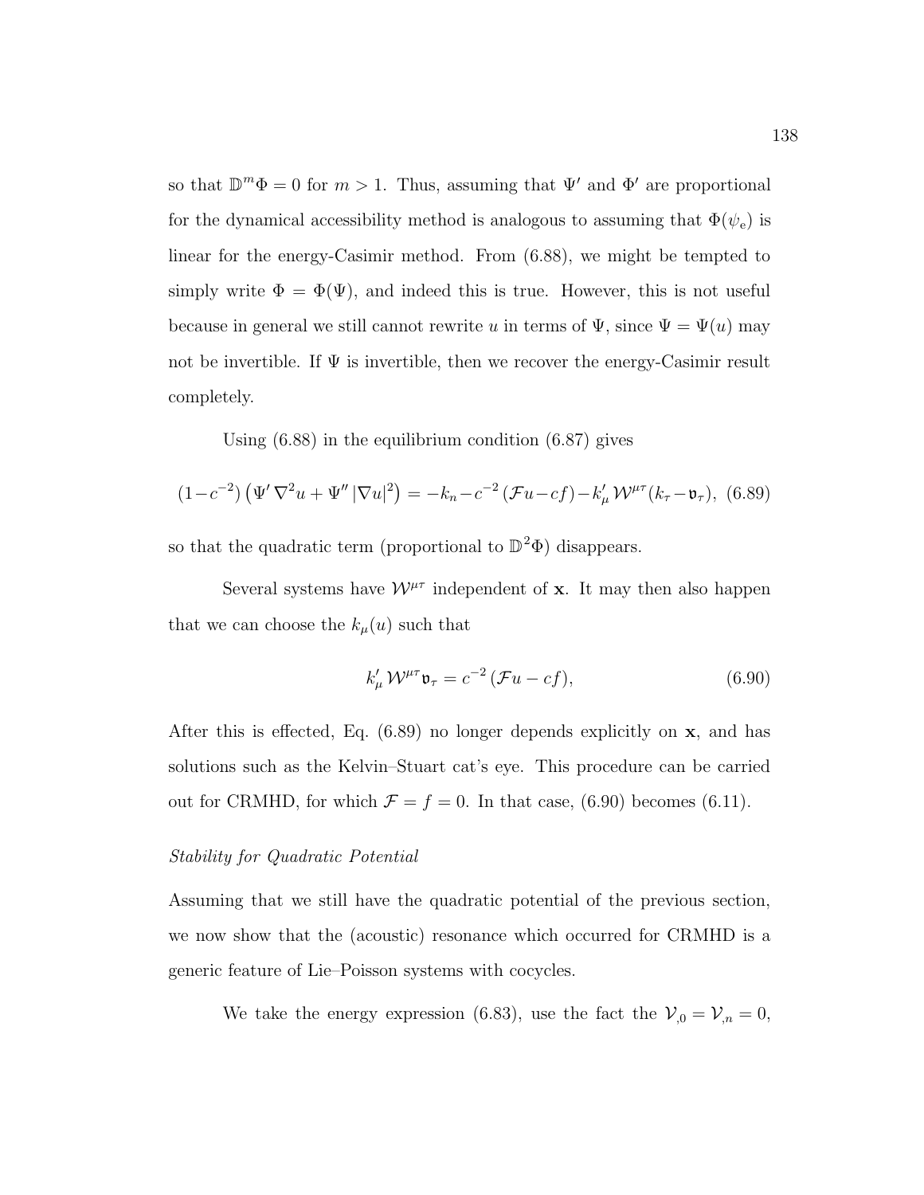so that $\mathbb{D}^m\Phi = 0$ for $m > 1$. Thus, assuming that $\Psi'$ and $\Phi'$ are proportional for the dynamical accessibility method is analogous to assuming that $\Phi(\psi_{\rm e})$ is linear for the energy-Casimir method. From (6.88), we might be tempted to simply write $\Phi = \Phi(\Psi)$, and indeed this is true. However, this is not useful because in general we still cannot rewrite $u$ in terms of $\Psi$, since $\Psi = \Psi(u)$ may not be invertible. If $\Psi$ is invertible, then we recover the energy-Casimir result completely.

Using (6.88) in the equilibrium condition (6.87) gives

$$(1-c^{-2})\left(\Psi'\,\nabla^2 u + \Psi''\,|\nabla u|^2\right) = -k_n - c^{-2}\,(\mathcal{F}u - cf) - k'_\mu\,\mathcal{W}^{\mu\tau}(k_\tau - \mathfrak{v}_\tau), \quad (6.89)$$

so that the quadratic term (proportional to $\mathbb{D}^2\Phi$) disappears.

Several systems have $\mathcal{W}^{\mu\tau}$ independent of $\mathbf{x}$. It may then also happen that we can choose the $k_\mu(u)$ such that

$$k'_\mu\,\mathcal{W}^{\mu\tau}\mathfrak{v}_\tau = c^{-2}\,(\mathcal{F}u - cf), \quad (6.90)$$

After this is effected, Eq. (6.89) no longer depends explicitly on $\mathbf{x}$, and has solutions such as the Kelvin–Stuart cat's eye. This procedure can be carried out for CRMHD, for which $\mathcal{F} = f = 0$. In that case, (6.90) becomes (6.11).

*Stability for Quadratic Potential*

Assuming that we still have the quadratic potential of the previous section, we now show that the (acoustic) resonance which occurred for CRMHD is a generic feature of Lie–Poisson systems with cocycles.

We take the energy expression (6.83), use the fact the $\mathcal{V}_{,0} = \mathcal{V}_{,n} = 0$,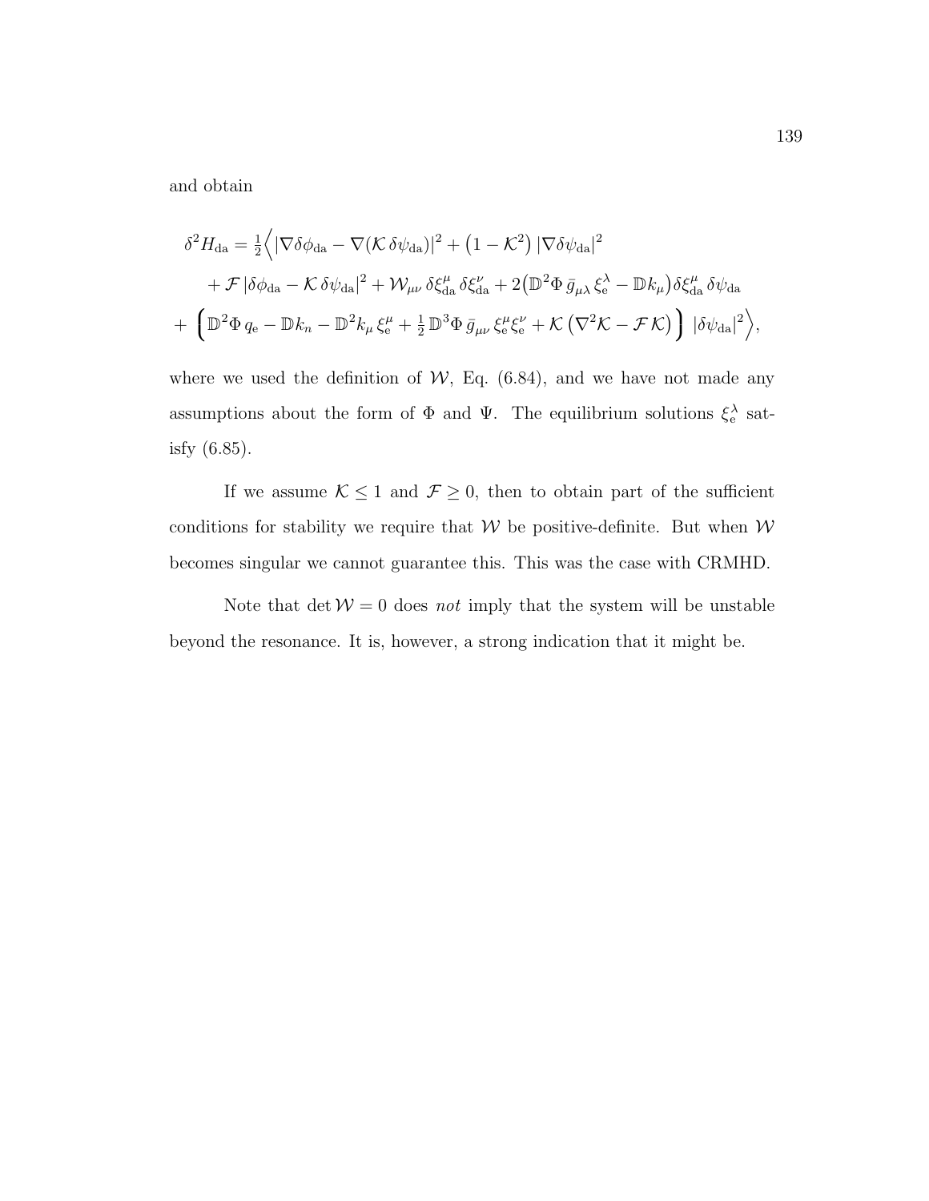and obtain

$$
\begin{aligned}
\delta^2 H_{\mathrm{da}} = \tfrac{1}{2}\Big\langle & |\nabla\delta\phi_{\mathrm{da}} - \nabla(\mathcal{K}\,\delta\psi_{\mathrm{da}})|^2 + \big(1-\mathcal{K}^2\big)\,|\nabla\delta\psi_{\mathrm{da}}|^2 \\
& + \mathcal{F}\,|\delta\phi_{\mathrm{da}} - \mathcal{K}\,\delta\psi_{\mathrm{da}}|^2 + \mathcal{W}_{\mu\nu}\,\delta\xi^{\mu}_{\mathrm{da}}\,\delta\xi^{\nu}_{\mathrm{da}} + 2\big(\mathbb{D}^2\Phi\,\bar{g}_{\mu\lambda}\,\xi^{\lambda}_{\mathrm{e}} - \mathbb{D}k_{\mu}\big)\delta\xi^{\mu}_{\mathrm{da}}\,\delta\psi_{\mathrm{da}} \\
+ & \Big(\mathbb{D}^2\Phi\,q_{\mathrm{e}} - \mathbb{D}k_n - \mathbb{D}^2 k_{\mu}\,\xi^{\mu}_{\mathrm{e}} + \tfrac{1}{2}\,\mathbb{D}^3\Phi\,\bar{g}_{\mu\nu}\,\xi^{\mu}_{\mathrm{e}}\xi^{\nu}_{\mathrm{e}} + \mathcal{K}\,\big(\nabla^2\mathcal{K} - \mathcal{F}\,\mathcal{K}\big)\Big)\;|\delta\psi_{\mathrm{da}}|^2\Big\rangle,
\end{aligned}
$$

where we used the definition of $\mathcal{W}$, Eq. (6.84), and we have not made any assumptions about the form of $\Phi$ and $\Psi$. The equilibrium solutions $\xi^{\lambda}_{\mathrm{e}}$ satisfy (6.85).

If we assume $\mathcal{K} \leq 1$ and $\mathcal{F} \geq 0$, then to obtain part of the sufficient conditions for stability we require that $\mathcal{W}$ be positive-definite. But when $\mathcal{W}$ becomes singular we cannot guarantee this. This was the case with CRMHD.

Note that $\det \mathcal{W} = 0$ does *not* imply that the system will be unstable beyond the resonance. It is, however, a strong indication that it might be.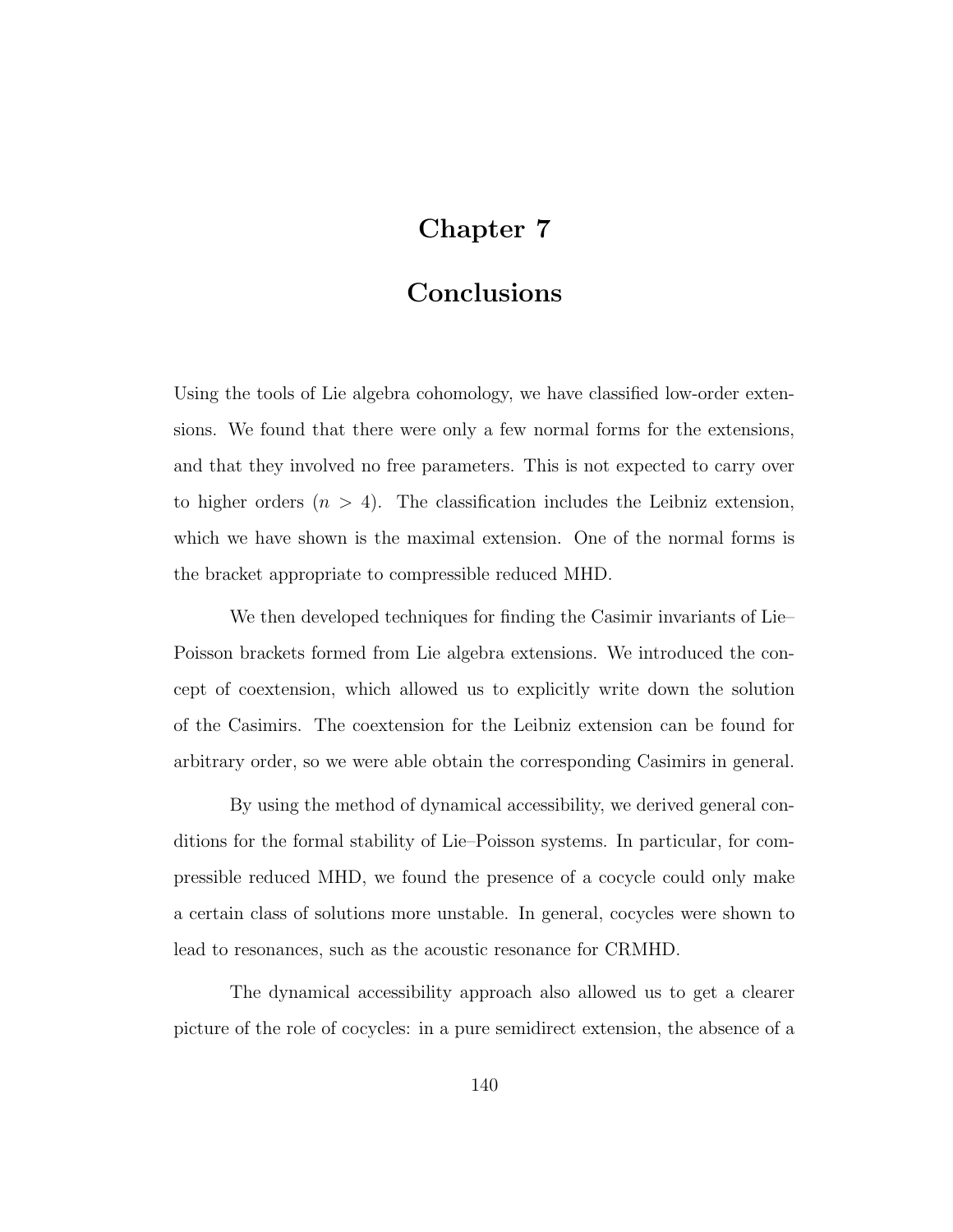# Chapter 7

# Conclusions

Using the tools of Lie algebra cohomology, we have classified low-order extensions. We found that there were only a few normal forms for the extensions, and that they involved no free parameters. This is not expected to carry over to higher orders ($n > 4$). The classification includes the Leibniz extension, which we have shown is the maximal extension. One of the normal forms is the bracket appropriate to compressible reduced MHD.

We then developed techniques for finding the Casimir invariants of Lie–Poisson brackets formed from Lie algebra extensions. We introduced the concept of coextension, which allowed us to explicitly write down the solution of the Casimirs. The coextension for the Leibniz extension can be found for arbitrary order, so we were able obtain the corresponding Casimirs in general.

By using the method of dynamical accessibility, we derived general conditions for the formal stability of Lie–Poisson systems. In particular, for compressible reduced MHD, we found the presence of a cocycle could only make a certain class of solutions more unstable. In general, cocycles were shown to lead to resonances, such as the acoustic resonance for CRMHD.

The dynamical accessibility approach also allowed us to get a clearer picture of the role of cocycles: in a pure semidirect extension, the absence of a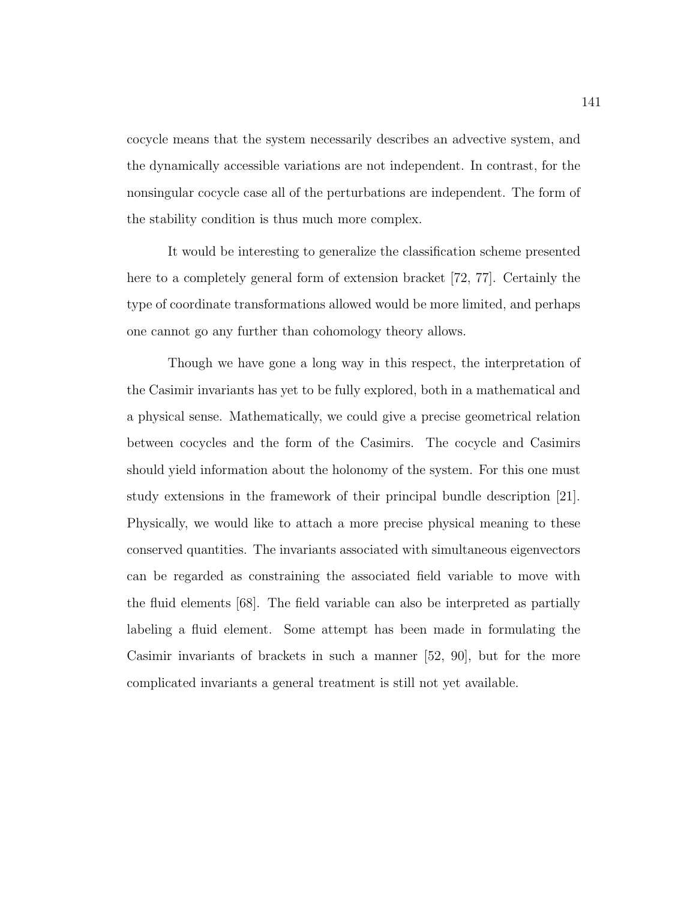cocycle means that the system necessarily describes an advective system, and the dynamically accessible variations are not independent. In contrast, for the nonsingular cocycle case all of the perturbations are independent. The form of the stability condition is thus much more complex.

It would be interesting to generalize the classification scheme presented here to a completely general form of extension bracket [72, 77]. Certainly the type of coordinate transformations allowed would be more limited, and perhaps one cannot go any further than cohomology theory allows.

Though we have gone a long way in this respect, the interpretation of the Casimir invariants has yet to be fully explored, both in a mathematical and a physical sense. Mathematically, we could give a precise geometrical relation between cocycles and the form of the Casimirs. The cocycle and Casimirs should yield information about the holonomy of the system. For this one must study extensions in the framework of their principal bundle description [21]. Physically, we would like to attach a more precise physical meaning to these conserved quantities. The invariants associated with simultaneous eigenvectors can be regarded as constraining the associated field variable to move with the fluid elements [68]. The field variable can also be interpreted as partially labeling a fluid element. Some attempt has been made in formulating the Casimir invariants of brackets in such a manner [52, 90], but for the more complicated invariants a general treatment is still not yet available.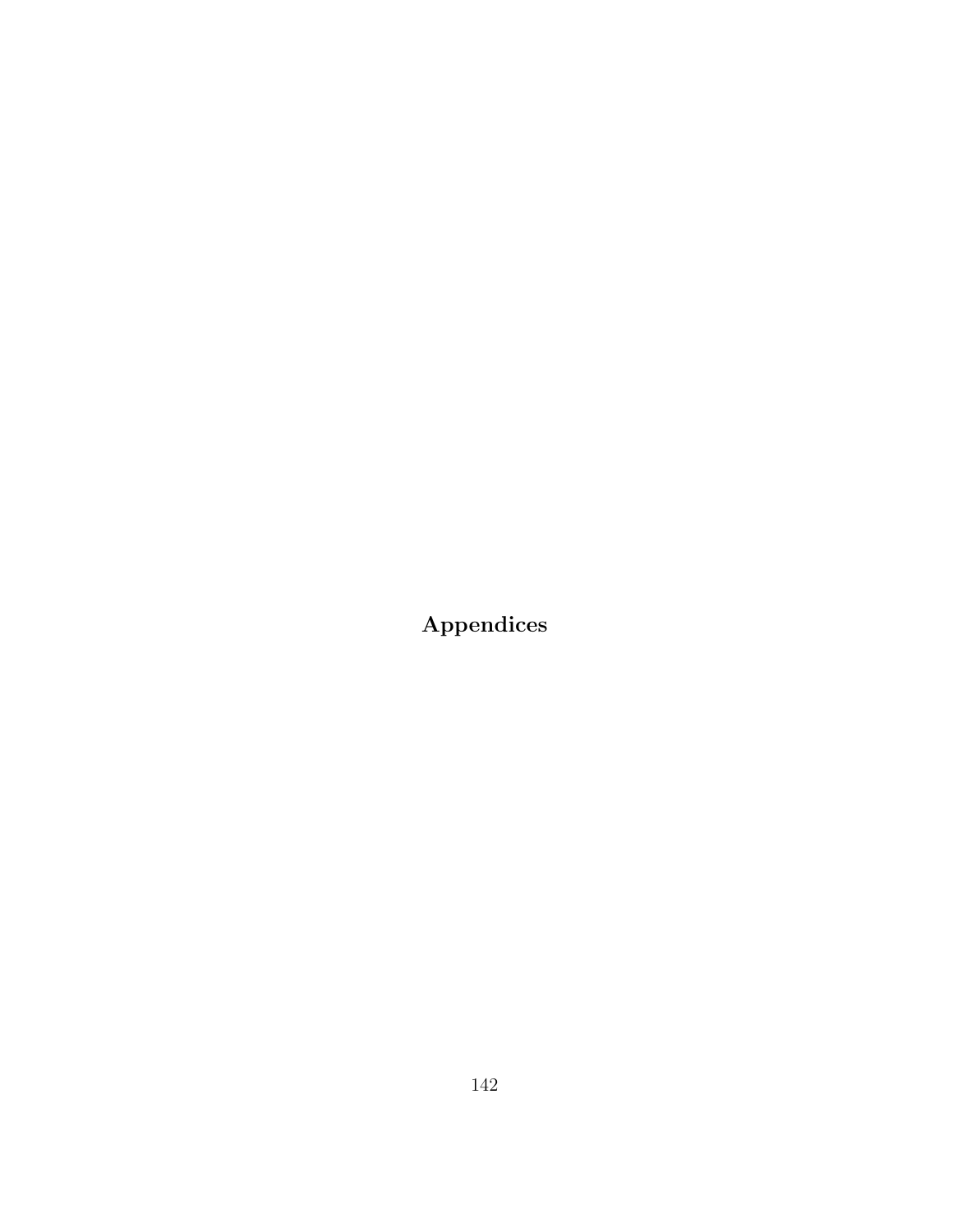# Appendices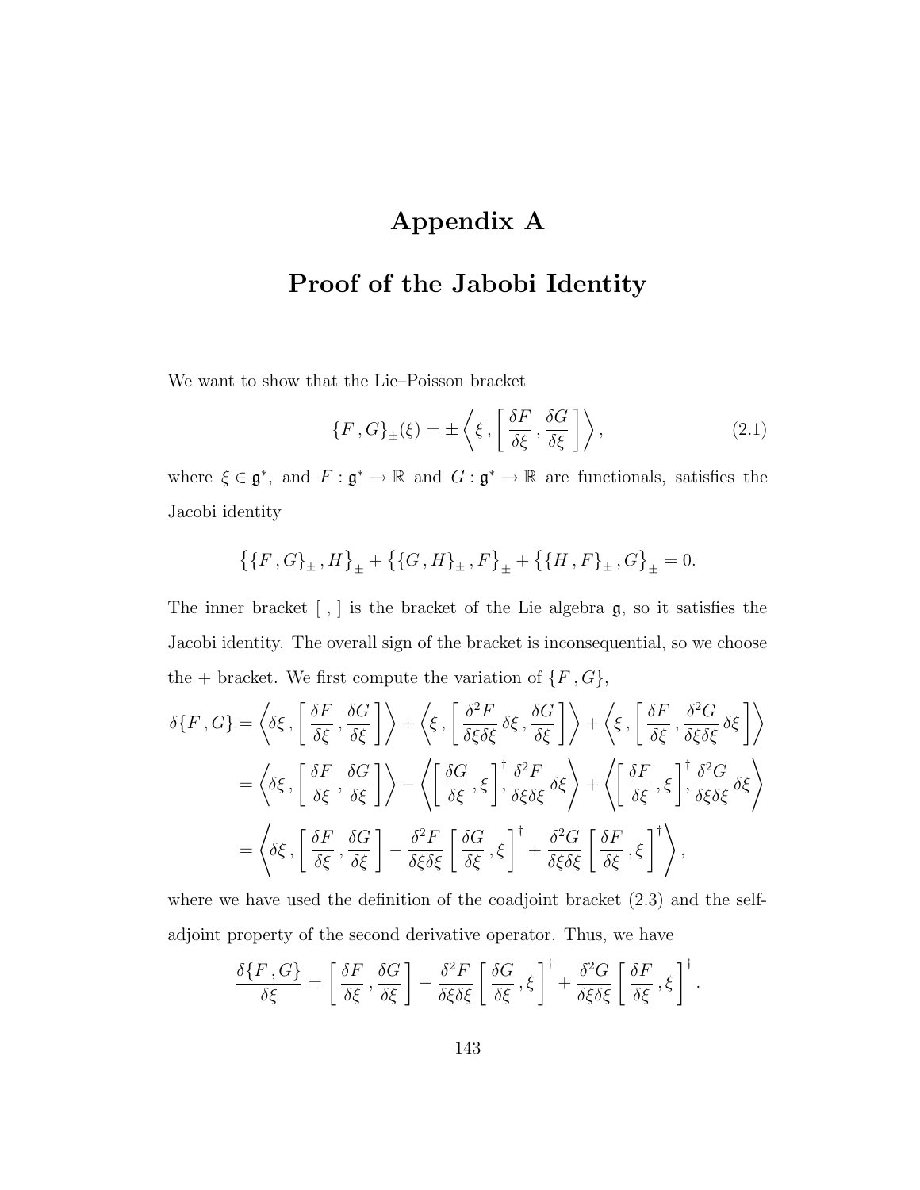# Appendix A

# Proof of the Jabobi Identity

We want to show that the Lie–Poisson bracket

$$\{F\,,G\}_{\pm}(\xi) = \pm\left\langle \xi\,,\left[\,\frac{\delta F}{\delta \xi}\,,\frac{\delta G}{\delta \xi}\,\right]\right\rangle, \tag{2.1}$$

where $\xi \in \mathfrak{g}^*$, and $F : \mathfrak{g}^* \to \mathbb{R}$ and $G : \mathfrak{g}^* \to \mathbb{R}$ are functionals, satisfies the Jacobi identity

$$\big\{\{F\,,G\}_{\pm}\,,H\big\}_{\pm} + \big\{\{G\,,H\}_{\pm}\,,F\big\}_{\pm} + \big\{\{H\,,F\}_{\pm}\,,G\big\}_{\pm} = 0.$$

The inner bracket $[\;,\,]$ is the bracket of the Lie algebra $\mathfrak{g}$, so it satisfies the Jacobi identity. The overall sign of the bracket is inconsequential, so we choose the + bracket. We first compute the variation of $\{F\,,G\}$,

$$\begin{aligned}
\delta\{F\,,G\} &= \left\langle \delta\xi\,,\left[\,\frac{\delta F}{\delta \xi}\,,\frac{\delta G}{\delta \xi}\,\right]\right\rangle + \left\langle \xi\,,\left[\,\frac{\delta^2 F}{\delta\xi\delta\xi}\,\delta\xi\,,\frac{\delta G}{\delta \xi}\,\right]\right\rangle + \left\langle \xi\,,\left[\,\frac{\delta F}{\delta \xi}\,,\frac{\delta^2 G}{\delta\xi\delta\xi}\,\delta\xi\,\right]\right\rangle \\
&= \left\langle \delta\xi\,,\left[\,\frac{\delta F}{\delta \xi}\,,\frac{\delta G}{\delta \xi}\,\right]\right\rangle - \left\langle \left[\,\frac{\delta G}{\delta \xi}\,,\xi\,\right]^{\dagger}, \frac{\delta^2 F}{\delta\xi\delta\xi}\,\delta\xi\right\rangle + \left\langle \left[\,\frac{\delta F}{\delta \xi}\,,\xi\,\right]^{\dagger}, \frac{\delta^2 G}{\delta\xi\delta\xi}\,\delta\xi\right\rangle \\
&= \left\langle \delta\xi\,,\left[\,\frac{\delta F}{\delta \xi}\,,\frac{\delta G}{\delta \xi}\,\right] - \frac{\delta^2 F}{\delta\xi\delta\xi}\left[\,\frac{\delta G}{\delta \xi}\,,\xi\,\right]^{\dagger} + \frac{\delta^2 G}{\delta\xi\delta\xi}\left[\,\frac{\delta F}{\delta \xi}\,,\xi\,\right]^{\dagger}\right\rangle,
\end{aligned}$$

where we have used the definition of the coadjoint bracket (2.3) and the self-adjoint property of the second derivative operator. Thus, we have

$$\frac{\delta\{F\,,G\}}{\delta\xi} = \left[\,\frac{\delta F}{\delta \xi}\,,\frac{\delta G}{\delta \xi}\,\right] - \frac{\delta^2 F}{\delta\xi\delta\xi}\left[\,\frac{\delta G}{\delta \xi}\,,\xi\,\right]^{\dagger} + \frac{\delta^2 G}{\delta\xi\delta\xi}\left[\,\frac{\delta F}{\delta \xi}\,,\xi\,\right]^{\dagger}.$$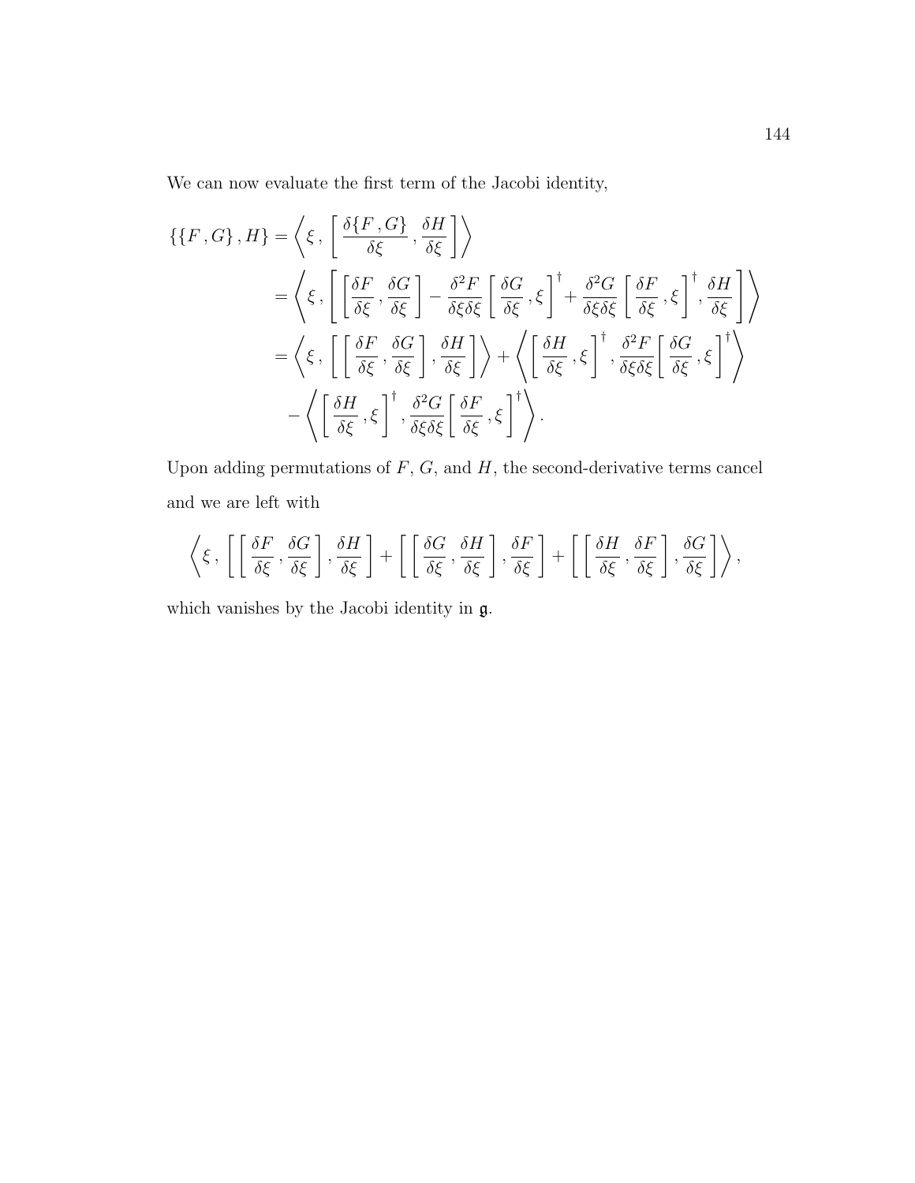We can now evaluate the first term of the Jacobi identity,

$$
\begin{aligned}
\{\{F\,,G\}\,,H\} &= \left\langle \xi\,,\,\left[\,\frac{\delta\{F\,,G\}}{\delta\xi}\,,\frac{\delta H}{\delta\xi}\,\right]\right\rangle \\
&= \left\langle \xi\,,\,\left[\,\left[\,\frac{\delta F}{\delta\xi}\,,\frac{\delta G}{\delta\xi}\,\right] - \frac{\delta^2 F}{\delta\xi\delta\xi}\left[\,\frac{\delta G}{\delta\xi}\,,\xi\,\right]^\dagger + \frac{\delta^2 G}{\delta\xi\delta\xi}\left[\,\frac{\delta F}{\delta\xi}\,,\xi\,\right]^\dagger,\frac{\delta H}{\delta\xi}\,\right]\right\rangle \\
&= \left\langle \xi\,,\,\left[\,\left[\,\frac{\delta F}{\delta\xi}\,,\frac{\delta G}{\delta\xi}\,\right],\frac{\delta H}{\delta\xi}\,\right]\right\rangle + \left\langle \left[\,\frac{\delta H}{\delta\xi}\,,\xi\,\right]^\dagger,\frac{\delta^2 F}{\delta\xi\delta\xi}\left[\,\frac{\delta G}{\delta\xi}\,,\xi\,\right]^\dagger\right\rangle \\
&\quad - \left\langle \left[\,\frac{\delta H}{\delta\xi}\,,\xi\,\right]^\dagger,\frac{\delta^2 G}{\delta\xi\delta\xi}\left[\,\frac{\delta F}{\delta\xi}\,,\xi\,\right]^\dagger\right\rangle.
\end{aligned}
$$

Upon adding permutations of $F$, $G$, and $H$, the second-derivative terms cancel and we are left with

$$
\left\langle \xi\,,\,\left[\,\left[\,\frac{\delta F}{\delta\xi}\,,\frac{\delta G}{\delta\xi}\,\right],\frac{\delta H}{\delta\xi}\,\right] + \left[\,\left[\,\frac{\delta G}{\delta\xi}\,,\frac{\delta H}{\delta\xi}\,\right],\frac{\delta F}{\delta\xi}\,\right] + \left[\,\left[\,\frac{\delta H}{\delta\xi}\,,\frac{\delta F}{\delta\xi}\,\right],\frac{\delta G}{\delta\xi}\,\right]\right\rangle,
$$

which vanishes by the Jacobi identity in $\mathfrak{g}$.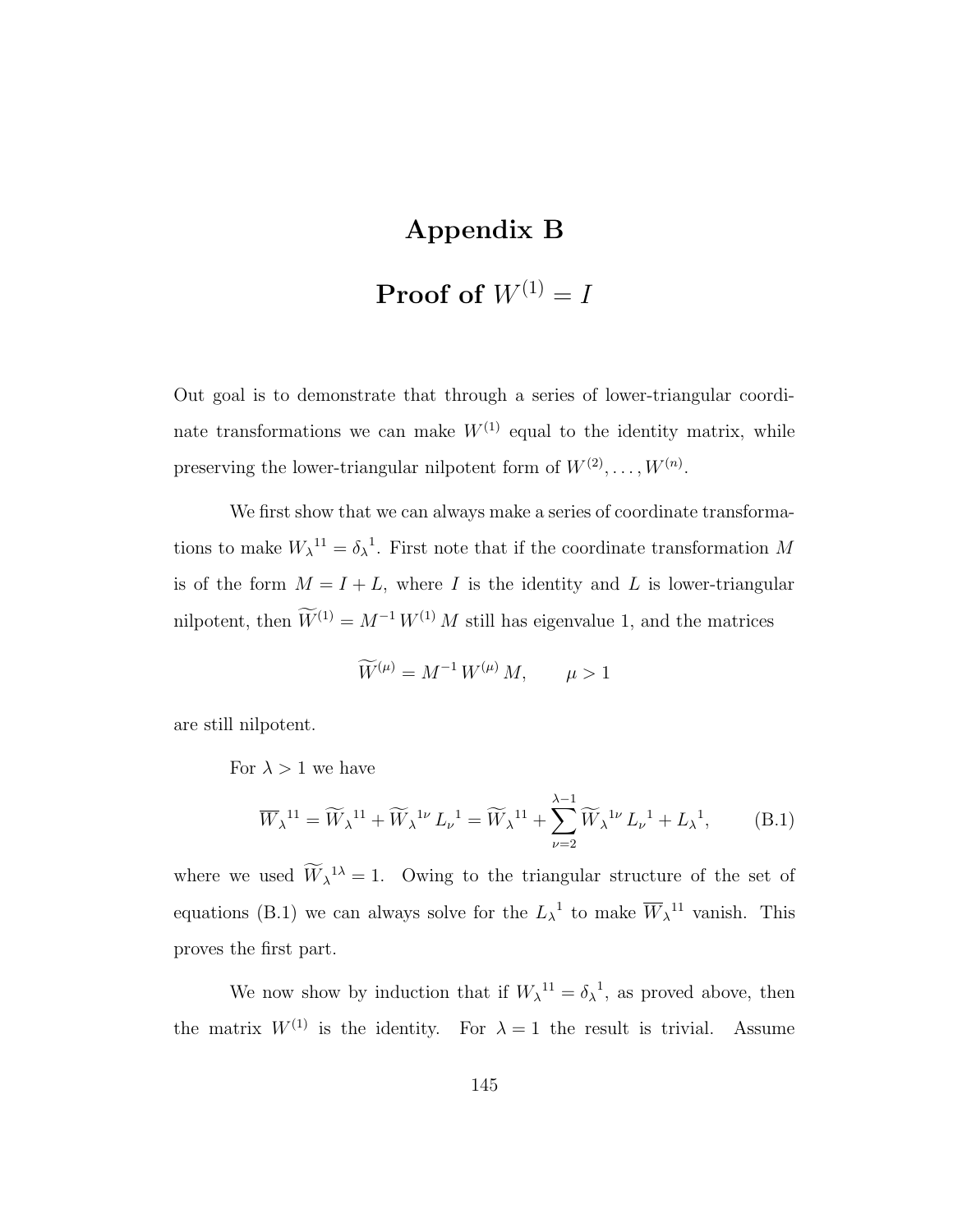# Appendix B

# Proof of $W^{(1)} = I$

Out goal is to demonstrate that through a series of lower-triangular coordinate transformations we can make $W^{(1)}$ equal to the identity matrix, while preserving the lower-triangular nilpotent form of $W^{(2)}, \ldots, W^{(n)}$.

We first show that we can always make a series of coordinate transformations to make ${W_\lambda}^{11} = {\delta_\lambda}^1$. First note that if the coordinate transformation $M$ is of the form $M = I + L$, where $I$ is the identity and $L$ is lower-triangular nilpotent, then $\widetilde{W}^{(1)} = M^{-1}\, W^{(1)}\, M$ still has eigenvalue 1, and the matrices

$$\widetilde{W}^{(\mu)} = M^{-1}\, W^{(\mu)}\, M, \qquad \mu > 1$$

are still nilpotent.

For $\lambda > 1$ we have

$$\overline{W}_\lambda{}^{11} = \widetilde{W}_\lambda{}^{11} + \widetilde{W}_\lambda{}^{1\nu}\, L_\nu{}^1 = \widetilde{W}_\lambda{}^{11} + \sum_{\nu=2}^{\lambda-1} \widetilde{W}_\lambda{}^{1\nu}\, L_\nu{}^1 + L_\lambda{}^1, \tag{B.1}$$

where we used $\widetilde{W}_\lambda{}^{1\lambda} = 1$. Owing to the triangular structure of the set of equations (B.1) we can always solve for the $L_\lambda{}^1$ to make $\overline{W}_\lambda{}^{11}$ vanish. This proves the first part.

We now show by induction that if ${W_\lambda}^{11} = {\delta_\lambda}^1$, as proved above, then the matrix $W^{(1)}$ is the identity. For $\lambda = 1$ the result is trivial. Assume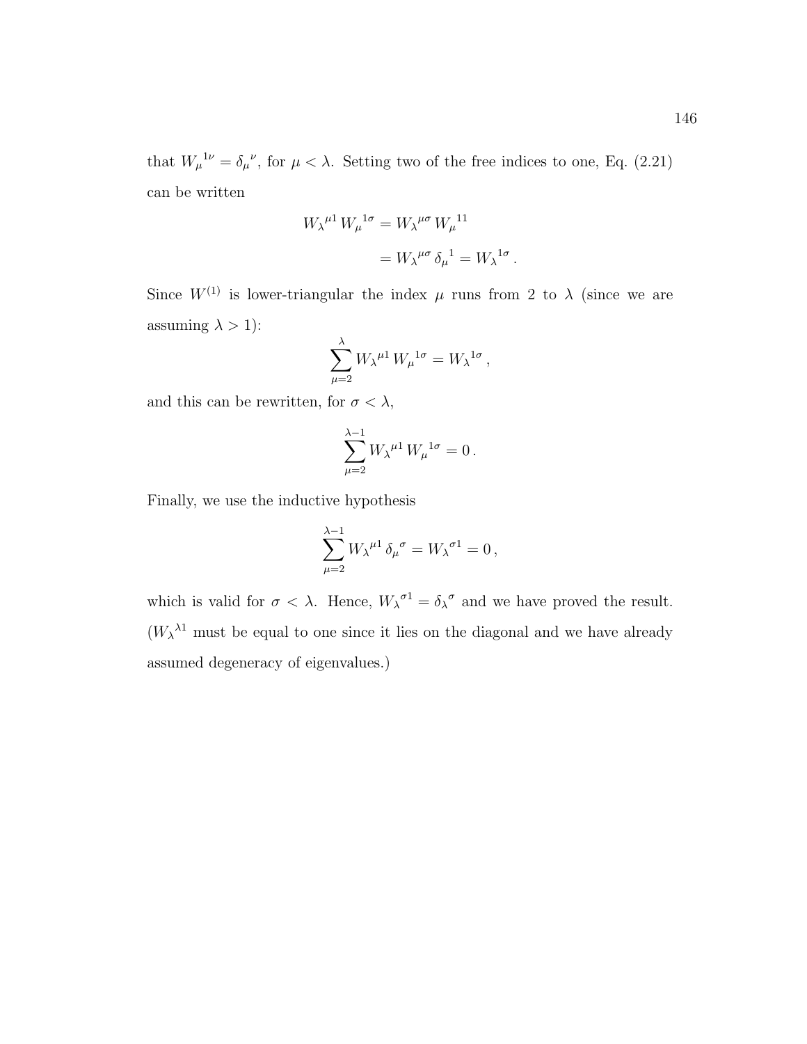that ${W_\mu}^{1\nu} = {\delta_\mu}^\nu$, for $\mu < \lambda$. Setting two of the free indices to one, Eq. (2.21) can be written

$$
\begin{aligned}
{W_\lambda}^{\mu 1} \, {W_\mu}^{1\sigma} &= {W_\lambda}^{\mu\sigma} \, {W_\mu}^{11} \\
&= {W_\lambda}^{\mu\sigma} \, {\delta_\mu}^1 = {W_\lambda}^{1\sigma} \, .
\end{aligned}
$$

Since $W^{(1)}$ is lower-triangular the index $\mu$ runs from 2 to $\lambda$ (since we are assuming $\lambda > 1$):

$$
\sum_{\mu=2}^{\lambda} {W_\lambda}^{\mu 1} \, {W_\mu}^{1\sigma} = {W_\lambda}^{1\sigma} \, ,
$$

and this can be rewritten, for $\sigma < \lambda$,

$$
\sum_{\mu=2}^{\lambda-1} {W_\lambda}^{\mu 1} \, {W_\mu}^{1\sigma} = 0 \, .
$$

Finally, we use the inductive hypothesis

$$
\sum_{\mu=2}^{\lambda-1} {W_\lambda}^{\mu 1} \, {\delta_\mu}^\sigma = {W_\lambda}^{\sigma 1} = 0 \, ,
$$

which is valid for $\sigma < \lambda$. Hence, ${W_\lambda}^{\sigma 1} = {\delta_\lambda}^\sigma$ and we have proved the result. (${W_\lambda}^{\lambda 1}$ must be equal to one since it lies on the diagonal and we have already assumed degeneracy of eigenvalues.)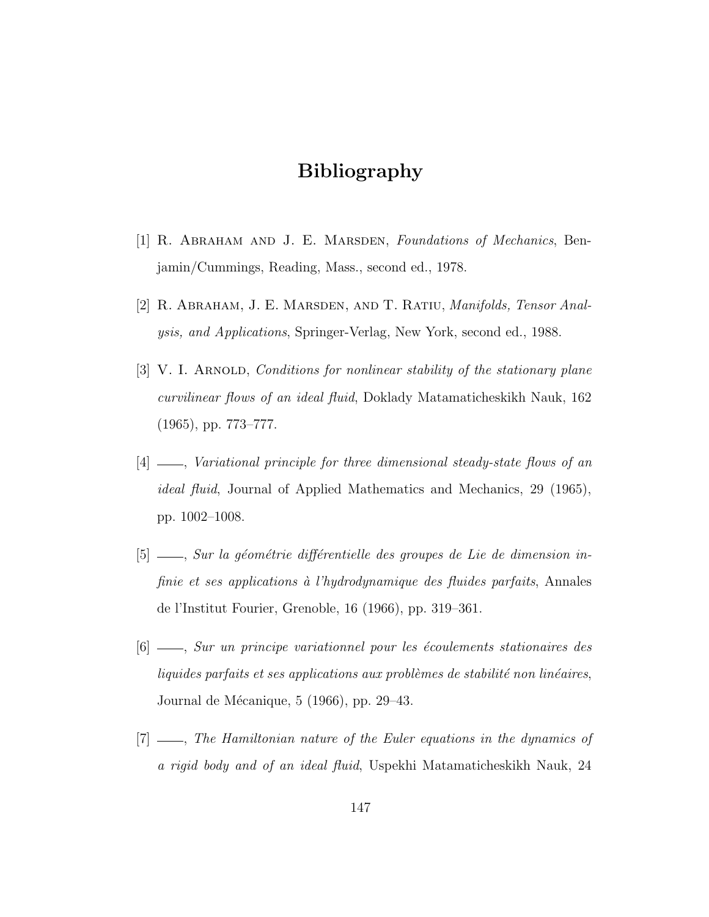# Bibliography

[1] R. Abraham and J. E. Marsden, *Foundations of Mechanics*, Benjamin/Cummings, Reading, Mass., second ed., 1978.

[2] R. Abraham, J. E. Marsden, and T. Ratiu, *Manifolds, Tensor Analysis, and Applications*, Springer-Verlag, New York, second ed., 1988.

[3] V. I. Arnold, *Conditions for nonlinear stability of the stationary plane curvilinear flows of an ideal fluid*, Doklady Matamaticheskikh Nauk, 162 (1965), pp. 773–777.

[4] ——, *Variational principle for three dimensional steady-state flows of an ideal fluid*, Journal of Applied Mathematics and Mechanics, 29 (1965), pp. 1002–1008.

[5] ——, *Sur la géométrie différentielle des groupes de Lie de dimension infinie et ses applications à l'hydrodynamique des fluides parfaits*, Annales de l'Institut Fourier, Grenoble, 16 (1966), pp. 319–361.

[6] ——, *Sur un principe variationnel pour les écoulements stationaires des liquides parfaits et ses applications aux problèmes de stabilité non linéaires*, Journal de Mécanique, 5 (1966), pp. 29–43.

[7] ——, *The Hamiltonian nature of the Euler equations in the dynamics of a rigid body and of an ideal fluid*, Uspekhi Matamaticheskikh Nauk, 24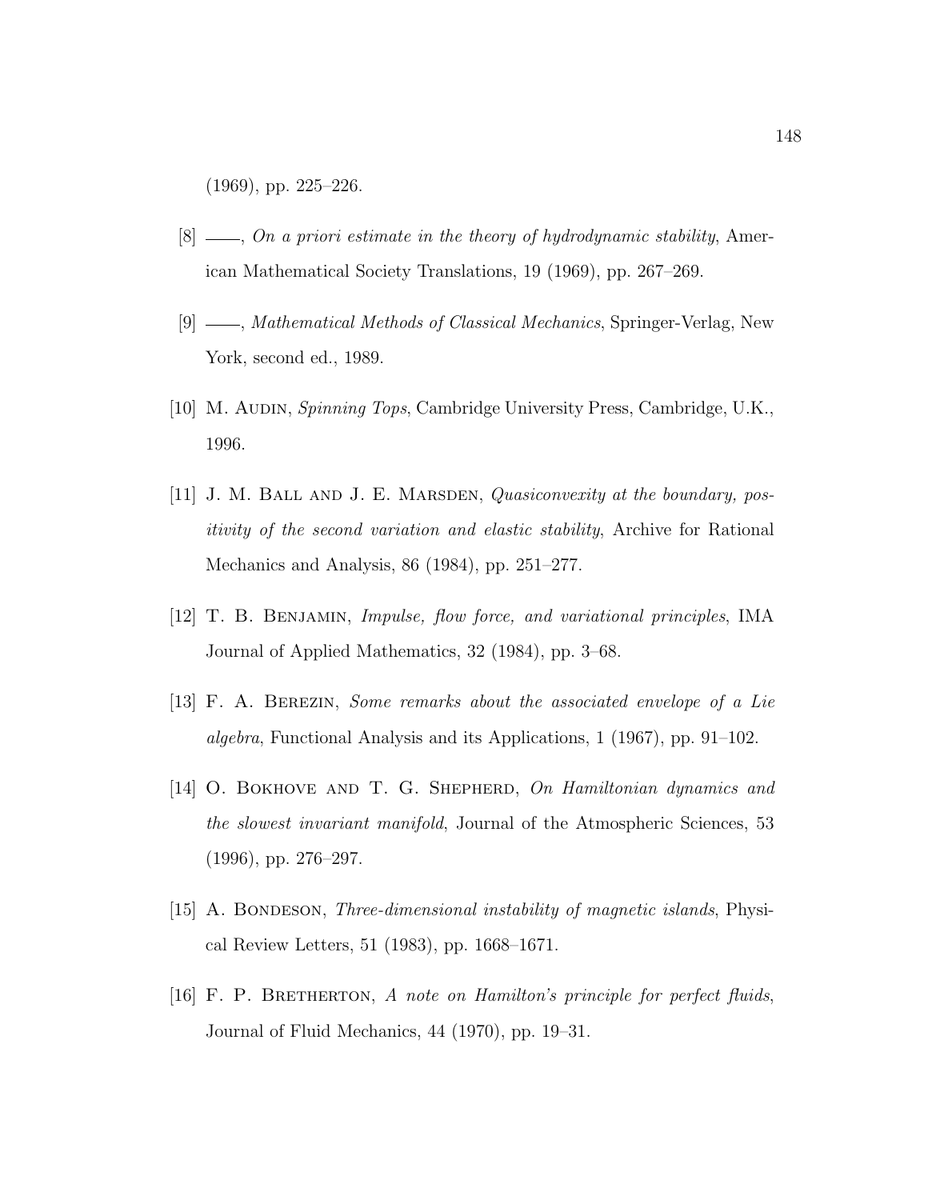(1969), pp. 225–226.

[8] ——, *On a priori estimate in the theory of hydrodynamic stability*, American Mathematical Society Translations, 19 (1969), pp. 267–269.

[9] ——, *Mathematical Methods of Classical Mechanics*, Springer-Verlag, New York, second ed., 1989.

[10] M. Audin, *Spinning Tops*, Cambridge University Press, Cambridge, U.K., 1996.

[11] J. M. Ball and J. E. Marsden, *Quasiconvexity at the boundary, positivity of the second variation and elastic stability*, Archive for Rational Mechanics and Analysis, 86 (1984), pp. 251–277.

[12] T. B. Benjamin, *Impulse, flow force, and variational principles*, IMA Journal of Applied Mathematics, 32 (1984), pp. 3–68.

[13] F. A. Berezin, *Some remarks about the associated envelope of a Lie algebra*, Functional Analysis and its Applications, 1 (1967), pp. 91–102.

[14] O. Bokhove and T. G. Shepherd, *On Hamiltonian dynamics and the slowest invariant manifold*, Journal of the Atmospheric Sciences, 53 (1996), pp. 276–297.

[15] A. Bondeson, *Three-dimensional instability of magnetic islands*, Physical Review Letters, 51 (1983), pp. 1668–1671.

[16] F. P. Bretherton, *A note on Hamilton's principle for perfect fluids*, Journal of Fluid Mechanics, 44 (1970), pp. 19–31.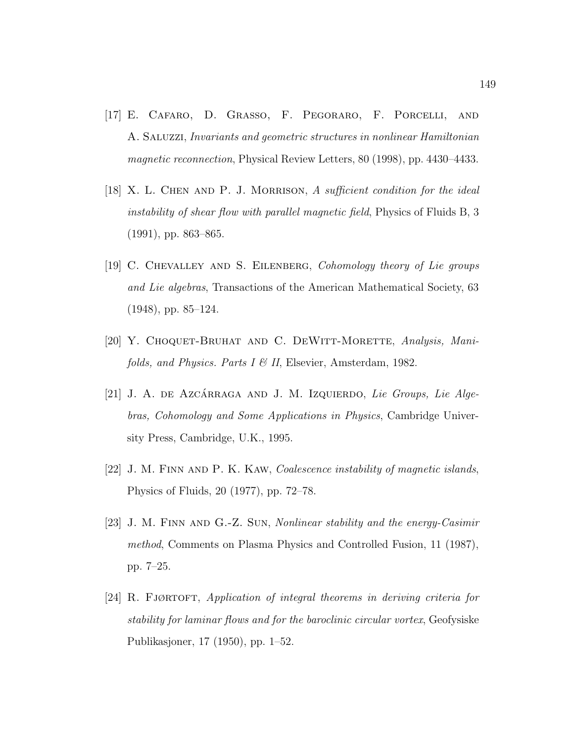[17] E. Cafaro, D. Grasso, F. Pegoraro, F. Porcelli, and A. Saluzzi, *Invariants and geometric structures in nonlinear Hamiltonian magnetic reconnection*, Physical Review Letters, 80 (1998), pp. 4430–4433.

[18] X. L. Chen and P. J. Morrison, *A sufficient condition for the ideal instability of shear flow with parallel magnetic field*, Physics of Fluids B, 3 (1991), pp. 863–865.

[19] C. Chevalley and S. Eilenberg, *Cohomology theory of Lie groups and Lie algebras*, Transactions of the American Mathematical Society, 63 (1948), pp. 85–124.

[20] Y. Choquet-Bruhat and C. DeWitt-Morette, *Analysis, Manifolds, and Physics. Parts I & II*, Elsevier, Amsterdam, 1982.

[21] J. A. de Azcárraga and J. M. Izquierdo, *Lie Groups, Lie Algebras, Cohomology and Some Applications in Physics*, Cambridge University Press, Cambridge, U.K., 1995.

[22] J. M. Finn and P. K. Kaw, *Coalescence instability of magnetic islands*, Physics of Fluids, 20 (1977), pp. 72–78.

[23] J. M. Finn and G.-Z. Sun, *Nonlinear stability and the energy-Casimir method*, Comments on Plasma Physics and Controlled Fusion, 11 (1987), pp. 7–25.

[24] R. Fjørtoft, *Application of integral theorems in deriving criteria for stability for laminar flows and for the baroclinic circular vortex*, Geofysiske Publikasjoner, 17 (1950), pp. 1–52.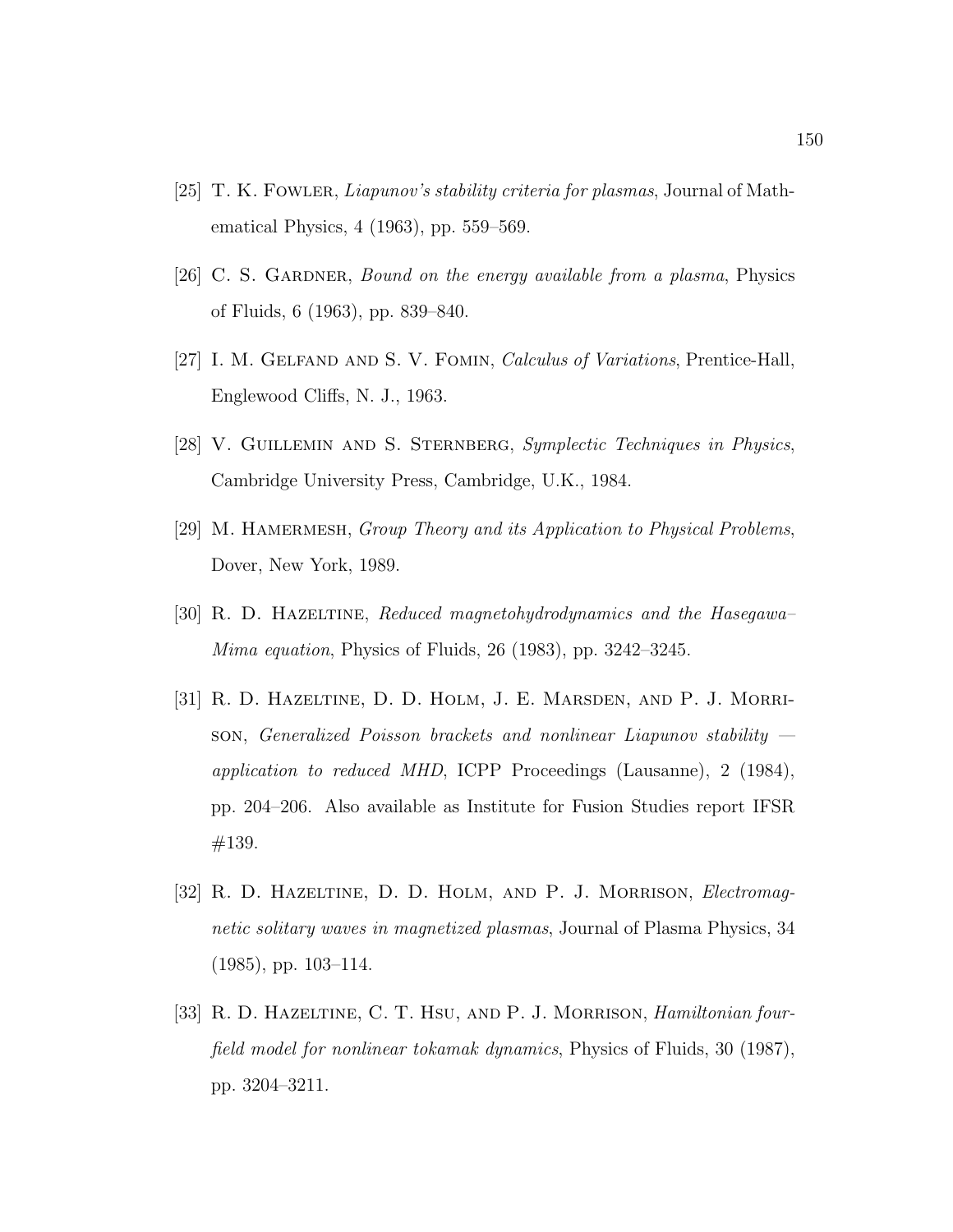[25] T. K. Fowler, *Liapunov's stability criteria for plasmas*, Journal of Mathematical Physics, 4 (1963), pp. 559–569.

[26] C. S. Gardner, *Bound on the energy available from a plasma*, Physics of Fluids, 6 (1963), pp. 839–840.

[27] I. M. Gelfand and S. V. Fomin, *Calculus of Variations*, Prentice-Hall, Englewood Cliffs, N. J., 1963.

[28] V. Guillemin and S. Sternberg, *Symplectic Techniques in Physics*, Cambridge University Press, Cambridge, U.K., 1984.

[29] M. Hamermesh, *Group Theory and its Application to Physical Problems*, Dover, New York, 1989.

[30] R. D. Hazeltine, *Reduced magnetohydrodynamics and the Hasegawa–Mima equation*, Physics of Fluids, 26 (1983), pp. 3242–3245.

[31] R. D. Hazeltine, D. D. Holm, J. E. Marsden, and P. J. Morrison, *Generalized Poisson brackets and nonlinear Liapunov stability — application to reduced MHD*, ICPP Proceedings (Lausanne), 2 (1984), pp. 204–206. Also available as Institute for Fusion Studies report IFSR #139.

[32] R. D. Hazeltine, D. D. Holm, and P. J. Morrison, *Electromagnetic solitary waves in magnetized plasmas*, Journal of Plasma Physics, 34 (1985), pp. 103–114.

[33] R. D. Hazeltine, C. T. Hsu, and P. J. Morrison, *Hamiltonian four-field model for nonlinear tokamak dynamics*, Physics of Fluids, 30 (1987), pp. 3204–3211.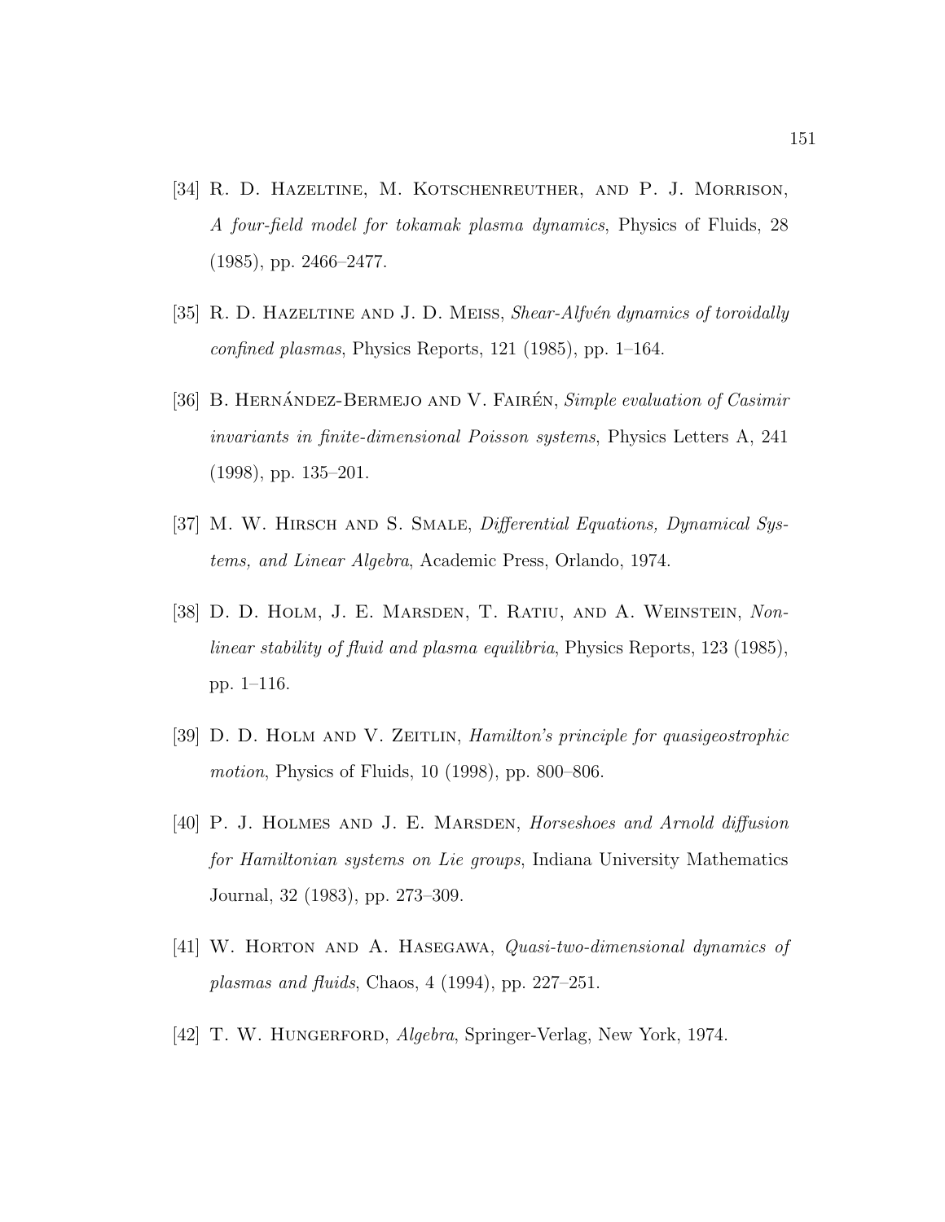[34] R. D. Hazeltine, M. Kotschenreuther, and P. J. Morrison, *A four-field model for tokamak plasma dynamics*, Physics of Fluids, 28 (1985), pp. 2466–2477.

[35] R. D. Hazeltine and J. D. Meiss, *Shear-Alfvén dynamics of toroidally confined plasmas*, Physics Reports, 121 (1985), pp. 1–164.

[36] B. Hernández-Bermejo and V. Fairén, *Simple evaluation of Casimir invariants in finite-dimensional Poisson systems*, Physics Letters A, 241 (1998), pp. 135–201.

[37] M. W. Hirsch and S. Smale, *Differential Equations, Dynamical Systems, and Linear Algebra*, Academic Press, Orlando, 1974.

[38] D. D. Holm, J. E. Marsden, T. Ratiu, and A. Weinstein, *Nonlinear stability of fluid and plasma equilibria*, Physics Reports, 123 (1985), pp. 1–116.

[39] D. D. Holm and V. Zeitlin, *Hamilton's principle for quasigeostrophic motion*, Physics of Fluids, 10 (1998), pp. 800–806.

[40] P. J. Holmes and J. E. Marsden, *Horseshoes and Arnold diffusion for Hamiltonian systems on Lie groups*, Indiana University Mathematics Journal, 32 (1983), pp. 273–309.

[41] W. Horton and A. Hasegawa, *Quasi-two-dimensional dynamics of plasmas and fluids*, Chaos, 4 (1994), pp. 227–251.

[42] T. W. Hungerford, *Algebra*, Springer-Verlag, New York, 1974.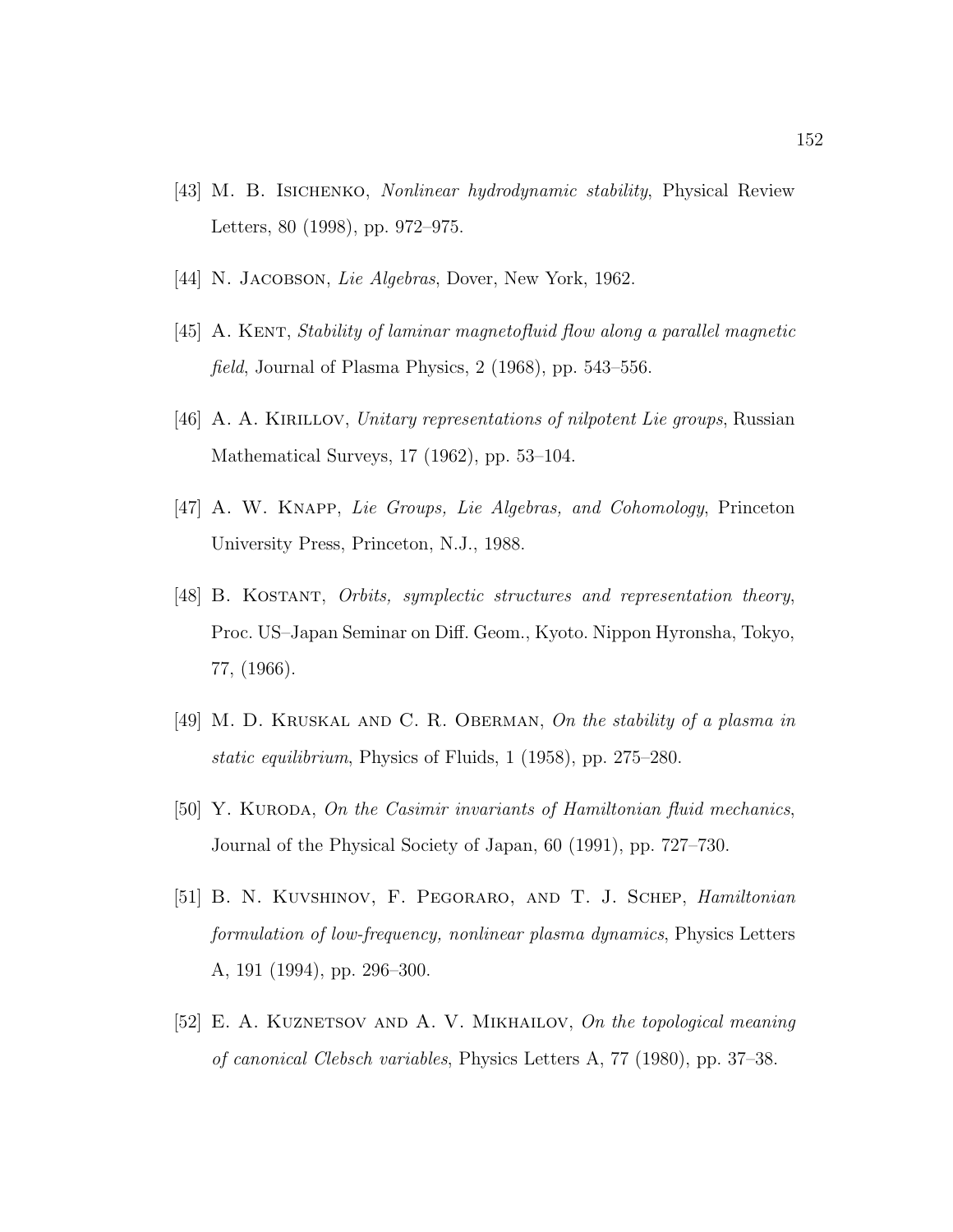[43] M. B. Isichenko, *Nonlinear hydrodynamic stability*, Physical Review Letters, 80 (1998), pp. 972–975.

[44] N. Jacobson, *Lie Algebras*, Dover, New York, 1962.

[45] A. Kent, *Stability of laminar magnetofluid flow along a parallel magnetic field*, Journal of Plasma Physics, 2 (1968), pp. 543–556.

[46] A. A. Kirillov, *Unitary representations of nilpotent Lie groups*, Russian Mathematical Surveys, 17 (1962), pp. 53–104.

[47] A. W. Knapp, *Lie Groups, Lie Algebras, and Cohomology*, Princeton University Press, Princeton, N.J., 1988.

[48] B. Kostant, *Orbits, symplectic structures and representation theory*, Proc. US–Japan Seminar on Diff. Geom., Kyoto. Nippon Hyronsha, Tokyo, 77, (1966).

[49] M. D. Kruskal and C. R. Oberman, *On the stability of a plasma in static equilibrium*, Physics of Fluids, 1 (1958), pp. 275–280.

[50] Y. Kuroda, *On the Casimir invariants of Hamiltonian fluid mechanics*, Journal of the Physical Society of Japan, 60 (1991), pp. 727–730.

[51] B. N. Kuvshinov, F. Pegoraro, and T. J. Schep, *Hamiltonian formulation of low-frequency, nonlinear plasma dynamics*, Physics Letters A, 191 (1994), pp. 296–300.

[52] E. A. Kuznetsov and A. V. Mikhailov, *On the topological meaning of canonical Clebsch variables*, Physics Letters A, 77 (1980), pp. 37–38.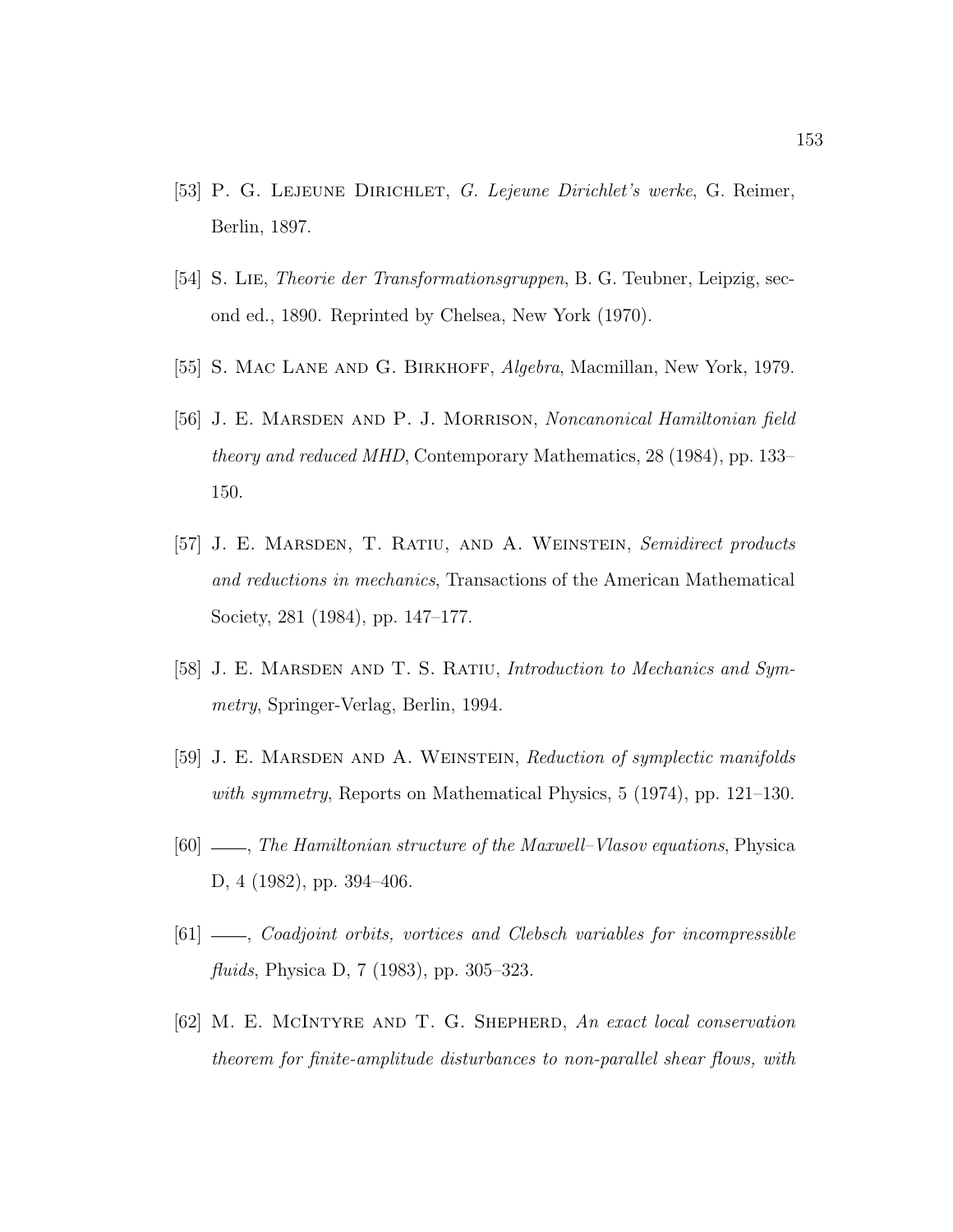[53] P. G. Lejeune Dirichlet, *G. Lejeune Dirichlet's werke*, G. Reimer, Berlin, 1897.

[54] S. Lie, *Theorie der Transformationsgruppen*, B. G. Teubner, Leipzig, second ed., 1890. Reprinted by Chelsea, New York (1970).

[55] S. Mac Lane and G. Birkhoff, *Algebra*, Macmillan, New York, 1979.

[56] J. E. Marsden and P. J. Morrison, *Noncanonical Hamiltonian field theory and reduced MHD*, Contemporary Mathematics, 28 (1984), pp. 133–150.

[57] J. E. Marsden, T. Ratiu, and A. Weinstein, *Semidirect products and reductions in mechanics*, Transactions of the American Mathematical Society, 281 (1984), pp. 147–177.

[58] J. E. Marsden and T. S. Ratiu, *Introduction to Mechanics and Symmetry*, Springer-Verlag, Berlin, 1994.

[59] J. E. Marsden and A. Weinstein, *Reduction of symplectic manifolds with symmetry*, Reports on Mathematical Physics, 5 (1974), pp. 121–130.

[60] ——, *The Hamiltonian structure of the Maxwell–Vlasov equations*, Physica D, 4 (1982), pp. 394–406.

[61] ——, *Coadjoint orbits, vortices and Clebsch variables for incompressible fluids*, Physica D, 7 (1983), pp. 305–323.

[62] M. E. McIntyre and T. G. Shepherd, *An exact local conservation theorem for finite-amplitude disturbances to non-parallel shear flows, with*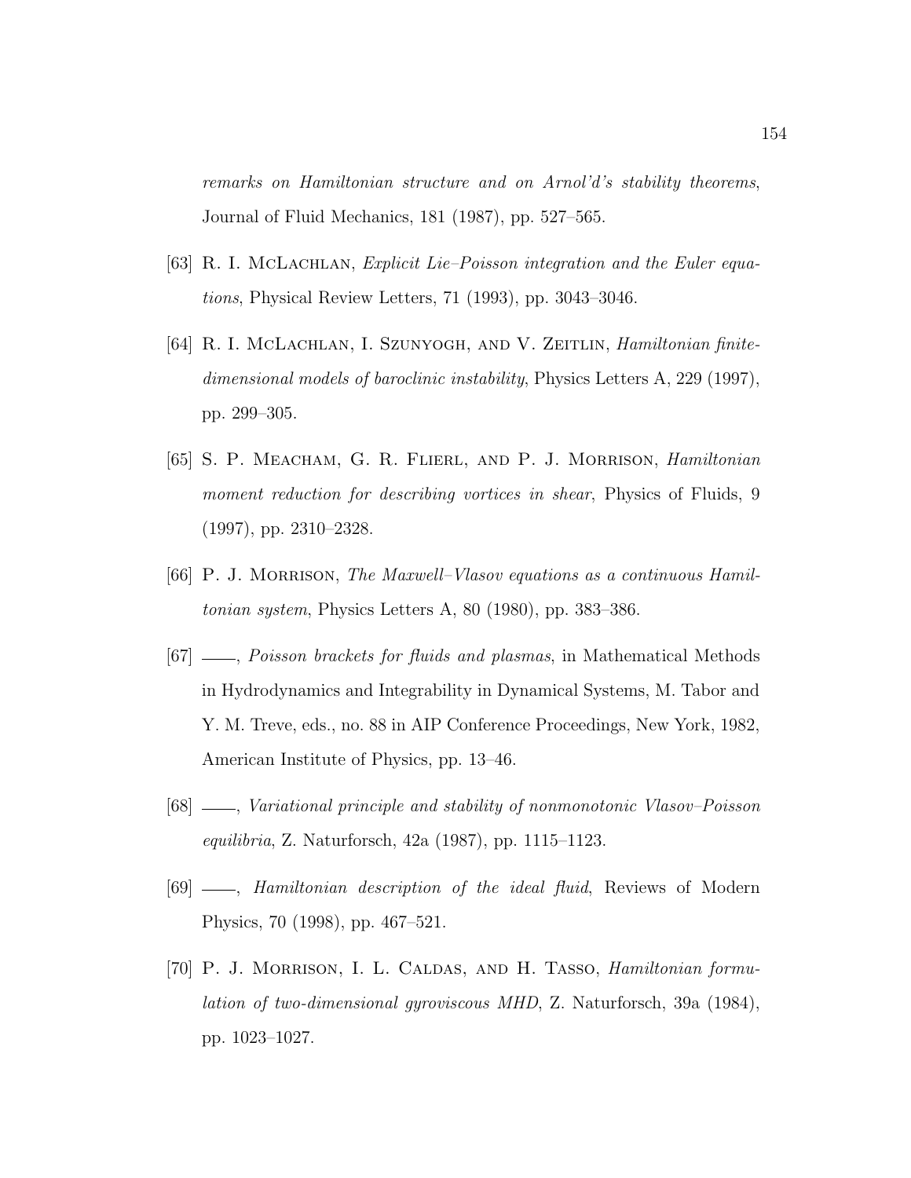*remarks on Hamiltonian structure and on Arnol'd's stability theorems*, Journal of Fluid Mechanics, 181 (1987), pp. 527–565.

[63] R. I. McLachlan, *Explicit Lie–Poisson integration and the Euler equations*, Physical Review Letters, 71 (1993), pp. 3043–3046.

[64] R. I. McLachlan, I. Szunyogh, and V. Zeitlin, *Hamiltonian finite-dimensional models of baroclinic instability*, Physics Letters A, 229 (1997), pp. 299–305.

[65] S. P. Meacham, G. R. Flierl, and P. J. Morrison, *Hamiltonian moment reduction for describing vortices in shear*, Physics of Fluids, 9 (1997), pp. 2310–2328.

[66] P. J. Morrison, *The Maxwell–Vlasov equations as a continuous Hamiltonian system*, Physics Letters A, 80 (1980), pp. 383–386.

[67] ——, *Poisson brackets for fluids and plasmas*, in Mathematical Methods in Hydrodynamics and Integrability in Dynamical Systems, M. Tabor and Y. M. Treve, eds., no. 88 in AIP Conference Proceedings, New York, 1982, American Institute of Physics, pp. 13–46.

[68] ——, *Variational principle and stability of nonmonotonic Vlasov–Poisson equilibria*, Z. Naturforsch, 42a (1987), pp. 1115–1123.

[69] ——, *Hamiltonian description of the ideal fluid*, Reviews of Modern Physics, 70 (1998), pp. 467–521.

[70] P. J. Morrison, I. L. Caldas, and H. Tasso, *Hamiltonian formulation of two-dimensional gyroviscous MHD*, Z. Naturforsch, 39a (1984), pp. 1023–1027.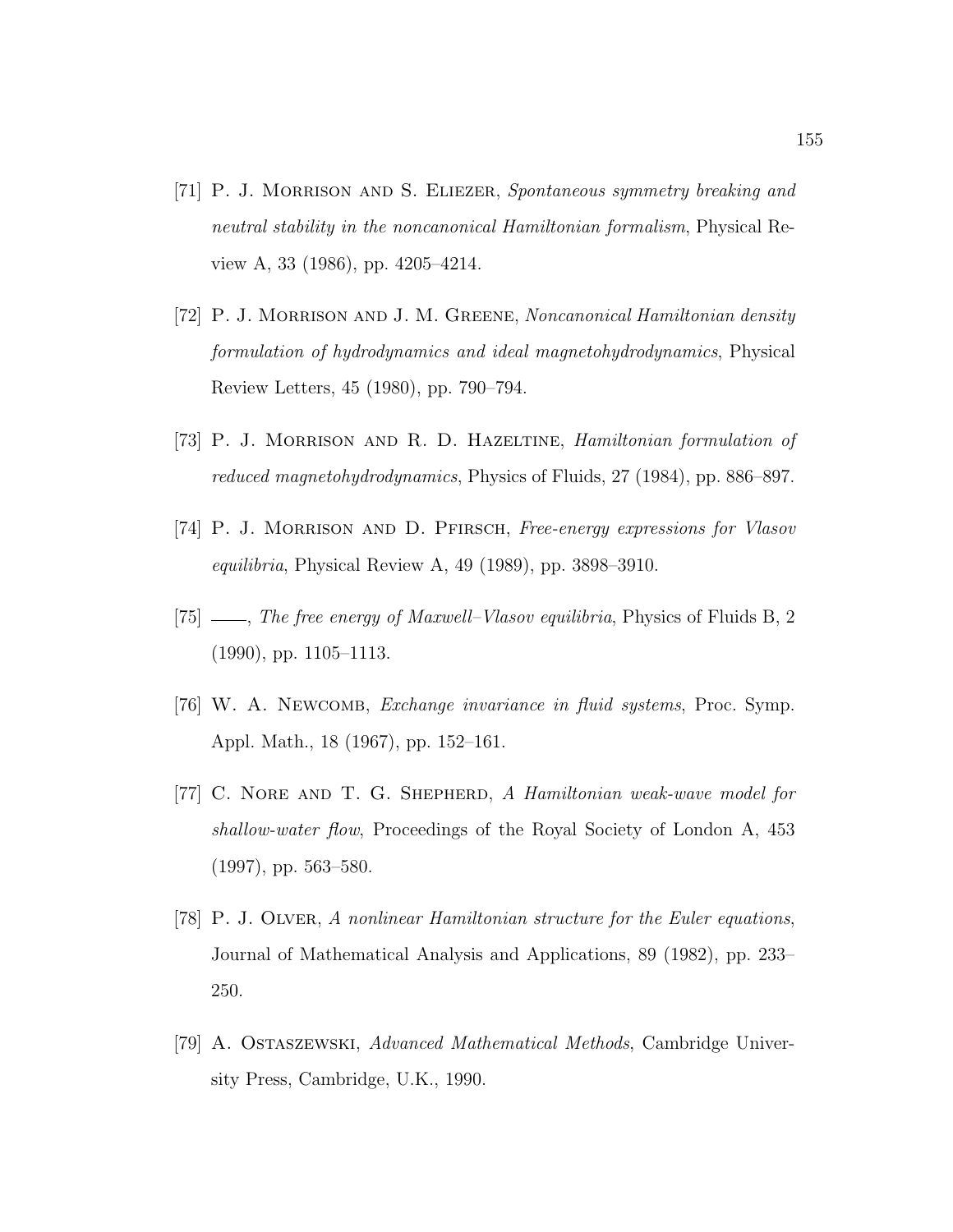[71] P. J. Morrison and S. Eliezer, *Spontaneous symmetry breaking and neutral stability in the noncanonical Hamiltonian formalism*, Physical Review A, 33 (1986), pp. 4205–4214.

[72] P. J. Morrison and J. M. Greene, *Noncanonical Hamiltonian density formulation of hydrodynamics and ideal magnetohydrodynamics*, Physical Review Letters, 45 (1980), pp. 790–794.

[73] P. J. Morrison and R. D. Hazeltine, *Hamiltonian formulation of reduced magnetohydrodynamics*, Physics of Fluids, 27 (1984), pp. 886–897.

[74] P. J. Morrison and D. Pfirsch, *Free-energy expressions for Vlasov equilibria*, Physical Review A, 49 (1989), pp. 3898–3910.

[75] ——, *The free energy of Maxwell–Vlasov equilibria*, Physics of Fluids B, 2 (1990), pp. 1105–1113.

[76] W. A. Newcomb, *Exchange invariance in fluid systems*, Proc. Symp. Appl. Math., 18 (1967), pp. 152–161.

[77] C. Nore and T. G. Shepherd, *A Hamiltonian weak-wave model for shallow-water flow*, Proceedings of the Royal Society of London A, 453 (1997), pp. 563–580.

[78] P. J. Olver, *A nonlinear Hamiltonian structure for the Euler equations*, Journal of Mathematical Analysis and Applications, 89 (1982), pp. 233–250.

[79] A. Ostaszewski, *Advanced Mathematical Methods*, Cambridge University Press, Cambridge, U.K., 1990.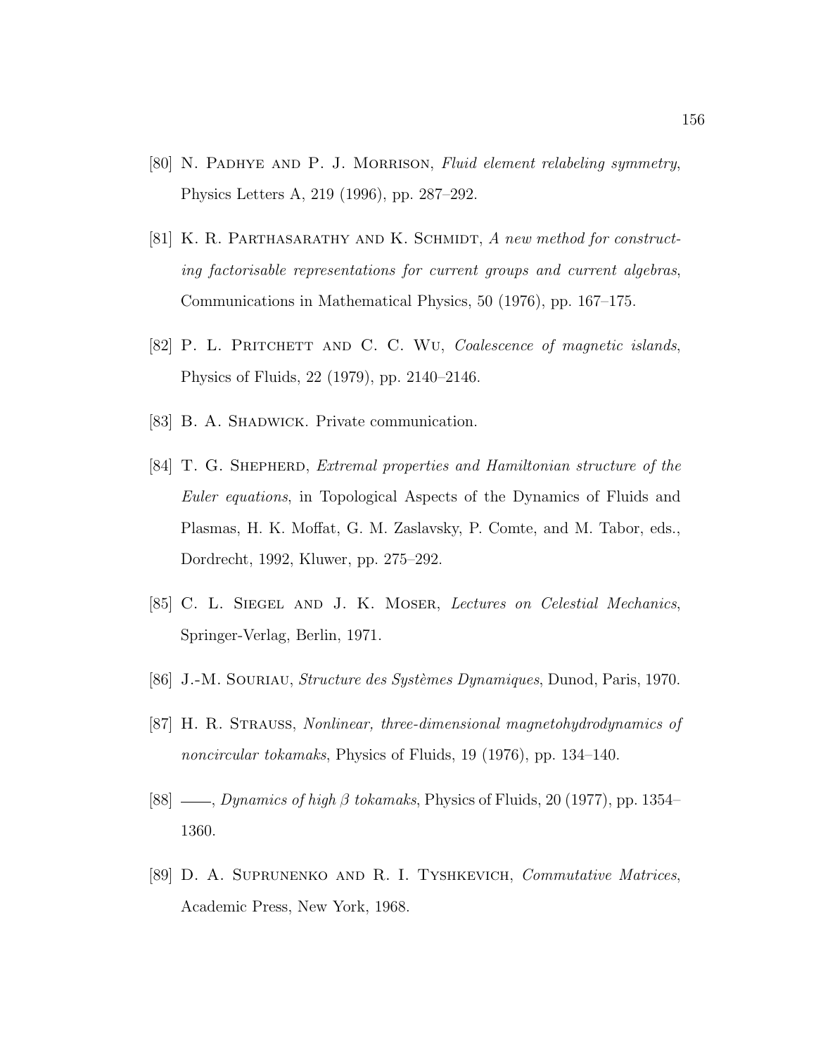[80] N. Padhye and P. J. Morrison, *Fluid element relabeling symmetry*, Physics Letters A, 219 (1996), pp. 287–292.

[81] K. R. Parthasarathy and K. Schmidt, *A new method for constructing factorisable representations for current groups and current algebras*, Communications in Mathematical Physics, 50 (1976), pp. 167–175.

[82] P. L. Pritchett and C. C. Wu, *Coalescence of magnetic islands*, Physics of Fluids, 22 (1979), pp. 2140–2146.

[83] B. A. Shadwick. Private communication.

[84] T. G. Shepherd, *Extremal properties and Hamiltonian structure of the Euler equations*, in Topological Aspects of the Dynamics of Fluids and Plasmas, H. K. Moffat, G. M. Zaslavsky, P. Comte, and M. Tabor, eds., Dordrecht, 1992, Kluwer, pp. 275–292.

[85] C. L. Siegel and J. K. Moser, *Lectures on Celestial Mechanics*, Springer-Verlag, Berlin, 1971.

[86] J.-M. Souriau, *Structure des Systèmes Dynamiques*, Dunod, Paris, 1970.

[87] H. R. Strauss, *Nonlinear, three-dimensional magnetohydrodynamics of noncircular tokamaks*, Physics of Fluids, 19 (1976), pp. 134–140.

[88] ——, *Dynamics of high $\beta$ tokamaks*, Physics of Fluids, 20 (1977), pp. 1354–1360.

[89] D. A. Suprunenko and R. I. Tyshkevich, *Commutative Matrices*, Academic Press, New York, 1968.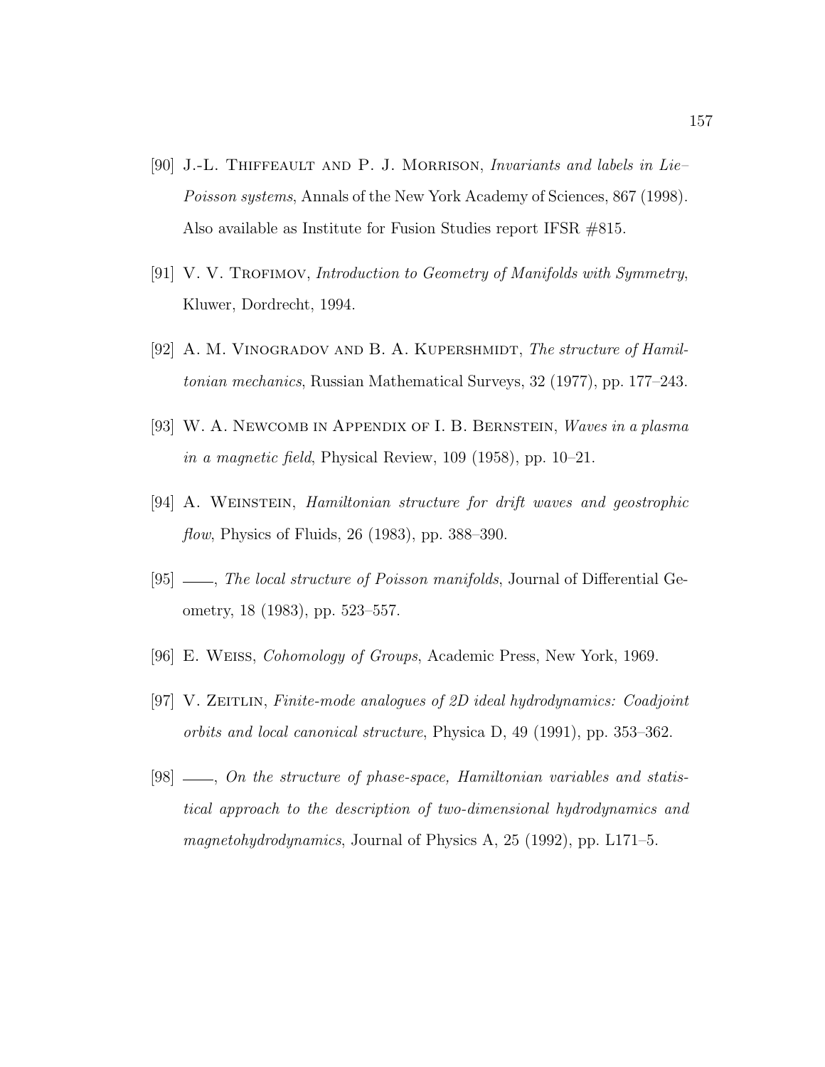[90] J.-L. Thiffeault and P. J. Morrison, *Invariants and labels in Lie–Poisson systems*, Annals of the New York Academy of Sciences, 867 (1998). Also available as Institute for Fusion Studies report IFSR #815.

[91] V. V. Trofimov, *Introduction to Geometry of Manifolds with Symmetry*, Kluwer, Dordrecht, 1994.

[92] A. M. Vinogradov and B. A. Kupershmidt, *The structure of Hamiltonian mechanics*, Russian Mathematical Surveys, 32 (1977), pp. 177–243.

[93] W. A. Newcomb in Appendix of I. B. Bernstein, *Waves in a plasma in a magnetic field*, Physical Review, 109 (1958), pp. 10–21.

[94] A. Weinstein, *Hamiltonian structure for drift waves and geostrophic flow*, Physics of Fluids, 26 (1983), pp. 388–390.

[95] ——, *The local structure of Poisson manifolds*, Journal of Differential Geometry, 18 (1983), pp. 523–557.

[96] E. Weiss, *Cohomology of Groups*, Academic Press, New York, 1969.

[97] V. Zeitlin, *Finite-mode analogues of 2D ideal hydrodynamics: Coadjoint orbits and local canonical structure*, Physica D, 49 (1991), pp. 353–362.

[98] ——, *On the structure of phase-space, Hamiltonian variables and statistical approach to the description of two-dimensional hydrodynamics and magnetohydrodynamics*, Journal of Physics A, 25 (1992), pp. L171–5.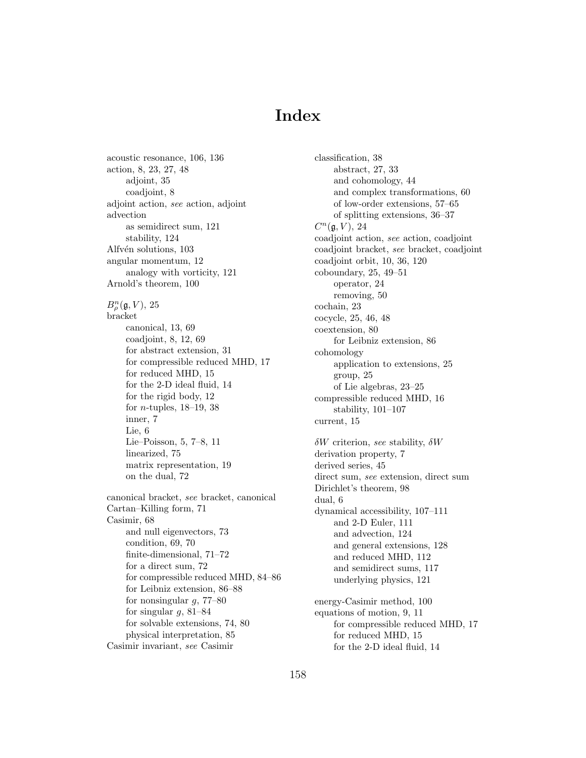# Index

acoustic resonance, 106, 136
action, 8, 23, 27, 48
    adjoint, 35
    coadjoint, 8
adjoint action, *see* action, adjoint
advection
    as semidirect sum, 121
    stability, 124
Alfvén solutions, 103
angular momentum, 12
    analogy with vorticity, 121
Arnold's theorem, 100

$B^n_\rho(\mathfrak{g}, V)$, 25
bracket
    canonical, 13, 69
    coadjoint, 8, 12, 69
    for abstract extension, 31
    for compressible reduced MHD, 17
    for reduced MHD, 15
    for the 2-D ideal fluid, 14
    for the rigid body, 12
    for $n$-tuples, 18–19, 38
    inner, 7
    Lie, 6
    Lie–Poisson, 5, 7–8, 11
    linearized, 75
    matrix representation, 19
    on the dual, 72

canonical bracket, *see* bracket, canonical
Cartan–Killing form, 71
Casimir, 68
    and null eigenvectors, 73
    condition, 69, 70
    finite-dimensional, 71–72
    for a direct sum, 72
    for compressible reduced MHD, 84–86
    for Leibniz extension, 86–88
    for nonsingular $g$, 77–80
    for singular $g$, 81–84
    for solvable extensions, 74, 80
    physical interpretation, 85
Casimir invariant, *see* Casimir

classification, 38
    abstract, 27, 33
    and cohomology, 44
    and complex transformations, 60
    of low-order extensions, 57–65
    of splitting extensions, 36–37
$C^n(\mathfrak{g}, V)$, 24
coadjoint action, *see* action, coadjoint
coadjoint bracket, *see* bracket, coadjoint
coadjoint orbit, 10, 36, 120
coboundary, 25, 49–51
    operator, 24
    removing, 50
cochain, 23
cocycle, 25, 46, 48
coextension, 80
    for Leibniz extension, 86
cohomology
    application to extensions, 25
    group, 25
    of Lie algebras, 23–25
compressible reduced MHD, 16
    stability, 101–107
current, 15

$\delta W$ criterion, *see* stability, $\delta W$
derivation property, 7
derived series, 45
direct sum, *see* extension, direct sum
Dirichlet's theorem, 98
dual, 6
dynamical accessibility, 107–111
    and 2-D Euler, 111
    and advection, 124
    and general extensions, 128
    and reduced MHD, 112
    and semidirect sums, 117
    underlying physics, 121

energy-Casimir method, 100
equations of motion, 9, 11
    for compressible reduced MHD, 17
    for reduced MHD, 15
    for the 2-D ideal fluid, 14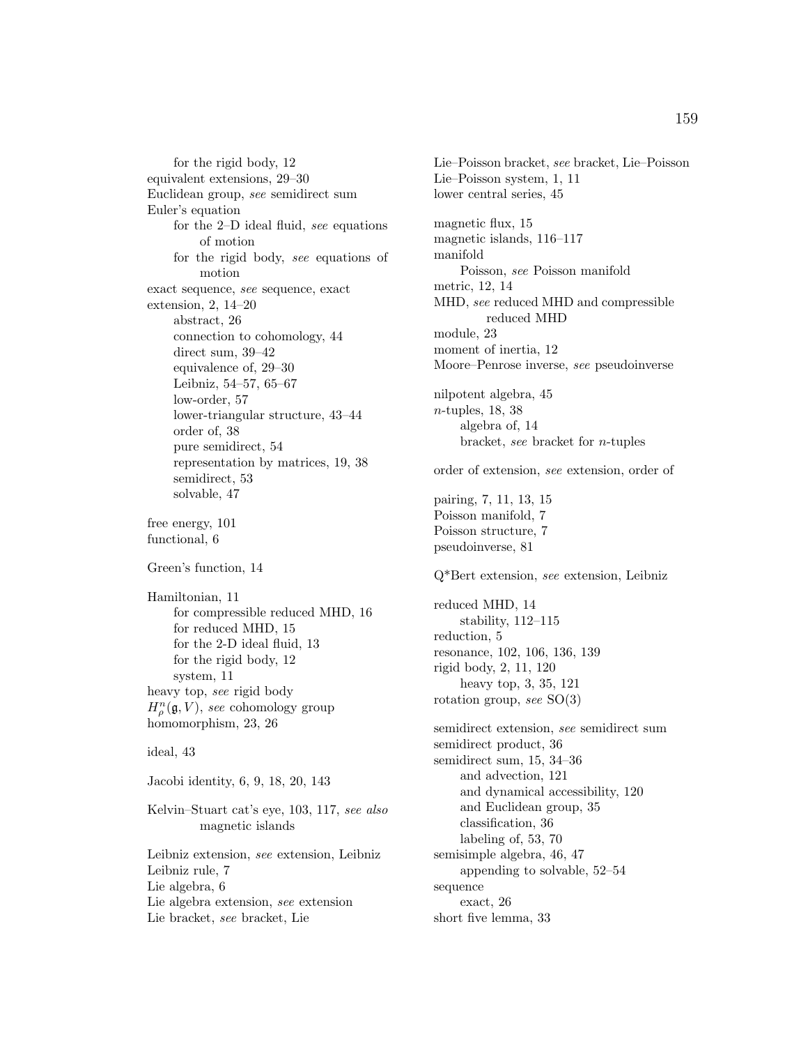for the rigid body, 12
equivalent extensions, 29–30
Euclidean group, *see* semidirect sum
Euler's equation
  for the 2–D ideal fluid, *see* equations of motion
  for the rigid body, *see* equations of motion
exact sequence, *see* sequence, exact
extension, 2, 14–20
  abstract, 26
  connection to cohomology, 44
  direct sum, 39–42
  equivalence of, 29–30
  Leibniz, 54–57, 65–67
  low-order, 57
  lower-triangular structure, 43–44
  order of, 38
  pure semidirect, 54
  representation by matrices, 19, 38
  semidirect, 53
  solvable, 47

free energy, 101
functional, 6

Green's function, 14

Hamiltonian, 11
  for compressible reduced MHD, 16
  for reduced MHD, 15
  for the 2-D ideal fluid, 13
  for the rigid body, 12
  system, 11
heavy top, *see* rigid body
$H^n_\rho(\mathfrak{g}, V)$, *see* cohomology group
homomorphism, 23, 26

ideal, 43

Jacobi identity, 6, 9, 18, 20, 143

Kelvin–Stuart cat's eye, 103, 117, *see also* magnetic islands

Leibniz extension, *see* extension, Leibniz
Leibniz rule, 7
Lie algebra, 6
Lie algebra extension, *see* extension
Lie bracket, *see* bracket, Lie
Lie–Poisson bracket, *see* bracket, Lie–Poisson
Lie–Poisson system, 1, 11
lower central series, 45

magnetic flux, 15
magnetic islands, 116–117
manifold
  Poisson, *see* Poisson manifold
metric, 12, 14
MHD, *see* reduced MHD and compressible reduced MHD
module, 23
moment of inertia, 12
Moore–Penrose inverse, *see* pseudoinverse

nilpotent algebra, 45
$n$-tuples, 18, 38
  algebra of, 14
  bracket, *see* bracket for $n$-tuples

order of extension, *see* extension, order of

pairing, 7, 11, 13, 15
Poisson manifold, 7
Poisson structure, 7
pseudoinverse, 81

Q*Bert extension, *see* extension, Leibniz

reduced MHD, 14
  stability, 112–115
reduction, 5
resonance, 102, 106, 136, 139
rigid body, 2, 11, 120
  heavy top, 3, 35, 121
rotation group, *see* SO(3)

semidirect extension, *see* semidirect sum
semidirect product, 36
semidirect sum, 15, 34–36
  and advection, 121
  and dynamical accessibility, 120
  and Euclidean group, 35
  classification, 36
  labeling of, 53, 70
semisimple algebra, 46, 47
  appending to solvable, 52–54
sequence
  exact, 26
short five lemma, 33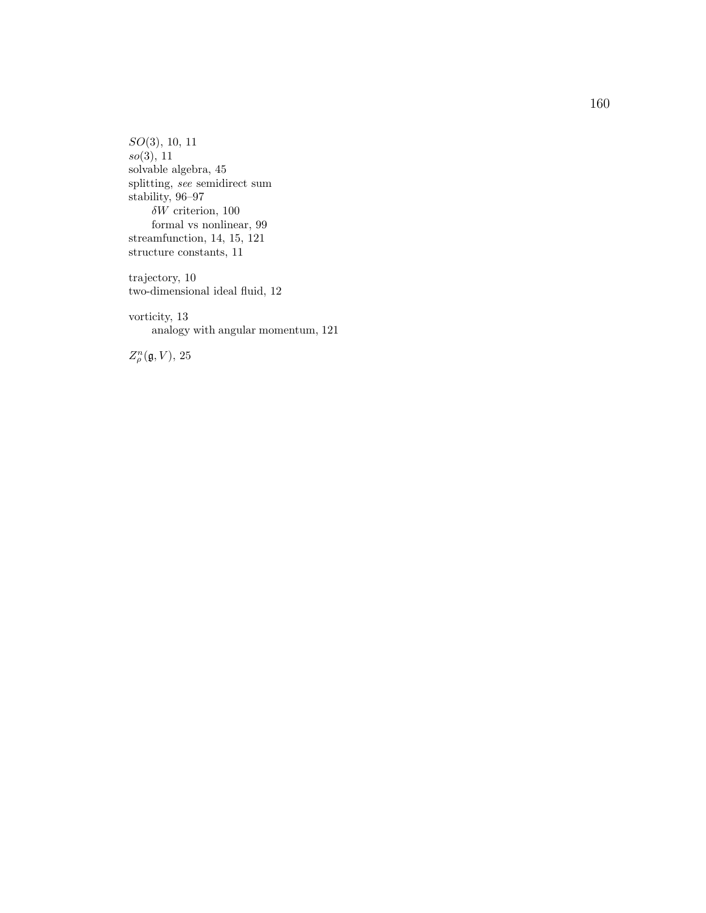$SO(3)$, 10, 11
$so(3)$, 11
solvable algebra, 45
splitting, *see* semidirect sum
stability, 96–97
  $\delta W$ criterion, 100
  formal vs nonlinear, 99
streamfunction, 14, 15, 121
structure constants, 11

trajectory, 10
two-dimensional ideal fluid, 12

vorticity, 13
  analogy with angular momentum, 121

$Z^n_\rho(\mathfrak{g}, V)$, 25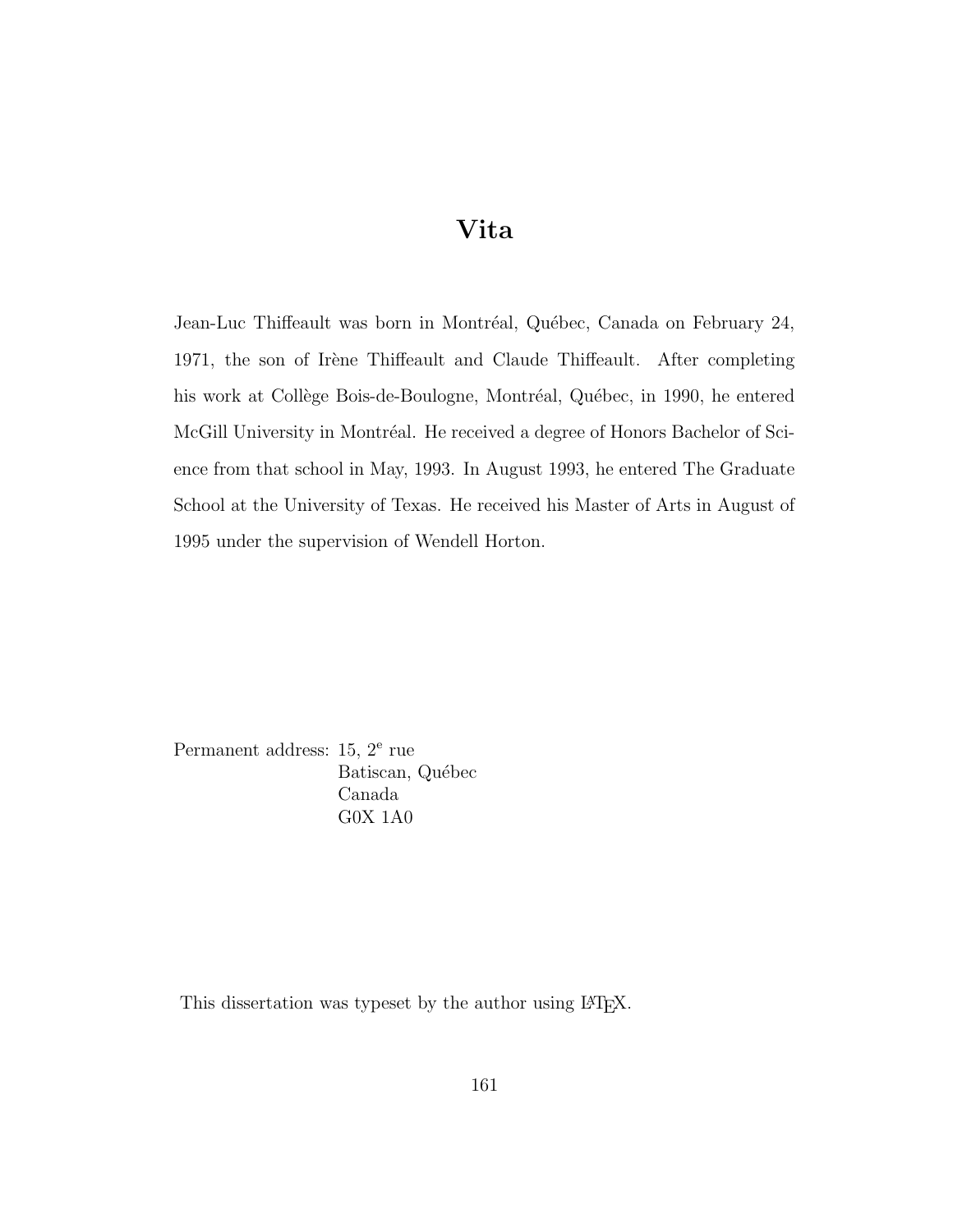# Vita

Jean-Luc Thiffeault was born in Montréal, Québec, Canada on February 24, 1971, the son of Irène Thiffeault and Claude Thiffeault. After completing his work at Collège Bois-de-Boulogne, Montréal, Québec, in 1990, he entered McGill University in Montréal. He received a degree of Honors Bachelor of Science from that school in May, 1993. In August 1993, he entered The Graduate School at the University of Texas. He received his Master of Arts in August of 1995 under the supervision of Wendell Horton.

Permanent address: 15, 2^e^ rue
Batiscan, Québec
Canada
G0X 1A0

This dissertation was typeset by the author using LaTeX.